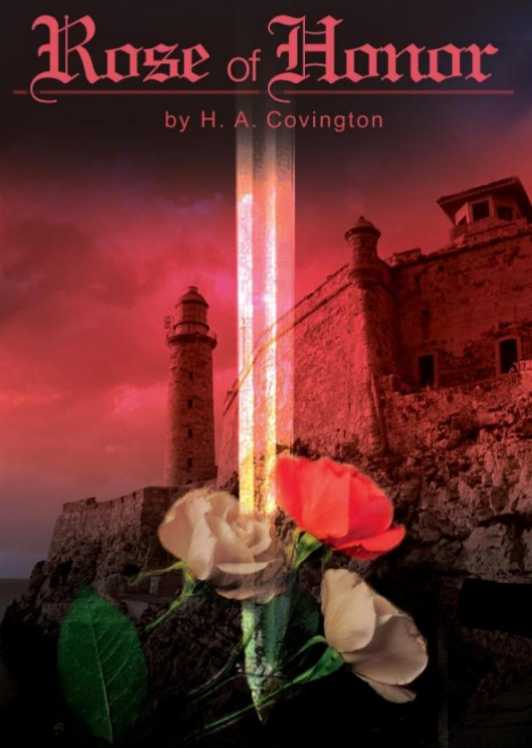# Rose of Honor

by H. A. Covington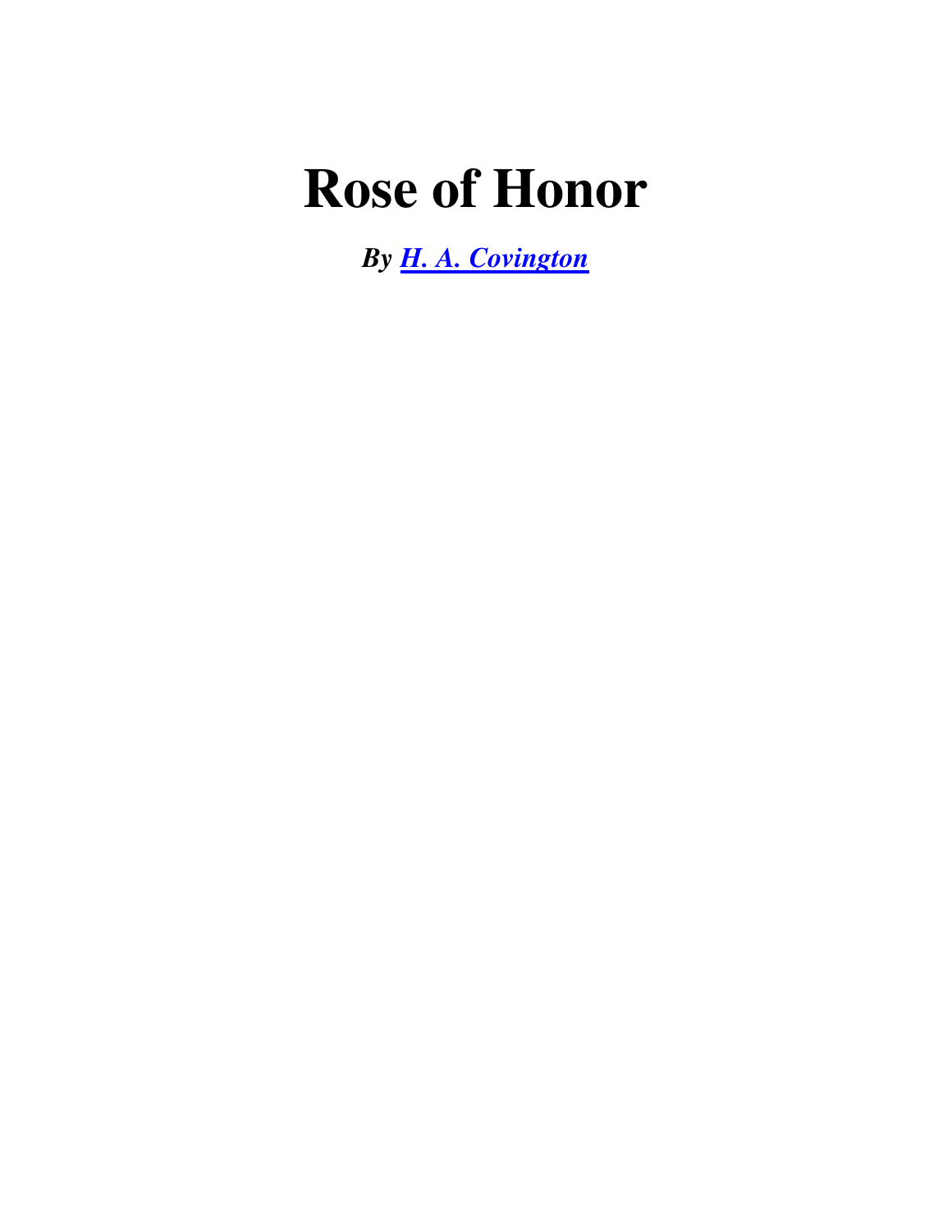# Rose of Honor

***By [H. A. Covington]()***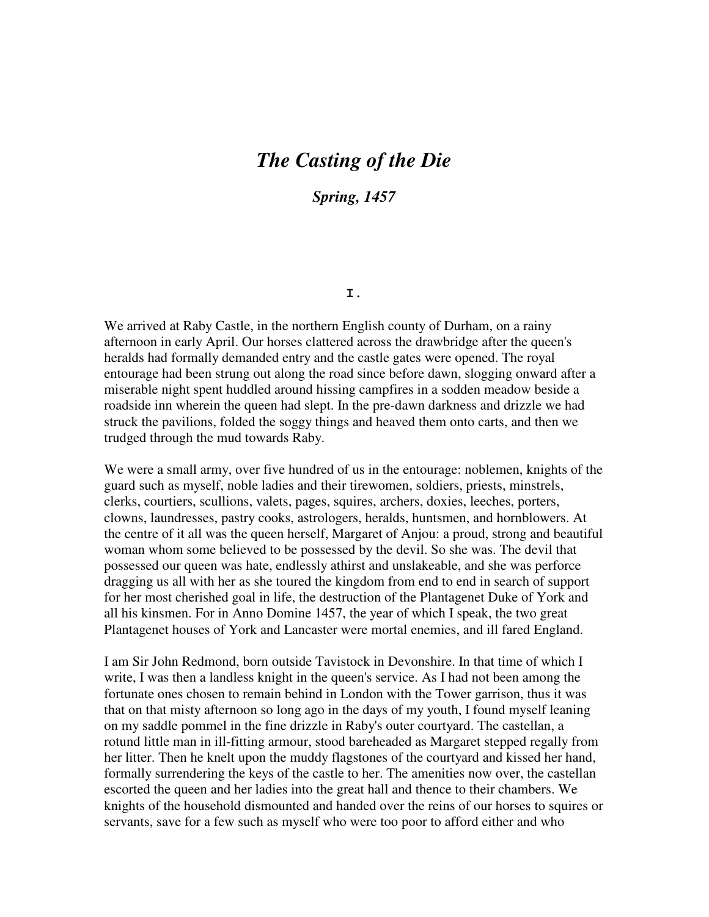# *The Casting of the Die*

## *Spring, 1457*

### I.

We arrived at Raby Castle, in the northern English county of Durham, on a rainy afternoon in early April. Our horses clattered across the drawbridge after the queen's heralds had formally demanded entry and the castle gates were opened. The royal entourage had been strung out along the road since before dawn, slogging onward after a miserable night spent huddled around hissing campfires in a sodden meadow beside a roadside inn wherein the queen had slept. In the pre-dawn darkness and drizzle we had struck the pavilions, folded the soggy things and heaved them onto carts, and then we trudged through the mud towards Raby.

We were a small army, over five hundred of us in the entourage: noblemen, knights of the guard such as myself, noble ladies and their tirewomen, soldiers, priests, minstrels, clerks, courtiers, scullions, valets, pages, squires, archers, doxies, leeches, porters, clowns, laundresses, pastry cooks, astrologers, heralds, huntsmen, and hornblowers. At the centre of it all was the queen herself, Margaret of Anjou: a proud, strong and beautiful woman whom some believed to be possessed by the devil. So she was. The devil that possessed our queen was hate, endlessly athirst and unslakeable, and she was perforce dragging us all with her as she toured the kingdom from end to end in search of support for her most cherished goal in life, the destruction of the Plantagenet Duke of York and all his kinsmen. For in Anno Domine 1457, the year of which I speak, the two great Plantagenet houses of York and Lancaster were mortal enemies, and ill fared England.

I am Sir John Redmond, born outside Tavistock in Devonshire. In that time of which I write, I was then a landless knight in the queen's service. As I had not been among the fortunate ones chosen to remain behind in London with the Tower garrison, thus it was that on that misty afternoon so long ago in the days of my youth, I found myself leaning on my saddle pommel in the fine drizzle in Raby's outer courtyard. The castellan, a rotund little man in ill-fitting armour, stood bareheaded as Margaret stepped regally from her litter. Then he knelt upon the muddy flagstones of the courtyard and kissed her hand, formally surrendering the keys of the castle to her. The amenities now over, the castellan escorted the queen and her ladies into the great hall and thence to their chambers. We knights of the household dismounted and handed over the reins of our horses to squires or servants, save for a few such as myself who were too poor to afford either and who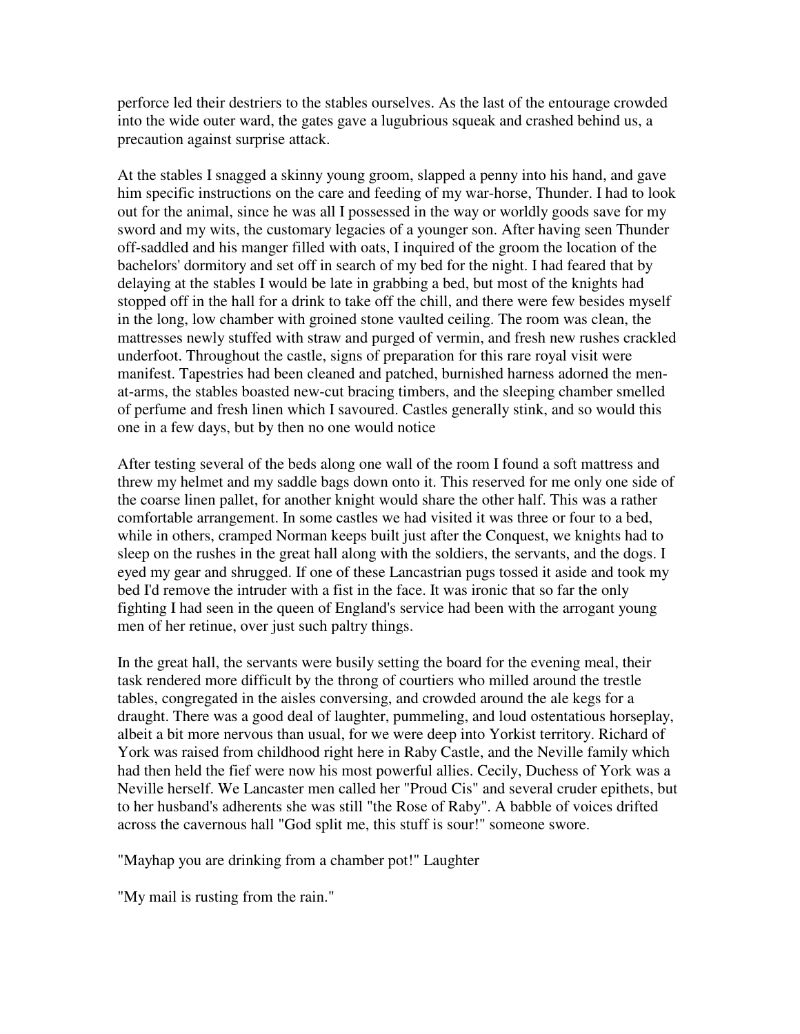perforce led their destriers to the stables ourselves. As the last of the entourage crowded into the wide outer ward, the gates gave a lugubrious squeak and crashed behind us, a precaution against surprise attack.

At the stables I snagged a skinny young groom, slapped a penny into his hand, and gave him specific instructions on the care and feeding of my war-horse, Thunder. I had to look out for the animal, since he was all I possessed in the way or worldly goods save for my sword and my wits, the customary legacies of a younger son. After having seen Thunder off-saddled and his manger filled with oats, I inquired of the groom the location of the bachelors' dormitory and set off in search of my bed for the night. I had feared that by delaying at the stables I would be late in grabbing a bed, but most of the knights had stopped off in the hall for a drink to take off the chill, and there were few besides myself in the long, low chamber with groined stone vaulted ceiling. The room was clean, the mattresses newly stuffed with straw and purged of vermin, and fresh new rushes crackled underfoot. Throughout the castle, signs of preparation for this rare royal visit were manifest. Tapestries had been cleaned and patched, burnished harness adorned the men-at-arms, the stables boasted new-cut bracing timbers, and the sleeping chamber smelled of perfume and fresh linen which I savoured. Castles generally stink, and so would this one in a few days, but by then no one would notice

After testing several of the beds along one wall of the room I found a soft mattress and threw my helmet and my saddle bags down onto it. This reserved for me only one side of the coarse linen pallet, for another knight would share the other half. This was a rather comfortable arrangement. In some castles we had visited it was three or four to a bed, while in others, cramped Norman keeps built just after the Conquest, we knights had to sleep on the rushes in the great hall along with the soldiers, the servants, and the dogs. I eyed my gear and shrugged. If one of these Lancastrian pugs tossed it aside and took my bed I'd remove the intruder with a fist in the face. It was ironic that so far the only fighting I had seen in the queen of England's service had been with the arrogant young men of her retinue, over just such paltry things.

In the great hall, the servants were busily setting the board for the evening meal, their task rendered more difficult by the throng of courtiers who milled around the trestle tables, congregated in the aisles conversing, and crowded around the ale kegs for a draught. There was a good deal of laughter, pummeling, and loud ostentatious horseplay, albeit a bit more nervous than usual, for we were deep into Yorkist territory. Richard of York was raised from childhood right here in Raby Castle, and the Neville family which had then held the fief were now his most powerful allies. Cecily, Duchess of York was a Neville herself. We Lancaster men called her "Proud Cis" and several cruder epithets, but to her husband's adherents she was still "the Rose of Raby". A babble of voices drifted across the cavernous hall "God split me, this stuff is sour!" someone swore.

"Mayhap you are drinking from a chamber pot!" Laughter

"My mail is rusting from the rain."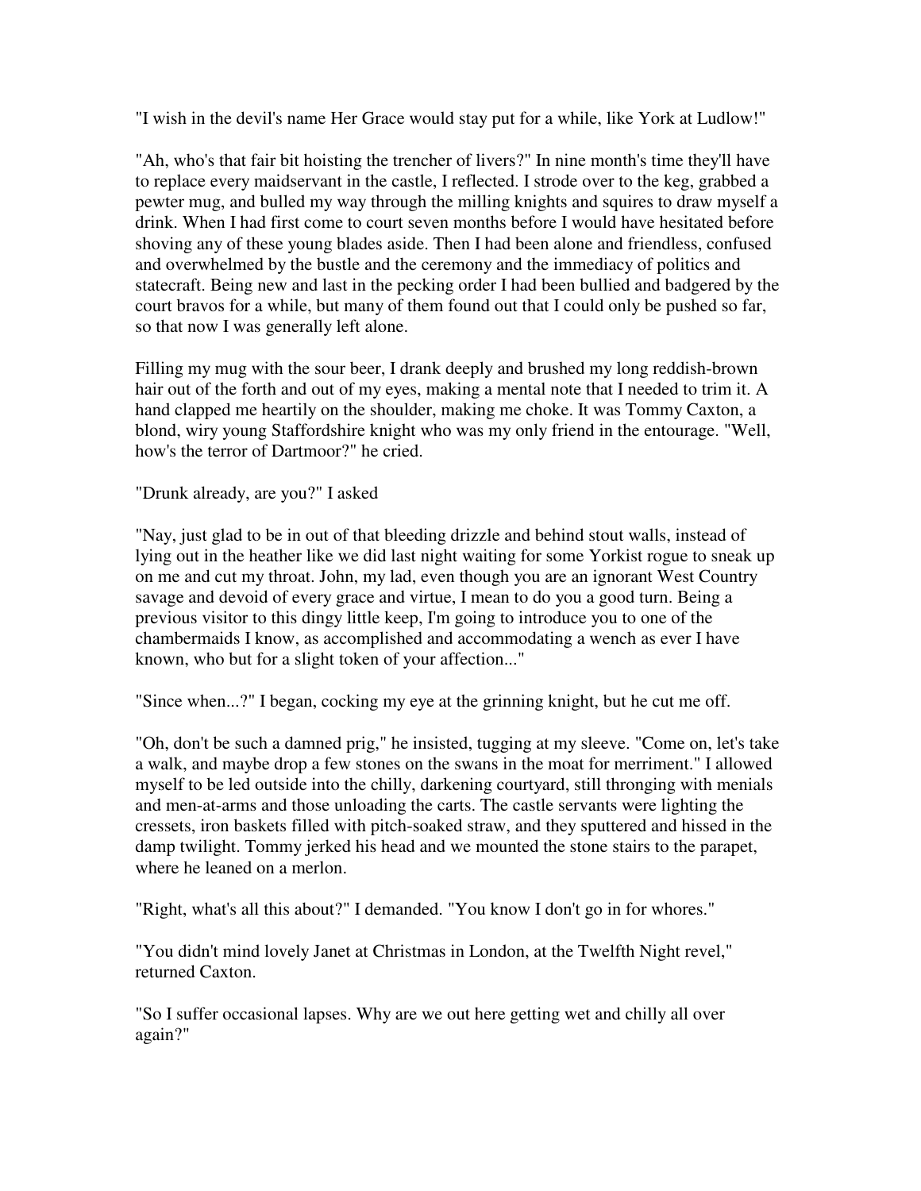"I wish in the devil's name Her Grace would stay put for a while, like York at Ludlow!"

"Ah, who's that fair bit hoisting the trencher of livers?" In nine month's time they'll have to replace every maidservant in the castle, I reflected. I strode over to the keg, grabbed a pewter mug, and bulled my way through the milling knights and squires to draw myself a drink. When I had first come to court seven months before I would have hesitated before shoving any of these young blades aside. Then I had been alone and friendless, confused and overwhelmed by the bustle and the ceremony and the immediacy of politics and statecraft. Being new and last in the pecking order I had been bullied and badgered by the court bravos for a while, but many of them found out that I could only be pushed so far, so that now I was generally left alone.

Filling my mug with the sour beer, I drank deeply and brushed my long reddish-brown hair out of the forth and out of my eyes, making a mental note that I needed to trim it. A hand clapped me heartily on the shoulder, making me choke. It was Tommy Caxton, a blond, wiry young Staffordshire knight who was my only friend in the entourage. "Well, how's the terror of Dartmoor?" he cried.

"Drunk already, are you?" I asked

"Nay, just glad to be in out of that bleeding drizzle and behind stout walls, instead of lying out in the heather like we did last night waiting for some Yorkist rogue to sneak up on me and cut my throat. John, my lad, even though you are an ignorant West Country savage and devoid of every grace and virtue, I mean to do you a good turn. Being a previous visitor to this dingy little keep, I'm going to introduce you to one of the chambermaids I know, as accomplished and accommodating a wench as ever I have known, who but for a slight token of your affection..."

"Since when...?" I began, cocking my eye at the grinning knight, but he cut me off.

"Oh, don't be such a damned prig," he insisted, tugging at my sleeve. "Come on, let's take a walk, and maybe drop a few stones on the swans in the moat for merriment." I allowed myself to be led outside into the chilly, darkening courtyard, still thronging with menials and men-at-arms and those unloading the carts. The castle servants were lighting the cressets, iron baskets filled with pitch-soaked straw, and they sputtered and hissed in the damp twilight. Tommy jerked his head and we mounted the stone stairs to the parapet, where he leaned on a merlon.

"Right, what's all this about?" I demanded. "You know I don't go in for whores."

"You didn't mind lovely Janet at Christmas in London, at the Twelfth Night revel," returned Caxton.

"So I suffer occasional lapses. Why are we out here getting wet and chilly all over again?"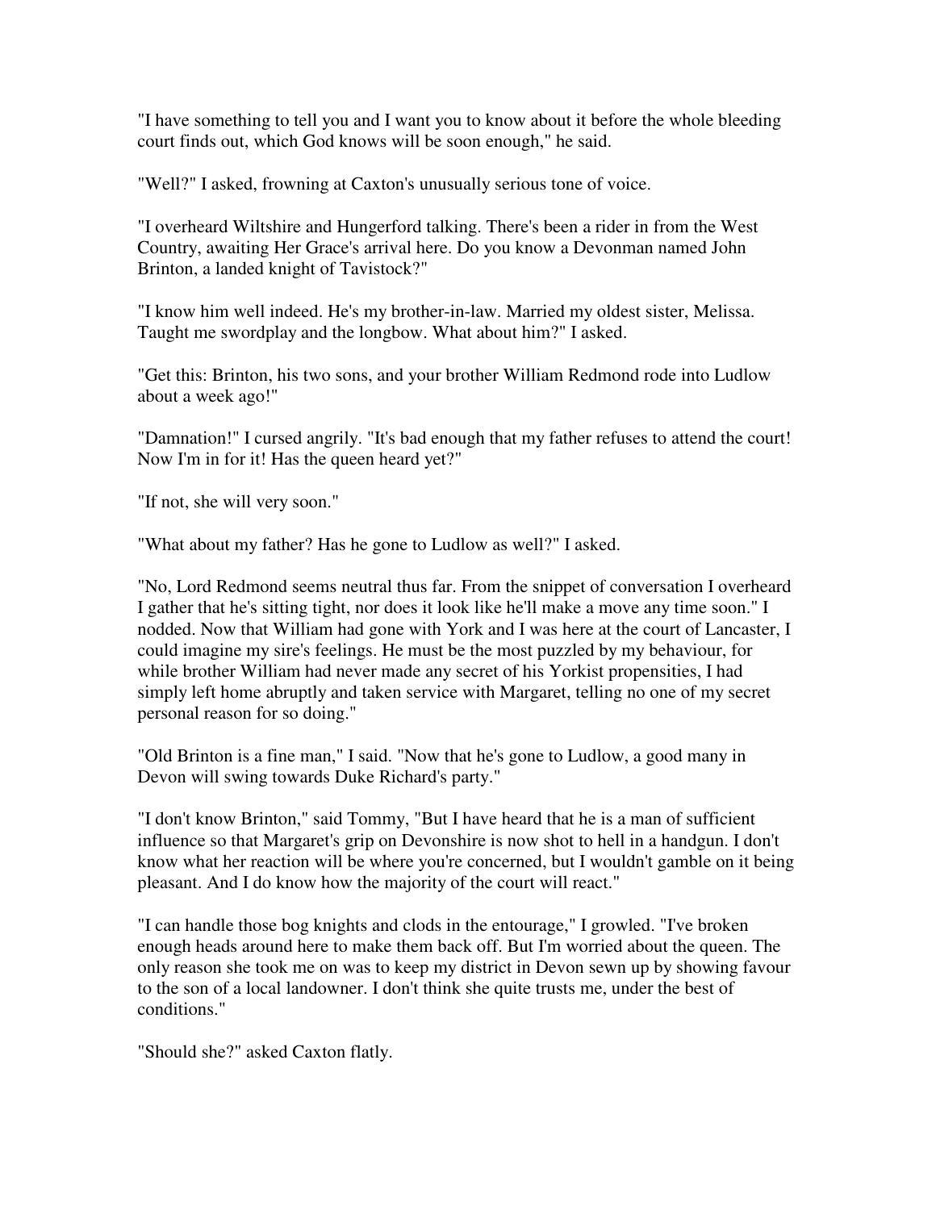"I have something to tell you and I want you to know about it before the whole bleeding court finds out, which God knows will be soon enough," he said.

"Well?" I asked, frowning at Caxton's unusually serious tone of voice.

"I overheard Wiltshire and Hungerford talking. There's been a rider in from the West Country, awaiting Her Grace's arrival here. Do you know a Devonman named John Brinton, a landed knight of Tavistock?"

"I know him well indeed. He's my brother-in-law. Married my oldest sister, Melissa. Taught me swordplay and the longbow. What about him?" I asked.

"Get this: Brinton, his two sons, and your brother William Redmond rode into Ludlow about a week ago!"

"Damnation!" I cursed angrily. "It's bad enough that my father refuses to attend the court! Now I'm in for it! Has the queen heard yet?"

"If not, she will very soon."

"What about my father? Has he gone to Ludlow as well?" I asked.

"No, Lord Redmond seems neutral thus far. From the snippet of conversation I overheard I gather that he's sitting tight, nor does it look like he'll make a move any time soon." I nodded. Now that William had gone with York and I was here at the court of Lancaster, I could imagine my sire's feelings. He must be the most puzzled by my behaviour, for while brother William had never made any secret of his Yorkist propensities, I had simply left home abruptly and taken service with Margaret, telling no one of my secret personal reason for so doing."

"Old Brinton is a fine man," I said. "Now that he's gone to Ludlow, a good many in Devon will swing towards Duke Richard's party."

"I don't know Brinton," said Tommy, "But I have heard that he is a man of sufficient influence so that Margaret's grip on Devonshire is now shot to hell in a handgun. I don't know what her reaction will be where you're concerned, but I wouldn't gamble on it being pleasant. And I do know how the majority of the court will react."

"I can handle those bog knights and clods in the entourage," I growled. "I've broken enough heads around here to make them back off. But I'm worried about the queen. The only reason she took me on was to keep my district in Devon sewn up by showing favour to the son of a local landowner. I don't think she quite trusts me, under the best of conditions."

"Should she?" asked Caxton flatly.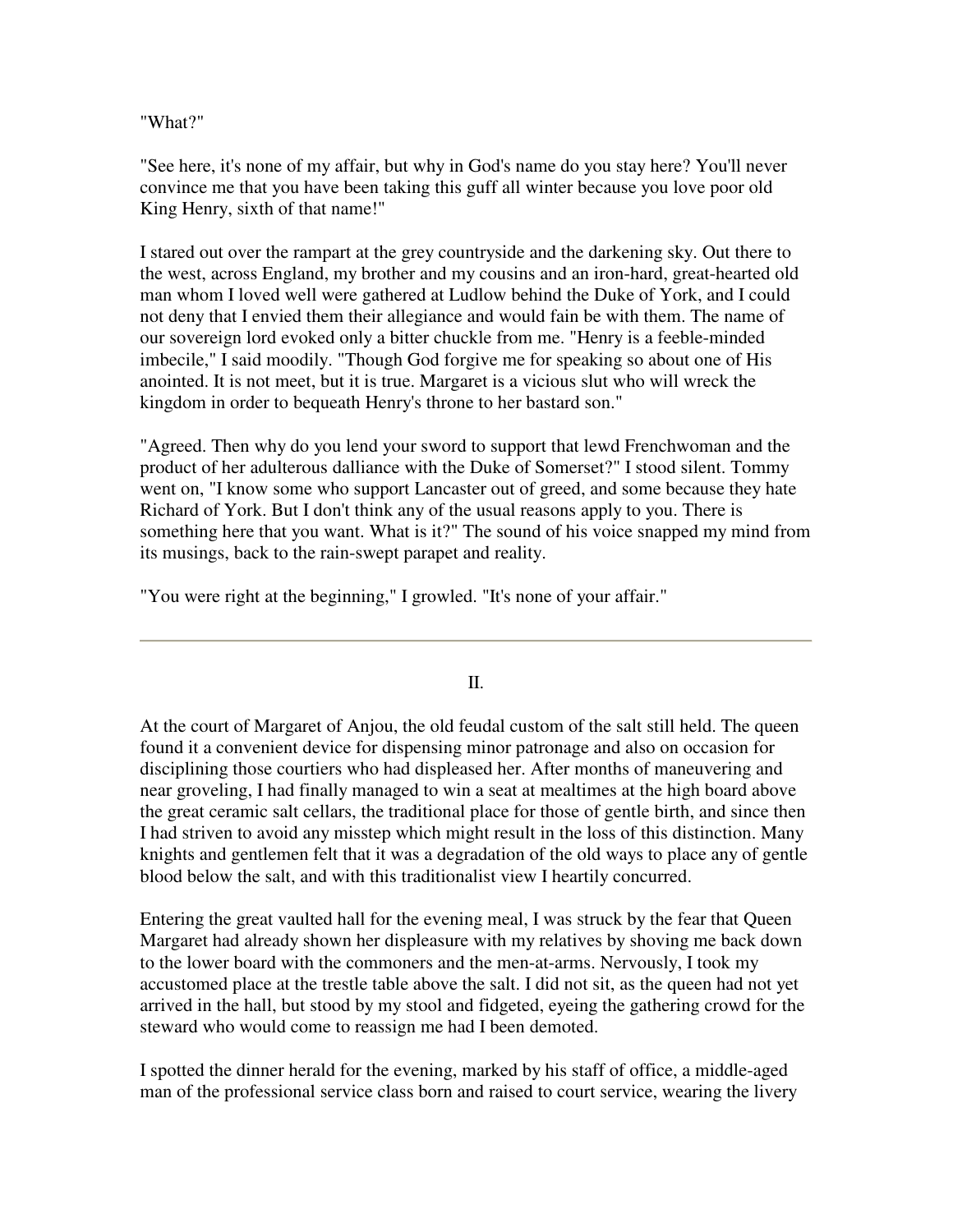"What?"

"See here, it's none of my affair, but why in God's name do you stay here? You'll never convince me that you have been taking this guff all winter because you love poor old King Henry, sixth of that name!"

I stared out over the rampart at the grey countryside and the darkening sky. Out there to the west, across England, my brother and my cousins and an iron-hard, great-hearted old man whom I loved well were gathered at Ludlow behind the Duke of York, and I could not deny that I envied them their allegiance and would fain be with them. The name of our sovereign lord evoked only a bitter chuckle from me. "Henry is a feeble-minded imbecile," I said moodily. "Though God forgive me for speaking so about one of His anointed. It is not meet, but it is true. Margaret is a vicious slut who will wreck the kingdom in order to bequeath Henry's throne to her bastard son."

"Agreed. Then why do you lend your sword to support that lewd Frenchwoman and the product of her adulterous dalliance with the Duke of Somerset?" I stood silent. Tommy went on, "I know some who support Lancaster out of greed, and some because they hate Richard of York. But I don't think any of the usual reasons apply to you. There is something here that you want. What is it?" The sound of his voice snapped my mind from its musings, back to the rain-swept parapet and reality.

"You were right at the beginning," I growled. "It's none of your affair."

---

## II.

At the court of Margaret of Anjou, the old feudal custom of the salt still held. The queen found it a convenient device for dispensing minor patronage and also on occasion for disciplining those courtiers who had displeased her. After months of maneuvering and near groveling, I had finally managed to win a seat at mealtimes at the high board above the great ceramic salt cellars, the traditional place for those of gentle birth, and since then I had striven to avoid any misstep which might result in the loss of this distinction. Many knights and gentlemen felt that it was a degradation of the old ways to place any of gentle blood below the salt, and with this traditionalist view I heartily concurred.

Entering the great vaulted hall for the evening meal, I was struck by the fear that Queen Margaret had already shown her displeasure with my relatives by shoving me back down to the lower board with the commoners and the men-at-arms. Nervously, I took my accustomed place at the trestle table above the salt. I did not sit, as the queen had not yet arrived in the hall, but stood by my stool and fidgeted, eyeing the gathering crowd for the steward who would come to reassign me had I been demoted.

I spotted the dinner herald for the evening, marked by his staff of office, a middle-aged man of the professional service class born and raised to court service, wearing the livery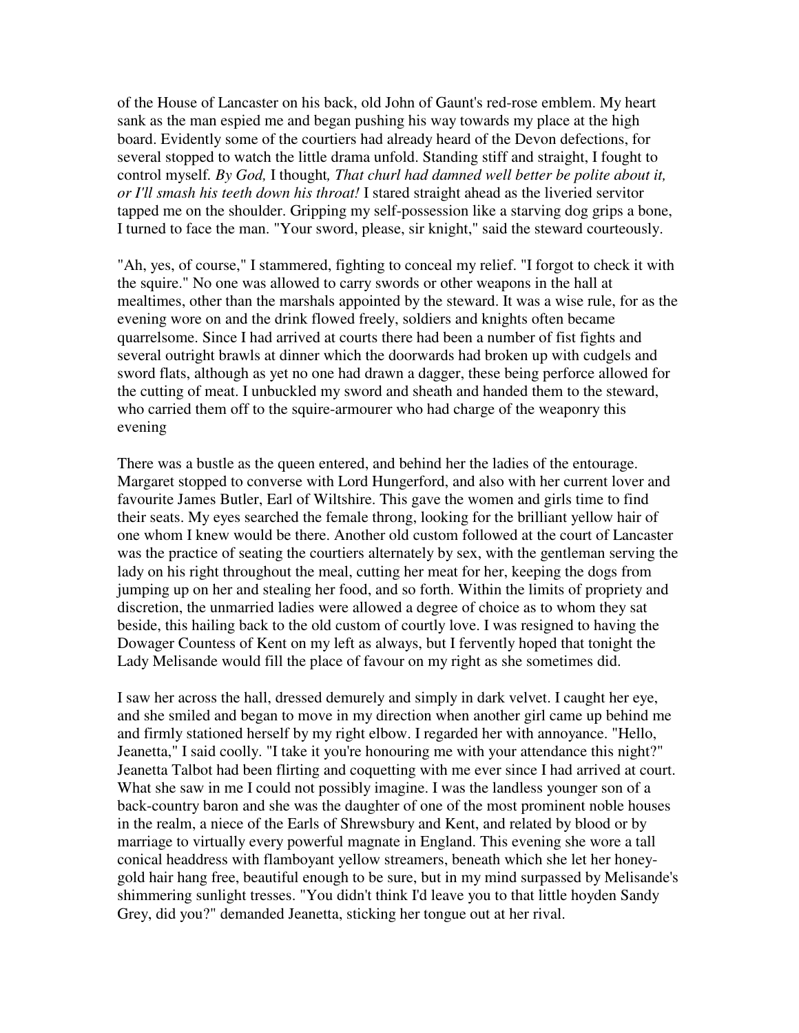of the House of Lancaster on his back, old John of Gaunt's red-rose emblem. My heart sank as the man espied me and began pushing his way towards my place at the high board. Evidently some of the courtiers had already heard of the Devon defections, for several stopped to watch the little drama unfold. Standing stiff and straight, I fought to control myself. *By God,* I thought*, That churl had damned well better be polite about it, or I'll smash his teeth down his throat!* I stared straight ahead as the liveried servitor tapped me on the shoulder. Gripping my self-possession like a starving dog grips a bone, I turned to face the man. "Your sword, please, sir knight," said the steward courteously.

"Ah, yes, of course," I stammered, fighting to conceal my relief. "I forgot to check it with the squire." No one was allowed to carry swords or other weapons in the hall at mealtimes, other than the marshals appointed by the steward. It was a wise rule, for as the evening wore on and the drink flowed freely, soldiers and knights often became quarrelsome. Since I had arrived at courts there had been a number of fist fights and several outright brawls at dinner which the doorwards had broken up with cudgels and sword flats, although as yet no one had drawn a dagger, these being perforce allowed for the cutting of meat. I unbuckled my sword and sheath and handed them to the steward, who carried them off to the squire-armourer who had charge of the weaponry this evening

There was a bustle as the queen entered, and behind her the ladies of the entourage. Margaret stopped to converse with Lord Hungerford, and also with her current lover and favourite James Butler, Earl of Wiltshire. This gave the women and girls time to find their seats. My eyes searched the female throng, looking for the brilliant yellow hair of one whom I knew would be there. Another old custom followed at the court of Lancaster was the practice of seating the courtiers alternately by sex, with the gentleman serving the lady on his right throughout the meal, cutting her meat for her, keeping the dogs from jumping up on her and stealing her food, and so forth. Within the limits of propriety and discretion, the unmarried ladies were allowed a degree of choice as to whom they sat beside, this hailing back to the old custom of courtly love. I was resigned to having the Dowager Countess of Kent on my left as always, but I fervently hoped that tonight the Lady Melisande would fill the place of favour on my right as she sometimes did.

I saw her across the hall, dressed demurely and simply in dark velvet. I caught her eye, and she smiled and began to move in my direction when another girl came up behind me and firmly stationed herself by my right elbow. I regarded her with annoyance. "Hello, Jeanetta," I said coolly. "I take it you're honouring me with your attendance this night?" Jeanetta Talbot had been flirting and coquetting with me ever since I had arrived at court. What she saw in me I could not possibly imagine. I was the landless younger son of a back-country baron and she was the daughter of one of the most prominent noble houses in the realm, a niece of the Earls of Shrewsbury and Kent, and related by blood or by marriage to virtually every powerful magnate in England. This evening she wore a tall conical headdress with flamboyant yellow streamers, beneath which she let her honey-gold hair hang free, beautiful enough to be sure, but in my mind surpassed by Melisande's shimmering sunlight tresses. "You didn't think I'd leave you to that little hoyden Sandy Grey, did you?" demanded Jeanetta, sticking her tongue out at her rival.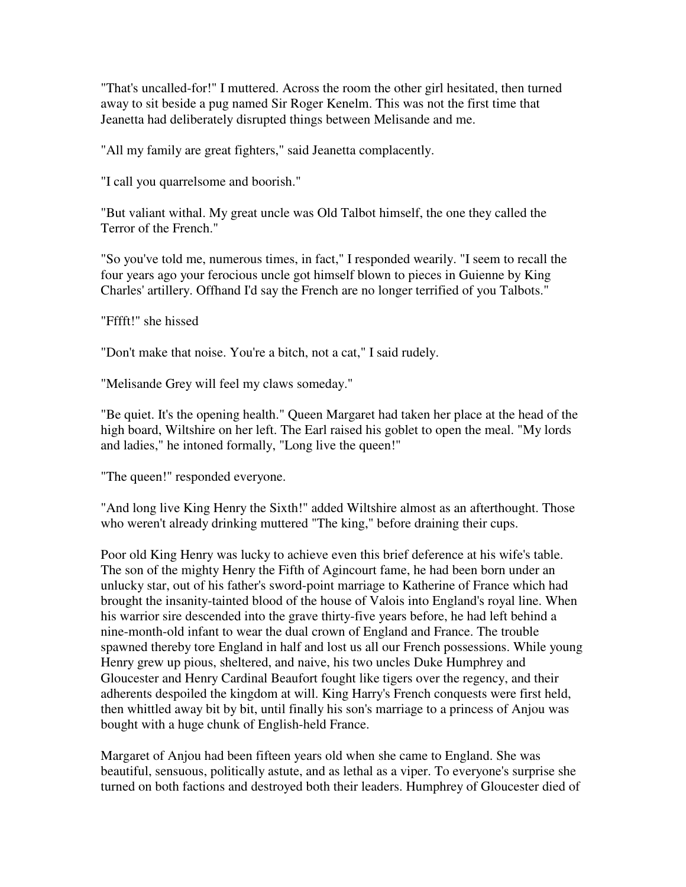"That's uncalled-for!" I muttered. Across the room the other girl hesitated, then turned away to sit beside a pug named Sir Roger Kenelm. This was not the first time that Jeanetta had deliberately disrupted things between Melisande and me.

"All my family are great fighters," said Jeanetta complacently.

"I call you quarrelsome and boorish."

"But valiant withal. My great uncle was Old Talbot himself, the one they called the Terror of the French."

"So you've told me, numerous times, in fact," I responded wearily. "I seem to recall the four years ago your ferocious uncle got himself blown to pieces in Guienne by King Charles' artillery. Offhand I'd say the French are no longer terrified of you Talbots."

"Ffffft!" she hissed

"Don't make that noise. You're a bitch, not a cat," I said rudely.

"Melisande Grey will feel my claws someday."

"Be quiet. It's the opening health." Queen Margaret had taken her place at the head of the high board, Wiltshire on her left. The Earl raised his goblet to open the meal. "My lords and ladies," he intoned formally, "Long live the queen!"

"The queen!" responded everyone.

"And long live King Henry the Sixth!" added Wiltshire almost as an afterthought. Those who weren't already drinking muttered "The king," before draining their cups.

Poor old King Henry was lucky to achieve even this brief deference at his wife's table. The son of the mighty Henry the Fifth of Agincourt fame, he had been born under an unlucky star, out of his father's sword-point marriage to Katherine of France which had brought the insanity-tainted blood of the house of Valois into England's royal line. When his warrior sire descended into the grave thirty-five years before, he had left behind a nine-month-old infant to wear the dual crown of England and France. The trouble spawned thereby tore England in half and lost us all our French possessions. While young Henry grew up pious, sheltered, and naive, his two uncles Duke Humphrey and Gloucester and Henry Cardinal Beaufort fought like tigers over the regency, and their adherents despoiled the kingdom at will. King Harry's French conquests were first held, then whittled away bit by bit, until finally his son's marriage to a princess of Anjou was bought with a huge chunk of English-held France.

Margaret of Anjou had been fifteen years old when she came to England. She was beautiful, sensuous, politically astute, and as lethal as a viper. To everyone's surprise she turned on both factions and destroyed both their leaders. Humphrey of Gloucester died of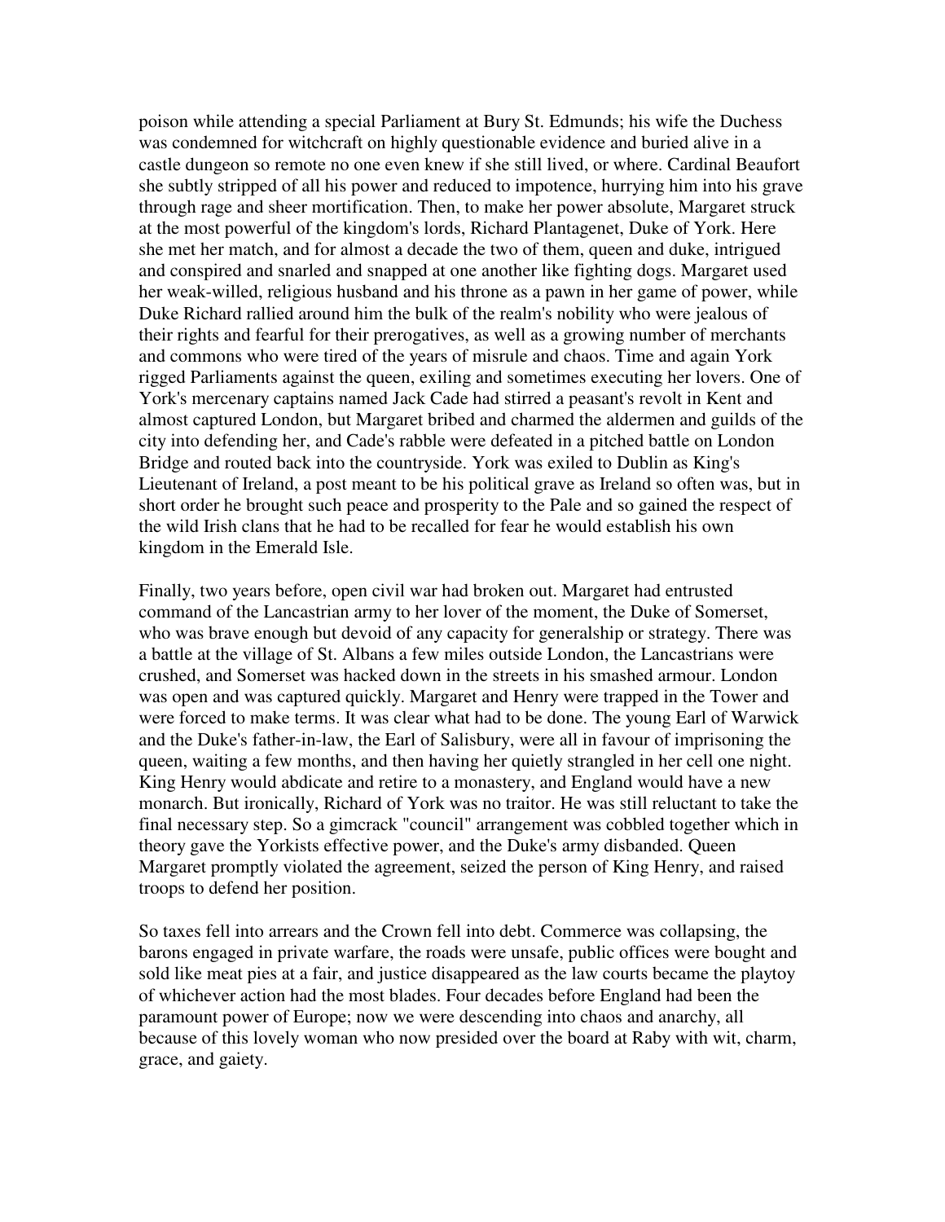poison while attending a special Parliament at Bury St. Edmunds; his wife the Duchess was condemned for witchcraft on highly questionable evidence and buried alive in a castle dungeon so remote no one even knew if she still lived, or where. Cardinal Beaufort she subtly stripped of all his power and reduced to impotence, hurrying him into his grave through rage and sheer mortification. Then, to make her power absolute, Margaret struck at the most powerful of the kingdom's lords, Richard Plantagenet, Duke of York. Here she met her match, and for almost a decade the two of them, queen and duke, intrigued and conspired and snarled and snapped at one another like fighting dogs. Margaret used her weak-willed, religious husband and his throne as a pawn in her game of power, while Duke Richard rallied around him the bulk of the realm's nobility who were jealous of their rights and fearful for their prerogatives, as well as a growing number of merchants and commons who were tired of the years of misrule and chaos. Time and again York rigged Parliaments against the queen, exiling and sometimes executing her lovers. One of York's mercenary captains named Jack Cade had stirred a peasant's revolt in Kent and almost captured London, but Margaret bribed and charmed the aldermen and guilds of the city into defending her, and Cade's rabble were defeated in a pitched battle on London Bridge and routed back into the countryside. York was exiled to Dublin as King's Lieutenant of Ireland, a post meant to be his political grave as Ireland so often was, but in short order he brought such peace and prosperity to the Pale and so gained the respect of the wild Irish clans that he had to be recalled for fear he would establish his own kingdom in the Emerald Isle.

Finally, two years before, open civil war had broken out. Margaret had entrusted command of the Lancastrian army to her lover of the moment, the Duke of Somerset, who was brave enough but devoid of any capacity for generalship or strategy. There was a battle at the village of St. Albans a few miles outside London, the Lancastrians were crushed, and Somerset was hacked down in the streets in his smashed armour. London was open and was captured quickly. Margaret and Henry were trapped in the Tower and were forced to make terms. It was clear what had to be done. The young Earl of Warwick and the Duke's father-in-law, the Earl of Salisbury, were all in favour of imprisoning the queen, waiting a few months, and then having her quietly strangled in her cell one night. King Henry would abdicate and retire to a monastery, and England would have a new monarch. But ironically, Richard of York was no traitor. He was still reluctant to take the final necessary step. So a gimcrack "council" arrangement was cobbled together which in theory gave the Yorkists effective power, and the Duke's army disbanded. Queen Margaret promptly violated the agreement, seized the person of King Henry, and raised troops to defend her position.

So taxes fell into arrears and the Crown fell into debt. Commerce was collapsing, the barons engaged in private warfare, the roads were unsafe, public offices were bought and sold like meat pies at a fair, and justice disappeared as the law courts became the playtoy of whichever action had the most blades. Four decades before England had been the paramount power of Europe; now we were descending into chaos and anarchy, all because of this lovely woman who now presided over the board at Raby with wit, charm, grace, and gaiety.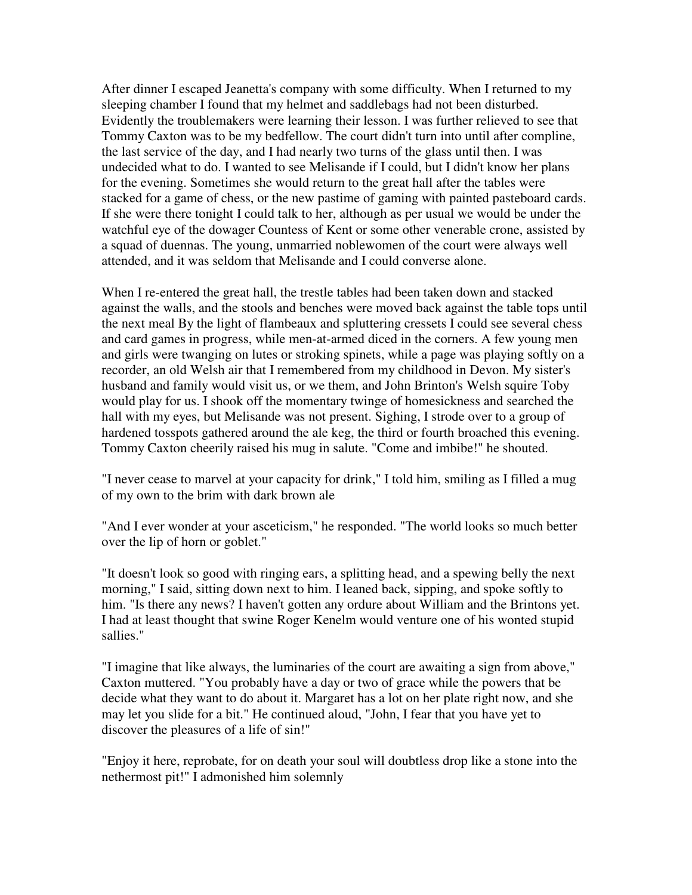After dinner I escaped Jeanetta's company with some difficulty. When I returned to my sleeping chamber I found that my helmet and saddlebags had not been disturbed. Evidently the troublemakers were learning their lesson. I was further relieved to see that Tommy Caxton was to be my bedfellow. The court didn't turn into until after compline, the last service of the day, and I had nearly two turns of the glass until then. I was undecided what to do. I wanted to see Melisande if I could, but I didn't know her plans for the evening. Sometimes she would return to the great hall after the tables were stacked for a game of chess, or the new pastime of gaming with painted pasteboard cards. If she were there tonight I could talk to her, although as per usual we would be under the watchful eye of the dowager Countess of Kent or some other venerable crone, assisted by a squad of duennas. The young, unmarried noblewomen of the court were always well attended, and it was seldom that Melisande and I could converse alone.

When I re-entered the great hall, the trestle tables had been taken down and stacked against the walls, and the stools and benches were moved back against the table tops until the next meal By the light of flambeaux and spluttering cressets I could see several chess and card games in progress, while men-at-armed diced in the corners. A few young men and girls were twanging on lutes or stroking spinets, while a page was playing softly on a recorder, an old Welsh air that I remembered from my childhood in Devon. My sister's husband and family would visit us, or we them, and John Brinton's Welsh squire Toby would play for us. I shook off the momentary twinge of homesickness and searched the hall with my eyes, but Melisande was not present. Sighing, I strode over to a group of hardened tosspots gathered around the ale keg, the third or fourth broached this evening. Tommy Caxton cheerily raised his mug in salute. "Come and imbibe!" he shouted.

"I never cease to marvel at your capacity for drink," I told him, smiling as I filled a mug of my own to the brim with dark brown ale

"And I ever wonder at your asceticism," he responded. "The world looks so much better over the lip of horn or goblet."

"It doesn't look so good with ringing ears, a splitting head, and a spewing belly the next morning," I said, sitting down next to him. I leaned back, sipping, and spoke softly to him. "Is there any news? I haven't gotten any ordure about William and the Brintons yet. I had at least thought that swine Roger Kenelm would venture one of his wonted stupid sallies."

"I imagine that like always, the luminaries of the court are awaiting a sign from above," Caxton muttered. "You probably have a day or two of grace while the powers that be decide what they want to do about it. Margaret has a lot on her plate right now, and she may let you slide for a bit." He continued aloud, "John, I fear that you have yet to discover the pleasures of a life of sin!"

"Enjoy it here, reprobate, for on death your soul will doubtless drop like a stone into the nethermost pit!" I admonished him solemnly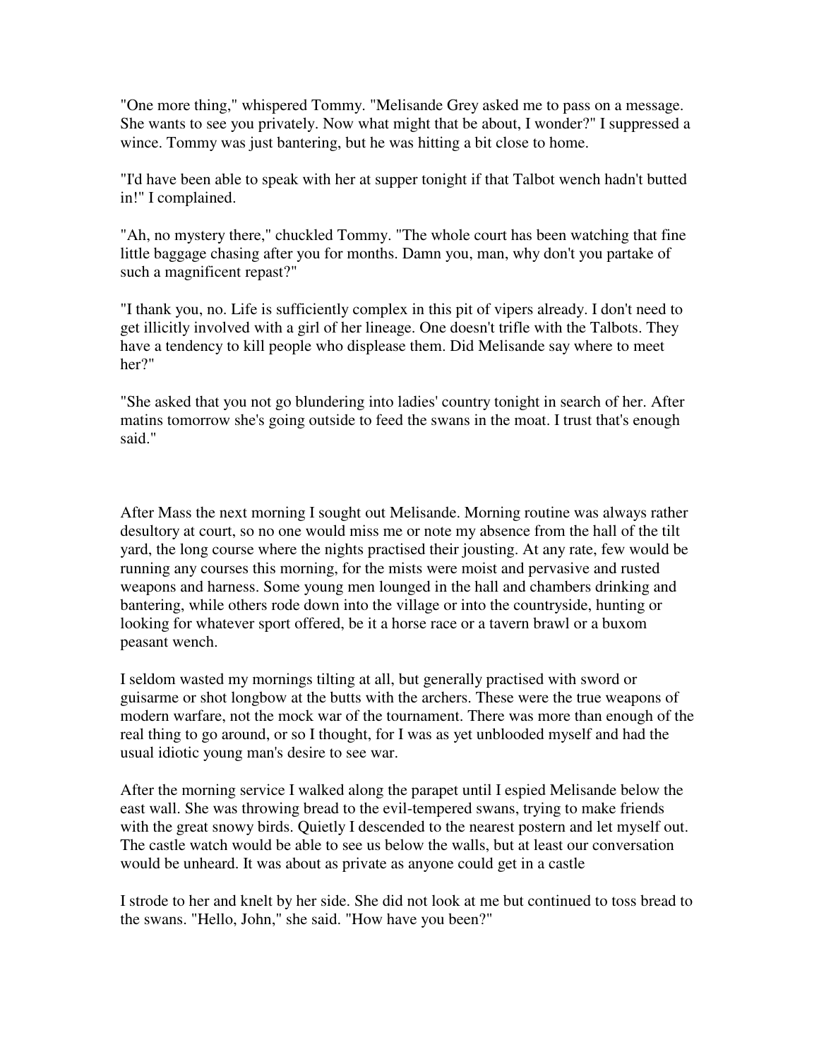"One more thing," whispered Tommy. "Melisande Grey asked me to pass on a message. She wants to see you privately. Now what might that be about, I wonder?" I suppressed a wince. Tommy was just bantering, but he was hitting a bit close to home.

"I'd have been able to speak with her at supper tonight if that Talbot wench hadn't butted in!" I complained.

"Ah, no mystery there," chuckled Tommy. "The whole court has been watching that fine little baggage chasing after you for months. Damn you, man, why don't you partake of such a magnificent repast?"

"I thank you, no. Life is sufficiently complex in this pit of vipers already. I don't need to get illicitly involved with a girl of her lineage. One doesn't trifle with the Talbots. They have a tendency to kill people who displease them. Did Melisande say where to meet her?"

"She asked that you not go blundering into ladies' country tonight in search of her. After matins tomorrow she's going outside to feed the swans in the moat. I trust that's enough said."

After Mass the next morning I sought out Melisande. Morning routine was always rather desultory at court, so no one would miss me or note my absence from the hall of the tilt yard, the long course where the nights practised their jousting. At any rate, few would be running any courses this morning, for the mists were moist and pervasive and rusted weapons and harness. Some young men lounged in the hall and chambers drinking and bantering, while others rode down into the village or into the countryside, hunting or looking for whatever sport offered, be it a horse race or a tavern brawl or a buxom peasant wench.

I seldom wasted my mornings tilting at all, but generally practised with sword or guisarme or shot longbow at the butts with the archers. These were the true weapons of modern warfare, not the mock war of the tournament. There was more than enough of the real thing to go around, or so I thought, for I was as yet unblooded myself and had the usual idiotic young man's desire to see war.

After the morning service I walked along the parapet until I espied Melisande below the east wall. She was throwing bread to the evil-tempered swans, trying to make friends with the great snowy birds. Quietly I descended to the nearest postern and let myself out. The castle watch would be able to see us below the walls, but at least our conversation would be unheard. It was about as private as anyone could get in a castle

I strode to her and knelt by her side. She did not look at me but continued to toss bread to the swans. "Hello, John," she said. "How have you been?"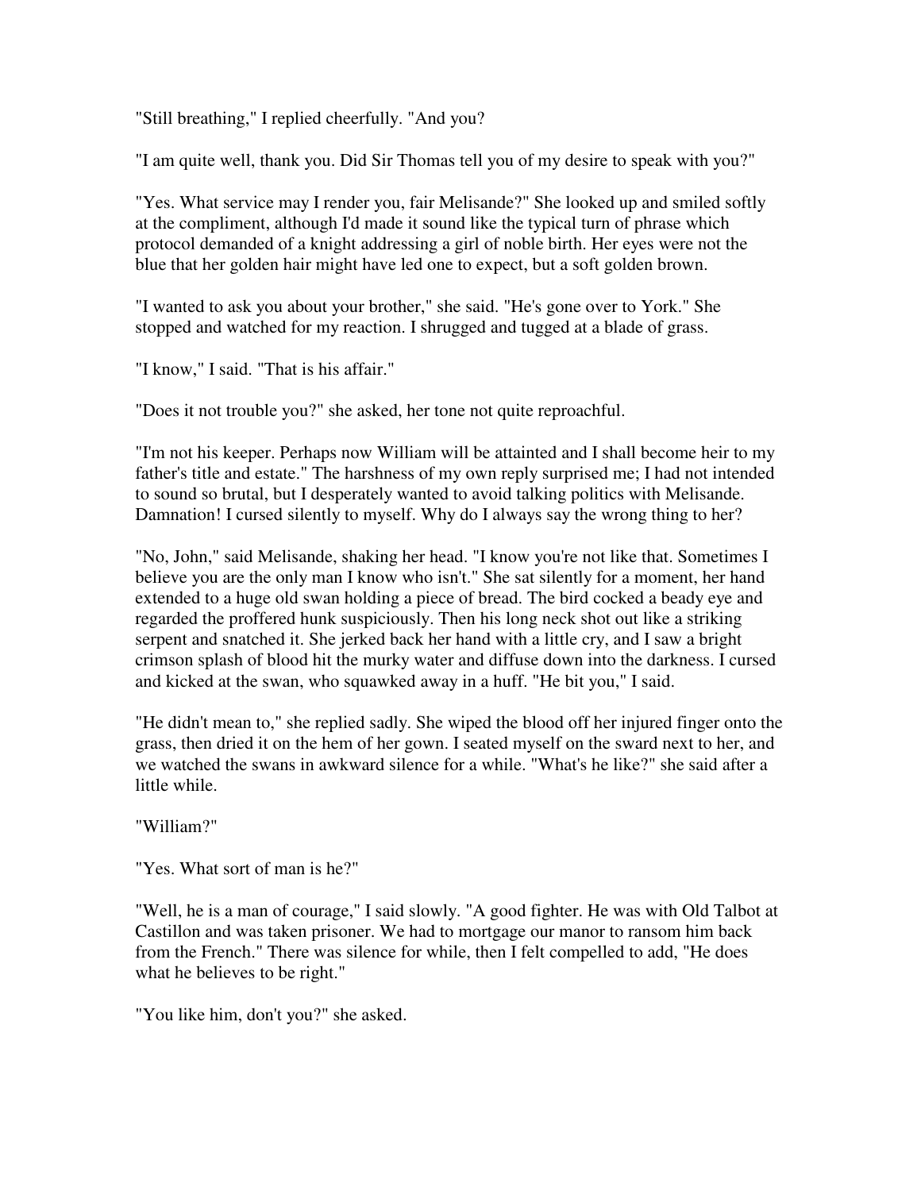"Still breathing," I replied cheerfully. "And you?

"I am quite well, thank you. Did Sir Thomas tell you of my desire to speak with you?"

"Yes. What service may I render you, fair Melisande?" She looked up and smiled softly at the compliment, although I'd made it sound like the typical turn of phrase which protocol demanded of a knight addressing a girl of noble birth. Her eyes were not the blue that her golden hair might have led one to expect, but a soft golden brown.

"I wanted to ask you about your brother," she said. "He's gone over to York." She stopped and watched for my reaction. I shrugged and tugged at a blade of grass.

"I know," I said. "That is his affair."

"Does it not trouble you?" she asked, her tone not quite reproachful.

"I'm not his keeper. Perhaps now William will be attainted and I shall become heir to my father's title and estate." The harshness of my own reply surprised me; I had not intended to sound so brutal, but I desperately wanted to avoid talking politics with Melisande. Damnation! I cursed silently to myself. Why do I always say the wrong thing to her?

"No, John," said Melisande, shaking her head. "I know you're not like that. Sometimes I believe you are the only man I know who isn't." She sat silently for a moment, her hand extended to a huge old swan holding a piece of bread. The bird cocked a beady eye and regarded the proffered hunk suspiciously. Then his long neck shot out like a striking serpent and snatched it. She jerked back her hand with a little cry, and I saw a bright crimson splash of blood hit the murky water and diffuse down into the darkness. I cursed and kicked at the swan, who squawked away in a huff. "He bit you," I said.

"He didn't mean to," she replied sadly. She wiped the blood off her injured finger onto the grass, then dried it on the hem of her gown. I seated myself on the sward next to her, and we watched the swans in awkward silence for a while. "What's he like?" she said after a little while.

"William?"

"Yes. What sort of man is he?"

"Well, he is a man of courage," I said slowly. "A good fighter. He was with Old Talbot at Castillon and was taken prisoner. We had to mortgage our manor to ransom him back from the French." There was silence for while, then I felt compelled to add, "He does what he believes to be right."

"You like him, don't you?" she asked.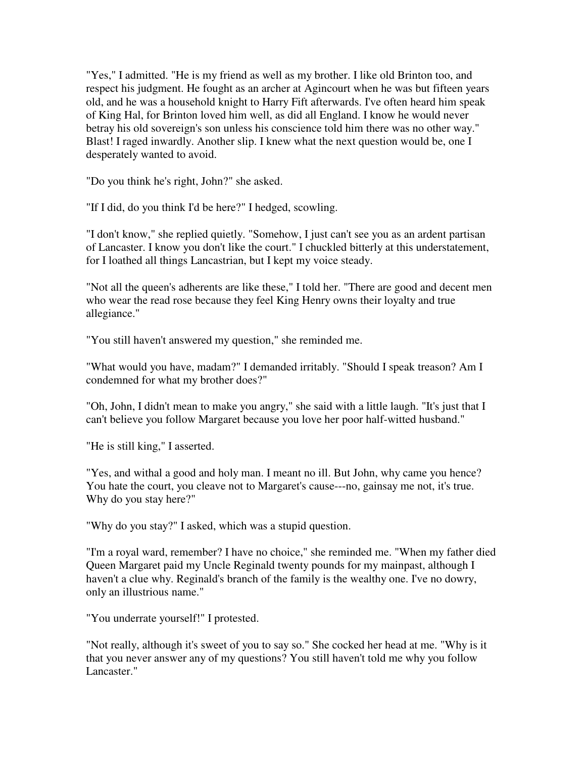"Yes," I admitted. "He is my friend as well as my brother. I like old Brinton too, and respect his judgment. He fought as an archer at Agincourt when he was but fifteen years old, and he was a household knight to Harry Fift afterwards. I've often heard him speak of King Hal, for Brinton loved him well, as did all England. I know he would never betray his old sovereign's son unless his conscience told him there was no other way." Blast! I raged inwardly. Another slip. I knew what the next question would be, one I desperately wanted to avoid.

"Do you think he's right, John?" she asked.

"If I did, do you think I'd be here?" I hedged, scowling.

"I don't know," she replied quietly. "Somehow, I just can't see you as an ardent partisan of Lancaster. I know you don't like the court." I chuckled bitterly at this understatement, for I loathed all things Lancastrian, but I kept my voice steady.

"Not all the queen's adherents are like these," I told her. "There are good and decent men who wear the read rose because they feel King Henry owns their loyalty and true allegiance."

"You still haven't answered my question," she reminded me.

"What would you have, madam?" I demanded irritably. "Should I speak treason? Am I condemned for what my brother does?"

"Oh, John, I didn't mean to make you angry," she said with a little laugh. "It's just that I can't believe you follow Margaret because you love her poor half-witted husband."

"He is still king," I asserted.

"Yes, and withal a good and holy man. I meant no ill. But John, why came you hence? You hate the court, you cleave not to Margaret's cause---no, gainsay me not, it's true. Why do you stay here?"

"Why do you stay?" I asked, which was a stupid question.

"I'm a royal ward, remember? I have no choice," she reminded me. "When my father died Queen Margaret paid my Uncle Reginald twenty pounds for my mainpast, although I haven't a clue why. Reginald's branch of the family is the wealthy one. I've no dowry, only an illustrious name."

"You underrate yourself!" I protested.

"Not really, although it's sweet of you to say so." She cocked her head at me. "Why is it that you never answer any of my questions? You still haven't told me why you follow Lancaster."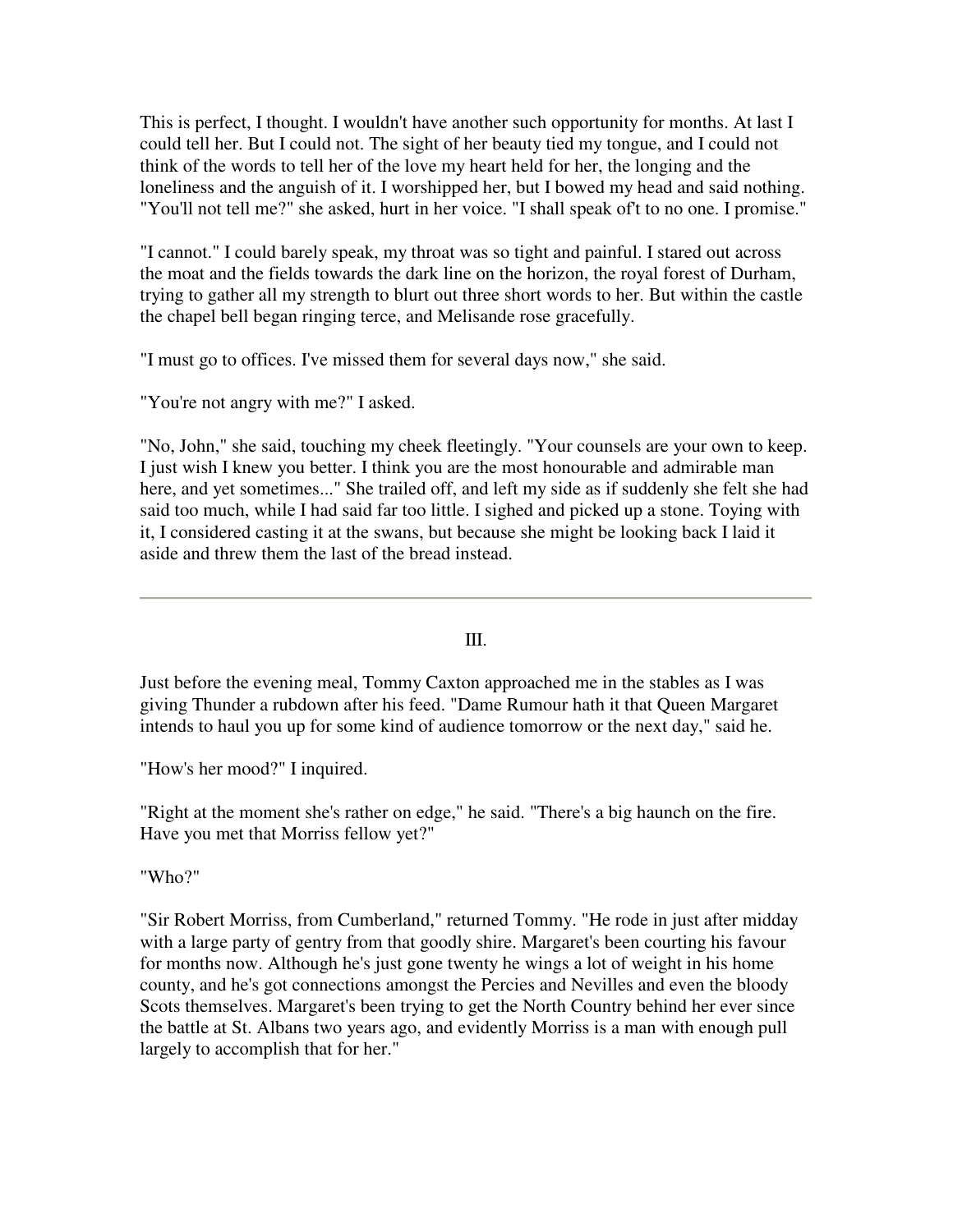This is perfect, I thought. I wouldn't have another such opportunity for months. At last I could tell her. But I could not. The sight of her beauty tied my tongue, and I could not think of the words to tell her of the love my heart held for her, the longing and the loneliness and the anguish of it. I worshipped her, but I bowed my head and said nothing. "You'll not tell me?" she asked, hurt in her voice. "I shall speak of't to no one. I promise."

"I cannot." I could barely speak, my throat was so tight and painful. I stared out across the moat and the fields towards the dark line on the horizon, the royal forest of Durham, trying to gather all my strength to blurt out three short words to her. But within the castle the chapel bell began ringing terce, and Melisande rose gracefully.

"I must go to offices. I've missed them for several days now," she said.

"You're not angry with me?" I asked.

"No, John," she said, touching my cheek fleetingly. "Your counsels are your own to keep. I just wish I knew you better. I think you are the most honourable and admirable man here, and yet sometimes..." She trailed off, and left my side as if suddenly she felt she had said too much, while I had said far too little. I sighed and picked up a stone. Toying with it, I considered casting it at the swans, but because she might be looking back I laid it aside and threw them the last of the bread instead.

---

III.

Just before the evening meal, Tommy Caxton approached me in the stables as I was giving Thunder a rubdown after his feed. "Dame Rumour hath it that Queen Margaret intends to haul you up for some kind of audience tomorrow or the next day," said he.

"How's her mood?" I inquired.

"Right at the moment she's rather on edge," he said. "There's a big haunch on the fire. Have you met that Morriss fellow yet?"

"Who?"

"Sir Robert Morriss, from Cumberland," returned Tommy. "He rode in just after midday with a large party of gentry from that goodly shire. Margaret's been courting his favour for months now. Although he's just gone twenty he wings a lot of weight in his home county, and he's got connections amongst the Percies and Nevilles and even the bloody Scots themselves. Margaret's been trying to get the North Country behind her ever since the battle at St. Albans two years ago, and evidently Morriss is a man with enough pull largely to accomplish that for her."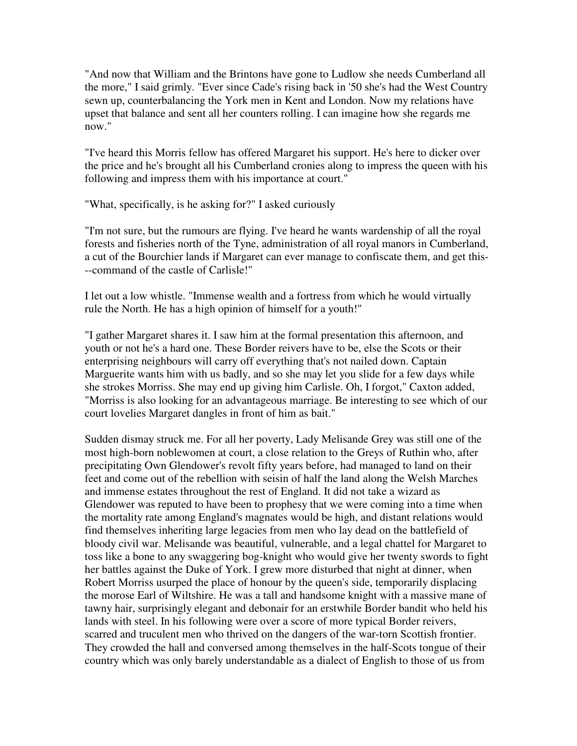"And now that William and the Brintons have gone to Ludlow she needs Cumberland all the more," I said grimly. "Ever since Cade's rising back in '50 she's had the West Country sewn up, counterbalancing the York men in Kent and London. Now my relations have upset that balance and sent all her counters rolling. I can imagine how she regards me now."

"I've heard this Morris fellow has offered Margaret his support. He's here to dicker over the price and he's brought all his Cumberland cronies along to impress the queen with his following and impress them with his importance at court."

"What, specifically, is he asking for?" I asked curiously

"I'm not sure, but the rumours are flying. I've heard he wants wardenship of all the royal forests and fisheries north of the Tyne, administration of all royal manors in Cumberland, a cut of the Bourchier lands if Margaret can ever manage to confiscate them, and get this---command of the castle of Carlisle!"

I let out a low whistle. "Immense wealth and a fortress from which he would virtually rule the North. He has a high opinion of himself for a youth!"

"I gather Margaret shares it. I saw him at the formal presentation this afternoon, and youth or not he's a hard one. These Border reivers have to be, else the Scots or their enterprising neighbours will carry off everything that's not nailed down. Captain Marguerite wants him with us badly, and so she may let you slide for a few days while she strokes Morriss. She may end up giving him Carlisle. Oh, I forgot," Caxton added, "Morriss is also looking for an advantageous marriage. Be interesting to see which of our court lovelies Margaret dangles in front of him as bait."

Sudden dismay struck me. For all her poverty, Lady Melisande Grey was still one of the most high-born noblewomen at court, a close relation to the Greys of Ruthin who, after precipitating Own Glendower's revolt fifty years before, had managed to land on their feet and come out of the rebellion with seisin of half the land along the Welsh Marches and immense estates throughout the rest of England. It did not take a wizard as Glendower was reputed to have been to prophesy that we were coming into a time when the mortality rate among England's magnates would be high, and distant relations would find themselves inheriting large legacies from men who lay dead on the battlefield of bloody civil war. Melisande was beautiful, vulnerable, and a legal chattel for Margaret to toss like a bone to any swaggering bog-knight who would give her twenty swords to fight her battles against the Duke of York. I grew more disturbed that night at dinner, when Robert Morriss usurped the place of honour by the queen's side, temporarily displacing the morose Earl of Wiltshire. He was a tall and handsome knight with a massive mane of tawny hair, surprisingly elegant and debonair for an erstwhile Border bandit who held his lands with steel. In his following were over a score of more typical Border reivers, scarred and truculent men who thrived on the dangers of the war-torn Scottish frontier. They crowded the hall and conversed among themselves in the half-Scots tongue of their country which was only barely understandable as a dialect of English to those of us from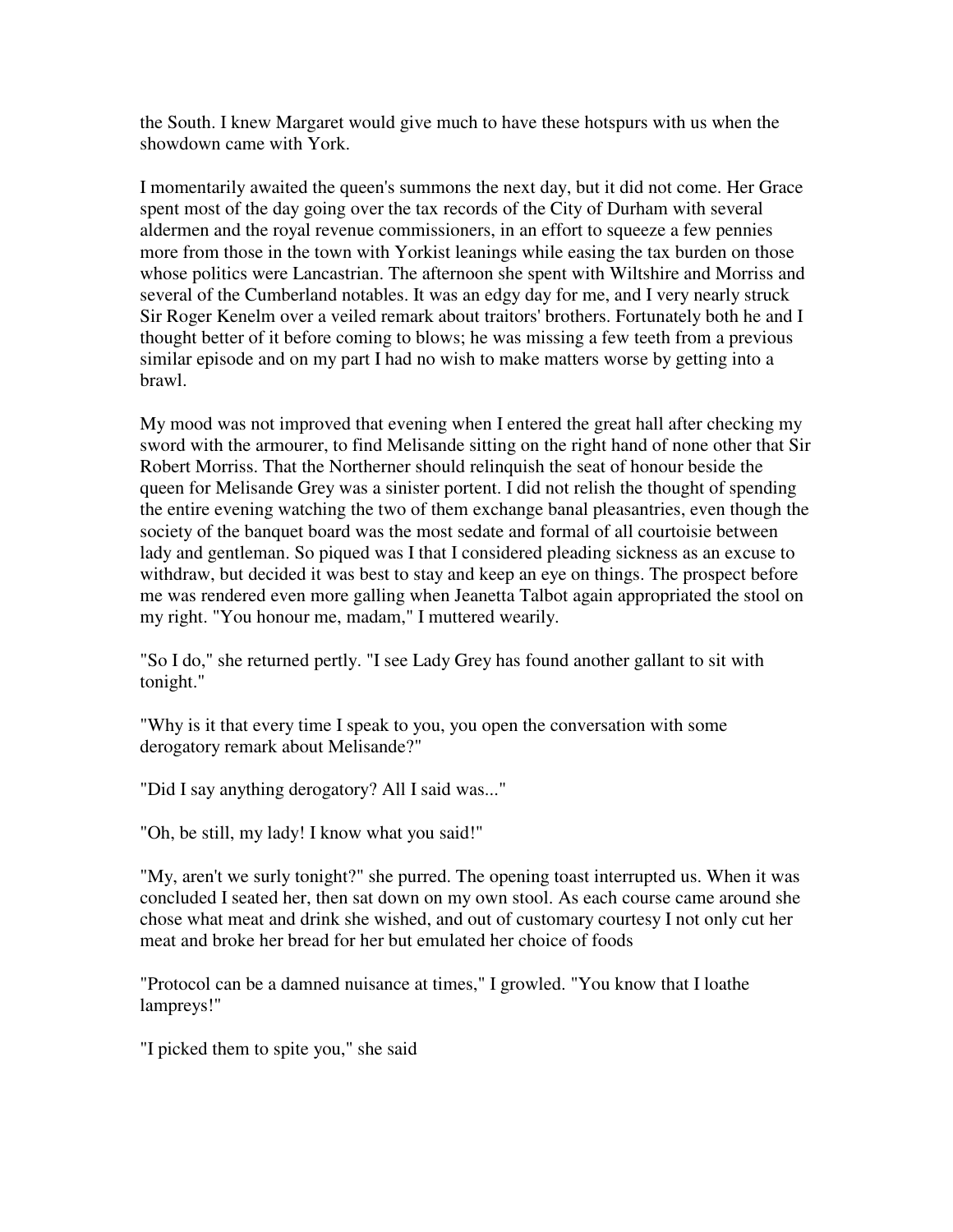the South. I knew Margaret would give much to have these hotspurs with us when the showdown came with York.

I momentarily awaited the queen's summons the next day, but it did not come. Her Grace spent most of the day going over the tax records of the City of Durham with several aldermen and the royal revenue commissioners, in an effort to squeeze a few pennies more from those in the town with Yorkist leanings while easing the tax burden on those whose politics were Lancastrian. The afternoon she spent with Wiltshire and Morriss and several of the Cumberland notables. It was an edgy day for me, and I very nearly struck Sir Roger Kenelm over a veiled remark about traitors' brothers. Fortunately both he and I thought better of it before coming to blows; he was missing a few teeth from a previous similar episode and on my part I had no wish to make matters worse by getting into a brawl.

My mood was not improved that evening when I entered the great hall after checking my sword with the armourer, to find Melisande sitting on the right hand of none other that Sir Robert Morriss. That the Northerner should relinquish the seat of honour beside the queen for Melisande Grey was a sinister portent. I did not relish the thought of spending the entire evening watching the two of them exchange banal pleasantries, even though the society of the banquet board was the most sedate and formal of all courtoisie between lady and gentleman. So piqued was I that I considered pleading sickness as an excuse to withdraw, but decided it was best to stay and keep an eye on things. The prospect before me was rendered even more galling when Jeanetta Talbot again appropriated the stool on my right. "You honour me, madam," I muttered wearily.

"So I do," she returned pertly. "I see Lady Grey has found another gallant to sit with tonight."

"Why is it that every time I speak to you, you open the conversation with some derogatory remark about Melisande?"

"Did I say anything derogatory? All I said was..."

"Oh, be still, my lady! I know what you said!"

"My, aren't we surly tonight?" she purred. The opening toast interrupted us. When it was concluded I seated her, then sat down on my own stool. As each course came around she chose what meat and drink she wished, and out of customary courtesy I not only cut her meat and broke her bread for her but emulated her choice of foods

"Protocol can be a damned nuisance at times," I growled. "You know that I loathe lampreys!"

"I picked them to spite you," she said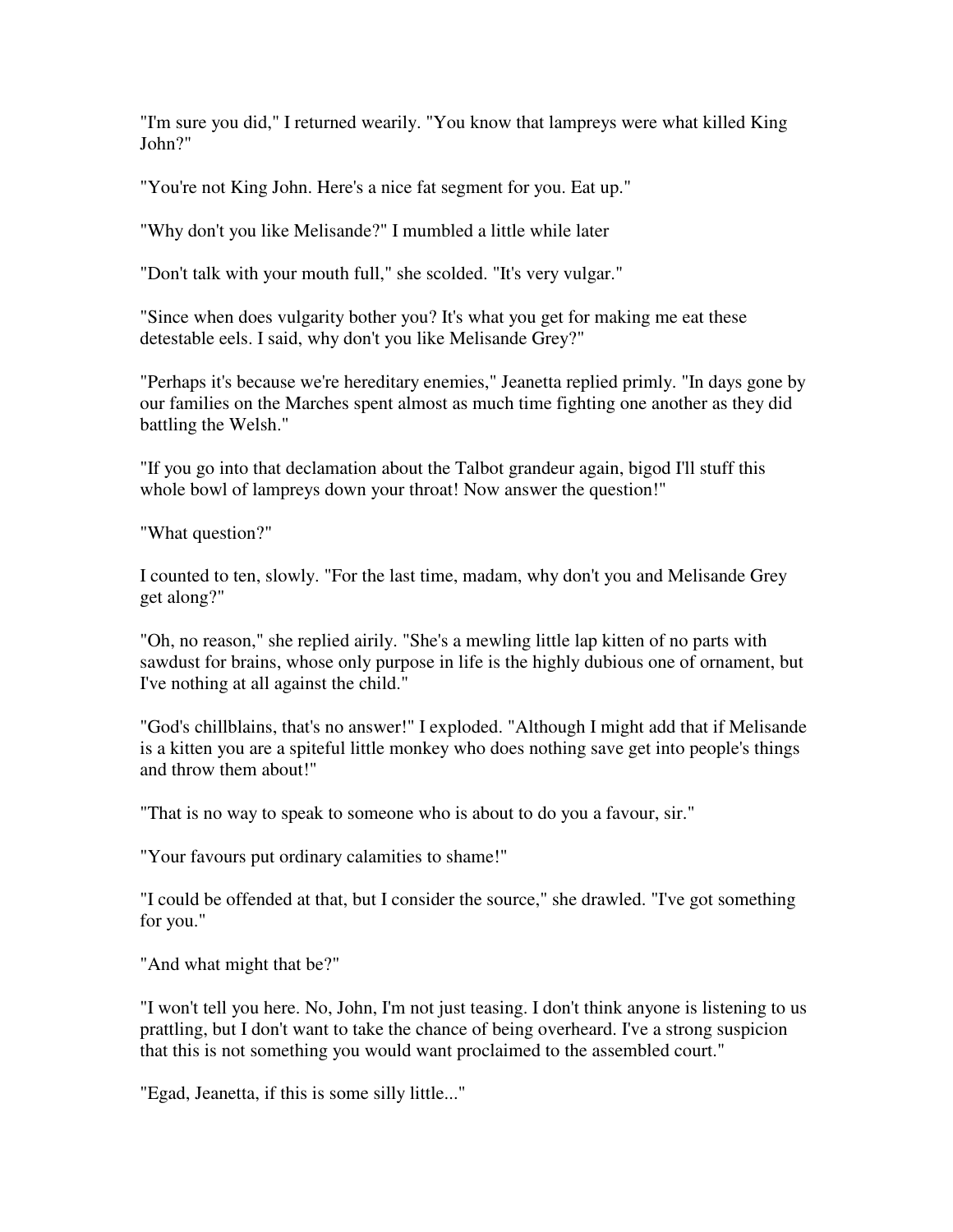"I'm sure you did," I returned wearily. "You know that lampreys were what killed King John?"

"You're not King John. Here's a nice fat segment for you. Eat up."

"Why don't you like Melisande?" I mumbled a little while later

"Don't talk with your mouth full," she scolded. "It's very vulgar."

"Since when does vulgarity bother you? It's what you get for making me eat these detestable eels. I said, why don't you like Melisande Grey?"

"Perhaps it's because we're hereditary enemies," Jeanetta replied primly. "In days gone by our families on the Marches spent almost as much time fighting one another as they did battling the Welsh."

"If you go into that declamation about the Talbot grandeur again, bigod I'll stuff this whole bowl of lampreys down your throat! Now answer the question!"

"What question?"

I counted to ten, slowly. "For the last time, madam, why don't you and Melisande Grey get along?"

"Oh, no reason," she replied airily. "She's a mewling little lap kitten of no parts with sawdust for brains, whose only purpose in life is the highly dubious one of ornament, but I've nothing at all against the child."

"God's chillblains, that's no answer!" I exploded. "Although I might add that if Melisande is a kitten you are a spiteful little monkey who does nothing save get into people's things and throw them about!"

"That is no way to speak to someone who is about to do you a favour, sir."

"Your favours put ordinary calamities to shame!"

"I could be offended at that, but I consider the source," she drawled. "I've got something for you."

"And what might that be?"

"I won't tell you here. No, John, I'm not just teasing. I don't think anyone is listening to us prattling, but I don't want to take the chance of being overheard. I've a strong suspicion that this is not something you would want proclaimed to the assembled court."

"Egad, Jeanetta, if this is some silly little..."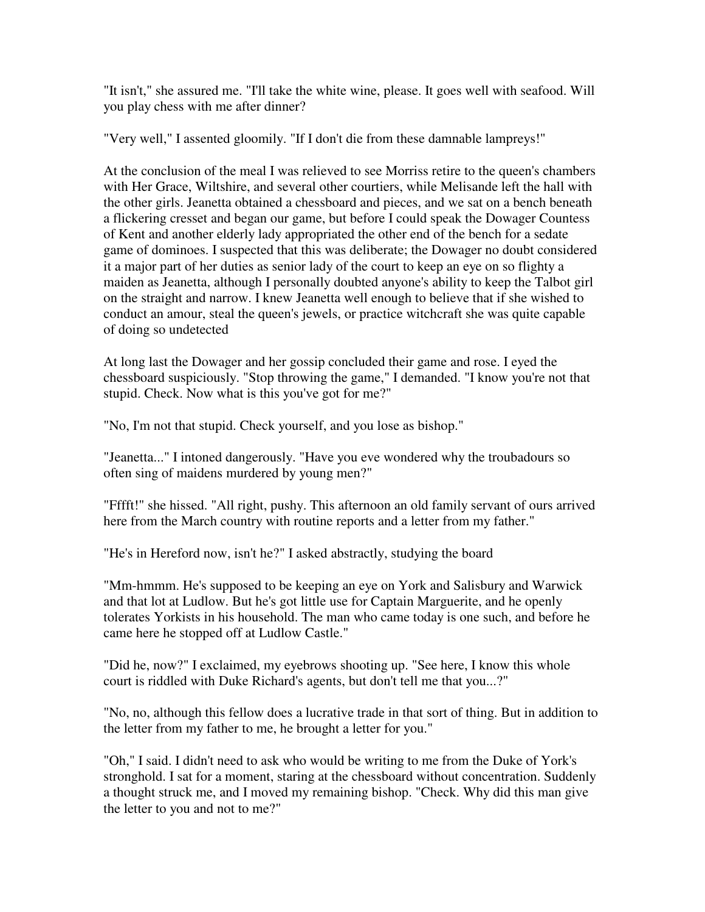"It isn't," she assured me. "I'll take the white wine, please. It goes well with seafood. Will you play chess with me after dinner?

"Very well," I assented gloomily. "If I don't die from these damnable lampreys!"

At the conclusion of the meal I was relieved to see Morriss retire to the queen's chambers with Her Grace, Wiltshire, and several other courtiers, while Melisande left the hall with the other girls. Jeanetta obtained a chessboard and pieces, and we sat on a bench beneath a flickering cresset and began our game, but before I could speak the Dowager Countess of Kent and another elderly lady appropriated the other end of the bench for a sedate game of dominoes. I suspected that this was deliberate; the Dowager no doubt considered it a major part of her duties as senior lady of the court to keep an eye on so flighty a maiden as Jeanetta, although I personally doubted anyone's ability to keep the Talbot girl on the straight and narrow. I knew Jeanetta well enough to believe that if she wished to conduct an amour, steal the queen's jewels, or practice witchcraft she was quite capable of doing so undetected

At long last the Dowager and her gossip concluded their game and rose. I eyed the chessboard suspiciously. "Stop throwing the game," I demanded. "I know you're not that stupid. Check. Now what is this you've got for me?"

"No, I'm not that stupid. Check yourself, and you lose as bishop."

"Jeanetta..." I intoned dangerously. "Have you eve wondered why the troubadours so often sing of maidens murdered by young men?"

"Fffft!" she hissed. "All right, pushy. This afternoon an old family servant of ours arrived here from the March country with routine reports and a letter from my father."

"He's in Hereford now, isn't he?" I asked abstractly, studying the board

"Mm-hmmm. He's supposed to be keeping an eye on York and Salisbury and Warwick and that lot at Ludlow. But he's got little use for Captain Marguerite, and he openly tolerates Yorkists in his household. The man who came today is one such, and before he came here he stopped off at Ludlow Castle."

"Did he, now?" I exclaimed, my eyebrows shooting up. "See here, I know this whole court is riddled with Duke Richard's agents, but don't tell me that you...?"

"No, no, although this fellow does a lucrative trade in that sort of thing. But in addition to the letter from my father to me, he brought a letter for you."

"Oh," I said. I didn't need to ask who would be writing to me from the Duke of York's stronghold. I sat for a moment, staring at the chessboard without concentration. Suddenly a thought struck me, and I moved my remaining bishop. "Check. Why did this man give the letter to you and not to me?"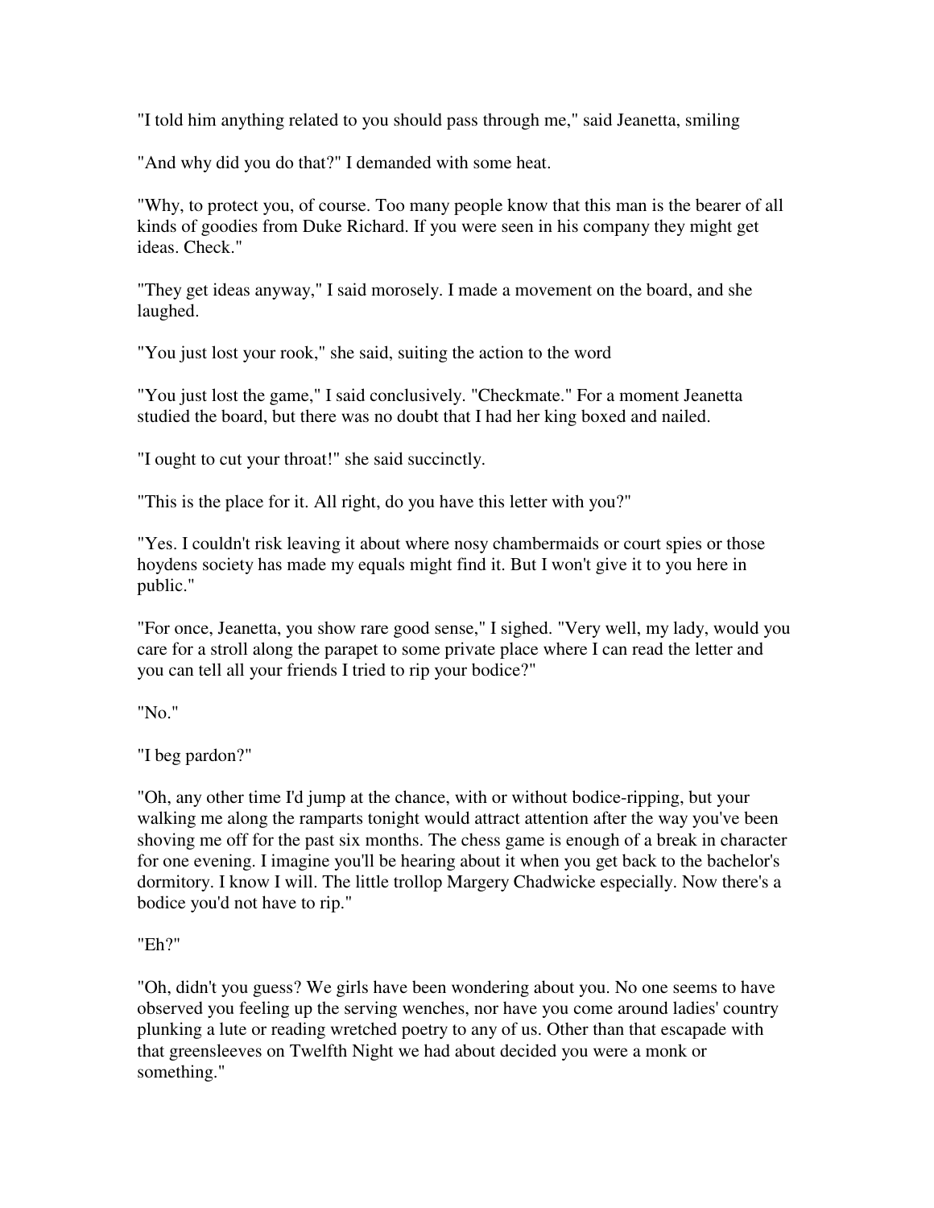"I told him anything related to you should pass through me," said Jeanetta, smiling

"And why did you do that?" I demanded with some heat.

"Why, to protect you, of course. Too many people know that this man is the bearer of all kinds of goodies from Duke Richard. If you were seen in his company they might get ideas. Check."

"They get ideas anyway," I said morosely. I made a movement on the board, and she laughed.

"You just lost your rook," she said, suiting the action to the word

"You just lost the game," I said conclusively. "Checkmate." For a moment Jeanetta studied the board, but there was no doubt that I had her king boxed and nailed.

"I ought to cut your throat!" she said succinctly.

"This is the place for it. All right, do you have this letter with you?"

"Yes. I couldn't risk leaving it about where nosy chambermaids or court spies or those hoydens society has made my equals might find it. But I won't give it to you here in public."

"For once, Jeanetta, you show rare good sense," I sighed. "Very well, my lady, would you care for a stroll along the parapet to some private place where I can read the letter and you can tell all your friends I tried to rip your bodice?"

"No."

"I beg pardon?"

"Oh, any other time I'd jump at the chance, with or without bodice-ripping, but your walking me along the ramparts tonight would attract attention after the way you've been shoving me off for the past six months. The chess game is enough of a break in character for one evening. I imagine you'll be hearing about it when you get back to the bachelor's dormitory. I know I will. The little trollop Margery Chadwicke especially. Now there's a bodice you'd not have to rip."

"Eh?"

"Oh, didn't you guess? We girls have been wondering about you. No one seems to have observed you feeling up the serving wenches, nor have you come around ladies' country plunking a lute or reading wretched poetry to any of us. Other than that escapade with that greensleeves on Twelfth Night we had about decided you were a monk or something."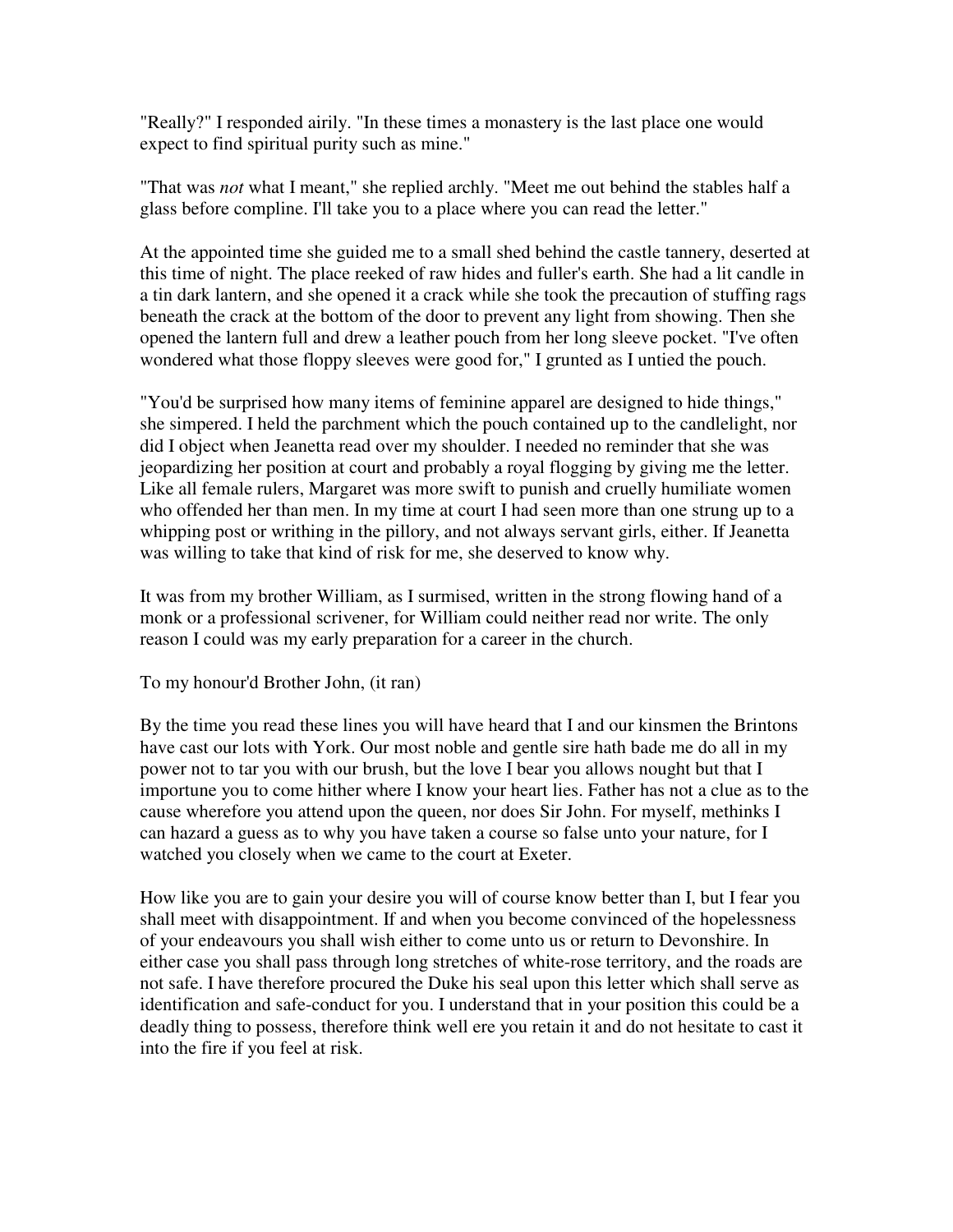"Really?" I responded airily. "In these times a monastery is the last place one would expect to find spiritual purity such as mine."

"That was *not* what I meant," she replied archly. "Meet me out behind the stables half a glass before compline. I'll take you to a place where you can read the letter."

At the appointed time she guided me to a small shed behind the castle tannery, deserted at this time of night. The place reeked of raw hides and fuller's earth. She had a lit candle in a tin dark lantern, and she opened it a crack while she took the precaution of stuffing rags beneath the crack at the bottom of the door to prevent any light from showing. Then she opened the lantern full and drew a leather pouch from her long sleeve pocket. "I've often wondered what those floppy sleeves were good for," I grunted as I untied the pouch.

"You'd be surprised how many items of feminine apparel are designed to hide things," she simpered. I held the parchment which the pouch contained up to the candlelight, nor did I object when Jeanetta read over my shoulder. I needed no reminder that she was jeopardizing her position at court and probably a royal flogging by giving me the letter. Like all female rulers, Margaret was more swift to punish and cruelly humiliate women who offended her than men. In my time at court I had seen more than one strung up to a whipping post or writhing in the pillory, and not always servant girls, either. If Jeanetta was willing to take that kind of risk for me, she deserved to know why.

It was from my brother William, as I surmised, written in the strong flowing hand of a monk or a professional scrivener, for William could neither read nor write. The only reason I could was my early preparation for a career in the church.

To my honour'd Brother John, (it ran)

By the time you read these lines you will have heard that I and our kinsmen the Brintons have cast our lots with York. Our most noble and gentle sire hath bade me do all in my power not to tar you with our brush, but the love I bear you allows nought but that I importune you to come hither where I know your heart lies. Father has not a clue as to the cause wherefore you attend upon the queen, nor does Sir John. For myself, methinks I can hazard a guess as to why you have taken a course so false unto your nature, for I watched you closely when we came to the court at Exeter.

How like you are to gain your desire you will of course know better than I, but I fear you shall meet with disappointment. If and when you become convinced of the hopelessness of your endeavours you shall wish either to come unto us or return to Devonshire. In either case you shall pass through long stretches of white-rose territory, and the roads are not safe. I have therefore procured the Duke his seal upon this letter which shall serve as identification and safe-conduct for you. I understand that in your position this could be a deadly thing to possess, therefore think well ere you retain it and do not hesitate to cast it into the fire if you feel at risk.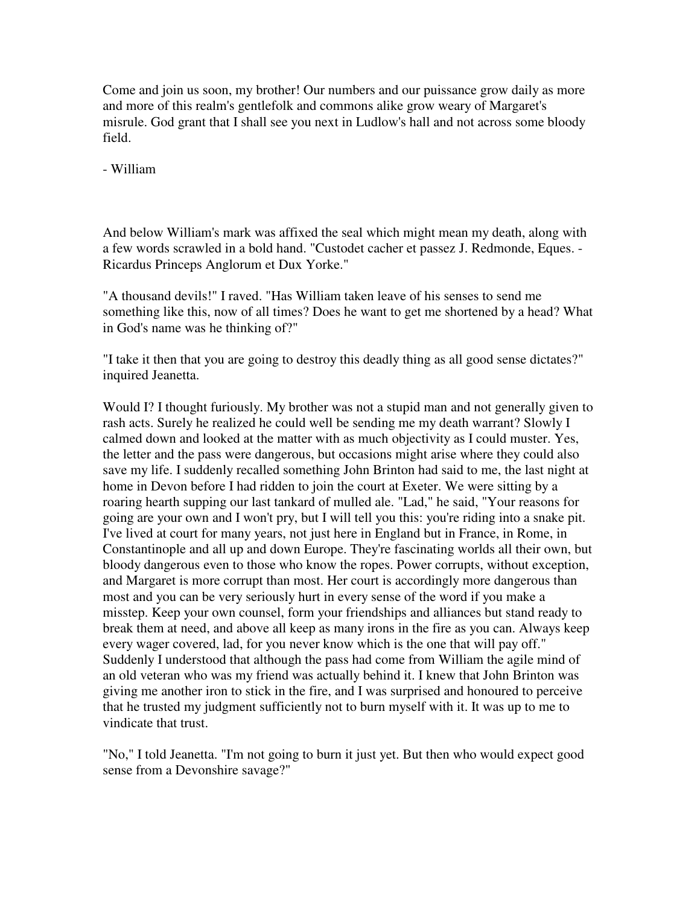Come and join us soon, my brother! Our numbers and our puissance grow daily as more and more of this realm's gentlefolk and commons alike grow weary of Margaret's misrule. God grant that I shall see you next in Ludlow's hall and not across some bloody field.

- William

And below William's mark was affixed the seal which might mean my death, along with a few words scrawled in a bold hand. "Custodet cacher et passez J. Redmonde, Eques. - Ricardus Princeps Anglorum et Dux Yorke."

"A thousand devils!" I raved. "Has William taken leave of his senses to send me something like this, now of all times? Does he want to get me shortened by a head? What in God's name was he thinking of?"

"I take it then that you are going to destroy this deadly thing as all good sense dictates?" inquired Jeanetta.

Would I? I thought furiously. My brother was not a stupid man and not generally given to rash acts. Surely he realized he could well be sending me my death warrant? Slowly I calmed down and looked at the matter with as much objectivity as I could muster. Yes, the letter and the pass were dangerous, but occasions might arise where they could also save my life. I suddenly recalled something John Brinton had said to me, the last night at home in Devon before I had ridden to join the court at Exeter. We were sitting by a roaring hearth supping our last tankard of mulled ale. "Lad," he said, "Your reasons for going are your own and I won't pry, but I will tell you this: you're riding into a snake pit. I've lived at court for many years, not just here in England but in France, in Rome, in Constantinople and all up and down Europe. They're fascinating worlds all their own, but bloody dangerous even to those who know the ropes. Power corrupts, without exception, and Margaret is more corrupt than most. Her court is accordingly more dangerous than most and you can be very seriously hurt in every sense of the word if you make a misstep. Keep your own counsel, form your friendships and alliances but stand ready to break them at need, and above all keep as many irons in the fire as you can. Always keep every wager covered, lad, for you never know which is the one that will pay off." Suddenly I understood that although the pass had come from William the agile mind of an old veteran who was my friend was actually behind it. I knew that John Brinton was giving me another iron to stick in the fire, and I was surprised and honoured to perceive that he trusted my judgment sufficiently not to burn myself with it. It was up to me to vindicate that trust.

"No," I told Jeanetta. "I'm not going to burn it just yet. But then who would expect good sense from a Devonshire savage?"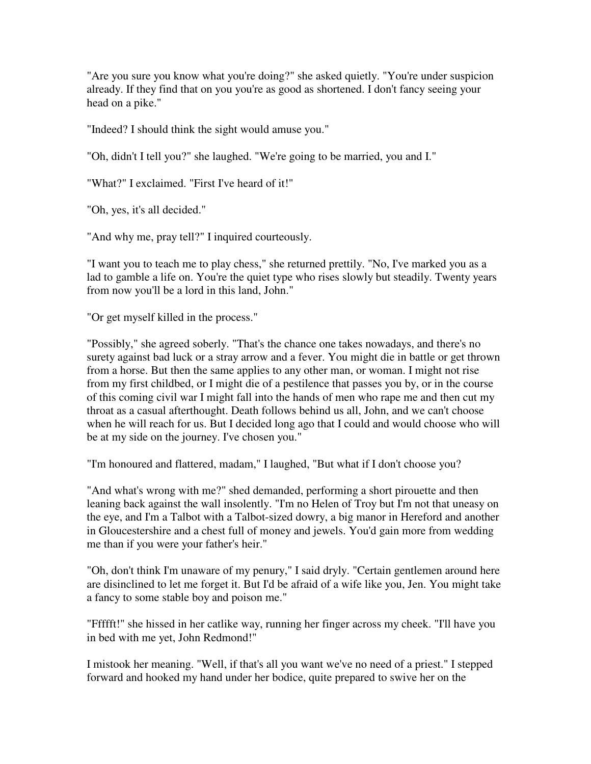"Are you sure you know what you're doing?" she asked quietly. "You're under suspicion already. If they find that on you you're as good as shortened. I don't fancy seeing your head on a pike."

"Indeed? I should think the sight would amuse you."

"Oh, didn't I tell you?" she laughed. "We're going to be married, you and I."

"What?" I exclaimed. "First I've heard of it!"

"Oh, yes, it's all decided."

"And why me, pray tell?" I inquired courteously.

"I want you to teach me to play chess," she returned prettily. "No, I've marked you as a lad to gamble a life on. You're the quiet type who rises slowly but steadily. Twenty years from now you'll be a lord in this land, John."

"Or get myself killed in the process."

"Possibly," she agreed soberly. "That's the chance one takes nowadays, and there's no surety against bad luck or a stray arrow and a fever. You might die in battle or get thrown from a horse. But then the same applies to any other man, or woman. I might not rise from my first childbed, or I might die of a pestilence that passes you by, or in the course of this coming civil war I might fall into the hands of men who rape me and then cut my throat as a casual afterthought. Death follows behind us all, John, and we can't choose when he will reach for us. But I decided long ago that I could and would choose who will be at my side on the journey. I've chosen you."

"I'm honoured and flattered, madam," I laughed, "But what if I don't choose you?

"And what's wrong with me?" shed demanded, performing a short pirouette and then leaning back against the wall insolently. "I'm no Helen of Troy but I'm not that uneasy on the eye, and I'm a Talbot with a Talbot-sized dowry, a big manor in Hereford and another in Gloucestershire and a chest full of money and jewels. You'd gain more from wedding me than if you were your father's heir."

"Oh, don't think I'm unaware of my penury," I said dryly. "Certain gentlemen around here are disinclined to let me forget it. But I'd be afraid of a wife like you, Jen. You might take a fancy to some stable boy and poison me."

"Ffffft!" she hissed in her catlike way, running her finger across my cheek. "I'll have you in bed with me yet, John Redmond!"

I mistook her meaning. "Well, if that's all you want we've no need of a priest." I stepped forward and hooked my hand under her bodice, quite prepared to swive her on the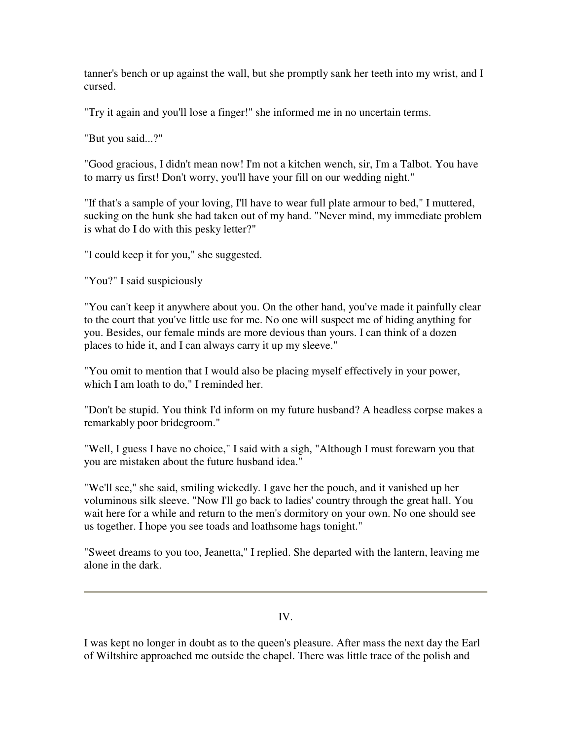tanner's bench or up against the wall, but she promptly sank her teeth into my wrist, and I cursed.

"Try it again and you'll lose a finger!" she informed me in no uncertain terms.

"But you said...?"

"Good gracious, I didn't mean now! I'm not a kitchen wench, sir, I'm a Talbot. You have to marry us first! Don't worry, you'll have your fill on our wedding night."

"If that's a sample of your loving, I'll have to wear full plate armour to bed," I muttered, sucking on the hunk she had taken out of my hand. "Never mind, my immediate problem is what do I do with this pesky letter?"

"I could keep it for you," she suggested.

"You?" I said suspiciously

"You can't keep it anywhere about you. On the other hand, you've made it painfully clear to the court that you've little use for me. No one will suspect me of hiding anything for you. Besides, our female minds are more devious than yours. I can think of a dozen places to hide it, and I can always carry it up my sleeve."

"You omit to mention that I would also be placing myself effectively in your power, which I am loath to do," I reminded her.

"Don't be stupid. You think I'd inform on my future husband? A headless corpse makes a remarkably poor bridegroom."

"Well, I guess I have no choice," I said with a sigh, "Although I must forewarn you that you are mistaken about the future husband idea."

"We'll see," she said, smiling wickedly. I gave her the pouch, and it vanished up her voluminous silk sleeve. "Now I'll go back to ladies' country through the great hall. You wait here for a while and return to the men's dormitory on your own. No one should see us together. I hope you see toads and loathsome hags tonight."

"Sweet dreams to you too, Jeanetta," I replied. She departed with the lantern, leaving me alone in the dark.

---

## IV.

I was kept no longer in doubt as to the queen's pleasure. After mass the next day the Earl of Wiltshire approached me outside the chapel. There was little trace of the polish and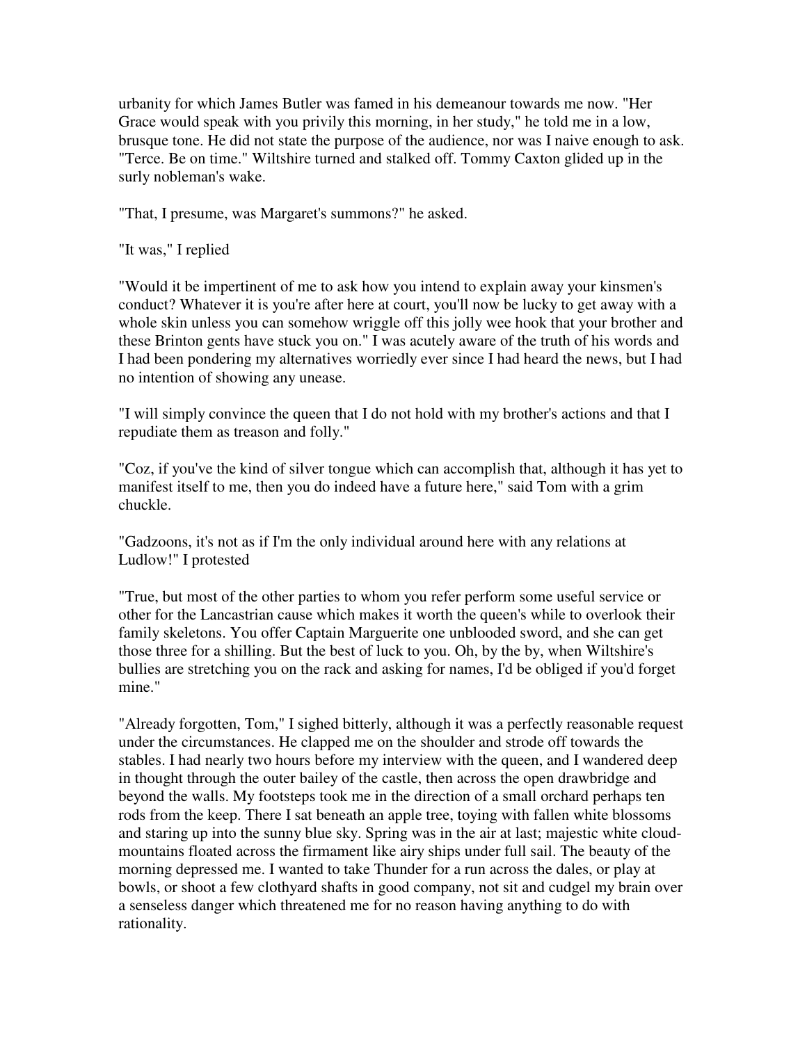urbanity for which James Butler was famed in his demeanour towards me now. "Her Grace would speak with you privily this morning, in her study," he told me in a low, brusque tone. He did not state the purpose of the audience, nor was I naive enough to ask. "Terce. Be on time." Wiltshire turned and stalked off. Tommy Caxton glided up in the surly nobleman's wake.

"That, I presume, was Margaret's summons?" he asked.

"It was," I replied

"Would it be impertinent of me to ask how you intend to explain away your kinsmen's conduct? Whatever it is you're after here at court, you'll now be lucky to get away with a whole skin unless you can somehow wriggle off this jolly wee hook that your brother and these Brinton gents have stuck you on." I was acutely aware of the truth of his words and I had been pondering my alternatives worriedly ever since I had heard the news, but I had no intention of showing any unease.

"I will simply convince the queen that I do not hold with my brother's actions and that I repudiate them as treason and folly."

"Coz, if you've the kind of silver tongue which can accomplish that, although it has yet to manifest itself to me, then you do indeed have a future here," said Tom with a grim chuckle.

"Gadzoons, it's not as if I'm the only individual around here with any relations at Ludlow!" I protested

"True, but most of the other parties to whom you refer perform some useful service or other for the Lancastrian cause which makes it worth the queen's while to overlook their family skeletons. You offer Captain Marguerite one unblooded sword, and she can get those three for a shilling. But the best of luck to you. Oh, by the by, when Wiltshire's bullies are stretching you on the rack and asking for names, I'd be obliged if you'd forget mine."

"Already forgotten, Tom," I sighed bitterly, although it was a perfectly reasonable request under the circumstances. He clapped me on the shoulder and strode off towards the stables. I had nearly two hours before my interview with the queen, and I wandered deep in thought through the outer bailey of the castle, then across the open drawbridge and beyond the walls. My footsteps took me in the direction of a small orchard perhaps ten rods from the keep. There I sat beneath an apple tree, toying with fallen white blossoms and staring up into the sunny blue sky. Spring was in the air at last; majestic white cloud-mountains floated across the firmament like airy ships under full sail. The beauty of the morning depressed me. I wanted to take Thunder for a run across the dales, or play at bowls, or shoot a few clothyard shafts in good company, not sit and cudgel my brain over a senseless danger which threatened me for no reason having anything to do with rationality.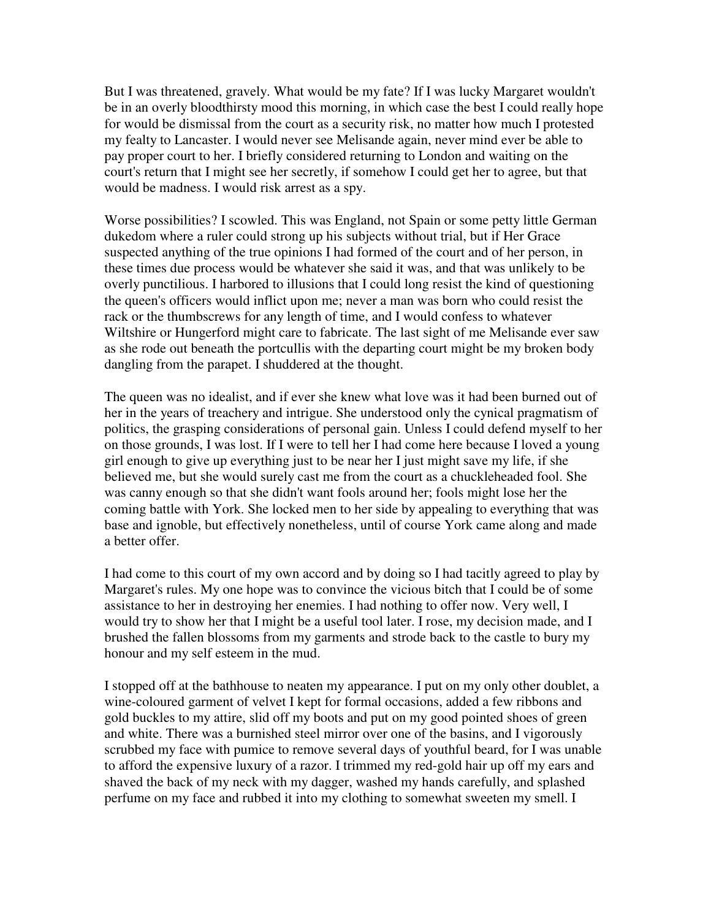But I was threatened, gravely. What would be my fate? If I was lucky Margaret wouldn't be in an overly bloodthirsty mood this morning, in which case the best I could really hope for would be dismissal from the court as a security risk, no matter how much I protested my fealty to Lancaster. I would never see Melisande again, never mind ever be able to pay proper court to her. I briefly considered returning to London and waiting on the court's return that I might see her secretly, if somehow I could get her to agree, but that would be madness. I would risk arrest as a spy.

Worse possibilities? I scowled. This was England, not Spain or some petty little German dukedom where a ruler could strong up his subjects without trial, but if Her Grace suspected anything of the true opinions I had formed of the court and of her person, in these times due process would be whatever she said it was, and that was unlikely to be overly punctilious. I harbored to illusions that I could long resist the kind of questioning the queen's officers would inflict upon me; never a man was born who could resist the rack or the thumbscrews for any length of time, and I would confess to whatever Wiltshire or Hungerford might care to fabricate. The last sight of me Melisande ever saw as she rode out beneath the portcullis with the departing court might be my broken body dangling from the parapet. I shuddered at the thought.

The queen was no idealist, and if ever she knew what love was it had been burned out of her in the years of treachery and intrigue. She understood only the cynical pragmatism of politics, the grasping considerations of personal gain. Unless I could defend myself to her on those grounds, I was lost. If I were to tell her I had come here because I loved a young girl enough to give up everything just to be near her I just might save my life, if she believed me, but she would surely cast me from the court as a chuckleheaded fool. She was canny enough so that she didn't want fools around her; fools might lose her the coming battle with York. She locked men to her side by appealing to everything that was base and ignoble, but effectively nonetheless, until of course York came along and made a better offer.

I had come to this court of my own accord and by doing so I had tacitly agreed to play by Margaret's rules. My one hope was to convince the vicious bitch that I could be of some assistance to her in destroying her enemies. I had nothing to offer now. Very well, I would try to show her that I might be a useful tool later. I rose, my decision made, and I brushed the fallen blossoms from my garments and strode back to the castle to bury my honour and my self esteem in the mud.

I stopped off at the bathhouse to neaten my appearance. I put on my only other doublet, a wine-coloured garment of velvet I kept for formal occasions, added a few ribbons and gold buckles to my attire, slid off my boots and put on my good pointed shoes of green and white. There was a burnished steel mirror over one of the basins, and I vigorously scrubbed my face with pumice to remove several days of youthful beard, for I was unable to afford the expensive luxury of a razor. I trimmed my red-gold hair up off my ears and shaved the back of my neck with my dagger, washed my hands carefully, and splashed perfume on my face and rubbed it into my clothing to somewhat sweeten my smell. I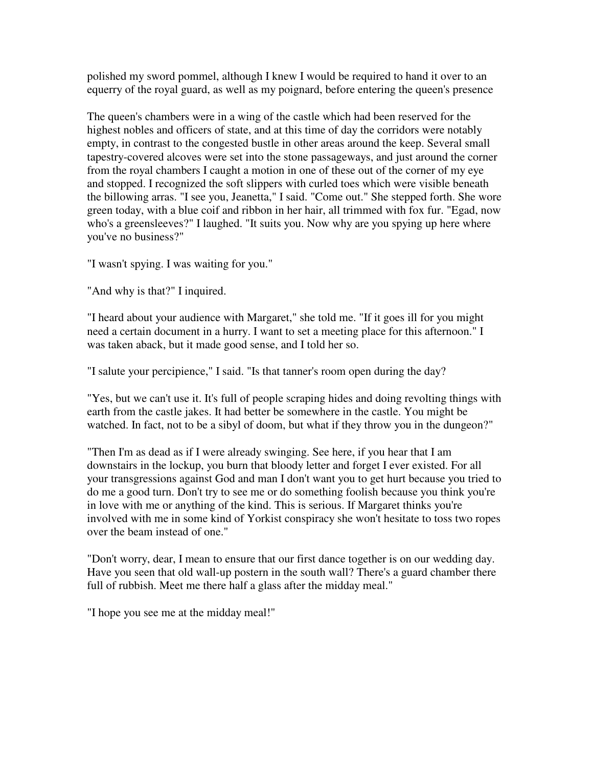polished my sword pommel, although I knew I would be required to hand it over to an equerry of the royal guard, as well as my poignard, before entering the queen's presence

The queen's chambers were in a wing of the castle which had been reserved for the highest nobles and officers of state, and at this time of day the corridors were notably empty, in contrast to the congested bustle in other areas around the keep. Several small tapestry-covered alcoves were set into the stone passageways, and just around the corner from the royal chambers I caught a motion in one of these out of the corner of my eye and stopped. I recognized the soft slippers with curled toes which were visible beneath the billowing arras. "I see you, Jeanetta," I said. "Come out." She stepped forth. She wore green today, with a blue coif and ribbon in her hair, all trimmed with fox fur. "Egad, now who's a greensleeves?" I laughed. "It suits you. Now why are you spying up here where you've no business?"

"I wasn't spying. I was waiting for you."

"And why is that?" I inquired.

"I heard about your audience with Margaret," she told me. "If it goes ill for you might need a certain document in a hurry. I want to set a meeting place for this afternoon." I was taken aback, but it made good sense, and I told her so.

"I salute your percipience," I said. "Is that tanner's room open during the day?

"Yes, but we can't use it. It's full of people scraping hides and doing revolting things with earth from the castle jakes. It had better be somewhere in the castle. You might be watched. In fact, not to be a sibyl of doom, but what if they throw you in the dungeon?"

"Then I'm as dead as if I were already swinging. See here, if you hear that I am downstairs in the lockup, you burn that bloody letter and forget I ever existed. For all your transgressions against God and man I don't want you to get hurt because you tried to do me a good turn. Don't try to see me or do something foolish because you think you're in love with me or anything of the kind. This is serious. If Margaret thinks you're involved with me in some kind of Yorkist conspiracy she won't hesitate to toss two ropes over the beam instead of one."

"Don't worry, dear, I mean to ensure that our first dance together is on our wedding day. Have you seen that old wall-up postern in the south wall? There's a guard chamber there full of rubbish. Meet me there half a glass after the midday meal."

"I hope you see me at the midday meal!"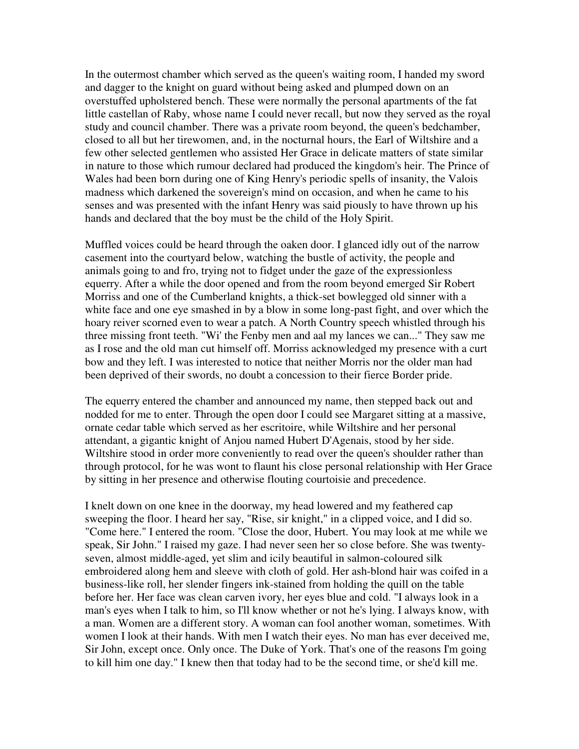In the outermost chamber which served as the queen's waiting room, I handed my sword and dagger to the knight on guard without being asked and plumped down on an overstuffed upholstered bench. These were normally the personal apartments of the fat little castellan of Raby, whose name I could never recall, but now they served as the royal study and council chamber. There was a private room beyond, the queen's bedchamber, closed to all but her tirewomen, and, in the nocturnal hours, the Earl of Wiltshire and a few other selected gentlemen who assisted Her Grace in delicate matters of state similar in nature to those which rumour declared had produced the kingdom's heir. The Prince of Wales had been born during one of King Henry's periodic spells of insanity, the Valois madness which darkened the sovereign's mind on occasion, and when he came to his senses and was presented with the infant Henry was said piously to have thrown up his hands and declared that the boy must be the child of the Holy Spirit.

Muffled voices could be heard through the oaken door. I glanced idly out of the narrow casement into the courtyard below, watching the bustle of activity, the people and animals going to and fro, trying not to fidget under the gaze of the expressionless equerry. After a while the door opened and from the room beyond emerged Sir Robert Morriss and one of the Cumberland knights, a thick-set bowlegged old sinner with a white face and one eye smashed in by a blow in some long-past fight, and over which the hoary reiver scorned even to wear a patch. A North Country speech whistled through his three missing front teeth. "Wi' the Fenby men and aal my lances we can..." They saw me as I rose and the old man cut himself off. Morriss acknowledged my presence with a curt bow and they left. I was interested to notice that neither Morris nor the older man had been deprived of their swords, no doubt a concession to their fierce Border pride.

The equerry entered the chamber and announced my name, then stepped back out and nodded for me to enter. Through the open door I could see Margaret sitting at a massive, ornate cedar table which served as her escritoire, while Wiltshire and her personal attendant, a gigantic knight of Anjou named Hubert D'Agenais, stood by her side. Wiltshire stood in order more conveniently to read over the queen's shoulder rather than through protocol, for he was wont to flaunt his close personal relationship with Her Grace by sitting in her presence and otherwise flouting courtoisie and precedence.

I knelt down on one knee in the doorway, my head lowered and my feathered cap sweeping the floor. I heard her say, "Rise, sir knight," in a clipped voice, and I did so. "Come here." I entered the room. "Close the door, Hubert. You may look at me while we speak, Sir John." I raised my gaze. I had never seen her so close before. She was twenty-seven, almost middle-aged, yet slim and icily beautiful in salmon-coloured silk embroidered along hem and sleeve with cloth of gold. Her ash-blond hair was coifed in a business-like roll, her slender fingers ink-stained from holding the quill on the table before her. Her face was clean carven ivory, her eyes blue and cold. "I always look in a man's eyes when I talk to him, so I'll know whether or not he's lying. I always know, with a man. Women are a different story. A woman can fool another woman, sometimes. With women I look at their hands. With men I watch their eyes. No man has ever deceived me, Sir John, except once. Only once. The Duke of York. That's one of the reasons I'm going to kill him one day." I knew then that today had to be the second time, or she'd kill me.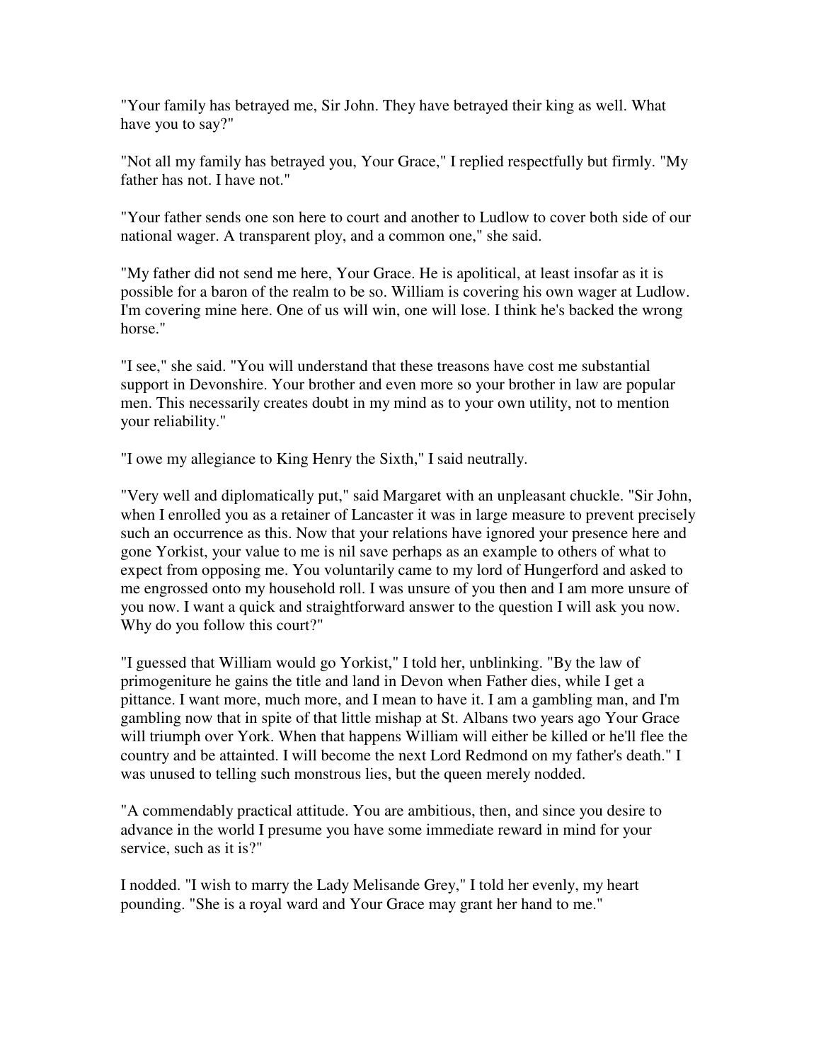"Your family has betrayed me, Sir John. They have betrayed their king as well. What have you to say?"

"Not all my family has betrayed you, Your Grace," I replied respectfully but firmly. "My father has not. I have not."

"Your father sends one son here to court and another to Ludlow to cover both side of our national wager. A transparent ploy, and a common one," she said.

"My father did not send me here, Your Grace. He is apolitical, at least insofar as it is possible for a baron of the realm to be so. William is covering his own wager at Ludlow. I'm covering mine here. One of us will win, one will lose. I think he's backed the wrong horse."

"I see," she said. "You will understand that these treasons have cost me substantial support in Devonshire. Your brother and even more so your brother in law are popular men. This necessarily creates doubt in my mind as to your own utility, not to mention your reliability."

"I owe my allegiance to King Henry the Sixth," I said neutrally.

"Very well and diplomatically put," said Margaret with an unpleasant chuckle. "Sir John, when I enrolled you as a retainer of Lancaster it was in large measure to prevent precisely such an occurrence as this. Now that your relations have ignored your presence here and gone Yorkist, your value to me is nil save perhaps as an example to others of what to expect from opposing me. You voluntarily came to my lord of Hungerford and asked to me engrossed onto my household roll. I was unsure of you then and I am more unsure of you now. I want a quick and straightforward answer to the question I will ask you now. Why do you follow this court?"

"I guessed that William would go Yorkist," I told her, unblinking. "By the law of primogeniture he gains the title and land in Devon when Father dies, while I get a pittance. I want more, much more, and I mean to have it. I am a gambling man, and I'm gambling now that in spite of that little mishap at St. Albans two years ago Your Grace will triumph over York. When that happens William will either be killed or he'll flee the country and be attainted. I will become the next Lord Redmond on my father's death." I was unused to telling such monstrous lies, but the queen merely nodded.

"A commendably practical attitude. You are ambitious, then, and since you desire to advance in the world I presume you have some immediate reward in mind for your service, such as it is?"

I nodded. "I wish to marry the Lady Melisande Grey," I told her evenly, my heart pounding. "She is a royal ward and Your Grace may grant her hand to me."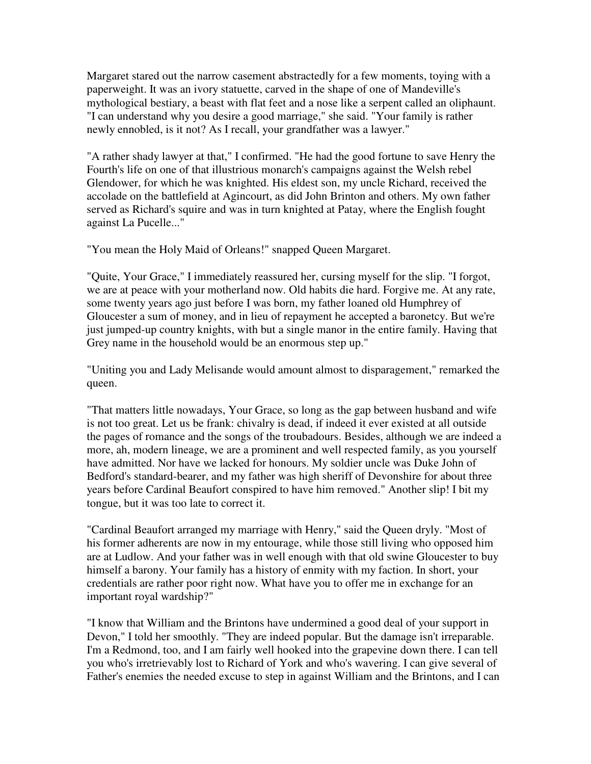Margaret stared out the narrow casement abstractedly for a few moments, toying with a paperweight. It was an ivory statuette, carved in the shape of one of Mandeville's mythological bestiary, a beast with flat feet and a nose like a serpent called an oliphaunt. "I can understand why you desire a good marriage," she said. "Your family is rather newly ennobled, is it not? As I recall, your grandfather was a lawyer."

"A rather shady lawyer at that," I confirmed. "He had the good fortune to save Henry the Fourth's life on one of that illustrious monarch's campaigns against the Welsh rebel Glendower, for which he was knighted. His eldest son, my uncle Richard, received the accolade on the battlefield at Agincourt, as did John Brinton and others. My own father served as Richard's squire and was in turn knighted at Patay, where the English fought against La Pucelle..."

"You mean the Holy Maid of Orleans!" snapped Queen Margaret.

"Quite, Your Grace," I immediately reassured her, cursing myself for the slip. "I forgot, we are at peace with your motherland now. Old habits die hard. Forgive me. At any rate, some twenty years ago just before I was born, my father loaned old Humphrey of Gloucester a sum of money, and in lieu of repayment he accepted a baronetcy. But we're just jumped-up country knights, with but a single manor in the entire family. Having that Grey name in the household would be an enormous step up."

"Uniting you and Lady Melisande would amount almost to disparagement," remarked the queen.

"That matters little nowadays, Your Grace, so long as the gap between husband and wife is not too great. Let us be frank: chivalry is dead, if indeed it ever existed at all outside the pages of romance and the songs of the troubadours. Besides, although we are indeed a more, ah, modern lineage, we are a prominent and well respected family, as you yourself have admitted. Nor have we lacked for honours. My soldier uncle was Duke John of Bedford's standard-bearer, and my father was high sheriff of Devonshire for about three years before Cardinal Beaufort conspired to have him removed." Another slip! I bit my tongue, but it was too late to correct it.

"Cardinal Beaufort arranged my marriage with Henry," said the Queen dryly. "Most of his former adherents are now in my entourage, while those still living who opposed him are at Ludlow. And your father was in well enough with that old swine Gloucester to buy himself a barony. Your family has a history of enmity with my faction. In short, your credentials are rather poor right now. What have you to offer me in exchange for an important royal wardship?"

"I know that William and the Brintons have undermined a good deal of your support in Devon," I told her smoothly. "They are indeed popular. But the damage isn't irreparable. I'm a Redmond, too, and I am fairly well hooked into the grapevine down there. I can tell you who's irretrievably lost to Richard of York and who's wavering. I can give several of Father's enemies the needed excuse to step in against William and the Brintons, and I can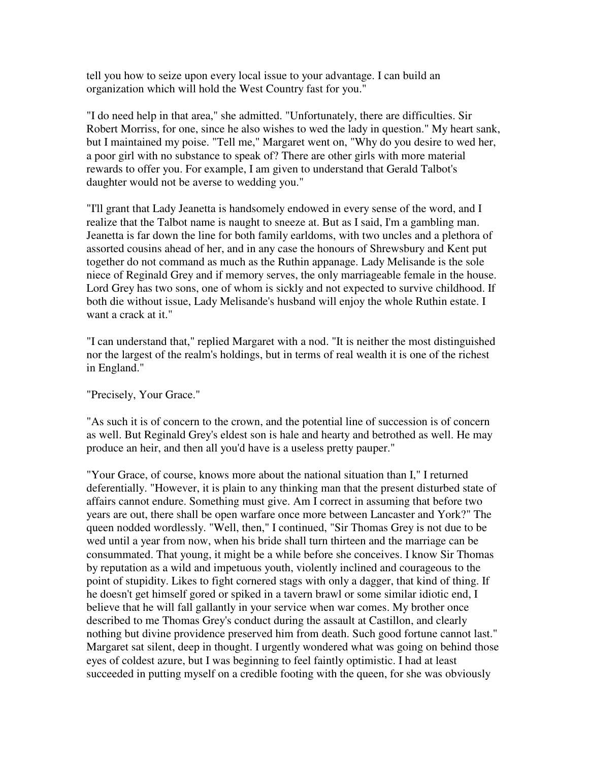tell you how to seize upon every local issue to your advantage. I can build an organization which will hold the West Country fast for you."

"I do need help in that area," she admitted. "Unfortunately, there are difficulties. Sir Robert Morriss, for one, since he also wishes to wed the lady in question." My heart sank, but I maintained my poise. "Tell me," Margaret went on, "Why do you desire to wed her, a poor girl with no substance to speak of? There are other girls with more material rewards to offer you. For example, I am given to understand that Gerald Talbot's daughter would not be averse to wedding you."

"I'll grant that Lady Jeanetta is handsomely endowed in every sense of the word, and I realize that the Talbot name is naught to sneeze at. But as I said, I'm a gambling man. Jeanetta is far down the line for both family earldoms, with two uncles and a plethora of assorted cousins ahead of her, and in any case the honours of Shrewsbury and Kent put together do not command as much as the Ruthin appanage. Lady Melisande is the sole niece of Reginald Grey and if memory serves, the only marriageable female in the house. Lord Grey has two sons, one of whom is sickly and not expected to survive childhood. If both die without issue, Lady Melisande's husband will enjoy the whole Ruthin estate. I want a crack at it."

"I can understand that," replied Margaret with a nod. "It is neither the most distinguished nor the largest of the realm's holdings, but in terms of real wealth it is one of the richest in England."

"Precisely, Your Grace."

"As such it is of concern to the crown, and the potential line of succession is of concern as well. But Reginald Grey's eldest son is hale and hearty and betrothed as well. He may produce an heir, and then all you'd have is a useless pretty pauper."

"Your Grace, of course, knows more about the national situation than I," I returned deferentially. "However, it is plain to any thinking man that the present disturbed state of affairs cannot endure. Something must give. Am I correct in assuming that before two years are out, there shall be open warfare once more between Lancaster and York?" The queen nodded wordlessly. "Well, then," I continued, "Sir Thomas Grey is not due to be wed until a year from now, when his bride shall turn thirteen and the marriage can be consummated. That young, it might be a while before she conceives. I know Sir Thomas by reputation as a wild and impetuous youth, violently inclined and courageous to the point of stupidity. Likes to fight cornered stags with only a dagger, that kind of thing. If he doesn't get himself gored or spiked in a tavern brawl or some similar idiotic end, I believe that he will fall gallantly in your service when war comes. My brother once described to me Thomas Grey's conduct during the assault at Castillon, and clearly nothing but divine providence preserved him from death. Such good fortune cannot last." Margaret sat silent, deep in thought. I urgently wondered what was going on behind those eyes of coldest azure, but I was beginning to feel faintly optimistic. I had at least succeeded in putting myself on a credible footing with the queen, for she was obviously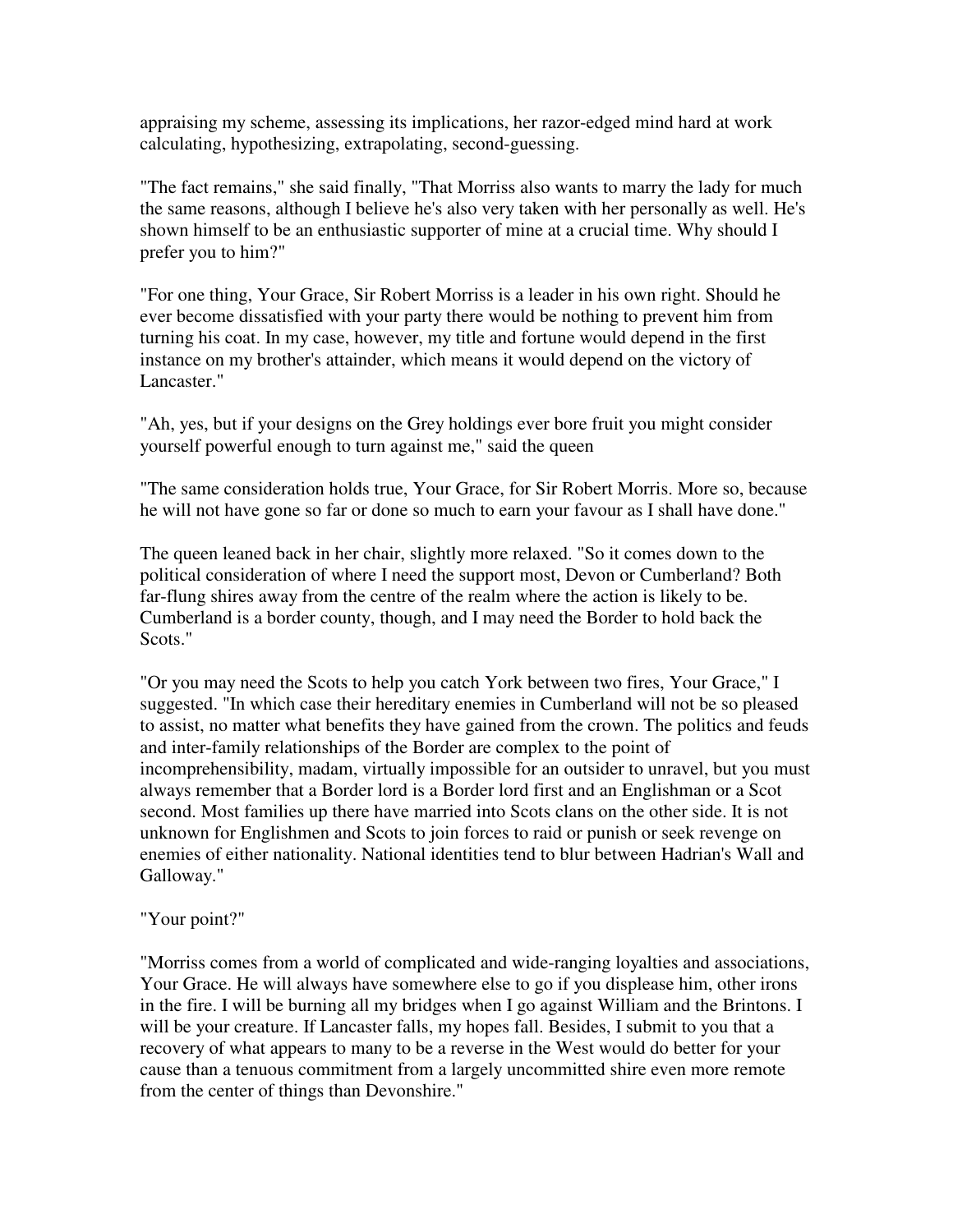appraising my scheme, assessing its implications, her razor-edged mind hard at work calculating, hypothesizing, extrapolating, second-guessing.

"The fact remains," she said finally, "That Morriss also wants to marry the lady for much the same reasons, although I believe he's also very taken with her personally as well. He's shown himself to be an enthusiastic supporter of mine at a crucial time. Why should I prefer you to him?"

"For one thing, Your Grace, Sir Robert Morriss is a leader in his own right. Should he ever become dissatisfied with your party there would be nothing to prevent him from turning his coat. In my case, however, my title and fortune would depend in the first instance on my brother's attainder, which means it would depend on the victory of Lancaster."

"Ah, yes, but if your designs on the Grey holdings ever bore fruit you might consider yourself powerful enough to turn against me," said the queen

"The same consideration holds true, Your Grace, for Sir Robert Morris. More so, because he will not have gone so far or done so much to earn your favour as I shall have done."

The queen leaned back in her chair, slightly more relaxed. "So it comes down to the political consideration of where I need the support most, Devon or Cumberland? Both far-flung shires away from the centre of the realm where the action is likely to be. Cumberland is a border county, though, and I may need the Border to hold back the Scots."

"Or you may need the Scots to help you catch York between two fires, Your Grace," I suggested. "In which case their hereditary enemies in Cumberland will not be so pleased to assist, no matter what benefits they have gained from the crown. The politics and feuds and inter-family relationships of the Border are complex to the point of incomprehensibility, madam, virtually impossible for an outsider to unravel, but you must always remember that a Border lord is a Border lord first and an Englishman or a Scot second. Most families up there have married into Scots clans on the other side. It is not unknown for Englishmen and Scots to join forces to raid or punish or seek revenge on enemies of either nationality. National identities tend to blur between Hadrian's Wall and Galloway."

"Your point?"

"Morriss comes from a world of complicated and wide-ranging loyalties and associations, Your Grace. He will always have somewhere else to go if you displease him, other irons in the fire. I will be burning all my bridges when I go against William and the Brintons. I will be your creature. If Lancaster falls, my hopes fall. Besides, I submit to you that a recovery of what appears to many to be a reverse in the West would do better for your cause than a tenuous commitment from a largely uncommitted shire even more remote from the center of things than Devonshire."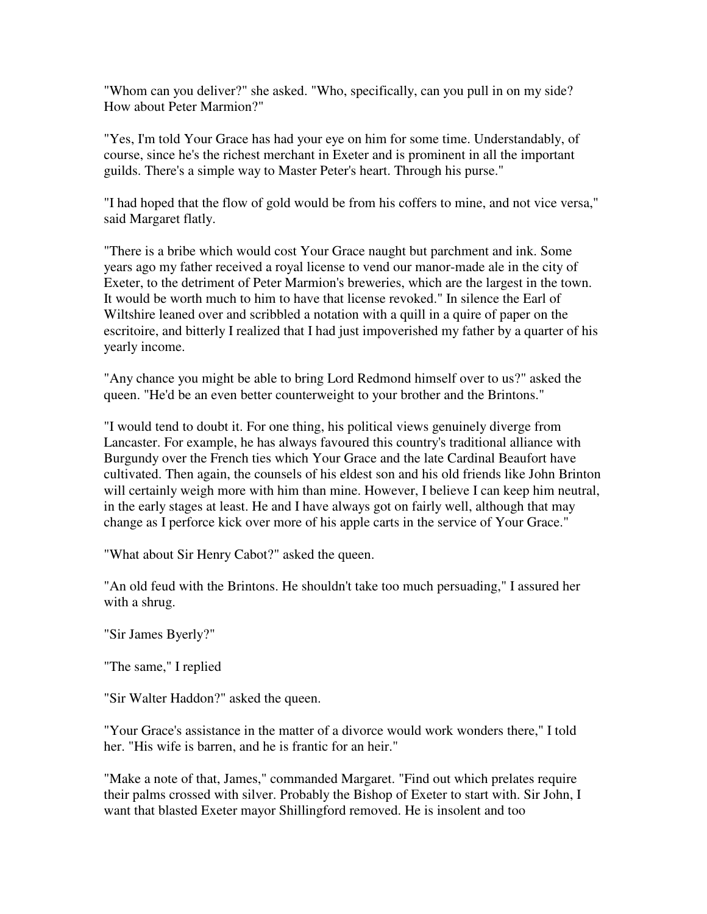"Whom can you deliver?" she asked. "Who, specifically, can you pull in on my side? How about Peter Marmion?"

"Yes, I'm told Your Grace has had your eye on him for some time. Understandably, of course, since he's the richest merchant in Exeter and is prominent in all the important guilds. There's a simple way to Master Peter's heart. Through his purse."

"I had hoped that the flow of gold would be from his coffers to mine, and not vice versa," said Margaret flatly.

"There is a bribe which would cost Your Grace naught but parchment and ink. Some years ago my father received a royal license to vend our manor-made ale in the city of Exeter, to the detriment of Peter Marmion's breweries, which are the largest in the town. It would be worth much to him to have that license revoked." In silence the Earl of Wiltshire leaned over and scribbled a notation with a quill in a quire of paper on the escritoire, and bitterly I realized that I had just impoverished my father by a quarter of his yearly income.

"Any chance you might be able to bring Lord Redmond himself over to us?" asked the queen. "He'd be an even better counterweight to your brother and the Brintons."

"I would tend to doubt it. For one thing, his political views genuinely diverge from Lancaster. For example, he has always favoured this country's traditional alliance with Burgundy over the French ties which Your Grace and the late Cardinal Beaufort have cultivated. Then again, the counsels of his eldest son and his old friends like John Brinton will certainly weigh more with him than mine. However, I believe I can keep him neutral, in the early stages at least. He and I have always got on fairly well, although that may change as I perforce kick over more of his apple carts in the service of Your Grace."

"What about Sir Henry Cabot?" asked the queen.

"An old feud with the Brintons. He shouldn't take too much persuading," I assured her with a shrug.

"Sir James Byerly?"

"The same," I replied

"Sir Walter Haddon?" asked the queen.

"Your Grace's assistance in the matter of a divorce would work wonders there," I told her. "His wife is barren, and he is frantic for an heir."

"Make a note of that, James," commanded Margaret. "Find out which prelates require their palms crossed with silver. Probably the Bishop of Exeter to start with. Sir John, I want that blasted Exeter mayor Shillingford removed. He is insolent and too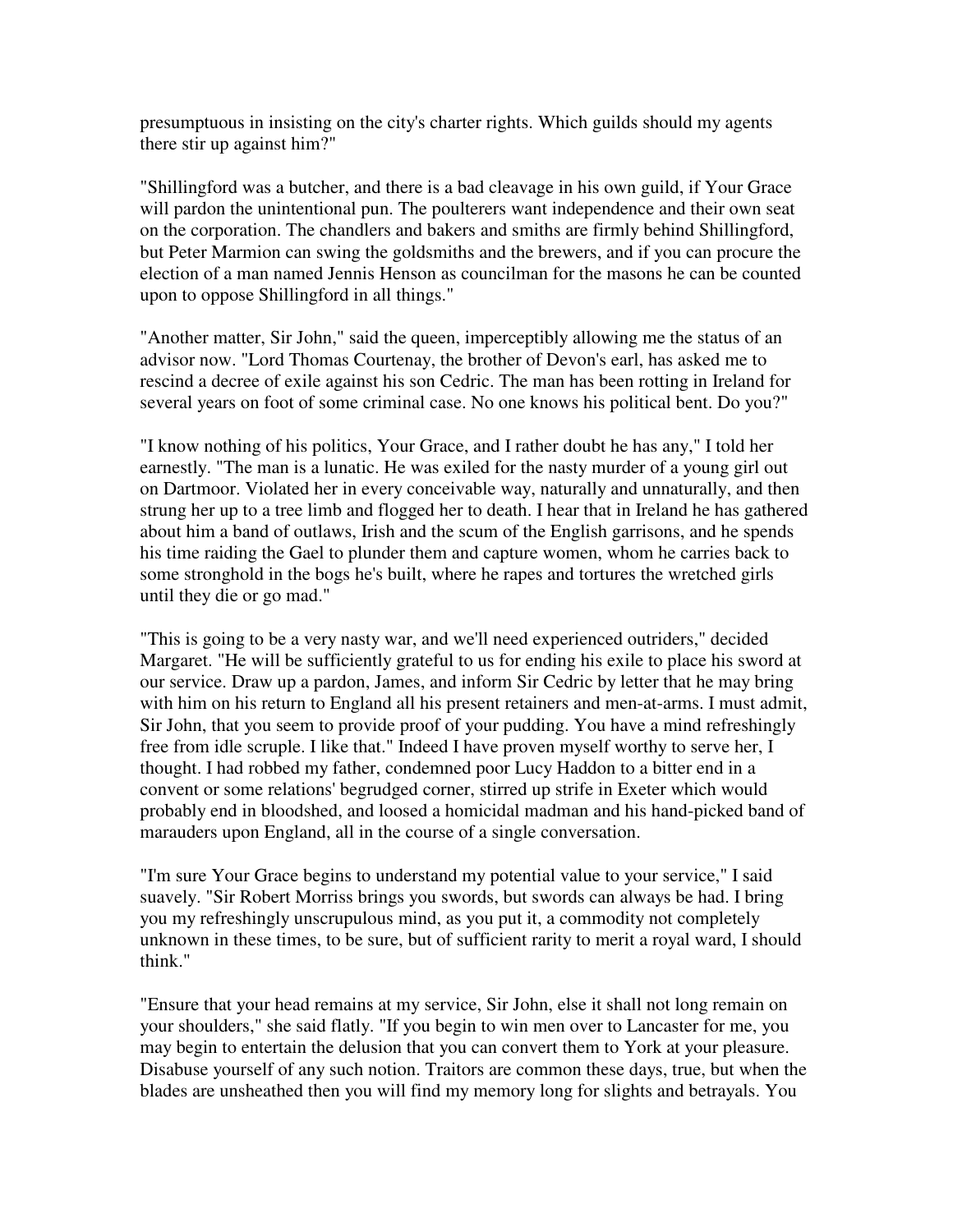presumptuous in insisting on the city's charter rights. Which guilds should my agents there stir up against him?"

"Shillingford was a butcher, and there is a bad cleavage in his own guild, if Your Grace will pardon the unintentional pun. The poulterers want independence and their own seat on the corporation. The chandlers and bakers and smiths are firmly behind Shillingford, but Peter Marmion can swing the goldsmiths and the brewers, and if you can procure the election of a man named Jennis Henson as councilman for the masons he can be counted upon to oppose Shillingford in all things."

"Another matter, Sir John," said the queen, imperceptibly allowing me the status of an advisor now. "Lord Thomas Courtenay, the brother of Devon's earl, has asked me to rescind a decree of exile against his son Cedric. The man has been rotting in Ireland for several years on foot of some criminal case. No one knows his political bent. Do you?"

"I know nothing of his politics, Your Grace, and I rather doubt he has any," I told her earnestly. "The man is a lunatic. He was exiled for the nasty murder of a young girl out on Dartmoor. Violated her in every conceivable way, naturally and unnaturally, and then strung her up to a tree limb and flogged her to death. I hear that in Ireland he has gathered about him a band of outlaws, Irish and the scum of the English garrisons, and he spends his time raiding the Gael to plunder them and capture women, whom he carries back to some stronghold in the bogs he's built, where he rapes and tortures the wretched girls until they die or go mad."

"This is going to be a very nasty war, and we'll need experienced outriders," decided Margaret. "He will be sufficiently grateful to us for ending his exile to place his sword at our service. Draw up a pardon, James, and inform Sir Cedric by letter that he may bring with him on his return to England all his present retainers and men-at-arms. I must admit, Sir John, that you seem to provide proof of your pudding. You have a mind refreshingly free from idle scruple. I like that." Indeed I have proven myself worthy to serve her, I thought. I had robbed my father, condemned poor Lucy Haddon to a bitter end in a convent or some relations' begrudged corner, stirred up strife in Exeter which would probably end in bloodshed, and loosed a homicidal madman and his hand-picked band of marauders upon England, all in the course of a single conversation.

"I'm sure Your Grace begins to understand my potential value to your service," I said suavely. "Sir Robert Morriss brings you swords, but swords can always be had. I bring you my refreshingly unscrupulous mind, as you put it, a commodity not completely unknown in these times, to be sure, but of sufficient rarity to merit a royal ward, I should think."

"Ensure that your head remains at my service, Sir John, else it shall not long remain on your shoulders," she said flatly. "If you begin to win men over to Lancaster for me, you may begin to entertain the delusion that you can convert them to York at your pleasure. Disabuse yourself of any such notion. Traitors are common these days, true, but when the blades are unsheathed then you will find my memory long for slights and betrayals. You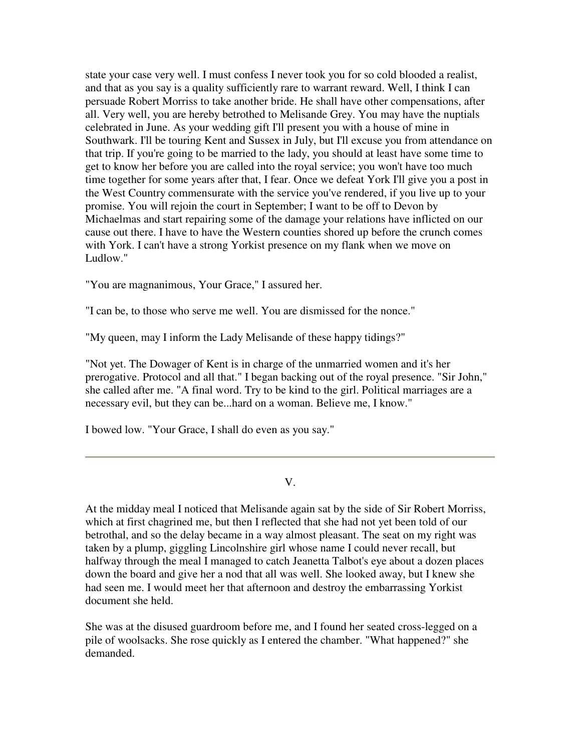state your case very well. I must confess I never took you for so cold blooded a realist, and that as you say is a quality sufficiently rare to warrant reward. Well, I think I can persuade Robert Morriss to take another bride. He shall have other compensations, after all. Very well, you are hereby betrothed to Melisande Grey. You may have the nuptials celebrated in June. As your wedding gift I'll present you with a house of mine in Southwark. I'll be touring Kent and Sussex in July, but I'll excuse you from attendance on that trip. If you're going to be married to the lady, you should at least have some time to get to know her before you are called into the royal service; you won't have too much time together for some years after that, I fear. Once we defeat York I'll give you a post in the West Country commensurate with the service you've rendered, if you live up to your promise. You will rejoin the court in September; I want to be off to Devon by Michaelmas and start repairing some of the damage your relations have inflicted on our cause out there. I have to have the Western counties shored up before the crunch comes with York. I can't have a strong Yorkist presence on my flank when we move on Ludlow."

"You are magnanimous, Your Grace," I assured her.

"I can be, to those who serve me well. You are dismissed for the nonce."

"My queen, may I inform the Lady Melisande of these happy tidings?"

"Not yet. The Dowager of Kent is in charge of the unmarried women and it's her prerogative. Protocol and all that." I began backing out of the royal presence. "Sir John," she called after me. "A final word. Try to be kind to the girl. Political marriages are a necessary evil, but they can be...hard on a woman. Believe me, I know."

I bowed low. "Your Grace, I shall do even as you say."

---

## V.

At the midday meal I noticed that Melisande again sat by the side of Sir Robert Morriss, which at first chagrined me, but then I reflected that she had not yet been told of our betrothal, and so the delay became in a way almost pleasant. The seat on my right was taken by a plump, giggling Lincolnshire girl whose name I could never recall, but halfway through the meal I managed to catch Jeanetta Talbot's eye about a dozen places down the board and give her a nod that all was well. She looked away, but I knew she had seen me. I would meet her that afternoon and destroy the embarrassing Yorkist document she held.

She was at the disused guardroom before me, and I found her seated cross-legged on a pile of woolsacks. She rose quickly as I entered the chamber. "What happened?" she demanded.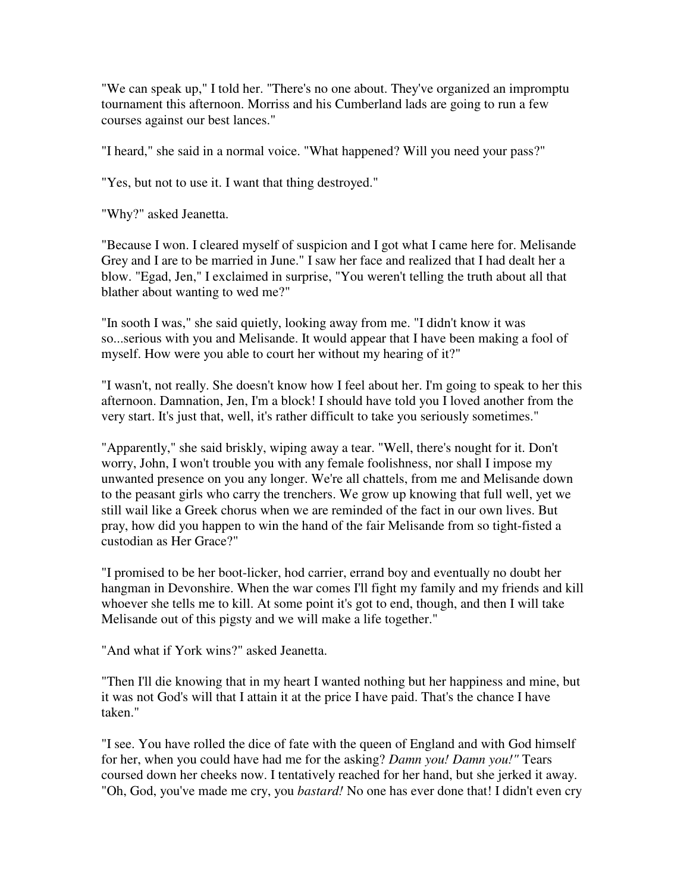"We can speak up," I told her. "There's no one about. They've organized an impromptu tournament this afternoon. Morriss and his Cumberland lads are going to run a few courses against our best lances."

"I heard," she said in a normal voice. "What happened? Will you need your pass?"

"Yes, but not to use it. I want that thing destroyed."

"Why?" asked Jeanetta.

"Because I won. I cleared myself of suspicion and I got what I came here for. Melisande Grey and I are to be married in June." I saw her face and realized that I had dealt her a blow. "Egad, Jen," I exclaimed in surprise, "You weren't telling the truth about all that blather about wanting to wed me?"

"In sooth I was," she said quietly, looking away from me. "I didn't know it was so...serious with you and Melisande. It would appear that I have been making a fool of myself. How were you able to court her without my hearing of it?"

"I wasn't, not really. She doesn't know how I feel about her. I'm going to speak to her this afternoon. Damnation, Jen, I'm a block! I should have told you I loved another from the very start. It's just that, well, it's rather difficult to take you seriously sometimes."

"Apparently," she said briskly, wiping away a tear. "Well, there's nought for it. Don't worry, John, I won't trouble you with any female foolishness, nor shall I impose my unwanted presence on you any longer. We're all chattels, from me and Melisande down to the peasant girls who carry the trenchers. We grow up knowing that full well, yet we still wail like a Greek chorus when we are reminded of the fact in our own lives. But pray, how did you happen to win the hand of the fair Melisande from so tight-fisted a custodian as Her Grace?"

"I promised to be her boot-licker, hod carrier, errand boy and eventually no doubt her hangman in Devonshire. When the war comes I'll fight my family and my friends and kill whoever she tells me to kill. At some point it's got to end, though, and then I will take Melisande out of this pigsty and we will make a life together."

"And what if York wins?" asked Jeanetta.

"Then I'll die knowing that in my heart I wanted nothing but her happiness and mine, but it was not God's will that I attain it at the price I have paid. That's the chance I have taken."

"I see. You have rolled the dice of fate with the queen of England and with God himself for her, when you could have had me for the asking? *Damn you! Damn you!"* Tears coursed down her cheeks now. I tentatively reached for her hand, but she jerked it away. "Oh, God, you've made me cry, you *bastard!* No one has ever done that! I didn't even cry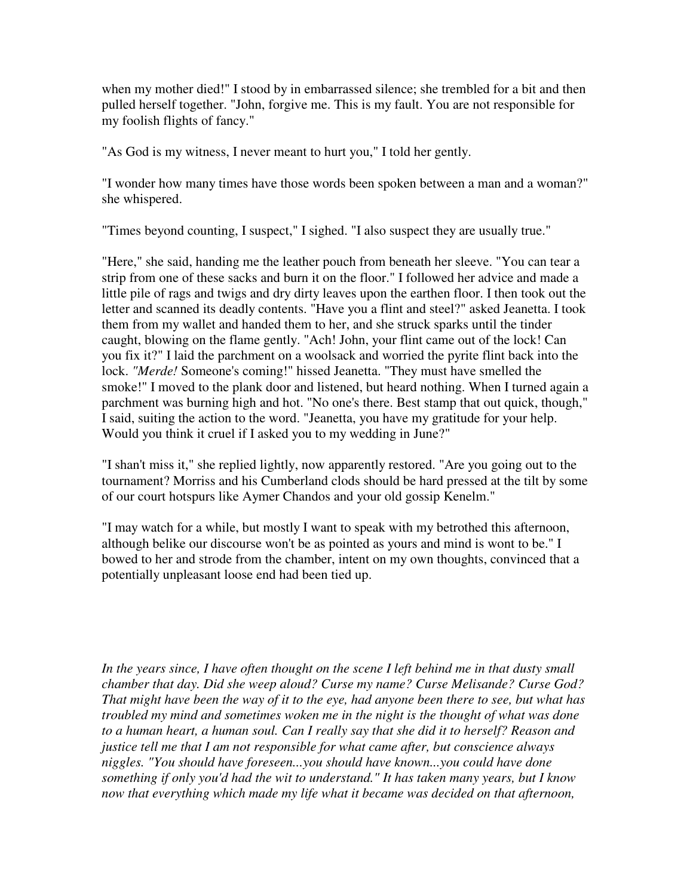when my mother died!" I stood by in embarrassed silence; she trembled for a bit and then pulled herself together. "John, forgive me. This is my fault. You are not responsible for my foolish flights of fancy."

"As God is my witness, I never meant to hurt you," I told her gently.

"I wonder how many times have those words been spoken between a man and a woman?" she whispered.

"Times beyond counting, I suspect," I sighed. "I also suspect they are usually true."

"Here," she said, handing me the leather pouch from beneath her sleeve. "You can tear a strip from one of these sacks and burn it on the floor." I followed her advice and made a little pile of rags and twigs and dry dirty leaves upon the earthen floor. I then took out the letter and scanned its deadly contents. "Have you a flint and steel?" asked Jeanetta. I took them from my wallet and handed them to her, and she struck sparks until the tinder caught, blowing on the flame gently. "Ach! John, your flint came out of the lock! Can you fix it?" I laid the parchment on a woolsack and worried the pyrite flint back into the lock. *"Merde!* Someone's coming!" hissed Jeanetta. "They must have smelled the smoke!" I moved to the plank door and listened, but heard nothing. When I turned again a parchment was burning high and hot. "No one's there. Best stamp that out quick, though," I said, suiting the action to the word. "Jeanetta, you have my gratitude for your help. Would you think it cruel if I asked you to my wedding in June?"

"I shan't miss it," she replied lightly, now apparently restored. "Are you going out to the tournament? Morriss and his Cumberland clods should be hard pressed at the tilt by some of our court hotspurs like Aymer Chandos and your old gossip Kenelm."

"I may watch for a while, but mostly I want to speak with my betrothed this afternoon, although belike our discourse won't be as pointed as yours and mind is wont to be." I bowed to her and strode from the chamber, intent on my own thoughts, convinced that a potentially unpleasant loose end had been tied up.

*In the years since, I have often thought on the scene I left behind me in that dusty small chamber that day. Did she weep aloud? Curse my name? Curse Melisande? Curse God? That might have been the way of it to the eye, had anyone been there to see, but what has troubled my mind and sometimes woken me in the night is the thought of what was done to a human heart, a human soul. Can I really say that she did it to herself? Reason and justice tell me that I am not responsible for what came after, but conscience always niggles. "You should have foreseen...you should have known...you could have done something if only you'd had the wit to understand." It has taken many years, but I know now that everything which made my life what it became was decided on that afternoon,*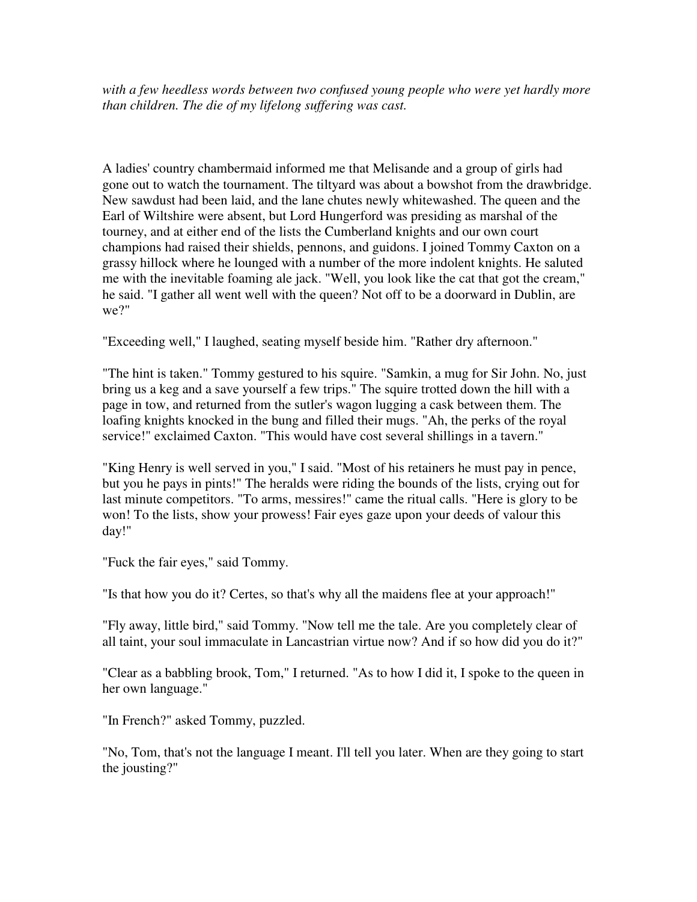*with a few heedless words between two confused young people who were yet hardly more than children. The die of my lifelong suffering was cast.*

A ladies' country chambermaid informed me that Melisande and a group of girls had gone out to watch the tournament. The tiltyard was about a bowshot from the drawbridge. New sawdust had been laid, and the lane chutes newly whitewashed. The queen and the Earl of Wiltshire were absent, but Lord Hungerford was presiding as marshal of the tourney, and at either end of the lists the Cumberland knights and our own court champions had raised their shields, pennons, and guidons. I joined Tommy Caxton on a grassy hillock where he lounged with a number of the more indolent knights. He saluted me with the inevitable foaming ale jack. "Well, you look like the cat that got the cream," he said. "I gather all went well with the queen? Not off to be a doorward in Dublin, are we?"

"Exceeding well," I laughed, seating myself beside him. "Rather dry afternoon."

"The hint is taken." Tommy gestured to his squire. "Samkin, a mug for Sir John. No, just bring us a keg and a save yourself a few trips." The squire trotted down the hill with a page in tow, and returned from the sutler's wagon lugging a cask between them. The loafing knights knocked in the bung and filled their mugs. "Ah, the perks of the royal service!" exclaimed Caxton. "This would have cost several shillings in a tavern."

"King Henry is well served in you," I said. "Most of his retainers he must pay in pence, but you he pays in pints!" The heralds were riding the bounds of the lists, crying out for last minute competitors. "To arms, messires!" came the ritual calls. "Here is glory to be won! To the lists, show your prowess! Fair eyes gaze upon your deeds of valour this day!"

"Fuck the fair eyes," said Tommy.

"Is that how you do it? Certes, so that's why all the maidens flee at your approach!"

"Fly away, little bird," said Tommy. "Now tell me the tale. Are you completely clear of all taint, your soul immaculate in Lancastrian virtue now? And if so how did you do it?"

"Clear as a babbling brook, Tom," I returned. "As to how I did it, I spoke to the queen in her own language."

"In French?" asked Tommy, puzzled.

"No, Tom, that's not the language I meant. I'll tell you later. When are they going to start the jousting?"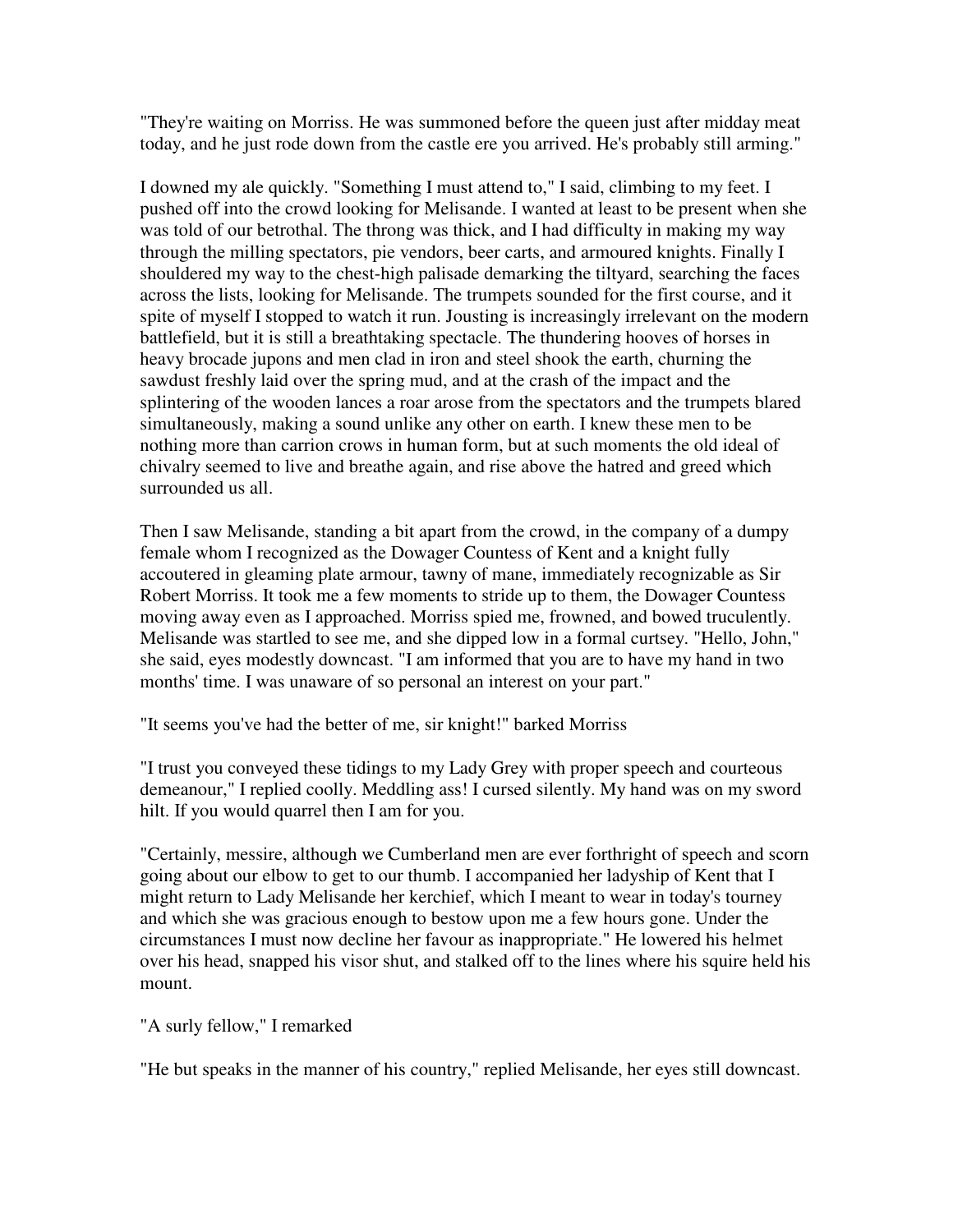"They're waiting on Morriss. He was summoned before the queen just after midday meat today, and he just rode down from the castle ere you arrived. He's probably still arming."

I downed my ale quickly. "Something I must attend to," I said, climbing to my feet. I pushed off into the crowd looking for Melisande. I wanted at least to be present when she was told of our betrothal. The throng was thick, and I had difficulty in making my way through the milling spectators, pie vendors, beer carts, and armoured knights. Finally I shouldered my way to the chest-high palisade demarking the tiltyard, searching the faces across the lists, looking for Melisande. The trumpets sounded for the first course, and it spite of myself I stopped to watch it run. Jousting is increasingly irrelevant on the modern battlefield, but it is still a breathtaking spectacle. The thundering hooves of horses in heavy brocade jupons and men clad in iron and steel shook the earth, churning the sawdust freshly laid over the spring mud, and at the crash of the impact and the splintering of the wooden lances a roar arose from the spectators and the trumpets blared simultaneously, making a sound unlike any other on earth. I knew these men to be nothing more than carrion crows in human form, but at such moments the old ideal of chivalry seemed to live and breathe again, and rise above the hatred and greed which surrounded us all.

Then I saw Melisande, standing a bit apart from the crowd, in the company of a dumpy female whom I recognized as the Dowager Countess of Kent and a knight fully accoutered in gleaming plate armour, tawny of mane, immediately recognizable as Sir Robert Morriss. It took me a few moments to stride up to them, the Dowager Countess moving away even as I approached. Morriss spied me, frowned, and bowed truculently. Melisande was startled to see me, and she dipped low in a formal curtsey. "Hello, John," she said, eyes modestly downcast. "I am informed that you are to have my hand in two months' time. I was unaware of so personal an interest on your part."

"It seems you've had the better of me, sir knight!" barked Morriss

"I trust you conveyed these tidings to my Lady Grey with proper speech and courteous demeanour," I replied coolly. Meddling ass! I cursed silently. My hand was on my sword hilt. If you would quarrel then I am for you.

"Certainly, messire, although we Cumberland men are ever forthright of speech and scorn going about our elbow to get to our thumb. I accompanied her ladyship of Kent that I might return to Lady Melisande her kerchief, which I meant to wear in today's tourney and which she was gracious enough to bestow upon me a few hours gone. Under the circumstances I must now decline her favour as inappropriate." He lowered his helmet over his head, snapped his visor shut, and stalked off to the lines where his squire held his mount.

"A surly fellow," I remarked

"He but speaks in the manner of his country," replied Melisande, her eyes still downcast.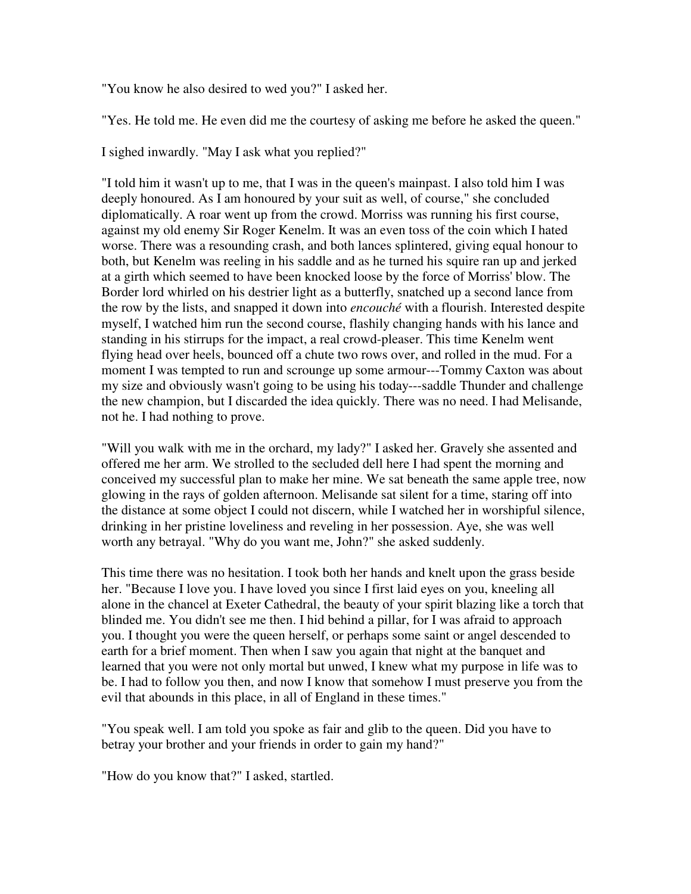"You know he also desired to wed you?" I asked her.

"Yes. He told me. He even did me the courtesy of asking me before he asked the queen."

I sighed inwardly. "May I ask what you replied?"

"I told him it wasn't up to me, that I was in the queen's mainpast. I also told him I was deeply honoured. As I am honoured by your suit as well, of course," she concluded diplomatically. A roar went up from the crowd. Morriss was running his first course, against my old enemy Sir Roger Kenelm. It was an even toss of the coin which I hated worse. There was a resounding crash, and both lances splintered, giving equal honour to both, but Kenelm was reeling in his saddle and as he turned his squire ran up and jerked at a girth which seemed to have been knocked loose by the force of Morriss' blow. The Border lord whirled on his destrier light as a butterfly, snatched up a second lance from the row by the lists, and snapped it down into *encouché* with a flourish. Interested despite myself, I watched him run the second course, flashily changing hands with his lance and standing in his stirrups for the impact, a real crowd-pleaser. This time Kenelm went flying head over heels, bounced off a chute two rows over, and rolled in the mud. For a moment I was tempted to run and scrounge up some armour---Tommy Caxton was about my size and obviously wasn't going to be using his today---saddle Thunder and challenge the new champion, but I discarded the idea quickly. There was no need. I had Melisande, not he. I had nothing to prove.

"Will you walk with me in the orchard, my lady?" I asked her. Gravely she assented and offered me her arm. We strolled to the secluded dell here I had spent the morning and conceived my successful plan to make her mine. We sat beneath the same apple tree, now glowing in the rays of golden afternoon. Melisande sat silent for a time, staring off into the distance at some object I could not discern, while I watched her in worshipful silence, drinking in her pristine loveliness and reveling in her possession. Aye, she was well worth any betrayal. "Why do you want me, John?" she asked suddenly.

This time there was no hesitation. I took both her hands and knelt upon the grass beside her. "Because I love you. I have loved you since I first laid eyes on you, kneeling all alone in the chancel at Exeter Cathedral, the beauty of your spirit blazing like a torch that blinded me. You didn't see me then. I hid behind a pillar, for I was afraid to approach you. I thought you were the queen herself, or perhaps some saint or angel descended to earth for a brief moment. Then when I saw you again that night at the banquet and learned that you were not only mortal but unwed, I knew what my purpose in life was to be. I had to follow you then, and now I know that somehow I must preserve you from the evil that abounds in this place, in all of England in these times."

"You speak well. I am told you spoke as fair and glib to the queen. Did you have to betray your brother and your friends in order to gain my hand?"

"How do you know that?" I asked, startled.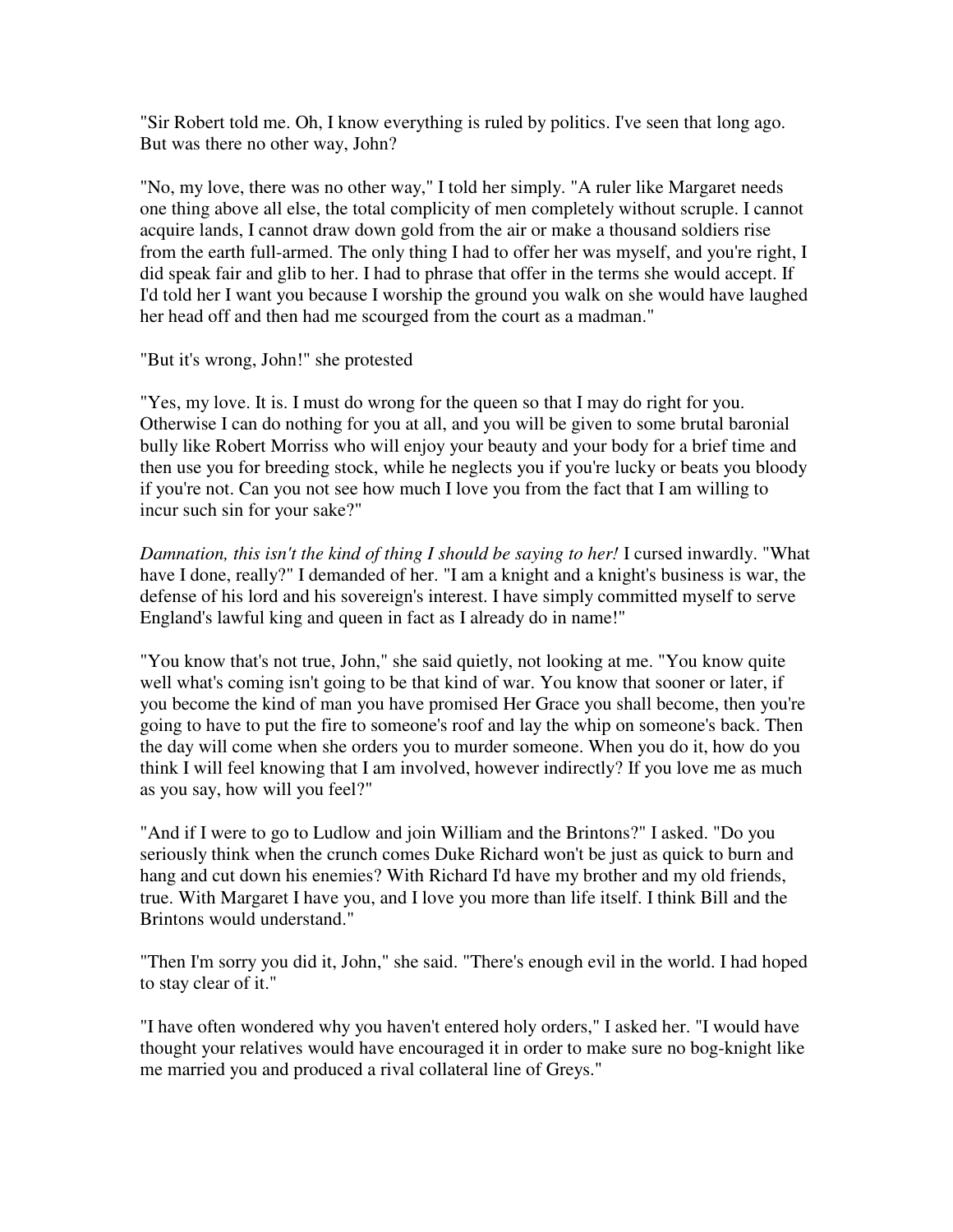"Sir Robert told me. Oh, I know everything is ruled by politics. I've seen that long ago. But was there no other way, John?

"No, my love, there was no other way," I told her simply. "A ruler like Margaret needs one thing above all else, the total complicity of men completely without scruple. I cannot acquire lands, I cannot draw down gold from the air or make a thousand soldiers rise from the earth full-armed. The only thing I had to offer her was myself, and you're right, I did speak fair and glib to her. I had to phrase that offer in the terms she would accept. If I'd told her I want you because I worship the ground you walk on she would have laughed her head off and then had me scourged from the court as a madman."

"But it's wrong, John!" she protested

"Yes, my love. It is. I must do wrong for the queen so that I may do right for you. Otherwise I can do nothing for you at all, and you will be given to some brutal baronial bully like Robert Morriss who will enjoy your beauty and your body for a brief time and then use you for breeding stock, while he neglects you if you're lucky or beats you bloody if you're not. Can you not see how much I love you from the fact that I am willing to incur such sin for your sake?"

*Damnation, this isn't the kind of thing I should be saying to her!* I cursed inwardly. "What have I done, really?" I demanded of her. "I am a knight and a knight's business is war, the defense of his lord and his sovereign's interest. I have simply committed myself to serve England's lawful king and queen in fact as I already do in name!"

"You know that's not true, John," she said quietly, not looking at me. "You know quite well what's coming isn't going to be that kind of war. You know that sooner or later, if you become the kind of man you have promised Her Grace you shall become, then you're going to have to put the fire to someone's roof and lay the whip on someone's back. Then the day will come when she orders you to murder someone. When you do it, how do you think I will feel knowing that I am involved, however indirectly? If you love me as much as you say, how will you feel?"

"And if I were to go to Ludlow and join William and the Brintons?" I asked. "Do you seriously think when the crunch comes Duke Richard won't be just as quick to burn and hang and cut down his enemies? With Richard I'd have my brother and my old friends, true. With Margaret I have you, and I love you more than life itself. I think Bill and the Brintons would understand."

"Then I'm sorry you did it, John," she said. "There's enough evil in the world. I had hoped to stay clear of it."

"I have often wondered why you haven't entered holy orders," I asked her. "I would have thought your relatives would have encouraged it in order to make sure no bog-knight like me married you and produced a rival collateral line of Greys."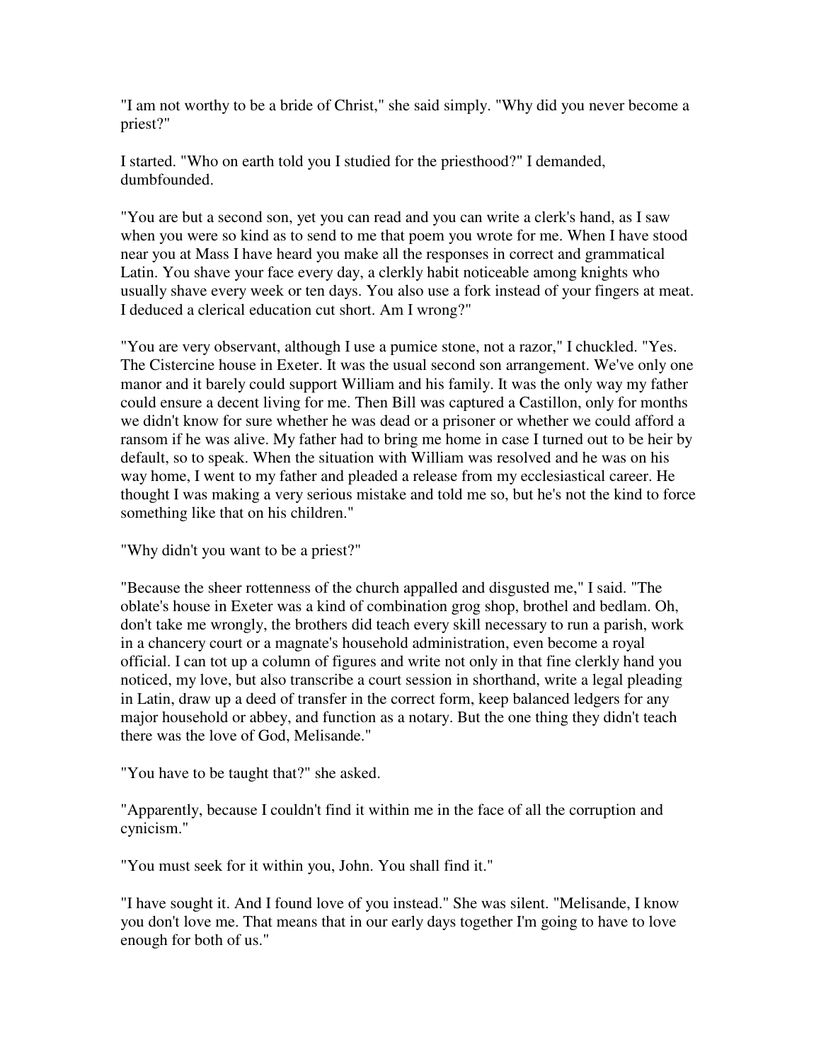"I am not worthy to be a bride of Christ," she said simply. "Why did you never become a priest?"

I started. "Who on earth told you I studied for the priesthood?" I demanded, dumbfounded.

"You are but a second son, yet you can read and you can write a clerk's hand, as I saw when you were so kind as to send to me that poem you wrote for me. When I have stood near you at Mass I have heard you make all the responses in correct and grammatical Latin. You shave your face every day, a clerkly habit noticeable among knights who usually shave every week or ten days. You also use a fork instead of your fingers at meat. I deduced a clerical education cut short. Am I wrong?"

"You are very observant, although I use a pumice stone, not a razor," I chuckled. "Yes. The Cistercine house in Exeter. It was the usual second son arrangement. We've only one manor and it barely could support William and his family. It was the only way my father could ensure a decent living for me. Then Bill was captured a Castillon, only for months we didn't know for sure whether he was dead or a prisoner or whether we could afford a ransom if he was alive. My father had to bring me home in case I turned out to be heir by default, so to speak. When the situation with William was resolved and he was on his way home, I went to my father and pleaded a release from my ecclesiastical career. He thought I was making a very serious mistake and told me so, but he's not the kind to force something like that on his children."

"Why didn't you want to be a priest?"

"Because the sheer rottenness of the church appalled and disgusted me," I said. "The oblate's house in Exeter was a kind of combination grog shop, brothel and bedlam. Oh, don't take me wrongly, the brothers did teach every skill necessary to run a parish, work in a chancery court or a magnate's household administration, even become a royal official. I can tot up a column of figures and write not only in that fine clerkly hand you noticed, my love, but also transcribe a court session in shorthand, write a legal pleading in Latin, draw up a deed of transfer in the correct form, keep balanced ledgers for any major household or abbey, and function as a notary. But the one thing they didn't teach there was the love of God, Melisande."

"You have to be taught that?" she asked.

"Apparently, because I couldn't find it within me in the face of all the corruption and cynicism."

"You must seek for it within you, John. You shall find it."

"I have sought it. And I found love of you instead." She was silent. "Melisande, I know you don't love me. That means that in our early days together I'm going to have to love enough for both of us."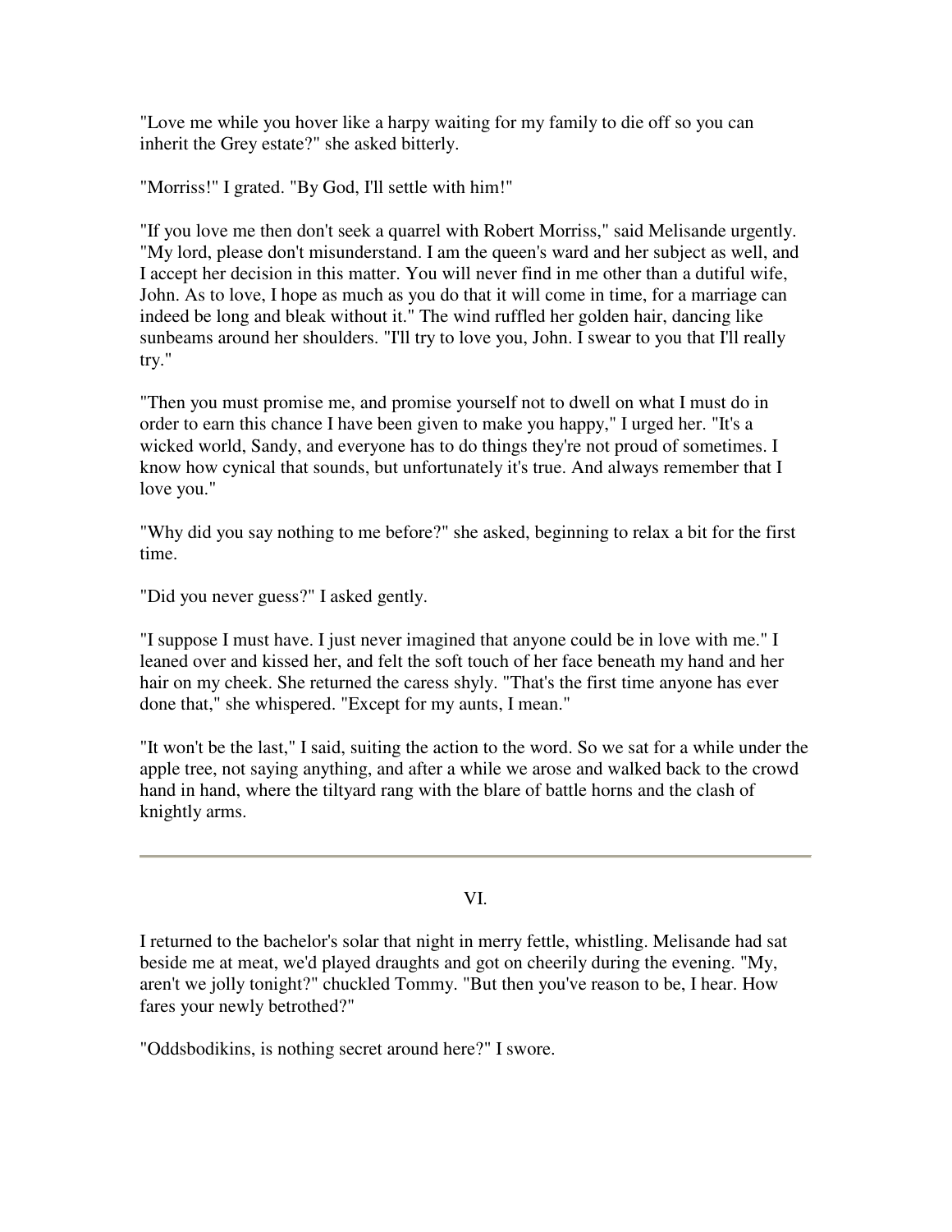"Love me while you hover like a harpy waiting for my family to die off so you can inherit the Grey estate?" she asked bitterly.

"Morriss!" I grated. "By God, I'll settle with him!"

"If you love me then don't seek a quarrel with Robert Morriss," said Melisande urgently. "My lord, please don't misunderstand. I am the queen's ward and her subject as well, and I accept her decision in this matter. You will never find in me other than a dutiful wife, John. As to love, I hope as much as you do that it will come in time, for a marriage can indeed be long and bleak without it." The wind ruffled her golden hair, dancing like sunbeams around her shoulders. "I'll try to love you, John. I swear to you that I'll really try."

"Then you must promise me, and promise yourself not to dwell on what I must do in order to earn this chance I have been given to make you happy," I urged her. "It's a wicked world, Sandy, and everyone has to do things they're not proud of sometimes. I know how cynical that sounds, but unfortunately it's true. And always remember that I love you."

"Why did you say nothing to me before?" she asked, beginning to relax a bit for the first time.

"Did you never guess?" I asked gently.

"I suppose I must have. I just never imagined that anyone could be in love with me." I leaned over and kissed her, and felt the soft touch of her face beneath my hand and her hair on my cheek. She returned the caress shyly. "That's the first time anyone has ever done that," she whispered. "Except for my aunts, I mean."

"It won't be the last," I said, suiting the action to the word. So we sat for a while under the apple tree, not saying anything, and after a while we arose and walked back to the crowd hand in hand, where the tiltyard rang with the blare of battle horns and the clash of knightly arms.

---

## VI.

I returned to the bachelor's solar that night in merry fettle, whistling. Melisande had sat beside me at meat, we'd played draughts and got on cheerily during the evening. "My, aren't we jolly tonight?" chuckled Tommy. "But then you've reason to be, I hear. How fares your newly betrothed?"

"Oddsbodikins, is nothing secret around here?" I swore.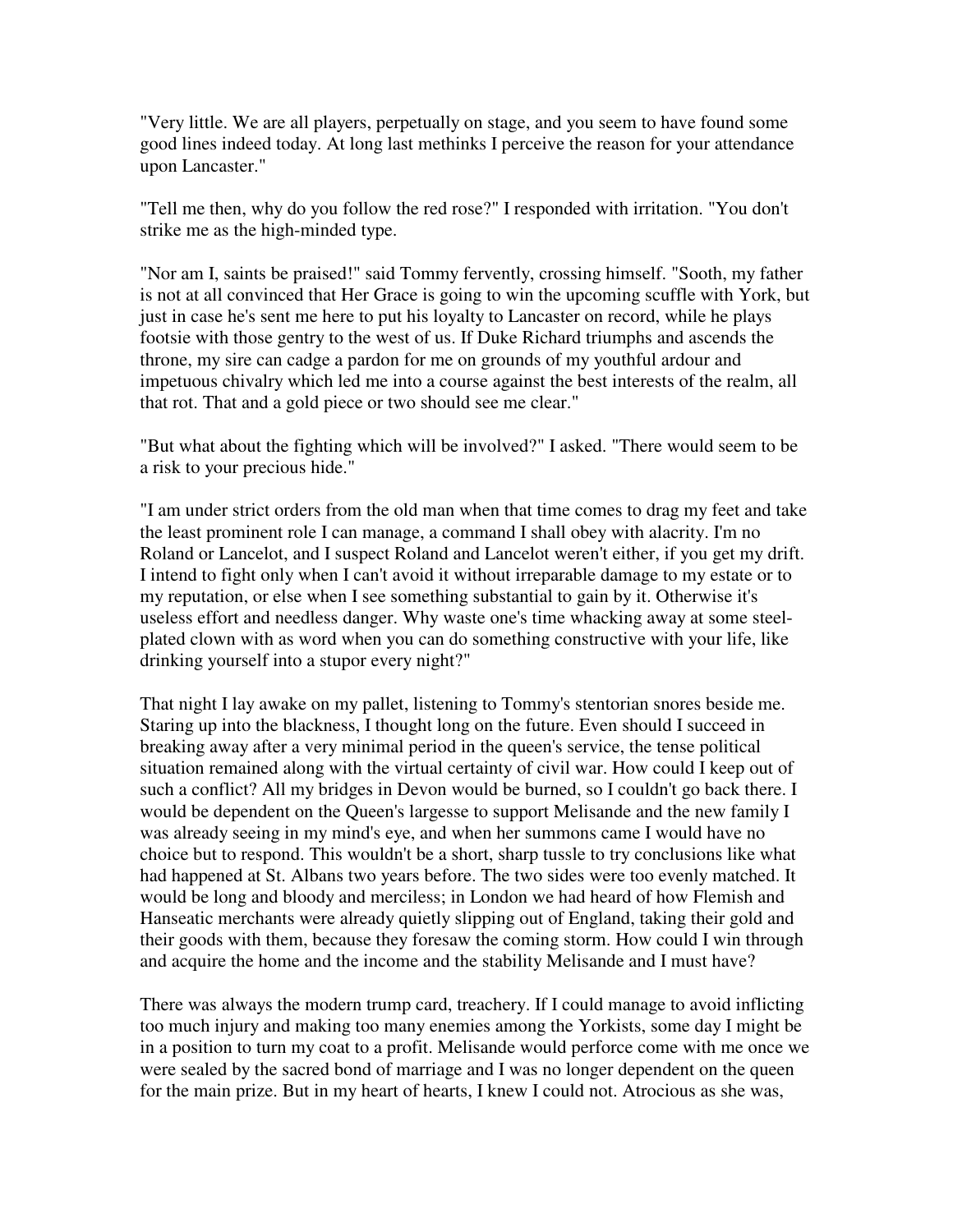"Very little. We are all players, perpetually on stage, and you seem to have found some good lines indeed today. At long last methinks I perceive the reason for your attendance upon Lancaster."

"Tell me then, why do you follow the red rose?" I responded with irritation. "You don't strike me as the high-minded type.

"Nor am I, saints be praised!" said Tommy fervently, crossing himself. "Sooth, my father is not at all convinced that Her Grace is going to win the upcoming scuffle with York, but just in case he's sent me here to put his loyalty to Lancaster on record, while he plays footsie with those gentry to the west of us. If Duke Richard triumphs and ascends the throne, my sire can cadge a pardon for me on grounds of my youthful ardour and impetuous chivalry which led me into a course against the best interests of the realm, all that rot. That and a gold piece or two should see me clear."

"But what about the fighting which will be involved?" I asked. "There would seem to be a risk to your precious hide."

"I am under strict orders from the old man when that time comes to drag my feet and take the least prominent role I can manage, a command I shall obey with alacrity. I'm no Roland or Lancelot, and I suspect Roland and Lancelot weren't either, if you get my drift. I intend to fight only when I can't avoid it without irreparable damage to my estate or to my reputation, or else when I see something substantial to gain by it. Otherwise it's useless effort and needless danger. Why waste one's time whacking away at some steel-plated clown with as word when you can do something constructive with your life, like drinking yourself into a stupor every night?"

That night I lay awake on my pallet, listening to Tommy's stentorian snores beside me. Staring up into the blackness, I thought long on the future. Even should I succeed in breaking away after a very minimal period in the queen's service, the tense political situation remained along with the virtual certainty of civil war. How could I keep out of such a conflict? All my bridges in Devon would be burned, so I couldn't go back there. I would be dependent on the Queen's largesse to support Melisande and the new family I was already seeing in my mind's eye, and when her summons came I would have no choice but to respond. This wouldn't be a short, sharp tussle to try conclusions like what had happened at St. Albans two years before. The two sides were too evenly matched. It would be long and bloody and merciless; in London we had heard of how Flemish and Hanseatic merchants were already quietly slipping out of England, taking their gold and their goods with them, because they foresaw the coming storm. How could I win through and acquire the home and the income and the stability Melisande and I must have?

There was always the modern trump card, treachery. If I could manage to avoid inflicting too much injury and making too many enemies among the Yorkists, some day I might be in a position to turn my coat to a profit. Melisande would perforce come with me once we were sealed by the sacred bond of marriage and I was no longer dependent on the queen for the main prize. But in my heart of hearts, I knew I could not. Atrocious as she was,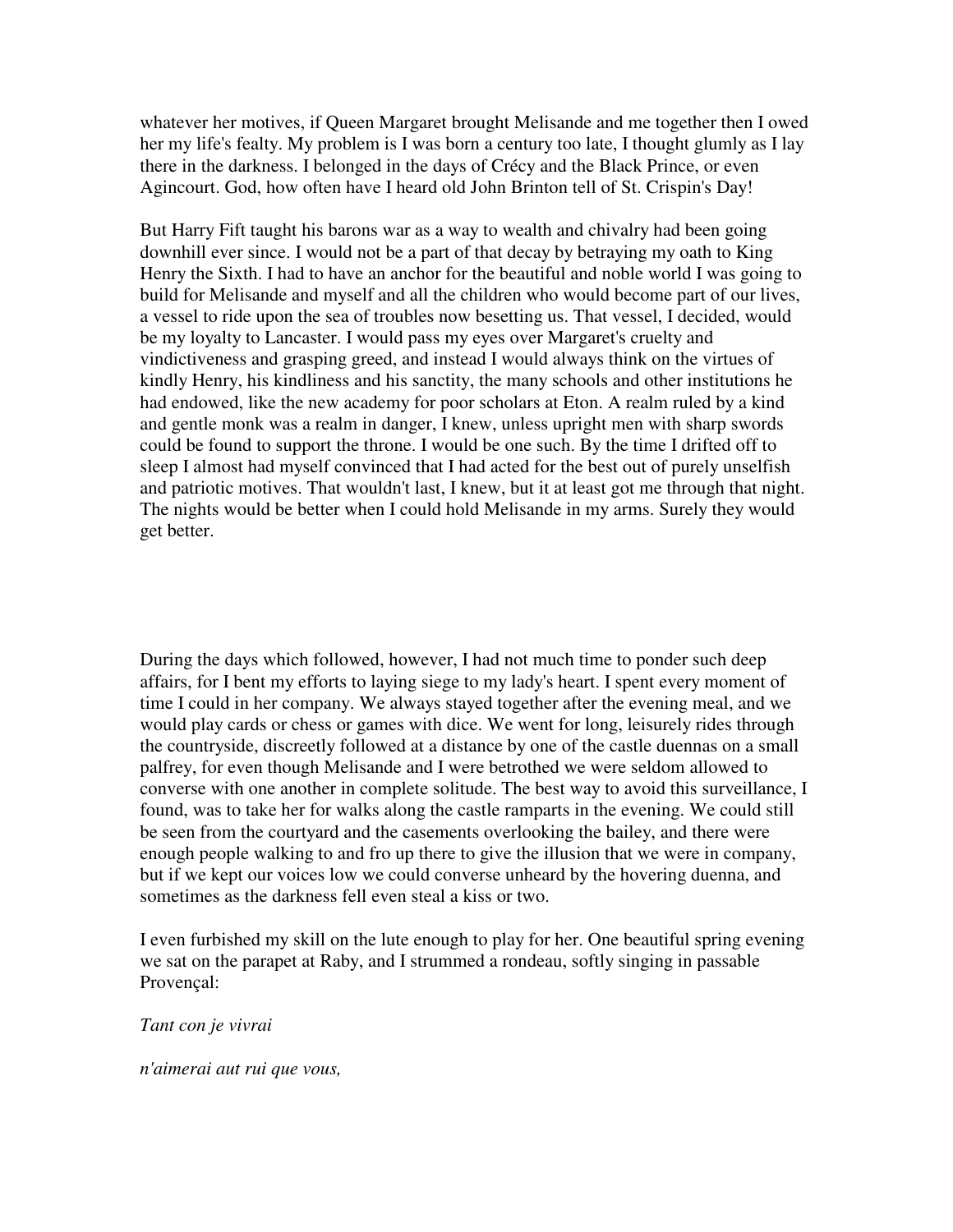whatever her motives, if Queen Margaret brought Melisande and me together then I owed her my life's fealty. My problem is I was born a century too late, I thought glumly as I lay there in the darkness. I belonged in the days of Crécy and the Black Prince, or even Agincourt. God, how often have I heard old John Brinton tell of St. Crispin's Day!

But Harry Fift taught his barons war as a way to wealth and chivalry had been going downhill ever since. I would not be a part of that decay by betraying my oath to King Henry the Sixth. I had to have an anchor for the beautiful and noble world I was going to build for Melisande and myself and all the children who would become part of our lives, a vessel to ride upon the sea of troubles now besetting us. That vessel, I decided, would be my loyalty to Lancaster. I would pass my eyes over Margaret's cruelty and vindictiveness and grasping greed, and instead I would always think on the virtues of kindly Henry, his kindliness and his sanctity, the many schools and other institutions he had endowed, like the new academy for poor scholars at Eton. A realm ruled by a kind and gentle monk was a realm in danger, I knew, unless upright men with sharp swords could be found to support the throne. I would be one such. By the time I drifted off to sleep I almost had myself convinced that I had acted for the best out of purely unselfish and patriotic motives. That wouldn't last, I knew, but it at least got me through that night. The nights would be better when I could hold Melisande in my arms. Surely they would get better.

During the days which followed, however, I had not much time to ponder such deep affairs, for I bent my efforts to laying siege to my lady's heart. I spent every moment of time I could in her company. We always stayed together after the evening meal, and we would play cards or chess or games with dice. We went for long, leisurely rides through the countryside, discreetly followed at a distance by one of the castle duennas on a small palfrey, for even though Melisande and I were betrothed we were seldom allowed to converse with one another in complete solitude. The best way to avoid this surveillance, I found, was to take her for walks along the castle ramparts in the evening. We could still be seen from the courtyard and the casements overlooking the bailey, and there were enough people walking to and fro up there to give the illusion that we were in company, but if we kept our voices low we could converse unheard by the hovering duenna, and sometimes as the darkness fell even steal a kiss or two.

I even furbished my skill on the lute enough to play for her. One beautiful spring evening we sat on the parapet at Raby, and I strummed a rondeau, softly singing in passable Provençal:

*Tant con je vivrai*

*n'aimerai aut rui que vous,*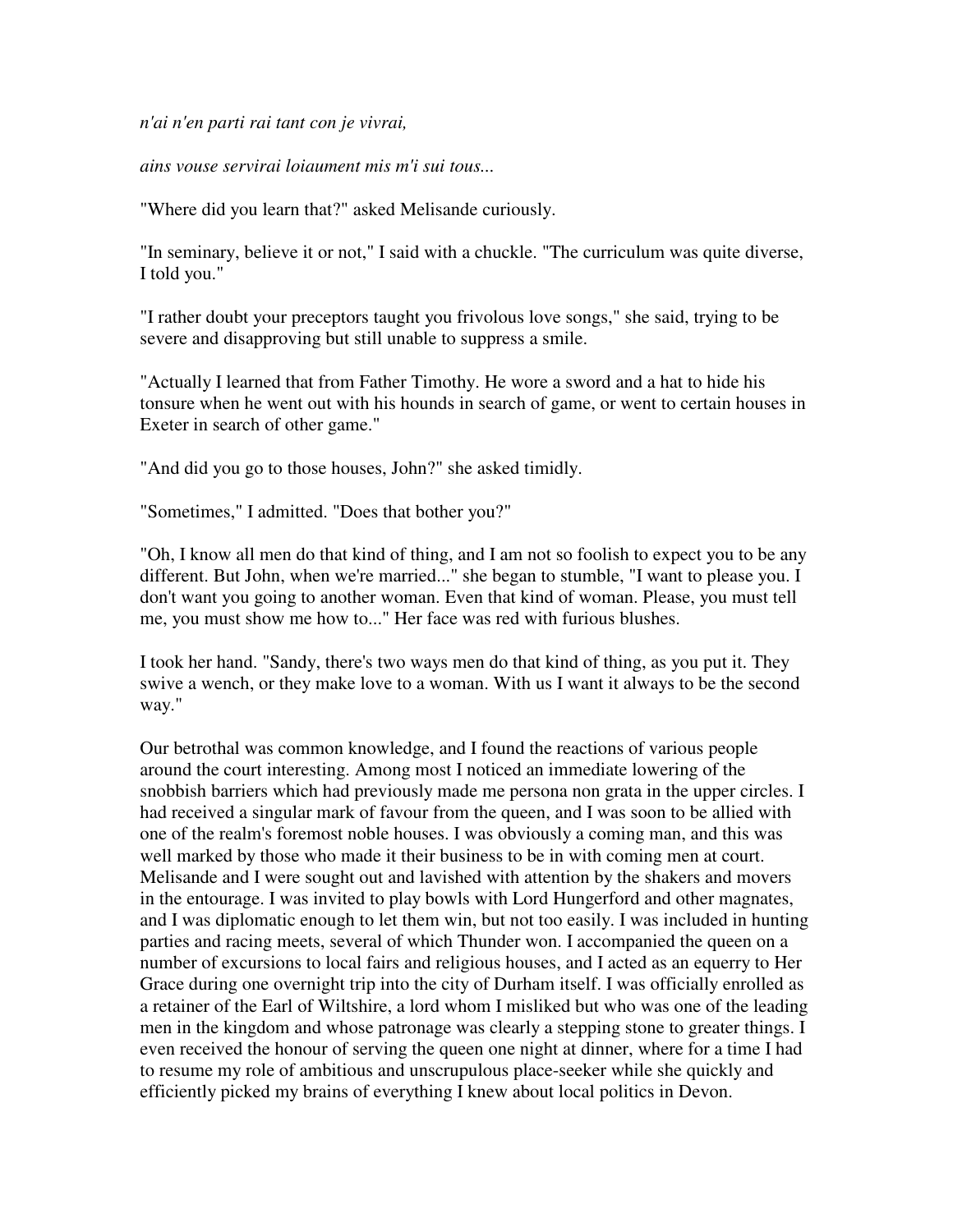*n'ai n'en parti rai tant con je vivrai,*

*ains vouse servirai loiaument mis m'i sui tous...*

"Where did you learn that?" asked Melisande curiously.

"In seminary, believe it or not," I said with a chuckle. "The curriculum was quite diverse, I told you."

"I rather doubt your preceptors taught you frivolous love songs," she said, trying to be severe and disapproving but still unable to suppress a smile.

"Actually I learned that from Father Timothy. He wore a sword and a hat to hide his tonsure when he went out with his hounds in search of game, or went to certain houses in Exeter in search of other game."

"And did you go to those houses, John?" she asked timidly.

"Sometimes," I admitted. "Does that bother you?"

"Oh, I know all men do that kind of thing, and I am not so foolish to expect you to be any different. But John, when we're married..." she began to stumble, "I want to please you. I don't want you going to another woman. Even that kind of woman. Please, you must tell me, you must show me how to..." Her face was red with furious blushes.

I took her hand. "Sandy, there's two ways men do that kind of thing, as you put it. They swive a wench, or they make love to a woman. With us I want it always to be the second way."

Our betrothal was common knowledge, and I found the reactions of various people around the court interesting. Among most I noticed an immediate lowering of the snobbish barriers which had previously made me persona non grata in the upper circles. I had received a singular mark of favour from the queen, and I was soon to be allied with one of the realm's foremost noble houses. I was obviously a coming man, and this was well marked by those who made it their business to be in with coming men at court. Melisande and I were sought out and lavished with attention by the shakers and movers in the entourage. I was invited to play bowls with Lord Hungerford and other magnates, and I was diplomatic enough to let them win, but not too easily. I was included in hunting parties and racing meets, several of which Thunder won. I accompanied the queen on a number of excursions to local fairs and religious houses, and I acted as an equerry to Her Grace during one overnight trip into the city of Durham itself. I was officially enrolled as a retainer of the Earl of Wiltshire, a lord whom I misliked but who was one of the leading men in the kingdom and whose patronage was clearly a stepping stone to greater things. I even received the honour of serving the queen one night at dinner, where for a time I had to resume my role of ambitious and unscrupulous place-seeker while she quickly and efficiently picked my brains of everything I knew about local politics in Devon.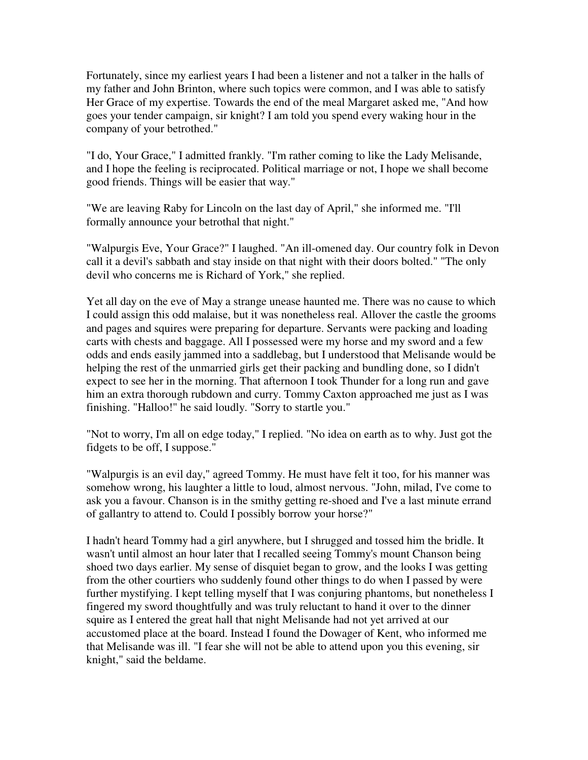Fortunately, since my earliest years I had been a listener and not a talker in the halls of my father and John Brinton, where such topics were common, and I was able to satisfy Her Grace of my expertise. Towards the end of the meal Margaret asked me, "And how goes your tender campaign, sir knight? I am told you spend every waking hour in the company of your betrothed."

"I do, Your Grace," I admitted frankly. "I'm rather coming to like the Lady Melisande, and I hope the feeling is reciprocated. Political marriage or not, I hope we shall become good friends. Things will be easier that way."

"We are leaving Raby for Lincoln on the last day of April," she informed me. "I'll formally announce your betrothal that night."

"Walpurgis Eve, Your Grace?" I laughed. "An ill-omened day. Our country folk in Devon call it a devil's sabbath and stay inside on that night with their doors bolted." "The only devil who concerns me is Richard of York," she replied.

Yet all day on the eve of May a strange unease haunted me. There was no cause to which I could assign this odd malaise, but it was nonetheless real. Allover the castle the grooms and pages and squires were preparing for departure. Servants were packing and loading carts with chests and baggage. All I possessed were my horse and my sword and a few odds and ends easily jammed into a saddlebag, but I understood that Melisande would be helping the rest of the unmarried girls get their packing and bundling done, so I didn't expect to see her in the morning. That afternoon I took Thunder for a long run and gave him an extra thorough rubdown and curry. Tommy Caxton approached me just as I was finishing. "Halloo!" he said loudly. "Sorry to startle you."

"Not to worry, I'm all on edge today," I replied. "No idea on earth as to why. Just got the fidgets to be off, I suppose."

"Walpurgis is an evil day," agreed Tommy. He must have felt it too, for his manner was somehow wrong, his laughter a little to loud, almost nervous. "John, milad, I've come to ask you a favour. Chanson is in the smithy getting re-shoed and I've a last minute errand of gallantry to attend to. Could I possibly borrow your horse?"

I hadn't heard Tommy had a girl anywhere, but I shrugged and tossed him the bridle. It wasn't until almost an hour later that I recalled seeing Tommy's mount Chanson being shoed two days earlier. My sense of disquiet began to grow, and the looks I was getting from the other courtiers who suddenly found other things to do when I passed by were further mystifying. I kept telling myself that I was conjuring phantoms, but nonetheless I fingered my sword thoughtfully and was truly reluctant to hand it over to the dinner squire as I entered the great hall that night Melisande had not yet arrived at our accustomed place at the board. Instead I found the Dowager of Kent, who informed me that Melisande was ill. "I fear she will not be able to attend upon you this evening, sir knight," said the beldame.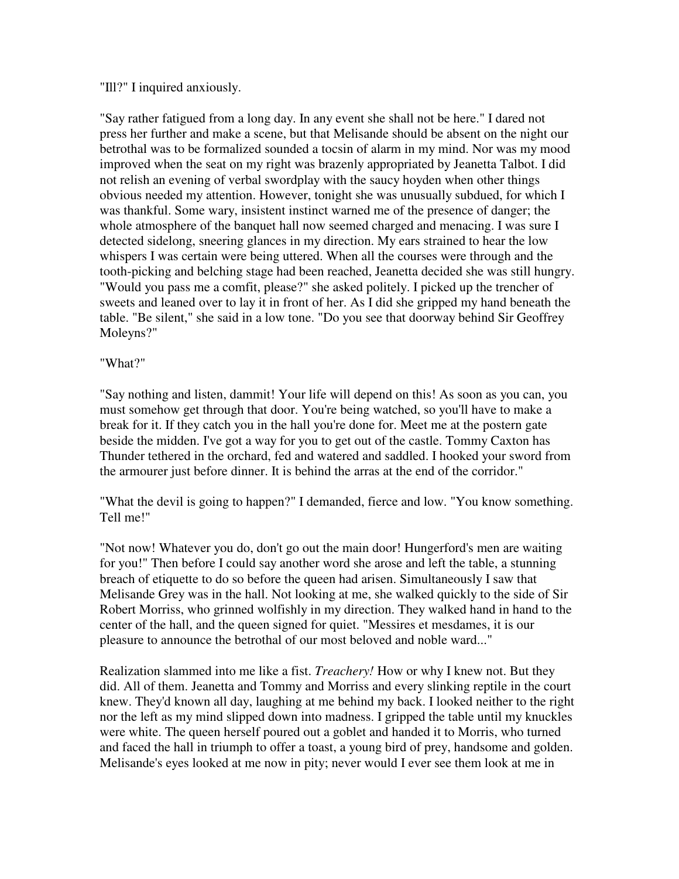"Ill?" I inquired anxiously.

"Say rather fatigued from a long day. In any event she shall not be here." I dared not press her further and make a scene, but that Melisande should be absent on the night our betrothal was to be formalized sounded a tocsin of alarm in my mind. Nor was my mood improved when the seat on my right was brazenly appropriated by Jeanetta Talbot. I did not relish an evening of verbal swordplay with the saucy hoyden when other things obvious needed my attention. However, tonight she was unusually subdued, for which I was thankful. Some wary, insistent instinct warned me of the presence of danger; the whole atmosphere of the banquet hall now seemed charged and menacing. I was sure I detected sidelong, sneering glances in my direction. My ears strained to hear the low whispers I was certain were being uttered. When all the courses were through and the tooth-picking and belching stage had been reached, Jeanetta decided she was still hungry. "Would you pass me a comfit, please?" she asked politely. I picked up the trencher of sweets and leaned over to lay it in front of her. As I did she gripped my hand beneath the table. "Be silent," she said in a low tone. "Do you see that doorway behind Sir Geoffrey Moleyns?"

"What?"

"Say nothing and listen, dammit! Your life will depend on this! As soon as you can, you must somehow get through that door. You're being watched, so you'll have to make a break for it. If they catch you in the hall you're done for. Meet me at the postern gate beside the midden. I've got a way for you to get out of the castle. Tommy Caxton has Thunder tethered in the orchard, fed and watered and saddled. I hooked your sword from the armourer just before dinner. It is behind the arras at the end of the corridor."

"What the devil is going to happen?" I demanded, fierce and low. "You know something. Tell me!"

"Not now! Whatever you do, don't go out the main door! Hungerford's men are waiting for you!" Then before I could say another word she arose and left the table, a stunning breach of etiquette to do so before the queen had arisen. Simultaneously I saw that Melisande Grey was in the hall. Not looking at me, she walked quickly to the side of Sir Robert Morriss, who grinned wolfishly in my direction. They walked hand in hand to the center of the hall, and the queen signed for quiet. "Messires et mesdames, it is our pleasure to announce the betrothal of our most beloved and noble ward..."

Realization slammed into me like a fist. *Treachery!* How or why I knew not. But they did. All of them. Jeanetta and Tommy and Morriss and every slinking reptile in the court knew. They'd known all day, laughing at me behind my back. I looked neither to the right nor the left as my mind slipped down into madness. I gripped the table until my knuckles were white. The queen herself poured out a goblet and handed it to Morris, who turned and faced the hall in triumph to offer a toast, a young bird of prey, handsome and golden. Melisande's eyes looked at me now in pity; never would I ever see them look at me in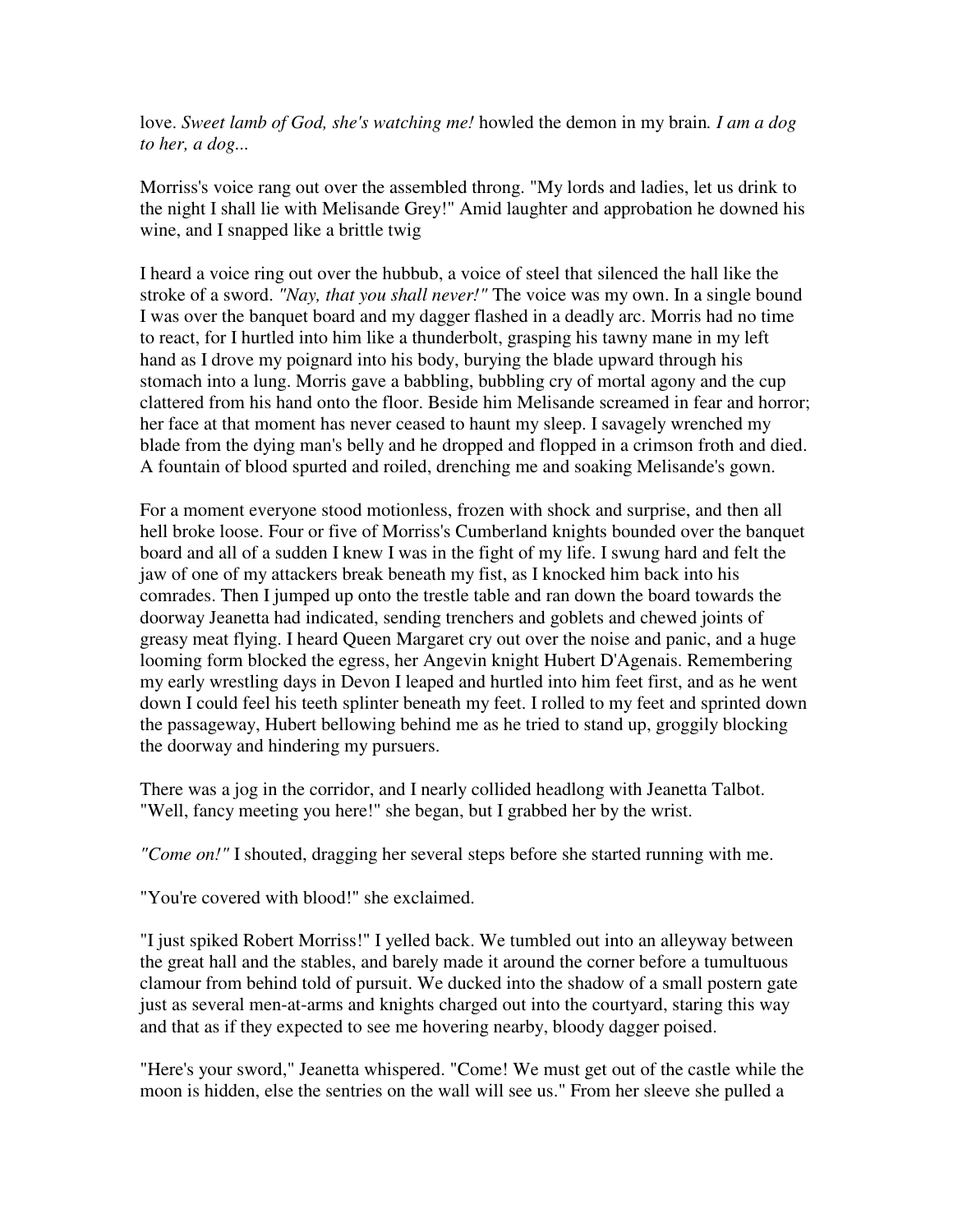love. *Sweet lamb of God, she's watching me!* howled the demon in my brain*. I am a dog to her, a dog...*

Morriss's voice rang out over the assembled throng. "My lords and ladies, let us drink to the night I shall lie with Melisande Grey!" Amid laughter and approbation he downed his wine, and I snapped like a brittle twig

I heard a voice ring out over the hubbub, a voice of steel that silenced the hall like the stroke of a sword. *"Nay, that you shall never!"* The voice was my own. In a single bound I was over the banquet board and my dagger flashed in a deadly arc. Morris had no time to react, for I hurtled into him like a thunderbolt, grasping his tawny mane in my left hand as I drove my poignard into his body, burying the blade upward through his stomach into a lung. Morris gave a babbling, bubbling cry of mortal agony and the cup clattered from his hand onto the floor. Beside him Melisande screamed in fear and horror; her face at that moment has never ceased to haunt my sleep. I savagely wrenched my blade from the dying man's belly and he dropped and flopped in a crimson froth and died. A fountain of blood spurted and roiled, drenching me and soaking Melisande's gown.

For a moment everyone stood motionless, frozen with shock and surprise, and then all hell broke loose. Four or five of Morriss's Cumberland knights bounded over the banquet board and all of a sudden I knew I was in the fight of my life. I swung hard and felt the jaw of one of my attackers break beneath my fist, as I knocked him back into his comrades. Then I jumped up onto the trestle table and ran down the board towards the doorway Jeanetta had indicated, sending trenchers and goblets and chewed joints of greasy meat flying. I heard Queen Margaret cry out over the noise and panic, and a huge looming form blocked the egress, her Angevin knight Hubert D'Agenais. Remembering my early wrestling days in Devon I leaped and hurtled into him feet first, and as he went down I could feel his teeth splinter beneath my feet. I rolled to my feet and sprinted down the passageway, Hubert bellowing behind me as he tried to stand up, groggily blocking the doorway and hindering my pursuers.

There was a jog in the corridor, and I nearly collided headlong with Jeanetta Talbot. "Well, fancy meeting you here!" she began, but I grabbed her by the wrist.

*"Come on!"* I shouted, dragging her several steps before she started running with me.

"You're covered with blood!" she exclaimed.

"I just spiked Robert Morriss!" I yelled back. We tumbled out into an alleyway between the great hall and the stables, and barely made it around the corner before a tumultuous clamour from behind told of pursuit. We ducked into the shadow of a small postern gate just as several men-at-arms and knights charged out into the courtyard, staring this way and that as if they expected to see me hovering nearby, bloody dagger poised.

"Here's your sword," Jeanetta whispered. "Come! We must get out of the castle while the moon is hidden, else the sentries on the wall will see us." From her sleeve she pulled a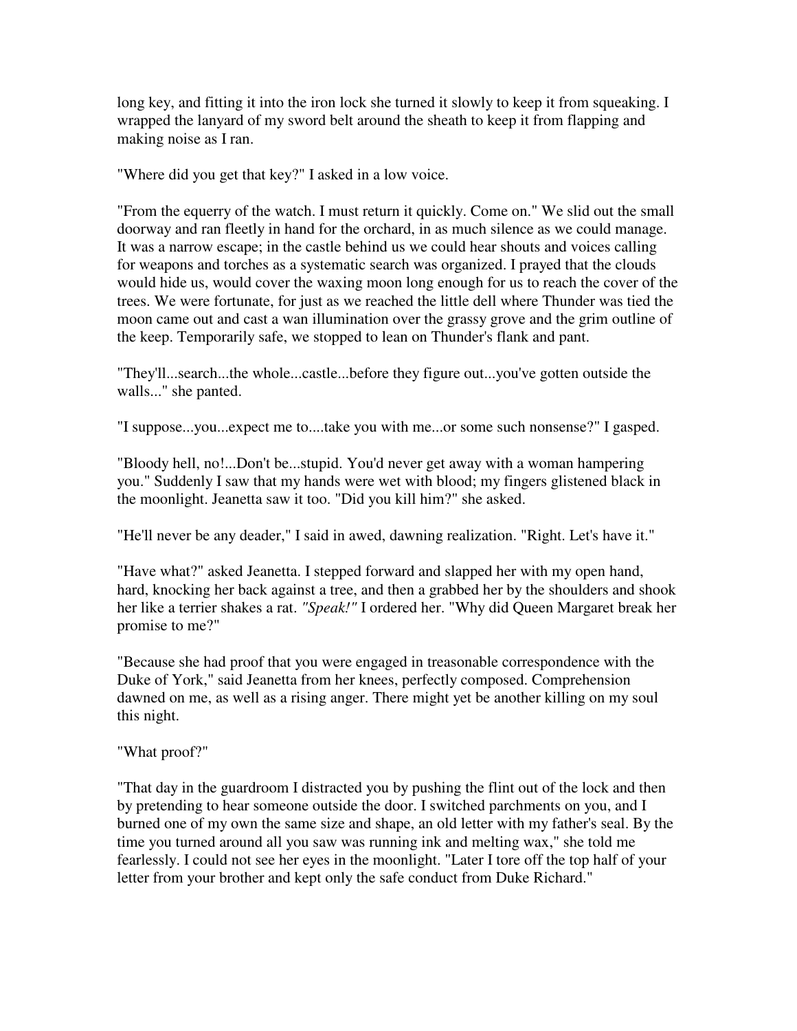long key, and fitting it into the iron lock she turned it slowly to keep it from squeaking. I wrapped the lanyard of my sword belt around the sheath to keep it from flapping and making noise as I ran.

"Where did you get that key?" I asked in a low voice.

"From the equerry of the watch. I must return it quickly. Come on." We slid out the small doorway and ran fleetly in hand for the orchard, in as much silence as we could manage. It was a narrow escape; in the castle behind us we could hear shouts and voices calling for weapons and torches as a systematic search was organized. I prayed that the clouds would hide us, would cover the waxing moon long enough for us to reach the cover of the trees. We were fortunate, for just as we reached the little dell where Thunder was tied the moon came out and cast a wan illumination over the grassy grove and the grim outline of the keep. Temporarily safe, we stopped to lean on Thunder's flank and pant.

"They'll...search...the whole...castle...before they figure out...you've gotten outside the walls..." she panted.

"I suppose...you...expect me to....take you with me...or some such nonsense?" I gasped.

"Bloody hell, no!...Don't be...stupid. You'd never get away with a woman hampering you." Suddenly I saw that my hands were wet with blood; my fingers glistened black in the moonlight. Jeanetta saw it too. "Did you kill him?" she asked.

"He'll never be any deader," I said in awed, dawning realization. "Right. Let's have it."

"Have what?" asked Jeanetta. I stepped forward and slapped her with my open hand, hard, knocking her back against a tree, and then a grabbed her by the shoulders and shook her like a terrier shakes a rat. *"Speak!"* I ordered her. "Why did Queen Margaret break her promise to me?"

"Because she had proof that you were engaged in treasonable correspondence with the Duke of York," said Jeanetta from her knees, perfectly composed. Comprehension dawned on me, as well as a rising anger. There might yet be another killing on my soul this night.

"What proof?"

"That day in the guardroom I distracted you by pushing the flint out of the lock and then by pretending to hear someone outside the door. I switched parchments on you, and I burned one of my own the same size and shape, an old letter with my father's seal. By the time you turned around all you saw was running ink and melting wax," she told me fearlessly. I could not see her eyes in the moonlight. "Later I tore off the top half of your letter from your brother and kept only the safe conduct from Duke Richard."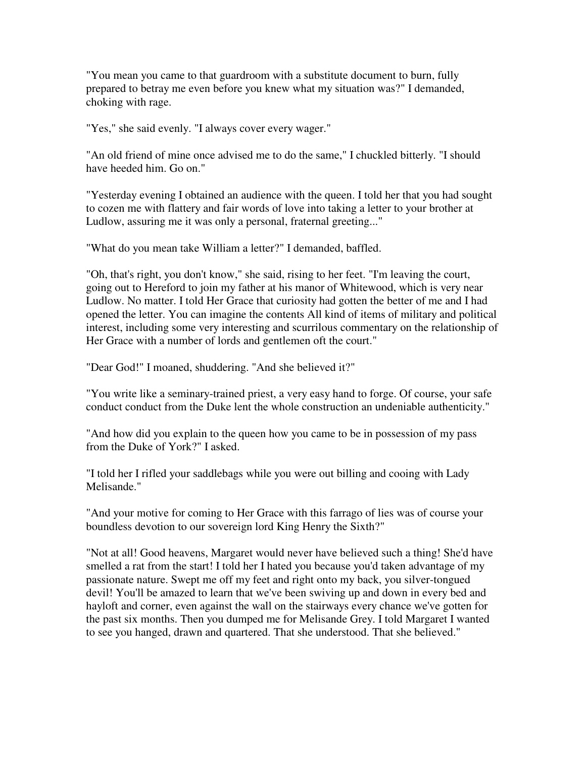"You mean you came to that guardroom with a substitute document to burn, fully prepared to betray me even before you knew what my situation was?" I demanded, choking with rage.

"Yes," she said evenly. "I always cover every wager."

"An old friend of mine once advised me to do the same," I chuckled bitterly. "I should have heeded him. Go on."

"Yesterday evening I obtained an audience with the queen. I told her that you had sought to cozen me with flattery and fair words of love into taking a letter to your brother at Ludlow, assuring me it was only a personal, fraternal greeting..."

"What do you mean take William a letter?" I demanded, baffled.

"Oh, that's right, you don't know," she said, rising to her feet. "I'm leaving the court, going out to Hereford to join my father at his manor of Whitewood, which is very near Ludlow. No matter. I told Her Grace that curiosity had gotten the better of me and I had opened the letter. You can imagine the contents All kind of items of military and political interest, including some very interesting and scurrilous commentary on the relationship of Her Grace with a number of lords and gentlemen oft the court."

"Dear God!" I moaned, shuddering. "And she believed it?"

"You write like a seminary-trained priest, a very easy hand to forge. Of course, your safe conduct conduct from the Duke lent the whole construction an undeniable authenticity."

"And how did you explain to the queen how you came to be in possession of my pass from the Duke of York?" I asked.

"I told her I rifled your saddlebags while you were out billing and cooing with Lady Melisande."

"And your motive for coming to Her Grace with this farrago of lies was of course your boundless devotion to our sovereign lord King Henry the Sixth?"

"Not at all! Good heavens, Margaret would never have believed such a thing! She'd have smelled a rat from the start! I told her I hated you because you'd taken advantage of my passionate nature. Swept me off my feet and right onto my back, you silver-tongued devil! You'll be amazed to learn that we've been swiving up and down in every bed and hayloft and corner, even against the wall on the stairways every chance we've gotten for the past six months. Then you dumped me for Melisande Grey. I told Margaret I wanted to see you hanged, drawn and quartered. That she understood. That she believed."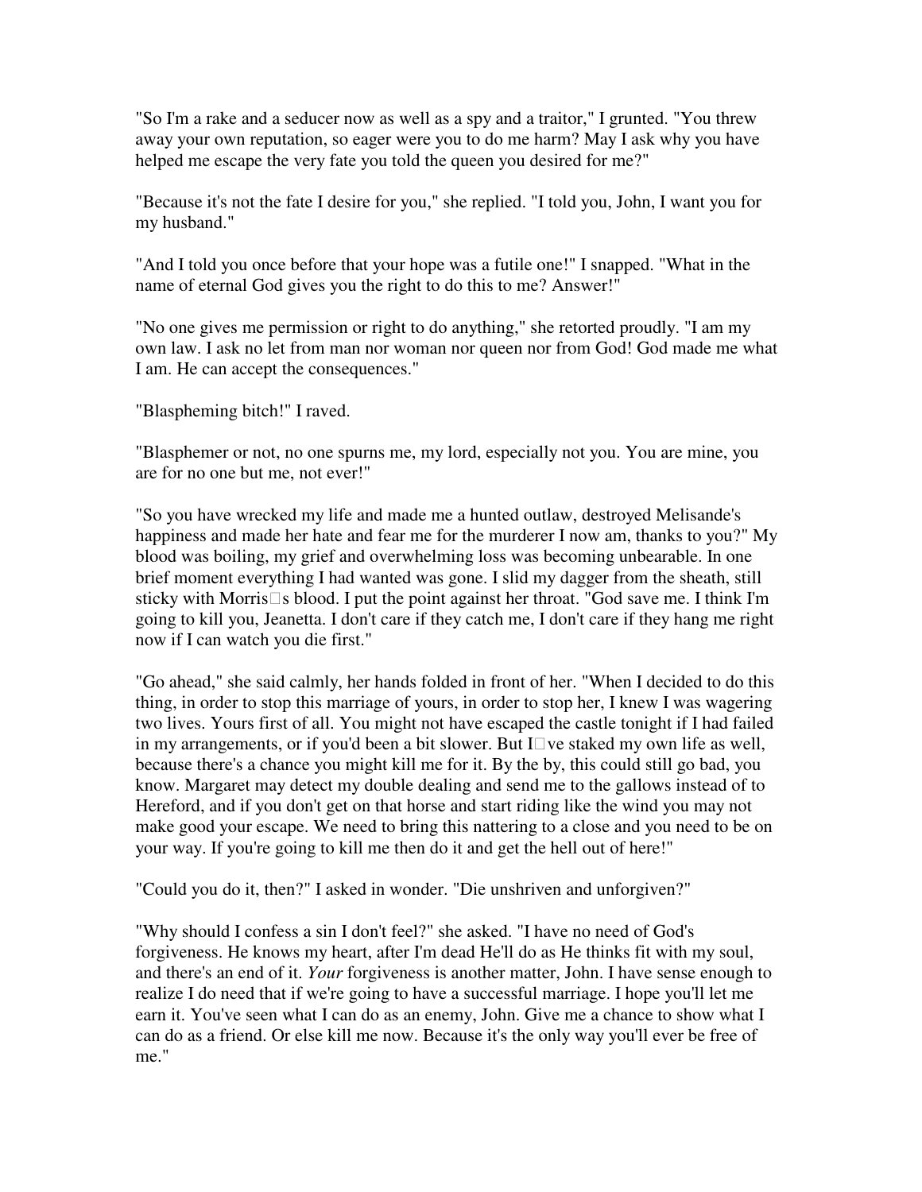"So I'm a rake and a seducer now as well as a spy and a traitor," I grunted. "You threw away your own reputation, so eager were you to do me harm? May I ask why you have helped me escape the very fate you told the queen you desired for me?"

"Because it's not the fate I desire for you," she replied. "I told you, John, I want you for my husband."

"And I told you once before that your hope was a futile one!" I snapped. "What in the name of eternal God gives you the right to do this to me? Answer!"

"No one gives me permission or right to do anything," she retorted proudly. "I am my own law. I ask no let from man nor woman nor queen nor from God! God made me what I am. He can accept the consequences."

"Blaspheming bitch!" I raved.

"Blasphemer or not, no one spurns me, my lord, especially not you. You are mine, you are for no one but me, not ever!"

"So you have wrecked my life and made me a hunted outlaw, destroyed Melisande's happiness and made her hate and fear me for the murderer I now am, thanks to you?" My blood was boiling, my grief and overwhelming loss was becoming unbearable. In one brief moment everything I had wanted was gone. I slid my dagger from the sheath, still sticky with Morris's blood. I put the point against her throat. "God save me. I think I'm going to kill you, Jeanetta. I don't care if they catch me, I don't care if they hang me right now if I can watch you die first."

"Go ahead," she said calmly, her hands folded in front of her. "When I decided to do this thing, in order to stop this marriage of yours, in order to stop her, I knew I was wagering two lives. Yours first of all. You might not have escaped the castle tonight if I had failed in my arrangements, or if you'd been a bit slower. But I've staked my own life as well, because there's a chance you might kill me for it. By the by, this could still go bad, you know. Margaret may detect my double dealing and send me to the gallows instead of to Hereford, and if you don't get on that horse and start riding like the wind you may not make good your escape. We need to bring this nattering to a close and you need to be on your way. If you're going to kill me then do it and get the hell out of here!"

"Could you do it, then?" I asked in wonder. "Die unshriven and unforgiven?"

"Why should I confess a sin I don't feel?" she asked. "I have no need of God's forgiveness. He knows my heart, after I'm dead He'll do as He thinks fit with my soul, and there's an end of it. *Your* forgiveness is another matter, John. I have sense enough to realize I do need that if we're going to have a successful marriage. I hope you'll let me earn it. You've seen what I can do as an enemy, John. Give me a chance to show what I can do as a friend. Or else kill me now. Because it's the only way you'll ever be free of me."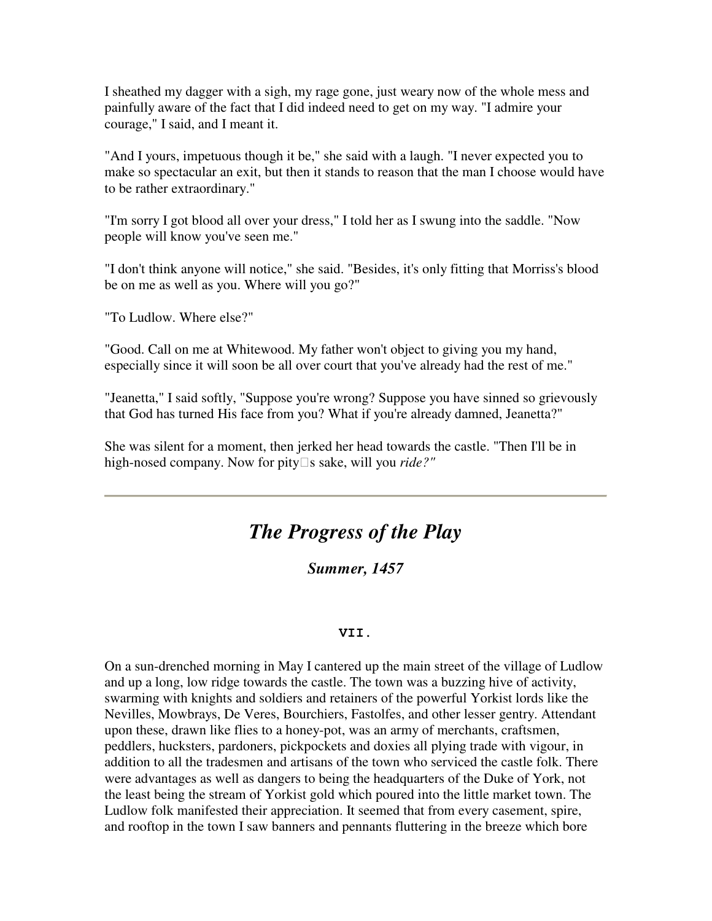I sheathed my dagger with a sigh, my rage gone, just weary now of the whole mess and painfully aware of the fact that I did indeed need to get on my way. "I admire your courage," I said, and I meant it.

"And I yours, impetuous though it be," she said with a laugh. "I never expected you to make so spectacular an exit, but then it stands to reason that the man I choose would have to be rather extraordinary."

"I'm sorry I got blood all over your dress," I told her as I swung into the saddle. "Now people will know you've seen me."

"I don't think anyone will notice," she said. "Besides, it's only fitting that Morriss's blood be on me as well as you. Where will you go?"

"To Ludlow. Where else?"

"Good. Call on me at Whitewood. My father won't object to giving you my hand, especially since it will soon be all over court that you've already had the rest of me."

"Jeanetta," I said softly, "Suppose you're wrong? Suppose you have sinned so grievously that God has turned His face from you? What if you're already damned, Jeanetta?"

She was silent for a moment, then jerked her head towards the castle. "Then I'll be in high-nosed company. Now for pity's sake, will you *ride?"*

---

# *The Progress of the Play*

### *Summer, 1457*

#### VII.

On a sun-drenched morning in May I cantered up the main street of the village of Ludlow and up a long, low ridge towards the castle. The town was a buzzing hive of activity, swarming with knights and soldiers and retainers of the powerful Yorkist lords like the Nevilles, Mowbrays, De Veres, Bourchiers, Fastolfes, and other lesser gentry. Attendant upon these, drawn like flies to a honey-pot, was an army of merchants, craftsmen, peddlers, hucksters, pardoners, pickpockets and doxies all plying trade with vigour, in addition to all the tradesmen and artisans of the town who serviced the castle folk. There were advantages as well as dangers to being the headquarters of the Duke of York, not the least being the stream of Yorkist gold which poured into the little market town. The Ludlow folk manifested their appreciation. It seemed that from every casement, spire, and rooftop in the town I saw banners and pennants fluttering in the breeze which bore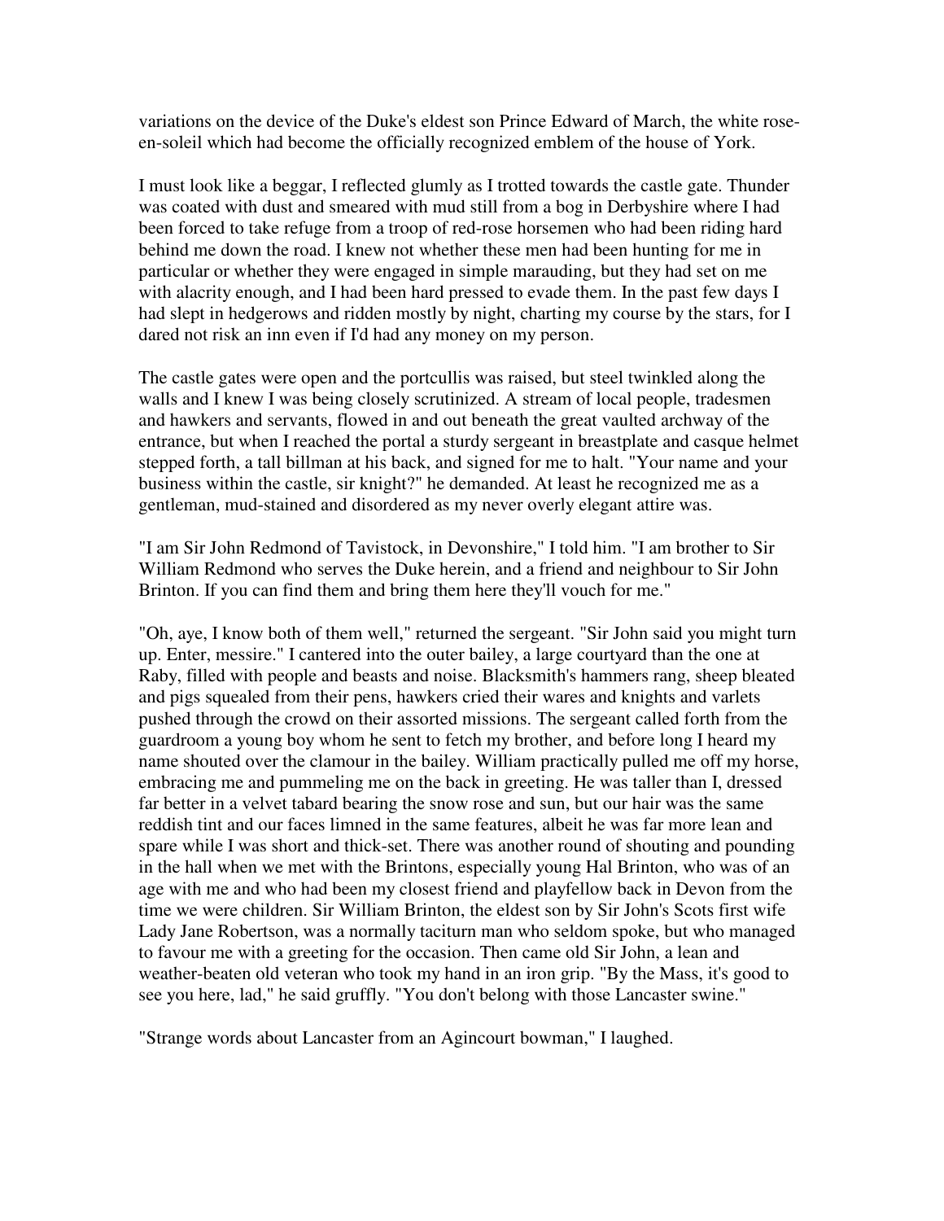variations on the device of the Duke's eldest son Prince Edward of March, the white rose-en-soleil which had become the officially recognized emblem of the house of York.

I must look like a beggar, I reflected glumly as I trotted towards the castle gate. Thunder was coated with dust and smeared with mud still from a bog in Derbyshire where I had been forced to take refuge from a troop of red-rose horsemen who had been riding hard behind me down the road. I knew not whether these men had been hunting for me in particular or whether they were engaged in simple marauding, but they had set on me with alacrity enough, and I had been hard pressed to evade them. In the past few days I had slept in hedgerows and ridden mostly by night, charting my course by the stars, for I dared not risk an inn even if I'd had any money on my person.

The castle gates were open and the portcullis was raised, but steel twinkled along the walls and I knew I was being closely scrutinized. A stream of local people, tradesmen and hawkers and servants, flowed in and out beneath the great vaulted archway of the entrance, but when I reached the portal a sturdy sergeant in breastplate and casque helmet stepped forth, a tall billman at his back, and signed for me to halt. "Your name and your business within the castle, sir knight?" he demanded. At least he recognized me as a gentleman, mud-stained and disordered as my never overly elegant attire was.

"I am Sir John Redmond of Tavistock, in Devonshire," I told him. "I am brother to Sir William Redmond who serves the Duke herein, and a friend and neighbour to Sir John Brinton. If you can find them and bring them here they'll vouch for me."

"Oh, aye, I know both of them well," returned the sergeant. "Sir John said you might turn up. Enter, messire." I cantered into the outer bailey, a large courtyard than the one at Raby, filled with people and beasts and noise. Blacksmith's hammers rang, sheep bleated and pigs squealed from their pens, hawkers cried their wares and knights and varlets pushed through the crowd on their assorted missions. The sergeant called forth from the guardroom a young boy whom he sent to fetch my brother, and before long I heard my name shouted over the clamour in the bailey. William practically pulled me off my horse, embracing me and pummeling me on the back in greeting. He was taller than I, dressed far better in a velvet tabard bearing the snow rose and sun, but our hair was the same reddish tint and our faces limned in the same features, albeit he was far more lean and spare while I was short and thick-set. There was another round of shouting and pounding in the hall when we met with the Brintons, especially young Hal Brinton, who was of an age with me and who had been my closest friend and playfellow back in Devon from the time we were children. Sir William Brinton, the eldest son by Sir John's Scots first wife Lady Jane Robertson, was a normally taciturn man who seldom spoke, but who managed to favour me with a greeting for the occasion. Then came old Sir John, a lean and weather-beaten old veteran who took my hand in an iron grip. "By the Mass, it's good to see you here, lad," he said gruffly. "You don't belong with those Lancaster swine."

"Strange words about Lancaster from an Agincourt bowman," I laughed.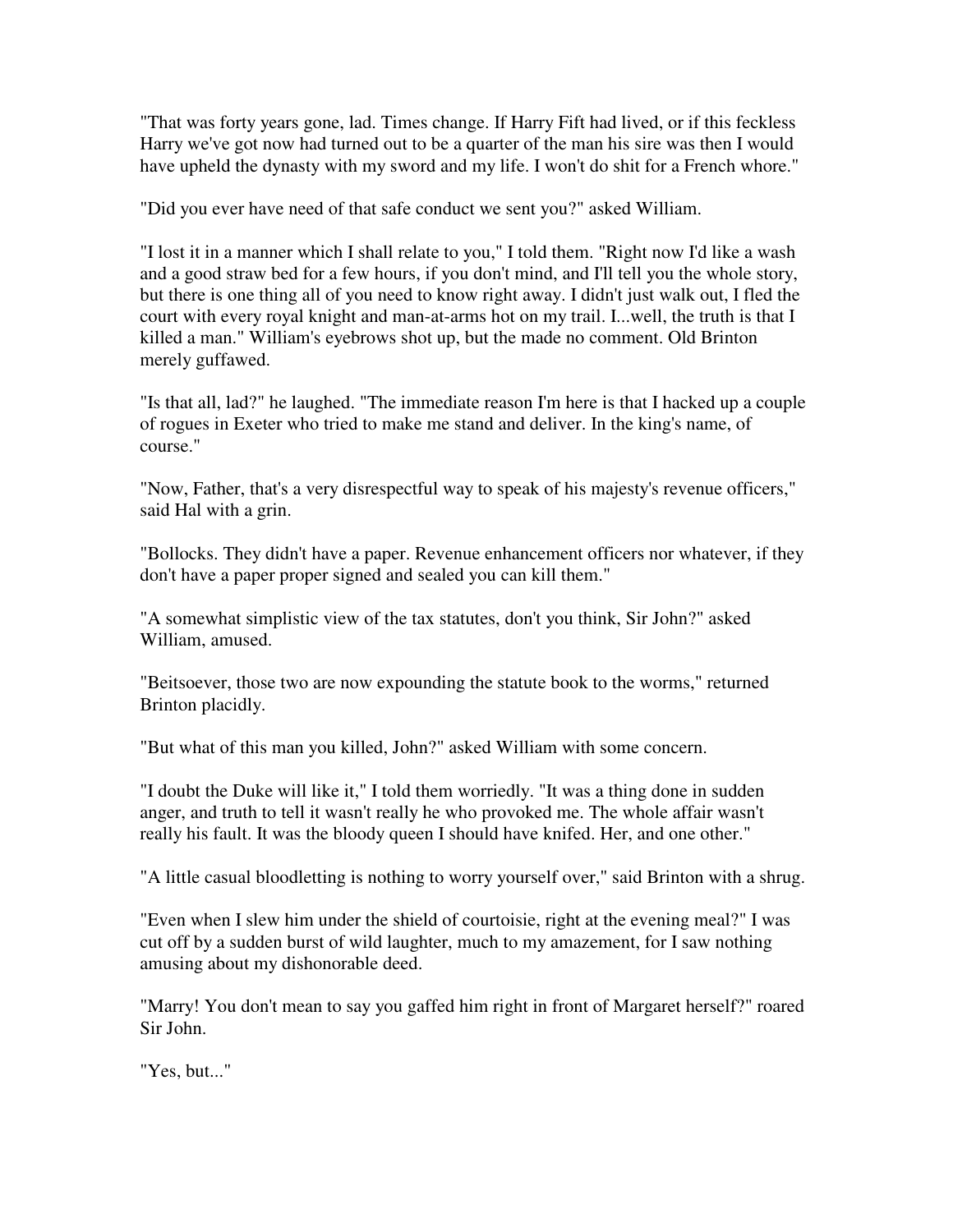"That was forty years gone, lad. Times change. If Harry Fift had lived, or if this feckless Harry we've got now had turned out to be a quarter of the man his sire was then I would have upheld the dynasty with my sword and my life. I won't do shit for a French whore."

"Did you ever have need of that safe conduct we sent you?" asked William.

"I lost it in a manner which I shall relate to you," I told them. "Right now I'd like a wash and a good straw bed for a few hours, if you don't mind, and I'll tell you the whole story, but there is one thing all of you need to know right away. I didn't just walk out, I fled the court with every royal knight and man-at-arms hot on my trail. I...well, the truth is that I killed a man." William's eyebrows shot up, but the made no comment. Old Brinton merely guffawed.

"Is that all, lad?" he laughed. "The immediate reason I'm here is that I hacked up a couple of rogues in Exeter who tried to make me stand and deliver. In the king's name, of course."

"Now, Father, that's a very disrespectful way to speak of his majesty's revenue officers," said Hal with a grin.

"Bollocks. They didn't have a paper. Revenue enhancement officers nor whatever, if they don't have a paper proper signed and sealed you can kill them."

"A somewhat simplistic view of the tax statutes, don't you think, Sir John?" asked William, amused.

"Beitsoever, those two are now expounding the statute book to the worms," returned Brinton placidly.

"But what of this man you killed, John?" asked William with some concern.

"I doubt the Duke will like it," I told them worriedly. "It was a thing done in sudden anger, and truth to tell it wasn't really he who provoked me. The whole affair wasn't really his fault. It was the bloody queen I should have knifed. Her, and one other."

"A little casual bloodletting is nothing to worry yourself over," said Brinton with a shrug.

"Even when I slew him under the shield of courtoisie, right at the evening meal?" I was cut off by a sudden burst of wild laughter, much to my amazement, for I saw nothing amusing about my dishonorable deed.

"Marry! You don't mean to say you gaffed him right in front of Margaret herself?" roared Sir John.

"Yes, but..."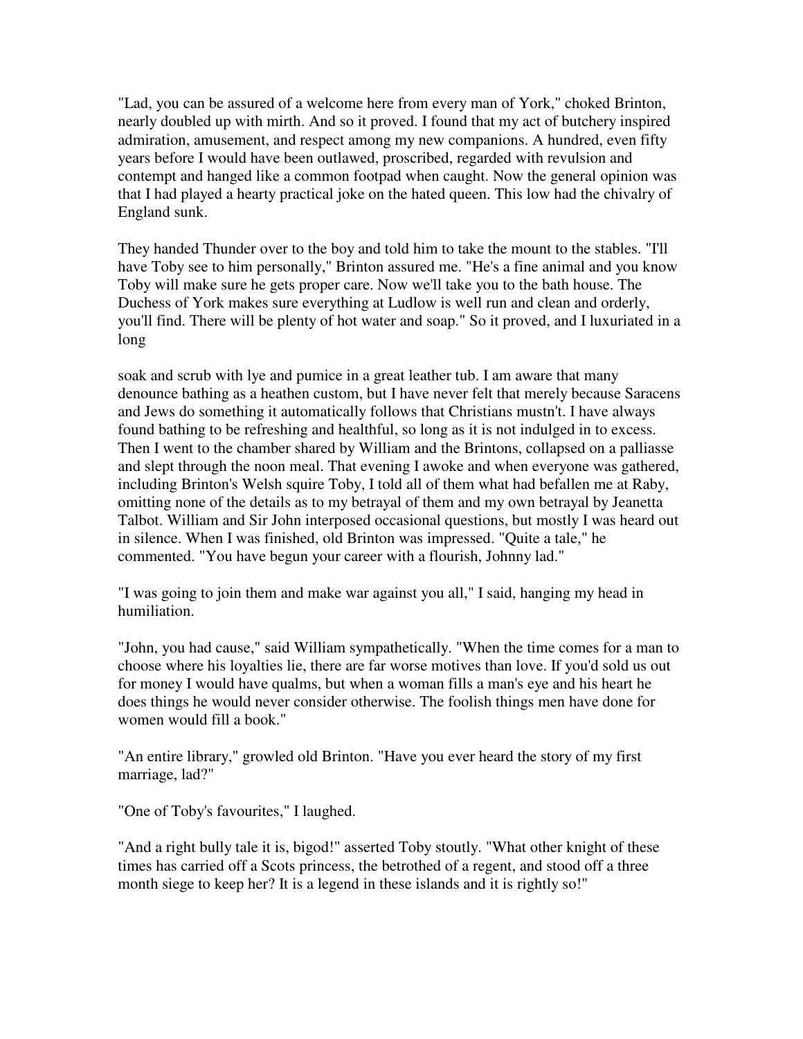"Lad, you can be assured of a welcome here from every man of York," choked Brinton, nearly doubled up with mirth. And so it proved. I found that my act of butchery inspired admiration, amusement, and respect among my new companions. A hundred, even fifty years before I would have been outlawed, proscribed, regarded with revulsion and contempt and hanged like a common footpad when caught. Now the general opinion was that I had played a hearty practical joke on the hated queen. This low had the chivalry of England sunk.

They handed Thunder over to the boy and told him to take the mount to the stables. "I'll have Toby see to him personally," Brinton assured me. "He's a fine animal and you know Toby will make sure he gets proper care. Now we'll take you to the bath house. The Duchess of York makes sure everything at Ludlow is well run and clean and orderly, you'll find. There will be plenty of hot water and soap." So it proved, and I luxuriated in a long soak and scrub with lye and pumice in a great leather tub. I am aware that many denounce bathing as a heathen custom, but I have never felt that merely because Saracens and Jews do something it automatically follows that Christians mustn't. I have always found bathing to be refreshing and healthful, so long as it is not indulged in to excess. Then I went to the chamber shared by William and the Brintons, collapsed on a palliasse and slept through the noon meal. That evening I awoke and when everyone was gathered, including Brinton's Welsh squire Toby, I told all of them what had befallen me at Raby, omitting none of the details as to my betrayal of them and my own betrayal by Jeanetta Talbot. William and Sir John interposed occasional questions, but mostly I was heard out in silence. When I was finished, old Brinton was impressed. "Quite a tale," he commented. "You have begun your career with a flourish, Johnny lad."

"I was going to join them and make war against you all," I said, hanging my head in humiliation.

"John, you had cause," said William sympathetically. "When the time comes for a man to choose where his loyalties lie, there are far worse motives than love. If you'd sold us out for money I would have qualms, but when a woman fills a man's eye and his heart he does things he would never consider otherwise. The foolish things men have done for women would fill a book."

"An entire library," growled old Brinton. "Have you ever heard the story of my first marriage, lad?"

"One of Toby's favourites," I laughed.

"And a right bully tale it is, bigod!" asserted Toby stoutly. "What other knight of these times has carried off a Scots princess, the betrothed of a regent, and stood off a three month siege to keep her? It is a legend in these islands and it is rightly so!"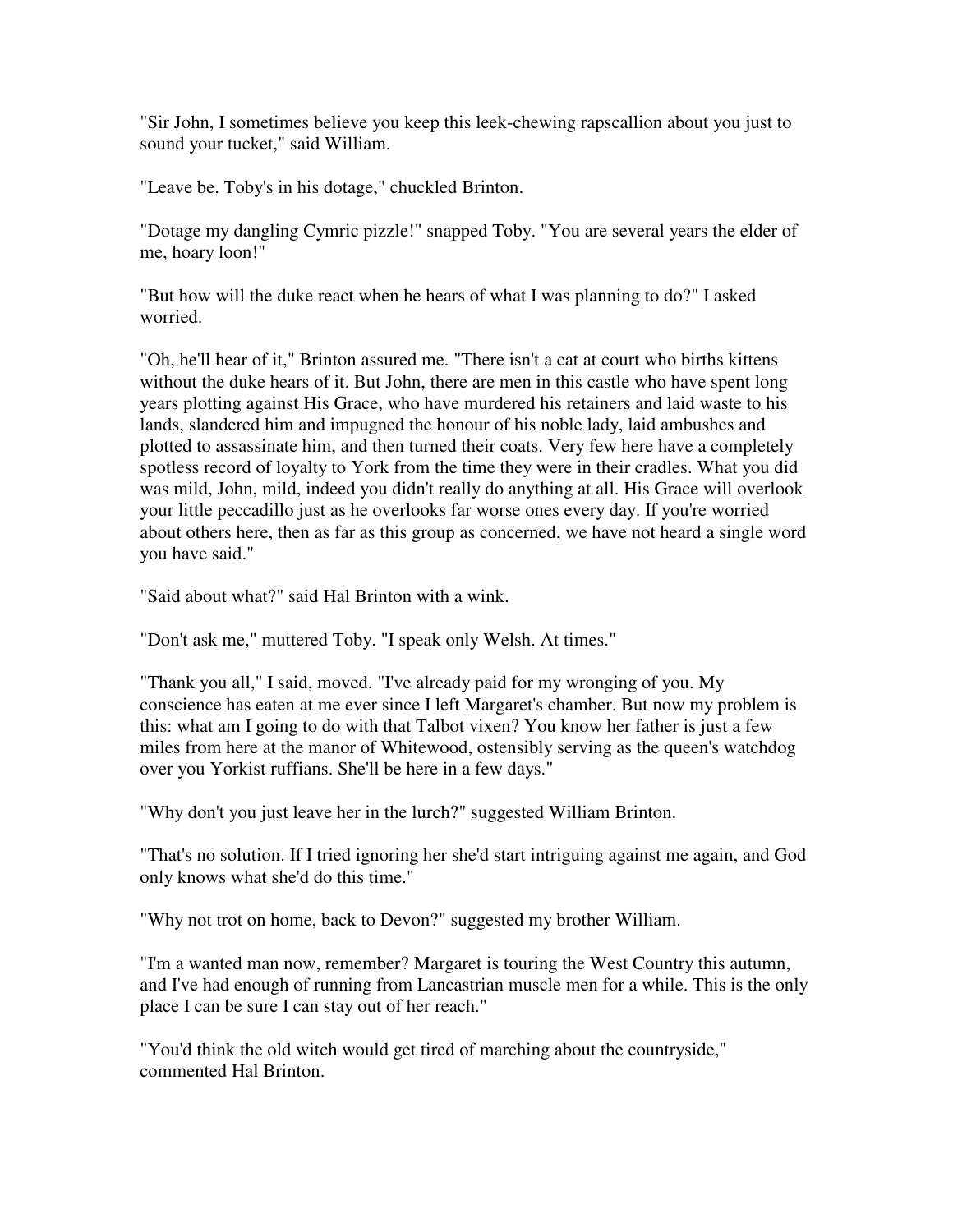"Sir John, I sometimes believe you keep this leek-chewing rapscallion about you just to sound your tucket," said William.

"Leave be. Toby's in his dotage," chuckled Brinton.

"Dotage my dangling Cymric pizzle!" snapped Toby. "You are several years the elder of me, hoary loon!"

"But how will the duke react when he hears of what I was planning to do?" I asked worried.

"Oh, he'll hear of it," Brinton assured me. "There isn't a cat at court who births kittens without the duke hears of it. But John, there are men in this castle who have spent long years plotting against His Grace, who have murdered his retainers and laid waste to his lands, slandered him and impugned the honour of his noble lady, laid ambushes and plotted to assassinate him, and then turned their coats. Very few here have a completely spotless record of loyalty to York from the time they were in their cradles. What you did was mild, John, mild, indeed you didn't really do anything at all. His Grace will overlook your little peccadillo just as he overlooks far worse ones every day. If you're worried about others here, then as far as this group as concerned, we have not heard a single word you have said."

"Said about what?" said Hal Brinton with a wink.

"Don't ask me," muttered Toby. "I speak only Welsh. At times."

"Thank you all," I said, moved. "I've already paid for my wronging of you. My conscience has eaten at me ever since I left Margaret's chamber. But now my problem is this: what am I going to do with that Talbot vixen? You know her father is just a few miles from here at the manor of Whitewood, ostensibly serving as the queen's watchdog over you Yorkist ruffians. She'll be here in a few days."

"Why don't you just leave her in the lurch?" suggested William Brinton.

"That's no solution. If I tried ignoring her she'd start intriguing against me again, and God only knows what she'd do this time."

"Why not trot on home, back to Devon?" suggested my brother William.

"I'm a wanted man now, remember? Margaret is touring the West Country this autumn, and I've had enough of running from Lancastrian muscle men for a while. This is the only place I can be sure I can stay out of her reach."

"You'd think the old witch would get tired of marching about the countryside," commented Hal Brinton.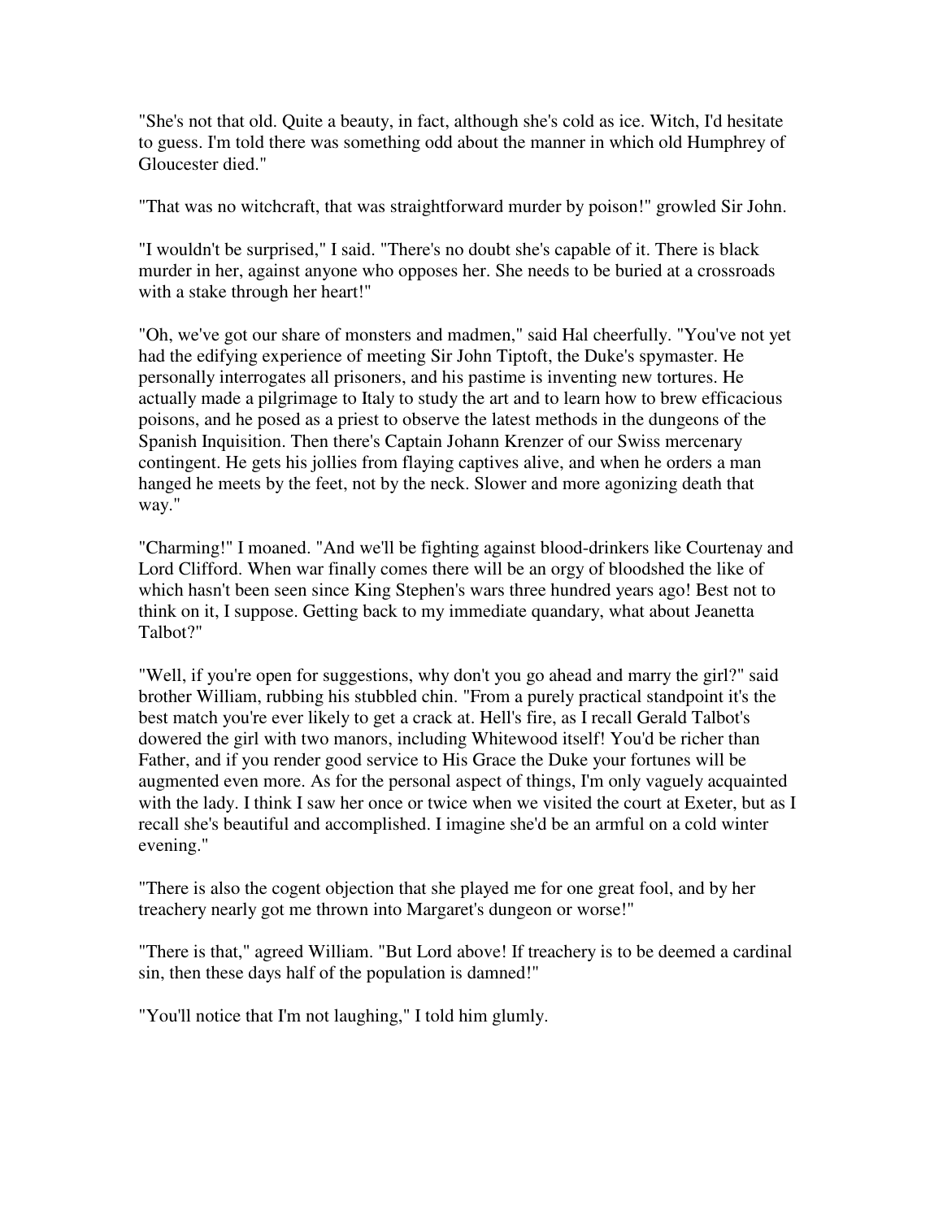"She's not that old. Quite a beauty, in fact, although she's cold as ice. Witch, I'd hesitate to guess. I'm told there was something odd about the manner in which old Humphrey of Gloucester died."

"That was no witchcraft, that was straightforward murder by poison!" growled Sir John.

"I wouldn't be surprised," I said. "There's no doubt she's capable of it. There is black murder in her, against anyone who opposes her. She needs to be buried at a crossroads with a stake through her heart!"

"Oh, we've got our share of monsters and madmen," said Hal cheerfully. "You've not yet had the edifying experience of meeting Sir John Tiptoft, the Duke's spymaster. He personally interrogates all prisoners, and his pastime is inventing new tortures. He actually made a pilgrimage to Italy to study the art and to learn how to brew efficacious poisons, and he posed as a priest to observe the latest methods in the dungeons of the Spanish Inquisition. Then there's Captain Johann Krenzer of our Swiss mercenary contingent. He gets his jollies from flaying captives alive, and when he orders a man hanged he meets by the feet, not by the neck. Slower and more agonizing death that way."

"Charming!" I moaned. "And we'll be fighting against blood-drinkers like Courtenay and Lord Clifford. When war finally comes there will be an orgy of bloodshed the like of which hasn't been seen since King Stephen's wars three hundred years ago! Best not to think on it, I suppose. Getting back to my immediate quandary, what about Jeanetta Talbot?"

"Well, if you're open for suggestions, why don't you go ahead and marry the girl?" said brother William, rubbing his stubbled chin. "From a purely practical standpoint it's the best match you're ever likely to get a crack at. Hell's fire, as I recall Gerald Talbot's dowered the girl with two manors, including Whitewood itself! You'd be richer than Father, and if you render good service to His Grace the Duke your fortunes will be augmented even more. As for the personal aspect of things, I'm only vaguely acquainted with the lady. I think I saw her once or twice when we visited the court at Exeter, but as I recall she's beautiful and accomplished. I imagine she'd be an armful on a cold winter evening."

"There is also the cogent objection that she played me for one great fool, and by her treachery nearly got me thrown into Margaret's dungeon or worse!"

"There is that," agreed William. "But Lord above! If treachery is to be deemed a cardinal sin, then these days half of the population is damned!"

"You'll notice that I'm not laughing," I told him glumly.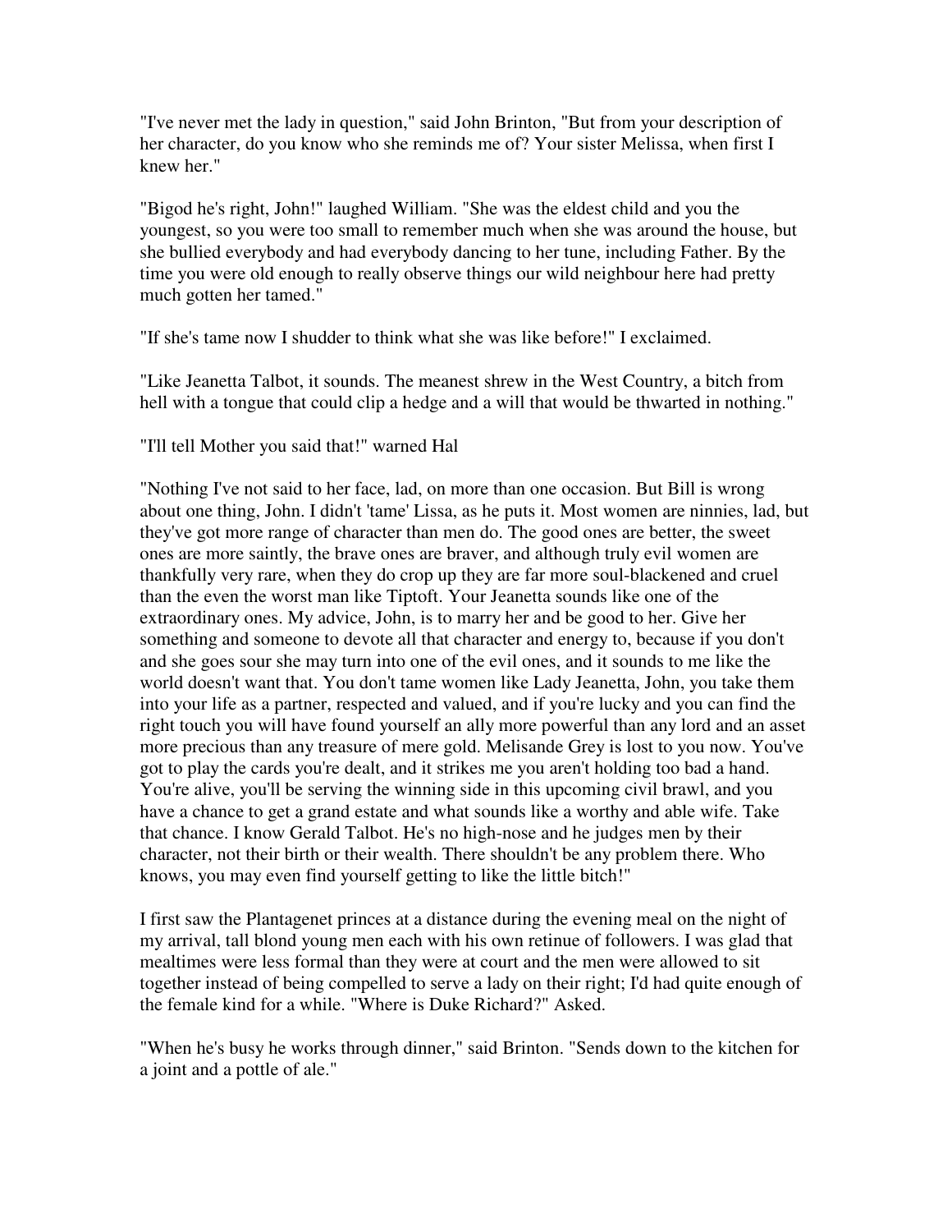"I've never met the lady in question," said John Brinton, "But from your description of her character, do you know who she reminds me of? Your sister Melissa, when first I knew her."

"Bigod he's right, John!" laughed William. "She was the eldest child and you the youngest, so you were too small to remember much when she was around the house, but she bullied everybody and had everybody dancing to her tune, including Father. By the time you were old enough to really observe things our wild neighbour here had pretty much gotten her tamed."

"If she's tame now I shudder to think what she was like before!" I exclaimed.

"Like Jeanetta Talbot, it sounds. The meanest shrew in the West Country, a bitch from hell with a tongue that could clip a hedge and a will that would be thwarted in nothing."

"I'll tell Mother you said that!" warned Hal

"Nothing I've not said to her face, lad, on more than one occasion. But Bill is wrong about one thing, John. I didn't 'tame' Lissa, as he puts it. Most women are ninnies, lad, but they've got more range of character than men do. The good ones are better, the sweet ones are more saintly, the brave ones are braver, and although truly evil women are thankfully very rare, when they do crop up they are far more soul-blackened and cruel than the even the worst man like Tiptoft. Your Jeanetta sounds like one of the extraordinary ones. My advice, John, is to marry her and be good to her. Give her something and someone to devote all that character and energy to, because if you don't and she goes sour she may turn into one of the evil ones, and it sounds to me like the world doesn't want that. You don't tame women like Lady Jeanetta, John, you take them into your life as a partner, respected and valued, and if you're lucky and you can find the right touch you will have found yourself an ally more powerful than any lord and an asset more precious than any treasure of mere gold. Melisande Grey is lost to you now. You've got to play the cards you're dealt, and it strikes me you aren't holding too bad a hand. You're alive, you'll be serving the winning side in this upcoming civil brawl, and you have a chance to get a grand estate and what sounds like a worthy and able wife. Take that chance. I know Gerald Talbot. He's no high-nose and he judges men by their character, not their birth or their wealth. There shouldn't be any problem there. Who knows, you may even find yourself getting to like the little bitch!"

I first saw the Plantagenet princes at a distance during the evening meal on the night of my arrival, tall blond young men each with his own retinue of followers. I was glad that mealtimes were less formal than they were at court and the men were allowed to sit together instead of being compelled to serve a lady on their right; I'd had quite enough of the female kind for a while. "Where is Duke Richard?" Asked.

"When he's busy he works through dinner," said Brinton. "Sends down to the kitchen for a joint and a pottle of ale."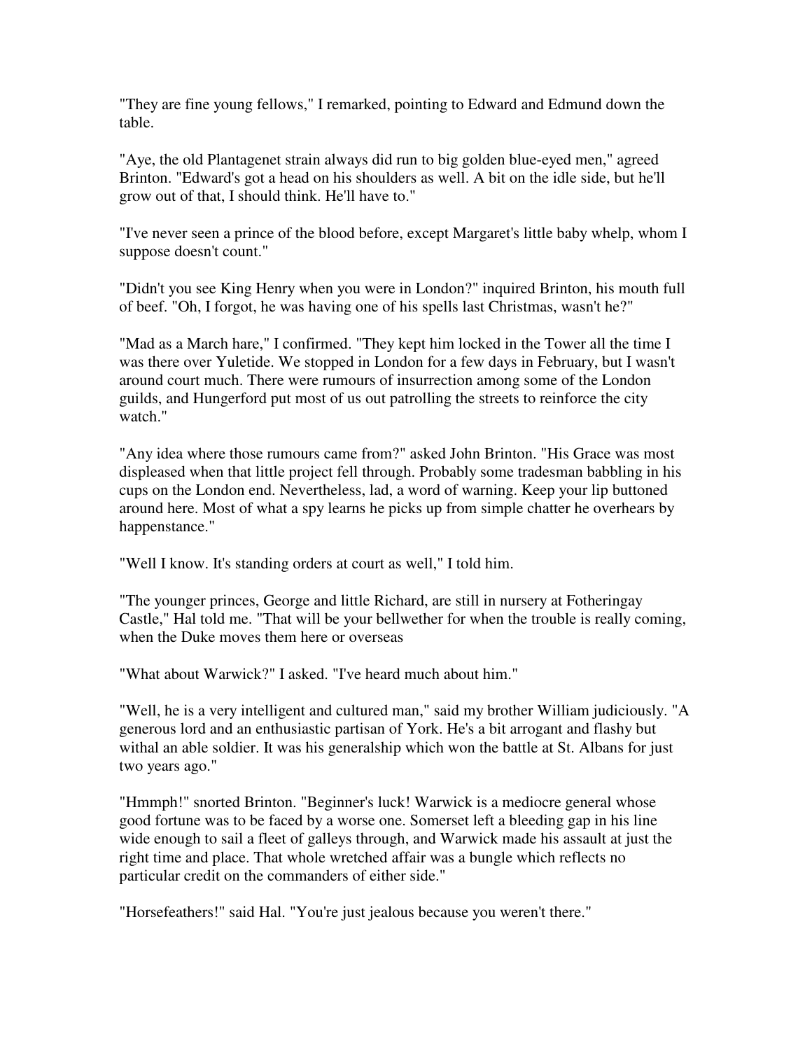"They are fine young fellows," I remarked, pointing to Edward and Edmund down the table.

"Aye, the old Plantagenet strain always did run to big golden blue-eyed men," agreed Brinton. "Edward's got a head on his shoulders as well. A bit on the idle side, but he'll grow out of that, I should think. He'll have to."

"I've never seen a prince of the blood before, except Margaret's little baby whelp, whom I suppose doesn't count."

"Didn't you see King Henry when you were in London?" inquired Brinton, his mouth full of beef. "Oh, I forgot, he was having one of his spells last Christmas, wasn't he?"

"Mad as a March hare," I confirmed. "They kept him locked in the Tower all the time I was there over Yuletide. We stopped in London for a few days in February, but I wasn't around court much. There were rumours of insurrection among some of the London guilds, and Hungerford put most of us out patrolling the streets to reinforce the city watch."

"Any idea where those rumours came from?" asked John Brinton. "His Grace was most displeased when that little project fell through. Probably some tradesman babbling in his cups on the London end. Nevertheless, lad, a word of warning. Keep your lip buttoned around here. Most of what a spy learns he picks up from simple chatter he overhears by happenstance."

"Well I know. It's standing orders at court as well," I told him.

"The younger princes, George and little Richard, are still in nursery at Fotheringay Castle," Hal told me. "That will be your bellwether for when the trouble is really coming, when the Duke moves them here or overseas

"What about Warwick?" I asked. "I've heard much about him."

"Well, he is a very intelligent and cultured man," said my brother William judiciously. "A generous lord and an enthusiastic partisan of York. He's a bit arrogant and flashy but withal an able soldier. It was his generalship which won the battle at St. Albans for just two years ago."

"Hmmph!" snorted Brinton. "Beginner's luck! Warwick is a mediocre general whose good fortune was to be faced by a worse one. Somerset left a bleeding gap in his line wide enough to sail a fleet of galleys through, and Warwick made his assault at just the right time and place. That whole wretched affair was a bungle which reflects no particular credit on the commanders of either side."

"Horsefeathers!" said Hal. "You're just jealous because you weren't there."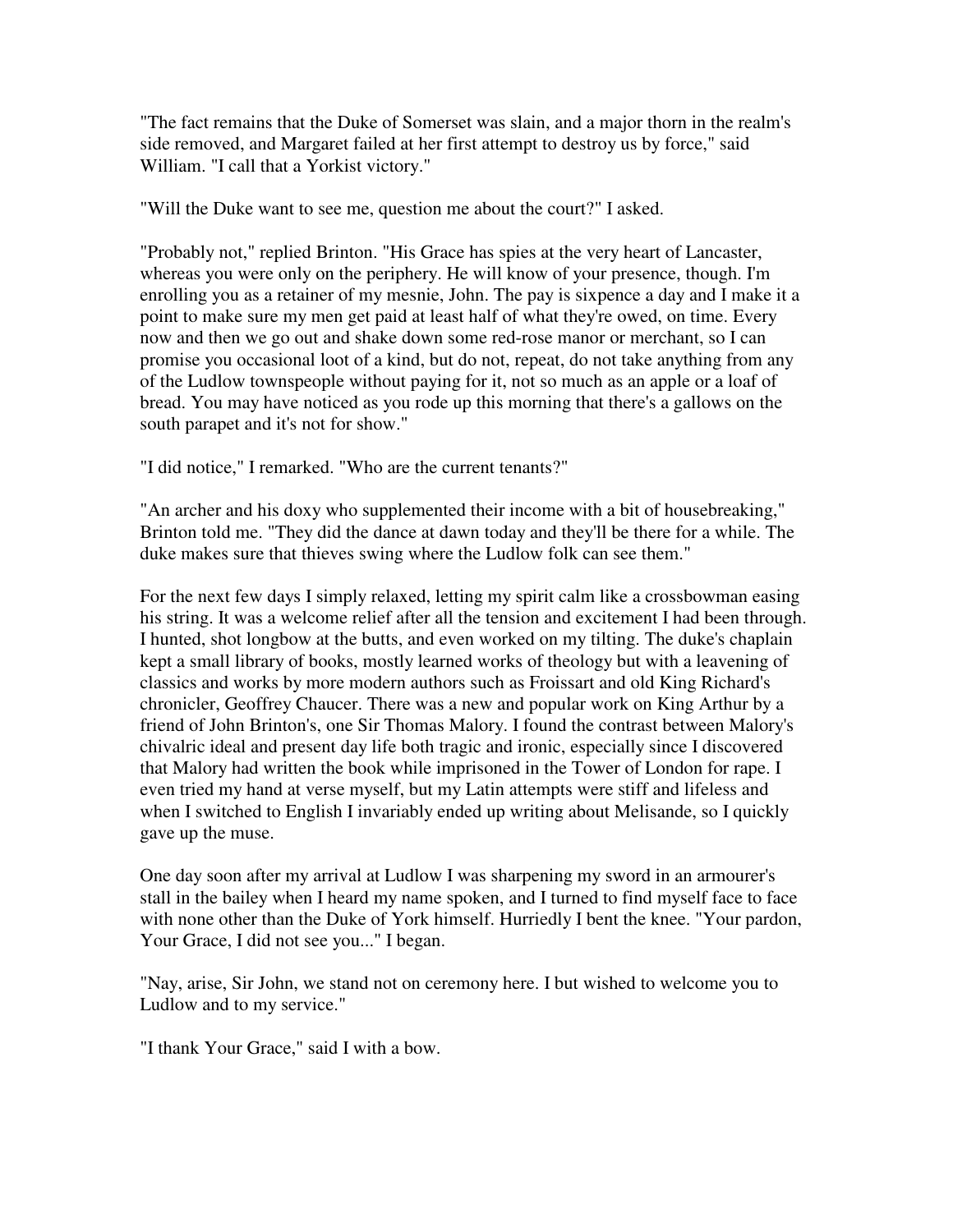"The fact remains that the Duke of Somerset was slain, and a major thorn in the realm's side removed, and Margaret failed at her first attempt to destroy us by force," said William. "I call that a Yorkist victory."

"Will the Duke want to see me, question me about the court?" I asked.

"Probably not," replied Brinton. "His Grace has spies at the very heart of Lancaster, whereas you were only on the periphery. He will know of your presence, though. I'm enrolling you as a retainer of my mesnie, John. The pay is sixpence a day and I make it a point to make sure my men get paid at least half of what they're owed, on time. Every now and then we go out and shake down some red-rose manor or merchant, so I can promise you occasional loot of a kind, but do not, repeat, do not take anything from any of the Ludlow townspeople without paying for it, not so much as an apple or a loaf of bread. You may have noticed as you rode up this morning that there's a gallows on the south parapet and it's not for show."

"I did notice," I remarked. "Who are the current tenants?"

"An archer and his doxy who supplemented their income with a bit of housebreaking," Brinton told me. "They did the dance at dawn today and they'll be there for a while. The duke makes sure that thieves swing where the Ludlow folk can see them."

For the next few days I simply relaxed, letting my spirit calm like a crossbowman easing his string. It was a welcome relief after all the tension and excitement I had been through. I hunted, shot longbow at the butts, and even worked on my tilting. The duke's chaplain kept a small library of books, mostly learned works of theology but with a leavening of classics and works by more modern authors such as Froissart and old King Richard's chronicler, Geoffrey Chaucer. There was a new and popular work on King Arthur by a friend of John Brinton's, one Sir Thomas Malory. I found the contrast between Malory's chivalric ideal and present day life both tragic and ironic, especially since I discovered that Malory had written the book while imprisoned in the Tower of London for rape. I even tried my hand at verse myself, but my Latin attempts were stiff and lifeless and when I switched to English I invariably ended up writing about Melisande, so I quickly gave up the muse.

One day soon after my arrival at Ludlow I was sharpening my sword in an armourer's stall in the bailey when I heard my name spoken, and I turned to find myself face to face with none other than the Duke of York himself. Hurriedly I bent the knee. "Your pardon, Your Grace, I did not see you..." I began.

"Nay, arise, Sir John, we stand not on ceremony here. I but wished to welcome you to Ludlow and to my service."

"I thank Your Grace," said I with a bow.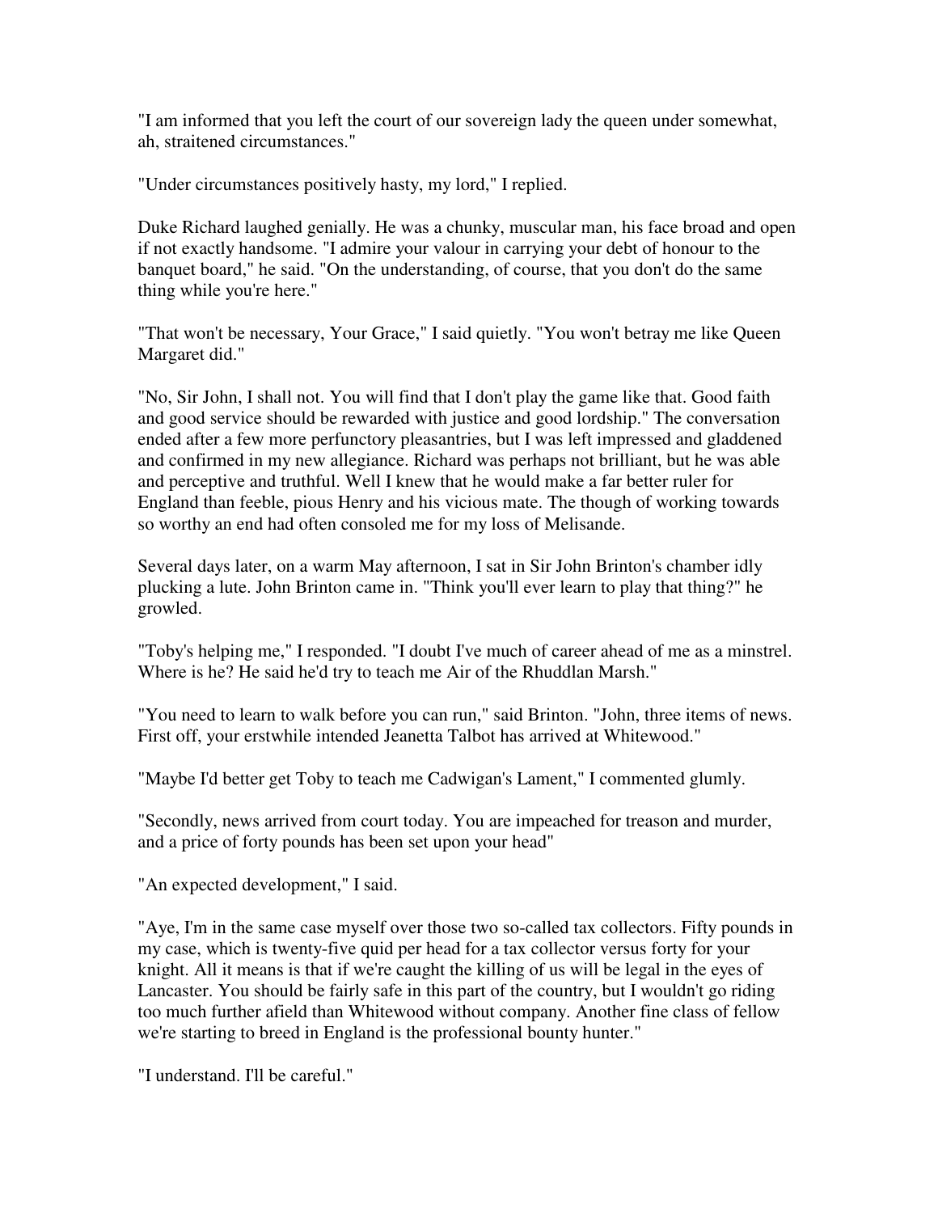"I am informed that you left the court of our sovereign lady the queen under somewhat, ah, straitened circumstances."

"Under circumstances positively hasty, my lord," I replied.

Duke Richard laughed genially. He was a chunky, muscular man, his face broad and open if not exactly handsome. "I admire your valour in carrying your debt of honour to the banquet board," he said. "On the understanding, of course, that you don't do the same thing while you're here."

"That won't be necessary, Your Grace," I said quietly. "You won't betray me like Queen Margaret did."

"No, Sir John, I shall not. You will find that I don't play the game like that. Good faith and good service should be rewarded with justice and good lordship." The conversation ended after a few more perfunctory pleasantries, but I was left impressed and gladdened and confirmed in my new allegiance. Richard was perhaps not brilliant, but he was able and perceptive and truthful. Well I knew that he would make a far better ruler for England than feeble, pious Henry and his vicious mate. The though of working towards so worthy an end had often consoled me for my loss of Melisande.

Several days later, on a warm May afternoon, I sat in Sir John Brinton's chamber idly plucking a lute. John Brinton came in. "Think you'll ever learn to play that thing?" he growled.

"Toby's helping me," I responded. "I doubt I've much of career ahead of me as a minstrel. Where is he? He said he'd try to teach me Air of the Rhuddlan Marsh."

"You need to learn to walk before you can run," said Brinton. "John, three items of news. First off, your erstwhile intended Jeanetta Talbot has arrived at Whitewood."

"Maybe I'd better get Toby to teach me Cadwigan's Lament," I commented glumly.

"Secondly, news arrived from court today. You are impeached for treason and murder, and a price of forty pounds has been set upon your head"

"An expected development," I said.

"Aye, I'm in the same case myself over those two so-called tax collectors. Fifty pounds in my case, which is twenty-five quid per head for a tax collector versus forty for your knight. All it means is that if we're caught the killing of us will be legal in the eyes of Lancaster. You should be fairly safe in this part of the country, but I wouldn't go riding too much further afield than Whitewood without company. Another fine class of fellow we're starting to breed in England is the professional bounty hunter."

"I understand. I'll be careful."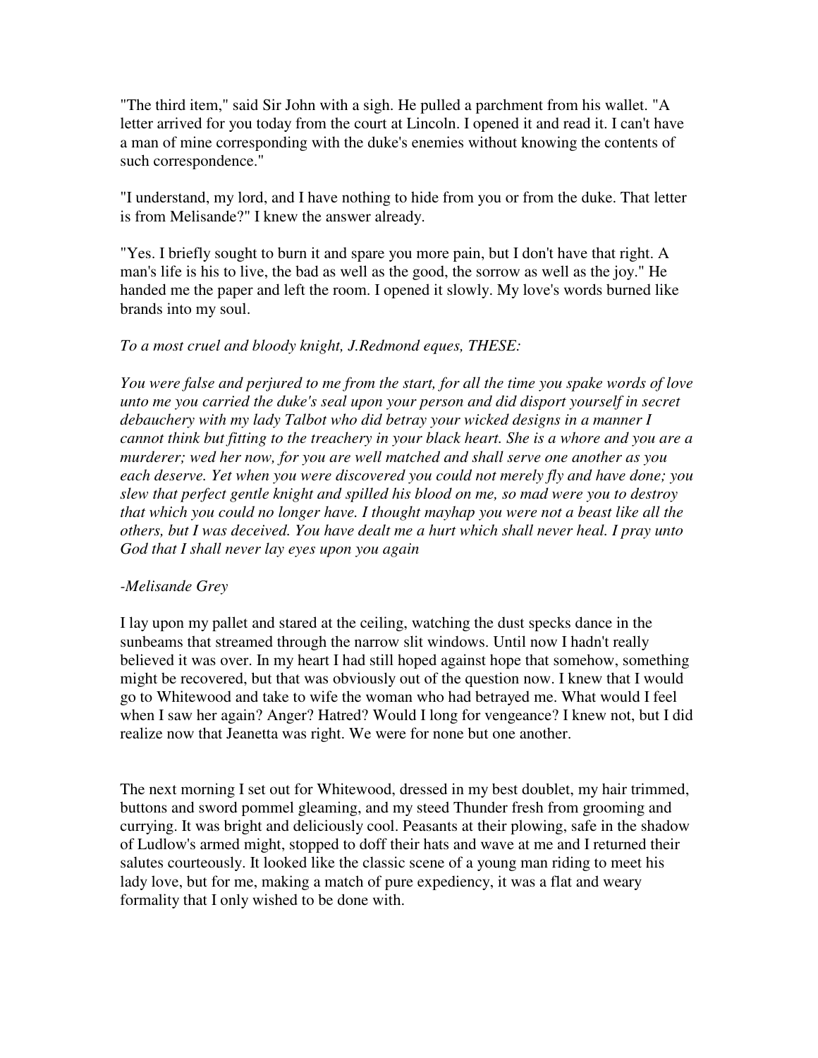"The third item," said Sir John with a sigh. He pulled a parchment from his wallet. "A letter arrived for you today from the court at Lincoln. I opened it and read it. I can't have a man of mine corresponding with the duke's enemies without knowing the contents of such correspondence."

"I understand, my lord, and I have nothing to hide from you or from the duke. That letter is from Melisande?" I knew the answer already.

"Yes. I briefly sought to burn it and spare you more pain, but I don't have that right. A man's life is his to live, the bad as well as the good, the sorrow as well as the joy." He handed me the paper and left the room. I opened it slowly. My love's words burned like brands into my soul.

*To a most cruel and bloody knight, J.Redmond eques, THESE:*

*You were false and perjured to me from the start, for all the time you spake words of love unto me you carried the duke's seal upon your person and did disport yourself in secret debauchery with my lady Talbot who did betray your wicked designs in a manner I cannot think but fitting to the treachery in your black heart. She is a whore and you are a murderer; wed her now, for you are well matched and shall serve one another as you each deserve. Yet when you were discovered you could not merely fly and have done; you slew that perfect gentle knight and spilled his blood on me, so mad were you to destroy that which you could no longer have. I thought mayhap you were not a beast like all the others, but I was deceived. You have dealt me a hurt which shall never heal. I pray unto God that I shall never lay eyes upon you again*

*-Melisande Grey*

I lay upon my pallet and stared at the ceiling, watching the dust specks dance in the sunbeams that streamed through the narrow slit windows. Until now I hadn't really believed it was over. In my heart I had still hoped against hope that somehow, something might be recovered, but that was obviously out of the question now. I knew that I would go to Whitewood and take to wife the woman who had betrayed me. What would I feel when I saw her again? Anger? Hatred? Would I long for vengeance? I knew not, but I did realize now that Jeanetta was right. We were for none but one another.

The next morning I set out for Whitewood, dressed in my best doublet, my hair trimmed, buttons and sword pommel gleaming, and my steed Thunder fresh from grooming and currying. It was bright and deliciously cool. Peasants at their plowing, safe in the shadow of Ludlow's armed might, stopped to doff their hats and wave at me and I returned their salutes courteously. It looked like the classic scene of a young man riding to meet his lady love, but for me, making a match of pure expediency, it was a flat and weary formality that I only wished to be done with.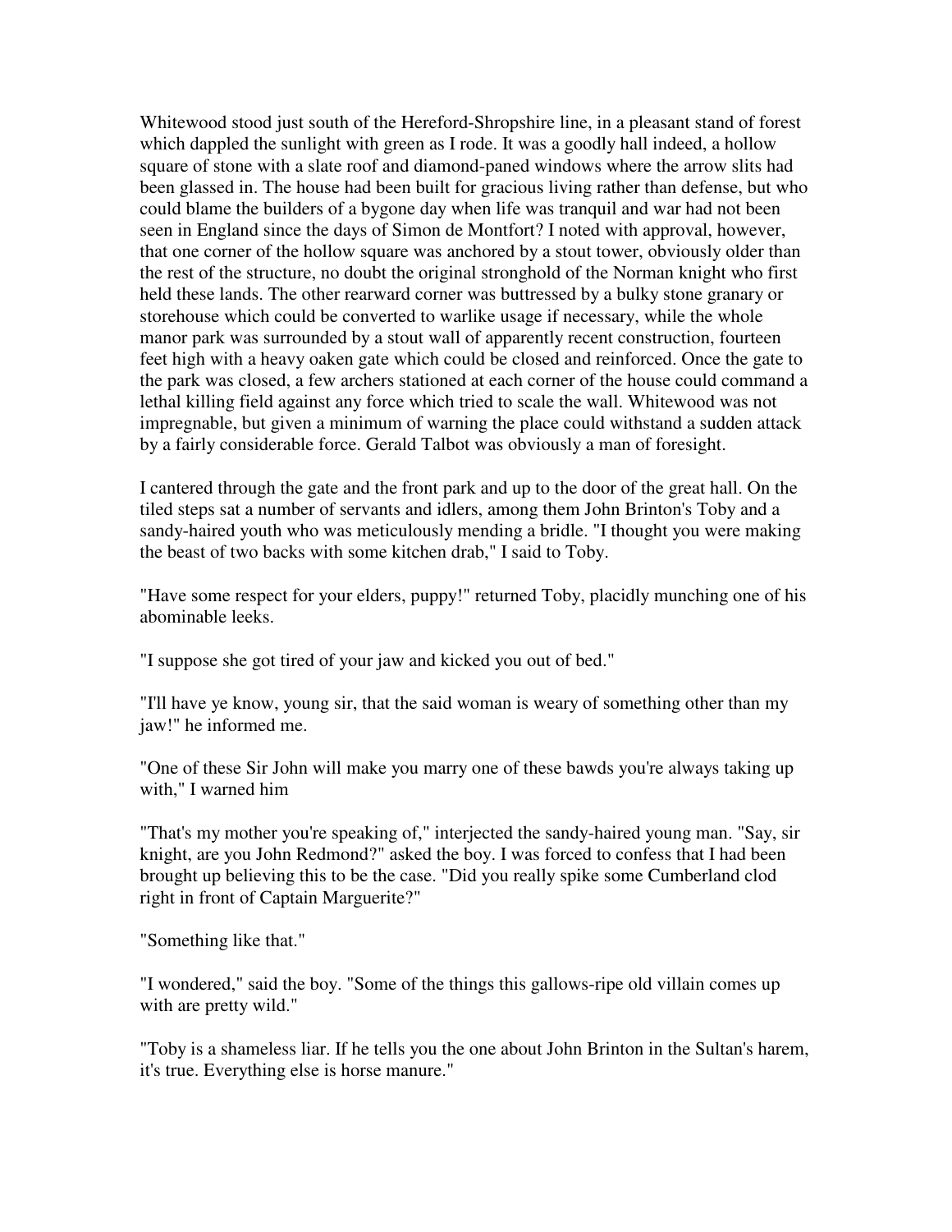Whitewood stood just south of the Hereford-Shropshire line, in a pleasant stand of forest which dappled the sunlight with green as I rode. It was a goodly hall indeed, a hollow square of stone with a slate roof and diamond-paned windows where the arrow slits had been glassed in. The house had been built for gracious living rather than defense, but who could blame the builders of a bygone day when life was tranquil and war had not been seen in England since the days of Simon de Montfort? I noted with approval, however, that one corner of the hollow square was anchored by a stout tower, obviously older than the rest of the structure, no doubt the original stronghold of the Norman knight who first held these lands. The other rearward corner was buttressed by a bulky stone granary or storehouse which could be converted to warlike usage if necessary, while the whole manor park was surrounded by a stout wall of apparently recent construction, fourteen feet high with a heavy oaken gate which could be closed and reinforced. Once the gate to the park was closed, a few archers stationed at each corner of the house could command a lethal killing field against any force which tried to scale the wall. Whitewood was not impregnable, but given a minimum of warning the place could withstand a sudden attack by a fairly considerable force. Gerald Talbot was obviously a man of foresight.

I cantered through the gate and the front park and up to the door of the great hall. On the tiled steps sat a number of servants and idlers, among them John Brinton's Toby and a sandy-haired youth who was meticulously mending a bridle. "I thought you were making the beast of two backs with some kitchen drab," I said to Toby.

"Have some respect for your elders, puppy!" returned Toby, placidly munching one of his abominable leeks.

"I suppose she got tired of your jaw and kicked you out of bed."

"I'll have ye know, young sir, that the said woman is weary of something other than my jaw!" he informed me.

"One of these Sir John will make you marry one of these bawds you're always taking up with," I warned him

"That's my mother you're speaking of," interjected the sandy-haired young man. "Say, sir knight, are you John Redmond?" asked the boy. I was forced to confess that I had been brought up believing this to be the case. "Did you really spike some Cumberland clod right in front of Captain Marguerite?"

"Something like that."

"I wondered," said the boy. "Some of the things this gallows-ripe old villain comes up with are pretty wild."

"Toby is a shameless liar. If he tells you the one about John Brinton in the Sultan's harem, it's true. Everything else is horse manure."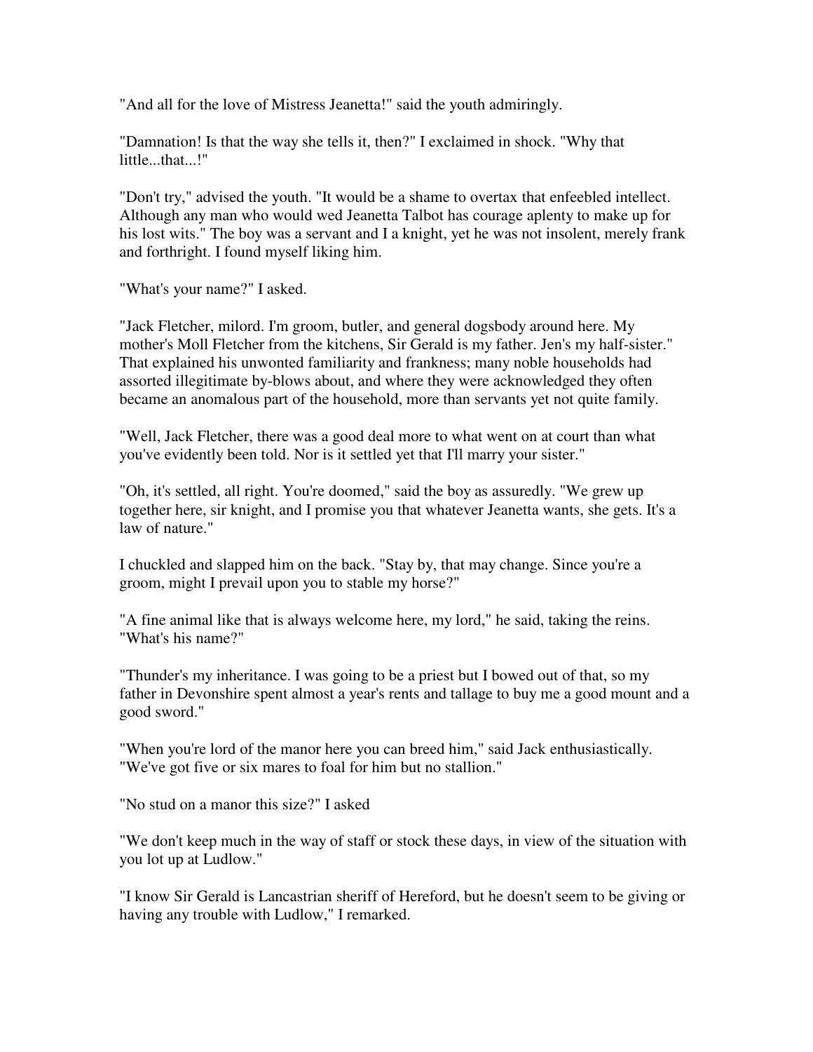"And all for the love of Mistress Jeanetta!" said the youth admiringly.

"Damnation! Is that the way she tells it, then?" I exclaimed in shock. "Why that little...that...!"

"Don't try," advised the youth. "It would be a shame to overtax that enfeebled intellect. Although any man who would wed Jeanetta Talbot has courage aplenty to make up for his lost wits." The boy was a servant and I a knight, yet he was not insolent, merely frank and forthright. I found myself liking him.

"What's your name?" I asked.

"Jack Fletcher, milord. I'm groom, butler, and general dogsbody around here. My mother's Moll Fletcher from the kitchens, Sir Gerald is my father. Jen's my half-sister." That explained his unwonted familiarity and frankness; many noble households had assorted illegitimate by-blows about, and where they were acknowledged they often became an anomalous part of the household, more than servants yet not quite family.

"Well, Jack Fletcher, there was a good deal more to what went on at court than what you've evidently been told. Nor is it settled yet that I'll marry your sister."

"Oh, it's settled, all right. You're doomed," said the boy as assuredly. "We grew up together here, sir knight, and I promise you that whatever Jeanetta wants, she gets. It's a law of nature."

I chuckled and slapped him on the back. "Stay by, that may change. Since you're a groom, might I prevail upon you to stable my horse?"

"A fine animal like that is always welcome here, my lord," he said, taking the reins. "What's his name?"

"Thunder's my inheritance. I was going to be a priest but I bowed out of that, so my father in Devonshire spent almost a year's rents and tallage to buy me a good mount and a good sword."

"When you're lord of the manor here you can breed him," said Jack enthusiastically. "We've got five or six mares to foal for him but no stallion."

"No stud on a manor this size?" I asked

"We don't keep much in the way of staff or stock these days, in view of the situation with you lot up at Ludlow."

"I know Sir Gerald is Lancastrian sheriff of Hereford, but he doesn't seem to be giving or having any trouble with Ludlow," I remarked.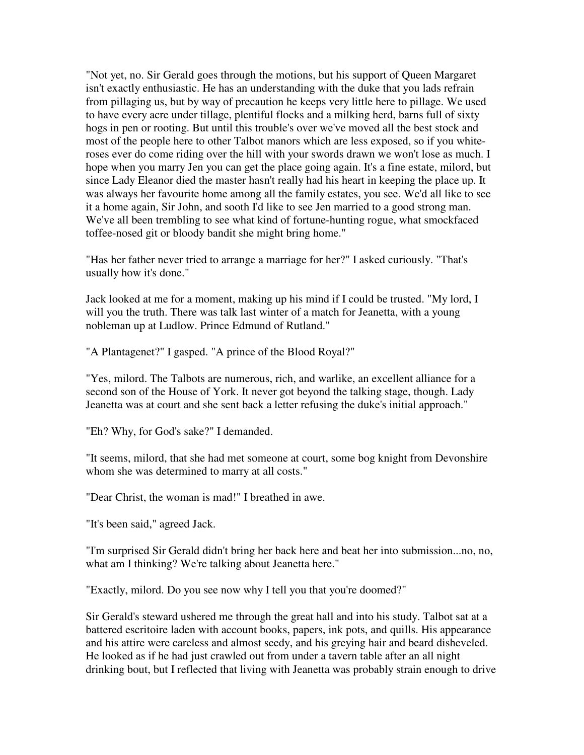"Not yet, no. Sir Gerald goes through the motions, but his support of Queen Margaret isn't exactly enthusiastic. He has an understanding with the duke that you lads refrain from pillaging us, but by way of precaution he keeps very little here to pillage. We used to have every acre under tillage, plentiful flocks and a milking herd, barns full of sixty hogs in pen or rooting. But until this trouble's over we've moved all the best stock and most of the people here to other Talbot manors which are less exposed, so if you white-roses ever do come riding over the hill with your swords drawn we won't lose as much. I hope when you marry Jen you can get the place going again. It's a fine estate, milord, but since Lady Eleanor died the master hasn't really had his heart in keeping the place up. It was always her favourite home among all the family estates, you see. We'd all like to see it a home again, Sir John, and sooth I'd like to see Jen married to a good strong man. We've all been trembling to see what kind of fortune-hunting rogue, what smockfaced toffee-nosed git or bloody bandit she might bring home."

"Has her father never tried to arrange a marriage for her?" I asked curiously. "That's usually how it's done."

Jack looked at me for a moment, making up his mind if I could be trusted. "My lord, I will you the truth. There was talk last winter of a match for Jeanetta, with a young nobleman up at Ludlow. Prince Edmund of Rutland."

"A Plantagenet?" I gasped. "A prince of the Blood Royal?"

"Yes, milord. The Talbots are numerous, rich, and warlike, an excellent alliance for a second son of the House of York. It never got beyond the talking stage, though. Lady Jeanetta was at court and she sent back a letter refusing the duke's initial approach."

"Eh? Why, for God's sake?" I demanded.

"It seems, milord, that she had met someone at court, some bog knight from Devonshire whom she was determined to marry at all costs."

"Dear Christ, the woman is mad!" I breathed in awe.

"It's been said," agreed Jack.

"I'm surprised Sir Gerald didn't bring her back here and beat her into submission...no, no, what am I thinking? We're talking about Jeanetta here."

"Exactly, milord. Do you see now why I tell you that you're doomed?"

Sir Gerald's steward ushered me through the great hall and into his study. Talbot sat at a battered escritoire laden with account books, papers, ink pots, and quills. His appearance and his attire were careless and almost seedy, and his greying hair and beard disheveled. He looked as if he had just crawled out from under a tavern table after an all night drinking bout, but I reflected that living with Jeanetta was probably strain enough to drive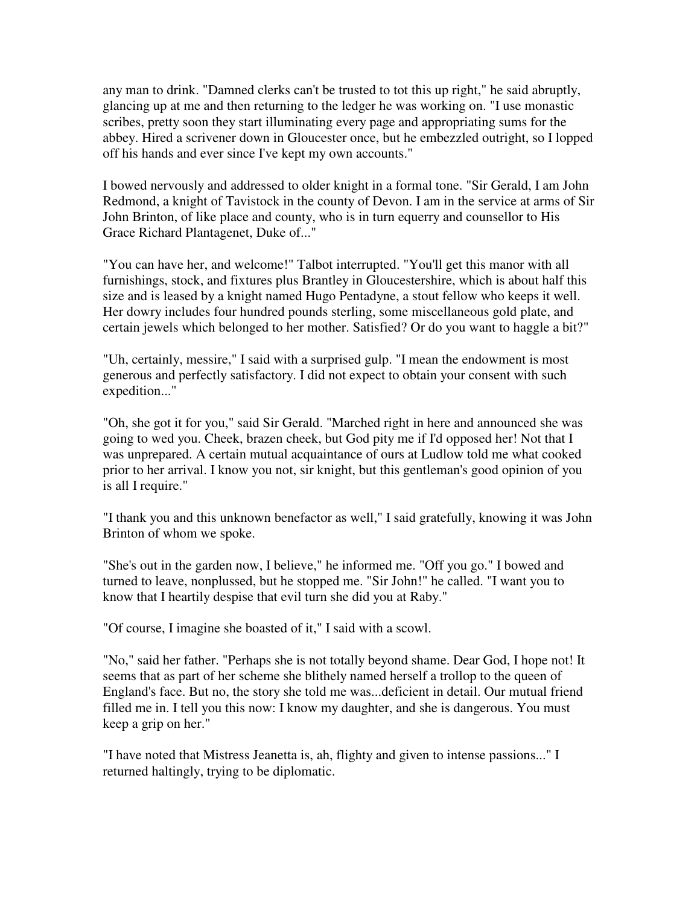any man to drink. "Damned clerks can't be trusted to tot this up right," he said abruptly, glancing up at me and then returning to the ledger he was working on. "I use monastic scribes, pretty soon they start illuminating every page and appropriating sums for the abbey. Hired a scrivener down in Gloucester once, but he embezzled outright, so I lopped off his hands and ever since I've kept my own accounts."

I bowed nervously and addressed to older knight in a formal tone. "Sir Gerald, I am John Redmond, a knight of Tavistock in the county of Devon. I am in the service at arms of Sir John Brinton, of like place and county, who is in turn equerry and counsellor to His Grace Richard Plantagenet, Duke of..."

"You can have her, and welcome!" Talbot interrupted. "You'll get this manor with all furnishings, stock, and fixtures plus Brantley in Gloucestershire, which is about half this size and is leased by a knight named Hugo Pentadyne, a stout fellow who keeps it well. Her dowry includes four hundred pounds sterling, some miscellaneous gold plate, and certain jewels which belonged to her mother. Satisfied? Or do you want to haggle a bit?"

"Uh, certainly, messire," I said with a surprised gulp. "I mean the endowment is most generous and perfectly satisfactory. I did not expect to obtain your consent with such expedition..."

"Oh, she got it for you," said Sir Gerald. "Marched right in here and announced she was going to wed you. Cheek, brazen cheek, but God pity me if I'd opposed her! Not that I was unprepared. A certain mutual acquaintance of ours at Ludlow told me what cooked prior to her arrival. I know you not, sir knight, but this gentleman's good opinion of you is all I require."

"I thank you and this unknown benefactor as well," I said gratefully, knowing it was John Brinton of whom we spoke.

"She's out in the garden now, I believe," he informed me. "Off you go." I bowed and turned to leave, nonplussed, but he stopped me. "Sir John!" he called. "I want you to know that I heartily despise that evil turn she did you at Raby."

"Of course, I imagine she boasted of it," I said with a scowl.

"No," said her father. "Perhaps she is not totally beyond shame. Dear God, I hope not! It seems that as part of her scheme she blithely named herself a trollop to the queen of England's face. But no, the story she told me was...deficient in detail. Our mutual friend filled me in. I tell you this now: I know my daughter, and she is dangerous. You must keep a grip on her."

"I have noted that Mistress Jeanetta is, ah, flighty and given to intense passions..." I returned haltingly, trying to be diplomatic.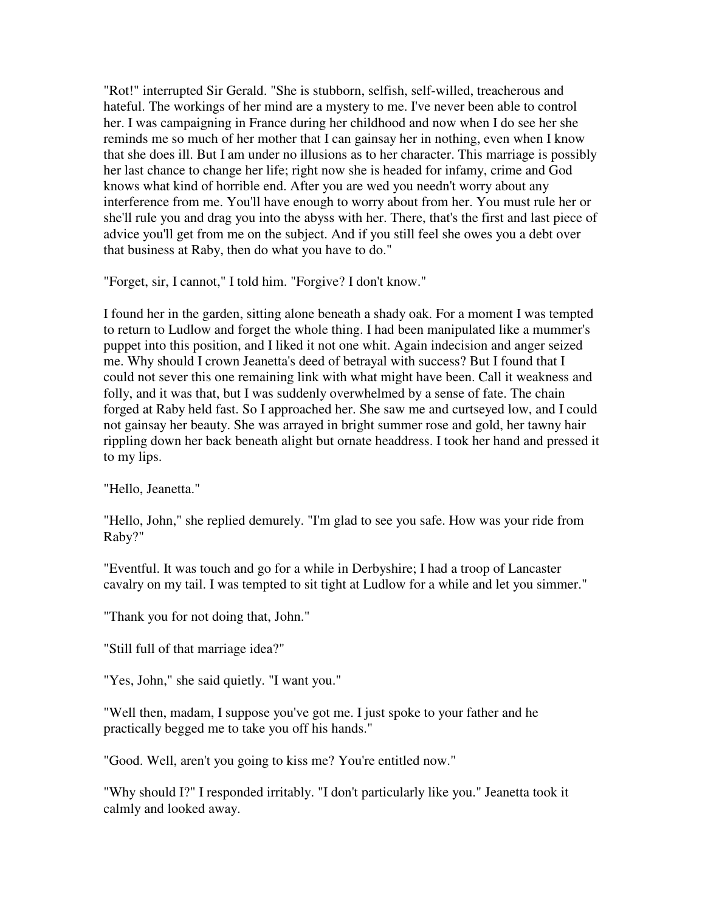"Rot!" interrupted Sir Gerald. "She is stubborn, selfish, self-willed, treacherous and hateful. The workings of her mind are a mystery to me. I've never been able to control her. I was campaigning in France during her childhood and now when I do see her she reminds me so much of her mother that I can gainsay her in nothing, even when I know that she does ill. But I am under no illusions as to her character. This marriage is possibly her last chance to change her life; right now she is headed for infamy, crime and God knows what kind of horrible end. After you are wed you needn't worry about any interference from me. You'll have enough to worry about from her. You must rule her or she'll rule you and drag you into the abyss with her. There, that's the first and last piece of advice you'll get from me on the subject. And if you still feel she owes you a debt over that business at Raby, then do what you have to do."

"Forget, sir, I cannot," I told him. "Forgive? I don't know."

I found her in the garden, sitting alone beneath a shady oak. For a moment I was tempted to return to Ludlow and forget the whole thing. I had been manipulated like a mummer's puppet into this position, and I liked it not one whit. Again indecision and anger seized me. Why should I crown Jeanetta's deed of betrayal with success? But I found that I could not sever this one remaining link with what might have been. Call it weakness and folly, and it was that, but I was suddenly overwhelmed by a sense of fate. The chain forged at Raby held fast. So I approached her. She saw me and curtseyed low, and I could not gainsay her beauty. She was arrayed in bright summer rose and gold, her tawny hair rippling down her back beneath alight but ornate headdress. I took her hand and pressed it to my lips.

"Hello, Jeanetta."

"Hello, John," she replied demurely. "I'm glad to see you safe. How was your ride from Raby?"

"Eventful. It was touch and go for a while in Derbyshire; I had a troop of Lancaster cavalry on my tail. I was tempted to sit tight at Ludlow for a while and let you simmer."

"Thank you for not doing that, John."

"Still full of that marriage idea?"

"Yes, John," she said quietly. "I want you."

"Well then, madam, I suppose you've got me. I just spoke to your father and he practically begged me to take you off his hands."

"Good. Well, aren't you going to kiss me? You're entitled now."

"Why should I?" I responded irritably. "I don't particularly like you." Jeanetta took it calmly and looked away.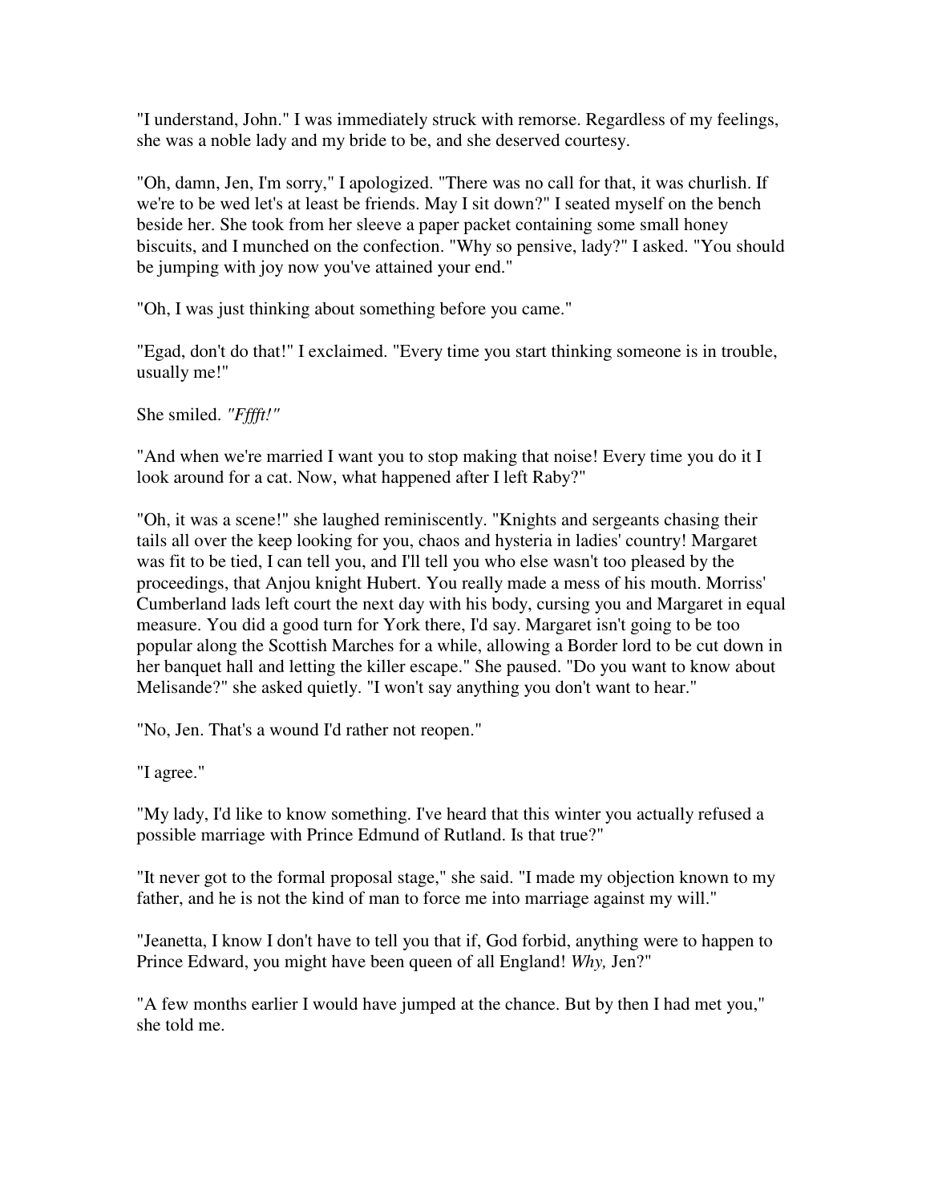"I understand, John." I was immediately struck with remorse. Regardless of my feelings, she was a noble lady and my bride to be, and she deserved courtesy.

"Oh, damn, Jen, I'm sorry," I apologized. "There was no call for that, it was churlish. If we're to be wed let's at least be friends. May I sit down?" I seated myself on the bench beside her. She took from her sleeve a paper packet containing some small honey biscuits, and I munched on the confection. "Why so pensive, lady?" I asked. "You should be jumping with joy now you've attained your end."

"Oh, I was just thinking about something before you came."

"Egad, don't do that!" I exclaimed. "Every time you start thinking someone is in trouble, usually me!"

She smiled. *"Fffft!"*

"And when we're married I want you to stop making that noise! Every time you do it I look around for a cat. Now, what happened after I left Raby?"

"Oh, it was a scene!" she laughed reminiscently. "Knights and sergeants chasing their tails all over the keep looking for you, chaos and hysteria in ladies' country! Margaret was fit to be tied, I can tell you, and I'll tell you who else wasn't too pleased by the proceedings, that Anjou knight Hubert. You really made a mess of his mouth. Morriss' Cumberland lads left court the next day with his body, cursing you and Margaret in equal measure. You did a good turn for York there, I'd say. Margaret isn't going to be too popular along the Scottish Marches for a while, allowing a Border lord to be cut down in her banquet hall and letting the killer escape." She paused. "Do you want to know about Melisande?" she asked quietly. "I won't say anything you don't want to hear."

"No, Jen. That's a wound I'd rather not reopen."

"I agree."

"My lady, I'd like to know something. I've heard that this winter you actually refused a possible marriage with Prince Edmund of Rutland. Is that true?"

"It never got to the formal proposal stage," she said. "I made my objection known to my father, and he is not the kind of man to force me into marriage against my will."

"Jeanetta, I know I don't have to tell you that if, God forbid, anything were to happen to Prince Edward, you might have been queen of all England! *Why,* Jen?"

"A few months earlier I would have jumped at the chance. But by then I had met you," she told me.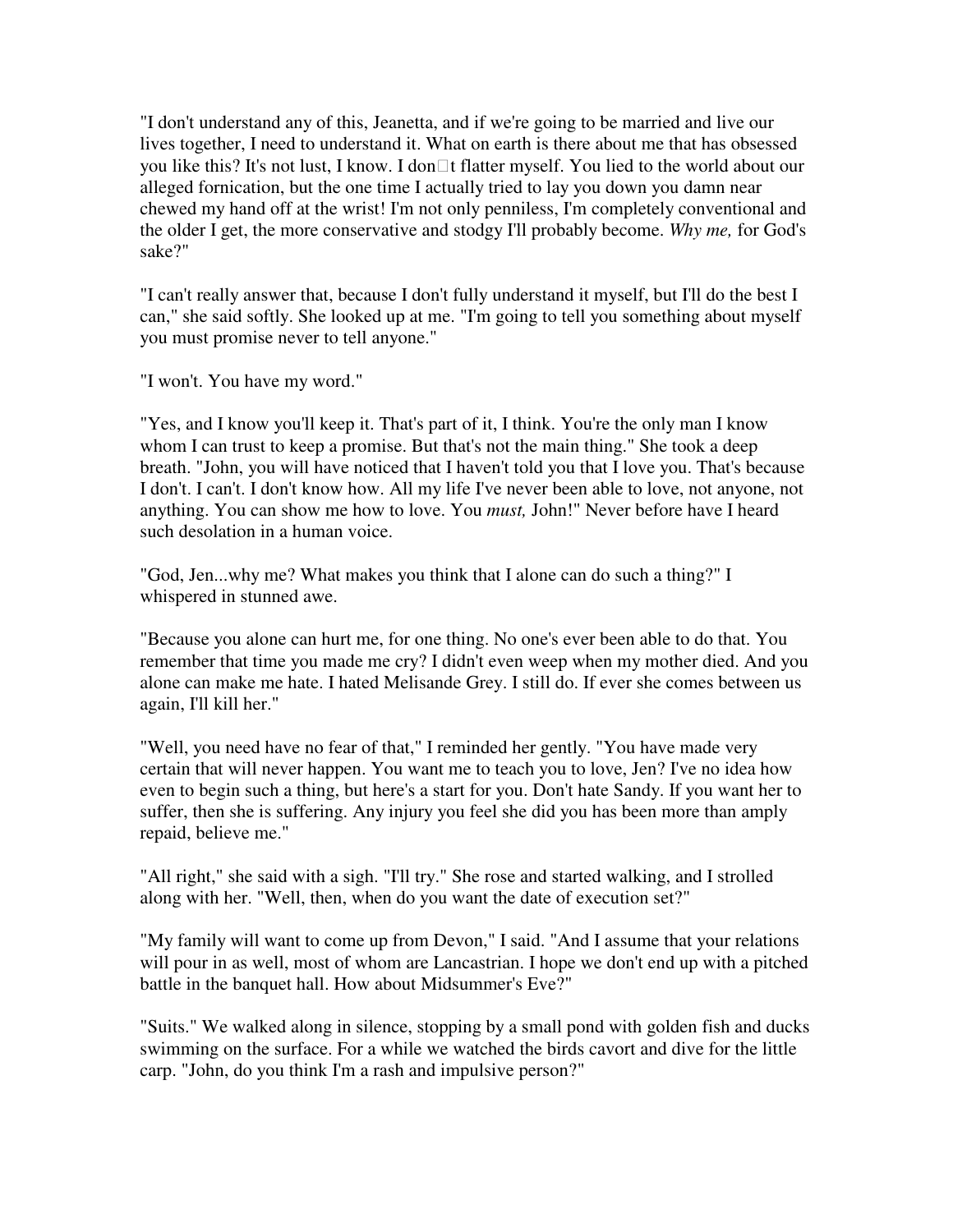"I don't understand any of this, Jeanetta, and if we're going to be married and live our lives together, I need to understand it. What on earth is there about me that has obsessed you like this? It's not lust, I know. I don't flatter myself. You lied to the world about our alleged fornication, but the one time I actually tried to lay you down you damn near chewed my hand off at the wrist! I'm not only penniless, I'm completely conventional and the older I get, the more conservative and stodgy I'll probably become. *Why me,* for God's sake?"

"I can't really answer that, because I don't fully understand it myself, but I'll do the best I can," she said softly. She looked up at me. "I'm going to tell you something about myself you must promise never to tell anyone."

"I won't. You have my word."

"Yes, and I know you'll keep it. That's part of it, I think. You're the only man I know whom I can trust to keep a promise. But that's not the main thing." She took a deep breath. "John, you will have noticed that I haven't told you that I love you. That's because I don't. I can't. I don't know how. All my life I've never been able to love, not anyone, not anything. You can show me how to love. You *must,* John!" Never before have I heard such desolation in a human voice.

"God, Jen...why me? What makes you think that I alone can do such a thing?" I whispered in stunned awe.

"Because you alone can hurt me, for one thing. No one's ever been able to do that. You remember that time you made me cry? I didn't even weep when my mother died. And you alone can make me hate. I hated Melisande Grey. I still do. If ever she comes between us again, I'll kill her."

"Well, you need have no fear of that," I reminded her gently. "You have made very certain that will never happen. You want me to teach you to love, Jen? I've no idea how even to begin such a thing, but here's a start for you. Don't hate Sandy. If you want her to suffer, then she is suffering. Any injury you feel she did you has been more than amply repaid, believe me."

"All right," she said with a sigh. "I'll try." She rose and started walking, and I strolled along with her. "Well, then, when do you want the date of execution set?"

"My family will want to come up from Devon," I said. "And I assume that your relations will pour in as well, most of whom are Lancastrian. I hope we don't end up with a pitched battle in the banquet hall. How about Midsummer's Eve?"

"Suits." We walked along in silence, stopping by a small pond with golden fish and ducks swimming on the surface. For a while we watched the birds cavort and dive for the little carp. "John, do you think I'm a rash and impulsive person?"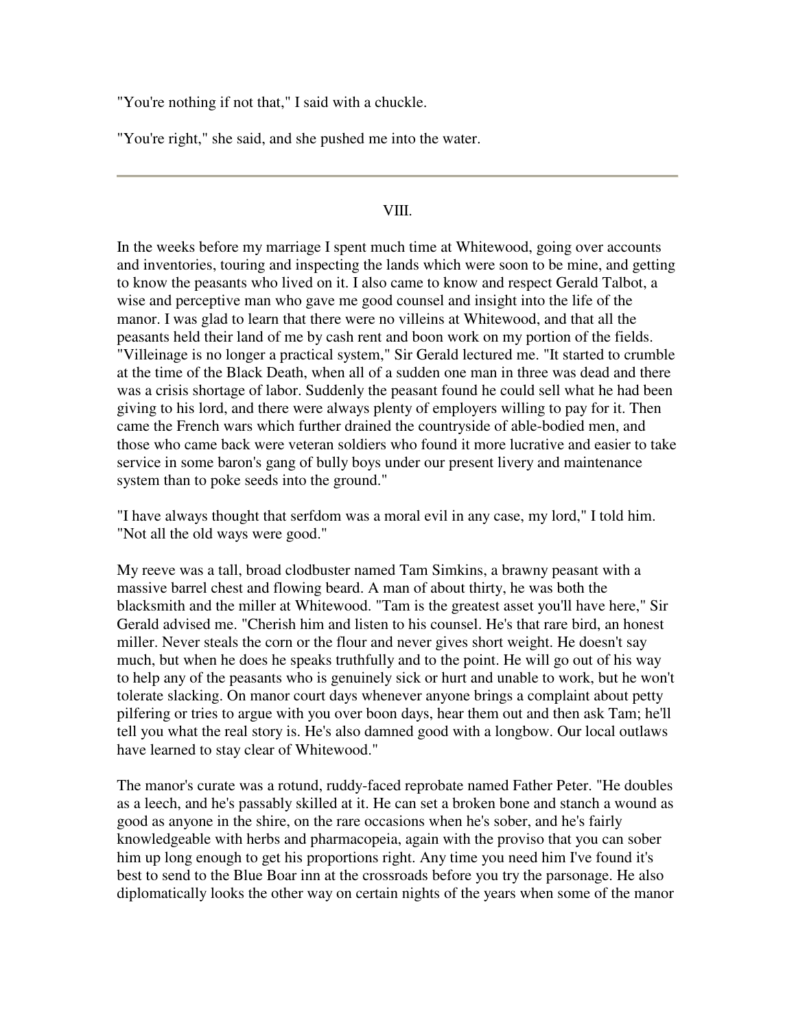"You're nothing if not that," I said with a chuckle.

"You're right," she said, and she pushed me into the water.

---

VIII.

In the weeks before my marriage I spent much time at Whitewood, going over accounts and inventories, touring and inspecting the lands which were soon to be mine, and getting to know the peasants who lived on it. I also came to know and respect Gerald Talbot, a wise and perceptive man who gave me good counsel and insight into the life of the manor. I was glad to learn that there were no villeins at Whitewood, and that all the peasants held their land of me by cash rent and boon work on my portion of the fields. "Villeinage is no longer a practical system," Sir Gerald lectured me. "It started to crumble at the time of the Black Death, when all of a sudden one man in three was dead and there was a crisis shortage of labor. Suddenly the peasant found he could sell what he had been giving to his lord, and there were always plenty of employers willing to pay for it. Then came the French wars which further drained the countryside of able-bodied men, and those who came back were veteran soldiers who found it more lucrative and easier to take service in some baron's gang of bully boys under our present livery and maintenance system than to poke seeds into the ground."

"I have always thought that serfdom was a moral evil in any case, my lord," I told him. "Not all the old ways were good."

My reeve was a tall, broad clodbuster named Tam Simkins, a brawny peasant with a massive barrel chest and flowing beard. A man of about thirty, he was both the blacksmith and the miller at Whitewood. "Tam is the greatest asset you'll have here," Sir Gerald advised me. "Cherish him and listen to his counsel. He's that rare bird, an honest miller. Never steals the corn or the flour and never gives short weight. He doesn't say much, but when he does he speaks truthfully and to the point. He will go out of his way to help any of the peasants who is genuinely sick or hurt and unable to work, but he won't tolerate slacking. On manor court days whenever anyone brings a complaint about petty pilfering or tries to argue with you over boon days, hear them out and then ask Tam; he'll tell you what the real story is. He's also damned good with a longbow. Our local outlaws have learned to stay clear of Whitewood."

The manor's curate was a rotund, ruddy-faced reprobate named Father Peter. "He doubles as a leech, and he's passably skilled at it. He can set a broken bone and stanch a wound as good as anyone in the shire, on the rare occasions when he's sober, and he's fairly knowledgeable with herbs and pharmacopeia, again with the proviso that you can sober him up long enough to get his proportions right. Any time you need him I've found it's best to send to the Blue Boar inn at the crossroads before you try the parsonage. He also diplomatically looks the other way on certain nights of the years when some of the manor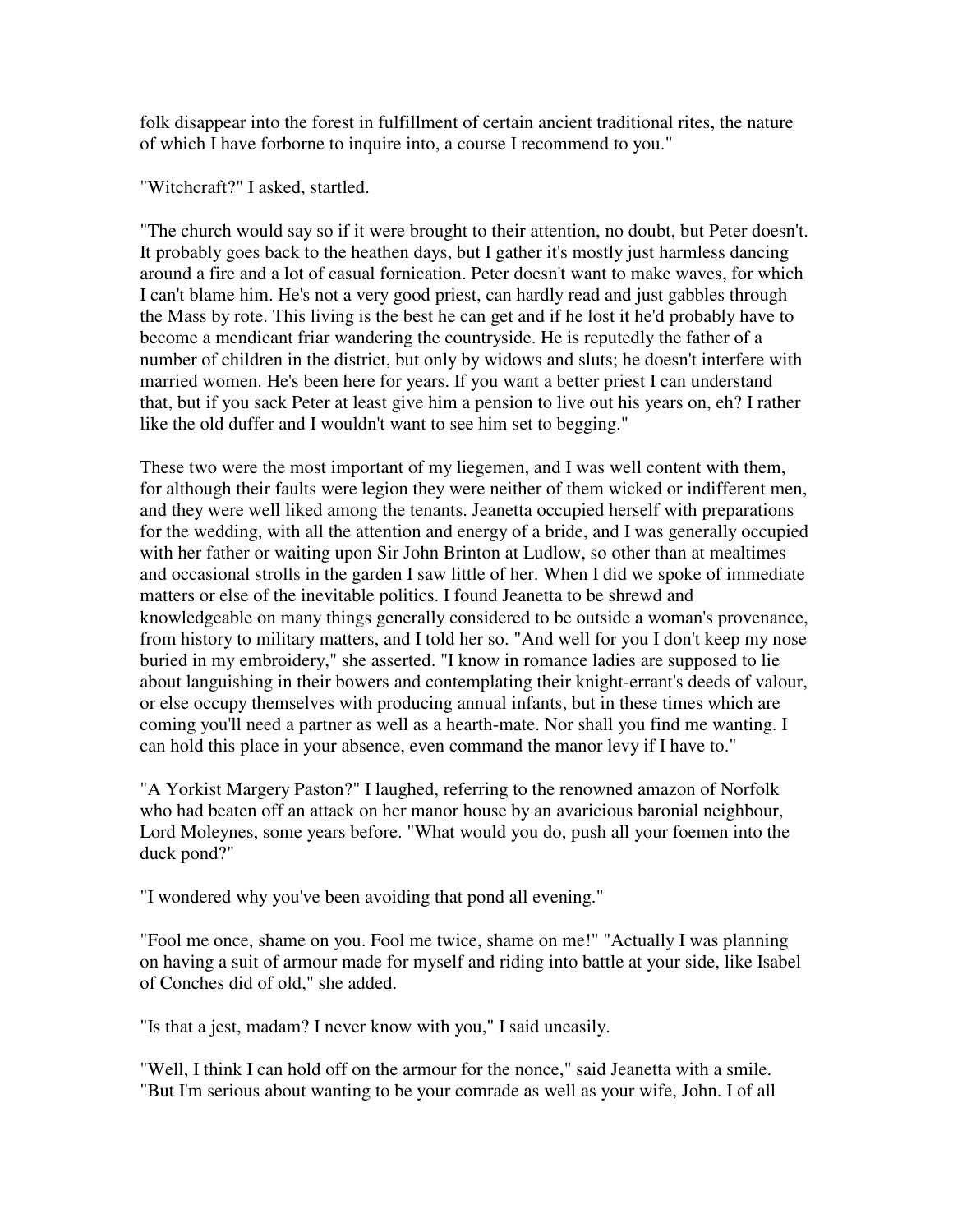folk disappear into the forest in fulfillment of certain ancient traditional rites, the nature of which I have forborne to inquire into, a course I recommend to you."

"Witchcraft?" I asked, startled.

"The church would say so if it were brought to their attention, no doubt, but Peter doesn't. It probably goes back to the heathen days, but I gather it's mostly just harmless dancing around a fire and a lot of casual fornication. Peter doesn't want to make waves, for which I can't blame him. He's not a very good priest, can hardly read and just gabbles through the Mass by rote. This living is the best he can get and if he lost it he'd probably have to become a mendicant friar wandering the countryside. He is reputedly the father of a number of children in the district, but only by widows and sluts; he doesn't interfere with married women. He's been here for years. If you want a better priest I can understand that, but if you sack Peter at least give him a pension to live out his years on, eh? I rather like the old duffer and I wouldn't want to see him set to begging."

These two were the most important of my liegemen, and I was well content with them, for although their faults were legion they were neither of them wicked or indifferent men, and they were well liked among the tenants. Jeanetta occupied herself with preparations for the wedding, with all the attention and energy of a bride, and I was generally occupied with her father or waiting upon Sir John Brinton at Ludlow, so other than at mealtimes and occasional strolls in the garden I saw little of her. When I did we spoke of immediate matters or else of the inevitable politics. I found Jeanetta to be shrewd and knowledgeable on many things generally considered to be outside a woman's provenance, from history to military matters, and I told her so. "And well for you I don't keep my nose buried in my embroidery," she asserted. "I know in romance ladies are supposed to lie about languishing in their bowers and contemplating their knight-errant's deeds of valour, or else occupy themselves with producing annual infants, but in these times which are coming you'll need a partner as well as a hearth-mate. Nor shall you find me wanting. I can hold this place in your absence, even command the manor levy if I have to."

"A Yorkist Margery Paston?" I laughed, referring to the renowned amazon of Norfolk who had beaten off an attack on her manor house by an avaricious baronial neighbour, Lord Moleynes, some years before. "What would you do, push all your foemen into the duck pond?"

"I wondered why you've been avoiding that pond all evening."

"Fool me once, shame on you. Fool me twice, shame on me!" "Actually I was planning on having a suit of armour made for myself and riding into battle at your side, like Isabel of Conches did of old," she added.

"Is that a jest, madam? I never know with you," I said uneasily.

"Well, I think I can hold off on the armour for the nonce," said Jeanetta with a smile. "But I'm serious about wanting to be your comrade as well as your wife, John. I of all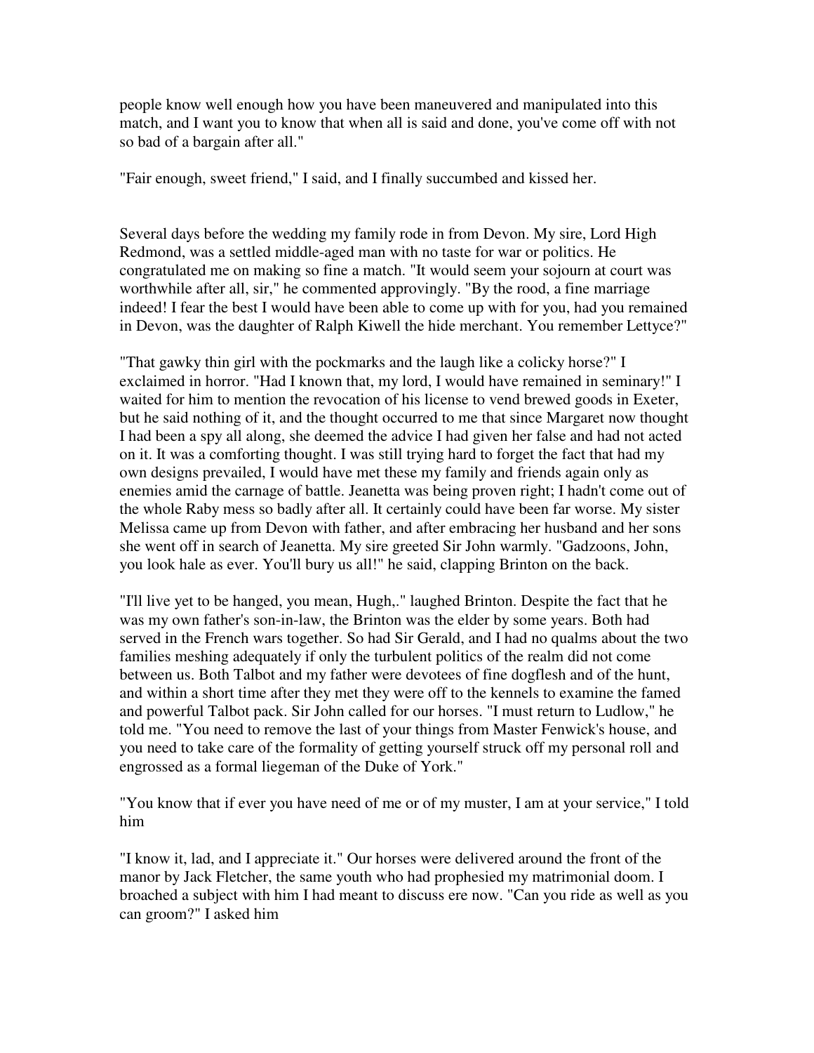people know well enough how you have been maneuvered and manipulated into this match, and I want you to know that when all is said and done, you've come off with not so bad of a bargain after all."

"Fair enough, sweet friend," I said, and I finally succumbed and kissed her.

Several days before the wedding my family rode in from Devon. My sire, Lord High Redmond, was a settled middle-aged man with no taste for war or politics. He congratulated me on making so fine a match. "It would seem your sojourn at court was worthwhile after all, sir," he commented approvingly. "By the rood, a fine marriage indeed! I fear the best I would have been able to come up with for you, had you remained in Devon, was the daughter of Ralph Kiwell the hide merchant. You remember Lettyce?"

"That gawky thin girl with the pockmarks and the laugh like a colicky horse?" I exclaimed in horror. "Had I known that, my lord, I would have remained in seminary!" I waited for him to mention the revocation of his license to vend brewed goods in Exeter, but he said nothing of it, and the thought occurred to me that since Margaret now thought I had been a spy all along, she deemed the advice I had given her false and had not acted on it. It was a comforting thought. I was still trying hard to forget the fact that had my own designs prevailed, I would have met these my family and friends again only as enemies amid the carnage of battle. Jeanetta was being proven right; I hadn't come out of the whole Raby mess so badly after all. It certainly could have been far worse. My sister Melissa came up from Devon with father, and after embracing her husband and her sons she went off in search of Jeanetta. My sire greeted Sir John warmly. "Gadzoons, John, you look hale as ever. You'll bury us all!" he said, clapping Brinton on the back.

"I'll live yet to be hanged, you mean, Hugh,." laughed Brinton. Despite the fact that he was my own father's son-in-law, the Brinton was the elder by some years. Both had served in the French wars together. So had Sir Gerald, and I had no qualms about the two families meshing adequately if only the turbulent politics of the realm did not come between us. Both Talbot and my father were devotees of fine dogflesh and of the hunt, and within a short time after they met they were off to the kennels to examine the famed and powerful Talbot pack. Sir John called for our horses. "I must return to Ludlow," he told me. "You need to remove the last of your things from Master Fenwick's house, and you need to take care of the formality of getting yourself struck off my personal roll and engrossed as a formal liegeman of the Duke of York."

"You know that if ever you have need of me or of my muster, I am at your service," I told him

"I know it, lad, and I appreciate it." Our horses were delivered around the front of the manor by Jack Fletcher, the same youth who had prophesied my matrimonial doom. I broached a subject with him I had meant to discuss ere now. "Can you ride as well as you can groom?" I asked him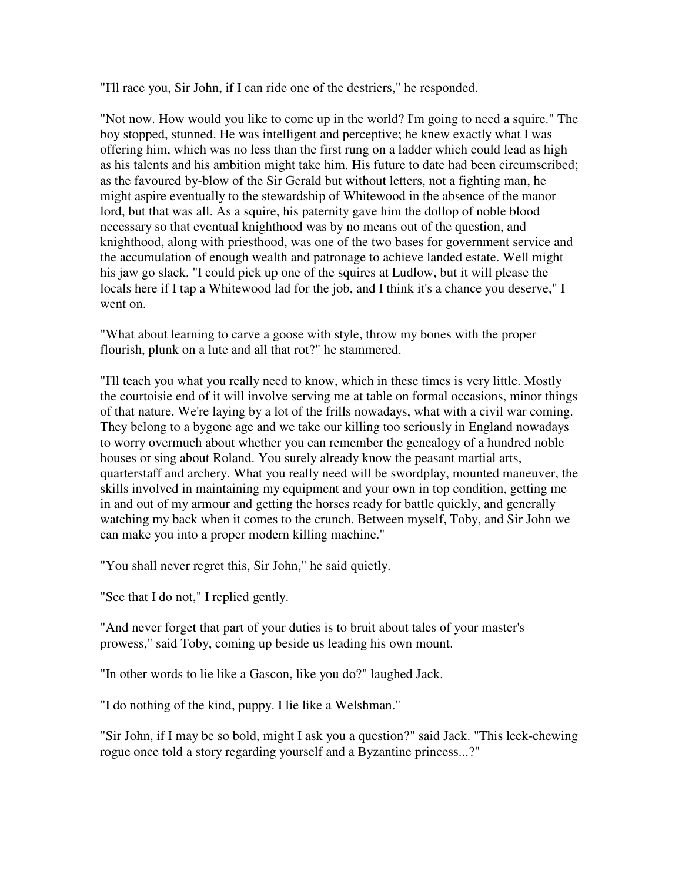"I'll race you, Sir John, if I can ride one of the destriers," he responded.

"Not now. How would you like to come up in the world? I'm going to need a squire." The boy stopped, stunned. He was intelligent and perceptive; he knew exactly what I was offering him, which was no less than the first rung on a ladder which could lead as high as his talents and his ambition might take him. His future to date had been circumscribed; as the favoured by-blow of the Sir Gerald but without letters, not a fighting man, he might aspire eventually to the stewardship of Whitewood in the absence of the manor lord, but that was all. As a squire, his paternity gave him the dollop of noble blood necessary so that eventual knighthood was by no means out of the question, and knighthood, along with priesthood, was one of the two bases for government service and the accumulation of enough wealth and patronage to achieve landed estate. Well might his jaw go slack. "I could pick up one of the squires at Ludlow, but it will please the locals here if I tap a Whitewood lad for the job, and I think it's a chance you deserve," I went on.

"What about learning to carve a goose with style, throw my bones with the proper flourish, plunk on a lute and all that rot?" he stammered.

"I'll teach you what you really need to know, which in these times is very little. Mostly the courtoisie end of it will involve serving me at table on formal occasions, minor things of that nature. We're laying by a lot of the frills nowadays, what with a civil war coming. They belong to a bygone age and we take our killing too seriously in England nowadays to worry overmuch about whether you can remember the genealogy of a hundred noble houses or sing about Roland. You surely already know the peasant martial arts, quarterstaff and archery. What you really need will be swordplay, mounted maneuver, the skills involved in maintaining my equipment and your own in top condition, getting me in and out of my armour and getting the horses ready for battle quickly, and generally watching my back when it comes to the crunch. Between myself, Toby, and Sir John we can make you into a proper modern killing machine."

"You shall never regret this, Sir John," he said quietly.

"See that I do not," I replied gently.

"And never forget that part of your duties is to bruit about tales of your master's prowess," said Toby, coming up beside us leading his own mount.

"In other words to lie like a Gascon, like you do?" laughed Jack.

"I do nothing of the kind, puppy. I lie like a Welshman."

"Sir John, if I may be so bold, might I ask you a question?" said Jack. "This leek-chewing rogue once told a story regarding yourself and a Byzantine princess...?"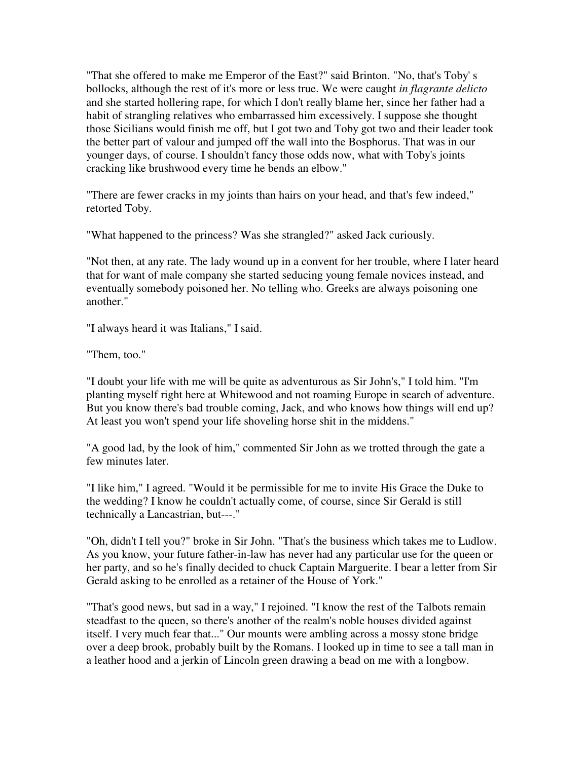"That she offered to make me Emperor of the East?" said Brinton. "No, that's Toby' s bollocks, although the rest of it's more or less true. We were caught *in flagrante delicto* and she started hollering rape, for which I don't really blame her, since her father had a habit of strangling relatives who embarrassed him excessively. I suppose she thought those Sicilians would finish me off, but I got two and Toby got two and their leader took the better part of valour and jumped off the wall into the Bosphorus. That was in our younger days, of course. I shouldn't fancy those odds now, what with Toby's joints cracking like brushwood every time he bends an elbow."

"There are fewer cracks in my joints than hairs on your head, and that's few indeed," retorted Toby.

"What happened to the princess? Was she strangled?" asked Jack curiously.

"Not then, at any rate. The lady wound up in a convent for her trouble, where I later heard that for want of male company she started seducing young female novices instead, and eventually somebody poisoned her. No telling who. Greeks are always poisoning one another."

"I always heard it was Italians," I said.

"Them, too."

"I doubt your life with me will be quite as adventurous as Sir John's," I told him. "I'm planting myself right here at Whitewood and not roaming Europe in search of adventure. But you know there's bad trouble coming, Jack, and who knows how things will end up? At least you won't spend your life shoveling horse shit in the middens."

"A good lad, by the look of him," commented Sir John as we trotted through the gate a few minutes later.

"I like him," I agreed. "Would it be permissible for me to invite His Grace the Duke to the wedding? I know he couldn't actually come, of course, since Sir Gerald is still technically a Lancastrian, but---."

"Oh, didn't I tell you?" broke in Sir John. "That's the business which takes me to Ludlow. As you know, your future father-in-law has never had any particular use for the queen or her party, and so he's finally decided to chuck Captain Marguerite. I bear a letter from Sir Gerald asking to be enrolled as a retainer of the House of York."

"That's good news, but sad in a way," I rejoined. "I know the rest of the Talbots remain steadfast to the queen, so there's another of the realm's noble houses divided against itself. I very much fear that..." Our mounts were ambling across a mossy stone bridge over a deep brook, probably built by the Romans. I looked up in time to see a tall man in a leather hood and a jerkin of Lincoln green drawing a bead on me with a longbow.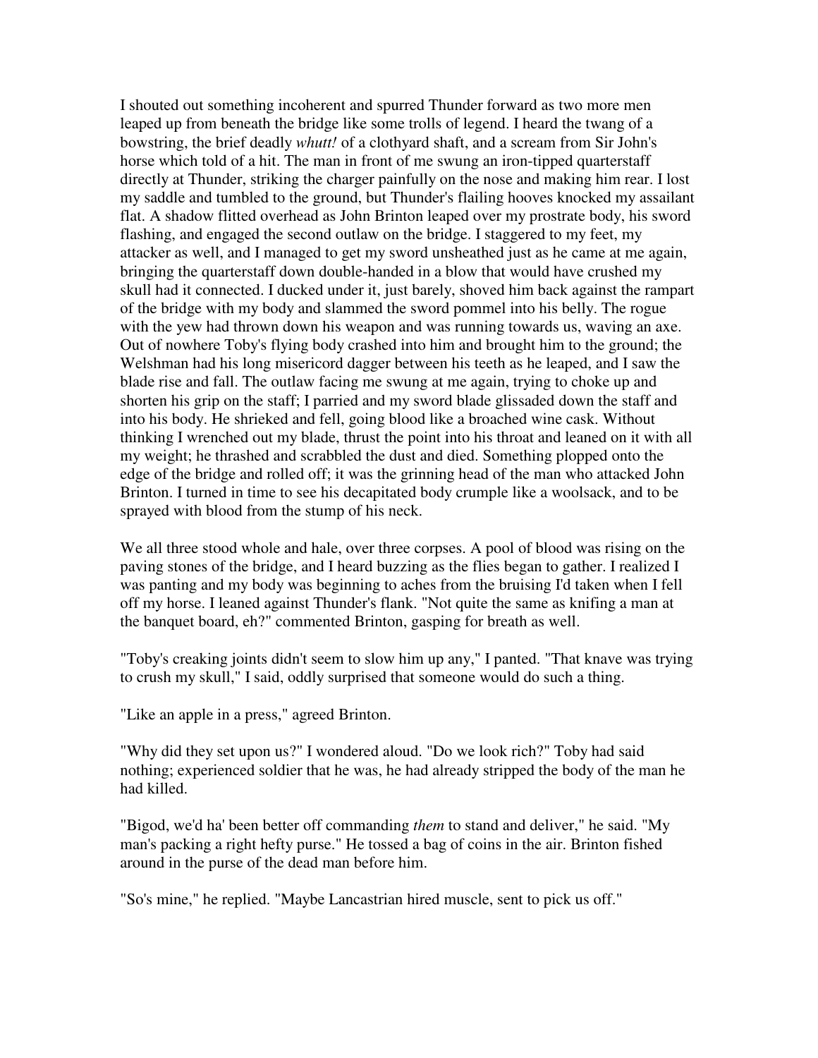I shouted out something incoherent and spurred Thunder forward as two more men leaped up from beneath the bridge like some trolls of legend. I heard the twang of a bowstring, the brief deadly *whutt!* of a clothyard shaft, and a scream from Sir John's horse which told of a hit. The man in front of me swung an iron-tipped quarterstaff directly at Thunder, striking the charger painfully on the nose and making him rear. I lost my saddle and tumbled to the ground, but Thunder's flailing hooves knocked my assailant flat. A shadow flitted overhead as John Brinton leaped over my prostrate body, his sword flashing, and engaged the second outlaw on the bridge. I staggered to my feet, my attacker as well, and I managed to get my sword unsheathed just as he came at me again, bringing the quarterstaff down double-handed in a blow that would have crushed my skull had it connected. I ducked under it, just barely, shoved him back against the rampart of the bridge with my body and slammed the sword pommel into his belly. The rogue with the yew had thrown down his weapon and was running towards us, waving an axe. Out of nowhere Toby's flying body crashed into him and brought him to the ground; the Welshman had his long misericord dagger between his teeth as he leaped, and I saw the blade rise and fall. The outlaw facing me swung at me again, trying to choke up and shorten his grip on the staff; I parried and my sword blade glissaded down the staff and into his body. He shrieked and fell, going blood like a broached wine cask. Without thinking I wrenched out my blade, thrust the point into his throat and leaned on it with all my weight; he thrashed and scrabbled the dust and died. Something plopped onto the edge of the bridge and rolled off; it was the grinning head of the man who attacked John Brinton. I turned in time to see his decapitated body crumple like a woolsack, and to be sprayed with blood from the stump of his neck.

We all three stood whole and hale, over three corpses. A pool of blood was rising on the paving stones of the bridge, and I heard buzzing as the flies began to gather. I realized I was panting and my body was beginning to aches from the bruising I'd taken when I fell off my horse. I leaned against Thunder's flank. "Not quite the same as knifing a man at the banquet board, eh?" commented Brinton, gasping for breath as well.

"Toby's creaking joints didn't seem to slow him up any," I panted. "That knave was trying to crush my skull," I said, oddly surprised that someone would do such a thing.

"Like an apple in a press," agreed Brinton.

"Why did they set upon us?" I wondered aloud. "Do we look rich?" Toby had said nothing; experienced soldier that he was, he had already stripped the body of the man he had killed.

"Bigod, we'd ha' been better off commanding *them* to stand and deliver," he said. "My man's packing a right hefty purse." He tossed a bag of coins in the air. Brinton fished around in the purse of the dead man before him.

"So's mine," he replied. "Maybe Lancastrian hired muscle, sent to pick us off."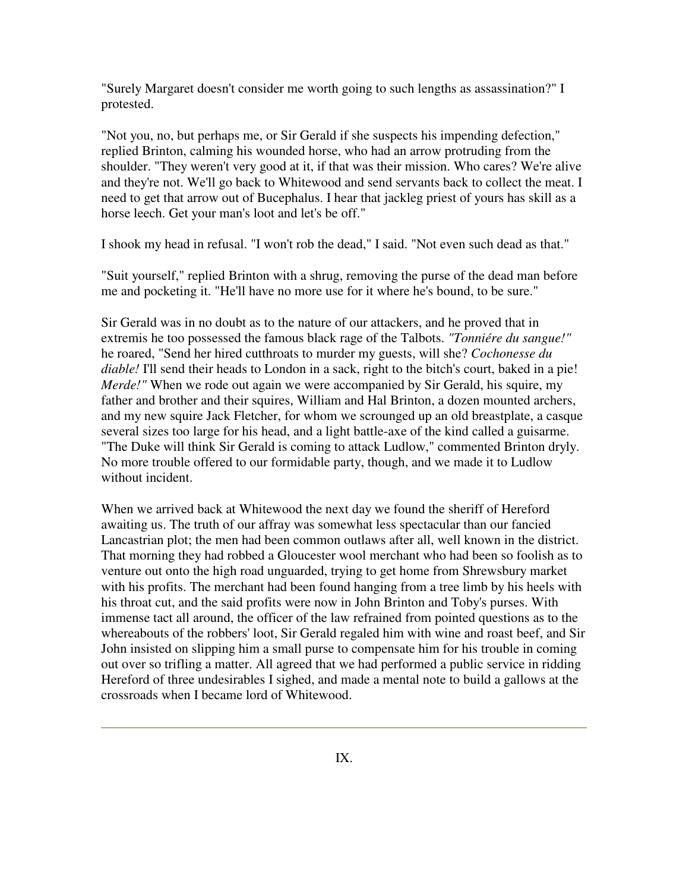"Surely Margaret doesn't consider me worth going to such lengths as assassination?" I protested.

"Not you, no, but perhaps me, or Sir Gerald if she suspects his impending defection," replied Brinton, calming his wounded horse, who had an arrow protruding from the shoulder. "They weren't very good at it, if that was their mission. Who cares? We're alive and they're not. We'll go back to Whitewood and send servants back to collect the meat. I need to get that arrow out of Bucephalus. I hear that jackleg priest of yours has skill as a horse leech. Get your man's loot and let's be off."

I shook my head in refusal. "I won't rob the dead," I said. "Not even such dead as that."

"Suit yourself," replied Brinton with a shrug, removing the purse of the dead man before me and pocketing it. "He'll have no more use for it where he's bound, to be sure."

Sir Gerald was in no doubt as to the nature of our attackers, and he proved that in extremis he too possessed the famous black rage of the Talbots. *"Tonniére du sangue!"* he roared, "Send her hired cutthroats to murder my guests, will she? *Cochonesse du diable!* I'll send their heads to London in a sack, right to the bitch's court, baked in a pie! *Merde!"* When we rode out again we were accompanied by Sir Gerald, his squire, my father and brother and their squires, William and Hal Brinton, a dozen mounted archers, and my new squire Jack Fletcher, for whom we scrounged up an old breastplate, a casque several sizes too large for his head, and a light battle-axe of the kind called a guisarme. "The Duke will think Sir Gerald is coming to attack Ludlow," commented Brinton dryly. No more trouble offered to our formidable party, though, and we made it to Ludlow without incident.

When we arrived back at Whitewood the next day we found the sheriff of Hereford awaiting us. The truth of our affray was somewhat less spectacular than our fancied Lancastrian plot; the men had been common outlaws after all, well known in the district. That morning they had robbed a Gloucester wool merchant who had been so foolish as to venture out onto the high road unguarded, trying to get home from Shrewsbury market with his profits. The merchant had been found hanging from a tree limb by his heels with his throat cut, and the said profits were now in John Brinton and Toby's purses. With immense tact all around, the officer of the law refrained from pointed questions as to the whereabouts of the robbers' loot, Sir Gerald regaled him with wine and roast beef, and Sir John insisted on slipping him a small purse to compensate him for his trouble in coming out over so trifling a matter. All agreed that we had performed a public service in ridding Hereford of three undesirables I sighed, and made a mental note to build a gallows at the crossroads when I became lord of Whitewood.

---

IX.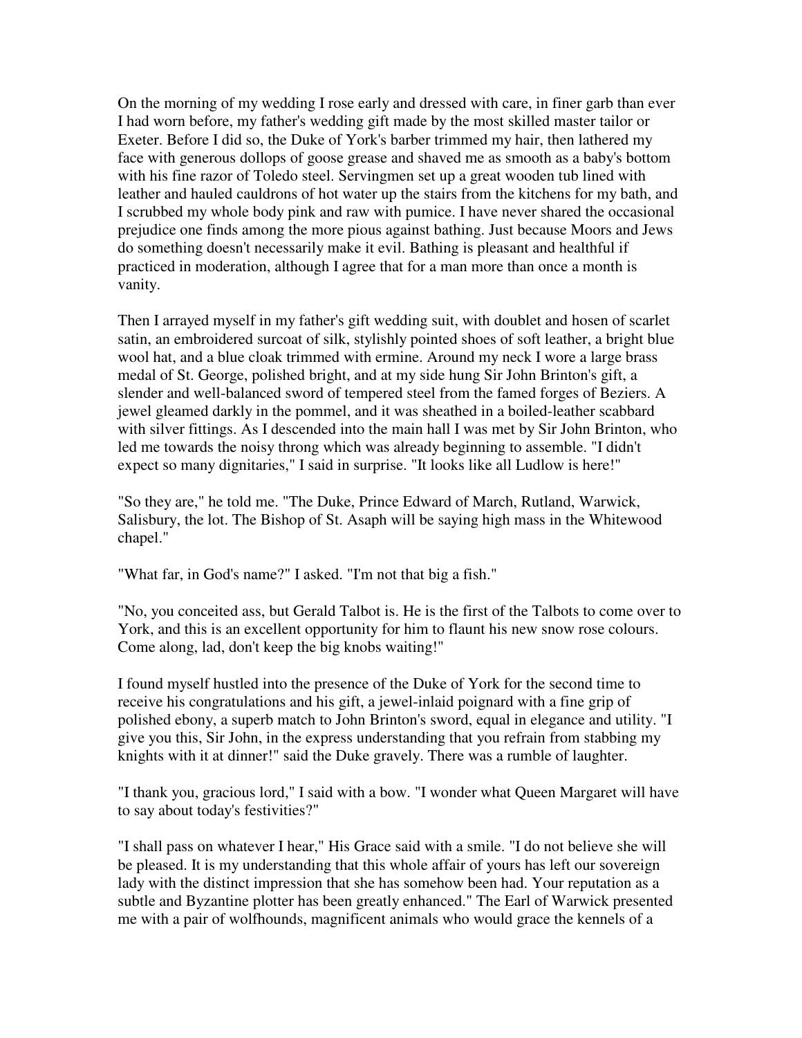On the morning of my wedding I rose early and dressed with care, in finer garb than ever I had worn before, my father's wedding gift made by the most skilled master tailor or Exeter. Before I did so, the Duke of York's barber trimmed my hair, then lathered my face with generous dollops of goose grease and shaved me as smooth as a baby's bottom with his fine razor of Toledo steel. Servingmen set up a great wooden tub lined with leather and hauled cauldrons of hot water up the stairs from the kitchens for my bath, and I scrubbed my whole body pink and raw with pumice. I have never shared the occasional prejudice one finds among the more pious against bathing. Just because Moors and Jews do something doesn't necessarily make it evil. Bathing is pleasant and healthful if practiced in moderation, although I agree that for a man more than once a month is vanity.

Then I arrayed myself in my father's gift wedding suit, with doublet and hosen of scarlet satin, an embroidered surcoat of silk, stylishly pointed shoes of soft leather, a bright blue wool hat, and a blue cloak trimmed with ermine. Around my neck I wore a large brass medal of St. George, polished bright, and at my side hung Sir John Brinton's gift, a slender and well-balanced sword of tempered steel from the famed forges of Beziers. A jewel gleamed darkly in the pommel, and it was sheathed in a boiled-leather scabbard with silver fittings. As I descended into the main hall I was met by Sir John Brinton, who led me towards the noisy throng which was already beginning to assemble. "I didn't expect so many dignitaries," I said in surprise. "It looks like all Ludlow is here!"

"So they are," he told me. "The Duke, Prince Edward of March, Rutland, Warwick, Salisbury, the lot. The Bishop of St. Asaph will be saying high mass in the Whitewood chapel."

"What far, in God's name?" I asked. "I'm not that big a fish."

"No, you conceited ass, but Gerald Talbot is. He is the first of the Talbots to come over to York, and this is an excellent opportunity for him to flaunt his new snow rose colours. Come along, lad, don't keep the big knobs waiting!"

I found myself hustled into the presence of the Duke of York for the second time to receive his congratulations and his gift, a jewel-inlaid poignard with a fine grip of polished ebony, a superb match to John Brinton's sword, equal in elegance and utility. "I give you this, Sir John, in the express understanding that you refrain from stabbing my knights with it at dinner!" said the Duke gravely. There was a rumble of laughter.

"I thank you, gracious lord," I said with a bow. "I wonder what Queen Margaret will have to say about today's festivities?"

"I shall pass on whatever I hear," His Grace said with a smile. "I do not believe she will be pleased. It is my understanding that this whole affair of yours has left our sovereign lady with the distinct impression that she has somehow been had. Your reputation as a subtle and Byzantine plotter has been greatly enhanced." The Earl of Warwick presented me with a pair of wolfhounds, magnificent animals who would grace the kennels of a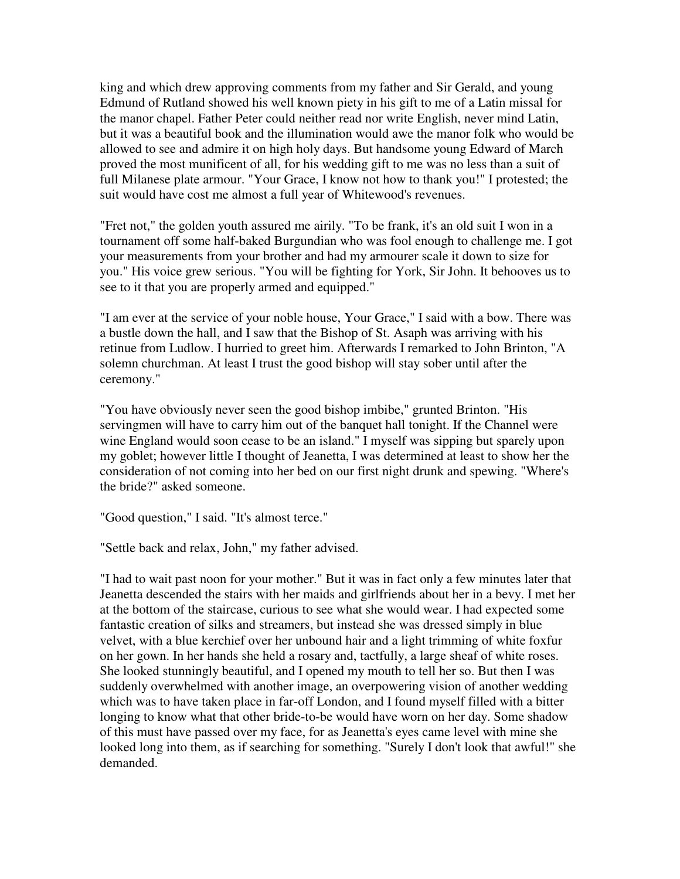king and which drew approving comments from my father and Sir Gerald, and young Edmund of Rutland showed his well known piety in his gift to me of a Latin missal for the manor chapel. Father Peter could neither read nor write English, never mind Latin, but it was a beautiful book and the illumination would awe the manor folk who would be allowed to see and admire it on high holy days. But handsome young Edward of March proved the most munificent of all, for his wedding gift to me was no less than a suit of full Milanese plate armour. "Your Grace, I know not how to thank you!" I protested; the suit would have cost me almost a full year of Whitewood's revenues.

"Fret not," the golden youth assured me airily. "To be frank, it's an old suit I won in a tournament off some half-baked Burgundian who was fool enough to challenge me. I got your measurements from your brother and had my armourer scale it down to size for you." His voice grew serious. "You will be fighting for York, Sir John. It behooves us to see to it that you are properly armed and equipped."

"I am ever at the service of your noble house, Your Grace," I said with a bow. There was a bustle down the hall, and I saw that the Bishop of St. Asaph was arriving with his retinue from Ludlow. I hurried to greet him. Afterwards I remarked to John Brinton, "A solemn churchman. At least I trust the good bishop will stay sober until after the ceremony."

"You have obviously never seen the good bishop imbibe," grunted Brinton. "His servingmen will have to carry him out of the banquet hall tonight. If the Channel were wine England would soon cease to be an island." I myself was sipping but sparely upon my goblet; however little I thought of Jeanetta, I was determined at least to show her the consideration of not coming into her bed on our first night drunk and spewing. "Where's the bride?" asked someone.

"Good question," I said. "It's almost terce."

"Settle back and relax, John," my father advised.

"I had to wait past noon for your mother." But it was in fact only a few minutes later that Jeanetta descended the stairs with her maids and girlfriends about her in a bevy. I met her at the bottom of the staircase, curious to see what she would wear. I had expected some fantastic creation of silks and streamers, but instead she was dressed simply in blue velvet, with a blue kerchief over her unbound hair and a light trimming of white foxfur on her gown. In her hands she held a rosary and, tactfully, a large sheaf of white roses. She looked stunningly beautiful, and I opened my mouth to tell her so. But then I was suddenly overwhelmed with another image, an overpowering vision of another wedding which was to have taken place in far-off London, and I found myself filled with a bitter longing to know what that other bride-to-be would have worn on her day. Some shadow of this must have passed over my face, for as Jeanetta's eyes came level with mine she looked long into them, as if searching for something. "Surely I don't look that awful!" she demanded.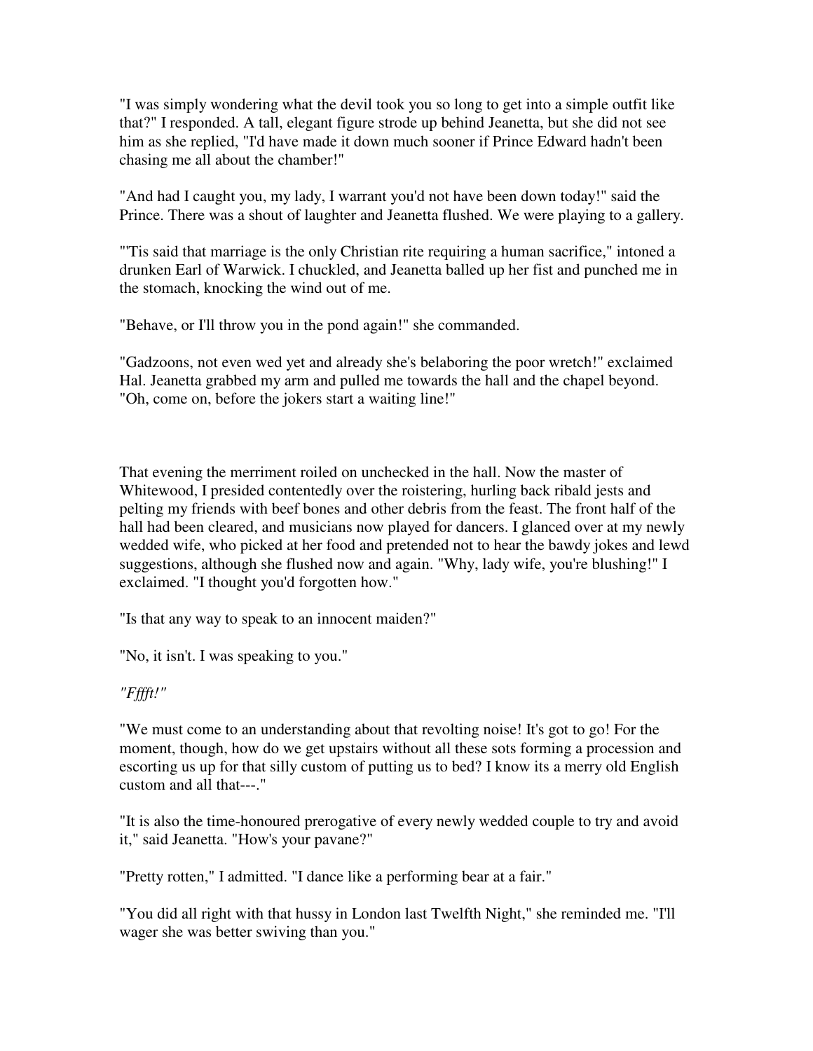"I was simply wondering what the devil took you so long to get into a simple outfit like that?" I responded. A tall, elegant figure strode up behind Jeanetta, but she did not see him as she replied, "I'd have made it down much sooner if Prince Edward hadn't been chasing me all about the chamber!"

"And had I caught you, my lady, I warrant you'd not have been down today!" said the Prince. There was a shout of laughter and Jeanetta flushed. We were playing to a gallery.

"'Tis said that marriage is the only Christian rite requiring a human sacrifice," intoned a drunken Earl of Warwick. I chuckled, and Jeanetta balled up her fist and punched me in the stomach, knocking the wind out of me.

"Behave, or I'll throw you in the pond again!" she commanded.

"Gadzoons, not even wed yet and already she's belaboring the poor wretch!" exclaimed Hal. Jeanetta grabbed my arm and pulled me towards the hall and the chapel beyond. "Oh, come on, before the jokers start a waiting line!"

That evening the merriment roiled on unchecked in the hall. Now the master of Whitewood, I presided contentedly over the roistering, hurling back ribald jests and pelting my friends with beef bones and other debris from the feast. The front half of the hall had been cleared, and musicians now played for dancers. I glanced over at my newly wedded wife, who picked at her food and pretended not to hear the bawdy jokes and lewd suggestions, although she flushed now and again. "Why, lady wife, you're blushing!" I exclaimed. "I thought you'd forgotten how."

"Is that any way to speak to an innocent maiden?"

"No, it isn't. I was speaking to you."

*"Ffffft!"*

"We must come to an understanding about that revolting noise! It's got to go! For the moment, though, how do we get upstairs without all these sots forming a procession and escorting us up for that silly custom of putting us to bed? I know its a merry old English custom and all that---."

"It is also the time-honoured prerogative of every newly wedded couple to try and avoid it," said Jeanetta. "How's your pavane?"

"Pretty rotten," I admitted. "I dance like a performing bear at a fair."

"You did all right with that hussy in London last Twelfth Night," she reminded me. "I'll wager she was better swiving than you."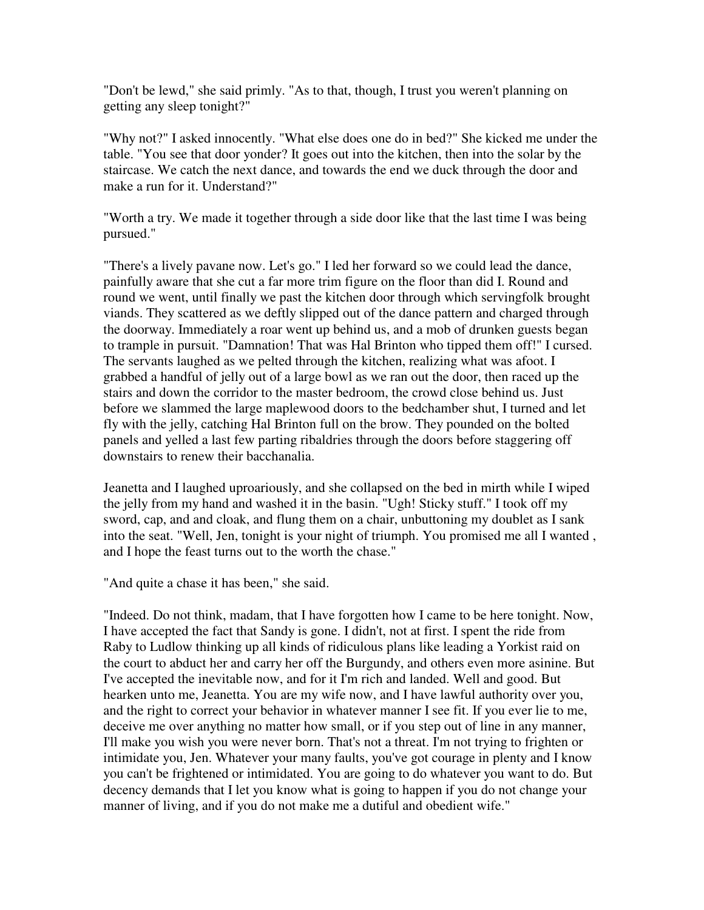"Don't be lewd," she said primly. "As to that, though, I trust you weren't planning on getting any sleep tonight?"

"Why not?" I asked innocently. "What else does one do in bed?" She kicked me under the table. "You see that door yonder? It goes out into the kitchen, then into the solar by the staircase. We catch the next dance, and towards the end we duck through the door and make a run for it. Understand?"

"Worth a try. We made it together through a side door like that the last time I was being pursued."

"There's a lively pavane now. Let's go." I led her forward so we could lead the dance, painfully aware that she cut a far more trim figure on the floor than did I. Round and round we went, until finally we past the kitchen door through which servingfolk brought viands. They scattered as we deftly slipped out of the dance pattern and charged through the doorway. Immediately a roar went up behind us, and a mob of drunken guests began to trample in pursuit. "Damnation! That was Hal Brinton who tipped them off!" I cursed. The servants laughed as we pelted through the kitchen, realizing what was afoot. I grabbed a handful of jelly out of a large bowl as we ran out the door, then raced up the stairs and down the corridor to the master bedroom, the crowd close behind us. Just before we slammed the large maplewood doors to the bedchamber shut, I turned and let fly with the jelly, catching Hal Brinton full on the brow. They pounded on the bolted panels and yelled a last few parting ribaldries through the doors before staggering off downstairs to renew their bacchanalia.

Jeanetta and I laughed uproariously, and she collapsed on the bed in mirth while I wiped the jelly from my hand and washed it in the basin. "Ugh! Sticky stuff." I took off my sword, cap, and and cloak, and flung them on a chair, unbuttoning my doublet as I sank into the seat. "Well, Jen, tonight is your night of triumph. You promised me all I wanted , and I hope the feast turns out to the worth the chase."

"And quite a chase it has been," she said.

"Indeed. Do not think, madam, that I have forgotten how I came to be here tonight. Now, I have accepted the fact that Sandy is gone. I didn't, not at first. I spent the ride from Raby to Ludlow thinking up all kinds of ridiculous plans like leading a Yorkist raid on the court to abduct her and carry her off the Burgundy, and others even more asinine. But I've accepted the inevitable now, and for it I'm rich and landed. Well and good. But hearken unto me, Jeanetta. You are my wife now, and I have lawful authority over you, and the right to correct your behavior in whatever manner I see fit. If you ever lie to me, deceive me over anything no matter how small, or if you step out of line in any manner, I'll make you wish you were never born. That's not a threat. I'm not trying to frighten or intimidate you, Jen. Whatever your many faults, you've got courage in plenty and I know you can't be frightened or intimidated. You are going to do whatever you want to do. But decency demands that I let you know what is going to happen if you do not change your manner of living, and if you do not make me a dutiful and obedient wife."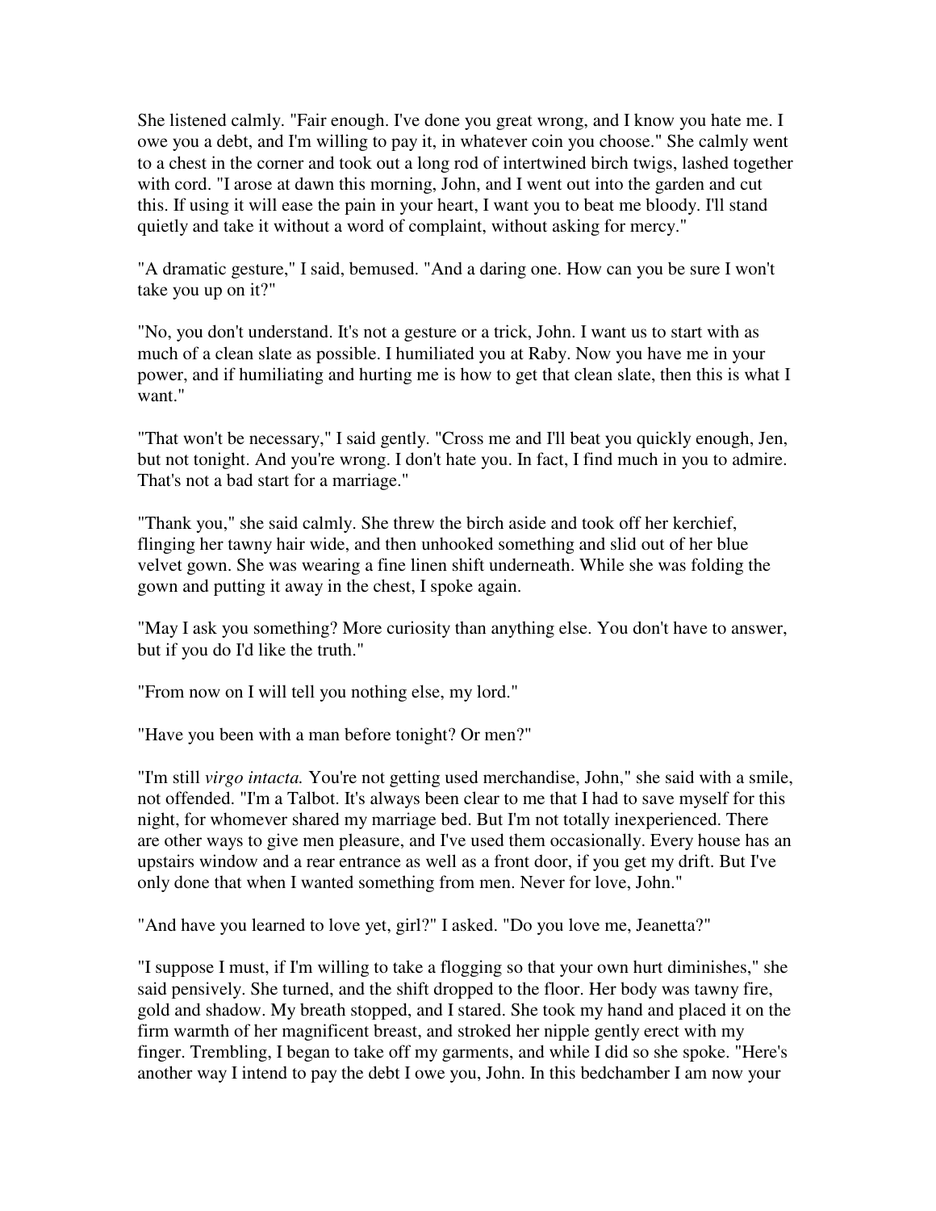She listened calmly. "Fair enough. I've done you great wrong, and I know you hate me. I owe you a debt, and I'm willing to pay it, in whatever coin you choose." She calmly went to a chest in the corner and took out a long rod of intertwined birch twigs, lashed together with cord. "I arose at dawn this morning, John, and I went out into the garden and cut this. If using it will ease the pain in your heart, I want you to beat me bloody. I'll stand quietly and take it without a word of complaint, without asking for mercy."

"A dramatic gesture," I said, bemused. "And a daring one. How can you be sure I won't take you up on it?"

"No, you don't understand. It's not a gesture or a trick, John. I want us to start with as much of a clean slate as possible. I humiliated you at Raby. Now you have me in your power, and if humiliating and hurting me is how to get that clean slate, then this is what I want."

"That won't be necessary," I said gently. "Cross me and I'll beat you quickly enough, Jen, but not tonight. And you're wrong. I don't hate you. In fact, I find much in you to admire. That's not a bad start for a marriage."

"Thank you," she said calmly. She threw the birch aside and took off her kerchief, flinging her tawny hair wide, and then unhooked something and slid out of her blue velvet gown. She was wearing a fine linen shift underneath. While she was folding the gown and putting it away in the chest, I spoke again.

"May I ask you something? More curiosity than anything else. You don't have to answer, but if you do I'd like the truth."

"From now on I will tell you nothing else, my lord."

"Have you been with a man before tonight? Or men?"

"I'm still *virgo intacta.* You're not getting used merchandise, John," she said with a smile, not offended. "I'm a Talbot. It's always been clear to me that I had to save myself for this night, for whomever shared my marriage bed. But I'm not totally inexperienced. There are other ways to give men pleasure, and I've used them occasionally. Every house has an upstairs window and a rear entrance as well as a front door, if you get my drift. But I've only done that when I wanted something from men. Never for love, John."

"And have you learned to love yet, girl?" I asked. "Do you love me, Jeanetta?"

"I suppose I must, if I'm willing to take a flogging so that your own hurt diminishes," she said pensively. She turned, and the shift dropped to the floor. Her body was tawny fire, gold and shadow. My breath stopped, and I stared. She took my hand and placed it on the firm warmth of her magnificent breast, and stroked her nipple gently erect with my finger. Trembling, I began to take off my garments, and while I did so she spoke. "Here's another way I intend to pay the debt I owe you, John. In this bedchamber I am now your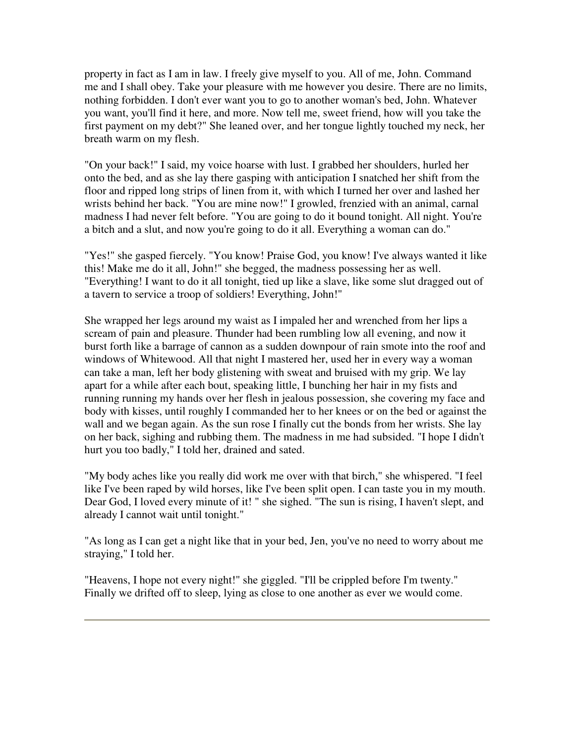property in fact as I am in law. I freely give myself to you. All of me, John. Command me and I shall obey. Take your pleasure with me however you desire. There are no limits, nothing forbidden. I don't ever want you to go to another woman's bed, John. Whatever you want, you'll find it here, and more. Now tell me, sweet friend, how will you take the first payment on my debt?" She leaned over, and her tongue lightly touched my neck, her breath warm on my flesh.

"On your back!" I said, my voice hoarse with lust. I grabbed her shoulders, hurled her onto the bed, and as she lay there gasping with anticipation I snatched her shift from the floor and ripped long strips of linen from it, with which I turned her over and lashed her wrists behind her back. "You are mine now!" I growled, frenzied with an animal, carnal madness I had never felt before. "You are going to do it bound tonight. All night. You're a bitch and a slut, and now you're going to do it all. Everything a woman can do."

"Yes!" she gasped fiercely. "You know! Praise God, you know! I've always wanted it like this! Make me do it all, John!" she begged, the madness possessing her as well. "Everything! I want to do it all tonight, tied up like a slave, like some slut dragged out of a tavern to service a troop of soldiers! Everything, John!"

She wrapped her legs around my waist as I impaled her and wrenched from her lips a scream of pain and pleasure. Thunder had been rumbling low all evening, and now it burst forth like a barrage of cannon as a sudden downpour of rain smote into the roof and windows of Whitewood. All that night I mastered her, used her in every way a woman can take a man, left her body glistening with sweat and bruised with my grip. We lay apart for a while after each bout, speaking little, I bunching her hair in my fists and running running my hands over her flesh in jealous possession, she covering my face and body with kisses, until roughly I commanded her to her knees or on the bed or against the wall and we began again. As the sun rose I finally cut the bonds from her wrists. She lay on her back, sighing and rubbing them. The madness in me had subsided. "I hope I didn't hurt you too badly," I told her, drained and sated.

"My body aches like you really did work me over with that birch," she whispered. "I feel like I've been raped by wild horses, like I've been split open. I can taste you in my mouth. Dear God, I loved every minute of it! " she sighed. "The sun is rising, I haven't slept, and already I cannot wait until tonight."

"As long as I can get a night like that in your bed, Jen, you've no need to worry about me straying," I told her.

"Heavens, I hope not every night!" she giggled. "I'll be crippled before I'm twenty." Finally we drifted off to sleep, lying as close to one another as ever we would come.

---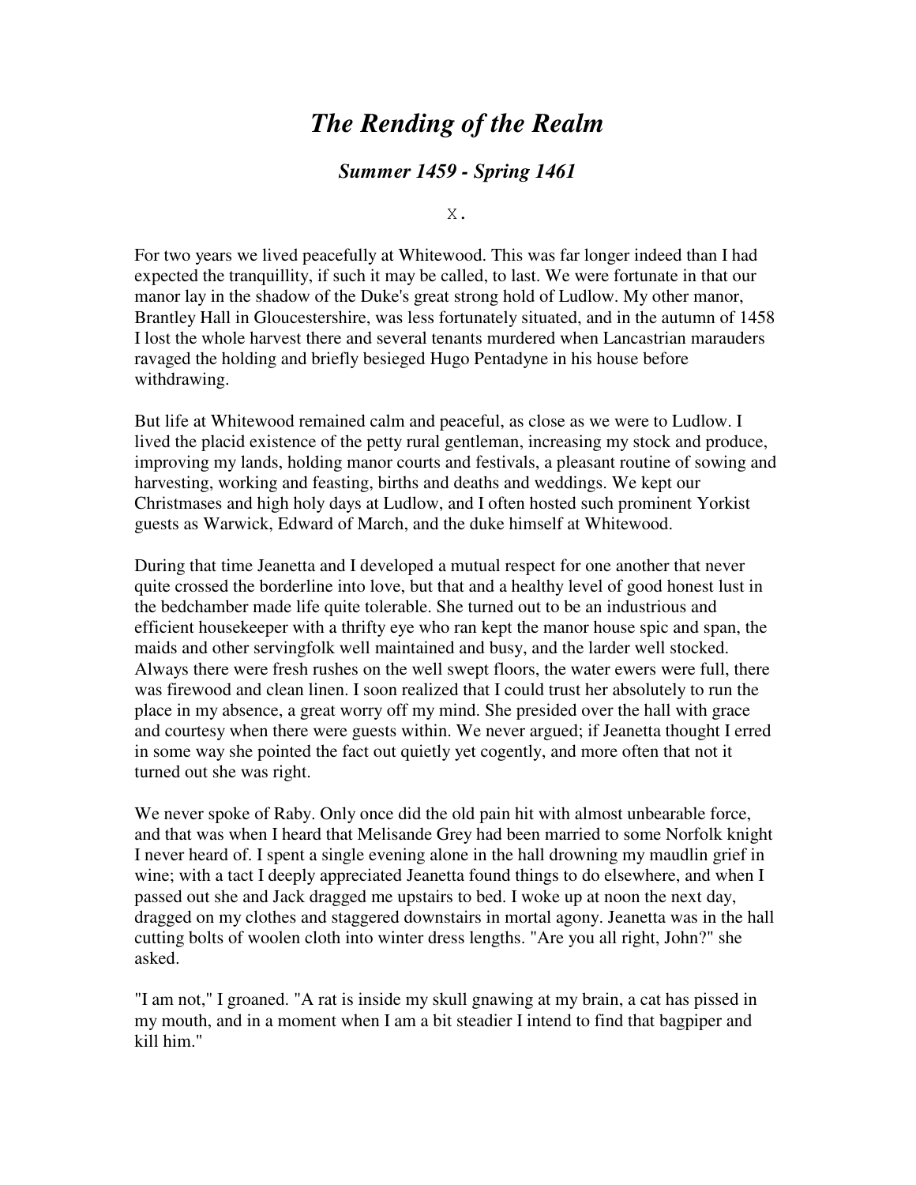# *The Rending of the Realm*

### *Summer 1459 - Spring 1461*

X.

For two years we lived peacefully at Whitewood. This was far longer indeed than I had expected the tranquillity, if such it may be called, to last. We were fortunate in that our manor lay in the shadow of the Duke's great strong hold of Ludlow. My other manor, Brantley Hall in Gloucestershire, was less fortunately situated, and in the autumn of 1458 I lost the whole harvest there and several tenants murdered when Lancastrian marauders ravaged the holding and briefly besieged Hugo Pentadyne in his house before withdrawing.

But life at Whitewood remained calm and peaceful, as close as we were to Ludlow. I lived the placid existence of the petty rural gentleman, increasing my stock and produce, improving my lands, holding manor courts and festivals, a pleasant routine of sowing and harvesting, working and feasting, births and deaths and weddings. We kept our Christmases and high holy days at Ludlow, and I often hosted such prominent Yorkist guests as Warwick, Edward of March, and the duke himself at Whitewood.

During that time Jeanetta and I developed a mutual respect for one another that never quite crossed the borderline into love, but that and a healthy level of good honest lust in the bedchamber made life quite tolerable. She turned out to be an industrious and efficient housekeeper with a thrifty eye who ran kept the manor house spic and span, the maids and other servingfolk well maintained and busy, and the larder well stocked. Always there were fresh rushes on the well swept floors, the water ewers were full, there was firewood and clean linen. I soon realized that I could trust her absolutely to run the place in my absence, a great worry off my mind. She presided over the hall with grace and courtesy when there were guests within. We never argued; if Jeanetta thought I erred in some way she pointed the fact out quietly yet cogently, and more often that not it turned out she was right.

We never spoke of Raby. Only once did the old pain hit with almost unbearable force, and that was when I heard that Melisande Grey had been married to some Norfolk knight I never heard of. I spent a single evening alone in the hall drowning my maudlin grief in wine; with a tact I deeply appreciated Jeanetta found things to do elsewhere, and when I passed out she and Jack dragged me upstairs to bed. I woke up at noon the next day, dragged on my clothes and staggered downstairs in mortal agony. Jeanetta was in the hall cutting bolts of woolen cloth into winter dress lengths. "Are you all right, John?" she asked.

"I am not," I groaned. "A rat is inside my skull gnawing at my brain, a cat has pissed in my mouth, and in a moment when I am a bit steadier I intend to find that bagpiper and kill him."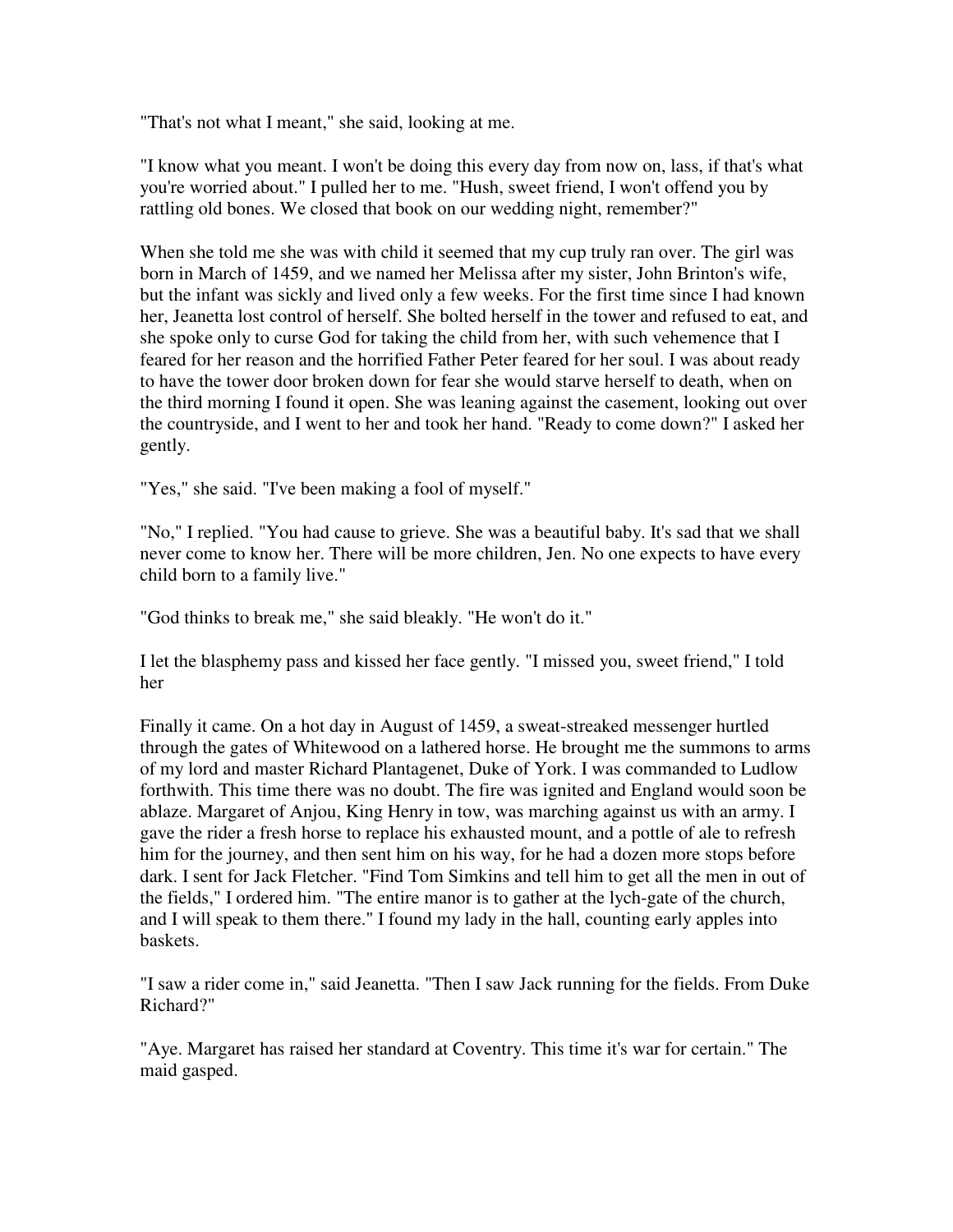"That's not what I meant," she said, looking at me.

"I know what you meant. I won't be doing this every day from now on, lass, if that's what you're worried about." I pulled her to me. "Hush, sweet friend, I won't offend you by rattling old bones. We closed that book on our wedding night, remember?"

When she told me she was with child it seemed that my cup truly ran over. The girl was born in March of 1459, and we named her Melissa after my sister, John Brinton's wife, but the infant was sickly and lived only a few weeks. For the first time since I had known her, Jeanetta lost control of herself. She bolted herself in the tower and refused to eat, and she spoke only to curse God for taking the child from her, with such vehemence that I feared for her reason and the horrified Father Peter feared for her soul. I was about ready to have the tower door broken down for fear she would starve herself to death, when on the third morning I found it open. She was leaning against the casement, looking out over the countryside, and I went to her and took her hand. "Ready to come down?" I asked her gently.

"Yes," she said. "I've been making a fool of myself."

"No," I replied. "You had cause to grieve. She was a beautiful baby. It's sad that we shall never come to know her. There will be more children, Jen. No one expects to have every child born to a family live."

"God thinks to break me," she said bleakly. "He won't do it."

I let the blasphemy pass and kissed her face gently. "I missed you, sweet friend," I told her

Finally it came. On a hot day in August of 1459, a sweat-streaked messenger hurtled through the gates of Whitewood on a lathered horse. He brought me the summons to arms of my lord and master Richard Plantagenet, Duke of York. I was commanded to Ludlow forthwith. This time there was no doubt. The fire was ignited and England would soon be ablaze. Margaret of Anjou, King Henry in tow, was marching against us with an army. I gave the rider a fresh horse to replace his exhausted mount, and a pottle of ale to refresh him for the journey, and then sent him on his way, for he had a dozen more stops before dark. I sent for Jack Fletcher. "Find Tom Simkins and tell him to get all the men in out of the fields," I ordered him. "The entire manor is to gather at the lych-gate of the church, and I will speak to them there." I found my lady in the hall, counting early apples into baskets.

"I saw a rider come in," said Jeanetta. "Then I saw Jack running for the fields. From Duke Richard?"

"Aye. Margaret has raised her standard at Coventry. This time it's war for certain." The maid gasped.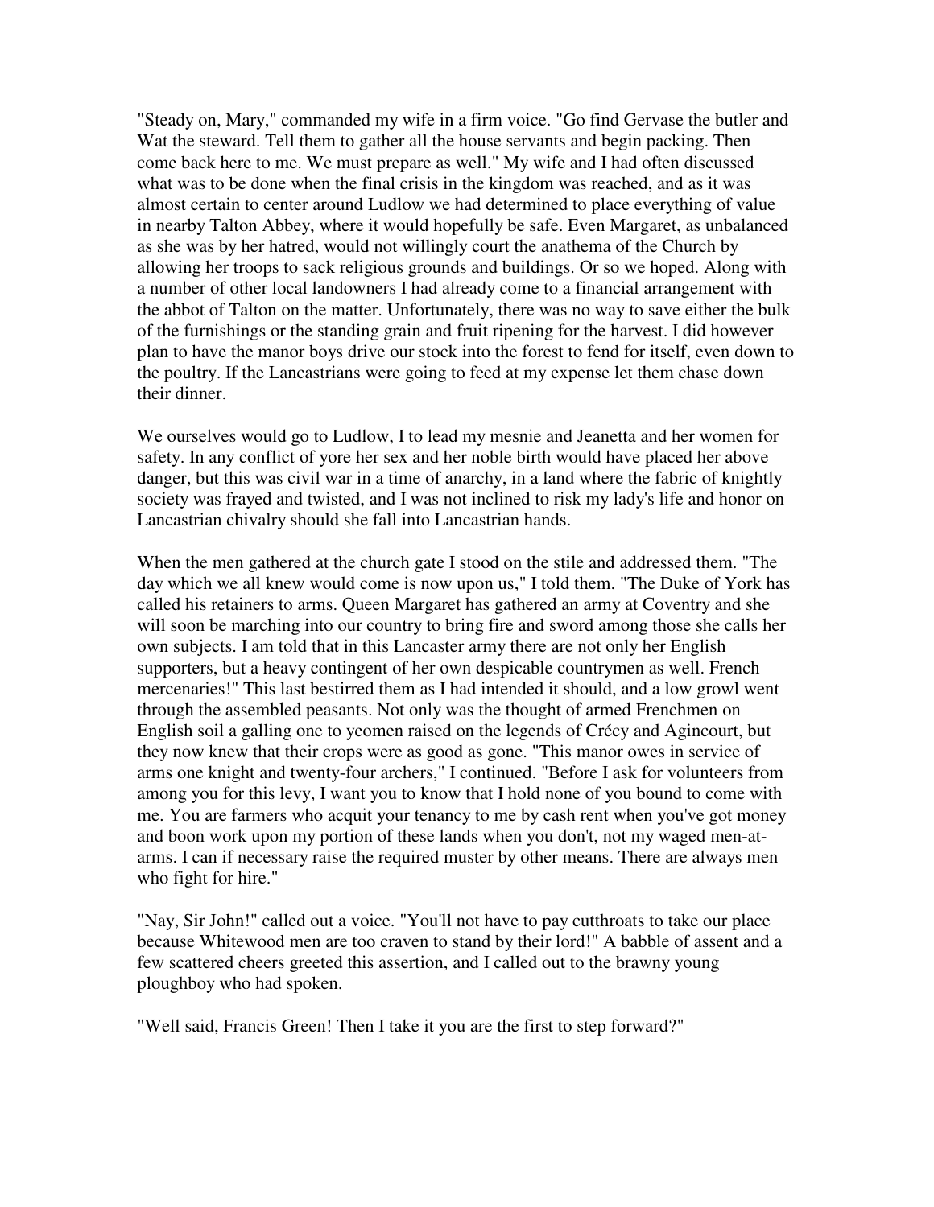"Steady on, Mary," commanded my wife in a firm voice. "Go find Gervase the butler and Wat the steward. Tell them to gather all the house servants and begin packing. Then come back here to me. We must prepare as well." My wife and I had often discussed what was to be done when the final crisis in the kingdom was reached, and as it was almost certain to center around Ludlow we had determined to place everything of value in nearby Talton Abbey, where it would hopefully be safe. Even Margaret, as unbalanced as she was by her hatred, would not willingly court the anathema of the Church by allowing her troops to sack religious grounds and buildings. Or so we hoped. Along with a number of other local landowners I had already come to a financial arrangement with the abbot of Talton on the matter. Unfortunately, there was no way to save either the bulk of the furnishings or the standing grain and fruit ripening for the harvest. I did however plan to have the manor boys drive our stock into the forest to fend for itself, even down to the poultry. If the Lancastrians were going to feed at my expense let them chase down their dinner.

We ourselves would go to Ludlow, I to lead my mesnie and Jeanetta and her women for safety. In any conflict of yore her sex and her noble birth would have placed her above danger, but this was civil war in a time of anarchy, in a land where the fabric of knightly society was frayed and twisted, and I was not inclined to risk my lady's life and honor on Lancastrian chivalry should she fall into Lancastrian hands.

When the men gathered at the church gate I stood on the stile and addressed them. "The day which we all knew would come is now upon us," I told them. "The Duke of York has called his retainers to arms. Queen Margaret has gathered an army at Coventry and she will soon be marching into our country to bring fire and sword among those she calls her own subjects. I am told that in this Lancaster army there are not only her English supporters, but a heavy contingent of her own despicable countrymen as well. French mercenaries!" This last bestirred them as I had intended it should, and a low growl went through the assembled peasants. Not only was the thought of armed Frenchmen on English soil a galling one to yeomen raised on the legends of Crécy and Agincourt, but they now knew that their crops were as good as gone. "This manor owes in service of arms one knight and twenty-four archers," I continued. "Before I ask for volunteers from among you for this levy, I want you to know that I hold none of you bound to come with me. You are farmers who acquit your tenancy to me by cash rent when you've got money and boon work upon my portion of these lands when you don't, not my waged men-at-arms. I can if necessary raise the required muster by other means. There are always men who fight for hire."

"Nay, Sir John!" called out a voice. "You'll not have to pay cutthroats to take our place because Whitewood men are too craven to stand by their lord!" A babble of assent and a few scattered cheers greeted this assertion, and I called out to the brawny young ploughboy who had spoken.

"Well said, Francis Green! Then I take it you are the first to step forward?"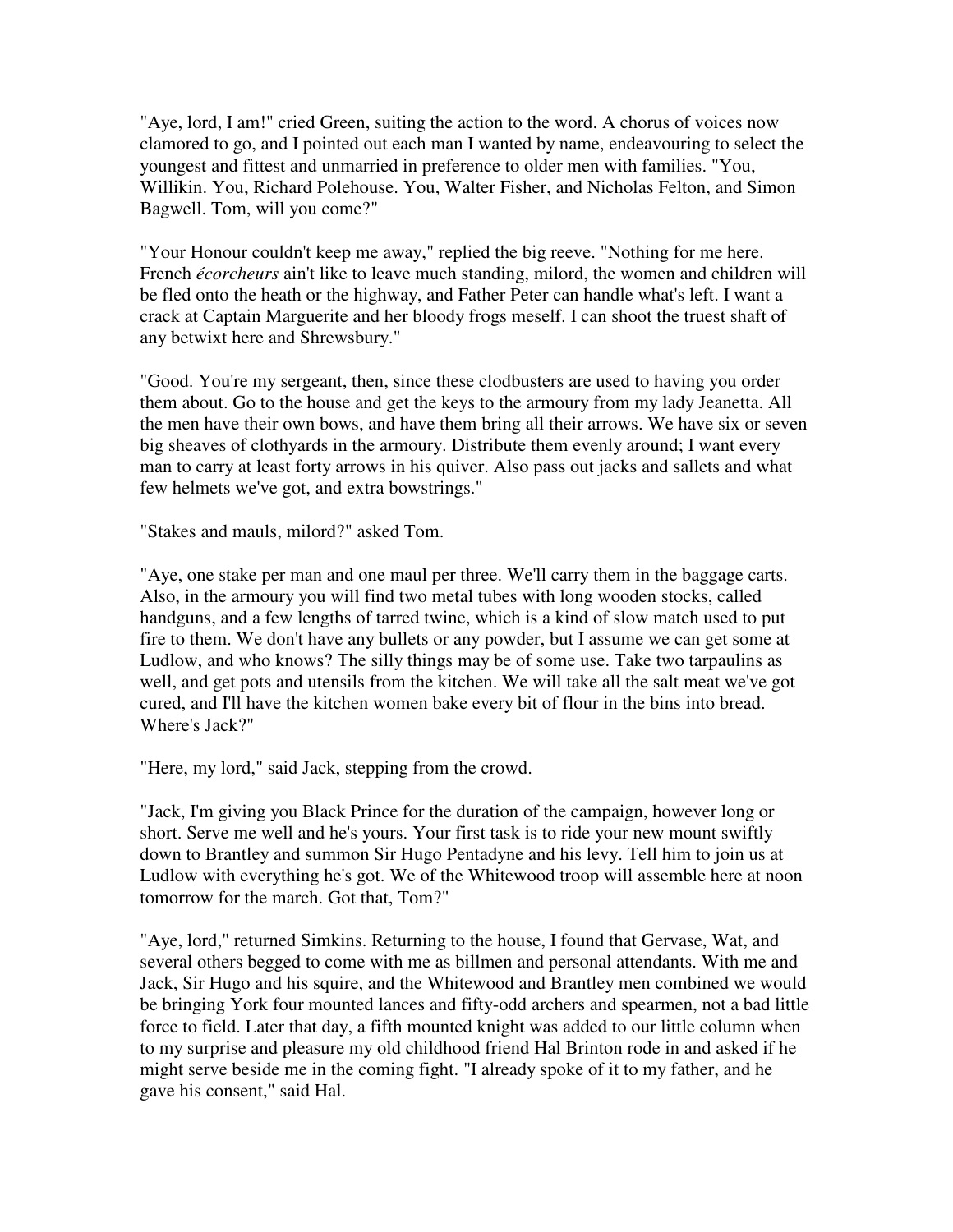"Aye, lord, I am!" cried Green, suiting the action to the word. A chorus of voices now clamored to go, and I pointed out each man I wanted by name, endeavouring to select the youngest and fittest and unmarried in preference to older men with families. "You, Willikin. You, Richard Polehouse. You, Walter Fisher, and Nicholas Felton, and Simon Bagwell. Tom, will you come?"

"Your Honour couldn't keep me away," replied the big reeve. "Nothing for me here. French *écorcheurs* ain't like to leave much standing, milord, the women and children will be fled onto the heath or the highway, and Father Peter can handle what's left. I want a crack at Captain Marguerite and her bloody frogs meself. I can shoot the truest shaft of any betwixt here and Shrewsbury."

"Good. You're my sergeant, then, since these clodbusters are used to having you order them about. Go to the house and get the keys to the armoury from my lady Jeanetta. All the men have their own bows, and have them bring all their arrows. We have six or seven big sheaves of clothyards in the armoury. Distribute them evenly around; I want every man to carry at least forty arrows in his quiver. Also pass out jacks and sallets and what few helmets we've got, and extra bowstrings."

"Stakes and mauls, milord?" asked Tom.

"Aye, one stake per man and one maul per three. We'll carry them in the baggage carts. Also, in the armoury you will find two metal tubes with long wooden stocks, called handguns, and a few lengths of tarred twine, which is a kind of slow match used to put fire to them. We don't have any bullets or any powder, but I assume we can get some at Ludlow, and who knows? The silly things may be of some use. Take two tarpaulins as well, and get pots and utensils from the kitchen. We will take all the salt meat we've got cured, and I'll have the kitchen women bake every bit of flour in the bins into bread. Where's Jack?"

"Here, my lord," said Jack, stepping from the crowd.

"Jack, I'm giving you Black Prince for the duration of the campaign, however long or short. Serve me well and he's yours. Your first task is to ride your new mount swiftly down to Brantley and summon Sir Hugo Pentadyne and his levy. Tell him to join us at Ludlow with everything he's got. We of the Whitewood troop will assemble here at noon tomorrow for the march. Got that, Tom?"

"Aye, lord," returned Simkins. Returning to the house, I found that Gervase, Wat, and several others begged to come with me as billmen and personal attendants. With me and Jack, Sir Hugo and his squire, and the Whitewood and Brantley men combined we would be bringing York four mounted lances and fifty-odd archers and spearmen, not a bad little force to field. Later that day, a fifth mounted knight was added to our little column when to my surprise and pleasure my old childhood friend Hal Brinton rode in and asked if he might serve beside me in the coming fight. "I already spoke of it to my father, and he gave his consent," said Hal.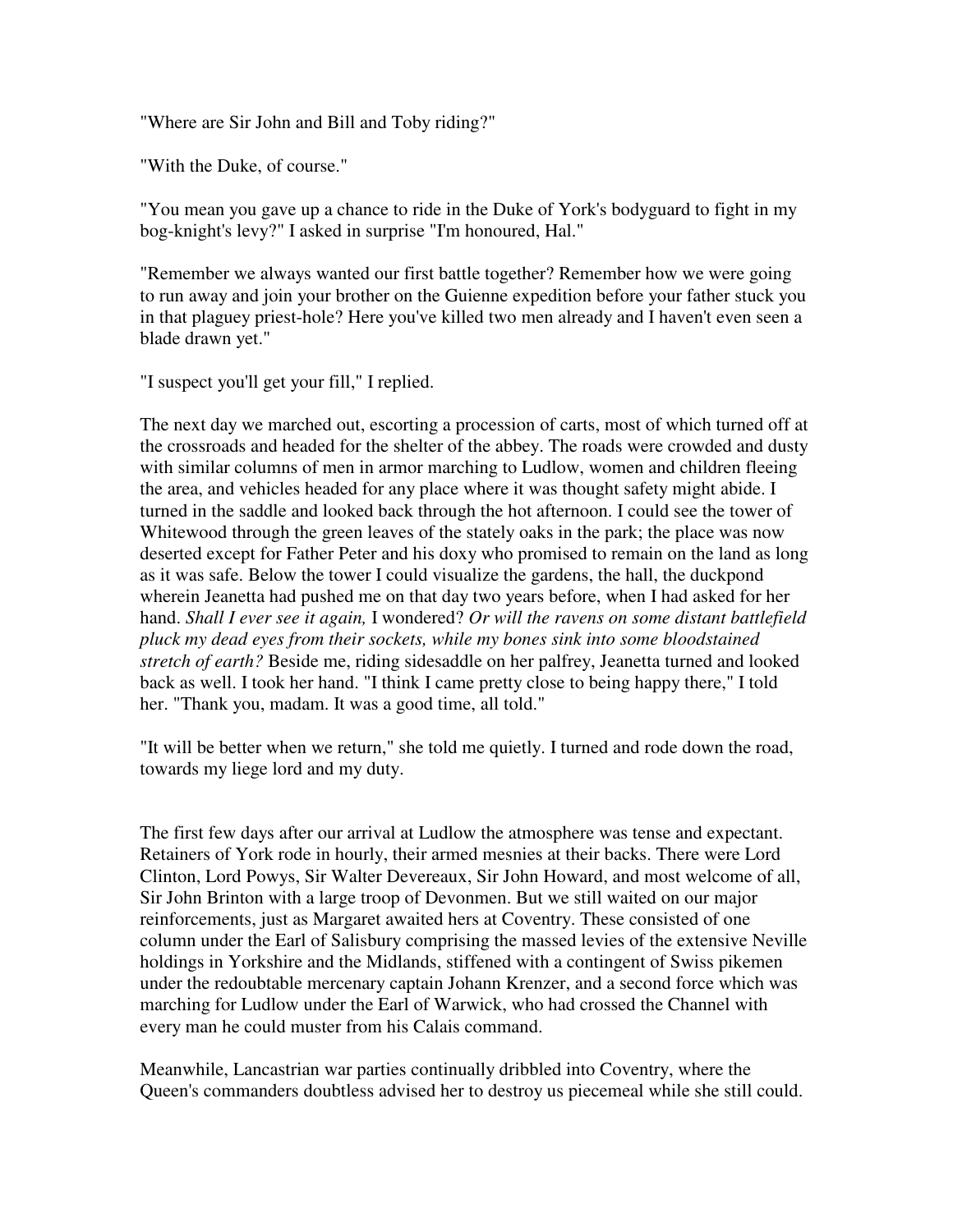"Where are Sir John and Bill and Toby riding?"

"With the Duke, of course."

"You mean you gave up a chance to ride in the Duke of York's bodyguard to fight in my bog-knight's levy?" I asked in surprise "I'm honoured, Hal."

"Remember we always wanted our first battle together? Remember how we were going to run away and join your brother on the Guienne expedition before your father stuck you in that plaguey priest-hole? Here you've killed two men already and I haven't even seen a blade drawn yet."

"I suspect you'll get your fill," I replied.

The next day we marched out, escorting a procession of carts, most of which turned off at the crossroads and headed for the shelter of the abbey. The roads were crowded and dusty with similar columns of men in armor marching to Ludlow, women and children fleeing the area, and vehicles headed for any place where it was thought safety might abide. I turned in the saddle and looked back through the hot afternoon. I could see the tower of Whitewood through the green leaves of the stately oaks in the park; the place was now deserted except for Father Peter and his doxy who promised to remain on the land as long as it was safe. Below the tower I could visualize the gardens, the hall, the duckpond wherein Jeanetta had pushed me on that day two years before, when I had asked for her hand. *Shall I ever see it again,* I wondered? *Or will the ravens on some distant battlefield pluck my dead eyes from their sockets, while my bones sink into some bloodstained stretch of earth?* Beside me, riding sidesaddle on her palfrey, Jeanetta turned and looked back as well. I took her hand. "I think I came pretty close to being happy there," I told her. "Thank you, madam. It was a good time, all told."

"It will be better when we return," she told me quietly. I turned and rode down the road, towards my liege lord and my duty.

The first few days after our arrival at Ludlow the atmosphere was tense and expectant. Retainers of York rode in hourly, their armed mesnies at their backs. There were Lord Clinton, Lord Powys, Sir Walter Devereaux, Sir John Howard, and most welcome of all, Sir John Brinton with a large troop of Devonmen. But we still waited on our major reinforcements, just as Margaret awaited hers at Coventry. These consisted of one column under the Earl of Salisbury comprising the massed levies of the extensive Neville holdings in Yorkshire and the Midlands, stiffened with a contingent of Swiss pikemen under the redoubtable mercenary captain Johann Krenzer, and a second force which was marching for Ludlow under the Earl of Warwick, who had crossed the Channel with every man he could muster from his Calais command.

Meanwhile, Lancastrian war parties continually dribbled into Coventry, where the Queen's commanders doubtless advised her to destroy us piecemeal while she still could.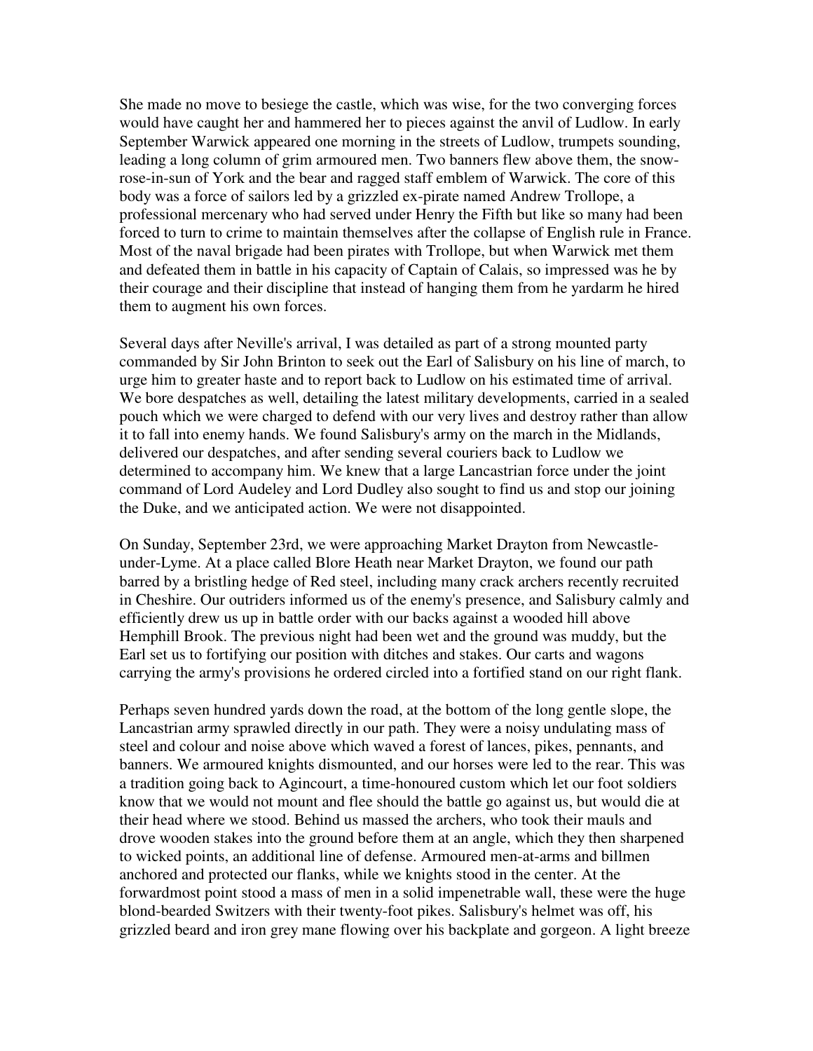She made no move to besiege the castle, which was wise, for the two converging forces would have caught her and hammered her to pieces against the anvil of Ludlow. In early September Warwick appeared one morning in the streets of Ludlow, trumpets sounding, leading a long column of grim armoured men. Two banners flew above them, the snow-rose-in-sun of York and the bear and ragged staff emblem of Warwick. The core of this body was a force of sailors led by a grizzled ex-pirate named Andrew Trollope, a professional mercenary who had served under Henry the Fifth but like so many had been forced to turn to crime to maintain themselves after the collapse of English rule in France. Most of the naval brigade had been pirates with Trollope, but when Warwick met them and defeated them in battle in his capacity of Captain of Calais, so impressed was he by their courage and their discipline that instead of hanging them from he yardarm he hired them to augment his own forces.

Several days after Neville's arrival, I was detailed as part of a strong mounted party commanded by Sir John Brinton to seek out the Earl of Salisbury on his line of march, to urge him to greater haste and to report back to Ludlow on his estimated time of arrival. We bore despatches as well, detailing the latest military developments, carried in a sealed pouch which we were charged to defend with our very lives and destroy rather than allow it to fall into enemy hands. We found Salisbury's army on the march in the Midlands, delivered our despatches, and after sending several couriers back to Ludlow we determined to accompany him. We knew that a large Lancastrian force under the joint command of Lord Audeley and Lord Dudley also sought to find us and stop our joining the Duke, and we anticipated action. We were not disappointed.

On Sunday, September 23rd, we were approaching Market Drayton from Newcastle-under-Lyme. At a place called Blore Heath near Market Drayton, we found our path barred by a bristling hedge of Red steel, including many crack archers recently recruited in Cheshire. Our outriders informed us of the enemy's presence, and Salisbury calmly and efficiently drew us up in battle order with our backs against a wooded hill above Hemphill Brook. The previous night had been wet and the ground was muddy, but the Earl set us to fortifying our position with ditches and stakes. Our carts and wagons carrying the army's provisions he ordered circled into a fortified stand on our right flank.

Perhaps seven hundred yards down the road, at the bottom of the long gentle slope, the Lancastrian army sprawled directly in our path. They were a noisy undulating mass of steel and colour and noise above which waved a forest of lances, pikes, pennants, and banners. We armoured knights dismounted, and our horses were led to the rear. This was a tradition going back to Agincourt, a time-honoured custom which let our foot soldiers know that we would not mount and flee should the battle go against us, but would die at their head where we stood. Behind us massed the archers, who took their mauls and drove wooden stakes into the ground before them at an angle, which they then sharpened to wicked points, an additional line of defense. Armoured men-at-arms and billmen anchored and protected our flanks, while we knights stood in the center. At the forwardmost point stood a mass of men in a solid impenetrable wall, these were the huge blond-bearded Switzers with their twenty-foot pikes. Salisbury's helmet was off, his grizzled beard and iron grey mane flowing over his backplate and gorgeon. A light breeze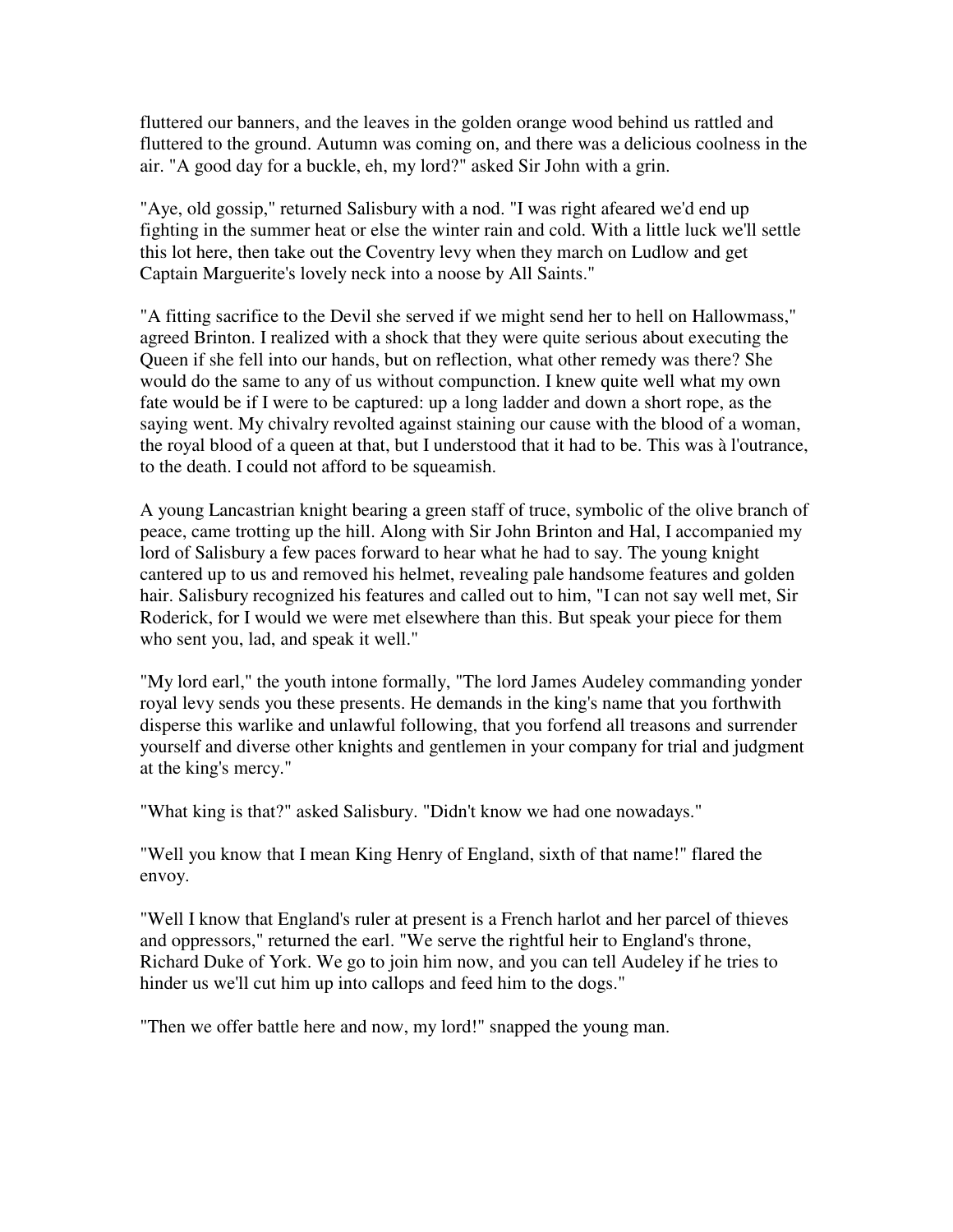fluttered our banners, and the leaves in the golden orange wood behind us rattled and fluttered to the ground. Autumn was coming on, and there was a delicious coolness in the air. "A good day for a buckle, eh, my lord?" asked Sir John with a grin.

"Aye, old gossip," returned Salisbury with a nod. "I was right afeared we'd end up fighting in the summer heat or else the winter rain and cold. With a little luck we'll settle this lot here, then take out the Coventry levy when they march on Ludlow and get Captain Marguerite's lovely neck into a noose by All Saints."

"A fitting sacrifice to the Devil she served if we might send her to hell on Hallowmass," agreed Brinton. I realized with a shock that they were quite serious about executing the Queen if she fell into our hands, but on reflection, what other remedy was there? She would do the same to any of us without compunction. I knew quite well what my own fate would be if I were to be captured: up a long ladder and down a short rope, as the saying went. My chivalry revolted against staining our cause with the blood of a woman, the royal blood of a queen at that, but I understood that it had to be. This was à l'outrance, to the death. I could not afford to be squeamish.

A young Lancastrian knight bearing a green staff of truce, symbolic of the olive branch of peace, came trotting up the hill. Along with Sir John Brinton and Hal, I accompanied my lord of Salisbury a few paces forward to hear what he had to say. The young knight cantered up to us and removed his helmet, revealing pale handsome features and golden hair. Salisbury recognized his features and called out to him, "I can not say well met, Sir Roderick, for I would we were met elsewhere than this. But speak your piece for them who sent you, lad, and speak it well."

"My lord earl," the youth intone formally, "The lord James Audeley commanding yonder royal levy sends you these presents. He demands in the king's name that you forthwith disperse this warlike and unlawful following, that you forfend all treasons and surrender yourself and diverse other knights and gentlemen in your company for trial and judgment at the king's mercy."

"What king is that?" asked Salisbury. "Didn't know we had one nowadays."

"Well you know that I mean King Henry of England, sixth of that name!" flared the envoy.

"Well I know that England's ruler at present is a French harlot and her parcel of thieves and oppressors," returned the earl. "We serve the rightful heir to England's throne, Richard Duke of York. We go to join him now, and you can tell Audeley if he tries to hinder us we'll cut him up into callops and feed him to the dogs."

"Then we offer battle here and now, my lord!" snapped the young man.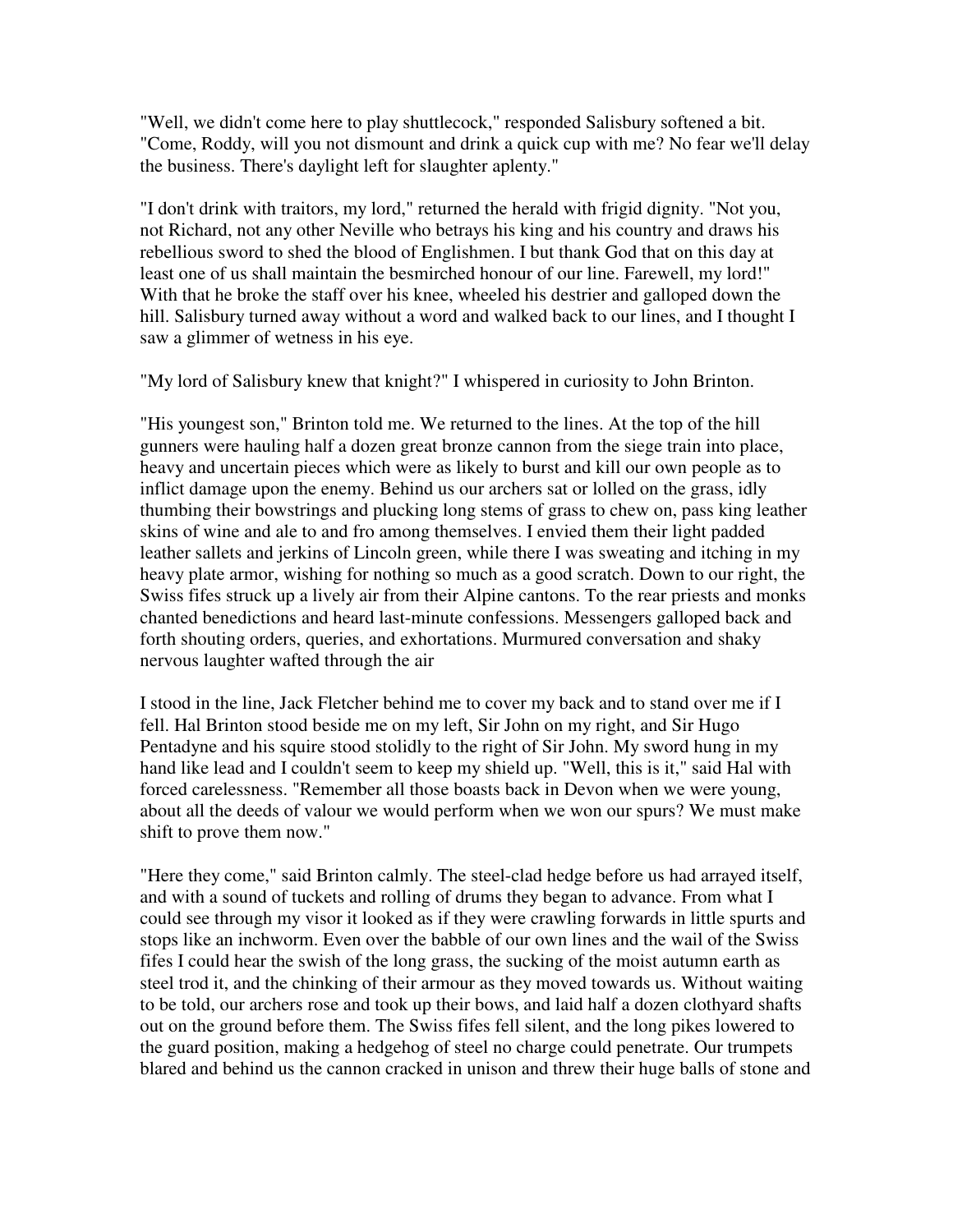"Well, we didn't come here to play shuttlecock," responded Salisbury softened a bit. "Come, Roddy, will you not dismount and drink a quick cup with me? No fear we'll delay the business. There's daylight left for slaughter aplenty."

"I don't drink with traitors, my lord," returned the herald with frigid dignity. "Not you, not Richard, not any other Neville who betrays his king and his country and draws his rebellious sword to shed the blood of Englishmen. I but thank God that on this day at least one of us shall maintain the besmirched honour of our line. Farewell, my lord!" With that he broke the staff over his knee, wheeled his destrier and galloped down the hill. Salisbury turned away without a word and walked back to our lines, and I thought I saw a glimmer of wetness in his eye.

"My lord of Salisbury knew that knight?" I whispered in curiosity to John Brinton.

"His youngest son," Brinton told me. We returned to the lines. At the top of the hill gunners were hauling half a dozen great bronze cannon from the siege train into place, heavy and uncertain pieces which were as likely to burst and kill our own people as to inflict damage upon the enemy. Behind us our archers sat or lolled on the grass, idly thumbing their bowstrings and plucking long stems of grass to chew on, pass king leather skins of wine and ale to and fro among themselves. I envied them their light padded leather sallets and jerkins of Lincoln green, while there I was sweating and itching in my heavy plate armor, wishing for nothing so much as a good scratch. Down to our right, the Swiss fifes struck up a lively air from their Alpine cantons. To the rear priests and monks chanted benedictions and heard last-minute confessions. Messengers galloped back and forth shouting orders, queries, and exhortations. Murmured conversation and shaky nervous laughter wafted through the air

I stood in the line, Jack Fletcher behind me to cover my back and to stand over me if I fell. Hal Brinton stood beside me on my left, Sir John on my right, and Sir Hugo Pentadyne and his squire stood stolidly to the right of Sir John. My sword hung in my hand like lead and I couldn't seem to keep my shield up. "Well, this is it," said Hal with forced carelessness. "Remember all those boasts back in Devon when we were young, about all the deeds of valour we would perform when we won our spurs? We must make shift to prove them now."

"Here they come," said Brinton calmly. The steel-clad hedge before us had arrayed itself, and with a sound of tuckets and rolling of drums they began to advance. From what I could see through my visor it looked as if they were crawling forwards in little spurts and stops like an inchworm. Even over the babble of our own lines and the wail of the Swiss fifes I could hear the swish of the long grass, the sucking of the moist autumn earth as steel trod it, and the chinking of their armour as they moved towards us. Without waiting to be told, our archers rose and took up their bows, and laid half a dozen clothyard shafts out on the ground before them. The Swiss fifes fell silent, and the long pikes lowered to the guard position, making a hedgehog of steel no charge could penetrate. Our trumpets blared and behind us the cannon cracked in unison and threw their huge balls of stone and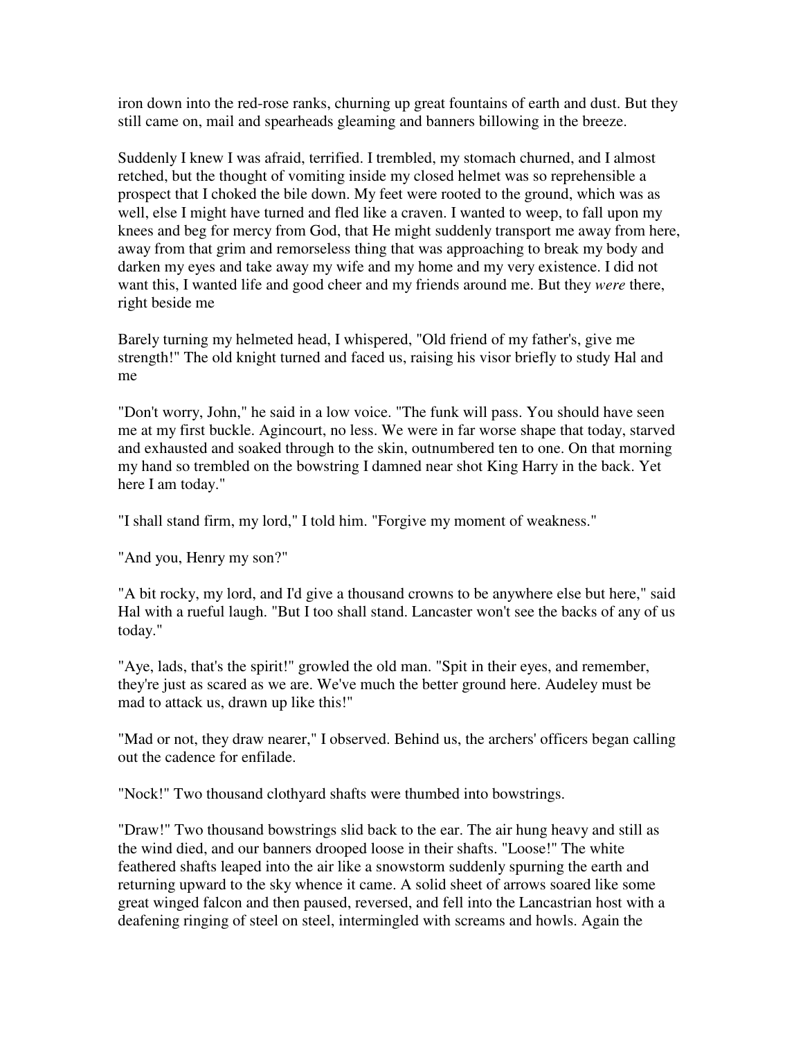iron down into the red-rose ranks, churning up great fountains of earth and dust. But they still came on, mail and spearheads gleaming and banners billowing in the breeze.

Suddenly I knew I was afraid, terrified. I trembled, my stomach churned, and I almost retched, but the thought of vomiting inside my closed helmet was so reprehensible a prospect that I choked the bile down. My feet were rooted to the ground, which was as well, else I might have turned and fled like a craven. I wanted to weep, to fall upon my knees and beg for mercy from God, that He might suddenly transport me away from here, away from that grim and remorseless thing that was approaching to break my body and darken my eyes and take away my wife and my home and my very existence. I did not want this, I wanted life and good cheer and my friends around me. But they *were* there, right beside me

Barely turning my helmeted head, I whispered, "Old friend of my father's, give me strength!" The old knight turned and faced us, raising his visor briefly to study Hal and me

"Don't worry, John," he said in a low voice. "The funk will pass. You should have seen me at my first buckle. Agincourt, no less. We were in far worse shape that today, starved and exhausted and soaked through to the skin, outnumbered ten to one. On that morning my hand so trembled on the bowstring I damned near shot King Harry in the back. Yet here I am today."

"I shall stand firm, my lord," I told him. "Forgive my moment of weakness."

"And you, Henry my son?"

"A bit rocky, my lord, and I'd give a thousand crowns to be anywhere else but here," said Hal with a rueful laugh. "But I too shall stand. Lancaster won't see the backs of any of us today."

"Aye, lads, that's the spirit!" growled the old man. "Spit in their eyes, and remember, they're just as scared as we are. We've much the better ground here. Audeley must be mad to attack us, drawn up like this!"

"Mad or not, they draw nearer," I observed. Behind us, the archers' officers began calling out the cadence for enfilade.

"Nock!" Two thousand clothyard shafts were thumbed into bowstrings.

"Draw!" Two thousand bowstrings slid back to the ear. The air hung heavy and still as the wind died, and our banners drooped loose in their shafts. "Loose!" The white feathered shafts leaped into the air like a snowstorm suddenly spurning the earth and returning upward to the sky whence it came. A solid sheet of arrows soared like some great winged falcon and then paused, reversed, and fell into the Lancastrian host with a deafening ringing of steel on steel, intermingled with screams and howls. Again the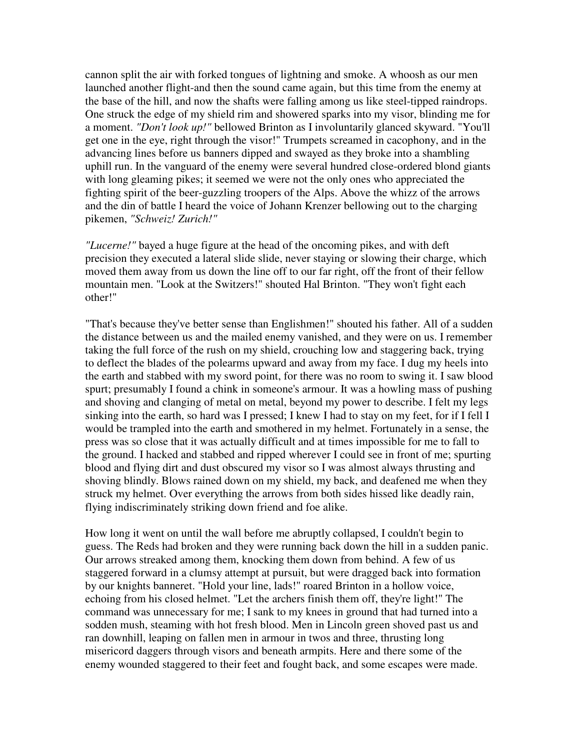cannon split the air with forked tongues of lightning and smoke. A whoosh as our men launched another flight-and then the sound came again, but this time from the enemy at the base of the hill, and now the shafts were falling among us like steel-tipped raindrops. One struck the edge of my shield rim and showered sparks into my visor, blinding me for a moment. *"Don't look up!"* bellowed Brinton as I involuntarily glanced skyward. "You'll get one in the eye, right through the visor!" Trumpets screamed in cacophony, and in the advancing lines before us banners dipped and swayed as they broke into a shambling uphill run. In the vanguard of the enemy were several hundred close-ordered blond giants with long gleaming pikes; it seemed we were not the only ones who appreciated the fighting spirit of the beer-guzzling troopers of the Alps. Above the whizz of the arrows and the din of battle I heard the voice of Johann Krenzer bellowing out to the charging pikemen, *"Schweiz! Zurich!"*

*"Lucerne!"* bayed a huge figure at the head of the oncoming pikes, and with deft precision they executed a lateral slide slide, never staying or slowing their charge, which moved them away from us down the line off to our far right, off the front of their fellow mountain men. "Look at the Switzers!" shouted Hal Brinton. "They won't fight each other!"

"That's because they've better sense than Englishmen!" shouted his father. All of a sudden the distance between us and the mailed enemy vanished, and they were on us. I remember taking the full force of the rush on my shield, crouching low and staggering back, trying to deflect the blades of the polearms upward and away from my face. I dug my heels into the earth and stabbed with my sword point, for there was no room to swing it. I saw blood spurt; presumably I found a chink in someone's armour. It was a howling mass of pushing and shoving and clanging of metal on metal, beyond my power to describe. I felt my legs sinking into the earth, so hard was I pressed; I knew I had to stay on my feet, for if I fell I would be trampled into the earth and smothered in my helmet. Fortunately in a sense, the press was so close that it was actually difficult and at times impossible for me to fall to the ground. I hacked and stabbed and ripped wherever I could see in front of me; spurting blood and flying dirt and dust obscured my visor so I was almost always thrusting and shoving blindly. Blows rained down on my shield, my back, and deafened me when they struck my helmet. Over everything the arrows from both sides hissed like deadly rain, flying indiscriminately striking down friend and foe alike.

How long it went on until the wall before me abruptly collapsed, I couldn't begin to guess. The Reds had broken and they were running back down the hill in a sudden panic. Our arrows streaked among them, knocking them down from behind. A few of us staggered forward in a clumsy attempt at pursuit, but were dragged back into formation by our knights banneret. "Hold your line, lads!" roared Brinton in a hollow voice, echoing from his closed helmet. "Let the archers finish them off, they're light!" The command was unnecessary for me; I sank to my knees in ground that had turned into a sodden mush, steaming with hot fresh blood. Men in Lincoln green shoved past us and ran downhill, leaping on fallen men in armour in twos and three, thrusting long misericord daggers through visors and beneath armpits. Here and there some of the enemy wounded staggered to their feet and fought back, and some escapes were made.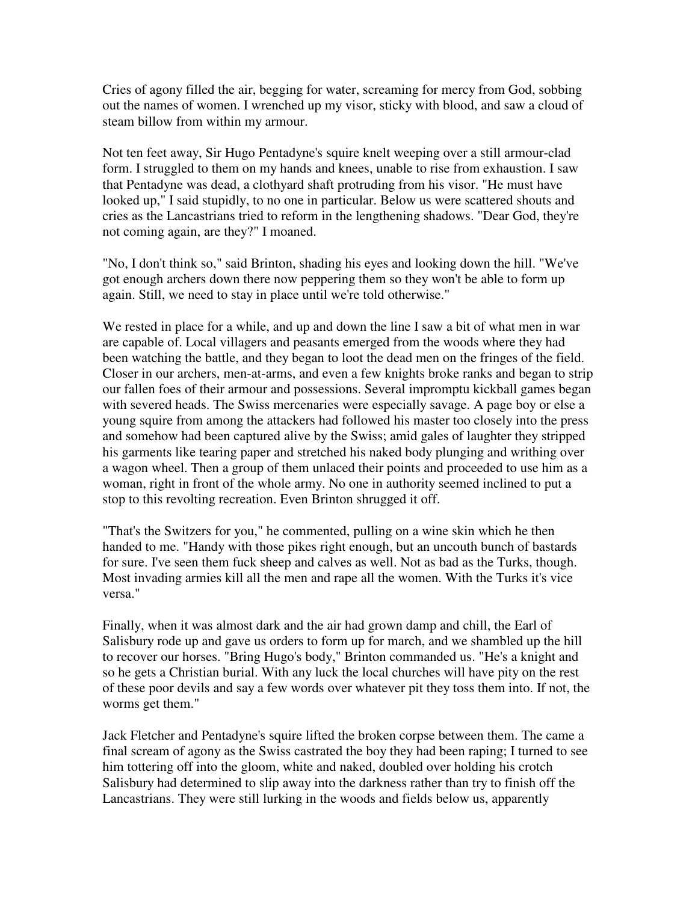Cries of agony filled the air, begging for water, screaming for mercy from God, sobbing out the names of women. I wrenched up my visor, sticky with blood, and saw a cloud of steam billow from within my armour.

Not ten feet away, Sir Hugo Pentadyne's squire knelt weeping over a still armour-clad form. I struggled to them on my hands and knees, unable to rise from exhaustion. I saw that Pentadyne was dead, a clothyard shaft protruding from his visor. "He must have looked up," I said stupidly, to no one in particular. Below us were scattered shouts and cries as the Lancastrians tried to reform in the lengthening shadows. "Dear God, they're not coming again, are they?" I moaned.

"No, I don't think so," said Brinton, shading his eyes and looking down the hill. "We've got enough archers down there now peppering them so they won't be able to form up again. Still, we need to stay in place until we're told otherwise."

We rested in place for a while, and up and down the line I saw a bit of what men in war are capable of. Local villagers and peasants emerged from the woods where they had been watching the battle, and they began to loot the dead men on the fringes of the field. Closer in our archers, men-at-arms, and even a few knights broke ranks and began to strip our fallen foes of their armour and possessions. Several impromptu kickball games began with severed heads. The Swiss mercenaries were especially savage. A page boy or else a young squire from among the attackers had followed his master too closely into the press and somehow had been captured alive by the Swiss; amid gales of laughter they stripped his garments like tearing paper and stretched his naked body plunging and writhing over a wagon wheel. Then a group of them unlaced their points and proceeded to use him as a woman, right in front of the whole army. No one in authority seemed inclined to put a stop to this revolting recreation. Even Brinton shrugged it off.

"That's the Switzers for you," he commented, pulling on a wine skin which he then handed to me. "Handy with those pikes right enough, but an uncouth bunch of bastards for sure. I've seen them fuck sheep and calves as well. Not as bad as the Turks, though. Most invading armies kill all the men and rape all the women. With the Turks it's vice versa."

Finally, when it was almost dark and the air had grown damp and chill, the Earl of Salisbury rode up and gave us orders to form up for march, and we shambled up the hill to recover our horses. "Bring Hugo's body," Brinton commanded us. "He's a knight and so he gets a Christian burial. With any luck the local churches will have pity on the rest of these poor devils and say a few words over whatever pit they toss them into. If not, the worms get them."

Jack Fletcher and Pentadyne's squire lifted the broken corpse between them. The came a final scream of agony as the Swiss castrated the boy they had been raping; I turned to see him tottering off into the gloom, white and naked, doubled over holding his crotch Salisbury had determined to slip away into the darkness rather than try to finish off the Lancastrians. They were still lurking in the woods and fields below us, apparently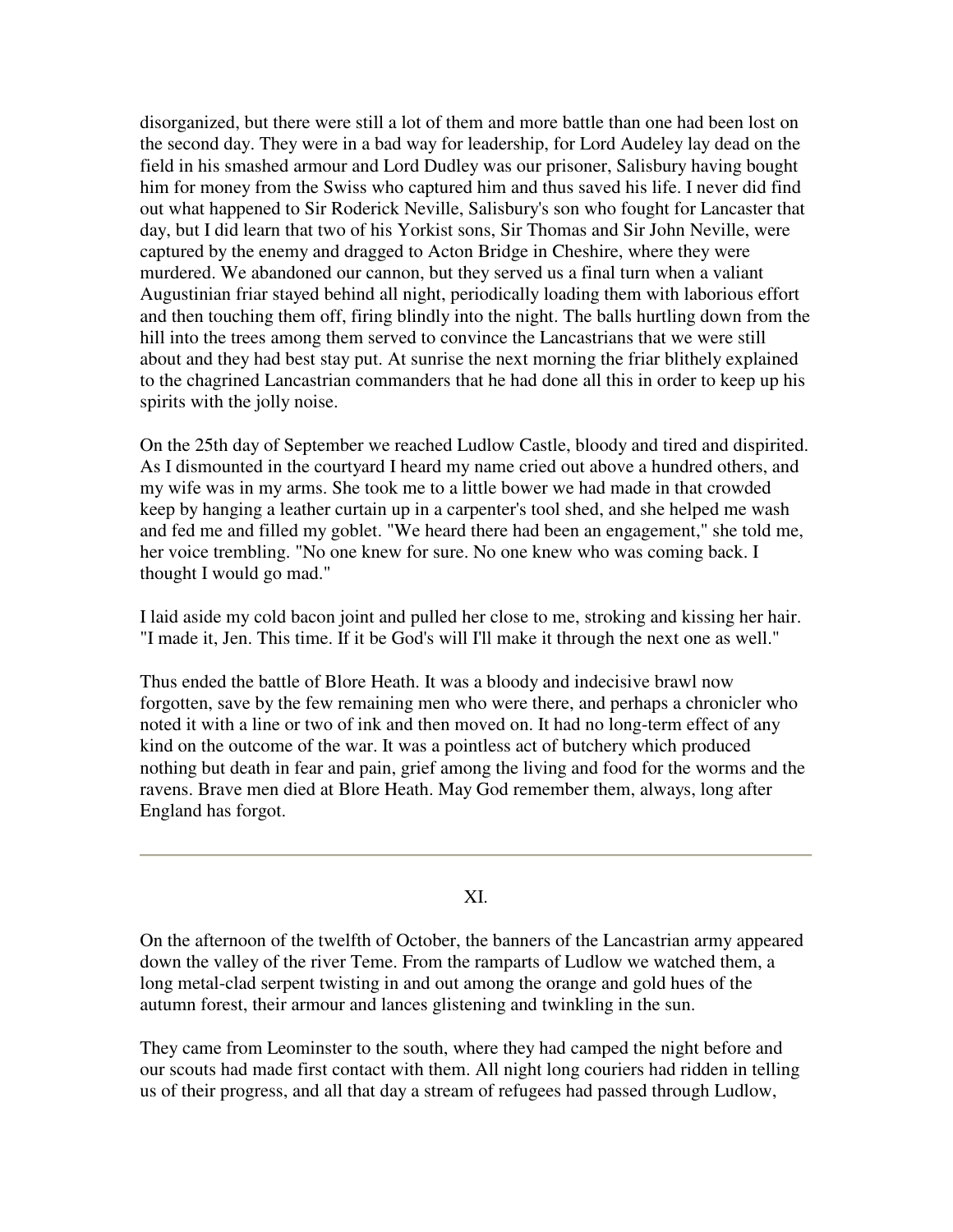disorganized, but there were still a lot of them and more battle than one had been lost on the second day. They were in a bad way for leadership, for Lord Audeley lay dead on the field in his smashed armour and Lord Dudley was our prisoner, Salisbury having bought him for money from the Swiss who captured him and thus saved his life. I never did find out what happened to Sir Roderick Neville, Salisbury's son who fought for Lancaster that day, but I did learn that two of his Yorkist sons, Sir Thomas and Sir John Neville, were captured by the enemy and dragged to Acton Bridge in Cheshire, where they were murdered. We abandoned our cannon, but they served us a final turn when a valiant Augustinian friar stayed behind all night, periodically loading them with laborious effort and then touching them off, firing blindly into the night. The balls hurtling down from the hill into the trees among them served to convince the Lancastrians that we were still about and they had best stay put. At sunrise the next morning the friar blithely explained to the chagrined Lancastrian commanders that he had done all this in order to keep up his spirits with the jolly noise.

On the 25th day of September we reached Ludlow Castle, bloody and tired and dispirited. As I dismounted in the courtyard I heard my name cried out above a hundred others, and my wife was in my arms. She took me to a little bower we had made in that crowded keep by hanging a leather curtain up in a carpenter's tool shed, and she helped me wash and fed me and filled my goblet. "We heard there had been an engagement," she told me, her voice trembling. "No one knew for sure. No one knew who was coming back. I thought I would go mad."

I laid aside my cold bacon joint and pulled her close to me, stroking and kissing her hair. "I made it, Jen. This time. If it be God's will I'll make it through the next one as well."

Thus ended the battle of Blore Heath. It was a bloody and indecisive brawl now forgotten, save by the few remaining men who were there, and perhaps a chronicler who noted it with a line or two of ink and then moved on. It had no long-term effect of any kind on the outcome of the war. It was a pointless act of butchery which produced nothing but death in fear and pain, grief among the living and food for the worms and the ravens. Brave men died at Blore Heath. May God remember them, always, long after England has forgot.

---

## XI.

On the afternoon of the twelfth of October, the banners of the Lancastrian army appeared down the valley of the river Teme. From the ramparts of Ludlow we watched them, a long metal-clad serpent twisting in and out among the orange and gold hues of the autumn forest, their armour and lances glistening and twinkling in the sun.

They came from Leominster to the south, where they had camped the night before and our scouts had made first contact with them. All night long couriers had ridden in telling us of their progress, and all that day a stream of refugees had passed through Ludlow,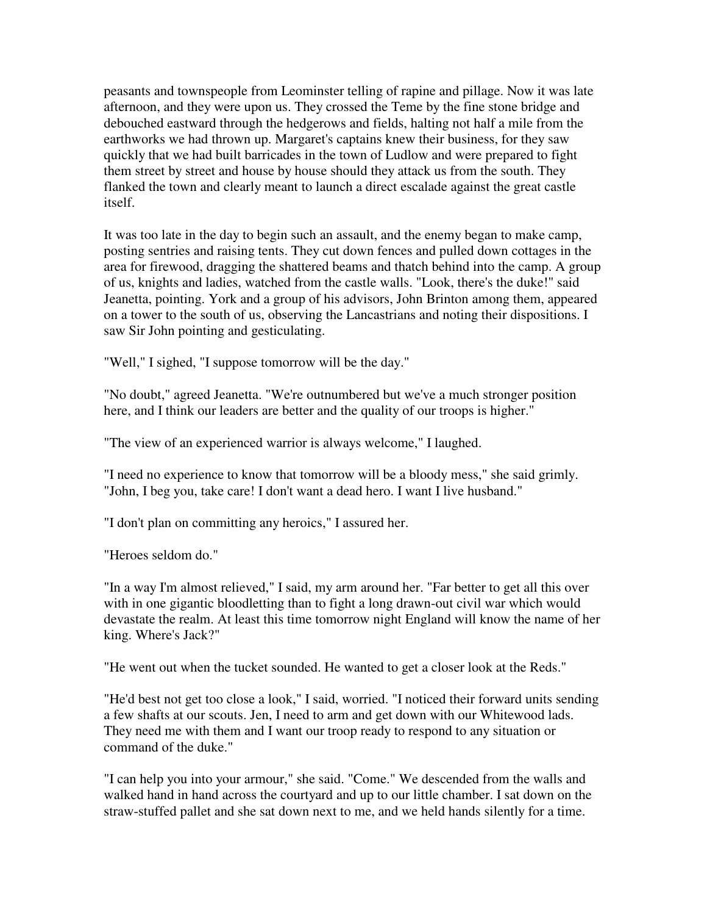peasants and townspeople from Leominster telling of rapine and pillage. Now it was late afternoon, and they were upon us. They crossed the Teme by the fine stone bridge and debouched eastward through the hedgerows and fields, halting not half a mile from the earthworks we had thrown up. Margaret's captains knew their business, for they saw quickly that we had built barricades in the town of Ludlow and were prepared to fight them street by street and house by house should they attack us from the south. They flanked the town and clearly meant to launch a direct escalade against the great castle itself.

It was too late in the day to begin such an assault, and the enemy began to make camp, posting sentries and raising tents. They cut down fences and pulled down cottages in the area for firewood, dragging the shattered beams and thatch behind into the camp. A group of us, knights and ladies, watched from the castle walls. "Look, there's the duke!" said Jeanetta, pointing. York and a group of his advisors, John Brinton among them, appeared on a tower to the south of us, observing the Lancastrians and noting their dispositions. I saw Sir John pointing and gesticulating.

"Well," I sighed, "I suppose tomorrow will be the day."

"No doubt," agreed Jeanetta. "We're outnumbered but we've a much stronger position here, and I think our leaders are better and the quality of our troops is higher."

"The view of an experienced warrior is always welcome," I laughed.

"I need no experience to know that tomorrow will be a bloody mess," she said grimly. "John, I beg you, take care! I don't want a dead hero. I want I live husband."

"I don't plan on committing any heroics," I assured her.

"Heroes seldom do."

"In a way I'm almost relieved," I said, my arm around her. "Far better to get all this over with in one gigantic bloodletting than to fight a long drawn-out civil war which would devastate the realm. At least this time tomorrow night England will know the name of her king. Where's Jack?"

"He went out when the tucket sounded. He wanted to get a closer look at the Reds."

"He'd best not get too close a look," I said, worried. "I noticed their forward units sending a few shafts at our scouts. Jen, I need to arm and get down with our Whitewood lads. They need me with them and I want our troop ready to respond to any situation or command of the duke."

"I can help you into your armour," she said. "Come." We descended from the walls and walked hand in hand across the courtyard and up to our little chamber. I sat down on the straw-stuffed pallet and she sat down next to me, and we held hands silently for a time.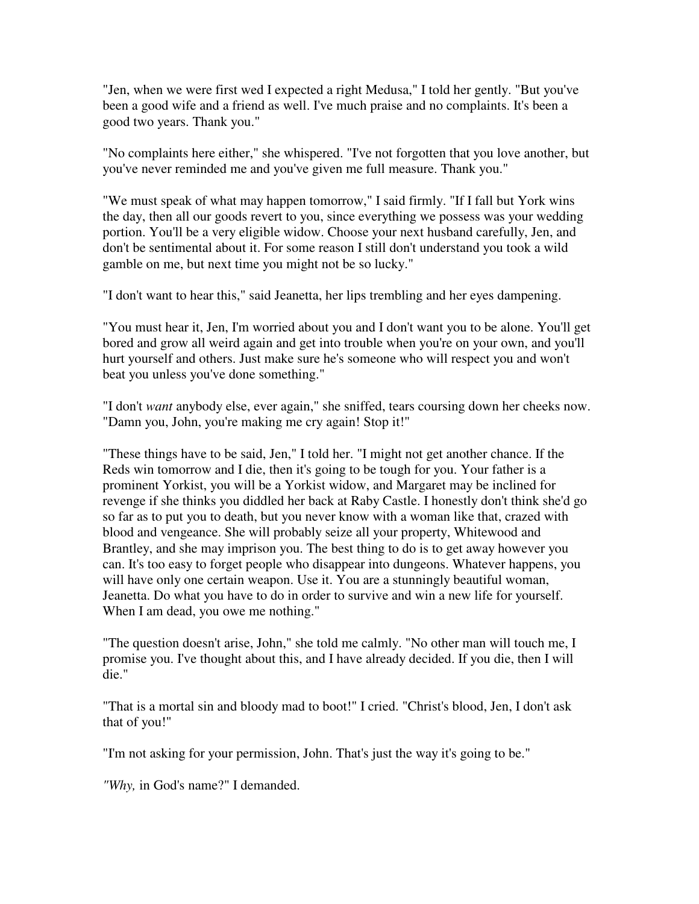"Jen, when we were first wed I expected a right Medusa," I told her gently. "But you've been a good wife and a friend as well. I've much praise and no complaints. It's been a good two years. Thank you."

"No complaints here either," she whispered. "I've not forgotten that you love another, but you've never reminded me and you've given me full measure. Thank you."

"We must speak of what may happen tomorrow," I said firmly. "If I fall but York wins the day, then all our goods revert to you, since everything we possess was your wedding portion. You'll be a very eligible widow. Choose your next husband carefully, Jen, and don't be sentimental about it. For some reason I still don't understand you took a wild gamble on me, but next time you might not be so lucky."

"I don't want to hear this," said Jeanetta, her lips trembling and her eyes dampening.

"You must hear it, Jen, I'm worried about you and I don't want you to be alone. You'll get bored and grow all weird again and get into trouble when you're on your own, and you'll hurt yourself and others. Just make sure he's someone who will respect you and won't beat you unless you've done something."

"I don't *want* anybody else, ever again," she sniffed, tears coursing down her cheeks now. "Damn you, John, you're making me cry again! Stop it!"

"These things have to be said, Jen," I told her. "I might not get another chance. If the Reds win tomorrow and I die, then it's going to be tough for you. Your father is a prominent Yorkist, you will be a Yorkist widow, and Margaret may be inclined for revenge if she thinks you diddled her back at Raby Castle. I honestly don't think she'd go so far as to put you to death, but you never know with a woman like that, crazed with blood and vengeance. She will probably seize all your property, Whitewood and Brantley, and she may imprison you. The best thing to do is to get away however you can. It's too easy to forget people who disappear into dungeons. Whatever happens, you will have only one certain weapon. Use it. You are a stunningly beautiful woman, Jeanetta. Do what you have to do in order to survive and win a new life for yourself. When I am dead, you owe me nothing."

"The question doesn't arise, John," she told me calmly. "No other man will touch me, I promise you. I've thought about this, and I have already decided. If you die, then I will die."

"That is a mortal sin and bloody mad to boot!" I cried. "Christ's blood, Jen, I don't ask that of you!"

"I'm not asking for your permission, John. That's just the way it's going to be."

*"Why,* in God's name?" I demanded.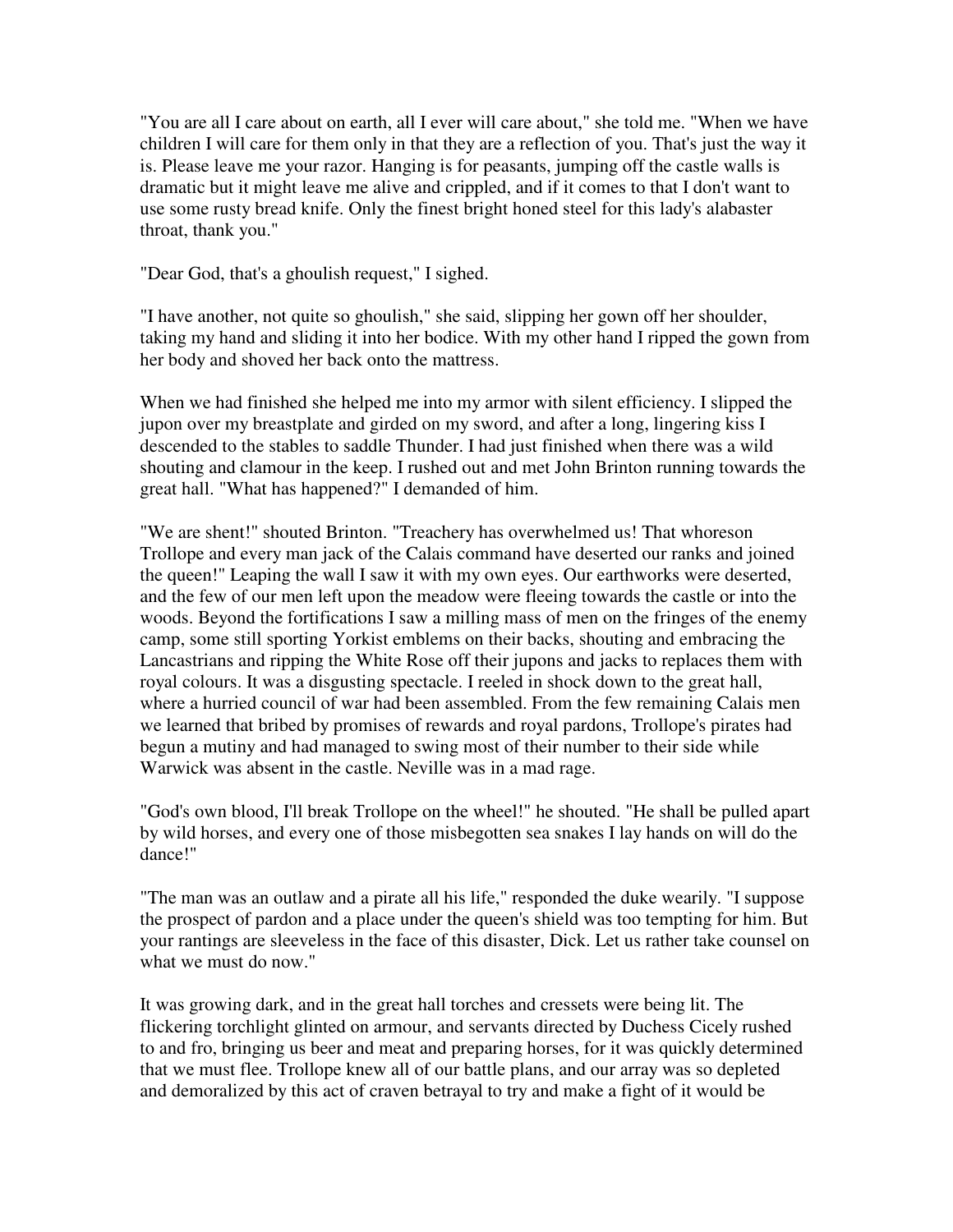"You are all I care about on earth, all I ever will care about," she told me. "When we have children I will care for them only in that they are a reflection of you. That's just the way it is. Please leave me your razor. Hanging is for peasants, jumping off the castle walls is dramatic but it might leave me alive and crippled, and if it comes to that I don't want to use some rusty bread knife. Only the finest bright honed steel for this lady's alabaster throat, thank you."

"Dear God, that's a ghoulish request," I sighed.

"I have another, not quite so ghoulish," she said, slipping her gown off her shoulder, taking my hand and sliding it into her bodice. With my other hand I ripped the gown from her body and shoved her back onto the mattress.

When we had finished she helped me into my armor with silent efficiency. I slipped the jupon over my breastplate and girded on my sword, and after a long, lingering kiss I descended to the stables to saddle Thunder. I had just finished when there was a wild shouting and clamour in the keep. I rushed out and met John Brinton running towards the great hall. "What has happened?" I demanded of him.

"We are shent!" shouted Brinton. "Treachery has overwhelmed us! That whoreson Trollope and every man jack of the Calais command have deserted our ranks and joined the queen!" Leaping the wall I saw it with my own eyes. Our earthworks were deserted, and the few of our men left upon the meadow were fleeing towards the castle or into the woods. Beyond the fortifications I saw a milling mass of men on the fringes of the enemy camp, some still sporting Yorkist emblems on their backs, shouting and embracing the Lancastrians and ripping the White Rose off their jupons and jacks to replaces them with royal colours. It was a disgusting spectacle. I reeled in shock down to the great hall, where a hurried council of war had been assembled. From the few remaining Calais men we learned that bribed by promises of rewards and royal pardons, Trollope's pirates had begun a mutiny and had managed to swing most of their number to their side while Warwick was absent in the castle. Neville was in a mad rage.

"God's own blood, I'll break Trollope on the wheel!" he shouted. "He shall be pulled apart by wild horses, and every one of those misbegotten sea snakes I lay hands on will do the dance!"

"The man was an outlaw and a pirate all his life," responded the duke wearily. "I suppose the prospect of pardon and a place under the queen's shield was too tempting for him. But your rantings are sleeveless in the face of this disaster, Dick. Let us rather take counsel on what we must do now."

It was growing dark, and in the great hall torches and cressets were being lit. The flickering torchlight glinted on armour, and servants directed by Duchess Cicely rushed to and fro, bringing us beer and meat and preparing horses, for it was quickly determined that we must flee. Trollope knew all of our battle plans, and our array was so depleted and demoralized by this act of craven betrayal to try and make a fight of it would be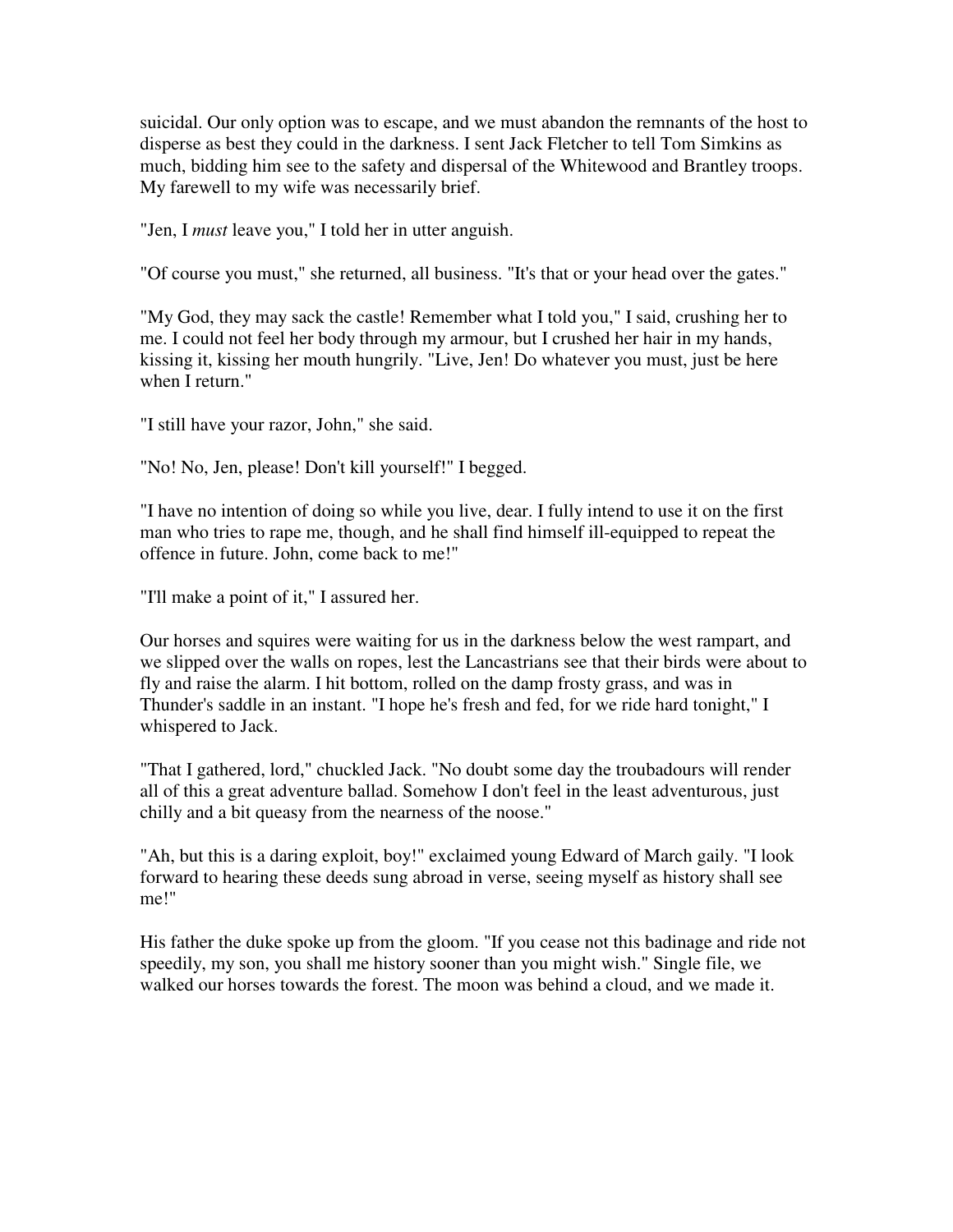suicidal. Our only option was to escape, and we must abandon the remnants of the host to disperse as best they could in the darkness. I sent Jack Fletcher to tell Tom Simkins as much, bidding him see to the safety and dispersal of the Whitewood and Brantley troops. My farewell to my wife was necessarily brief.

"Jen, I *must* leave you," I told her in utter anguish.

"Of course you must," she returned, all business. "It's that or your head over the gates."

"My God, they may sack the castle! Remember what I told you," I said, crushing her to me. I could not feel her body through my armour, but I crushed her hair in my hands, kissing it, kissing her mouth hungrily. "Live, Jen! Do whatever you must, just be here when I return."

"I still have your razor, John," she said.

"No! No, Jen, please! Don't kill yourself!" I begged.

"I have no intention of doing so while you live, dear. I fully intend to use it on the first man who tries to rape me, though, and he shall find himself ill-equipped to repeat the offence in future. John, come back to me!"

"I'll make a point of it," I assured her.

Our horses and squires were waiting for us in the darkness below the west rampart, and we slipped over the walls on ropes, lest the Lancastrians see that their birds were about to fly and raise the alarm. I hit bottom, rolled on the damp frosty grass, and was in Thunder's saddle in an instant. "I hope he's fresh and fed, for we ride hard tonight," I whispered to Jack.

"That I gathered, lord," chuckled Jack. "No doubt some day the troubadours will render all of this a great adventure ballad. Somehow I don't feel in the least adventurous, just chilly and a bit queasy from the nearness of the noose."

"Ah, but this is a daring exploit, boy!" exclaimed young Edward of March gaily. "I look forward to hearing these deeds sung abroad in verse, seeing myself as history shall see me!"

His father the duke spoke up from the gloom. "If you cease not this badinage and ride not speedily, my son, you shall me history sooner than you might wish." Single file, we walked our horses towards the forest. The moon was behind a cloud, and we made it.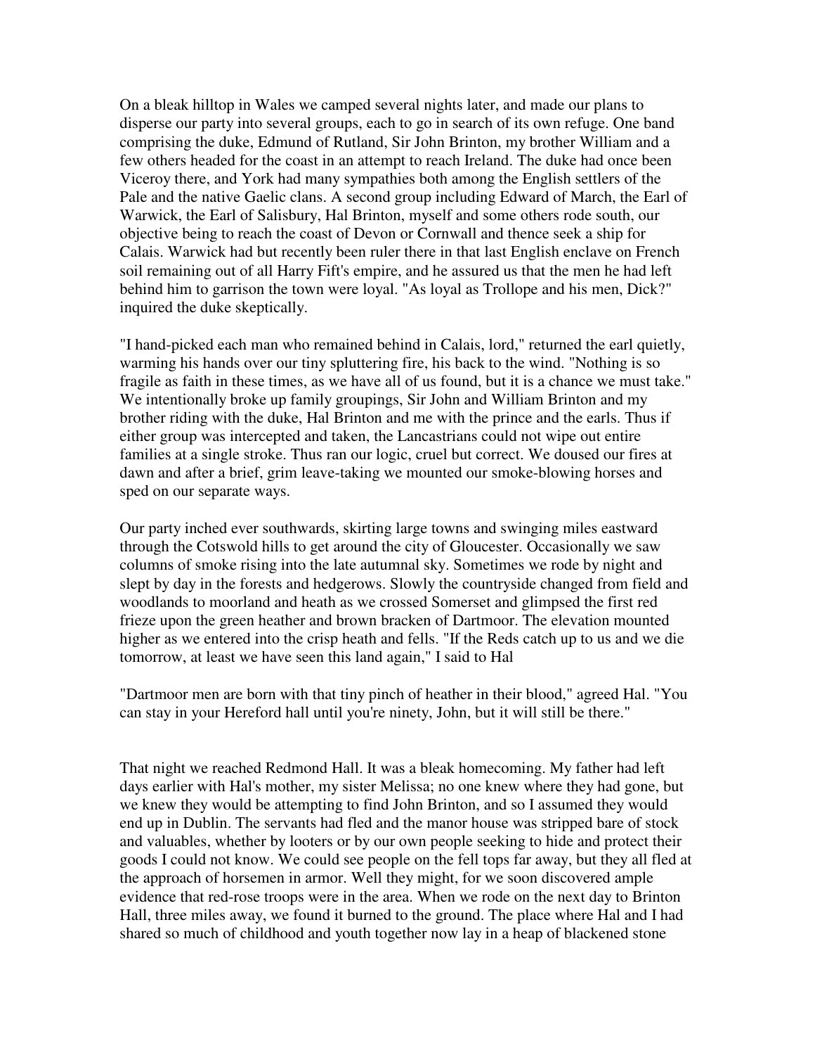On a bleak hilltop in Wales we camped several nights later, and made our plans to disperse our party into several groups, each to go in search of its own refuge. One band comprising the duke, Edmund of Rutland, Sir John Brinton, my brother William and a few others headed for the coast in an attempt to reach Ireland. The duke had once been Viceroy there, and York had many sympathies both among the English settlers of the Pale and the native Gaelic clans. A second group including Edward of March, the Earl of Warwick, the Earl of Salisbury, Hal Brinton, myself and some others rode south, our objective being to reach the coast of Devon or Cornwall and thence seek a ship for Calais. Warwick had but recently been ruler there in that last English enclave on French soil remaining out of all Harry Fift's empire, and he assured us that the men he had left behind him to garrison the town were loyal. "As loyal as Trollope and his men, Dick?" inquired the duke skeptically.

"I hand-picked each man who remained behind in Calais, lord," returned the earl quietly, warming his hands over our tiny spluttering fire, his back to the wind. "Nothing is so fragile as faith in these times, as we have all of us found, but it is a chance we must take." We intentionally broke up family groupings, Sir John and William Brinton and my brother riding with the duke, Hal Brinton and me with the prince and the earls. Thus if either group was intercepted and taken, the Lancastrians could not wipe out entire families at a single stroke. Thus ran our logic, cruel but correct. We doused our fires at dawn and after a brief, grim leave-taking we mounted our smoke-blowing horses and sped on our separate ways.

Our party inched ever southwards, skirting large towns and swinging miles eastward through the Cotswold hills to get around the city of Gloucester. Occasionally we saw columns of smoke rising into the late autumnal sky. Sometimes we rode by night and slept by day in the forests and hedgerows. Slowly the countryside changed from field and woodlands to moorland and heath as we crossed Somerset and glimpsed the first red frieze upon the green heather and brown bracken of Dartmoor. The elevation mounted higher as we entered into the crisp heath and fells. "If the Reds catch up to us and we die tomorrow, at least we have seen this land again," I said to Hal

"Dartmoor men are born with that tiny pinch of heather in their blood," agreed Hal. "You can stay in your Hereford hall until you're ninety, John, but it will still be there."

That night we reached Redmond Hall. It was a bleak homecoming. My father had left days earlier with Hal's mother, my sister Melissa; no one knew where they had gone, but we knew they would be attempting to find John Brinton, and so I assumed they would end up in Dublin. The servants had fled and the manor house was stripped bare of stock and valuables, whether by looters or by our own people seeking to hide and protect their goods I could not know. We could see people on the fell tops far away, but they all fled at the approach of horsemen in armor. Well they might, for we soon discovered ample evidence that red-rose troops were in the area. When we rode on the next day to Brinton Hall, three miles away, we found it burned to the ground. The place where Hal and I had shared so much of childhood and youth together now lay in a heap of blackened stone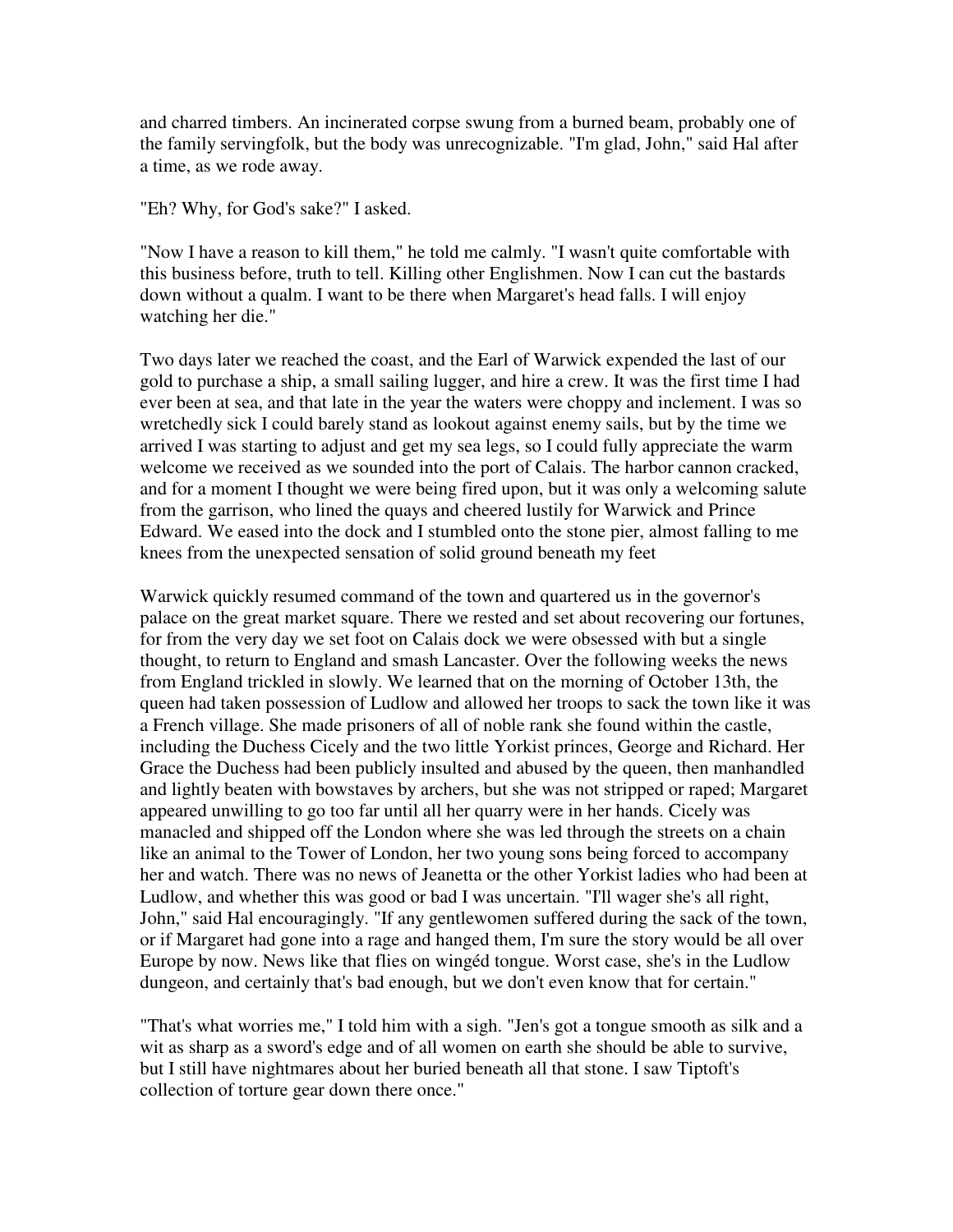and charred timbers. An incinerated corpse swung from a burned beam, probably one of the family servingfolk, but the body was unrecognizable. "I'm glad, John," said Hal after a time, as we rode away.

"Eh? Why, for God's sake?" I asked.

"Now I have a reason to kill them," he told me calmly. "I wasn't quite comfortable with this business before, truth to tell. Killing other Englishmen. Now I can cut the bastards down without a qualm. I want to be there when Margaret's head falls. I will enjoy watching her die."

Two days later we reached the coast, and the Earl of Warwick expended the last of our gold to purchase a ship, a small sailing lugger, and hire a crew. It was the first time I had ever been at sea, and that late in the year the waters were choppy and inclement. I was so wretchedly sick I could barely stand as lookout against enemy sails, but by the time we arrived I was starting to adjust and get my sea legs, so I could fully appreciate the warm welcome we received as we sounded into the port of Calais. The harbor cannon cracked, and for a moment I thought we were being fired upon, but it was only a welcoming salute from the garrison, who lined the quays and cheered lustily for Warwick and Prince Edward. We eased into the dock and I stumbled onto the stone pier, almost falling to me knees from the unexpected sensation of solid ground beneath my feet

Warwick quickly resumed command of the town and quartered us in the governor's palace on the great market square. There we rested and set about recovering our fortunes, for from the very day we set foot on Calais dock we were obsessed with but a single thought, to return to England and smash Lancaster. Over the following weeks the news from England trickled in slowly. We learned that on the morning of October 13th, the queen had taken possession of Ludlow and allowed her troops to sack the town like it was a French village. She made prisoners of all of noble rank she found within the castle, including the Duchess Cicely and the two little Yorkist princes, George and Richard. Her Grace the Duchess had been publicly insulted and abused by the queen, then manhandled and lightly beaten with bowstaves by archers, but she was not stripped or raped; Margaret appeared unwilling to go too far until all her quarry were in her hands. Cicely was manacled and shipped off the London where she was led through the streets on a chain like an animal to the Tower of London, her two young sons being forced to accompany her and watch. There was no news of Jeanetta or the other Yorkist ladies who had been at Ludlow, and whether this was good or bad I was uncertain. "I'll wager she's all right, John," said Hal encouragingly. "If any gentlewomen suffered during the sack of the town, or if Margaret had gone into a rage and hanged them, I'm sure the story would be all over Europe by now. News like that flies on wingéd tongue. Worst case, she's in the Ludlow dungeon, and certainly that's bad enough, but we don't even know that for certain."

"That's what worries me," I told him with a sigh. "Jen's got a tongue smooth as silk and a wit as sharp as a sword's edge and of all women on earth she should be able to survive, but I still have nightmares about her buried beneath all that stone. I saw Tiptoft's collection of torture gear down there once."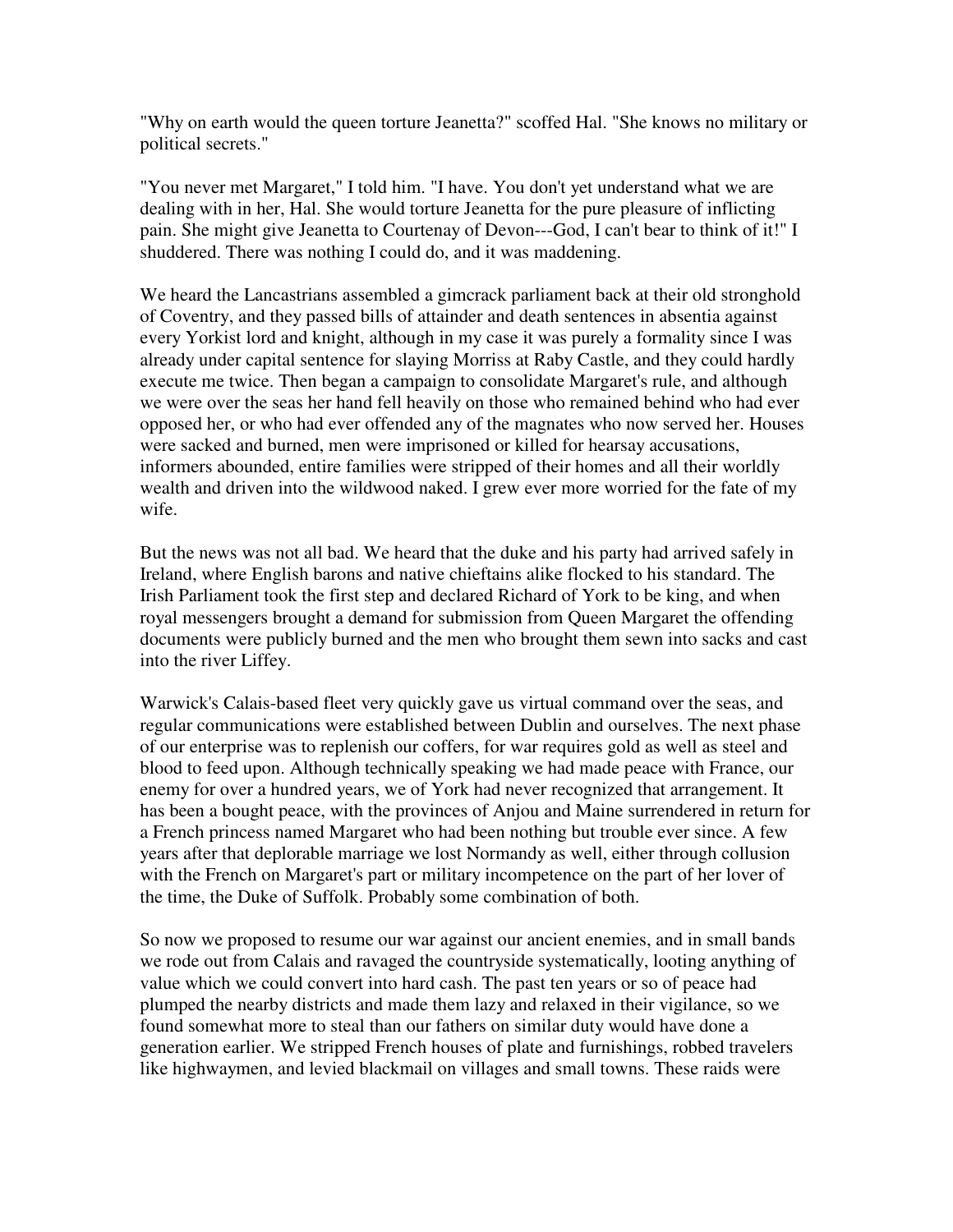"Why on earth would the queen torture Jeanetta?" scoffed Hal. "She knows no military or political secrets."

"You never met Margaret," I told him. "I have. You don't yet understand what we are dealing with in her, Hal. She would torture Jeanetta for the pure pleasure of inflicting pain. She might give Jeanetta to Courtenay of Devon---God, I can't bear to think of it!" I shuddered. There was nothing I could do, and it was maddening.

We heard the Lancastrians assembled a gimcrack parliament back at their old stronghold of Coventry, and they passed bills of attainder and death sentences in absentia against every Yorkist lord and knight, although in my case it was purely a formality since I was already under capital sentence for slaying Morriss at Raby Castle, and they could hardly execute me twice. Then began a campaign to consolidate Margaret's rule, and although we were over the seas her hand fell heavily on those who remained behind who had ever opposed her, or who had ever offended any of the magnates who now served her. Houses were sacked and burned, men were imprisoned or killed for hearsay accusations, informers abounded, entire families were stripped of their homes and all their worldly wealth and driven into the wildwood naked. I grew ever more worried for the fate of my wife.

But the news was not all bad. We heard that the duke and his party had arrived safely in Ireland, where English barons and native chieftains alike flocked to his standard. The Irish Parliament took the first step and declared Richard of York to be king, and when royal messengers brought a demand for submission from Queen Margaret the offending documents were publicly burned and the men who brought them sewn into sacks and cast into the river Liffey.

Warwick's Calais-based fleet very quickly gave us virtual command over the seas, and regular communications were established between Dublin and ourselves. The next phase of our enterprise was to replenish our coffers, for war requires gold as well as steel and blood to feed upon. Although technically speaking we had made peace with France, our enemy for over a hundred years, we of York had never recognized that arrangement. It has been a bought peace, with the provinces of Anjou and Maine surrendered in return for a French princess named Margaret who had been nothing but trouble ever since. A few years after that deplorable marriage we lost Normandy as well, either through collusion with the French on Margaret's part or military incompetence on the part of her lover of the time, the Duke of Suffolk. Probably some combination of both.

So now we proposed to resume our war against our ancient enemies, and in small bands we rode out from Calais and ravaged the countryside systematically, looting anything of value which we could convert into hard cash. The past ten years or so of peace had plumped the nearby districts and made them lazy and relaxed in their vigilance, so we found somewhat more to steal than our fathers on similar duty would have done a generation earlier. We stripped French houses of plate and furnishings, robbed travelers like highwaymen, and levied blackmail on villages and small towns. These raids were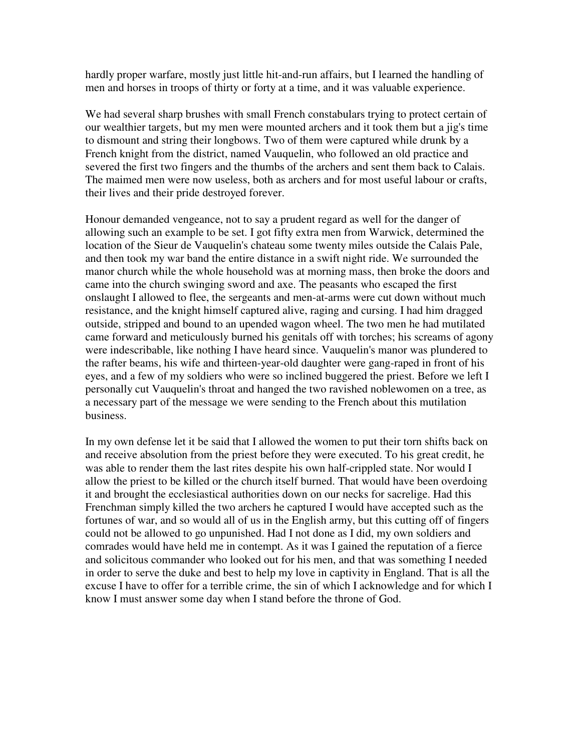hardly proper warfare, mostly just little hit-and-run affairs, but I learned the handling of men and horses in troops of thirty or forty at a time, and it was valuable experience.

We had several sharp brushes with small French constabulars trying to protect certain of our wealthier targets, but my men were mounted archers and it took them but a jig's time to dismount and string their longbows. Two of them were captured while drunk by a French knight from the district, named Vauquelin, who followed an old practice and severed the first two fingers and the thumbs of the archers and sent them back to Calais. The maimed men were now useless, both as archers and for most useful labour or crafts, their lives and their pride destroyed forever.

Honour demanded vengeance, not to say a prudent regard as well for the danger of allowing such an example to be set. I got fifty extra men from Warwick, determined the location of the Sieur de Vauquelin's chateau some twenty miles outside the Calais Pale, and then took my war band the entire distance in a swift night ride. We surrounded the manor church while the whole household was at morning mass, then broke the doors and came into the church swinging sword and axe. The peasants who escaped the first onslaught I allowed to flee, the sergeants and men-at-arms were cut down without much resistance, and the knight himself captured alive, raging and cursing. I had him dragged outside, stripped and bound to an upended wagon wheel. The two men he had mutilated came forward and meticulously burned his genitals off with torches; his screams of agony were indescribable, like nothing I have heard since. Vauquelin's manor was plundered to the rafter beams, his wife and thirteen-year-old daughter were gang-raped in front of his eyes, and a few of my soldiers who were so inclined buggered the priest. Before we left I personally cut Vauquelin's throat and hanged the two ravished noblewomen on a tree, as a necessary part of the message we were sending to the French about this mutilation business.

In my own defense let it be said that I allowed the women to put their torn shifts back on and receive absolution from the priest before they were executed. To his great credit, he was able to render them the last rites despite his own half-crippled state. Nor would I allow the priest to be killed or the church itself burned. That would have been overdoing it and brought the ecclesiastical authorities down on our necks for sacrelige. Had this Frenchman simply killed the two archers he captured I would have accepted such as the fortunes of war, and so would all of us in the English army, but this cutting off of fingers could not be allowed to go unpunished. Had I not done as I did, my own soldiers and comrades would have held me in contempt. As it was I gained the reputation of a fierce and solicitous commander who looked out for his men, and that was something I needed in order to serve the duke and best to help my love in captivity in England. That is all the excuse I have to offer for a terrible crime, the sin of which I acknowledge and for which I know I must answer some day when I stand before the throne of God.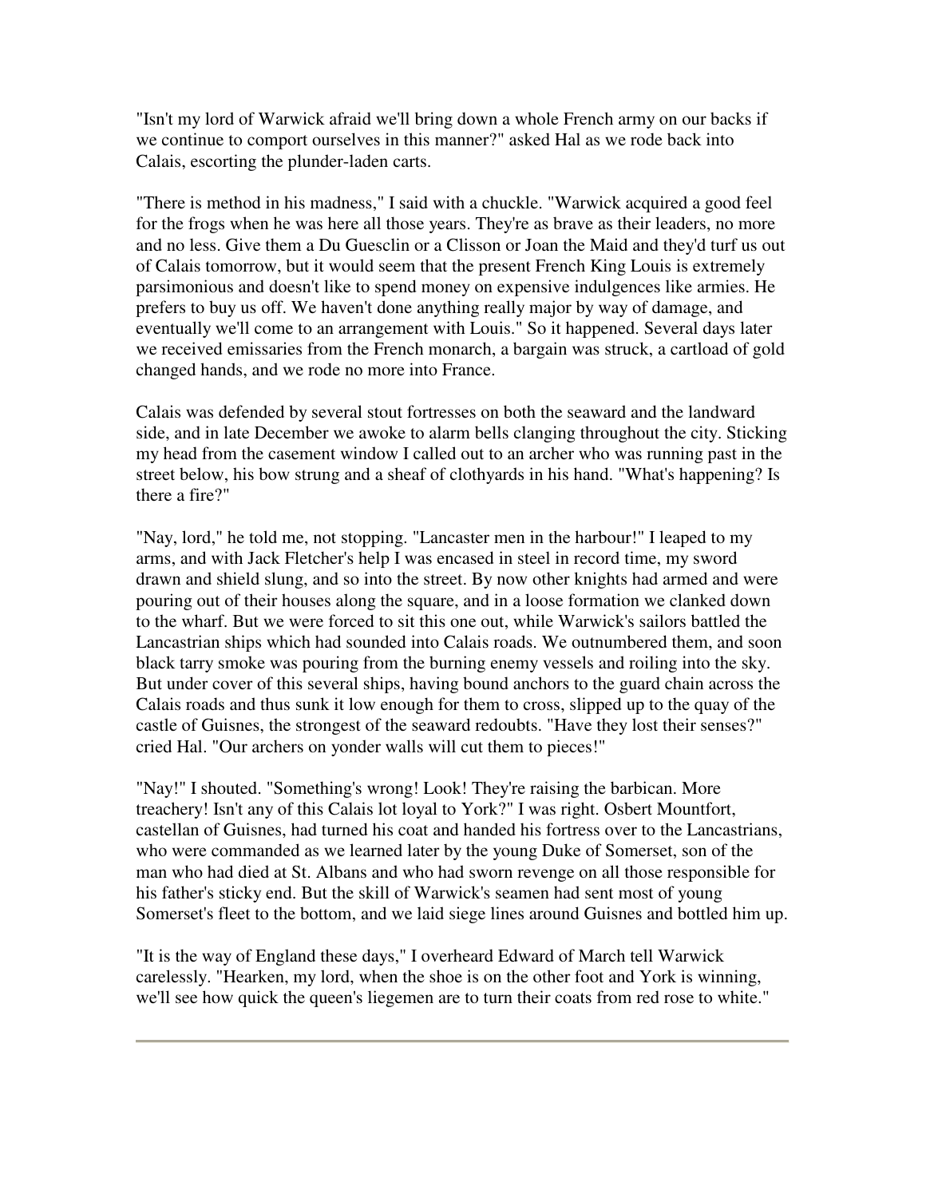"Isn't my lord of Warwick afraid we'll bring down a whole French army on our backs if we continue to comport ourselves in this manner?" asked Hal as we rode back into Calais, escorting the plunder-laden carts.

"There is method in his madness," I said with a chuckle. "Warwick acquired a good feel for the frogs when he was here all those years. They're as brave as their leaders, no more and no less. Give them a Du Guesclin or a Clisson or Joan the Maid and they'd turf us out of Calais tomorrow, but it would seem that the present French King Louis is extremely parsimonious and doesn't like to spend money on expensive indulgences like armies. He prefers to buy us off. We haven't done anything really major by way of damage, and eventually we'll come to an arrangement with Louis." So it happened. Several days later we received emissaries from the French monarch, a bargain was struck, a cartload of gold changed hands, and we rode no more into France.

Calais was defended by several stout fortresses on both the seaward and the landward side, and in late December we awoke to alarm bells clanging throughout the city. Sticking my head from the casement window I called out to an archer who was running past in the street below, his bow strung and a sheaf of clothyards in his hand. "What's happening? Is there a fire?"

"Nay, lord," he told me, not stopping. "Lancaster men in the harbour!" I leaped to my arms, and with Jack Fletcher's help I was encased in steel in record time, my sword drawn and shield slung, and so into the street. By now other knights had armed and were pouring out of their houses along the square, and in a loose formation we clanked down to the wharf. But we were forced to sit this one out, while Warwick's sailors battled the Lancastrian ships which had sounded into Calais roads. We outnumbered them, and soon black tarry smoke was pouring from the burning enemy vessels and roiling into the sky. But under cover of this several ships, having bound anchors to the guard chain across the Calais roads and thus sunk it low enough for them to cross, slipped up to the quay of the castle of Guisnes, the strongest of the seaward redoubts. "Have they lost their senses?" cried Hal. "Our archers on yonder walls will cut them to pieces!"

"Nay!" I shouted. "Something's wrong! Look! They're raising the barbican. More treachery! Isn't any of this Calais lot loyal to York?" I was right. Osbert Mountfort, castellan of Guisnes, had turned his coat and handed his fortress over to the Lancastrians, who were commanded as we learned later by the young Duke of Somerset, son of the man who had died at St. Albans and who had sworn revenge on all those responsible for his father's sticky end. But the skill of Warwick's seamen had sent most of young Somerset's fleet to the bottom, and we laid siege lines around Guisnes and bottled him up.

"It is the way of England these days," I overheard Edward of March tell Warwick carelessly. "Hearken, my lord, when the shoe is on the other foot and York is winning, we'll see how quick the queen's liegemen are to turn their coats from red rose to white."

---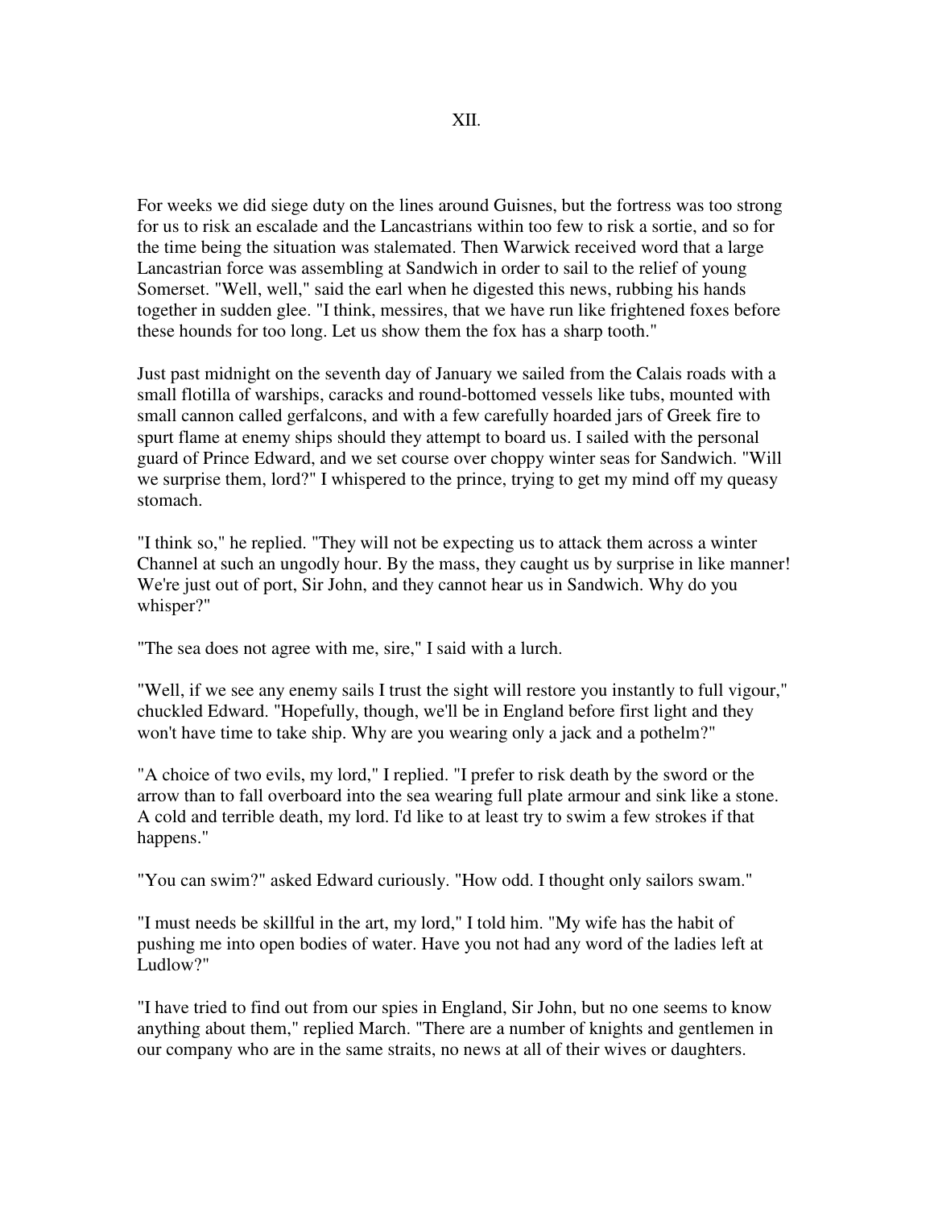# XII.

For weeks we did siege duty on the lines around Guisnes, but the fortress was too strong for us to risk an escalade and the Lancastrians within too few to risk a sortie, and so for the time being the situation was stalemated. Then Warwick received word that a large Lancastrian force was assembling at Sandwich in order to sail to the relief of young Somerset. "Well, well," said the earl when he digested this news, rubbing his hands together in sudden glee. "I think, messires, that we have run like frightened foxes before these hounds for too long. Let us show them the fox has a sharp tooth."

Just past midnight on the seventh day of January we sailed from the Calais roads with a small flotilla of warships, caracks and round-bottomed vessels like tubs, mounted with small cannon called gerfalcons, and with a few carefully hoarded jars of Greek fire to spurt flame at enemy ships should they attempt to board us. I sailed with the personal guard of Prince Edward, and we set course over choppy winter seas for Sandwich. "Will we surprise them, lord?" I whispered to the prince, trying to get my mind off my queasy stomach.

"I think so," he replied. "They will not be expecting us to attack them across a winter Channel at such an ungodly hour. By the mass, they caught us by surprise in like manner! We're just out of port, Sir John, and they cannot hear us in Sandwich. Why do you whisper?"

"The sea does not agree with me, sire," I said with a lurch.

"Well, if we see any enemy sails I trust the sight will restore you instantly to full vigour," chuckled Edward. "Hopefully, though, we'll be in England before first light and they won't have time to take ship. Why are you wearing only a jack and a pothelm?"

"A choice of two evils, my lord," I replied. "I prefer to risk death by the sword or the arrow than to fall overboard into the sea wearing full plate armour and sink like a stone. A cold and terrible death, my lord. I'd like to at least try to swim a few strokes if that happens."

"You can swim?" asked Edward curiously. "How odd. I thought only sailors swam."

"I must needs be skillful in the art, my lord," I told him. "My wife has the habit of pushing me into open bodies of water. Have you not had any word of the ladies left at Ludlow?"

"I have tried to find out from our spies in England, Sir John, but no one seems to know anything about them," replied March. "There are a number of knights and gentlemen in our company who are in the same straits, no news at all of their wives or daughters.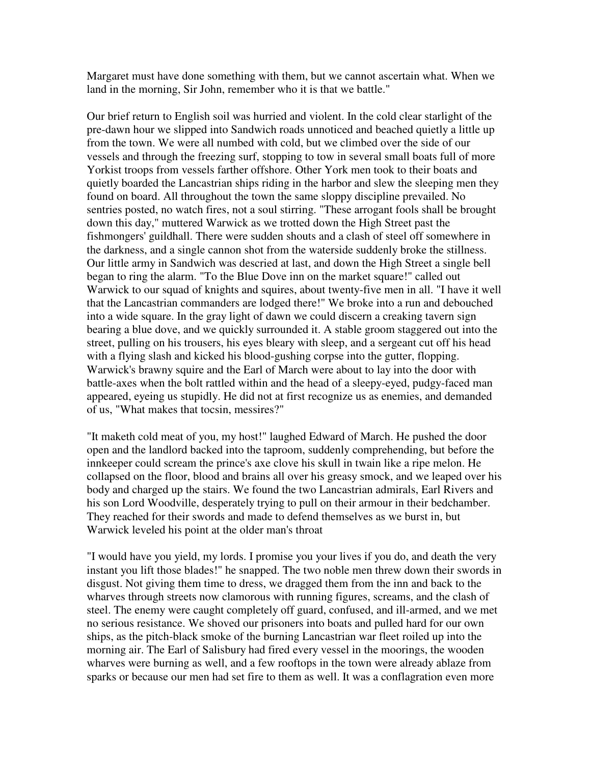Margaret must have done something with them, but we cannot ascertain what. When we land in the morning, Sir John, remember who it is that we battle."

Our brief return to English soil was hurried and violent. In the cold clear starlight of the pre-dawn hour we slipped into Sandwich roads unnoticed and beached quietly a little up from the town. We were all numbed with cold, but we climbed over the side of our vessels and through the freezing surf, stopping to tow in several small boats full of more Yorkist troops from vessels farther offshore. Other York men took to their boats and quietly boarded the Lancastrian ships riding in the harbor and slew the sleeping men they found on board. All throughout the town the same sloppy discipline prevailed. No sentries posted, no watch fires, not a soul stirring. "These arrogant fools shall be brought down this day," muttered Warwick as we trotted down the High Street past the fishmongers' guildhall. There were sudden shouts and a clash of steel off somewhere in the darkness, and a single cannon shot from the waterside suddenly broke the stillness. Our little army in Sandwich was descried at last, and down the High Street a single bell began to ring the alarm. "To the Blue Dove inn on the market square!" called out Warwick to our squad of knights and squires, about twenty-five men in all. "I have it well that the Lancastrian commanders are lodged there!" We broke into a run and debouched into a wide square. In the gray light of dawn we could discern a creaking tavern sign bearing a blue dove, and we quickly surrounded it. A stable groom staggered out into the street, pulling on his trousers, his eyes bleary with sleep, and a sergeant cut off his head with a flying slash and kicked his blood-gushing corpse into the gutter, flopping. Warwick's brawny squire and the Earl of March were about to lay into the door with battle-axes when the bolt rattled within and the head of a sleepy-eyed, pudgy-faced man appeared, eyeing us stupidly. He did not at first recognize us as enemies, and demanded of us, "What makes that tocsin, messires?"

"It maketh cold meat of you, my host!" laughed Edward of March. He pushed the door open and the landlord backed into the taproom, suddenly comprehending, but before the innkeeper could scream the prince's axe clove his skull in twain like a ripe melon. He collapsed on the floor, blood and brains all over his greasy smock, and we leaped over his body and charged up the stairs. We found the two Lancastrian admirals, Earl Rivers and his son Lord Woodville, desperately trying to pull on their armour in their bedchamber. They reached for their swords and made to defend themselves as we burst in, but Warwick leveled his point at the older man's throat

"I would have you yield, my lords. I promise you your lives if you do, and death the very instant you lift those blades!" he snapped. The two noble men threw down their swords in disgust. Not giving them time to dress, we dragged them from the inn and back to the wharves through streets now clamorous with running figures, screams, and the clash of steel. The enemy were caught completely off guard, confused, and ill-armed, and we met no serious resistance. We shoved our prisoners into boats and pulled hard for our own ships, as the pitch-black smoke of the burning Lancastrian war fleet roiled up into the morning air. The Earl of Salisbury had fired every vessel in the moorings, the wooden wharves were burning as well, and a few rooftops in the town were already ablaze from sparks or because our men had set fire to them as well. It was a conflagration even more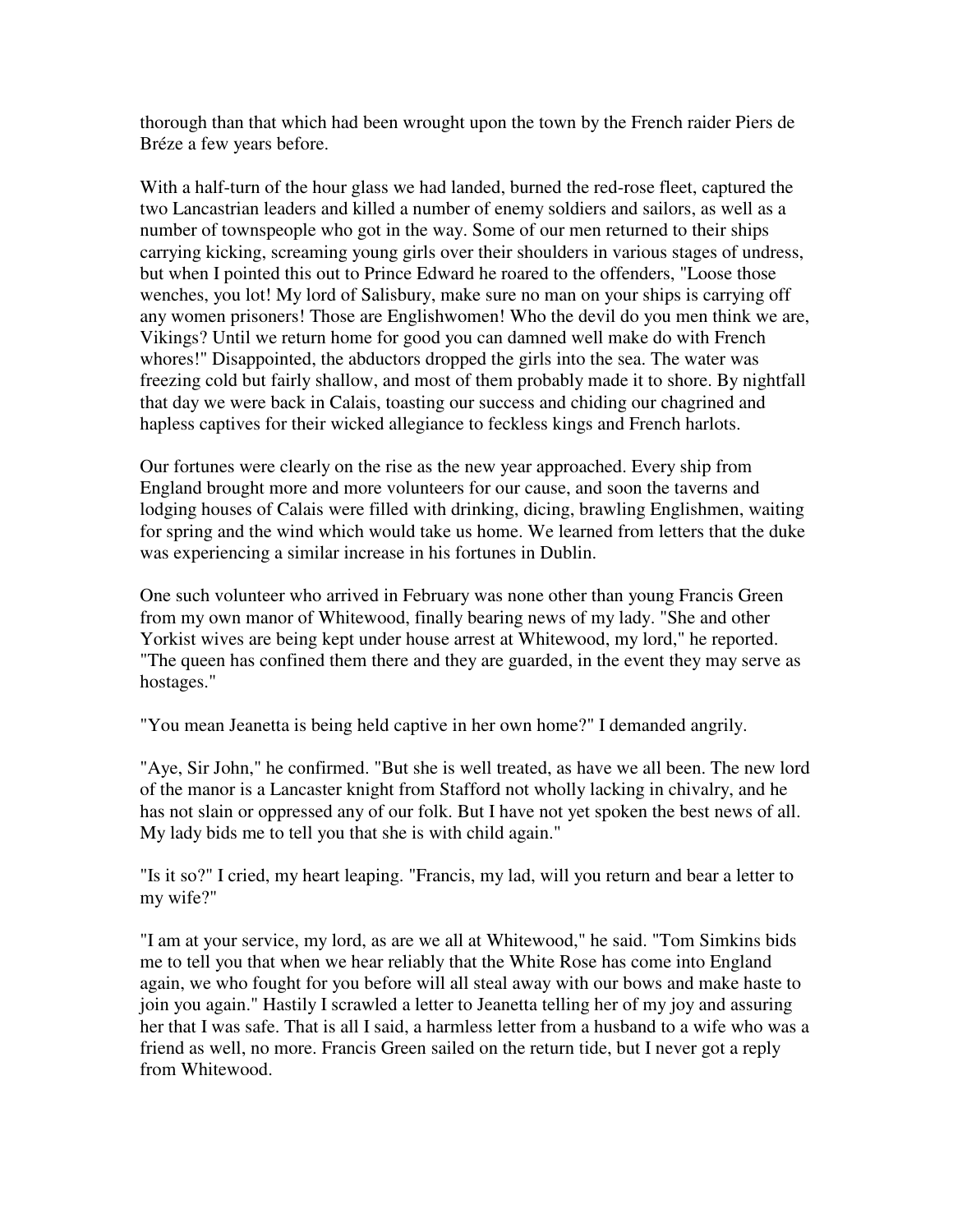thorough than that which had been wrought upon the town by the French raider Piers de Bréze a few years before.

With a half-turn of the hour glass we had landed, burned the red-rose fleet, captured the two Lancastrian leaders and killed a number of enemy soldiers and sailors, as well as a number of townspeople who got in the way. Some of our men returned to their ships carrying kicking, screaming young girls over their shoulders in various stages of undress, but when I pointed this out to Prince Edward he roared to the offenders, "Loose those wenches, you lot! My lord of Salisbury, make sure no man on your ships is carrying off any women prisoners! Those are Englishwomen! Who the devil do you men think we are, Vikings? Until we return home for good you can damned well make do with French whores!" Disappointed, the abductors dropped the girls into the sea. The water was freezing cold but fairly shallow, and most of them probably made it to shore. By nightfall that day we were back in Calais, toasting our success and chiding our chagrined and hapless captives for their wicked allegiance to feckless kings and French harlots.

Our fortunes were clearly on the rise as the new year approached. Every ship from England brought more and more volunteers for our cause, and soon the taverns and lodging houses of Calais were filled with drinking, dicing, brawling Englishmen, waiting for spring and the wind which would take us home. We learned from letters that the duke was experiencing a similar increase in his fortunes in Dublin.

One such volunteer who arrived in February was none other than young Francis Green from my own manor of Whitewood, finally bearing news of my lady. "She and other Yorkist wives are being kept under house arrest at Whitewood, my lord," he reported. "The queen has confined them there and they are guarded, in the event they may serve as hostages."

"You mean Jeanetta is being held captive in her own home?" I demanded angrily.

"Aye, Sir John," he confirmed. "But she is well treated, as have we all been. The new lord of the manor is a Lancaster knight from Stafford not wholly lacking in chivalry, and he has not slain or oppressed any of our folk. But I have not yet spoken the best news of all. My lady bids me to tell you that she is with child again."

"Is it so?" I cried, my heart leaping. "Francis, my lad, will you return and bear a letter to my wife?"

"I am at your service, my lord, as are we all at Whitewood," he said. "Tom Simkins bids me to tell you that when we hear reliably that the White Rose has come into England again, we who fought for you before will all steal away with our bows and make haste to join you again." Hastily I scrawled a letter to Jeanetta telling her of my joy and assuring her that I was safe. That is all I said, a harmless letter from a husband to a wife who was a friend as well, no more. Francis Green sailed on the return tide, but I never got a reply from Whitewood.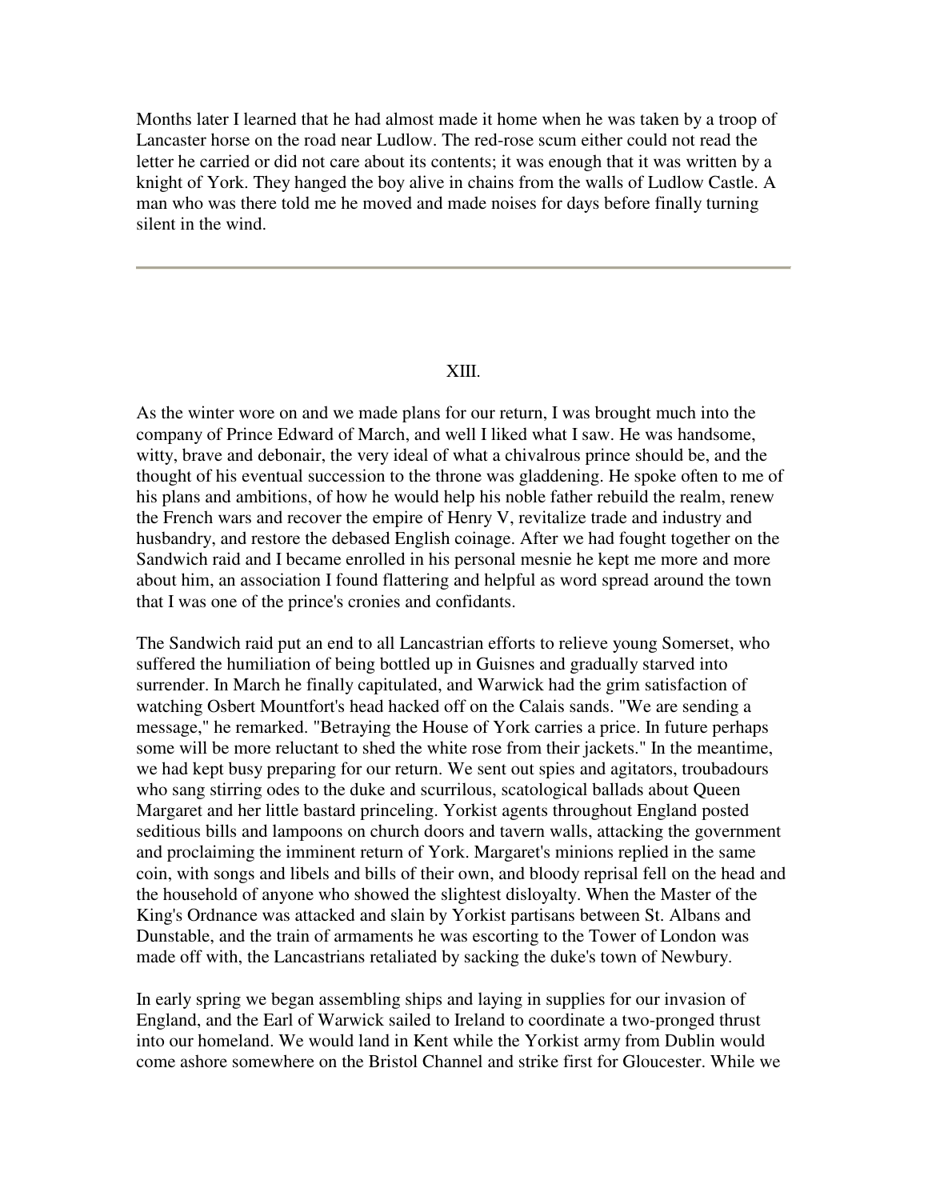Months later I learned that he had almost made it home when he was taken by a troop of Lancaster horse on the road near Ludlow. The red-rose scum either could not read the letter he carried or did not care about its contents; it was enough that it was written by a knight of York. They hanged the boy alive in chains from the walls of Ludlow Castle. A man who was there told me he moved and made noises for days before finally turning silent in the wind.

---

## XIII.

As the winter wore on and we made plans for our return, I was brought much into the company of Prince Edward of March, and well I liked what I saw. He was handsome, witty, brave and debonair, the very ideal of what a chivalrous prince should be, and the thought of his eventual succession to the throne was gladdening. He spoke often to me of his plans and ambitions, of how he would help his noble father rebuild the realm, renew the French wars and recover the empire of Henry V, revitalize trade and industry and husbandry, and restore the debased English coinage. After we had fought together on the Sandwich raid and I became enrolled in his personal mesnie he kept me more and more about him, an association I found flattering and helpful as word spread around the town that I was one of the prince's cronies and confidants.

The Sandwich raid put an end to all Lancastrian efforts to relieve young Somerset, who suffered the humiliation of being bottled up in Guisnes and gradually starved into surrender. In March he finally capitulated, and Warwick had the grim satisfaction of watching Osbert Mountfort's head hacked off on the Calais sands. "We are sending a message," he remarked. "Betraying the House of York carries a price. In future perhaps some will be more reluctant to shed the white rose from their jackets." In the meantime, we had kept busy preparing for our return. We sent out spies and agitators, troubadours who sang stirring odes to the duke and scurrilous, scatological ballads about Queen Margaret and her little bastard princeling. Yorkist agents throughout England posted seditious bills and lampoons on church doors and tavern walls, attacking the government and proclaiming the imminent return of York. Margaret's minions replied in the same coin, with songs and libels and bills of their own, and bloody reprisal fell on the head and the household of anyone who showed the slightest disloyalty. When the Master of the King's Ordnance was attacked and slain by Yorkist partisans between St. Albans and Dunstable, and the train of armaments he was escorting to the Tower of London was made off with, the Lancastrians retaliated by sacking the duke's town of Newbury.

In early spring we began assembling ships and laying in supplies for our invasion of England, and the Earl of Warwick sailed to Ireland to coordinate a two-pronged thrust into our homeland. We would land in Kent while the Yorkist army from Dublin would come ashore somewhere on the Bristol Channel and strike first for Gloucester. While we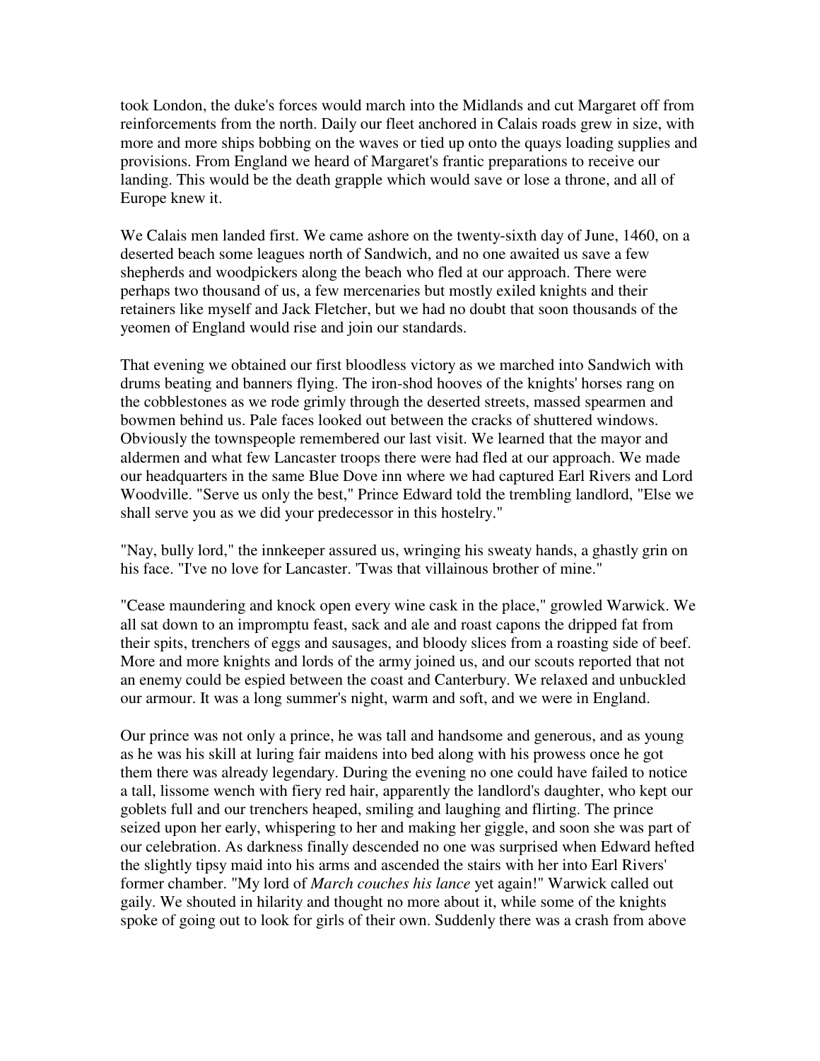took London, the duke's forces would march into the Midlands and cut Margaret off from reinforcements from the north. Daily our fleet anchored in Calais roads grew in size, with more and more ships bobbing on the waves or tied up onto the quays loading supplies and provisions. From England we heard of Margaret's frantic preparations to receive our landing. This would be the death grapple which would save or lose a throne, and all of Europe knew it.

We Calais men landed first. We came ashore on the twenty-sixth day of June, 1460, on a deserted beach some leagues north of Sandwich, and no one awaited us save a few shepherds and woodpickers along the beach who fled at our approach. There were perhaps two thousand of us, a few mercenaries but mostly exiled knights and their retainers like myself and Jack Fletcher, but we had no doubt that soon thousands of the yeomen of England would rise and join our standards.

That evening we obtained our first bloodless victory as we marched into Sandwich with drums beating and banners flying. The iron-shod hooves of the knights' horses rang on the cobblestones as we rode grimly through the deserted streets, massed spearmen and bowmen behind us. Pale faces looked out between the cracks of shuttered windows. Obviously the townspeople remembered our last visit. We learned that the mayor and aldermen and what few Lancaster troops there were had fled at our approach. We made our headquarters in the same Blue Dove inn where we had captured Earl Rivers and Lord Woodville. "Serve us only the best," Prince Edward told the trembling landlord, "Else we shall serve you as we did your predecessor in this hostelry."

"Nay, bully lord," the innkeeper assured us, wringing his sweaty hands, a ghastly grin on his face. "I've no love for Lancaster. 'Twas that villainous brother of mine."

"Cease maundering and knock open every wine cask in the place," growled Warwick. We all sat down to an impromptu feast, sack and ale and roast capons the dripped fat from their spits, trenchers of eggs and sausages, and bloody slices from a roasting side of beef. More and more knights and lords of the army joined us, and our scouts reported that not an enemy could be espied between the coast and Canterbury. We relaxed and unbuckled our armour. It was a long summer's night, warm and soft, and we were in England.

Our prince was not only a prince, he was tall and handsome and generous, and as young as he was his skill at luring fair maidens into bed along with his prowess once he got them there was already legendary. During the evening no one could have failed to notice a tall, lissome wench with fiery red hair, apparently the landlord's daughter, who kept our goblets full and our trenchers heaped, smiling and laughing and flirting. The prince seized upon her early, whispering to her and making her giggle, and soon she was part of our celebration. As darkness finally descended no one was surprised when Edward hefted the slightly tipsy maid into his arms and ascended the stairs with her into Earl Rivers' former chamber. "My lord of *March couches his lance* yet again!" Warwick called out gaily. We shouted in hilarity and thought no more about it, while some of the knights spoke of going out to look for girls of their own. Suddenly there was a crash from above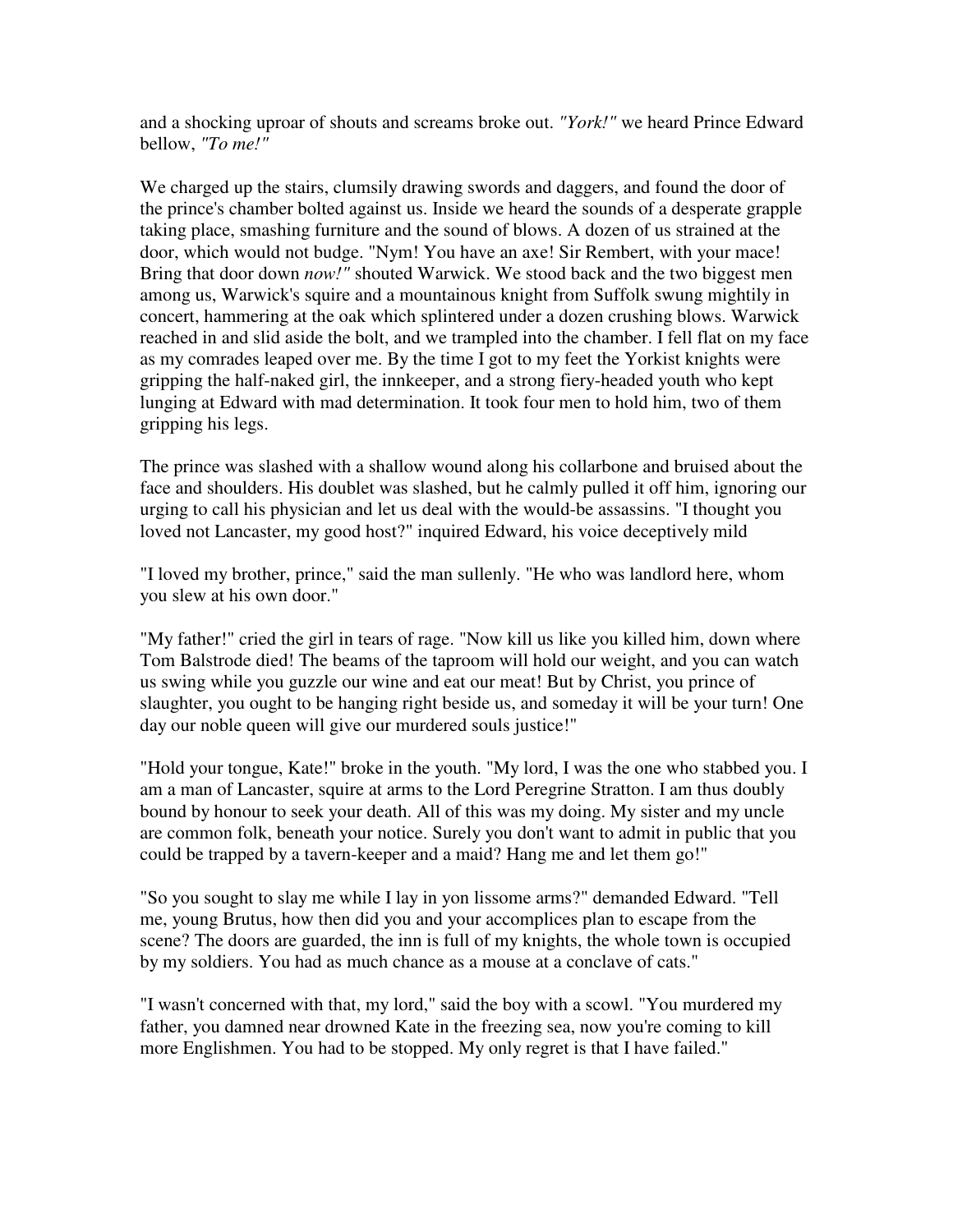and a shocking uproar of shouts and screams broke out. *"York!"* we heard Prince Edward bellow, *"To me!"*

We charged up the stairs, clumsily drawing swords and daggers, and found the door of the prince's chamber bolted against us. Inside we heard the sounds of a desperate grapple taking place, smashing furniture and the sound of blows. A dozen of us strained at the door, which would not budge. "Nym! You have an axe! Sir Rembert, with your mace! Bring that door down *now!"* shouted Warwick. We stood back and the two biggest men among us, Warwick's squire and a mountainous knight from Suffolk swung mightily in concert, hammering at the oak which splintered under a dozen crushing blows. Warwick reached in and slid aside the bolt, and we trampled into the chamber. I fell flat on my face as my comrades leaped over me. By the time I got to my feet the Yorkist knights were gripping the half-naked girl, the innkeeper, and a strong fiery-headed youth who kept lunging at Edward with mad determination. It took four men to hold him, two of them gripping his legs.

The prince was slashed with a shallow wound along his collarbone and bruised about the face and shoulders. His doublet was slashed, but he calmly pulled it off him, ignoring our urging to call his physician and let us deal with the would-be assassins. "I thought you loved not Lancaster, my good host?" inquired Edward, his voice deceptively mild

"I loved my brother, prince," said the man sullenly. "He who was landlord here, whom you slew at his own door."

"My father!" cried the girl in tears of rage. "Now kill us like you killed him, down where Tom Balstrode died! The beams of the taproom will hold our weight, and you can watch us swing while you guzzle our wine and eat our meat! But by Christ, you prince of slaughter, you ought to be hanging right beside us, and someday it will be your turn! One day our noble queen will give our murdered souls justice!"

"Hold your tongue, Kate!" broke in the youth. "My lord, I was the one who stabbed you. I am a man of Lancaster, squire at arms to the Lord Peregrine Stratton. I am thus doubly bound by honour to seek your death. All of this was my doing. My sister and my uncle are common folk, beneath your notice. Surely you don't want to admit in public that you could be trapped by a tavern-keeper and a maid? Hang me and let them go!"

"So you sought to slay me while I lay in yon lissome arms?" demanded Edward. "Tell me, young Brutus, how then did you and your accomplices plan to escape from the scene? The doors are guarded, the inn is full of my knights, the whole town is occupied by my soldiers. You had as much chance as a mouse at a conclave of cats."

"I wasn't concerned with that, my lord," said the boy with a scowl. "You murdered my father, you damned near drowned Kate in the freezing sea, now you're coming to kill more Englishmen. You had to be stopped. My only regret is that I have failed."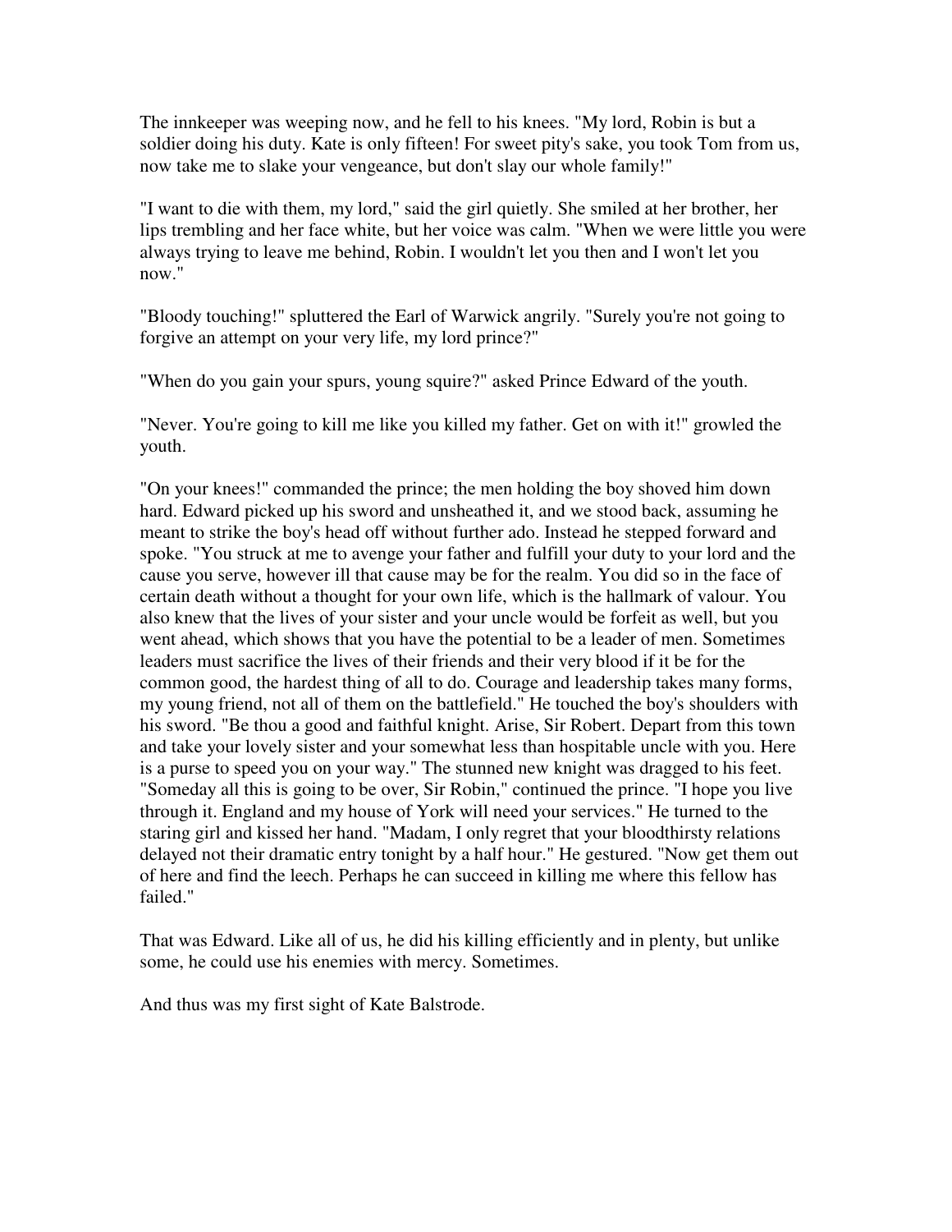The innkeeper was weeping now, and he fell to his knees. "My lord, Robin is but a soldier doing his duty. Kate is only fifteen! For sweet pity's sake, you took Tom from us, now take me to slake your vengeance, but don't slay our whole family!"

"I want to die with them, my lord," said the girl quietly. She smiled at her brother, her lips trembling and her face white, but her voice was calm. "When we were little you were always trying to leave me behind, Robin. I wouldn't let you then and I won't let you now."

"Bloody touching!" spluttered the Earl of Warwick angrily. "Surely you're not going to forgive an attempt on your very life, my lord prince?"

"When do you gain your spurs, young squire?" asked Prince Edward of the youth.

"Never. You're going to kill me like you killed my father. Get on with it!" growled the youth.

"On your knees!" commanded the prince; the men holding the boy shoved him down hard. Edward picked up his sword and unsheathed it, and we stood back, assuming he meant to strike the boy's head off without further ado. Instead he stepped forward and spoke. "You struck at me to avenge your father and fulfill your duty to your lord and the cause you serve, however ill that cause may be for the realm. You did so in the face of certain death without a thought for your own life, which is the hallmark of valour. You also knew that the lives of your sister and your uncle would be forfeit as well, but you went ahead, which shows that you have the potential to be a leader of men. Sometimes leaders must sacrifice the lives of their friends and their very blood if it be for the common good, the hardest thing of all to do. Courage and leadership takes many forms, my young friend, not all of them on the battlefield." He touched the boy's shoulders with his sword. "Be thou a good and faithful knight. Arise, Sir Robert. Depart from this town and take your lovely sister and your somewhat less than hospitable uncle with you. Here is a purse to speed you on your way." The stunned new knight was dragged to his feet. "Someday all this is going to be over, Sir Robin," continued the prince. "I hope you live through it. England and my house of York will need your services." He turned to the staring girl and kissed her hand. "Madam, I only regret that your bloodthirsty relations delayed not their dramatic entry tonight by a half hour." He gestured. "Now get them out of here and find the leech. Perhaps he can succeed in killing me where this fellow has failed."

That was Edward. Like all of us, he did his killing efficiently and in plenty, but unlike some, he could use his enemies with mercy. Sometimes.

And thus was my first sight of Kate Balstrode.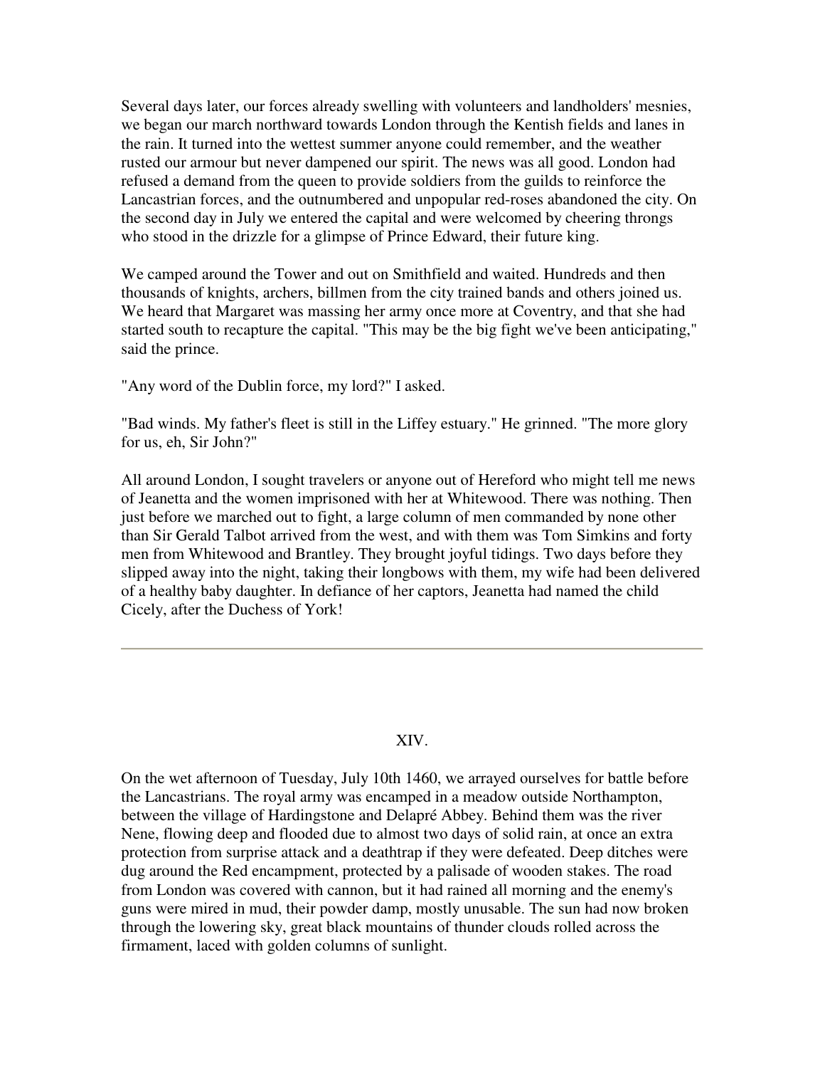Several days later, our forces already swelling with volunteers and landholders' mesnies, we began our march northward towards London through the Kentish fields and lanes in the rain. It turned into the wettest summer anyone could remember, and the weather rusted our armour but never dampened our spirit. The news was all good. London had refused a demand from the queen to provide soldiers from the guilds to reinforce the Lancastrian forces, and the outnumbered and unpopular red-roses abandoned the city. On the second day in July we entered the capital and were welcomed by cheering throngs who stood in the drizzle for a glimpse of Prince Edward, their future king.

We camped around the Tower and out on Smithfield and waited. Hundreds and then thousands of knights, archers, billmen from the city trained bands and others joined us. We heard that Margaret was massing her army once more at Coventry, and that she had started south to recapture the capital. "This may be the big fight we've been anticipating," said the prince.

"Any word of the Dublin force, my lord?" I asked.

"Bad winds. My father's fleet is still in the Liffey estuary." He grinned. "The more glory for us, eh, Sir John?"

All around London, I sought travelers or anyone out of Hereford who might tell me news of Jeanetta and the women imprisoned with her at Whitewood. There was nothing. Then just before we marched out to fight, a large column of men commanded by none other than Sir Gerald Talbot arrived from the west, and with them was Tom Simkins and forty men from Whitewood and Brantley. They brought joyful tidings. Two days before they slipped away into the night, taking their longbows with them, my wife had been delivered of a healthy baby daughter. In defiance of her captors, Jeanetta had named the child Cicely, after the Duchess of York!

---

## XIV.

On the wet afternoon of Tuesday, July 10th 1460, we arrayed ourselves for battle before the Lancastrians. The royal army was encamped in a meadow outside Northampton, between the village of Hardingstone and Delapré Abbey. Behind them was the river Nene, flowing deep and flooded due to almost two days of solid rain, at once an extra protection from surprise attack and a deathtrap if they were defeated. Deep ditches were dug around the Red encampment, protected by a palisade of wooden stakes. The road from London was covered with cannon, but it had rained all morning and the enemy's guns were mired in mud, their powder damp, mostly unusable. The sun had now broken through the lowering sky, great black mountains of thunder clouds rolled across the firmament, laced with golden columns of sunlight.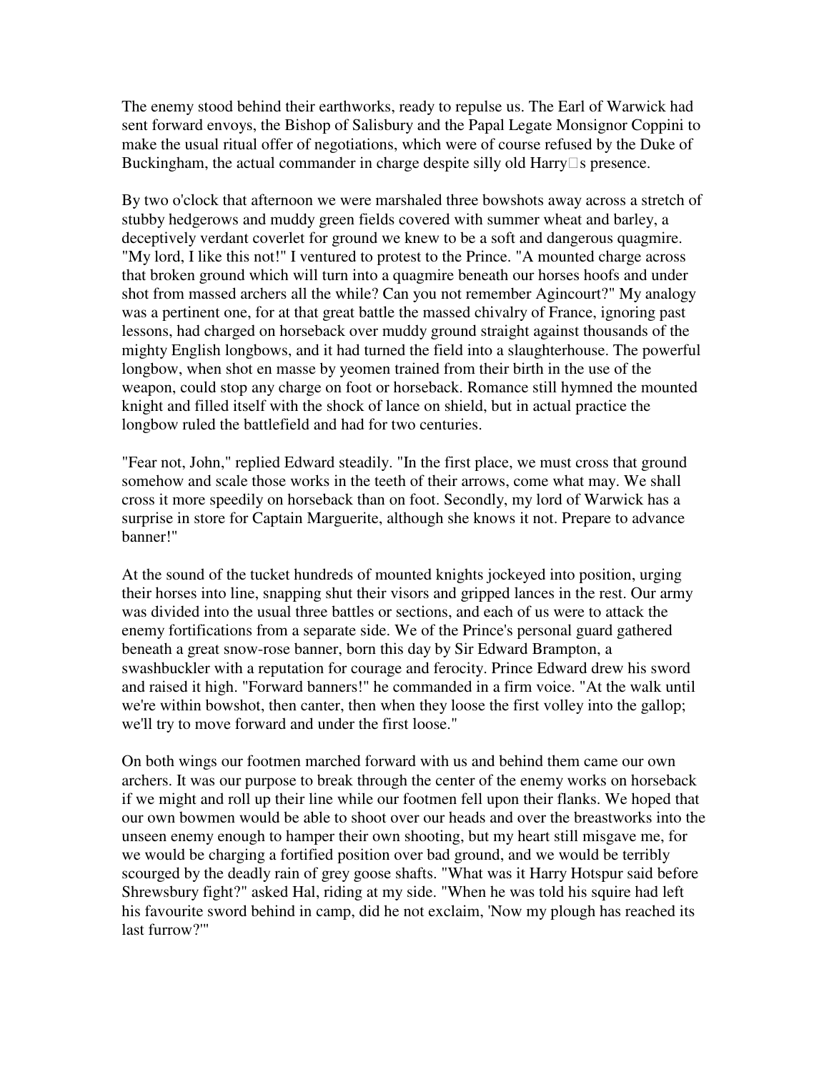The enemy stood behind their earthworks, ready to repulse us. The Earl of Warwick had sent forward envoys, the Bishop of Salisbury and the Papal Legate Monsignor Coppini to make the usual ritual offer of negotiations, which were of course refused by the Duke of Buckingham, the actual commander in charge despite silly old Harry□s presence.

By two o'clock that afternoon we were marshaled three bowshots away across a stretch of stubby hedgerows and muddy green fields covered with summer wheat and barley, a deceptively verdant coverlet for ground we knew to be a soft and dangerous quagmire. "My lord, I like this not!" I ventured to protest to the Prince. "A mounted charge across that broken ground which will turn into a quagmire beneath our horses hoofs and under shot from massed archers all the while? Can you not remember Agincourt?" My analogy was a pertinent one, for at that great battle the massed chivalry of France, ignoring past lessons, had charged on horseback over muddy ground straight against thousands of the mighty English longbows, and it had turned the field into a slaughterhouse. The powerful longbow, when shot en masse by yeomen trained from their birth in the use of the weapon, could stop any charge on foot or horseback. Romance still hymned the mounted knight and filled itself with the shock of lance on shield, but in actual practice the longbow ruled the battlefield and had for two centuries.

"Fear not, John," replied Edward steadily. "In the first place, we must cross that ground somehow and scale those works in the teeth of their arrows, come what may. We shall cross it more speedily on horseback than on foot. Secondly, my lord of Warwick has a surprise in store for Captain Marguerite, although she knows it not. Prepare to advance banner!"

At the sound of the tucket hundreds of mounted knights jockeyed into position, urging their horses into line, snapping shut their visors and gripped lances in the rest. Our army was divided into the usual three battles or sections, and each of us were to attack the enemy fortifications from a separate side. We of the Prince's personal guard gathered beneath a great snow-rose banner, born this day by Sir Edward Brampton, a swashbuckler with a reputation for courage and ferocity. Prince Edward drew his sword and raised it high. "Forward banners!" he commanded in a firm voice. "At the walk until we're within bowshot, then canter, then when they loose the first volley into the gallop; we'll try to move forward and under the first loose."

On both wings our footmen marched forward with us and behind them came our own archers. It was our purpose to break through the center of the enemy works on horseback if we might and roll up their line while our footmen fell upon their flanks. We hoped that our own bowmen would be able to shoot over our heads and over the breastworks into the unseen enemy enough to hamper their own shooting, but my heart still misgave me, for we would be charging a fortified position over bad ground, and we would be terribly scourged by the deadly rain of grey goose shafts. "What was it Harry Hotspur said before Shrewsbury fight?" asked Hal, riding at my side. "When he was told his squire had left his favourite sword behind in camp, did he not exclaim, 'Now my plough has reached its last furrow?'"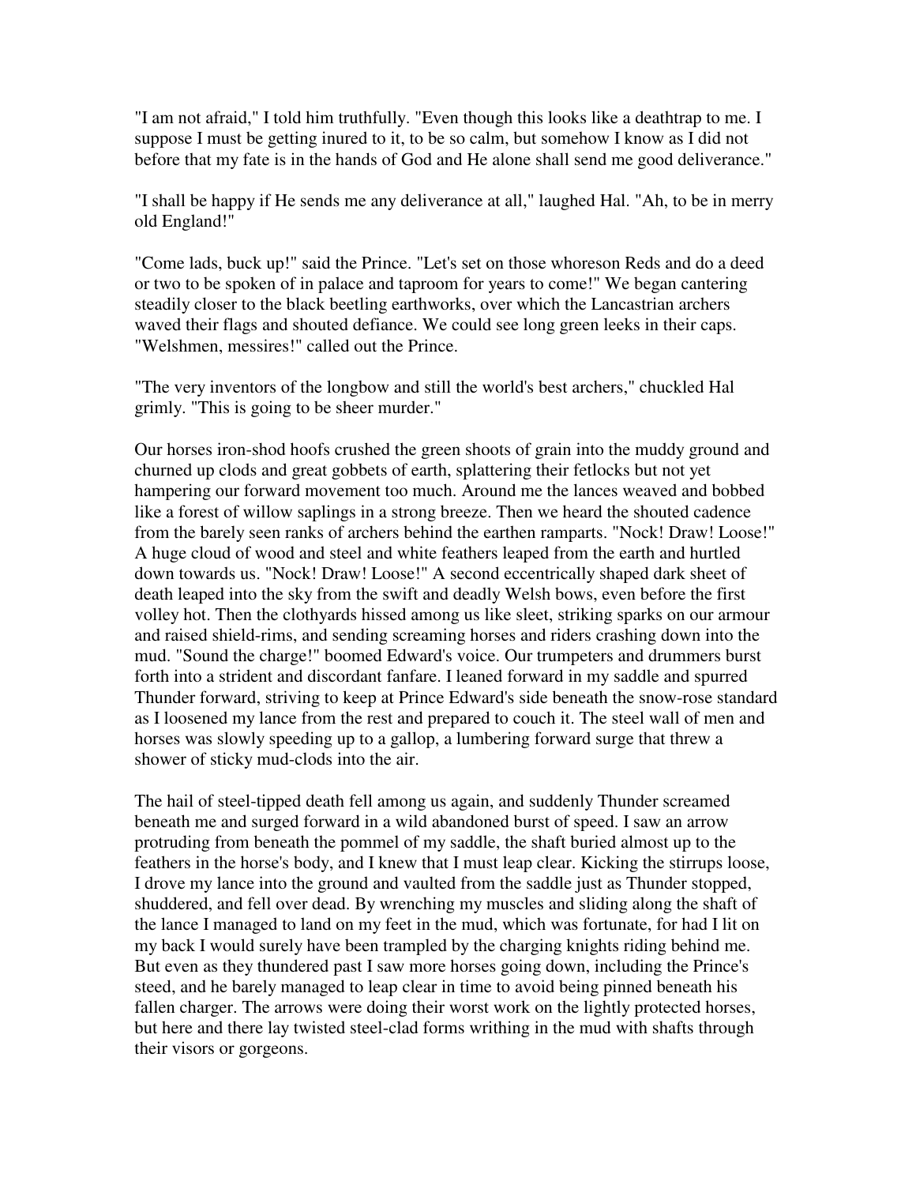"I am not afraid," I told him truthfully. "Even though this looks like a deathtrap to me. I suppose I must be getting inured to it, to be so calm, but somehow I know as I did not before that my fate is in the hands of God and He alone shall send me good deliverance."

"I shall be happy if He sends me any deliverance at all," laughed Hal. "Ah, to be in merry old England!"

"Come lads, buck up!" said the Prince. "Let's set on those whoreson Reds and do a deed or two to be spoken of in palace and taproom for years to come!" We began cantering steadily closer to the black beetling earthworks, over which the Lancastrian archers waved their flags and shouted defiance. We could see long green leeks in their caps. "Welshmen, messires!" called out the Prince.

"The very inventors of the longbow and still the world's best archers," chuckled Hal grimly. "This is going to be sheer murder."

Our horses iron-shod hoofs crushed the green shoots of grain into the muddy ground and churned up clods and great gobbets of earth, splattering their fetlocks but not yet hampering our forward movement too much. Around me the lances weaved and bobbed like a forest of willow saplings in a strong breeze. Then we heard the shouted cadence from the barely seen ranks of archers behind the earthen ramparts. "Nock! Draw! Loose!" A huge cloud of wood and steel and white feathers leaped from the earth and hurtled down towards us. "Nock! Draw! Loose!" A second eccentrically shaped dark sheet of death leaped into the sky from the swift and deadly Welsh bows, even before the first volley hot. Then the clothyards hissed among us like sleet, striking sparks on our armour and raised shield-rims, and sending screaming horses and riders crashing down into the mud. "Sound the charge!" boomed Edward's voice. Our trumpeters and drummers burst forth into a strident and discordant fanfare. I leaned forward in my saddle and spurred Thunder forward, striving to keep at Prince Edward's side beneath the snow-rose standard as I loosened my lance from the rest and prepared to couch it. The steel wall of men and horses was slowly speeding up to a gallop, a lumbering forward surge that threw a shower of sticky mud-clods into the air.

The hail of steel-tipped death fell among us again, and suddenly Thunder screamed beneath me and surged forward in a wild abandoned burst of speed. I saw an arrow protruding from beneath the pommel of my saddle, the shaft buried almost up to the feathers in the horse's body, and I knew that I must leap clear. Kicking the stirrups loose, I drove my lance into the ground and vaulted from the saddle just as Thunder stopped, shuddered, and fell over dead. By wrenching my muscles and sliding along the shaft of the lance I managed to land on my feet in the mud, which was fortunate, for had I lit on my back I would surely have been trampled by the charging knights riding behind me. But even as they thundered past I saw more horses going down, including the Prince's steed, and he barely managed to leap clear in time to avoid being pinned beneath his fallen charger. The arrows were doing their worst work on the lightly protected horses, but here and there lay twisted steel-clad forms writhing in the mud with shafts through their visors or gorgeons.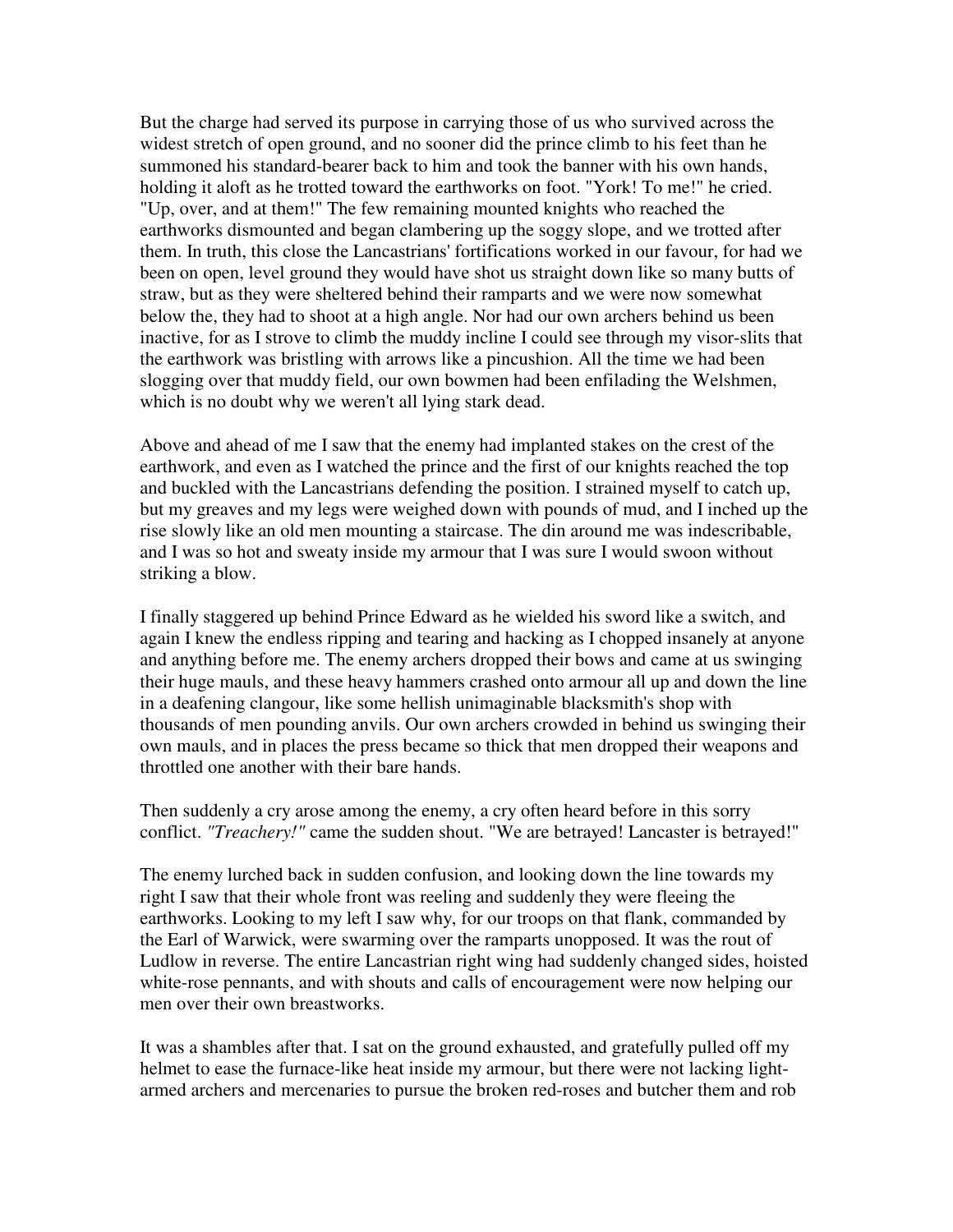But the charge had served its purpose in carrying those of us who survived across the widest stretch of open ground, and no sooner did the prince climb to his feet than he summoned his standard-bearer back to him and took the banner with his own hands, holding it aloft as he trotted toward the earthworks on foot. "York! To me!" he cried. "Up, over, and at them!" The few remaining mounted knights who reached the earthworks dismounted and began clambering up the soggy slope, and we trotted after them. In truth, this close the Lancastrians' fortifications worked in our favour, for had we been on open, level ground they would have shot us straight down like so many butts of straw, but as they were sheltered behind their ramparts and we were now somewhat below the, they had to shoot at a high angle. Nor had our own archers behind us been inactive, for as I strove to climb the muddy incline I could see through my visor-slits that the earthwork was bristling with arrows like a pincushion. All the time we had been slogging over that muddy field, our own bowmen had been enfilading the Welshmen, which is no doubt why we weren't all lying stark dead.

Above and ahead of me I saw that the enemy had implanted stakes on the crest of the earthwork, and even as I watched the prince and the first of our knights reached the top and buckled with the Lancastrians defending the position. I strained myself to catch up, but my greaves and my legs were weighed down with pounds of mud, and I inched up the rise slowly like an old men mounting a staircase. The din around me was indescribable, and I was so hot and sweaty inside my armour that I was sure I would swoon without striking a blow.

I finally staggered up behind Prince Edward as he wielded his sword like a switch, and again I knew the endless ripping and tearing and hacking as I chopped insanely at anyone and anything before me. The enemy archers dropped their bows and came at us swinging their huge mauls, and these heavy hammers crashed onto armour all up and down the line in a deafening clangour, like some hellish unimaginable blacksmith's shop with thousands of men pounding anvils. Our own archers crowded in behind us swinging their own mauls, and in places the press became so thick that men dropped their weapons and throttled one another with their bare hands.

Then suddenly a cry arose among the enemy, a cry often heard before in this sorry conflict. *"Treachery!"* came the sudden shout. "We are betrayed! Lancaster is betrayed!"

The enemy lurched back in sudden confusion, and looking down the line towards my right I saw that their whole front was reeling and suddenly they were fleeing the earthworks. Looking to my left I saw why, for our troops on that flank, commanded by the Earl of Warwick, were swarming over the ramparts unopposed. It was the rout of Ludlow in reverse. The entire Lancastrian right wing had suddenly changed sides, hoisted white-rose pennants, and with shouts and calls of encouragement were now helping our men over their own breastworks.

It was a shambles after that. I sat on the ground exhausted, and gratefully pulled off my helmet to ease the furnace-like heat inside my armour, but there were not lacking light-armed archers and mercenaries to pursue the broken red-roses and butcher them and rob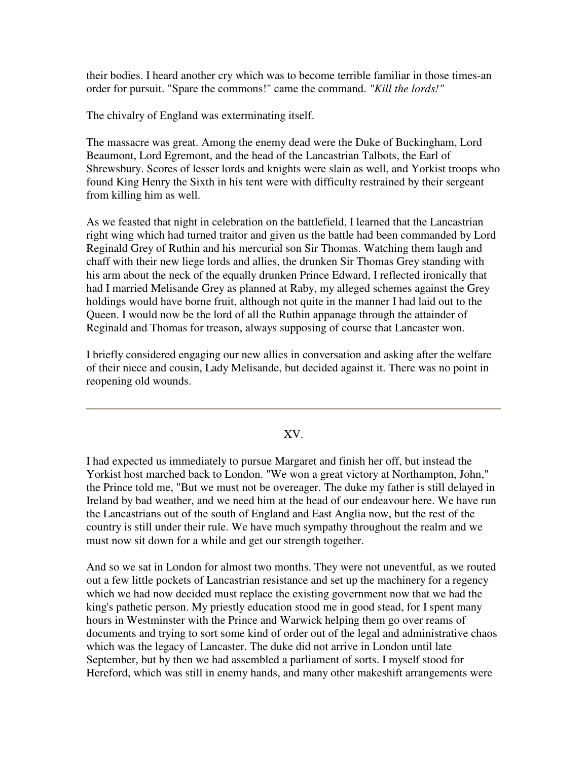their bodies. I heard another cry which was to become terrible familiar in those times-an order for pursuit. "Spare the commons!" came the command. *"Kill the lords!"*

The chivalry of England was exterminating itself.

The massacre was great. Among the enemy dead were the Duke of Buckingham, Lord Beaumont, Lord Egremont, and the head of the Lancastrian Talbots, the Earl of Shrewsbury. Scores of lesser lords and knights were slain as well, and Yorkist troops who found King Henry the Sixth in his tent were with difficulty restrained by their sergeant from killing him as well.

As we feasted that night in celebration on the battlefield, I learned that the Lancastrian right wing which had turned traitor and given us the battle had been commanded by Lord Reginald Grey of Ruthin and his mercurial son Sir Thomas. Watching them laugh and chaff with their new liege lords and allies, the drunken Sir Thomas Grey standing with his arm about the neck of the equally drunken Prince Edward, I reflected ironically that had I married Melisande Grey as planned at Raby, my alleged schemes against the Grey holdings would have borne fruit, although not quite in the manner I had laid out to the Queen. I would now be the lord of all the Ruthin appanage through the attainder of Reginald and Thomas for treason, always supposing of course that Lancaster won.

I briefly considered engaging our new allies in conversation and asking after the welfare of their niece and cousin, Lady Melisande, but decided against it. There was no point in reopening old wounds.

---

## XV.

I had expected us immediately to pursue Margaret and finish her off, but instead the Yorkist host marched back to London. "We won a great victory at Northampton, John," the Prince told me, "But we must not be overeager. The duke my father is still delayed in Ireland by bad weather, and we need him at the head of our endeavour here. We have run the Lancastrians out of the south of England and East Anglia now, but the rest of the country is still under their rule. We have much sympathy throughout the realm and we must now sit down for a while and get our strength together.

And so we sat in London for almost two months. They were not uneventful, as we routed out a few little pockets of Lancastrian resistance and set up the machinery for a regency which we had now decided must replace the existing government now that we had the king's pathetic person. My priestly education stood me in good stead, for I spent many hours in Westminster with the Prince and Warwick helping them go over reams of documents and trying to sort some kind of order out of the legal and administrative chaos which was the legacy of Lancaster. The duke did not arrive in London until late September, but by then we had assembled a parliament of sorts. I myself stood for Hereford, which was still in enemy hands, and many other makeshift arrangements were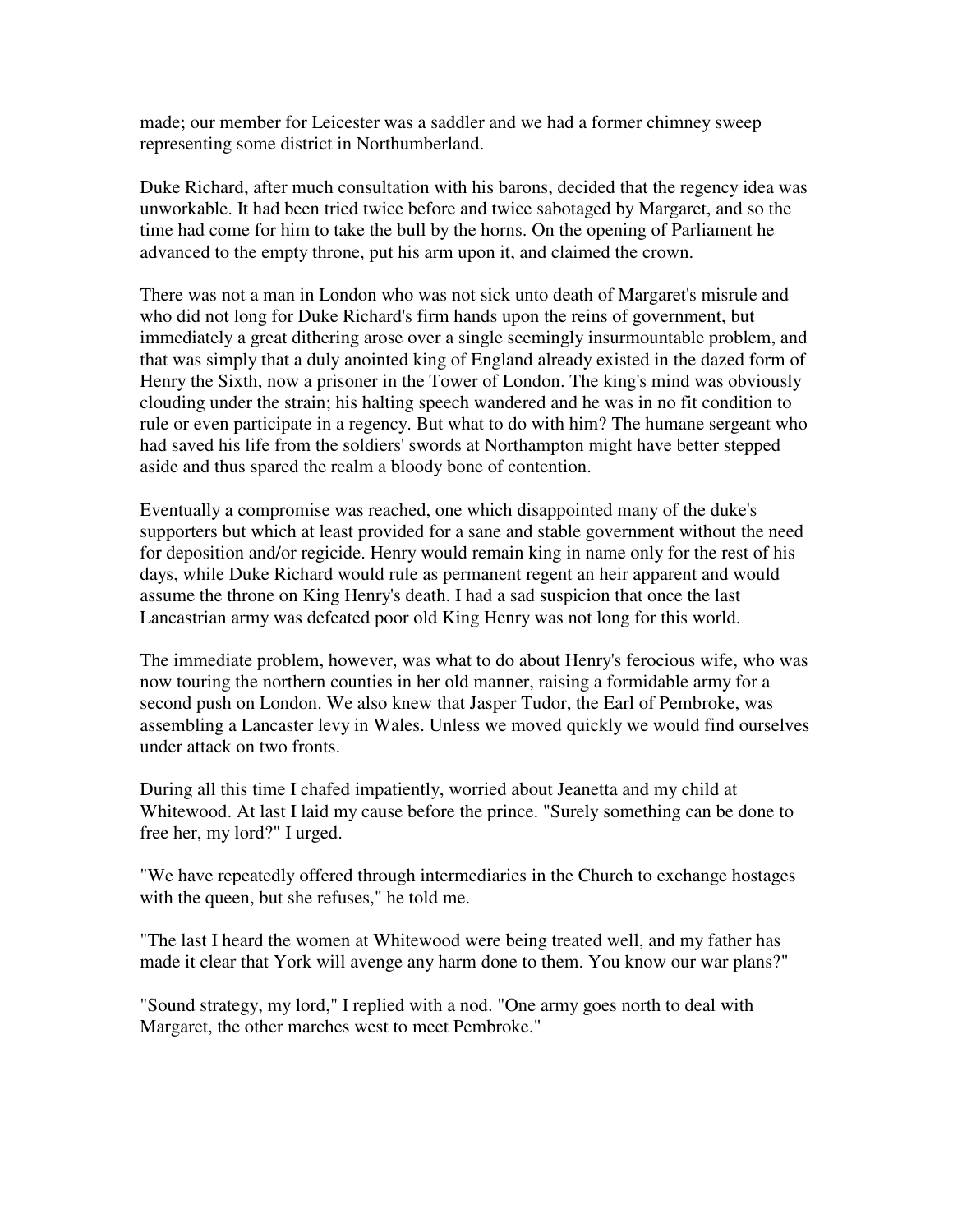made; our member for Leicester was a saddler and we had a former chimney sweep representing some district in Northumberland.

Duke Richard, after much consultation with his barons, decided that the regency idea was unworkable. It had been tried twice before and twice sabotaged by Margaret, and so the time had come for him to take the bull by the horns. On the opening of Parliament he advanced to the empty throne, put his arm upon it, and claimed the crown.

There was not a man in London who was not sick unto death of Margaret's misrule and who did not long for Duke Richard's firm hands upon the reins of government, but immediately a great dithering arose over a single seemingly insurmountable problem, and that was simply that a duly anointed king of England already existed in the dazed form of Henry the Sixth, now a prisoner in the Tower of London. The king's mind was obviously clouding under the strain; his halting speech wandered and he was in no fit condition to rule or even participate in a regency. But what to do with him? The humane sergeant who had saved his life from the soldiers' swords at Northampton might have better stepped aside and thus spared the realm a bloody bone of contention.

Eventually a compromise was reached, one which disappointed many of the duke's supporters but which at least provided for a sane and stable government without the need for deposition and/or regicide. Henry would remain king in name only for the rest of his days, while Duke Richard would rule as permanent regent an heir apparent and would assume the throne on King Henry's death. I had a sad suspicion that once the last Lancastrian army was defeated poor old King Henry was not long for this world.

The immediate problem, however, was what to do about Henry's ferocious wife, who was now touring the northern counties in her old manner, raising a formidable army for a second push on London. We also knew that Jasper Tudor, the Earl of Pembroke, was assembling a Lancaster levy in Wales. Unless we moved quickly we would find ourselves under attack on two fronts.

During all this time I chafed impatiently, worried about Jeanetta and my child at Whitewood. At last I laid my cause before the prince. "Surely something can be done to free her, my lord?" I urged.

"We have repeatedly offered through intermediaries in the Church to exchange hostages with the queen, but she refuses," he told me.

"The last I heard the women at Whitewood were being treated well, and my father has made it clear that York will avenge any harm done to them. You know our war plans?"

"Sound strategy, my lord," I replied with a nod. "One army goes north to deal with Margaret, the other marches west to meet Pembroke."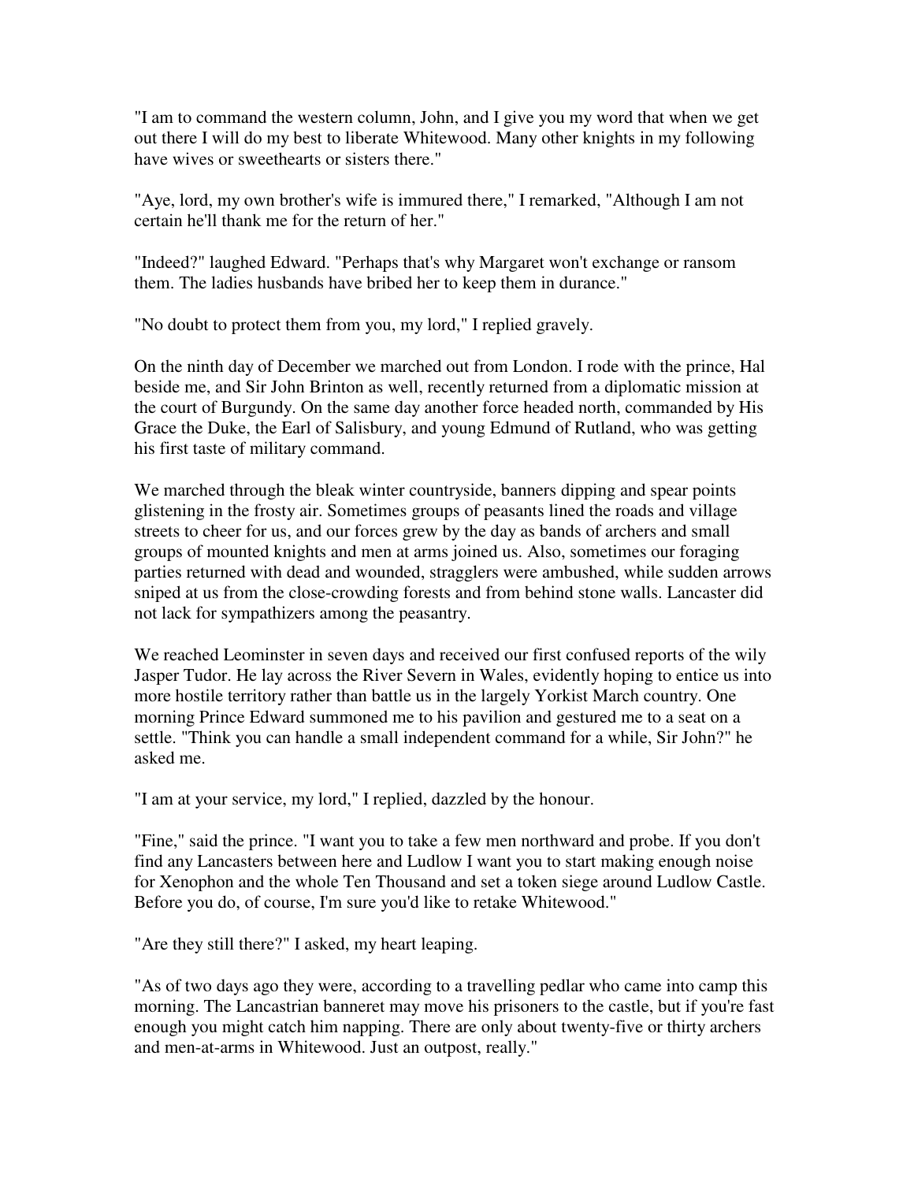"I am to command the western column, John, and I give you my word that when we get out there I will do my best to liberate Whitewood. Many other knights in my following have wives or sweethearts or sisters there."

"Aye, lord, my own brother's wife is immured there," I remarked, "Although I am not certain he'll thank me for the return of her."

"Indeed?" laughed Edward. "Perhaps that's why Margaret won't exchange or ransom them. The ladies husbands have bribed her to keep them in durance."

"No doubt to protect them from you, my lord," I replied gravely.

On the ninth day of December we marched out from London. I rode with the prince, Hal beside me, and Sir John Brinton as well, recently returned from a diplomatic mission at the court of Burgundy. On the same day another force headed north, commanded by His Grace the Duke, the Earl of Salisbury, and young Edmund of Rutland, who was getting his first taste of military command.

We marched through the bleak winter countryside, banners dipping and spear points glistening in the frosty air. Sometimes groups of peasants lined the roads and village streets to cheer for us, and our forces grew by the day as bands of archers and small groups of mounted knights and men at arms joined us. Also, sometimes our foraging parties returned with dead and wounded, stragglers were ambushed, while sudden arrows sniped at us from the close-crowding forests and from behind stone walls. Lancaster did not lack for sympathizers among the peasantry.

We reached Leominster in seven days and received our first confused reports of the wily Jasper Tudor. He lay across the River Severn in Wales, evidently hoping to entice us into more hostile territory rather than battle us in the largely Yorkist March country. One morning Prince Edward summoned me to his pavilion and gestured me to a seat on a settle. "Think you can handle a small independent command for a while, Sir John?" he asked me.

"I am at your service, my lord," I replied, dazzled by the honour.

"Fine," said the prince. "I want you to take a few men northward and probe. If you don't find any Lancasters between here and Ludlow I want you to start making enough noise for Xenophon and the whole Ten Thousand and set a token siege around Ludlow Castle. Before you do, of course, I'm sure you'd like to retake Whitewood."

"Are they still there?" I asked, my heart leaping.

"As of two days ago they were, according to a travelling pedlar who came into camp this morning. The Lancastrian banneret may move his prisoners to the castle, but if you're fast enough you might catch him napping. There are only about twenty-five or thirty archers and men-at-arms in Whitewood. Just an outpost, really."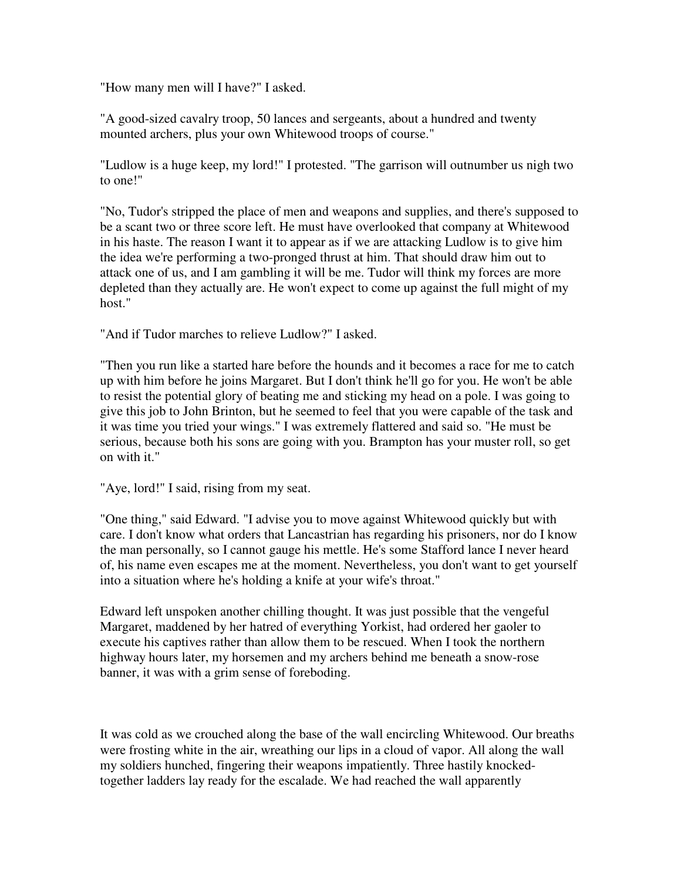"How many men will I have?" I asked.

"A good-sized cavalry troop, 50 lances and sergeants, about a hundred and twenty mounted archers, plus your own Whitewood troops of course."

"Ludlow is a huge keep, my lord!" I protested. "The garrison will outnumber us nigh two to one!"

"No, Tudor's stripped the place of men and weapons and supplies, and there's supposed to be a scant two or three score left. He must have overlooked that company at Whitewood in his haste. The reason I want it to appear as if we are attacking Ludlow is to give him the idea we're performing a two-pronged thrust at him. That should draw him out to attack one of us, and I am gambling it will be me. Tudor will think my forces are more depleted than they actually are. He won't expect to come up against the full might of my host."

"And if Tudor marches to relieve Ludlow?" I asked.

"Then you run like a started hare before the hounds and it becomes a race for me to catch up with him before he joins Margaret. But I don't think he'll go for you. He won't be able to resist the potential glory of beating me and sticking my head on a pole. I was going to give this job to John Brinton, but he seemed to feel that you were capable of the task and it was time you tried your wings." I was extremely flattered and said so. "He must be serious, because both his sons are going with you. Brampton has your muster roll, so get on with it."

"Aye, lord!" I said, rising from my seat.

"One thing," said Edward. "I advise you to move against Whitewood quickly but with care. I don't know what orders that Lancastrian has regarding his prisoners, nor do I know the man personally, so I cannot gauge his mettle. He's some Stafford lance I never heard of, his name even escapes me at the moment. Nevertheless, you don't want to get yourself into a situation where he's holding a knife at your wife's throat."

Edward left unspoken another chilling thought. It was just possible that the vengeful Margaret, maddened by her hatred of everything Yorkist, had ordered her gaoler to execute his captives rather than allow them to be rescued. When I took the northern highway hours later, my horsemen and my archers behind me beneath a snow-rose banner, it was with a grim sense of foreboding.

It was cold as we crouched along the base of the wall encircling Whitewood. Our breaths were frosting white in the air, wreathing our lips in a cloud of vapor. All along the wall my soldiers hunched, fingering their weapons impatiently. Three hastily knocked-together ladders lay ready for the escalade. We had reached the wall apparently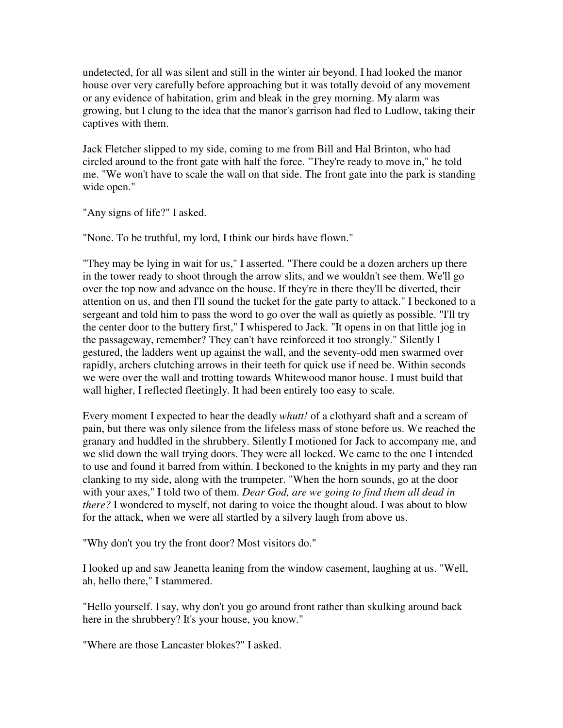undetected, for all was silent and still in the winter air beyond. I had looked the manor house over very carefully before approaching but it was totally devoid of any movement or any evidence of habitation, grim and bleak in the grey morning. My alarm was growing, but I clung to the idea that the manor's garrison had fled to Ludlow, taking their captives with them.

Jack Fletcher slipped to my side, coming to me from Bill and Hal Brinton, who had circled around to the front gate with half the force. "They're ready to move in," he told me. "We won't have to scale the wall on that side. The front gate into the park is standing wide open."

"Any signs of life?" I asked.

"None. To be truthful, my lord, I think our birds have flown."

"They may be lying in wait for us," I asserted. "There could be a dozen archers up there in the tower ready to shoot through the arrow slits, and we wouldn't see them. We'll go over the top now and advance on the house. If they're in there they'll be diverted, their attention on us, and then I'll sound the tucket for the gate party to attack." I beckoned to a sergeant and told him to pass the word to go over the wall as quietly as possible. "I'll try the center door to the buttery first," I whispered to Jack. "It opens in on that little jog in the passageway, remember? They can't have reinforced it too strongly." Silently I gestured, the ladders went up against the wall, and the seventy-odd men swarmed over rapidly, archers clutching arrows in their teeth for quick use if need be. Within seconds we were over the wall and trotting towards Whitewood manor house. I must build that wall higher, I reflected fleetingly. It had been entirely too easy to scale.

Every moment I expected to hear the deadly *whutt!* of a clothyard shaft and a scream of pain, but there was only silence from the lifeless mass of stone before us. We reached the granary and huddled in the shrubbery. Silently I motioned for Jack to accompany me, and we slid down the wall trying doors. They were all locked. We came to the one I intended to use and found it barred from within. I beckoned to the knights in my party and they ran clanking to my side, along with the trumpeter. "When the horn sounds, go at the door with your axes," I told two of them. *Dear God, are we going to find them all dead in there?* I wondered to myself, not daring to voice the thought aloud. I was about to blow for the attack, when we were all startled by a silvery laugh from above us.

"Why don't you try the front door? Most visitors do."

I looked up and saw Jeanetta leaning from the window casement, laughing at us. "Well, ah, hello there," I stammered.

"Hello yourself. I say, why don't you go around front rather than skulking around back here in the shrubbery? It's your house, you know."

"Where are those Lancaster blokes?" I asked.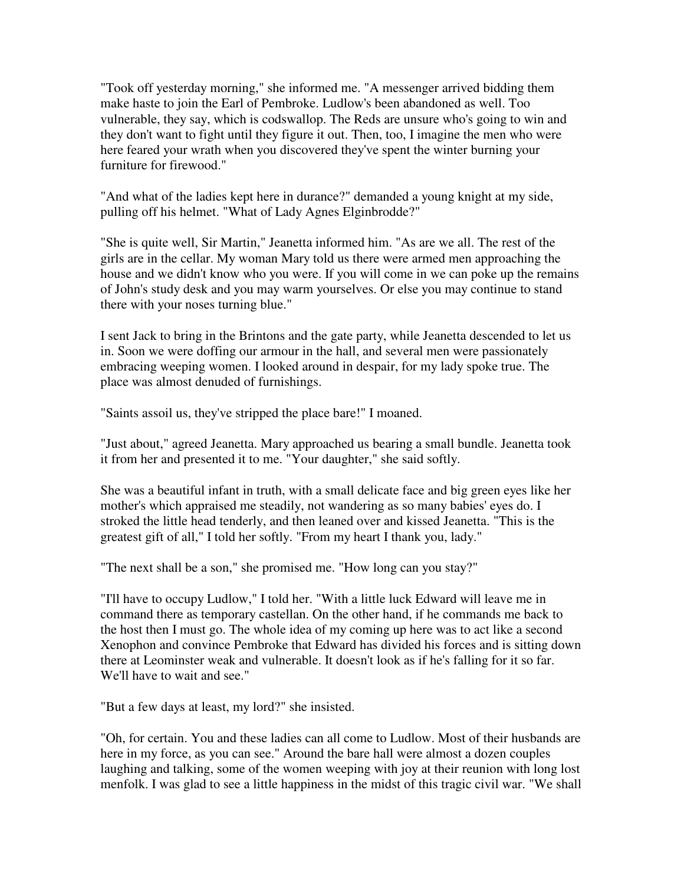"Took off yesterday morning," she informed me. "A messenger arrived bidding them make haste to join the Earl of Pembroke. Ludlow's been abandoned as well. Too vulnerable, they say, which is codswallop. The Reds are unsure who's going to win and they don't want to fight until they figure it out. Then, too, I imagine the men who were here feared your wrath when you discovered they've spent the winter burning your furniture for firewood."

"And what of the ladies kept here in durance?" demanded a young knight at my side, pulling off his helmet. "What of Lady Agnes Elginbrodde?"

"She is quite well, Sir Martin," Jeanetta informed him. "As are we all. The rest of the girls are in the cellar. My woman Mary told us there were armed men approaching the house and we didn't know who you were. If you will come in we can poke up the remains of John's study desk and you may warm yourselves. Or else you may continue to stand there with your noses turning blue."

I sent Jack to bring in the Brintons and the gate party, while Jeanetta descended to let us in. Soon we were doffing our armour in the hall, and several men were passionately embracing weeping women. I looked around in despair, for my lady spoke true. The place was almost denuded of furnishings.

"Saints assoil us, they've stripped the place bare!" I moaned.

"Just about," agreed Jeanetta. Mary approached us bearing a small bundle. Jeanetta took it from her and presented it to me. "Your daughter," she said softly.

She was a beautiful infant in truth, with a small delicate face and big green eyes like her mother's which appraised me steadily, not wandering as so many babies' eyes do. I stroked the little head tenderly, and then leaned over and kissed Jeanetta. "This is the greatest gift of all," I told her softly. "From my heart I thank you, lady."

"The next shall be a son," she promised me. "How long can you stay?"

"I'll have to occupy Ludlow," I told her. "With a little luck Edward will leave me in command there as temporary castellan. On the other hand, if he commands me back to the host then I must go. The whole idea of my coming up here was to act like a second Xenophon and convince Pembroke that Edward has divided his forces and is sitting down there at Leominster weak and vulnerable. It doesn't look as if he's falling for it so far. We'll have to wait and see."

"But a few days at least, my lord?" she insisted.

"Oh, for certain. You and these ladies can all come to Ludlow. Most of their husbands are here in my force, as you can see." Around the bare hall were almost a dozen couples laughing and talking, some of the women weeping with joy at their reunion with long lost menfolk. I was glad to see a little happiness in the midst of this tragic civil war. "We shall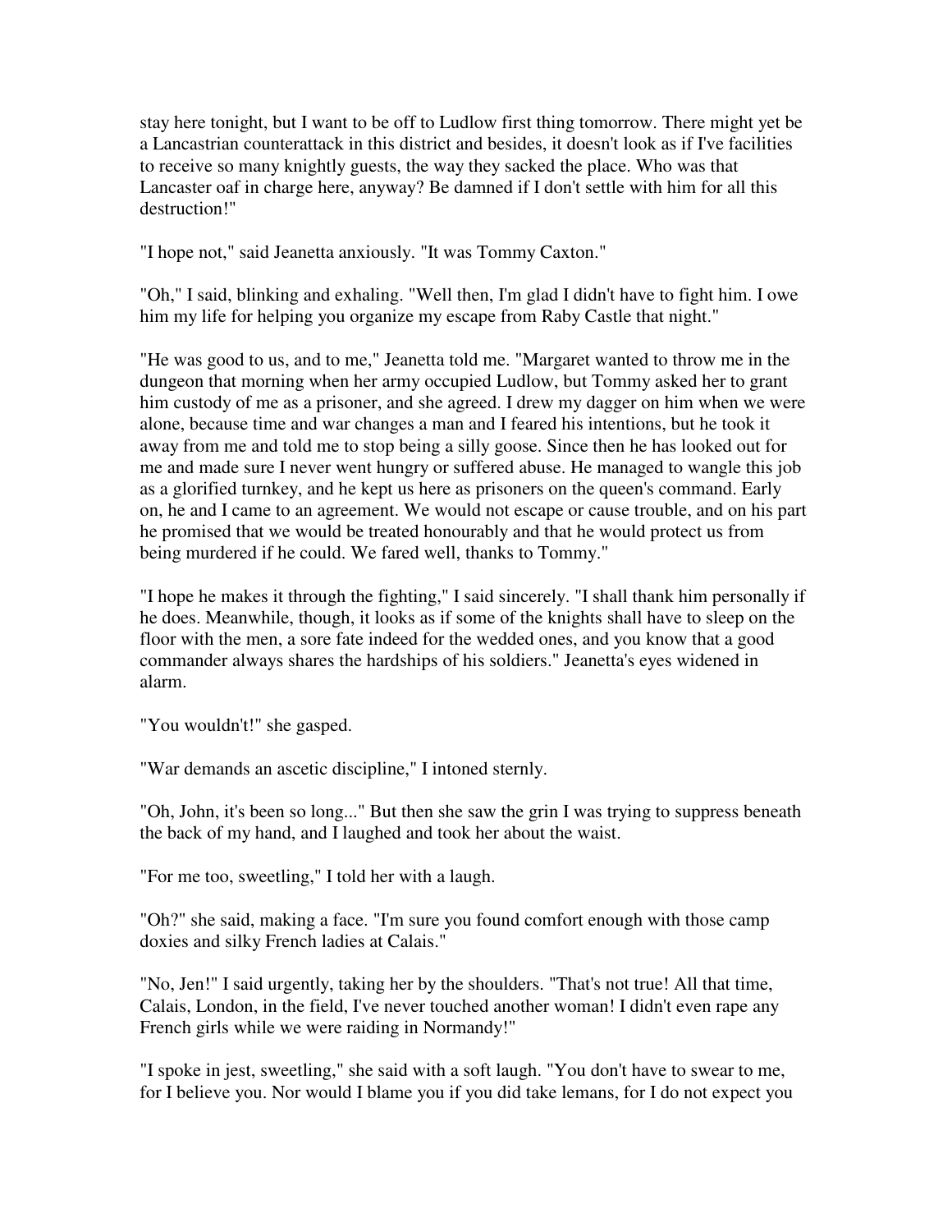stay here tonight, but I want to be off to Ludlow first thing tomorrow. There might yet be a Lancastrian counterattack in this district and besides, it doesn't look as if I've facilities to receive so many knightly guests, the way they sacked the place. Who was that Lancaster oaf in charge here, anyway? Be damned if I don't settle with him for all this destruction!"

"I hope not," said Jeanetta anxiously. "It was Tommy Caxton."

"Oh," I said, blinking and exhaling. "Well then, I'm glad I didn't have to fight him. I owe him my life for helping you organize my escape from Raby Castle that night."

"He was good to us, and to me," Jeanetta told me. "Margaret wanted to throw me in the dungeon that morning when her army occupied Ludlow, but Tommy asked her to grant him custody of me as a prisoner, and she agreed. I drew my dagger on him when we were alone, because time and war changes a man and I feared his intentions, but he took it away from me and told me to stop being a silly goose. Since then he has looked out for me and made sure I never went hungry or suffered abuse. He managed to wangle this job as a glorified turnkey, and he kept us here as prisoners on the queen's command. Early on, he and I came to an agreement. We would not escape or cause trouble, and on his part he promised that we would be treated honourably and that he would protect us from being murdered if he could. We fared well, thanks to Tommy."

"I hope he makes it through the fighting," I said sincerely. "I shall thank him personally if he does. Meanwhile, though, it looks as if some of the knights shall have to sleep on the floor with the men, a sore fate indeed for the wedded ones, and you know that a good commander always shares the hardships of his soldiers." Jeanetta's eyes widened in alarm.

"You wouldn't!" she gasped.

"War demands an ascetic discipline," I intoned sternly.

"Oh, John, it's been so long..." But then she saw the grin I was trying to suppress beneath the back of my hand, and I laughed and took her about the waist.

"For me too, sweetling," I told her with a laugh.

"Oh?" she said, making a face. "I'm sure you found comfort enough with those camp doxies and silky French ladies at Calais."

"No, Jen!" I said urgently, taking her by the shoulders. "That's not true! All that time, Calais, London, in the field, I've never touched another woman! I didn't even rape any French girls while we were raiding in Normandy!"

"I spoke in jest, sweetling," she said with a soft laugh. "You don't have to swear to me, for I believe you. Nor would I blame you if you did take lemans, for I do not expect you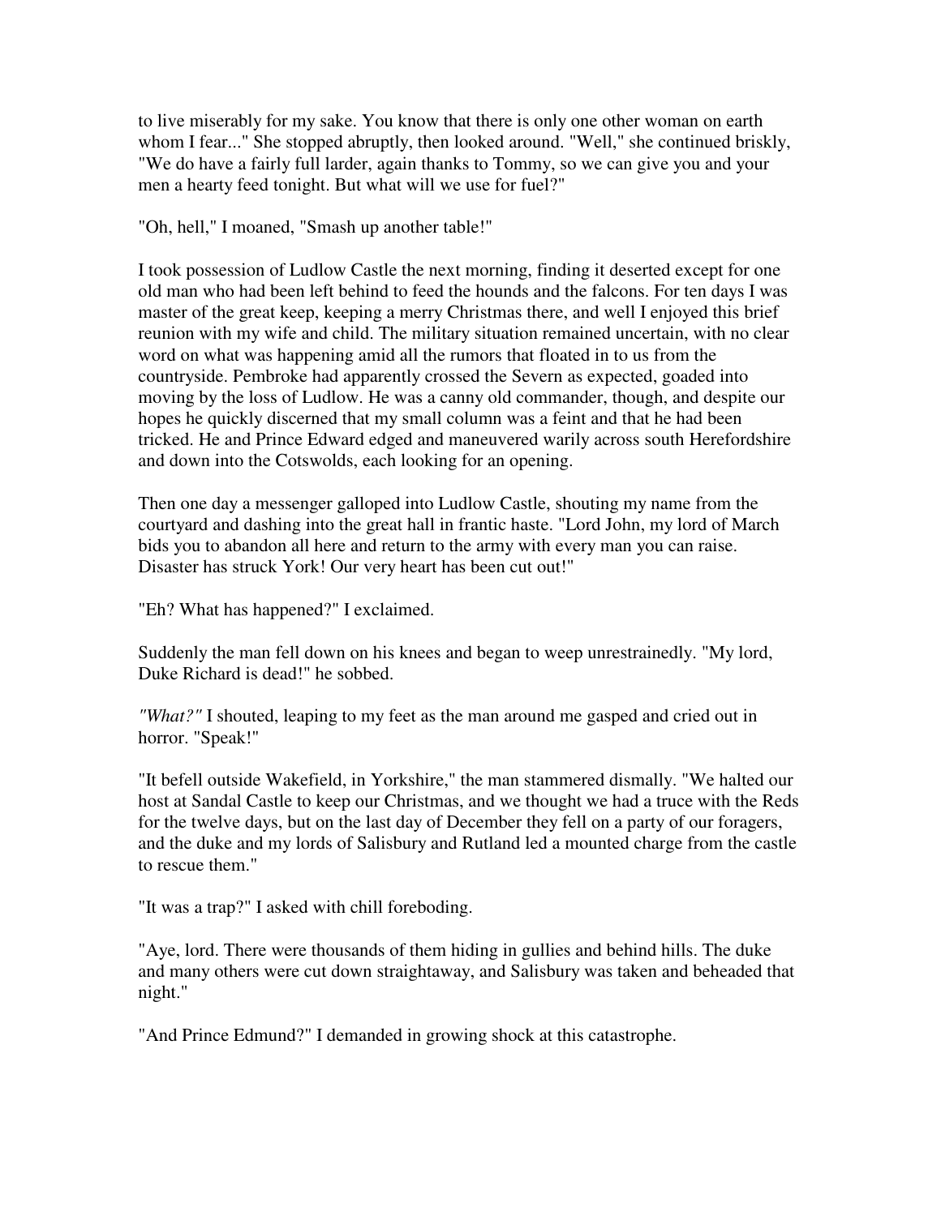to live miserably for my sake. You know that there is only one other woman on earth whom I fear..." She stopped abruptly, then looked around. "Well," she continued briskly, "We do have a fairly full larder, again thanks to Tommy, so we can give you and your men a hearty feed tonight. But what will we use for fuel?"

"Oh, hell," I moaned, "Smash up another table!"

I took possession of Ludlow Castle the next morning, finding it deserted except for one old man who had been left behind to feed the hounds and the falcons. For ten days I was master of the great keep, keeping a merry Christmas there, and well I enjoyed this brief reunion with my wife and child. The military situation remained uncertain, with no clear word on what was happening amid all the rumors that floated in to us from the countryside. Pembroke had apparently crossed the Severn as expected, goaded into moving by the loss of Ludlow. He was a canny old commander, though, and despite our hopes he quickly discerned that my small column was a feint and that he had been tricked. He and Prince Edward edged and maneuvered warily across south Herefordshire and down into the Cotswolds, each looking for an opening.

Then one day a messenger galloped into Ludlow Castle, shouting my name from the courtyard and dashing into the great hall in frantic haste. "Lord John, my lord of March bids you to abandon all here and return to the army with every man you can raise. Disaster has struck York! Our very heart has been cut out!"

"Eh? What has happened?" I exclaimed.

Suddenly the man fell down on his knees and began to weep unrestrainedly. "My lord, Duke Richard is dead!" he sobbed.

*"What?"* I shouted, leaping to my feet as the man around me gasped and cried out in horror. "Speak!"

"It befell outside Wakefield, in Yorkshire," the man stammered dismally. "We halted our host at Sandal Castle to keep our Christmas, and we thought we had a truce with the Reds for the twelve days, but on the last day of December they fell on a party of our foragers, and the duke and my lords of Salisbury and Rutland led a mounted charge from the castle to rescue them."

"It was a trap?" I asked with chill foreboding.

"Aye, lord. There were thousands of them hiding in gullies and behind hills. The duke and many others were cut down straightaway, and Salisbury was taken and beheaded that night."

"And Prince Edmund?" I demanded in growing shock at this catastrophe.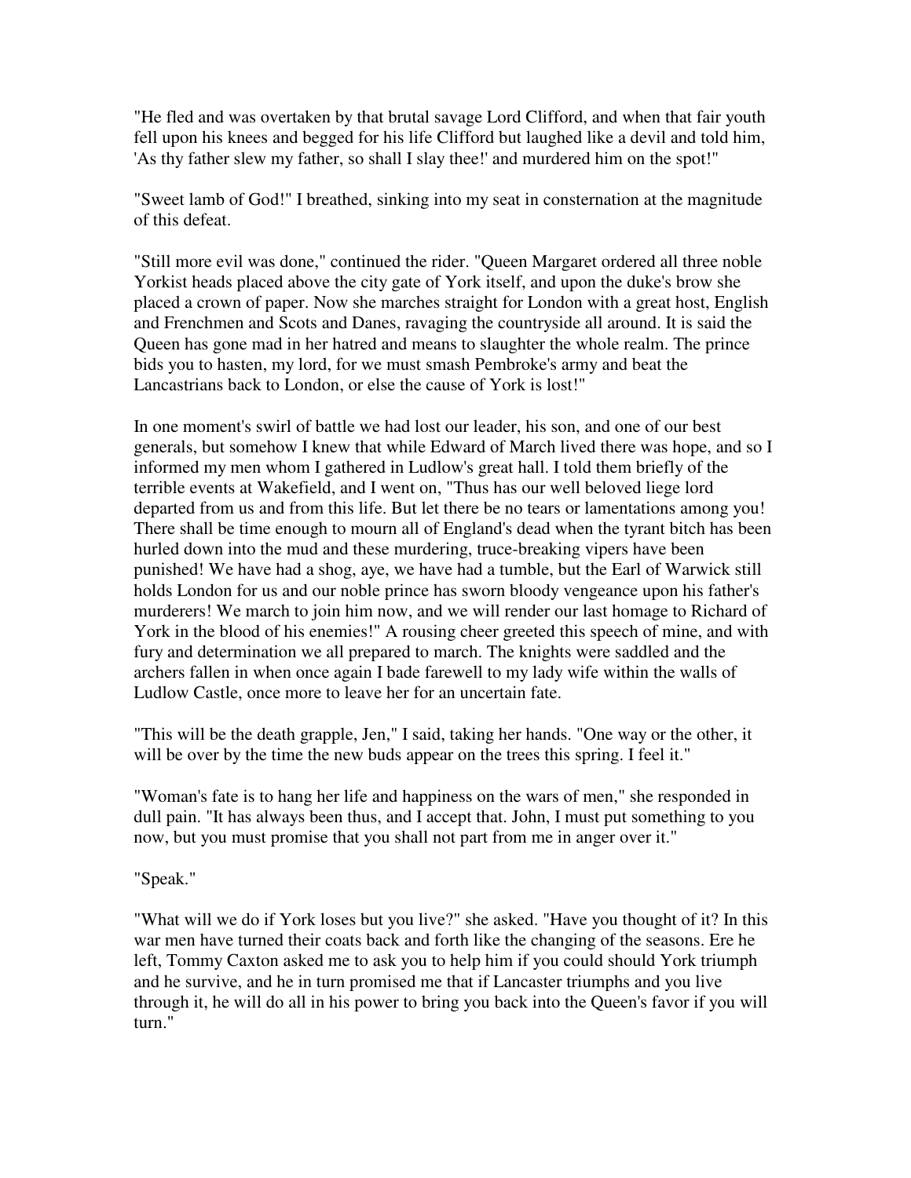"He fled and was overtaken by that brutal savage Lord Clifford, and when that fair youth fell upon his knees and begged for his life Clifford but laughed like a devil and told him, 'As thy father slew my father, so shall I slay thee!' and murdered him on the spot!"

"Sweet lamb of God!" I breathed, sinking into my seat in consternation at the magnitude of this defeat.

"Still more evil was done," continued the rider. "Queen Margaret ordered all three noble Yorkist heads placed above the city gate of York itself, and upon the duke's brow she placed a crown of paper. Now she marches straight for London with a great host, English and Frenchmen and Scots and Danes, ravaging the countryside all around. It is said the Queen has gone mad in her hatred and means to slaughter the whole realm. The prince bids you to hasten, my lord, for we must smash Pembroke's army and beat the Lancastrians back to London, or else the cause of York is lost!"

In one moment's swirl of battle we had lost our leader, his son, and one of our best generals, but somehow I knew that while Edward of March lived there was hope, and so I informed my men whom I gathered in Ludlow's great hall. I told them briefly of the terrible events at Wakefield, and I went on, "Thus has our well beloved liege lord departed from us and from this life. But let there be no tears or lamentations among you! There shall be time enough to mourn all of England's dead when the tyrant bitch has been hurled down into the mud and these murdering, truce-breaking vipers have been punished! We have had a shog, aye, we have had a tumble, but the Earl of Warwick still holds London for us and our noble prince has sworn bloody vengeance upon his father's murderers! We march to join him now, and we will render our last homage to Richard of York in the blood of his enemies!" A rousing cheer greeted this speech of mine, and with fury and determination we all prepared to march. The knights were saddled and the archers fallen in when once again I bade farewell to my lady wife within the walls of Ludlow Castle, once more to leave her for an uncertain fate.

"This will be the death grapple, Jen," I said, taking her hands. "One way or the other, it will be over by the time the new buds appear on the trees this spring. I feel it."

"Woman's fate is to hang her life and happiness on the wars of men," she responded in dull pain. "It has always been thus, and I accept that. John, I must put something to you now, but you must promise that you shall not part from me in anger over it."

"Speak."

"What will we do if York loses but you live?" she asked. "Have you thought of it? In this war men have turned their coats back and forth like the changing of the seasons. Ere he left, Tommy Caxton asked me to ask you to help him if you could should York triumph and he survive, and he in turn promised me that if Lancaster triumphs and you live through it, he will do all in his power to bring you back into the Queen's favor if you will turn."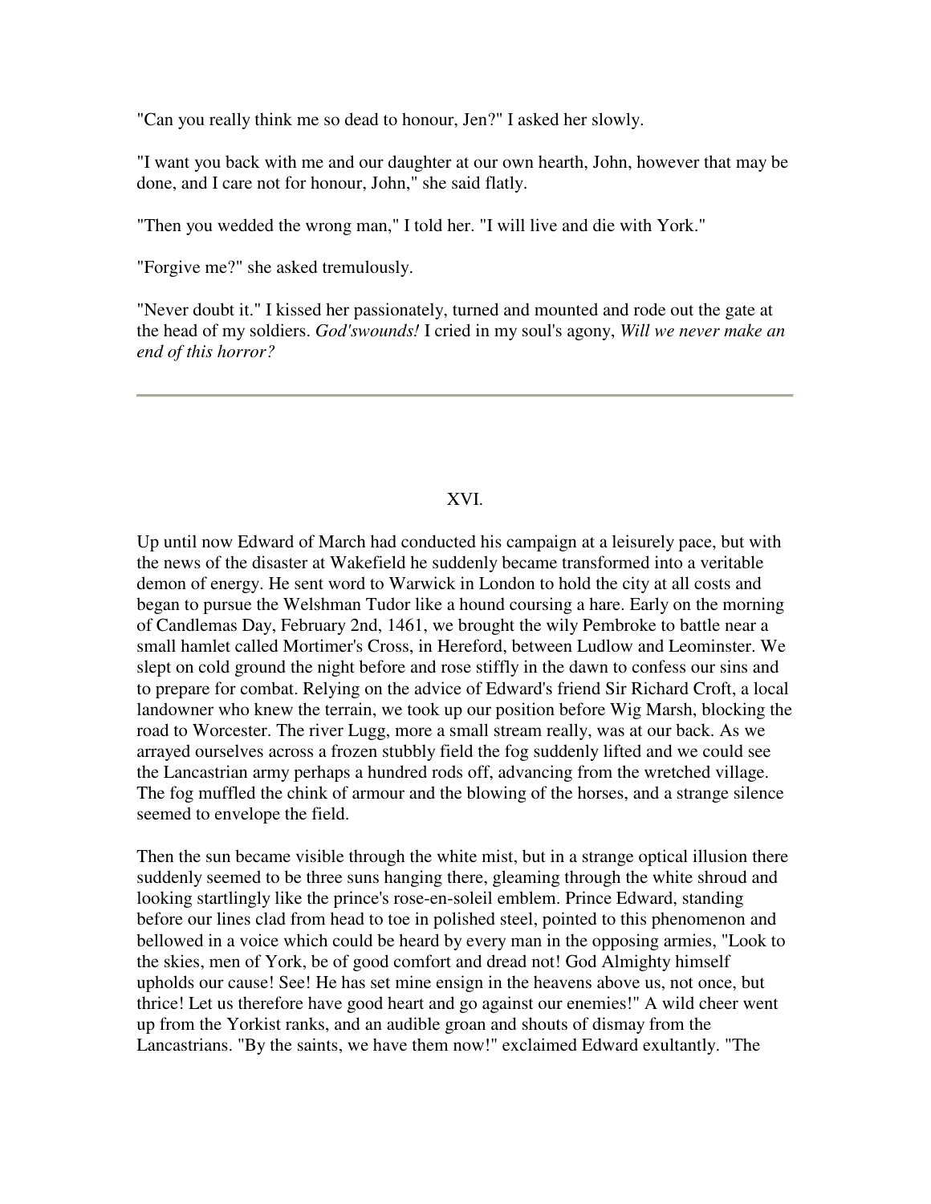"Can you really think me so dead to honour, Jen?" I asked her slowly.

"I want you back with me and our daughter at our own hearth, John, however that may be done, and I care not for honour, John," she said flatly.

"Then you wedded the wrong man," I told her. "I will live and die with York."

"Forgive me?" she asked tremulously.

"Never doubt it." I kissed her passionately, turned and mounted and rode out the gate at the head of my soldiers. *God'swounds!* I cried in my soul's agony, *Will we never make an end of this horror?*

---

## XVI.

Up until now Edward of March had conducted his campaign at a leisurely pace, but with the news of the disaster at Wakefield he suddenly became transformed into a veritable demon of energy. He sent word to Warwick in London to hold the city at all costs and began to pursue the Welshman Tudor like a hound coursing a hare. Early on the morning of Candlemas Day, February 2nd, 1461, we brought the wily Pembroke to battle near a small hamlet called Mortimer's Cross, in Hereford, between Ludlow and Leominster. We slept on cold ground the night before and rose stiffly in the dawn to confess our sins and to prepare for combat. Relying on the advice of Edward's friend Sir Richard Croft, a local landowner who knew the terrain, we took up our position before Wig Marsh, blocking the road to Worcester. The river Lugg, more a small stream really, was at our back. As we arrayed ourselves across a frozen stubbly field the fog suddenly lifted and we could see the Lancastrian army perhaps a hundred rods off, advancing from the wretched village. The fog muffled the chink of armour and the blowing of the horses, and a strange silence seemed to envelope the field.

Then the sun became visible through the white mist, but in a strange optical illusion there suddenly seemed to be three suns hanging there, gleaming through the white shroud and looking startlingly like the prince's rose-en-soleil emblem. Prince Edward, standing before our lines clad from head to toe in polished steel, pointed to this phenomenon and bellowed in a voice which could be heard by every man in the opposing armies, "Look to the skies, men of York, be of good comfort and dread not! God Almighty himself upholds our cause! See! He has set mine ensign in the heavens above us, not once, but thrice! Let us therefore have good heart and go against our enemies!" A wild cheer went up from the Yorkist ranks, and an audible groan and shouts of dismay from the Lancastrians. "By the saints, we have them now!" exclaimed Edward exultantly. "The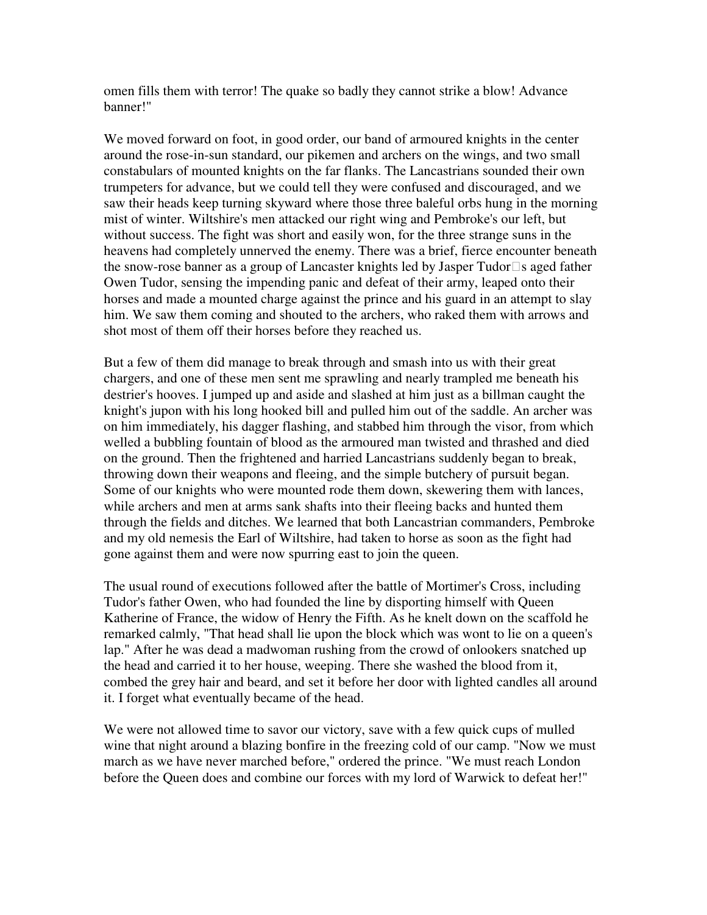omen fills them with terror! The quake so badly they cannot strike a blow! Advance banner!"

We moved forward on foot, in good order, our band of armoured knights in the center around the rose-in-sun standard, our pikemen and archers on the wings, and two small constabulars of mounted knights on the far flanks. The Lancastrians sounded their own trumpeters for advance, but we could tell they were confused and discouraged, and we saw their heads keep turning skyward where those three baleful orbs hung in the morning mist of winter. Wiltshire's men attacked our right wing and Pembroke's our left, but without success. The fight was short and easily won, for the three strange suns in the heavens had completely unnerved the enemy. There was a brief, fierce encounter beneath the snow-rose banner as a group of Lancaster knights led by Jasper Tudor□s aged father Owen Tudor, sensing the impending panic and defeat of their army, leaped onto their horses and made a mounted charge against the prince and his guard in an attempt to slay him. We saw them coming and shouted to the archers, who raked them with arrows and shot most of them off their horses before they reached us.

But a few of them did manage to break through and smash into us with their great chargers, and one of these men sent me sprawling and nearly trampled me beneath his destrier's hooves. I jumped up and aside and slashed at him just as a billman caught the knight's jupon with his long hooked bill and pulled him out of the saddle. An archer was on him immediately, his dagger flashing, and stabbed him through the visor, from which welled a bubbling fountain of blood as the armoured man twisted and thrashed and died on the ground. Then the frightened and harried Lancastrians suddenly began to break, throwing down their weapons and fleeing, and the simple butchery of pursuit began. Some of our knights who were mounted rode them down, skewering them with lances, while archers and men at arms sank shafts into their fleeing backs and hunted them through the fields and ditches. We learned that both Lancastrian commanders, Pembroke and my old nemesis the Earl of Wiltshire, had taken to horse as soon as the fight had gone against them and were now spurring east to join the queen.

The usual round of executions followed after the battle of Mortimer's Cross, including Tudor's father Owen, who had founded the line by disporting himself with Queen Katherine of France, the widow of Henry the Fifth. As he knelt down on the scaffold he remarked calmly, "That head shall lie upon the block which was wont to lie on a queen's lap." After he was dead a madwoman rushing from the crowd of onlookers snatched up the head and carried it to her house, weeping. There she washed the blood from it, combed the grey hair and beard, and set it before her door with lighted candles all around it. I forget what eventually became of the head.

We were not allowed time to savor our victory, save with a few quick cups of mulled wine that night around a blazing bonfire in the freezing cold of our camp. "Now we must march as we have never marched before," ordered the prince. "We must reach London before the Queen does and combine our forces with my lord of Warwick to defeat her!"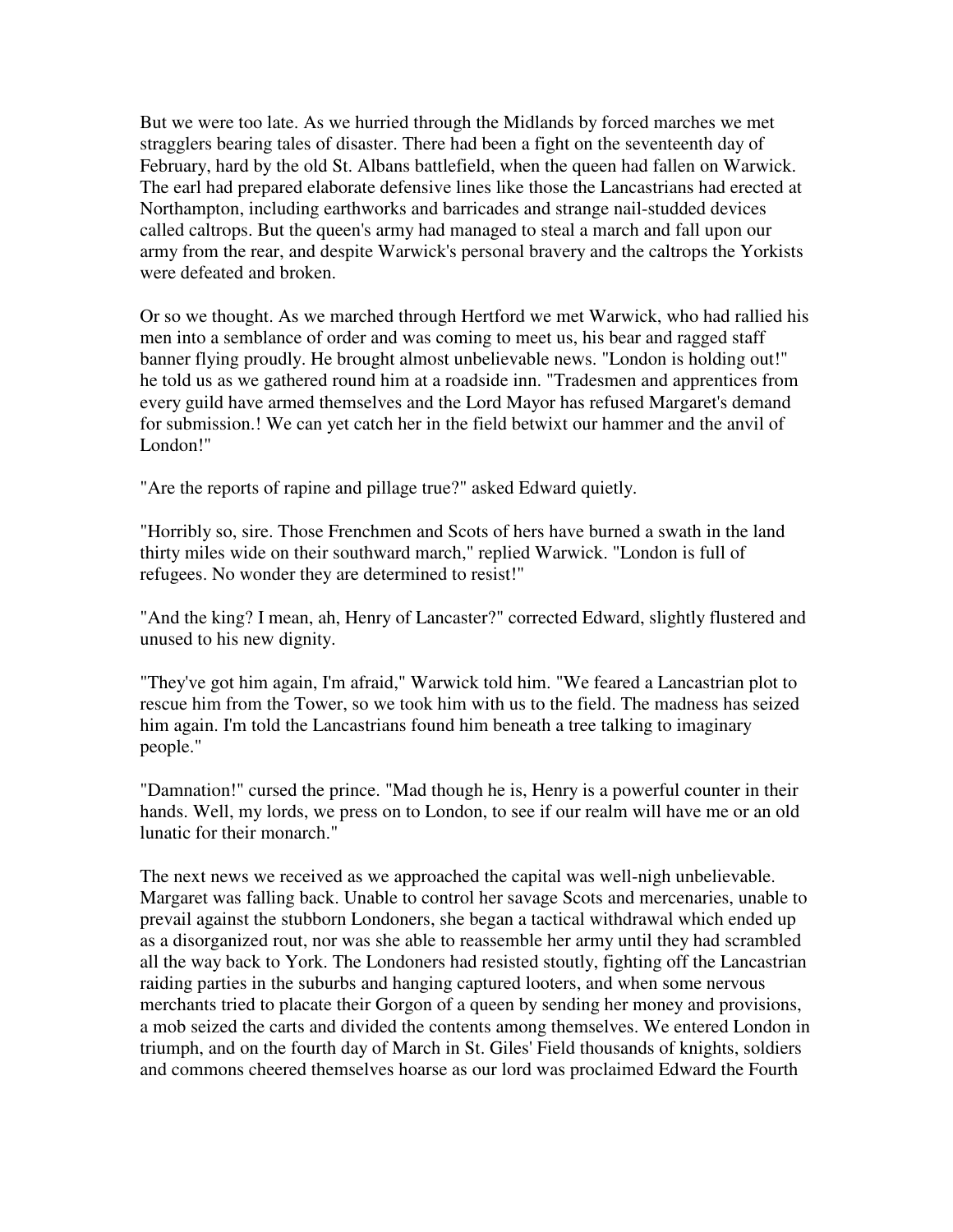But we were too late. As we hurried through the Midlands by forced marches we met stragglers bearing tales of disaster. There had been a fight on the seventeenth day of February, hard by the old St. Albans battlefield, when the queen had fallen on Warwick. The earl had prepared elaborate defensive lines like those the Lancastrians had erected at Northampton, including earthworks and barricades and strange nail-studded devices called caltrops. But the queen's army had managed to steal a march and fall upon our army from the rear, and despite Warwick's personal bravery and the caltrops the Yorkists were defeated and broken.

Or so we thought. As we marched through Hertford we met Warwick, who had rallied his men into a semblance of order and was coming to meet us, his bear and ragged staff banner flying proudly. He brought almost unbelievable news. "London is holding out!" he told us as we gathered round him at a roadside inn. "Tradesmen and apprentices from every guild have armed themselves and the Lord Mayor has refused Margaret's demand for submission.! We can yet catch her in the field betwixt our hammer and the anvil of London!"

"Are the reports of rapine and pillage true?" asked Edward quietly.

"Horribly so, sire. Those Frenchmen and Scots of hers have burned a swath in the land thirty miles wide on their southward march," replied Warwick. "London is full of refugees. No wonder they are determined to resist!"

"And the king? I mean, ah, Henry of Lancaster?" corrected Edward, slightly flustered and unused to his new dignity.

"They've got him again, I'm afraid," Warwick told him. "We feared a Lancastrian plot to rescue him from the Tower, so we took him with us to the field. The madness has seized him again. I'm told the Lancastrians found him beneath a tree talking to imaginary people."

"Damnation!" cursed the prince. "Mad though he is, Henry is a powerful counter in their hands. Well, my lords, we press on to London, to see if our realm will have me or an old lunatic for their monarch."

The next news we received as we approached the capital was well-nigh unbelievable. Margaret was falling back. Unable to control her savage Scots and mercenaries, unable to prevail against the stubborn Londoners, she began a tactical withdrawal which ended up as a disorganized rout, nor was she able to reassemble her army until they had scrambled all the way back to York. The Londoners had resisted stoutly, fighting off the Lancastrian raiding parties in the suburbs and hanging captured looters, and when some nervous merchants tried to placate their Gorgon of a queen by sending her money and provisions, a mob seized the carts and divided the contents among themselves. We entered London in triumph, and on the fourth day of March in St. Giles' Field thousands of knights, soldiers and commons cheered themselves hoarse as our lord was proclaimed Edward the Fourth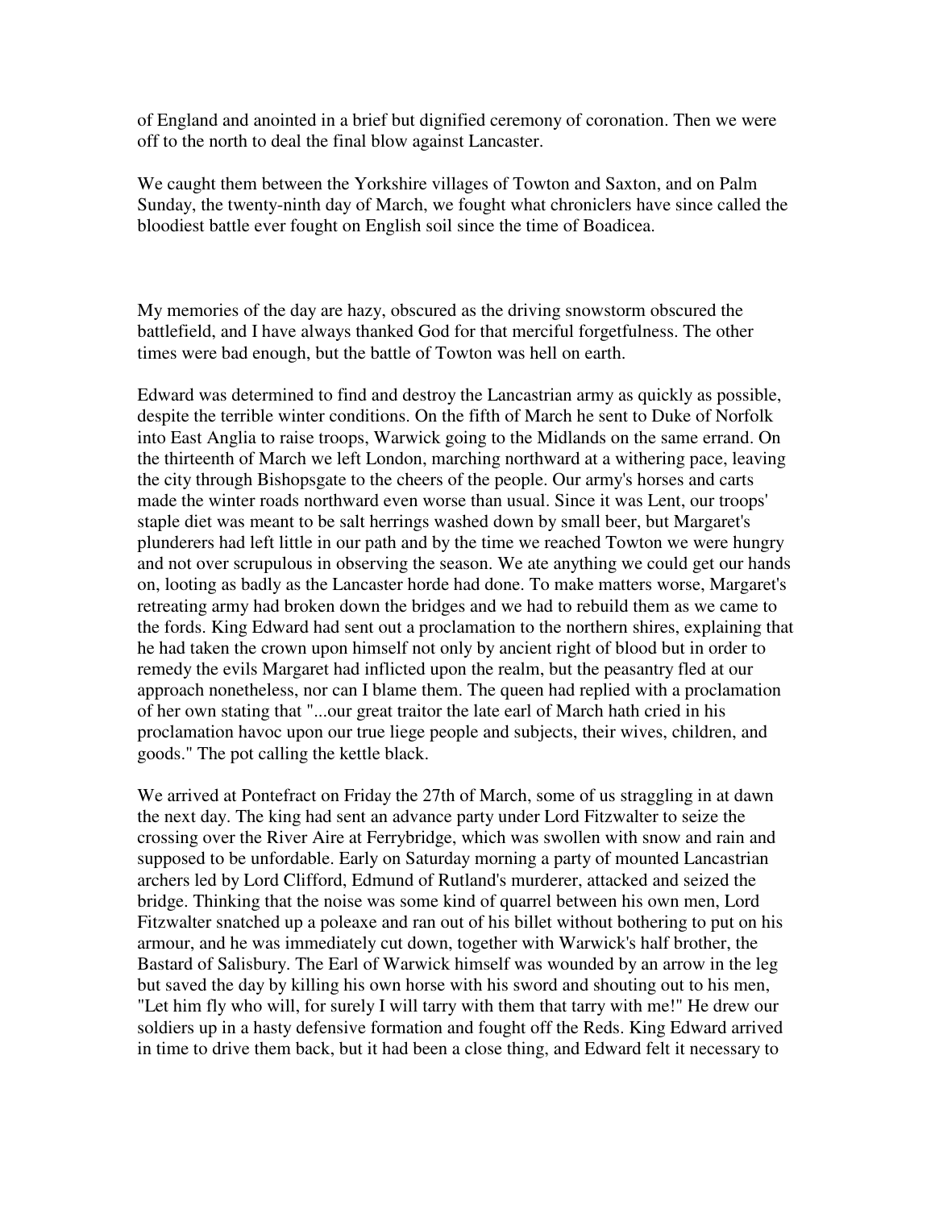of England and anointed in a brief but dignified ceremony of coronation. Then we were off to the north to deal the final blow against Lancaster.

We caught them between the Yorkshire villages of Towton and Saxton, and on Palm Sunday, the twenty-ninth day of March, we fought what chroniclers have since called the bloodiest battle ever fought on English soil since the time of Boadicea.

My memories of the day are hazy, obscured as the driving snowstorm obscured the battlefield, and I have always thanked God for that merciful forgetfulness. The other times were bad enough, but the battle of Towton was hell on earth.

Edward was determined to find and destroy the Lancastrian army as quickly as possible, despite the terrible winter conditions. On the fifth of March he sent to Duke of Norfolk into East Anglia to raise troops, Warwick going to the Midlands on the same errand. On the thirteenth of March we left London, marching northward at a withering pace, leaving the city through Bishopsgate to the cheers of the people. Our army's horses and carts made the winter roads northward even worse than usual. Since it was Lent, our troops' staple diet was meant to be salt herrings washed down by small beer, but Margaret's plunderers had left little in our path and by the time we reached Towton we were hungry and not over scrupulous in observing the season. We ate anything we could get our hands on, looting as badly as the Lancaster horde had done. To make matters worse, Margaret's retreating army had broken down the bridges and we had to rebuild them as we came to the fords. King Edward had sent out a proclamation to the northern shires, explaining that he had taken the crown upon himself not only by ancient right of blood but in order to remedy the evils Margaret had inflicted upon the realm, but the peasantry fled at our approach nonetheless, nor can I blame them. The queen had replied with a proclamation of her own stating that "...our great traitor the late earl of March hath cried in his proclamation havoc upon our true liege people and subjects, their wives, children, and goods." The pot calling the kettle black.

We arrived at Pontefract on Friday the 27th of March, some of us straggling in at dawn the next day. The king had sent an advance party under Lord Fitzwalter to seize the crossing over the River Aire at Ferrybridge, which was swollen with snow and rain and supposed to be unfordable. Early on Saturday morning a party of mounted Lancastrian archers led by Lord Clifford, Edmund of Rutland's murderer, attacked and seized the bridge. Thinking that the noise was some kind of quarrel between his own men, Lord Fitzwalter snatched up a poleaxe and ran out of his billet without bothering to put on his armour, and he was immediately cut down, together with Warwick's half brother, the Bastard of Salisbury. The Earl of Warwick himself was wounded by an arrow in the leg but saved the day by killing his own horse with his sword and shouting out to his men, "Let him fly who will, for surely I will tarry with them that tarry with me!" He drew our soldiers up in a hasty defensive formation and fought off the Reds. King Edward arrived in time to drive them back, but it had been a close thing, and Edward felt it necessary to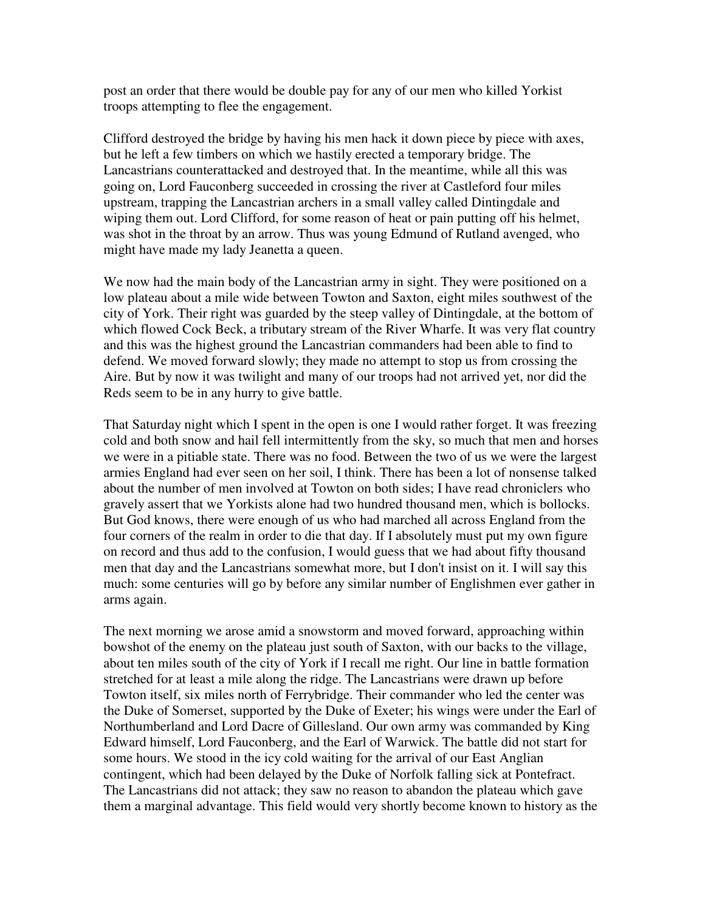post an order that there would be double pay for any of our men who killed Yorkist troops attempting to flee the engagement.

Clifford destroyed the bridge by having his men hack it down piece by piece with axes, but he left a few timbers on which we hastily erected a temporary bridge. The Lancastrians counterattacked and destroyed that. In the meantime, while all this was going on, Lord Fauconberg succeeded in crossing the river at Castleford four miles upstream, trapping the Lancastrian archers in a small valley called Dintingdale and wiping them out. Lord Clifford, for some reason of heat or pain putting off his helmet, was shot in the throat by an arrow. Thus was young Edmund of Rutland avenged, who might have made my lady Jeanetta a queen.

We now had the main body of the Lancastrian army in sight. They were positioned on a low plateau about a mile wide between Towton and Saxton, eight miles southwest of the city of York. Their right was guarded by the steep valley of Dintingdale, at the bottom of which flowed Cock Beck, a tributary stream of the River Wharfe. It was very flat country and this was the highest ground the Lancastrian commanders had been able to find to defend. We moved forward slowly; they made no attempt to stop us from crossing the Aire. But by now it was twilight and many of our troops had not arrived yet, nor did the Reds seem to be in any hurry to give battle.

That Saturday night which I spent in the open is one I would rather forget. It was freezing cold and both snow and hail fell intermittently from the sky, so much that men and horses we were in a pitiable state. There was no food. Between the two of us we were the largest armies England had ever seen on her soil, I think. There has been a lot of nonsense talked about the number of men involved at Towton on both sides; I have read chroniclers who gravely assert that we Yorkists alone had two hundred thousand men, which is bollocks. But God knows, there were enough of us who had marched all across England from the four corners of the realm in order to die that day. If I absolutely must put my own figure on record and thus add to the confusion, I would guess that we had about fifty thousand men that day and the Lancastrians somewhat more, but I don't insist on it. I will say this much: some centuries will go by before any similar number of Englishmen ever gather in arms again.

The next morning we arose amid a snowstorm and moved forward, approaching within bowshot of the enemy on the plateau just south of Saxton, with our backs to the village, about ten miles south of the city of York if I recall me right. Our line in battle formation stretched for at least a mile along the ridge. The Lancastrians were drawn up before Towton itself, six miles north of Ferrybridge. Their commander who led the center was the Duke of Somerset, supported by the Duke of Exeter; his wings were under the Earl of Northumberland and Lord Dacre of Gillesland. Our own army was commanded by King Edward himself, Lord Fauconberg, and the Earl of Warwick. The battle did not start for some hours. We stood in the icy cold waiting for the arrival of our East Anglian contingent, which had been delayed by the Duke of Norfolk falling sick at Pontefract. The Lancastrians did not attack; they saw no reason to abandon the plateau which gave them a marginal advantage. This field would very shortly become known to history as the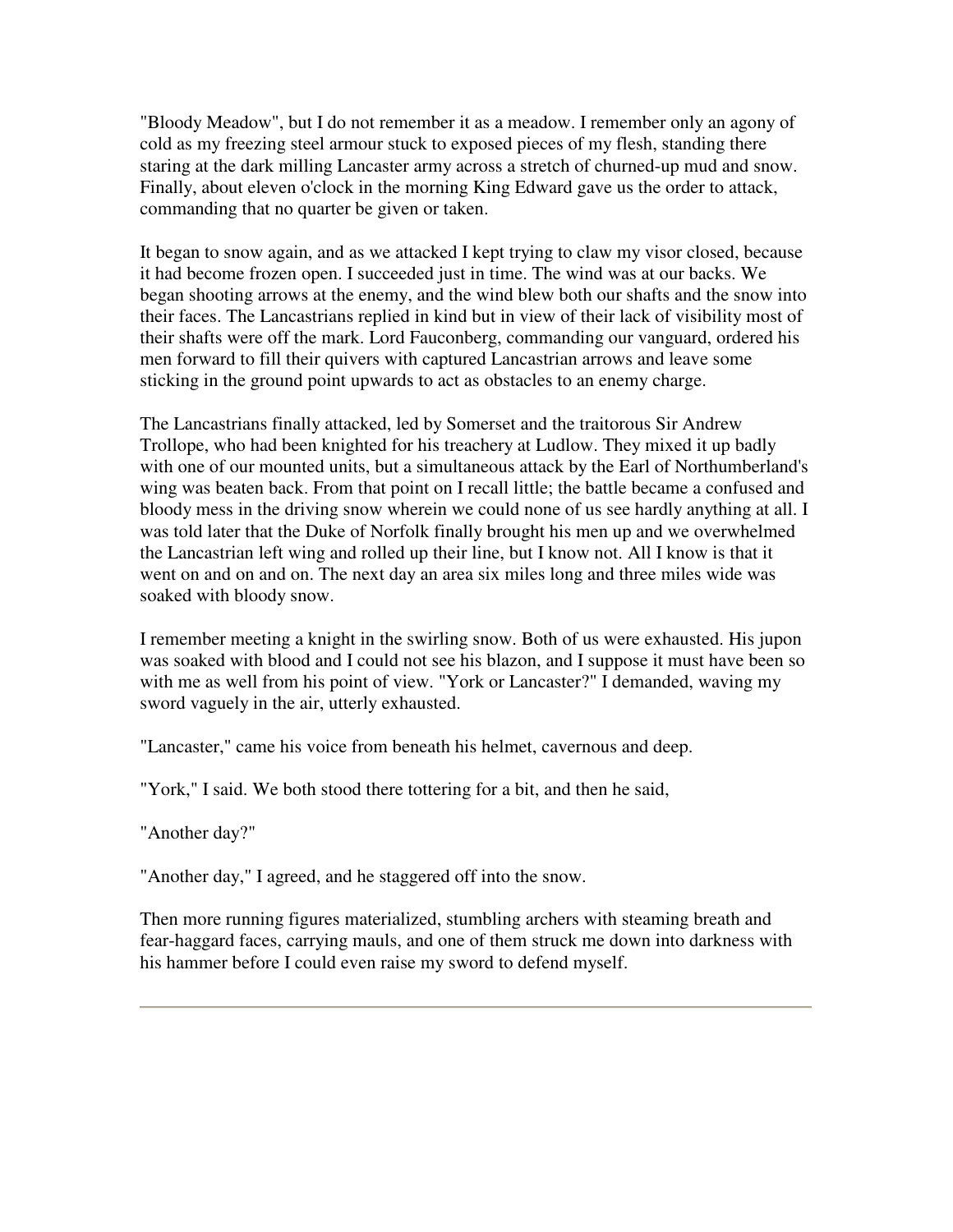"Bloody Meadow", but I do not remember it as a meadow. I remember only an agony of cold as my freezing steel armour stuck to exposed pieces of my flesh, standing there staring at the dark milling Lancaster army across a stretch of churned-up mud and snow. Finally, about eleven o'clock in the morning King Edward gave us the order to attack, commanding that no quarter be given or taken.

It began to snow again, and as we attacked I kept trying to claw my visor closed, because it had become frozen open. I succeeded just in time. The wind was at our backs. We began shooting arrows at the enemy, and the wind blew both our shafts and the snow into their faces. The Lancastrians replied in kind but in view of their lack of visibility most of their shafts were off the mark. Lord Fauconberg, commanding our vanguard, ordered his men forward to fill their quivers with captured Lancastrian arrows and leave some sticking in the ground point upwards to act as obstacles to an enemy charge.

The Lancastrians finally attacked, led by Somerset and the traitorous Sir Andrew Trollope, who had been knighted for his treachery at Ludlow. They mixed it up badly with one of our mounted units, but a simultaneous attack by the Earl of Northumberland's wing was beaten back. From that point on I recall little; the battle became a confused and bloody mess in the driving snow wherein we could none of us see hardly anything at all. I was told later that the Duke of Norfolk finally brought his men up and we overwhelmed the Lancastrian left wing and rolled up their line, but I know not. All I know is that it went on and on and on. The next day an area six miles long and three miles wide was soaked with bloody snow.

I remember meeting a knight in the swirling snow. Both of us were exhausted. His jupon was soaked with blood and I could not see his blazon, and I suppose it must have been so with me as well from his point of view. "York or Lancaster?" I demanded, waving my sword vaguely in the air, utterly exhausted.

"Lancaster," came his voice from beneath his helmet, cavernous and deep.

"York," I said. We both stood there tottering for a bit, and then he said,

"Another day?"

"Another day," I agreed, and he staggered off into the snow.

Then more running figures materialized, stumbling archers with steaming breath and fear-haggard faces, carrying mauls, and one of them struck me down into darkness with his hammer before I could even raise my sword to defend myself.

---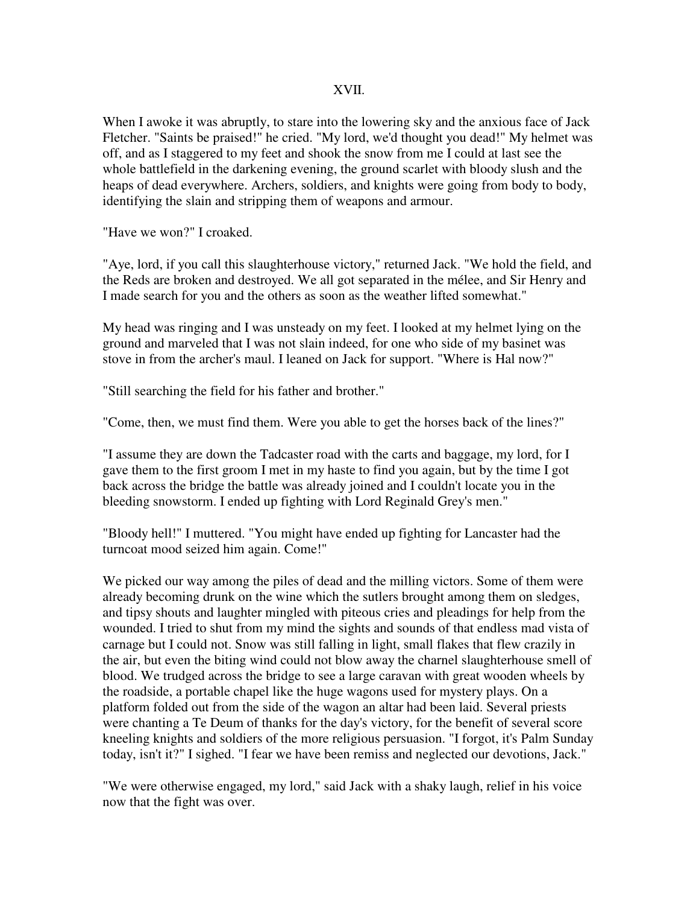# XVII.

When I awoke it was abruptly, to stare into the lowering sky and the anxious face of Jack Fletcher. "Saints be praised!" he cried. "My lord, we'd thought you dead!" My helmet was off, and as I staggered to my feet and shook the snow from me I could at last see the whole battlefield in the darkening evening, the ground scarlet with bloody slush and the heaps of dead everywhere. Archers, soldiers, and knights were going from body to body, identifying the slain and stripping them of weapons and armour.

"Have we won?" I croaked.

"Aye, lord, if you call this slaughterhouse victory," returned Jack. "We hold the field, and the Reds are broken and destroyed. We all got separated in the mélee, and Sir Henry and I made search for you and the others as soon as the weather lifted somewhat."

My head was ringing and I was unsteady on my feet. I looked at my helmet lying on the ground and marveled that I was not slain indeed, for one who side of my basinet was stove in from the archer's maul. I leaned on Jack for support. "Where is Hal now?"

"Still searching the field for his father and brother."

"Come, then, we must find them. Were you able to get the horses back of the lines?"

"I assume they are down the Tadcaster road with the carts and baggage, my lord, for I gave them to the first groom I met in my haste to find you again, but by the time I got back across the bridge the battle was already joined and I couldn't locate you in the bleeding snowstorm. I ended up fighting with Lord Reginald Grey's men."

"Bloody hell!" I muttered. "You might have ended up fighting for Lancaster had the turncoat mood seized him again. Come!"

We picked our way among the piles of dead and the milling victors. Some of them were already becoming drunk on the wine which the sutlers brought among them on sledges, and tipsy shouts and laughter mingled with piteous cries and pleadings for help from the wounded. I tried to shut from my mind the sights and sounds of that endless mad vista of carnage but I could not. Snow was still falling in light, small flakes that flew crazily in the air, but even the biting wind could not blow away the charnel slaughterhouse smell of blood. We trudged across the bridge to see a large caravan with great wooden wheels by the roadside, a portable chapel like the huge wagons used for mystery plays. On a platform folded out from the side of the wagon an altar had been laid. Several priests were chanting a Te Deum of thanks for the day's victory, for the benefit of several score kneeling knights and soldiers of the more religious persuasion. "I forgot, it's Palm Sunday today, isn't it?" I sighed. "I fear we have been remiss and neglected our devotions, Jack."

"We were otherwise engaged, my lord," said Jack with a shaky laugh, relief in his voice now that the fight was over.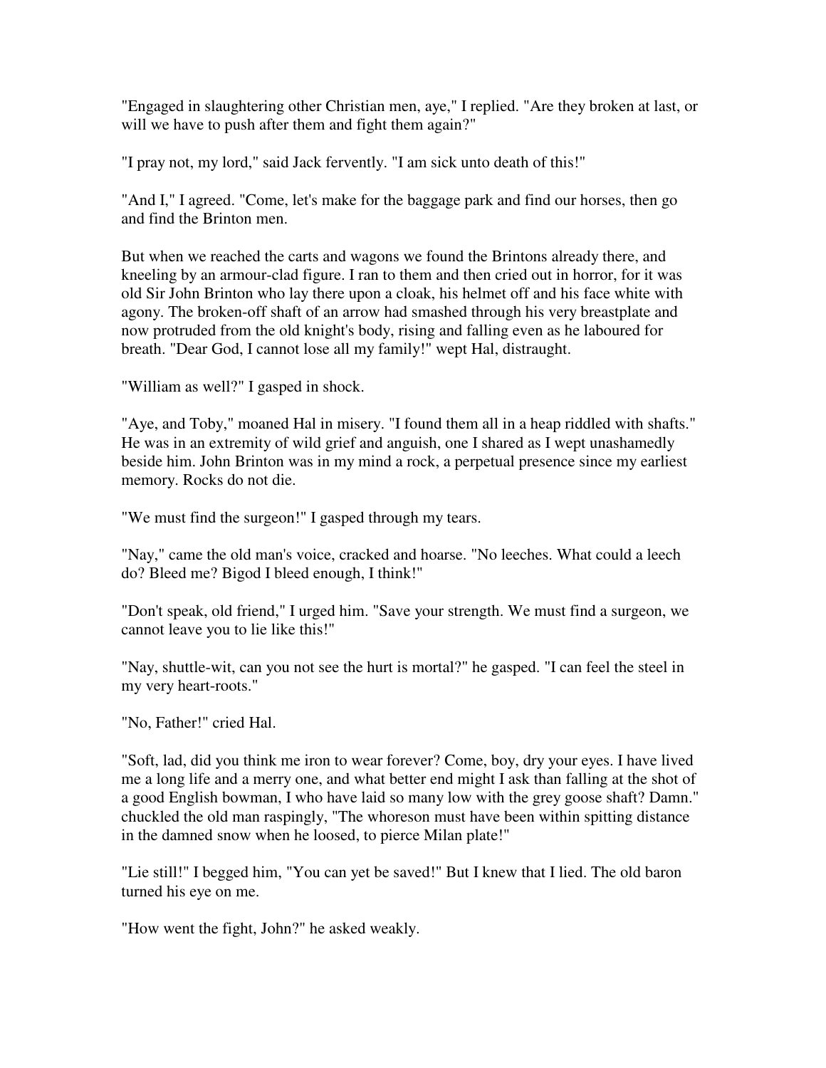"Engaged in slaughtering other Christian men, aye," I replied. "Are they broken at last, or will we have to push after them and fight them again?"

"I pray not, my lord," said Jack fervently. "I am sick unto death of this!"

"And I," I agreed. "Come, let's make for the baggage park and find our horses, then go and find the Brinton men.

But when we reached the carts and wagons we found the Brintons already there, and kneeling by an armour-clad figure. I ran to them and then cried out in horror, for it was old Sir John Brinton who lay there upon a cloak, his helmet off and his face white with agony. The broken-off shaft of an arrow had smashed through his very breastplate and now protruded from the old knight's body, rising and falling even as he laboured for breath. "Dear God, I cannot lose all my family!" wept Hal, distraught.

"William as well?" I gasped in shock.

"Aye, and Toby," moaned Hal in misery. "I found them all in a heap riddled with shafts." He was in an extremity of wild grief and anguish, one I shared as I wept unashamedly beside him. John Brinton was in my mind a rock, a perpetual presence since my earliest memory. Rocks do not die.

"We must find the surgeon!" I gasped through my tears.

"Nay," came the old man's voice, cracked and hoarse. "No leeches. What could a leech do? Bleed me? Bigod I bleed enough, I think!"

"Don't speak, old friend," I urged him. "Save your strength. We must find a surgeon, we cannot leave you to lie like this!"

"Nay, shuttle-wit, can you not see the hurt is mortal?" he gasped. "I can feel the steel in my very heart-roots."

"No, Father!" cried Hal.

"Soft, lad, did you think me iron to wear forever? Come, boy, dry your eyes. I have lived me a long life and a merry one, and what better end might I ask than falling at the shot of a good English bowman, I who have laid so many low with the grey goose shaft? Damn." chuckled the old man raspingly, "The whoreson must have been within spitting distance in the damned snow when he loosed, to pierce Milan plate!"

"Lie still!" I begged him, "You can yet be saved!" But I knew that I lied. The old baron turned his eye on me.

"How went the fight, John?" he asked weakly.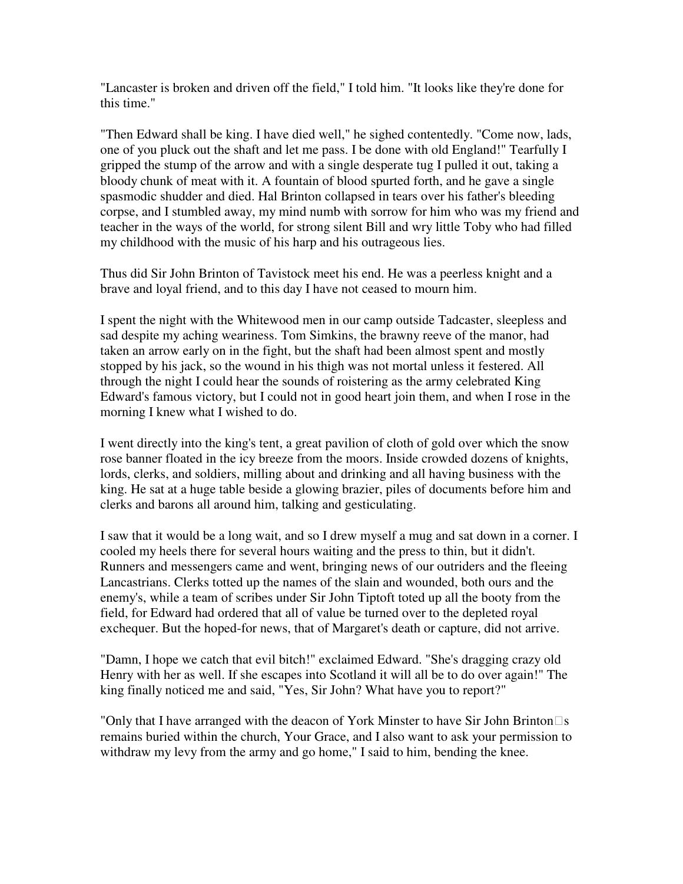"Lancaster is broken and driven off the field," I told him. "It looks like they're done for this time."

"Then Edward shall be king. I have died well," he sighed contentedly. "Come now, lads, one of you pluck out the shaft and let me pass. I be done with old England!" Tearfully I gripped the stump of the arrow and with a single desperate tug I pulled it out, taking a bloody chunk of meat with it. A fountain of blood spurted forth, and he gave a single spasmodic shudder and died. Hal Brinton collapsed in tears over his father's bleeding corpse, and I stumbled away, my mind numb with sorrow for him who was my friend and teacher in the ways of the world, for strong silent Bill and wry little Toby who had filled my childhood with the music of his harp and his outrageous lies.

Thus did Sir John Brinton of Tavistock meet his end. He was a peerless knight and a brave and loyal friend, and to this day I have not ceased to mourn him.

I spent the night with the Whitewood men in our camp outside Tadcaster, sleepless and sad despite my aching weariness. Tom Simkins, the brawny reeve of the manor, had taken an arrow early on in the fight, but the shaft had been almost spent and mostly stopped by his jack, so the wound in his thigh was not mortal unless it festered. All through the night I could hear the sounds of roistering as the army celebrated King Edward's famous victory, but I could not in good heart join them, and when I rose in the morning I knew what I wished to do.

I went directly into the king's tent, a great pavilion of cloth of gold over which the snow rose banner floated in the icy breeze from the moors. Inside crowded dozens of knights, lords, clerks, and soldiers, milling about and drinking and all having business with the king. He sat at a huge table beside a glowing brazier, piles of documents before him and clerks and barons all around him, talking and gesticulating.

I saw that it would be a long wait, and so I drew myself a mug and sat down in a corner. I cooled my heels there for several hours waiting and the press to thin, but it didn't. Runners and messengers came and went, bringing news of our outriders and the fleeing Lancastrians. Clerks totted up the names of the slain and wounded, both ours and the enemy's, while a team of scribes under Sir John Tiptoft toted up all the booty from the field, for Edward had ordered that all of value be turned over to the depleted royal exchequer. But the hoped-for news, that of Margaret's death or capture, did not arrive.

"Damn, I hope we catch that evil bitch!" exclaimed Edward. "She's dragging crazy old Henry with her as well. If she escapes into Scotland it will all be to do over again!" The king finally noticed me and said, "Yes, Sir John? What have you to report?"

"Only that I have arranged with the deacon of York Minster to have Sir John Brinton's remains buried within the church, Your Grace, and I also want to ask your permission to withdraw my levy from the army and go home," I said to him, bending the knee.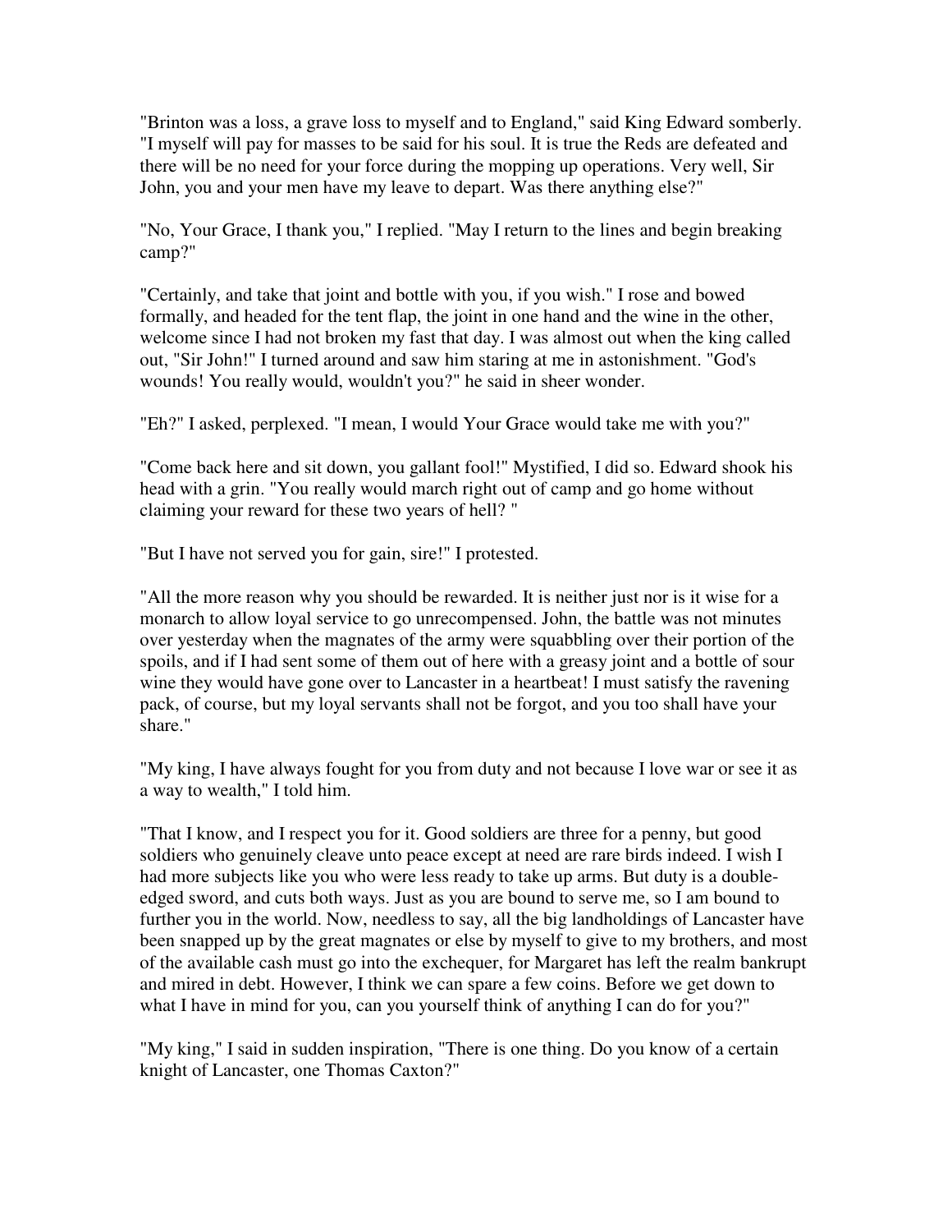"Brinton was a loss, a grave loss to myself and to England," said King Edward somberly. "I myself will pay for masses to be said for his soul. It is true the Reds are defeated and there will be no need for your force during the mopping up operations. Very well, Sir John, you and your men have my leave to depart. Was there anything else?"

"No, Your Grace, I thank you," I replied. "May I return to the lines and begin breaking camp?"

"Certainly, and take that joint and bottle with you, if you wish." I rose and bowed formally, and headed for the tent flap, the joint in one hand and the wine in the other, welcome since I had not broken my fast that day. I was almost out when the king called out, "Sir John!" I turned around and saw him staring at me in astonishment. "God's wounds! You really would, wouldn't you?" he said in sheer wonder.

"Eh?" I asked, perplexed. "I mean, I would Your Grace would take me with you?"

"Come back here and sit down, you gallant fool!" Mystified, I did so. Edward shook his head with a grin. "You really would march right out of camp and go home without claiming your reward for these two years of hell? "

"But I have not served you for gain, sire!" I protested.

"All the more reason why you should be rewarded. It is neither just nor is it wise for a monarch to allow loyal service to go unrecompensed. John, the battle was not minutes over yesterday when the magnates of the army were squabbling over their portion of the spoils, and if I had sent some of them out of here with a greasy joint and a bottle of sour wine they would have gone over to Lancaster in a heartbeat! I must satisfy the ravening pack, of course, but my loyal servants shall not be forgot, and you too shall have your share."

"My king, I have always fought for you from duty and not because I love war or see it as a way to wealth," I told him.

"That I know, and I respect you for it. Good soldiers are three for a penny, but good soldiers who genuinely cleave unto peace except at need are rare birds indeed. I wish I had more subjects like you who were less ready to take up arms. But duty is a double-edged sword, and cuts both ways. Just as you are bound to serve me, so I am bound to further you in the world. Now, needless to say, all the big landholdings of Lancaster have been snapped up by the great magnates or else by myself to give to my brothers, and most of the available cash must go into the exchequer, for Margaret has left the realm bankrupt and mired in debt. However, I think we can spare a few coins. Before we get down to what I have in mind for you, can you yourself think of anything I can do for you?"

"My king," I said in sudden inspiration, "There is one thing. Do you know of a certain knight of Lancaster, one Thomas Caxton?"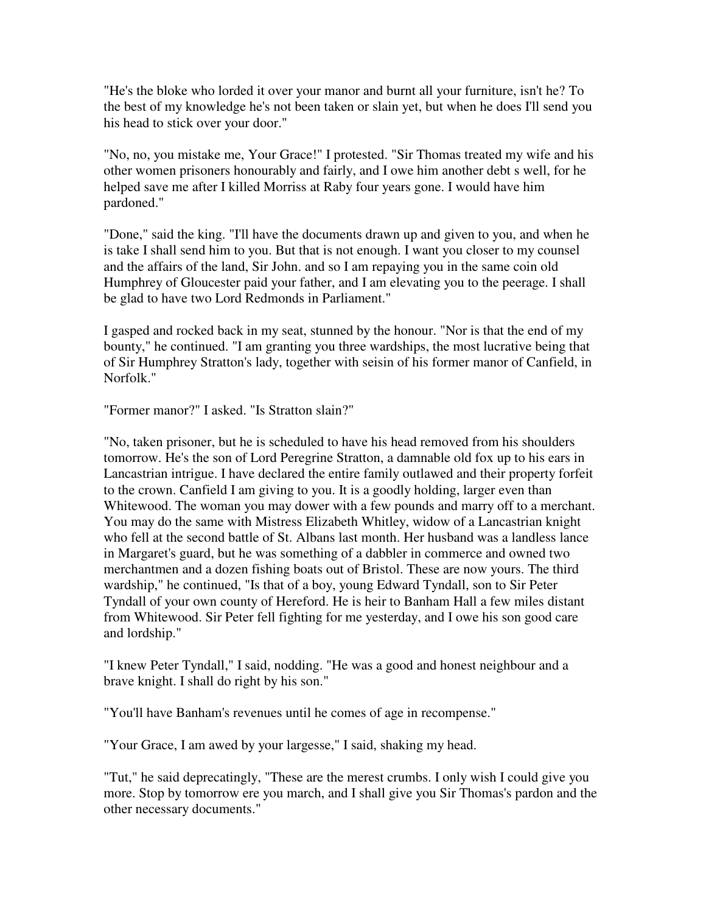"He's the bloke who lorded it over your manor and burnt all your furniture, isn't he? To the best of my knowledge he's not been taken or slain yet, but when he does I'll send you his head to stick over your door."

"No, no, you mistake me, Your Grace!" I protested. "Sir Thomas treated my wife and his other women prisoners honourably and fairly, and I owe him another debt s well, for he helped save me after I killed Morriss at Raby four years gone. I would have him pardoned."

"Done," said the king. "I'll have the documents drawn up and given to you, and when he is take I shall send him to you. But that is not enough. I want you closer to my counsel and the affairs of the land, Sir John. and so I am repaying you in the same coin old Humphrey of Gloucester paid your father, and I am elevating you to the peerage. I shall be glad to have two Lord Redmonds in Parliament."

I gasped and rocked back in my seat, stunned by the honour. "Nor is that the end of my bounty," he continued. "I am granting you three wardships, the most lucrative being that of Sir Humphrey Stratton's lady, together with seisin of his former manor of Canfield, in Norfolk."

"Former manor?" I asked. "Is Stratton slain?"

"No, taken prisoner, but he is scheduled to have his head removed from his shoulders tomorrow. He's the son of Lord Peregrine Stratton, a damnable old fox up to his ears in Lancastrian intrigue. I have declared the entire family outlawed and their property forfeit to the crown. Canfield I am giving to you. It is a goodly holding, larger even than Whitewood. The woman you may dower with a few pounds and marry off to a merchant. You may do the same with Mistress Elizabeth Whitley, widow of a Lancastrian knight who fell at the second battle of St. Albans last month. Her husband was a landless lance in Margaret's guard, but he was something of a dabbler in commerce and owned two merchantmen and a dozen fishing boats out of Bristol. These are now yours. The third wardship," he continued, "Is that of a boy, young Edward Tyndall, son to Sir Peter Tyndall of your own county of Hereford. He is heir to Banham Hall a few miles distant from Whitewood. Sir Peter fell fighting for me yesterday, and I owe his son good care and lordship."

"I knew Peter Tyndall," I said, nodding. "He was a good and honest neighbour and a brave knight. I shall do right by his son."

"You'll have Banham's revenues until he comes of age in recompense."

"Your Grace, I am awed by your largesse," I said, shaking my head.

"Tut," he said deprecatingly, "These are the merest crumbs. I only wish I could give you more. Stop by tomorrow ere you march, and I shall give you Sir Thomas's pardon and the other necessary documents."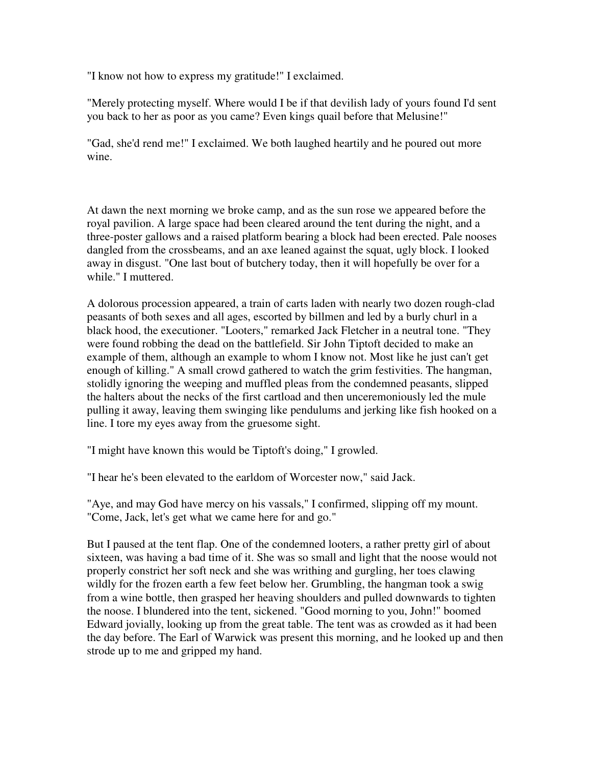"I know not how to express my gratitude!" I exclaimed.

"Merely protecting myself. Where would I be if that devilish lady of yours found I'd sent you back to her as poor as you came? Even kings quail before that Melusine!"

"Gad, she'd rend me!" I exclaimed. We both laughed heartily and he poured out more wine.

At dawn the next morning we broke camp, and as the sun rose we appeared before the royal pavilion. A large space had been cleared around the tent during the night, and a three-poster gallows and a raised platform bearing a block had been erected. Pale nooses dangled from the crossbeams, and an axe leaned against the squat, ugly block. I looked away in disgust. "One last bout of butchery today, then it will hopefully be over for a while." I muttered.

A dolorous procession appeared, a train of carts laden with nearly two dozen rough-clad peasants of both sexes and all ages, escorted by billmen and led by a burly churl in a black hood, the executioner. "Looters," remarked Jack Fletcher in a neutral tone. "They were found robbing the dead on the battlefield. Sir John Tiptoft decided to make an example of them, although an example to whom I know not. Most like he just can't get enough of killing." A small crowd gathered to watch the grim festivities. The hangman, stolidly ignoring the weeping and muffled pleas from the condemned peasants, slipped the halters about the necks of the first cartload and then unceremoniously led the mule pulling it away, leaving them swinging like pendulums and jerking like fish hooked on a line. I tore my eyes away from the gruesome sight.

"I might have known this would be Tiptoft's doing," I growled.

"I hear he's been elevated to the earldom of Worcester now," said Jack.

"Aye, and may God have mercy on his vassals," I confirmed, slipping off my mount. "Come, Jack, let's get what we came here for and go."

But I paused at the tent flap. One of the condemned looters, a rather pretty girl of about sixteen, was having a bad time of it. She was so small and light that the noose would not properly constrict her soft neck and she was writhing and gurgling, her toes clawing wildly for the frozen earth a few feet below her. Grumbling, the hangman took a swig from a wine bottle, then grasped her heaving shoulders and pulled downwards to tighten the noose. I blundered into the tent, sickened. "Good morning to you, John!" boomed Edward jovially, looking up from the great table. The tent was as crowded as it had been the day before. The Earl of Warwick was present this morning, and he looked up and then strode up to me and gripped my hand.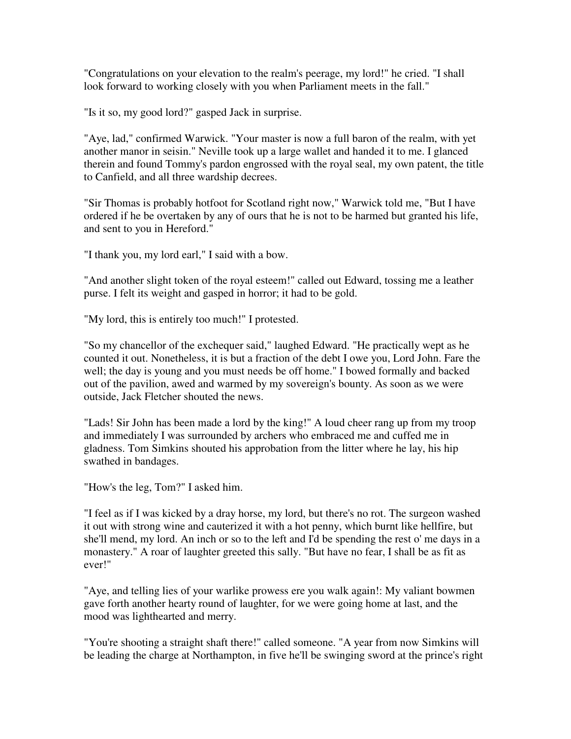"Congratulations on your elevation to the realm's peerage, my lord!" he cried. "I shall look forward to working closely with you when Parliament meets in the fall."

"Is it so, my good lord?" gasped Jack in surprise.

"Aye, lad," confirmed Warwick. "Your master is now a full baron of the realm, with yet another manor in seisin." Neville took up a large wallet and handed it to me. I glanced therein and found Tommy's pardon engrossed with the royal seal, my own patent, the title to Canfield, and all three wardship decrees.

"Sir Thomas is probably hotfoot for Scotland right now," Warwick told me, "But I have ordered if he be overtaken by any of ours that he is not to be harmed but granted his life, and sent to you in Hereford."

"I thank you, my lord earl," I said with a bow.

"And another slight token of the royal esteem!" called out Edward, tossing me a leather purse. I felt its weight and gasped in horror; it had to be gold.

"My lord, this is entirely too much!" I protested.

"So my chancellor of the exchequer said," laughed Edward. "He practically wept as he counted it out. Nonetheless, it is but a fraction of the debt I owe you, Lord John. Fare the well; the day is young and you must needs be off home." I bowed formally and backed out of the pavilion, awed and warmed by my sovereign's bounty. As soon as we were outside, Jack Fletcher shouted the news.

"Lads! Sir John has been made a lord by the king!" A loud cheer rang up from my troop and immediately I was surrounded by archers who embraced me and cuffed me in gladness. Tom Simkins shouted his approbation from the litter where he lay, his hip swathed in bandages.

"How's the leg, Tom?" I asked him.

"I feel as if I was kicked by a dray horse, my lord, but there's no rot. The surgeon washed it out with strong wine and cauterized it with a hot penny, which burnt like hellfire, but she'll mend, my lord. An inch or so to the left and I'd be spending the rest o' me days in a monastery." A roar of laughter greeted this sally. "But have no fear, I shall be as fit as ever!"

"Aye, and telling lies of your warlike prowess ere you walk again!: My valiant bowmen gave forth another hearty round of laughter, for we were going home at last, and the mood was lighthearted and merry.

"You're shooting a straight shaft there!" called someone. "A year from now Simkins will be leading the charge at Northampton, in five he'll be swinging sword at the prince's right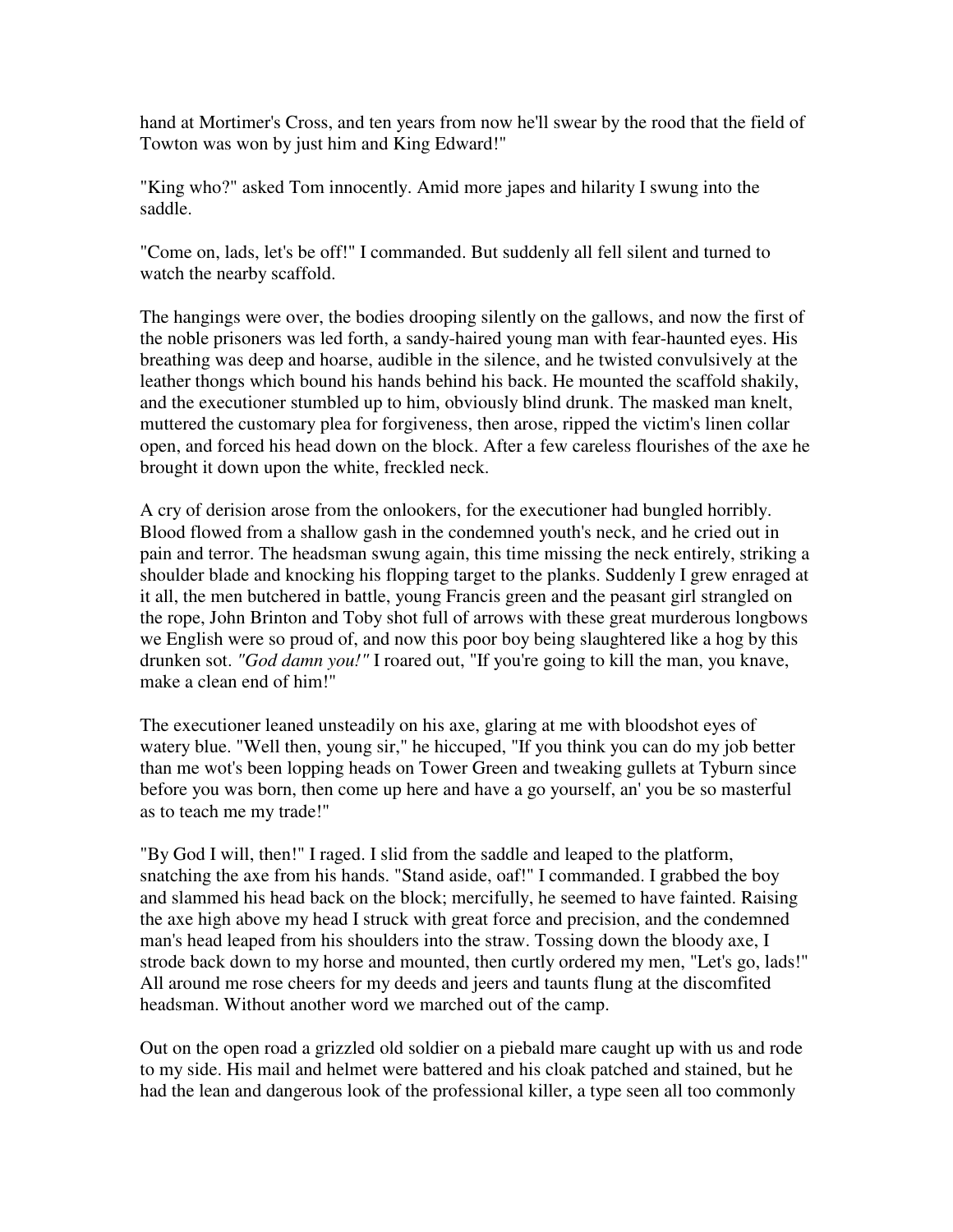hand at Mortimer's Cross, and ten years from now he'll swear by the rood that the field of Towton was won by just him and King Edward!"

"King who?" asked Tom innocently. Amid more japes and hilarity I swung into the saddle.

"Come on, lads, let's be off!" I commanded. But suddenly all fell silent and turned to watch the nearby scaffold.

The hangings were over, the bodies drooping silently on the gallows, and now the first of the noble prisoners was led forth, a sandy-haired young man with fear-haunted eyes. His breathing was deep and hoarse, audible in the silence, and he twisted convulsively at the leather thongs which bound his hands behind his back. He mounted the scaffold shakily, and the executioner stumbled up to him, obviously blind drunk. The masked man knelt, muttered the customary plea for forgiveness, then arose, ripped the victim's linen collar open, and forced his head down on the block. After a few careless flourishes of the axe he brought it down upon the white, freckled neck.

A cry of derision arose from the onlookers, for the executioner had bungled horribly. Blood flowed from a shallow gash in the condemned youth's neck, and he cried out in pain and terror. The headsman swung again, this time missing the neck entirely, striking a shoulder blade and knocking his flopping target to the planks. Suddenly I grew enraged at it all, the men butchered in battle, young Francis green and the peasant girl strangled on the rope, John Brinton and Toby shot full of arrows with these great murderous longbows we English were so proud of, and now this poor boy being slaughtered like a hog by this drunken sot. *"God damn you!"* I roared out, "If you're going to kill the man, you knave, make a clean end of him!"

The executioner leaned unsteadily on his axe, glaring at me with bloodshot eyes of watery blue. "Well then, young sir," he hiccuped, "If you think you can do my job better than me wot's been lopping heads on Tower Green and tweaking gullets at Tyburn since before you was born, then come up here and have a go yourself, an' you be so masterful as to teach me my trade!"

"By God I will, then!" I raged. I slid from the saddle and leaped to the platform, snatching the axe from his hands. "Stand aside, oaf!" I commanded. I grabbed the boy and slammed his head back on the block; mercifully, he seemed to have fainted. Raising the axe high above my head I struck with great force and precision, and the condemned man's head leaped from his shoulders into the straw. Tossing down the bloody axe, I strode back down to my horse and mounted, then curtly ordered my men, "Let's go, lads!" All around me rose cheers for my deeds and jeers and taunts flung at the discomfited headsman. Without another word we marched out of the camp.

Out on the open road a grizzled old soldier on a piebald mare caught up with us and rode to my side. His mail and helmet were battered and his cloak patched and stained, but he had the lean and dangerous look of the professional killer, a type seen all too commonly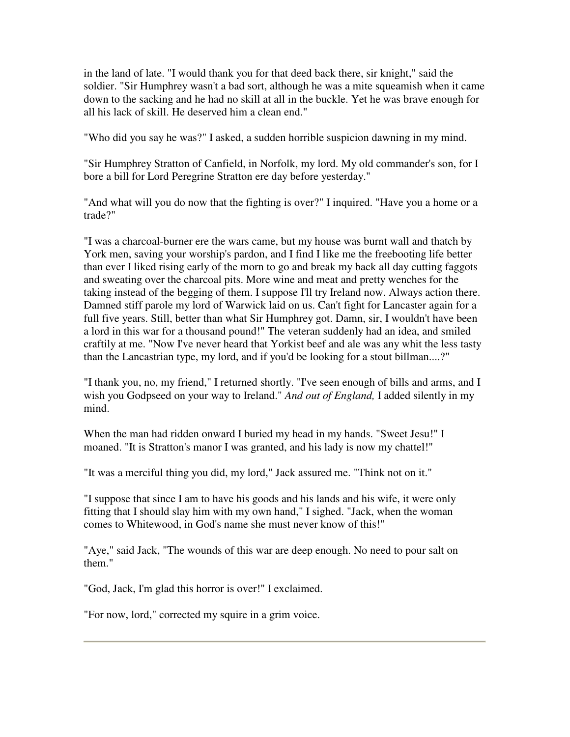in the land of late. "I would thank you for that deed back there, sir knight," said the soldier. "Sir Humphrey wasn't a bad sort, although he was a mite squeamish when it came down to the sacking and he had no skill at all in the buckle. Yet he was brave enough for all his lack of skill. He deserved him a clean end."

"Who did you say he was?" I asked, a sudden horrible suspicion dawning in my mind.

"Sir Humphrey Stratton of Canfield, in Norfolk, my lord. My old commander's son, for I bore a bill for Lord Peregrine Stratton ere day before yesterday."

"And what will you do now that the fighting is over?" I inquired. "Have you a home or a trade?"

"I was a charcoal-burner ere the wars came, but my house was burnt wall and thatch by York men, saving your worship's pardon, and I find I like me the freebooting life better than ever I liked rising early of the morn to go and break my back all day cutting faggots and sweating over the charcoal pits. More wine and meat and pretty wenches for the taking instead of the begging of them. I suppose I'll try Ireland now. Always action there. Damned stiff parole my lord of Warwick laid on us. Can't fight for Lancaster again for a full five years. Still, better than what Sir Humphrey got. Damn, sir, I wouldn't have been a lord in this war for a thousand pound!" The veteran suddenly had an idea, and smiled craftily at me. "Now I've never heard that Yorkist beef and ale was any whit the less tasty than the Lancastrian type, my lord, and if you'd be looking for a stout billman....?"

"I thank you, no, my friend," I returned shortly. "I've seen enough of bills and arms, and I wish you Godpseed on your way to Ireland." *And out of England,* I added silently in my mind.

When the man had ridden onward I buried my head in my hands. "Sweet Jesu!" I moaned. "It is Stratton's manor I was granted, and his lady is now my chattel!"

"It was a merciful thing you did, my lord," Jack assured me. "Think not on it."

"I suppose that since I am to have his goods and his lands and his wife, it were only fitting that I should slay him with my own hand," I sighed. "Jack, when the woman comes to Whitewood, in God's name she must never know of this!"

"Aye," said Jack, "The wounds of this war are deep enough. No need to pour salt on them."

"God, Jack, I'm glad this horror is over!" I exclaimed.

"For now, lord," corrected my squire in a grim voice.

---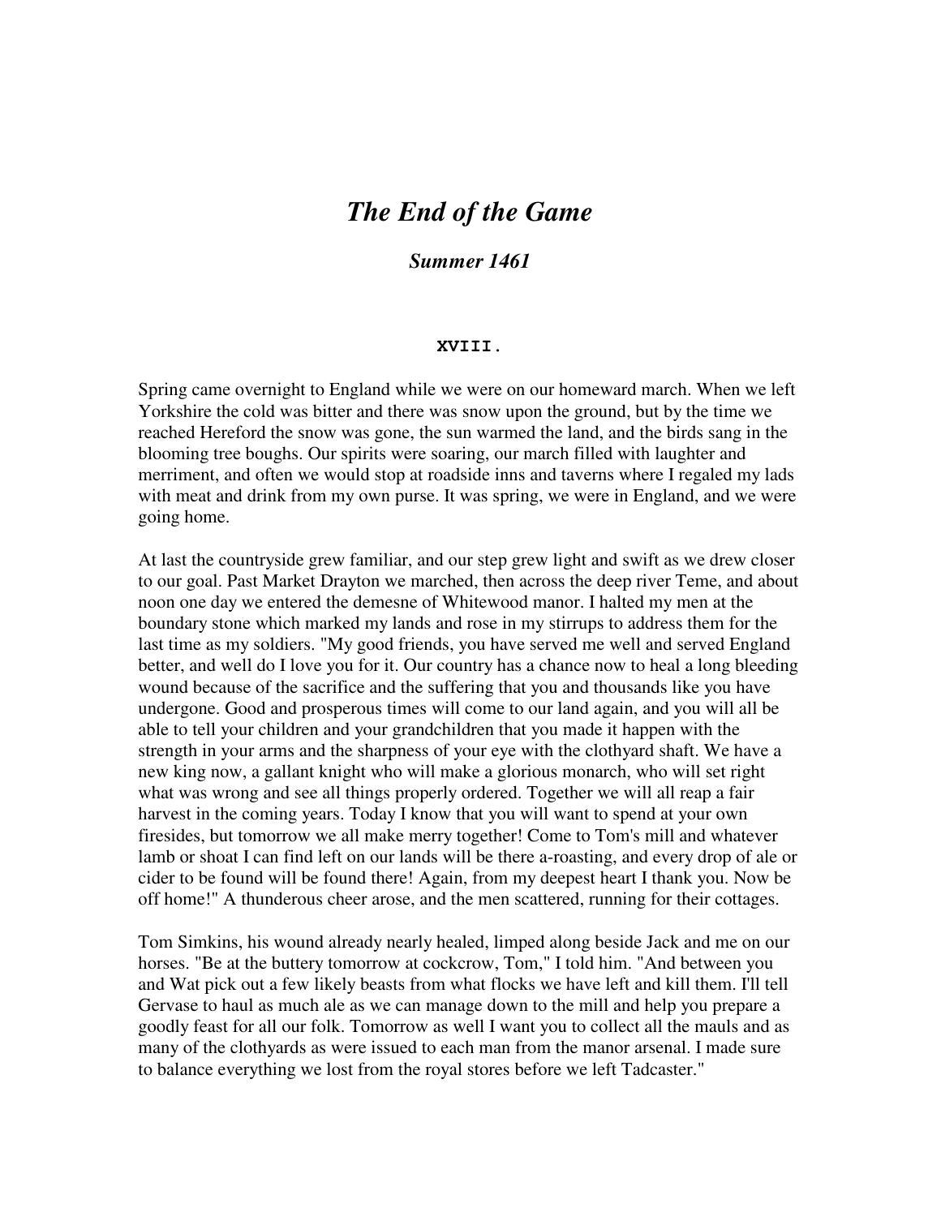# *The End of the Game*

## *Summer 1461*

### XVIII.

Spring came overnight to England while we were on our homeward march. When we left Yorkshire the cold was bitter and there was snow upon the ground, but by the time we reached Hereford the snow was gone, the sun warmed the land, and the birds sang in the blooming tree boughs. Our spirits were soaring, our march filled with laughter and merriment, and often we would stop at roadside inns and taverns where I regaled my lads with meat and drink from my own purse. It was spring, we were in England, and we were going home.

At last the countryside grew familiar, and our step grew light and swift as we drew closer to our goal. Past Market Drayton we marched, then across the deep river Teme, and about noon one day we entered the demesne of Whitewood manor. I halted my men at the boundary stone which marked my lands and rose in my stirrups to address them for the last time as my soldiers. "My good friends, you have served me well and served England better, and well do I love you for it. Our country has a chance now to heal a long bleeding wound because of the sacrifice and the suffering that you and thousands like you have undergone. Good and prosperous times will come to our land again, and you will all be able to tell your children and your grandchildren that you made it happen with the strength in your arms and the sharpness of your eye with the clothyard shaft. We have a new king now, a gallant knight who will make a glorious monarch, who will set right what was wrong and see all things properly ordered. Together we will all reap a fair harvest in the coming years. Today I know that you will want to spend at your own firesides, but tomorrow we all make merry together! Come to Tom's mill and whatever lamb or shoat I can find left on our lands will be there a-roasting, and every drop of ale or cider to be found will be found there! Again, from my deepest heart I thank you. Now be off home!" A thunderous cheer arose, and the men scattered, running for their cottages.

Tom Simkins, his wound already nearly healed, limped along beside Jack and me on our horses. "Be at the buttery tomorrow at cockcrow, Tom," I told him. "And between you and Wat pick out a few likely beasts from what flocks we have left and kill them. I'll tell Gervase to haul as much ale as we can manage down to the mill and help you prepare a goodly feast for all our folk. Tomorrow as well I want you to collect all the mauls and as many of the clothyards as were issued to each man from the manor arsenal. I made sure to balance everything we lost from the royal stores before we left Tadcaster."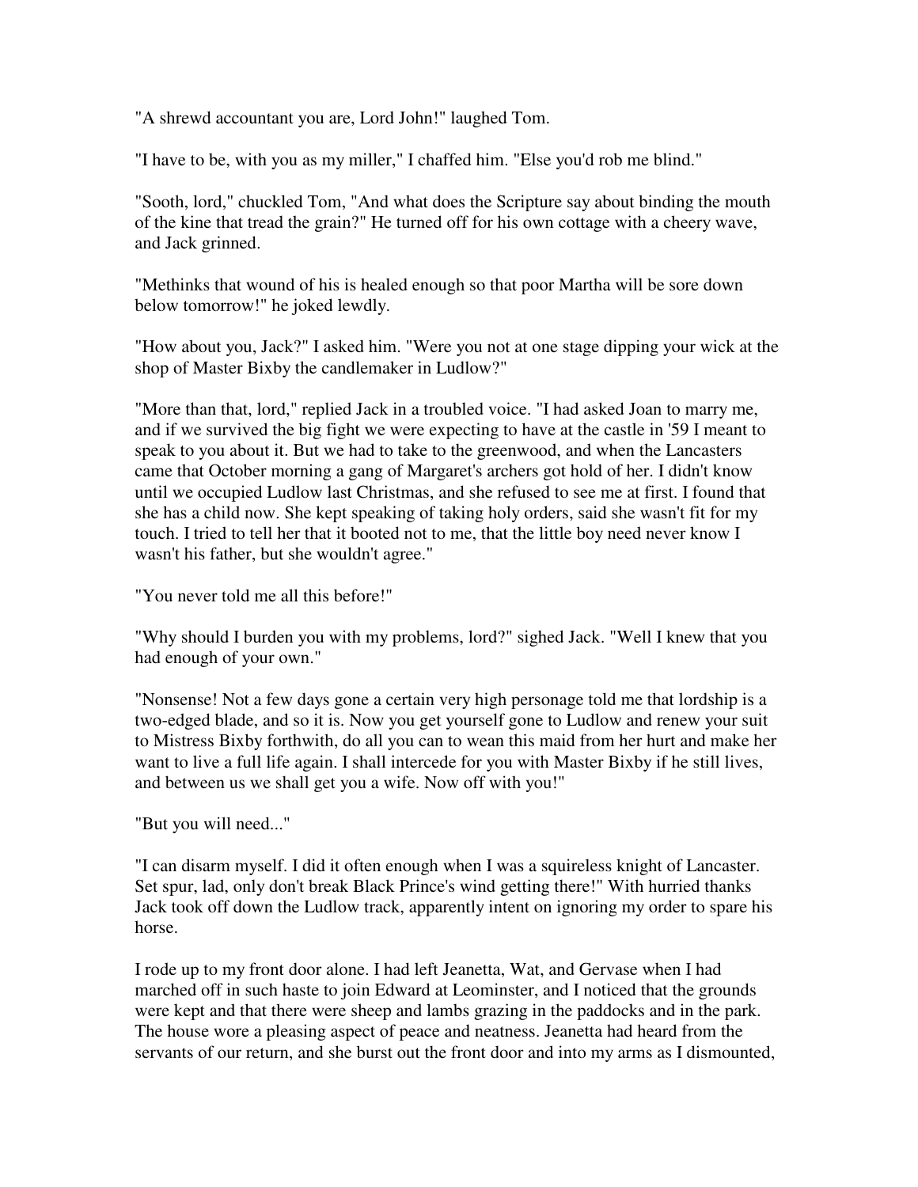"A shrewd accountant you are, Lord John!" laughed Tom.

"I have to be, with you as my miller," I chaffed him. "Else you'd rob me blind."

"Sooth, lord," chuckled Tom, "And what does the Scripture say about binding the mouth of the kine that tread the grain?" He turned off for his own cottage with a cheery wave, and Jack grinned.

"Methinks that wound of his is healed enough so that poor Martha will be sore down below tomorrow!" he joked lewdly.

"How about you, Jack?" I asked him. "Were you not at one stage dipping your wick at the shop of Master Bixby the candlemaker in Ludlow?"

"More than that, lord," replied Jack in a troubled voice. "I had asked Joan to marry me, and if we survived the big fight we were expecting to have at the castle in '59 I meant to speak to you about it. But we had to take to the greenwood, and when the Lancasters came that October morning a gang of Margaret's archers got hold of her. I didn't know until we occupied Ludlow last Christmas, and she refused to see me at first. I found that she has a child now. She kept speaking of taking holy orders, said she wasn't fit for my touch. I tried to tell her that it booted not to me, that the little boy need never know I wasn't his father, but she wouldn't agree."

"You never told me all this before!"

"Why should I burden you with my problems, lord?" sighed Jack. "Well I knew that you had enough of your own."

"Nonsense! Not a few days gone a certain very high personage told me that lordship is a two-edged blade, and so it is. Now you get yourself gone to Ludlow and renew your suit to Mistress Bixby forthwith, do all you can to wean this maid from her hurt and make her want to live a full life again. I shall intercede for you with Master Bixby if he still lives, and between us we shall get you a wife. Now off with you!"

"But you will need..."

"I can disarm myself. I did it often enough when I was a squireless knight of Lancaster. Set spur, lad, only don't break Black Prince's wind getting there!" With hurried thanks Jack took off down the Ludlow track, apparently intent on ignoring my order to spare his horse.

I rode up to my front door alone. I had left Jeanetta, Wat, and Gervase when I had marched off in such haste to join Edward at Leominster, and I noticed that the grounds were kept and that there were sheep and lambs grazing in the paddocks and in the park. The house wore a pleasing aspect of peace and neatness. Jeanetta had heard from the servants of our return, and she burst out the front door and into my arms as I dismounted,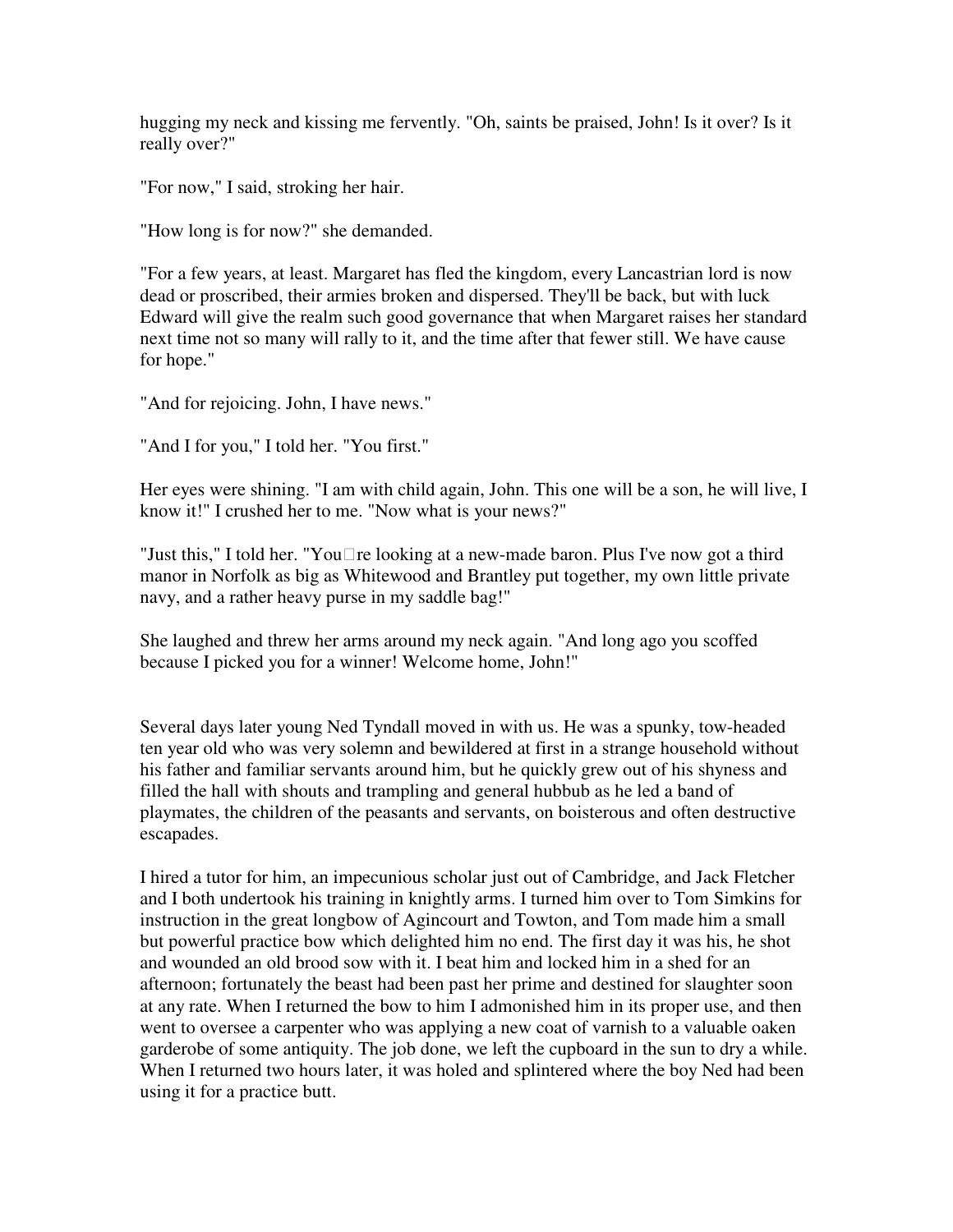hugging my neck and kissing me fervently. "Oh, saints be praised, John! Is it over? Is it really over?"

"For now," I said, stroking her hair.

"How long is for now?" she demanded.

"For a few years, at least. Margaret has fled the kingdom, every Lancastrian lord is now dead or proscribed, their armies broken and dispersed. They'll be back, but with luck Edward will give the realm such good governance that when Margaret raises her standard next time not so many will rally to it, and the time after that fewer still. We have cause for hope."

"And for rejoicing. John, I have news."

"And I for you," I told her. "You first."

Her eyes were shining. "I am with child again, John. This one will be a son, he will live, I know it!" I crushed her to me. "Now what is your news?"

"Just this," I told her. "You're looking at a new-made baron. Plus I've now got a third manor in Norfolk as big as Whitewood and Brantley put together, my own little private navy, and a rather heavy purse in my saddle bag!"

She laughed and threw her arms around my neck again. "And long ago you scoffed because I picked you for a winner! Welcome home, John!"

Several days later young Ned Tyndall moved in with us. He was a spunky, tow-headed ten year old who was very solemn and bewildered at first in a strange household without his father and familiar servants around him, but he quickly grew out of his shyness and filled the hall with shouts and trampling and general hubbub as he led a band of playmates, the children of the peasants and servants, on boisterous and often destructive escapades.

I hired a tutor for him, an impecunious scholar just out of Cambridge, and Jack Fletcher and I both undertook his training in knightly arms. I turned him over to Tom Simkins for instruction in the great longbow of Agincourt and Towton, and Tom made him a small but powerful practice bow which delighted him no end. The first day it was his, he shot and wounded an old brood sow with it. I beat him and locked him in a shed for an afternoon; fortunately the beast had been past her prime and destined for slaughter soon at any rate. When I returned the bow to him I admonished him in its proper use, and then went to oversee a carpenter who was applying a new coat of varnish to a valuable oaken garderobe of some antiquity. The job done, we left the cupboard in the sun to dry a while. When I returned two hours later, it was holed and splintered where the boy Ned had been using it for a practice butt.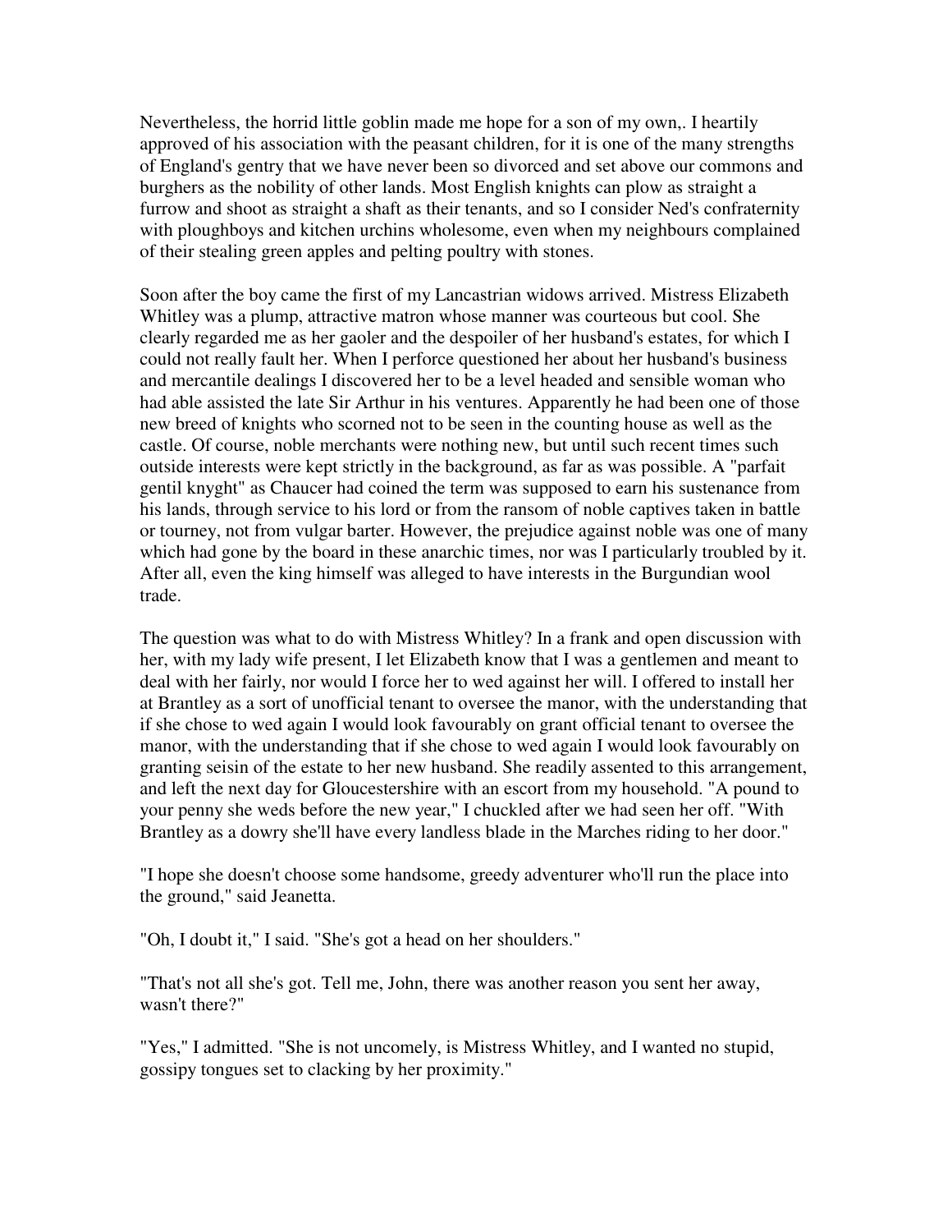Nevertheless, the horrid little goblin made me hope for a son of my own,. I heartily approved of his association with the peasant children, for it is one of the many strengths of England's gentry that we have never been so divorced and set above our commons and burghers as the nobility of other lands. Most English knights can plow as straight a furrow and shoot as straight a shaft as their tenants, and so I consider Ned's confraternity with ploughboys and kitchen urchins wholesome, even when my neighbours complained of their stealing green apples and pelting poultry with stones.

Soon after the boy came the first of my Lancastrian widows arrived. Mistress Elizabeth Whitley was a plump, attractive matron whose manner was courteous but cool. She clearly regarded me as her gaoler and the despoiler of her husband's estates, for which I could not really fault her. When I perforce questioned her about her husband's business and mercantile dealings I discovered her to be a level headed and sensible woman who had able assisted the late Sir Arthur in his ventures. Apparently he had been one of those new breed of knights who scorned not to be seen in the counting house as well as the castle. Of course, noble merchants were nothing new, but until such recent times such outside interests were kept strictly in the background, as far as was possible. A "parfait gentil knyght" as Chaucer had coined the term was supposed to earn his sustenance from his lands, through service to his lord or from the ransom of noble captives taken in battle or tourney, not from vulgar barter. However, the prejudice against noble was one of many which had gone by the board in these anarchic times, nor was I particularly troubled by it. After all, even the king himself was alleged to have interests in the Burgundian wool trade.

The question was what to do with Mistress Whitley? In a frank and open discussion with her, with my lady wife present, I let Elizabeth know that I was a gentlemen and meant to deal with her fairly, nor would I force her to wed against her will. I offered to install her at Brantley as a sort of unofficial tenant to oversee the manor, with the understanding that if she chose to wed again I would look favourably on grant official tenant to oversee the manor, with the understanding that if she chose to wed again I would look favourably on granting seisin of the estate to her new husband. She readily assented to this arrangement, and left the next day for Gloucestershire with an escort from my household. "A pound to your penny she weds before the new year," I chuckled after we had seen her off. "With Brantley as a dowry she'll have every landless blade in the Marches riding to her door."

"I hope she doesn't choose some handsome, greedy adventurer who'll run the place into the ground," said Jeanetta.

"Oh, I doubt it," I said. "She's got a head on her shoulders."

"That's not all she's got. Tell me, John, there was another reason you sent her away, wasn't there?"

"Yes," I admitted. "She is not uncomely, is Mistress Whitley, and I wanted no stupid, gossipy tongues set to clacking by her proximity."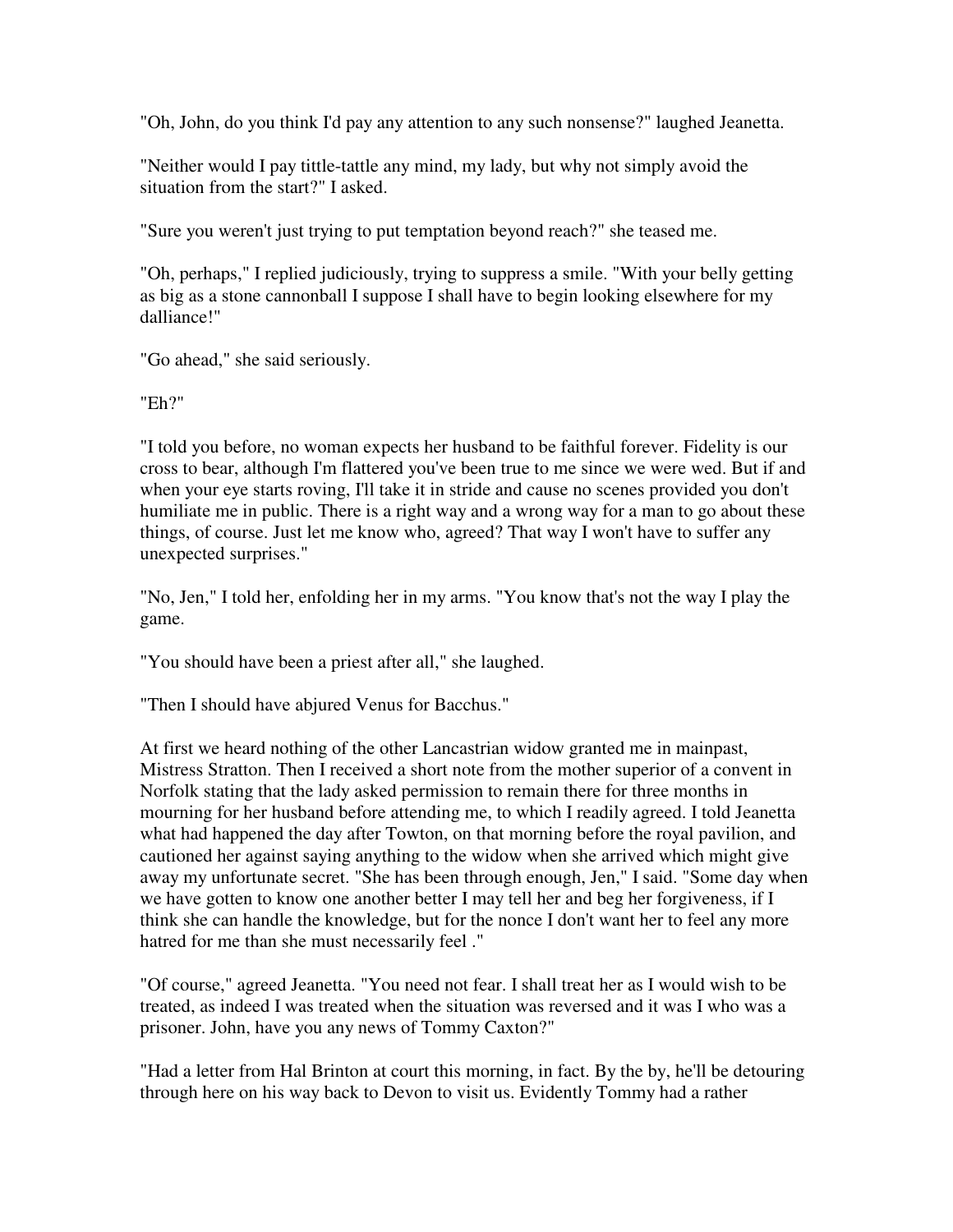"Oh, John, do you think I'd pay any attention to any such nonsense?" laughed Jeanetta.

"Neither would I pay tittle-tattle any mind, my lady, but why not simply avoid the situation from the start?" I asked.

"Sure you weren't just trying to put temptation beyond reach?" she teased me.

"Oh, perhaps," I replied judiciously, trying to suppress a smile. "With your belly getting as big as a stone cannonball I suppose I shall have to begin looking elsewhere for my dalliance!"

"Go ahead," she said seriously.

"Eh?"

"I told you before, no woman expects her husband to be faithful forever. Fidelity is our cross to bear, although I'm flattered you've been true to me since we were wed. But if and when your eye starts roving, I'll take it in stride and cause no scenes provided you don't humiliate me in public. There is a right way and a wrong way for a man to go about these things, of course. Just let me know who, agreed? That way I won't have to suffer any unexpected surprises."

"No, Jen," I told her, enfolding her in my arms. "You know that's not the way I play the game.

"You should have been a priest after all," she laughed.

"Then I should have abjured Venus for Bacchus."

At first we heard nothing of the other Lancastrian widow granted me in mainpast, Mistress Stratton. Then I received a short note from the mother superior of a convent in Norfolk stating that the lady asked permission to remain there for three months in mourning for her husband before attending me, to which I readily agreed. I told Jeanetta what had happened the day after Towton, on that morning before the royal pavilion, and cautioned her against saying anything to the widow when she arrived which might give away my unfortunate secret. "She has been through enough, Jen," I said. "Some day when we have gotten to know one another better I may tell her and beg her forgiveness, if I think she can handle the knowledge, but for the nonce I don't want her to feel any more hatred for me than she must necessarily feel ."

"Of course," agreed Jeanetta. "You need not fear. I shall treat her as I would wish to be treated, as indeed I was treated when the situation was reversed and it was I who was a prisoner. John, have you any news of Tommy Caxton?"

"Had a letter from Hal Brinton at court this morning, in fact. By the by, he'll be detouring through here on his way back to Devon to visit us. Evidently Tommy had a rather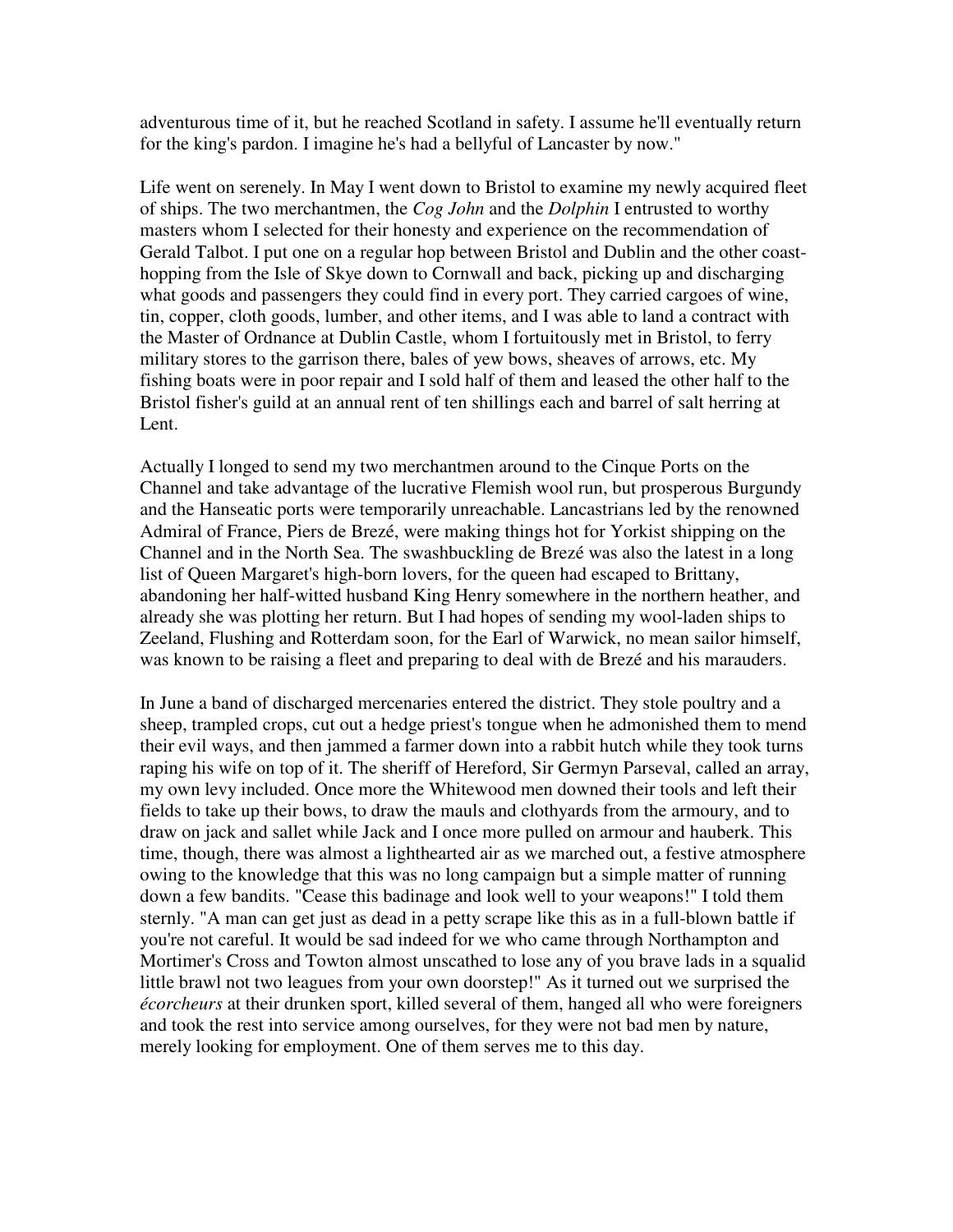adventurous time of it, but he reached Scotland in safety. I assume he'll eventually return for the king's pardon. I imagine he's had a bellyful of Lancaster by now."

Life went on serenely. In May I went down to Bristol to examine my newly acquired fleet of ships. The two merchantmen, the *Cog John* and the *Dolphin* I entrusted to worthy masters whom I selected for their honesty and experience on the recommendation of Gerald Talbot. I put one on a regular hop between Bristol and Dublin and the other coast-hopping from the Isle of Skye down to Cornwall and back, picking up and discharging what goods and passengers they could find in every port. They carried cargoes of wine, tin, copper, cloth goods, lumber, and other items, and I was able to land a contract with the Master of Ordnance at Dublin Castle, whom I fortuitously met in Bristol, to ferry military stores to the garrison there, bales of yew bows, sheaves of arrows, etc. My fishing boats were in poor repair and I sold half of them and leased the other half to the Bristol fisher's guild at an annual rent of ten shillings each and barrel of salt herring at Lent.

Actually I longed to send my two merchantmen around to the Cinque Ports on the Channel and take advantage of the lucrative Flemish wool run, but prosperous Burgundy and the Hanseatic ports were temporarily unreachable. Lancastrians led by the renowned Admiral of France, Piers de Brezé, were making things hot for Yorkist shipping on the Channel and in the North Sea. The swashbuckling de Brezé was also the latest in a long list of Queen Margaret's high-born lovers, for the queen had escaped to Brittany, abandoning her half-witted husband King Henry somewhere in the northern heather, and already she was plotting her return. But I had hopes of sending my wool-laden ships to Zeeland, Flushing and Rotterdam soon, for the Earl of Warwick, no mean sailor himself, was known to be raising a fleet and preparing to deal with de Brezé and his marauders.

In June a band of discharged mercenaries entered the district. They stole poultry and a sheep, trampled crops, cut out a hedge priest's tongue when he admonished them to mend their evil ways, and then jammed a farmer down into a rabbit hutch while they took turns raping his wife on top of it. The sheriff of Hereford, Sir Germyn Parseval, called an array, my own levy included. Once more the Whitewood men downed their tools and left their fields to take up their bows, to draw the mauls and clothyards from the armoury, and to draw on jack and sallet while Jack and I once more pulled on armour and hauberk. This time, though, there was almost a lighthearted air as we marched out, a festive atmosphere owing to the knowledge that this was no long campaign but a simple matter of running down a few bandits. "Cease this badinage and look well to your weapons!" I told them sternly. "A man can get just as dead in a petty scrape like this as in a full-blown battle if you're not careful. It would be sad indeed for we who came through Northampton and Mortimer's Cross and Towton almost unscathed to lose any of you brave lads in a squalid little brawl not two leagues from your own doorstep!" As it turned out we surprised the *écorcheurs* at their drunken sport, killed several of them, hanged all who were foreigners and took the rest into service among ourselves, for they were not bad men by nature, merely looking for employment. One of them serves me to this day.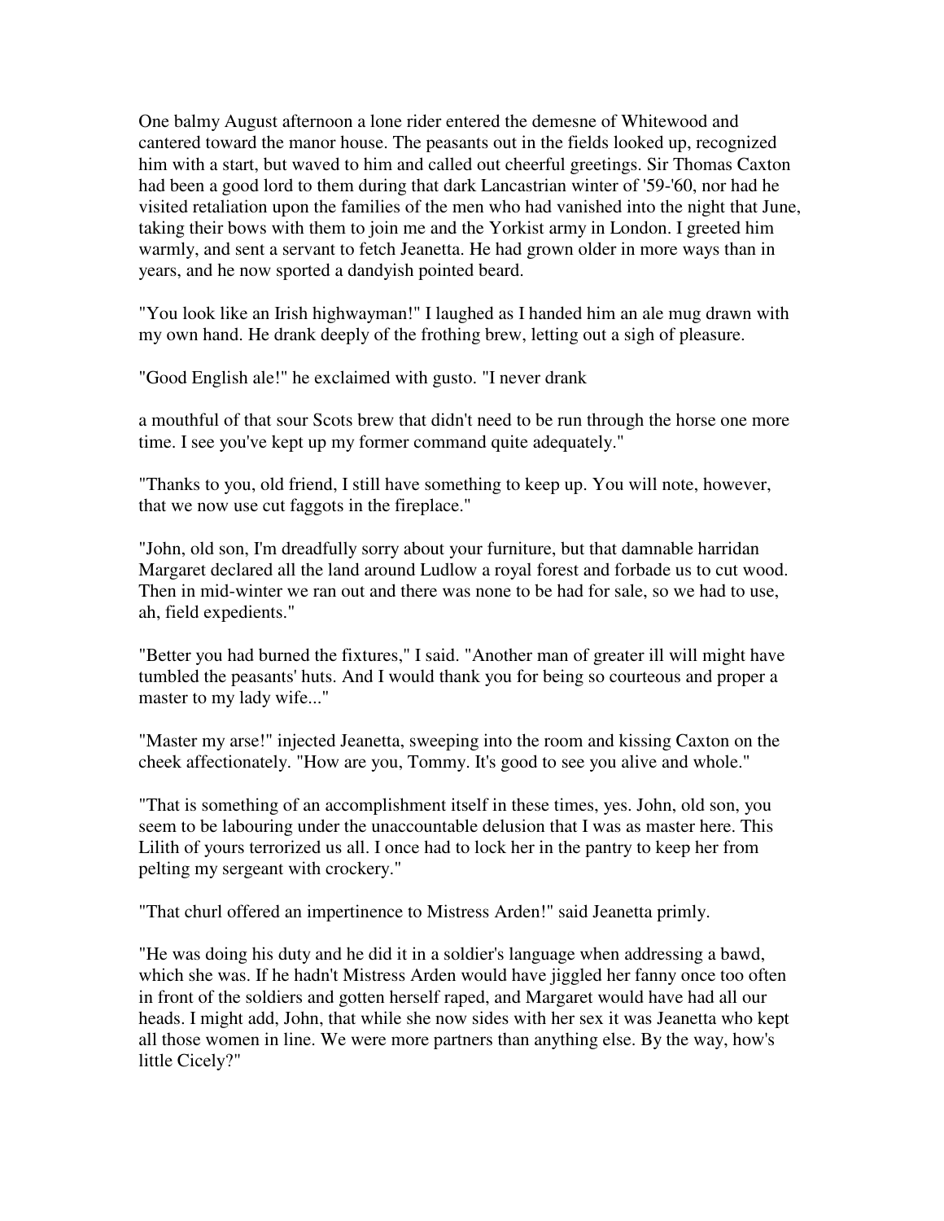One balmy August afternoon a lone rider entered the demesne of Whitewood and cantered toward the manor house. The peasants out in the fields looked up, recognized him with a start, but waved to him and called out cheerful greetings. Sir Thomas Caxton had been a good lord to them during that dark Lancastrian winter of '59-'60, nor had he visited retaliation upon the families of the men who had vanished into the night that June, taking their bows with them to join me and the Yorkist army in London. I greeted him warmly, and sent a servant to fetch Jeanetta. He had grown older in more ways than in years, and he now sported a dandyish pointed beard.

"You look like an Irish highwayman!" I laughed as I handed him an ale mug drawn with my own hand. He drank deeply of the frothing brew, letting out a sigh of pleasure.

"Good English ale!" he exclaimed with gusto. "I never drank a mouthful of that sour Scots brew that didn't need to be run through the horse one more time. I see you've kept up my former command quite adequately."

"Thanks to you, old friend, I still have something to keep up. You will note, however, that we now use cut faggots in the fireplace."

"John, old son, I'm dreadfully sorry about your furniture, but that damnable harridan Margaret declared all the land around Ludlow a royal forest and forbade us to cut wood. Then in mid-winter we ran out and there was none to be had for sale, so we had to use, ah, field expedients."

"Better you had burned the fixtures," I said. "Another man of greater ill will might have tumbled the peasants' huts. And I would thank you for being so courteous and proper a master to my lady wife..."

"Master my arse!" injected Jeanetta, sweeping into the room and kissing Caxton on the cheek affectionately. "How are you, Tommy. It's good to see you alive and whole."

"That is something of an accomplishment itself in these times, yes. John, old son, you seem to be labouring under the unaccountable delusion that I was as master here. This Lilith of yours terrorized us all. I once had to lock her in the pantry to keep her from pelting my sergeant with crockery."

"That churl offered an impertinence to Mistress Arden!" said Jeanetta primly.

"He was doing his duty and he did it in a soldier's language when addressing a bawd, which she was. If he hadn't Mistress Arden would have jiggled her fanny once too often in front of the soldiers and gotten herself raped, and Margaret would have had all our heads. I might add, John, that while she now sides with her sex it was Jeanetta who kept all those women in line. We were more partners than anything else. By the way, how's little Cicely?"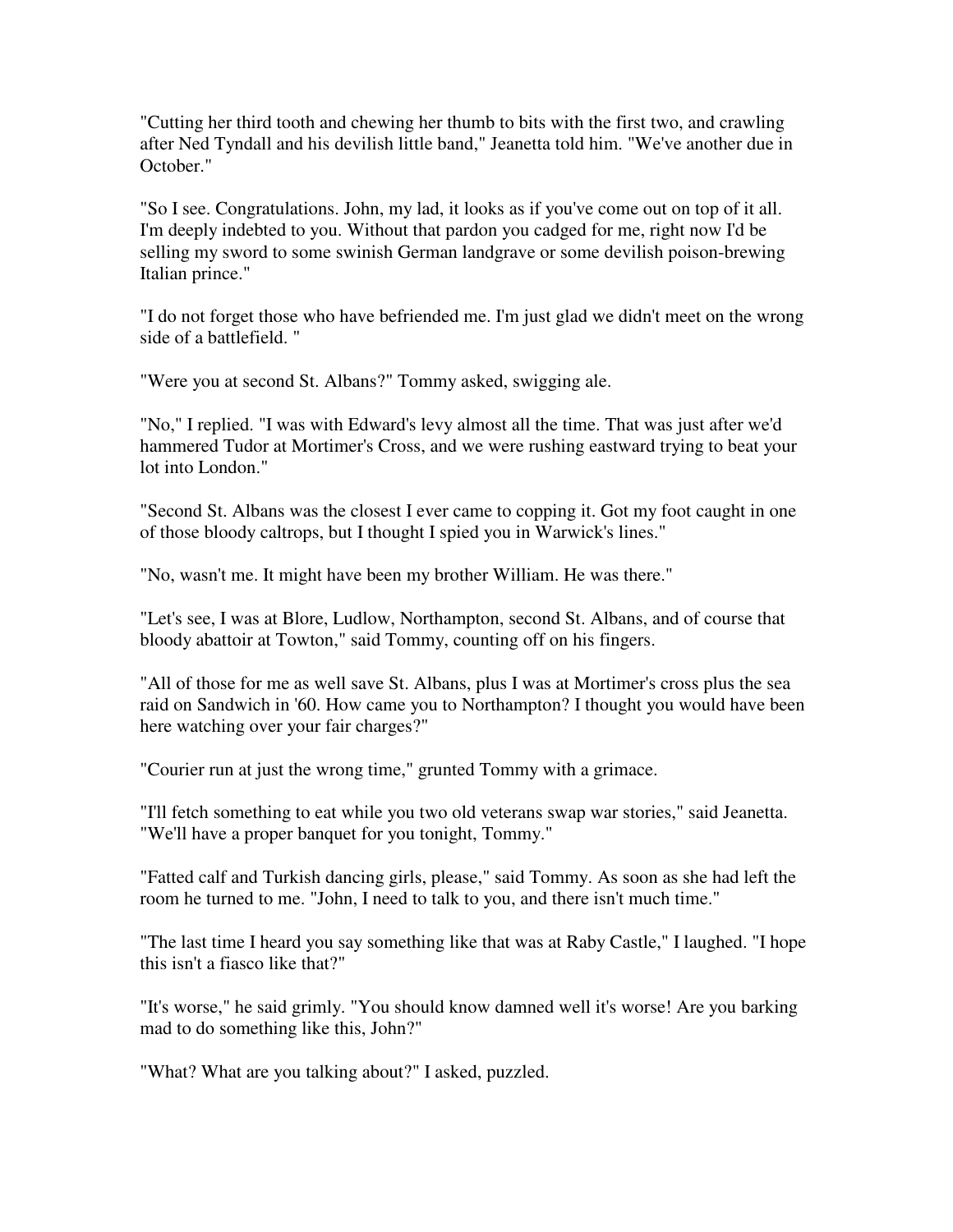"Cutting her third tooth and chewing her thumb to bits with the first two, and crawling after Ned Tyndall and his devilish little band," Jeanetta told him. "We've another due in October."

"So I see. Congratulations. John, my lad, it looks as if you've come out on top of it all. I'm deeply indebted to you. Without that pardon you cadged for me, right now I'd be selling my sword to some swinish German landgrave or some devilish poison-brewing Italian prince."

"I do not forget those who have befriended me. I'm just glad we didn't meet on the wrong side of a battlefield. "

"Were you at second St. Albans?" Tommy asked, swigging ale.

"No," I replied. "I was with Edward's levy almost all the time. That was just after we'd hammered Tudor at Mortimer's Cross, and we were rushing eastward trying to beat your lot into London."

"Second St. Albans was the closest I ever came to copping it. Got my foot caught in one of those bloody caltrops, but I thought I spied you in Warwick's lines."

"No, wasn't me. It might have been my brother William. He was there."

"Let's see, I was at Blore, Ludlow, Northampton, second St. Albans, and of course that bloody abattoir at Towton," said Tommy, counting off on his fingers.

"All of those for me as well save St. Albans, plus I was at Mortimer's cross plus the sea raid on Sandwich in '60. How came you to Northampton? I thought you would have been here watching over your fair charges?"

"Courier run at just the wrong time," grunted Tommy with a grimace.

"I'll fetch something to eat while you two old veterans swap war stories," said Jeanetta. "We'll have a proper banquet for you tonight, Tommy."

"Fatted calf and Turkish dancing girls, please," said Tommy. As soon as she had left the room he turned to me. "John, I need to talk to you, and there isn't much time."

"The last time I heard you say something like that was at Raby Castle," I laughed. "I hope this isn't a fiasco like that?"

"It's worse," he said grimly. "You should know damned well it's worse! Are you barking mad to do something like this, John?"

"What? What are you talking about?" I asked, puzzled.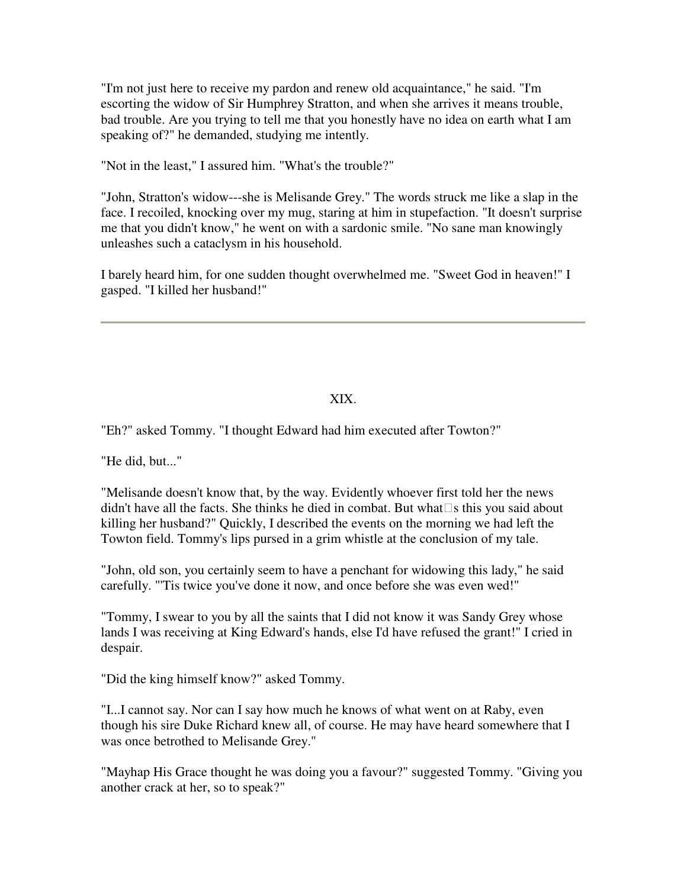"I'm not just here to receive my pardon and renew old acquaintance," he said. "I'm escorting the widow of Sir Humphrey Stratton, and when she arrives it means trouble, bad trouble. Are you trying to tell me that you honestly have no idea on earth what I am speaking of?" he demanded, studying me intently.

"Not in the least," I assured him. "What's the trouble?"

"John, Stratton's widow---she is Melisande Grey." The words struck me like a slap in the face. I recoiled, knocking over my mug, staring at him in stupefaction. "It doesn't surprise me that you didn't know," he went on with a sardonic smile. "No sane man knowingly unleashes such a cataclysm in his household.

I barely heard him, for one sudden thought overwhelmed me. "Sweet God in heaven!" I gasped. "I killed her husband!"

---

## XIX.

"Eh?" asked Tommy. "I thought Edward had him executed after Towton?"

"He did, but..."

"Melisande doesn't know that, by the way. Evidently whoever first told her the news didn't have all the facts. She thinks he died in combat. But what's this you said about killing her husband?" Quickly, I described the events on the morning we had left the Towton field. Tommy's lips pursed in a grim whistle at the conclusion of my tale.

"John, old son, you certainly seem to have a penchant for widowing this lady," he said carefully. "'Tis twice you've done it now, and once before she was even wed!"

"Tommy, I swear to you by all the saints that I did not know it was Sandy Grey whose lands I was receiving at King Edward's hands, else I'd have refused the grant!" I cried in despair.

"Did the king himself know?" asked Tommy.

"I...I cannot say. Nor can I say how much he knows of what went on at Raby, even though his sire Duke Richard knew all, of course. He may have heard somewhere that I was once betrothed to Melisande Grey."

"Mayhap His Grace thought he was doing you a favour?" suggested Tommy. "Giving you another crack at her, so to speak?"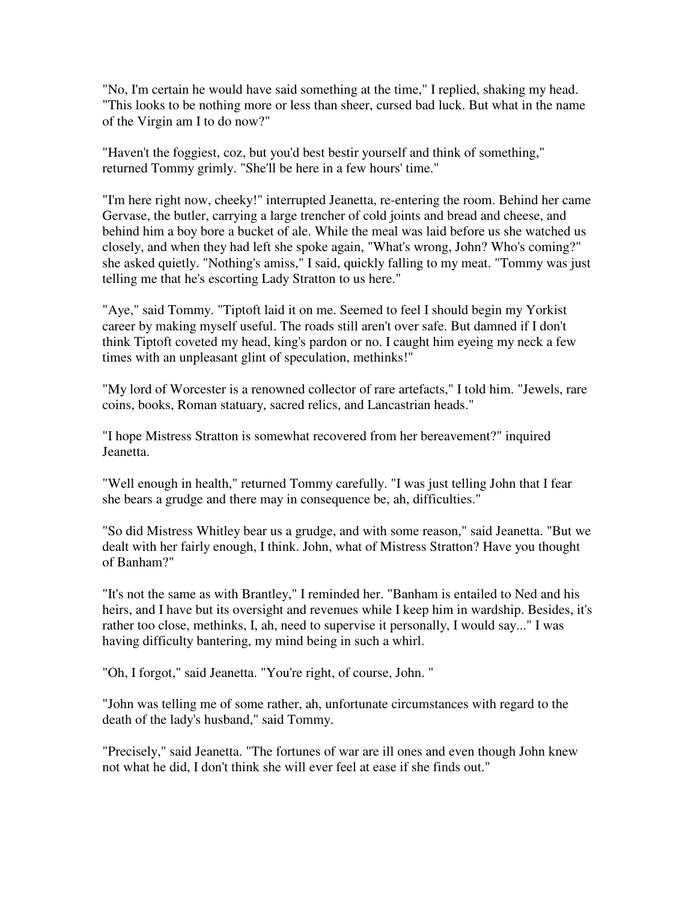"No, I'm certain he would have said something at the time," I replied, shaking my head. "This looks to be nothing more or less than sheer, cursed bad luck. But what in the name of the Virgin am I to do now?"

"Haven't the foggiest, coz, but you'd best bestir yourself and think of something," returned Tommy grimly. "She'll be here in a few hours' time."

"I'm here right now, cheeky!" interrupted Jeanetta, re-entering the room. Behind her came Gervase, the butler, carrying a large trencher of cold joints and bread and cheese, and behind him a boy bore a bucket of ale. While the meal was laid before us she watched us closely, and when they had left she spoke again, "What's wrong, John? Who's coming?" she asked quietly. "Nothing's amiss," I said, quickly falling to my meat. "Tommy was just telling me that he's escorting Lady Stratton to us here."

"Aye," said Tommy. "Tiptoft laid it on me. Seemed to feel I should begin my Yorkist career by making myself useful. The roads still aren't over safe. But damned if I don't think Tiptoft coveted my head, king's pardon or no. I caught him eyeing my neck a few times with an unpleasant glint of speculation, methinks!"

"My lord of Worcester is a renowned collector of rare artefacts," I told him. "Jewels, rare coins, books, Roman statuary, sacred relics, and Lancastrian heads."

"I hope Mistress Stratton is somewhat recovered from her bereavement?" inquired Jeanetta.

"Well enough in health," returned Tommy carefully. "I was just telling John that I fear she bears a grudge and there may in consequence be, ah, difficulties."

"So did Mistress Whitley bear us a grudge, and with some reason," said Jeanetta. "But we dealt with her fairly enough, I think. John, what of Mistress Stratton? Have you thought of Banham?"

"It's not the same as with Brantley," I reminded her. "Banham is entailed to Ned and his heirs, and I have but its oversight and revenues while I keep him in wardship. Besides, it's rather too close, methinks, I, ah, need to supervise it personally, I would say..." I was having difficulty bantering, my mind being in such a whirl.

"Oh, I forgot," said Jeanetta. "You're right, of course, John. "

"John was telling me of some rather, ah, unfortunate circumstances with regard to the death of the lady's husband," said Tommy.

"Precisely," said Jeanetta. "The fortunes of war are ill ones and even though John knew not what he did, I don't think she will ever feel at ease if she finds out."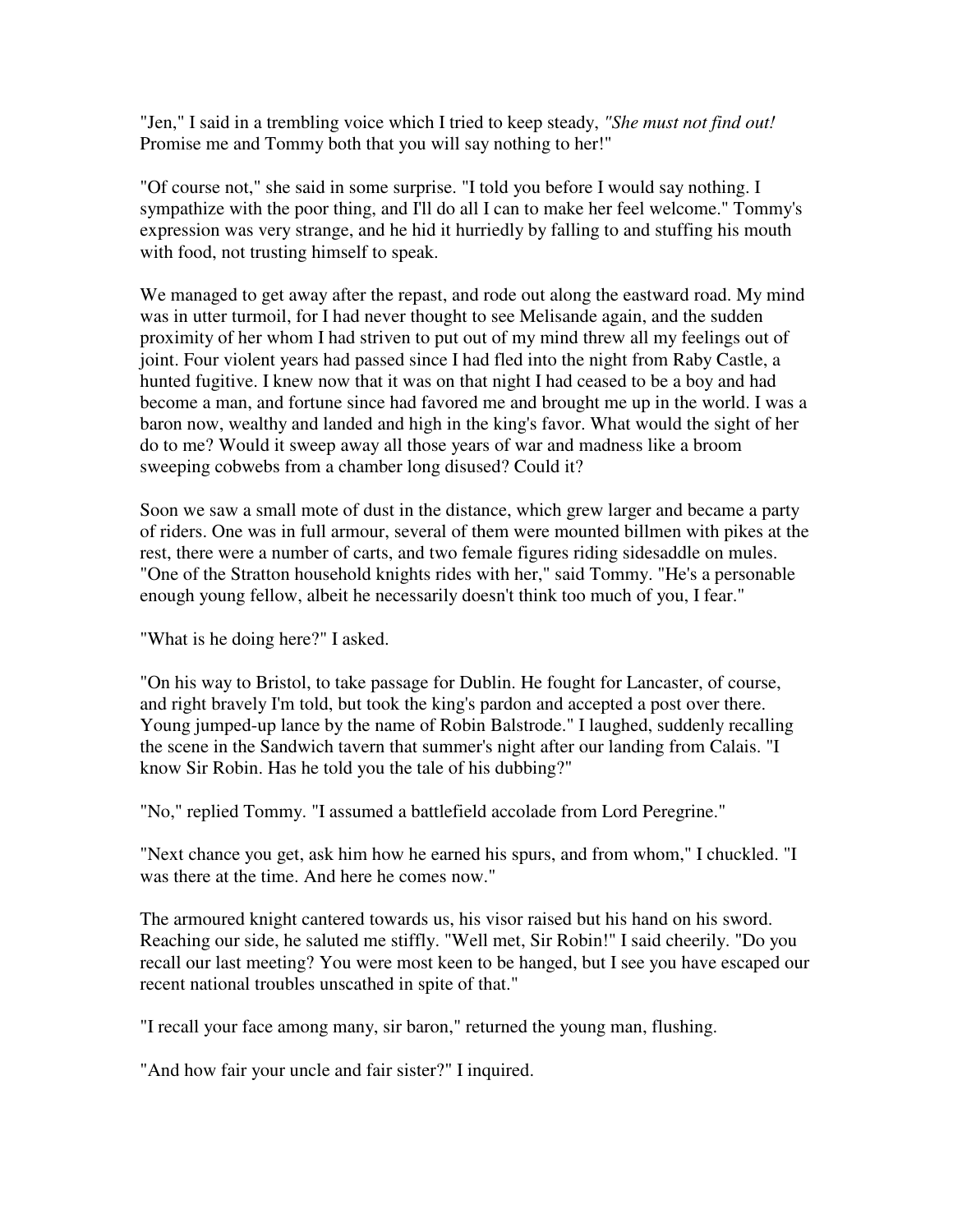"Jen," I said in a trembling voice which I tried to keep steady, *"She must not find out!* Promise me and Tommy both that you will say nothing to her!"

"Of course not," she said in some surprise. "I told you before I would say nothing. I sympathize with the poor thing, and I'll do all I can to make her feel welcome." Tommy's expression was very strange, and he hid it hurriedly by falling to and stuffing his mouth with food, not trusting himself to speak.

We managed to get away after the repast, and rode out along the eastward road. My mind was in utter turmoil, for I had never thought to see Melisande again, and the sudden proximity of her whom I had striven to put out of my mind threw all my feelings out of joint. Four violent years had passed since I had fled into the night from Raby Castle, a hunted fugitive. I knew now that it was on that night I had ceased to be a boy and had become a man, and fortune since had favored me and brought me up in the world. I was a baron now, wealthy and landed and high in the king's favor. What would the sight of her do to me? Would it sweep away all those years of war and madness like a broom sweeping cobwebs from a chamber long disused? Could it?

Soon we saw a small mote of dust in the distance, which grew larger and became a party of riders. One was in full armour, several of them were mounted billmen with pikes at the rest, there were a number of carts, and two female figures riding sidesaddle on mules. "One of the Stratton household knights rides with her," said Tommy. "He's a personable enough young fellow, albeit he necessarily doesn't think too much of you, I fear."

"What is he doing here?" I asked.

"On his way to Bristol, to take passage for Dublin. He fought for Lancaster, of course, and right bravely I'm told, but took the king's pardon and accepted a post over there. Young jumped-up lance by the name of Robin Balstrode." I laughed, suddenly recalling the scene in the Sandwich tavern that summer's night after our landing from Calais. "I know Sir Robin. Has he told you the tale of his dubbing?"

"No," replied Tommy. "I assumed a battlefield accolade from Lord Peregrine."

"Next chance you get, ask him how he earned his spurs, and from whom," I chuckled. "I was there at the time. And here he comes now."

The armoured knight cantered towards us, his visor raised but his hand on his sword. Reaching our side, he saluted me stiffly. "Well met, Sir Robin!" I said cheerily. "Do you recall our last meeting? You were most keen to be hanged, but I see you have escaped our recent national troubles unscathed in spite of that."

"I recall your face among many, sir baron," returned the young man, flushing.

"And how fair your uncle and fair sister?" I inquired.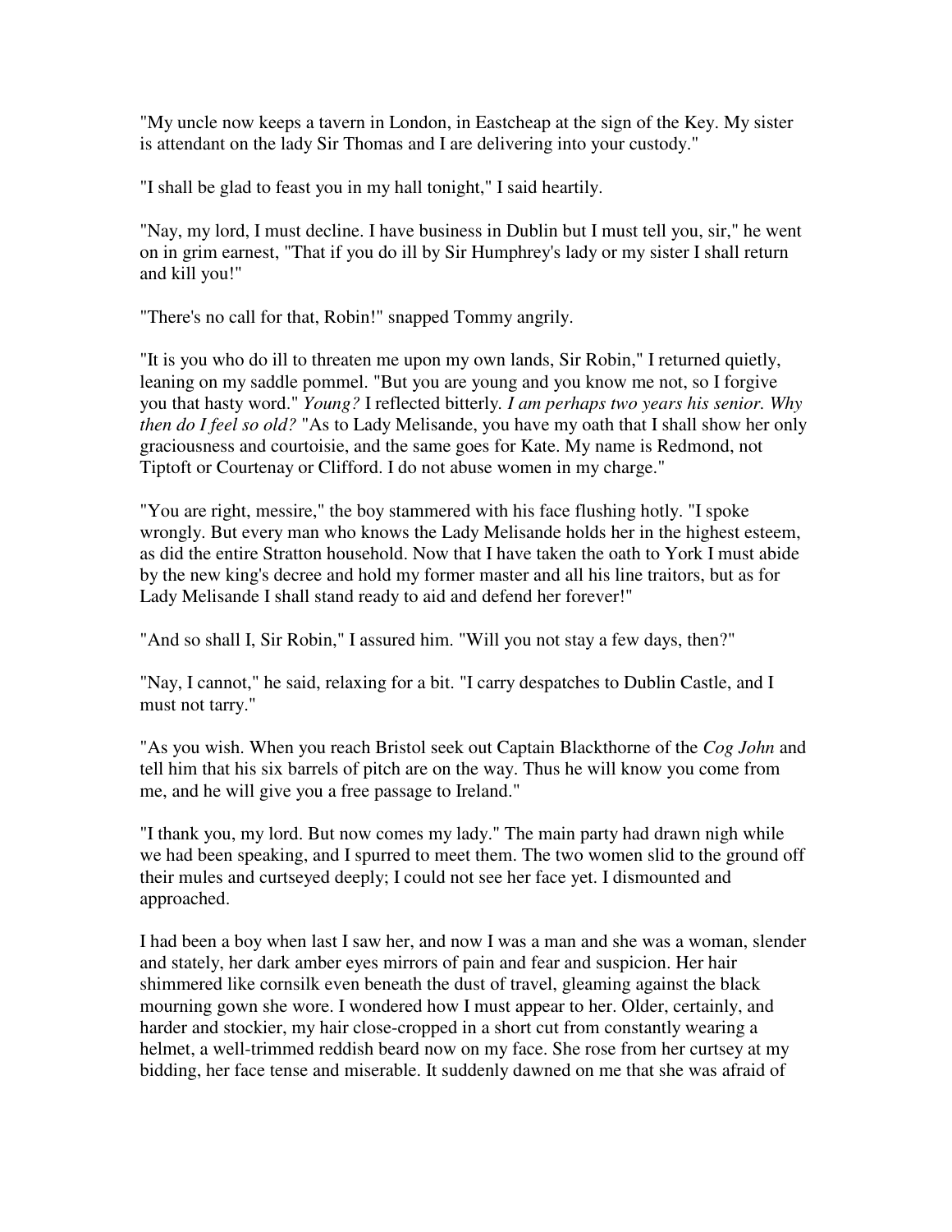"My uncle now keeps a tavern in London, in Eastcheap at the sign of the Key. My sister is attendant on the lady Sir Thomas and I are delivering into your custody."

"I shall be glad to feast you in my hall tonight," I said heartily.

"Nay, my lord, I must decline. I have business in Dublin but I must tell you, sir," he went on in grim earnest, "That if you do ill by Sir Humphrey's lady or my sister I shall return and kill you!"

"There's no call for that, Robin!" snapped Tommy angrily.

"It is you who do ill to threaten me upon my own lands, Sir Robin," I returned quietly, leaning on my saddle pommel. "But you are young and you know me not, so I forgive you that hasty word." *Young?* I reflected bitterly. *I am perhaps two years his senior. Why then do I feel so old?* "As to Lady Melisande, you have my oath that I shall show her only graciousness and courtoisie, and the same goes for Kate. My name is Redmond, not Tiptoft or Courtenay or Clifford. I do not abuse women in my charge."

"You are right, messire," the boy stammered with his face flushing hotly. "I spoke wrongly. But every man who knows the Lady Melisande holds her in the highest esteem, as did the entire Stratton household. Now that I have taken the oath to York I must abide by the new king's decree and hold my former master and all his line traitors, but as for Lady Melisande I shall stand ready to aid and defend her forever!"

"And so shall I, Sir Robin," I assured him. "Will you not stay a few days, then?"

"Nay, I cannot," he said, relaxing for a bit. "I carry despatches to Dublin Castle, and I must not tarry."

"As you wish. When you reach Bristol seek out Captain Blackthorne of the *Cog John* and tell him that his six barrels of pitch are on the way. Thus he will know you come from me, and he will give you a free passage to Ireland."

"I thank you, my lord. But now comes my lady." The main party had drawn nigh while we had been speaking, and I spurred to meet them. The two women slid to the ground off their mules and curtseyed deeply; I could not see her face yet. I dismounted and approached.

I had been a boy when last I saw her, and now I was a man and she was a woman, slender and stately, her dark amber eyes mirrors of pain and fear and suspicion. Her hair shimmered like cornsilk even beneath the dust of travel, gleaming against the black mourning gown she wore. I wondered how I must appear to her. Older, certainly, and harder and stockier, my hair close-cropped in a short cut from constantly wearing a helmet, a well-trimmed reddish beard now on my face. She rose from her curtsey at my bidding, her face tense and miserable. It suddenly dawned on me that she was afraid of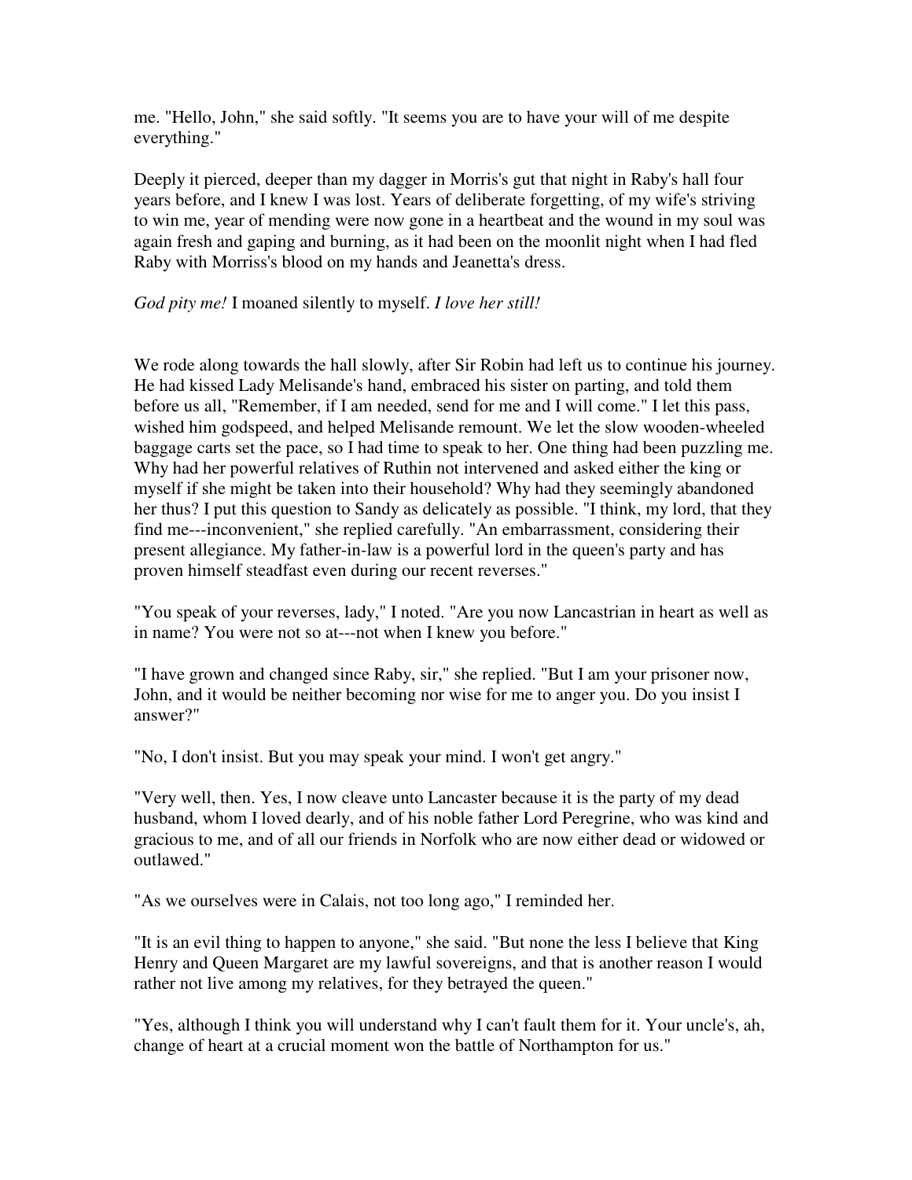me. "Hello, John," she said softly. "It seems you are to have your will of me despite everything."

Deeply it pierced, deeper than my dagger in Morris's gut that night in Raby's hall four years before, and I knew I was lost. Years of deliberate forgetting, of my wife's striving to win me, year of mending were now gone in a heartbeat and the wound in my soul was again fresh and gaping and burning, as it had been on the moonlit night when I had fled Raby with Morriss's blood on my hands and Jeanetta's dress.

*God pity me!* I moaned silently to myself. *I love her still!*

We rode along towards the hall slowly, after Sir Robin had left us to continue his journey. He had kissed Lady Melisande's hand, embraced his sister on parting, and told them before us all, "Remember, if I am needed, send for me and I will come." I let this pass, wished him godspeed, and helped Melisande remount. We let the slow wooden-wheeled baggage carts set the pace, so I had time to speak to her. One thing had been puzzling me. Why had her powerful relatives of Ruthin not intervened and asked either the king or myself if she might be taken into their household? Why had they seemingly abandoned her thus? I put this question to Sandy as delicately as possible. "I think, my lord, that they find me---inconvenient," she replied carefully. "An embarrassment, considering their present allegiance. My father-in-law is a powerful lord in the queen's party and has proven himself steadfast even during our recent reverses."

"You speak of your reverses, lady," I noted. "Are you now Lancastrian in heart as well as in name? You were not so at---not when I knew you before."

"I have grown and changed since Raby, sir," she replied. "But I am your prisoner now, John, and it would be neither becoming nor wise for me to anger you. Do you insist I answer?"

"No, I don't insist. But you may speak your mind. I won't get angry."

"Very well, then. Yes, I now cleave unto Lancaster because it is the party of my dead husband, whom I loved dearly, and of his noble father Lord Peregrine, who was kind and gracious to me, and of all our friends in Norfolk who are now either dead or widowed or outlawed."

"As we ourselves were in Calais, not too long ago," I reminded her.

"It is an evil thing to happen to anyone," she said. "But none the less I believe that King Henry and Queen Margaret are my lawful sovereigns, and that is another reason I would rather not live among my relatives, for they betrayed the queen."

"Yes, although I think you will understand why I can't fault them for it. Your uncle's, ah, change of heart at a crucial moment won the battle of Northampton for us."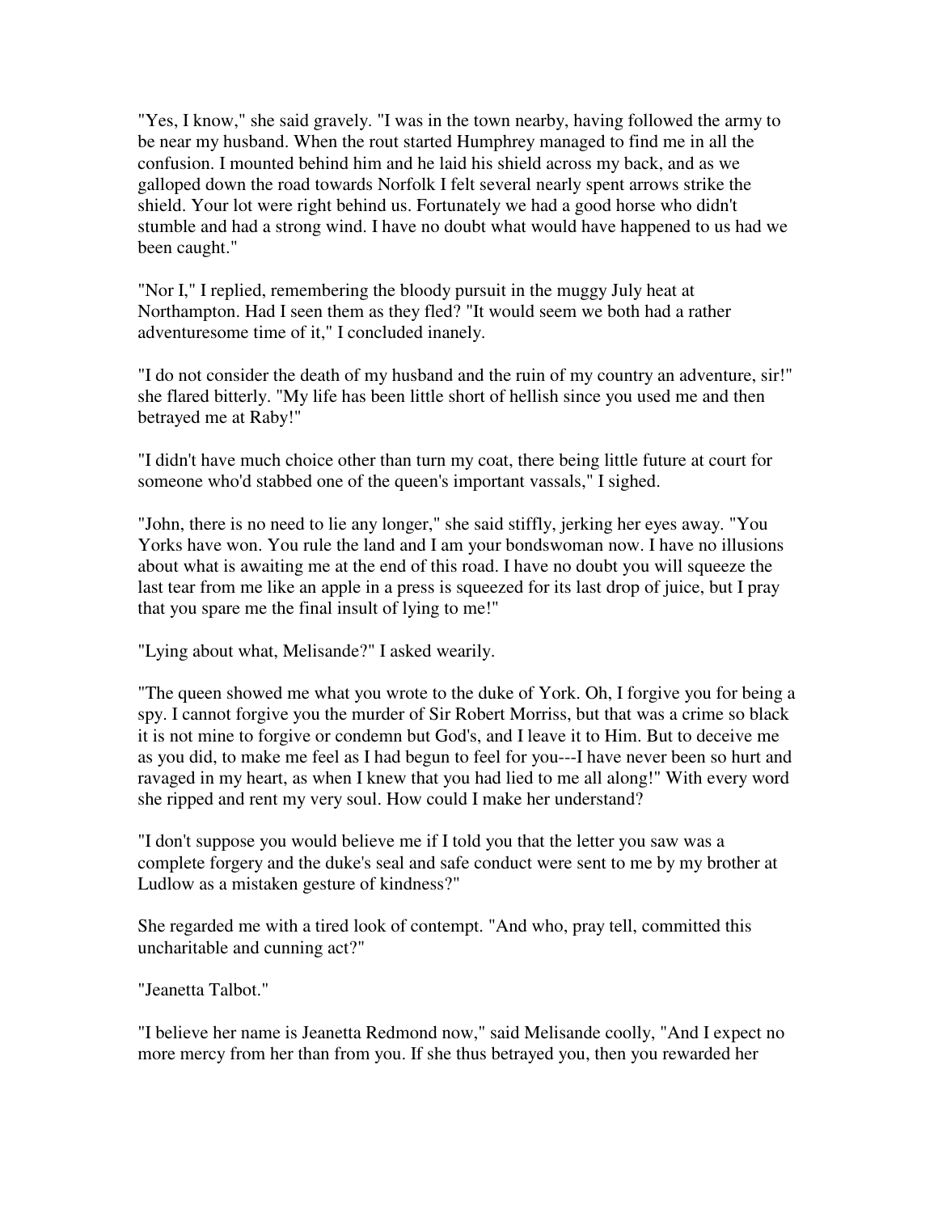"Yes, I know," she said gravely. "I was in the town nearby, having followed the army to be near my husband. When the rout started Humphrey managed to find me in all the confusion. I mounted behind him and he laid his shield across my back, and as we galloped down the road towards Norfolk I felt several nearly spent arrows strike the shield. Your lot were right behind us. Fortunately we had a good horse who didn't stumble and had a strong wind. I have no doubt what would have happened to us had we been caught."

"Nor I," I replied, remembering the bloody pursuit in the muggy July heat at Northampton. Had I seen them as they fled? "It would seem we both had a rather adventuresome time of it," I concluded inanely.

"I do not consider the death of my husband and the ruin of my country an adventure, sir!" she flared bitterly. "My life has been little short of hellish since you used me and then betrayed me at Raby!"

"I didn't have much choice other than turn my coat, there being little future at court for someone who'd stabbed one of the queen's important vassals," I sighed.

"John, there is no need to lie any longer," she said stiffly, jerking her eyes away. "You Yorks have won. You rule the land and I am your bondswoman now. I have no illusions about what is awaiting me at the end of this road. I have no doubt you will squeeze the last tear from me like an apple in a press is squeezed for its last drop of juice, but I pray that you spare me the final insult of lying to me!"

"Lying about what, Melisande?" I asked wearily.

"The queen showed me what you wrote to the duke of York. Oh, I forgive you for being a spy. I cannot forgive you the murder of Sir Robert Morriss, but that was a crime so black it is not mine to forgive or condemn but God's, and I leave it to Him. But to deceive me as you did, to make me feel as I had begun to feel for you---I have never been so hurt and ravaged in my heart, as when I knew that you had lied to me all along!" With every word she ripped and rent my very soul. How could I make her understand?

"I don't suppose you would believe me if I told you that the letter you saw was a complete forgery and the duke's seal and safe conduct were sent to me by my brother at Ludlow as a mistaken gesture of kindness?"

She regarded me with a tired look of contempt. "And who, pray tell, committed this uncharitable and cunning act?"

"Jeanetta Talbot."

"I believe her name is Jeanetta Redmond now," said Melisande coolly, "And I expect no more mercy from her than from you. If she thus betrayed you, then you rewarded her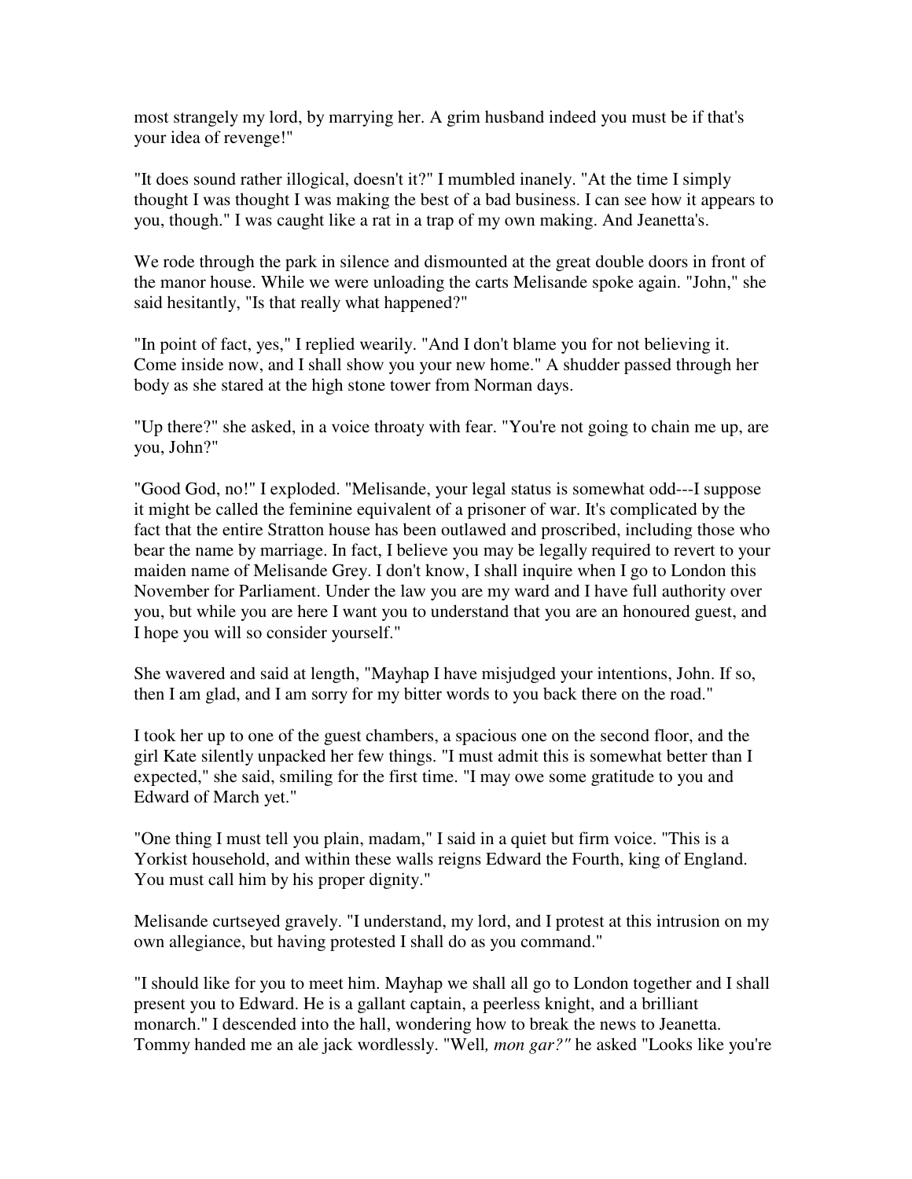most strangely my lord, by marrying her. A grim husband indeed you must be if that's your idea of revenge!"

"It does sound rather illogical, doesn't it?" I mumbled inanely. "At the time I simply thought I was thought I was making the best of a bad business. I can see how it appears to you, though." I was caught like a rat in a trap of my own making. And Jeanetta's.

We rode through the park in silence and dismounted at the great double doors in front of the manor house. While we were unloading the carts Melisande spoke again. "John," she said hesitantly, "Is that really what happened?"

"In point of fact, yes," I replied wearily. "And I don't blame you for not believing it. Come inside now, and I shall show you your new home." A shudder passed through her body as she stared at the high stone tower from Norman days.

"Up there?" she asked, in a voice throaty with fear. "You're not going to chain me up, are you, John?"

"Good God, no!" I exploded. "Melisande, your legal status is somewhat odd---I suppose it might be called the feminine equivalent of a prisoner of war. It's complicated by the fact that the entire Stratton house has been outlawed and proscribed, including those who bear the name by marriage. In fact, I believe you may be legally required to revert to your maiden name of Melisande Grey. I don't know, I shall inquire when I go to London this November for Parliament. Under the law you are my ward and I have full authority over you, but while you are here I want you to understand that you are an honoured guest, and I hope you will so consider yourself."

She wavered and said at length, "Mayhap I have misjudged your intentions, John. If so, then I am glad, and I am sorry for my bitter words to you back there on the road."

I took her up to one of the guest chambers, a spacious one on the second floor, and the girl Kate silently unpacked her few things. "I must admit this is somewhat better than I expected," she said, smiling for the first time. "I may owe some gratitude to you and Edward of March yet."

"One thing I must tell you plain, madam," I said in a quiet but firm voice. "This is a Yorkist household, and within these walls reigns Edward the Fourth, king of England. You must call him by his proper dignity."

Melisande curtseyed gravely. "I understand, my lord, and I protest at this intrusion on my own allegiance, but having protested I shall do as you command."

"I should like for you to meet him. Mayhap we shall all go to London together and I shall present you to Edward. He is a gallant captain, a peerless knight, and a brilliant monarch." I descended into the hall, wondering how to break the news to Jeanetta. Tommy handed me an ale jack wordlessly. "Well*, mon gar?"* he asked "Looks like you're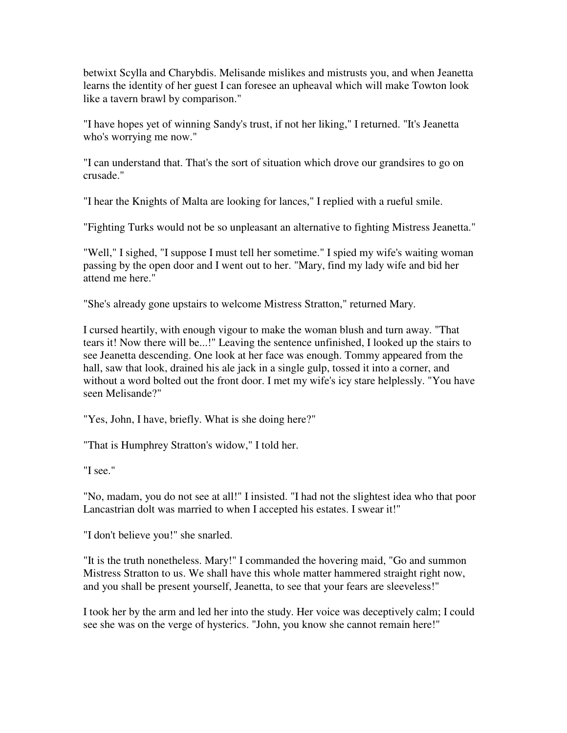betwixt Scylla and Charybdis. Melisande mislikes and mistrusts you, and when Jeanetta learns the identity of her guest I can foresee an upheaval which will make Towton look like a tavern brawl by comparison."

"I have hopes yet of winning Sandy's trust, if not her liking," I returned. "It's Jeanetta who's worrying me now."

"I can understand that. That's the sort of situation which drove our grandsires to go on crusade."

"I hear the Knights of Malta are looking for lances," I replied with a rueful smile.

"Fighting Turks would not be so unpleasant an alternative to fighting Mistress Jeanetta."

"Well," I sighed, "I suppose I must tell her sometime." I spied my wife's waiting woman passing by the open door and I went out to her. "Mary, find my lady wife and bid her attend me here."

"She's already gone upstairs to welcome Mistress Stratton," returned Mary.

I cursed heartily, with enough vigour to make the woman blush and turn away. "That tears it! Now there will be...!" Leaving the sentence unfinished, I looked up the stairs to see Jeanetta descending. One look at her face was enough. Tommy appeared from the hall, saw that look, drained his ale jack in a single gulp, tossed it into a corner, and without a word bolted out the front door. I met my wife's icy stare helplessly. "You have seen Melisande?"

"Yes, John, I have, briefly. What is she doing here?"

"That is Humphrey Stratton's widow," I told her.

"I see."

"No, madam, you do not see at all!" I insisted. "I had not the slightest idea who that poor Lancastrian dolt was married to when I accepted his estates. I swear it!"

"I don't believe you!" she snarled.

"It is the truth nonetheless. Mary!" I commanded the hovering maid, "Go and summon Mistress Stratton to us. We shall have this whole matter hammered straight right now, and you shall be present yourself, Jeanetta, to see that your fears are sleeveless!"

I took her by the arm and led her into the study. Her voice was deceptively calm; I could see she was on the verge of hysterics. "John, you know she cannot remain here!"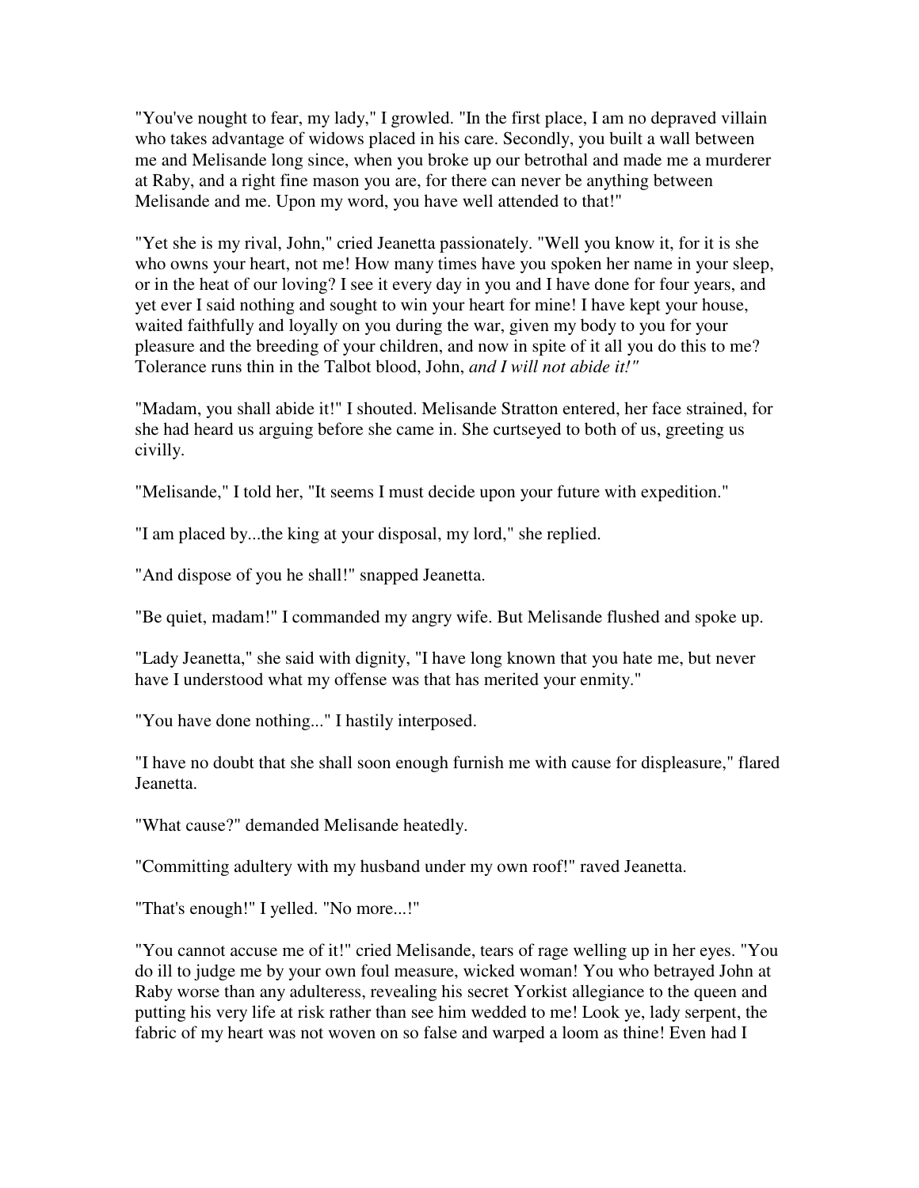"You've nought to fear, my lady," I growled. "In the first place, I am no depraved villain who takes advantage of widows placed in his care. Secondly, you built a wall between me and Melisande long since, when you broke up our betrothal and made me a murderer at Raby, and a right fine mason you are, for there can never be anything between Melisande and me. Upon my word, you have well attended to that!"

"Yet she is my rival, John," cried Jeanetta passionately. "Well you know it, for it is she who owns your heart, not me! How many times have you spoken her name in your sleep, or in the heat of our loving? I see it every day in you and I have done for four years, and yet ever I said nothing and sought to win your heart for mine! I have kept your house, waited faithfully and loyally on you during the war, given my body to you for your pleasure and the breeding of your children, and now in spite of it all you do this to me? Tolerance runs thin in the Talbot blood, John, *and I will not abide it!"*

"Madam, you shall abide it!" I shouted. Melisande Stratton entered, her face strained, for she had heard us arguing before she came in. She curtseyed to both of us, greeting us civilly.

"Melisande," I told her, "It seems I must decide upon your future with expedition."

"I am placed by...the king at your disposal, my lord," she replied.

"And dispose of you he shall!" snapped Jeanetta.

"Be quiet, madam!" I commanded my angry wife. But Melisande flushed and spoke up.

"Lady Jeanetta," she said with dignity, "I have long known that you hate me, but never have I understood what my offense was that has merited your enmity."

"You have done nothing..." I hastily interposed.

"I have no doubt that she shall soon enough furnish me with cause for displeasure," flared Jeanetta.

"What cause?" demanded Melisande heatedly.

"Committing adultery with my husband under my own roof!" raved Jeanetta.

"That's enough!" I yelled. "No more...!"

"You cannot accuse me of it!" cried Melisande, tears of rage welling up in her eyes. "You do ill to judge me by your own foul measure, wicked woman! You who betrayed John at Raby worse than any adulteress, revealing his secret Yorkist allegiance to the queen and putting his very life at risk rather than see him wedded to me! Look ye, lady serpent, the fabric of my heart was not woven on so false and warped a loom as thine! Even had I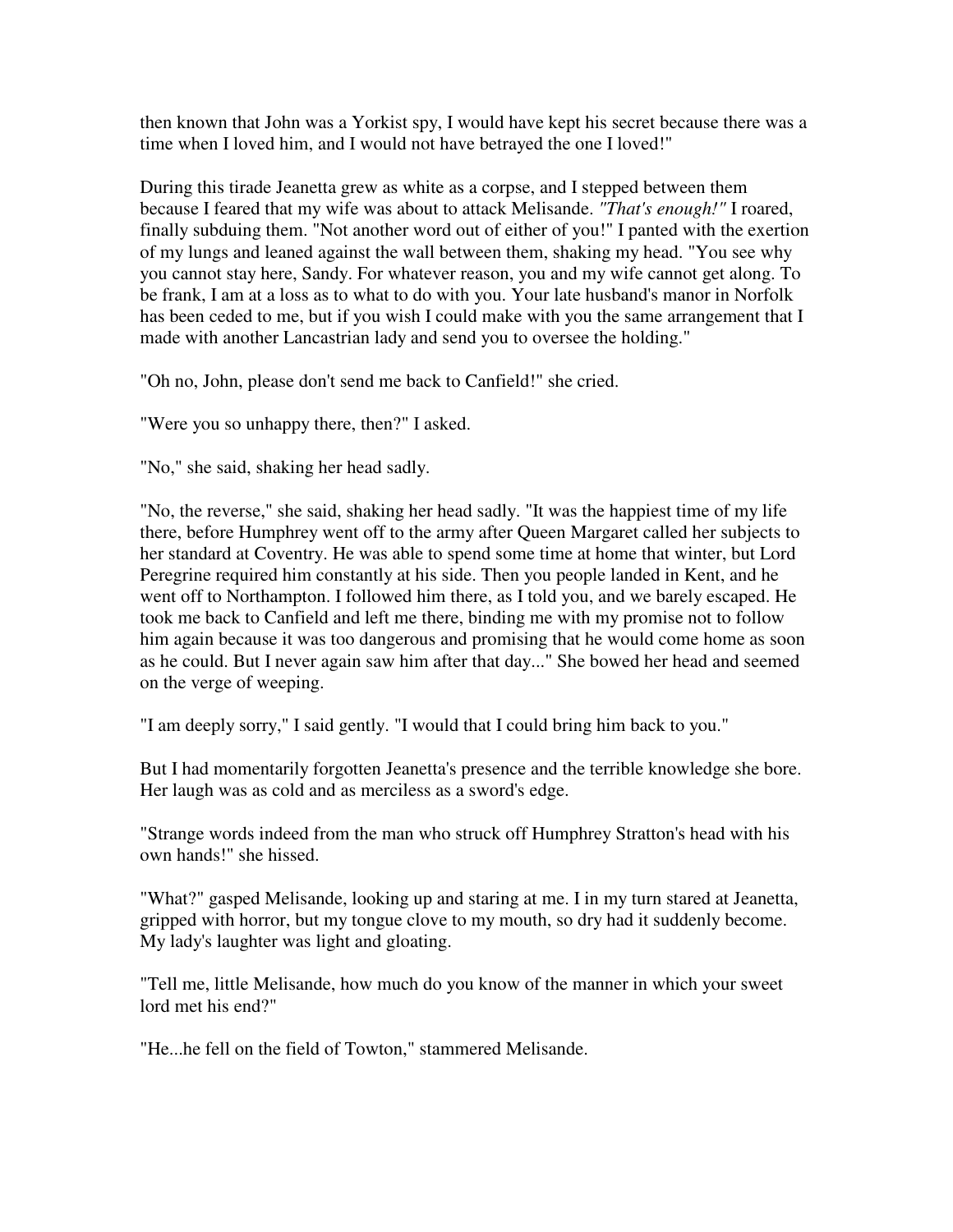then known that John was a Yorkist spy, I would have kept his secret because there was a time when I loved him, and I would not have betrayed the one I loved!"

During this tirade Jeanetta grew as white as a corpse, and I stepped between them because I feared that my wife was about to attack Melisande. *"That's enough!"* I roared, finally subduing them. "Not another word out of either of you!" I panted with the exertion of my lungs and leaned against the wall between them, shaking my head. "You see why you cannot stay here, Sandy. For whatever reason, you and my wife cannot get along. To be frank, I am at a loss as to what to do with you. Your late husband's manor in Norfolk has been ceded to me, but if you wish I could make with you the same arrangement that I made with another Lancastrian lady and send you to oversee the holding."

"Oh no, John, please don't send me back to Canfield!" she cried.

"Were you so unhappy there, then?" I asked.

"No," she said, shaking her head sadly.

"No, the reverse," she said, shaking her head sadly. "It was the happiest time of my life there, before Humphrey went off to the army after Queen Margaret called her subjects to her standard at Coventry. He was able to spend some time at home that winter, but Lord Peregrine required him constantly at his side. Then you people landed in Kent, and he went off to Northampton. I followed him there, as I told you, and we barely escaped. He took me back to Canfield and left me there, binding me with my promise not to follow him again because it was too dangerous and promising that he would come home as soon as he could. But I never again saw him after that day..." She bowed her head and seemed on the verge of weeping.

"I am deeply sorry," I said gently. "I would that I could bring him back to you."

But I had momentarily forgotten Jeanetta's presence and the terrible knowledge she bore. Her laugh was as cold and as merciless as a sword's edge.

"Strange words indeed from the man who struck off Humphrey Stratton's head with his own hands!" she hissed.

"What?" gasped Melisande, looking up and staring at me. I in my turn stared at Jeanetta, gripped with horror, but my tongue clove to my mouth, so dry had it suddenly become. My lady's laughter was light and gloating.

"Tell me, little Melisande, how much do you know of the manner in which your sweet lord met his end?"

"He...he fell on the field of Towton," stammered Melisande.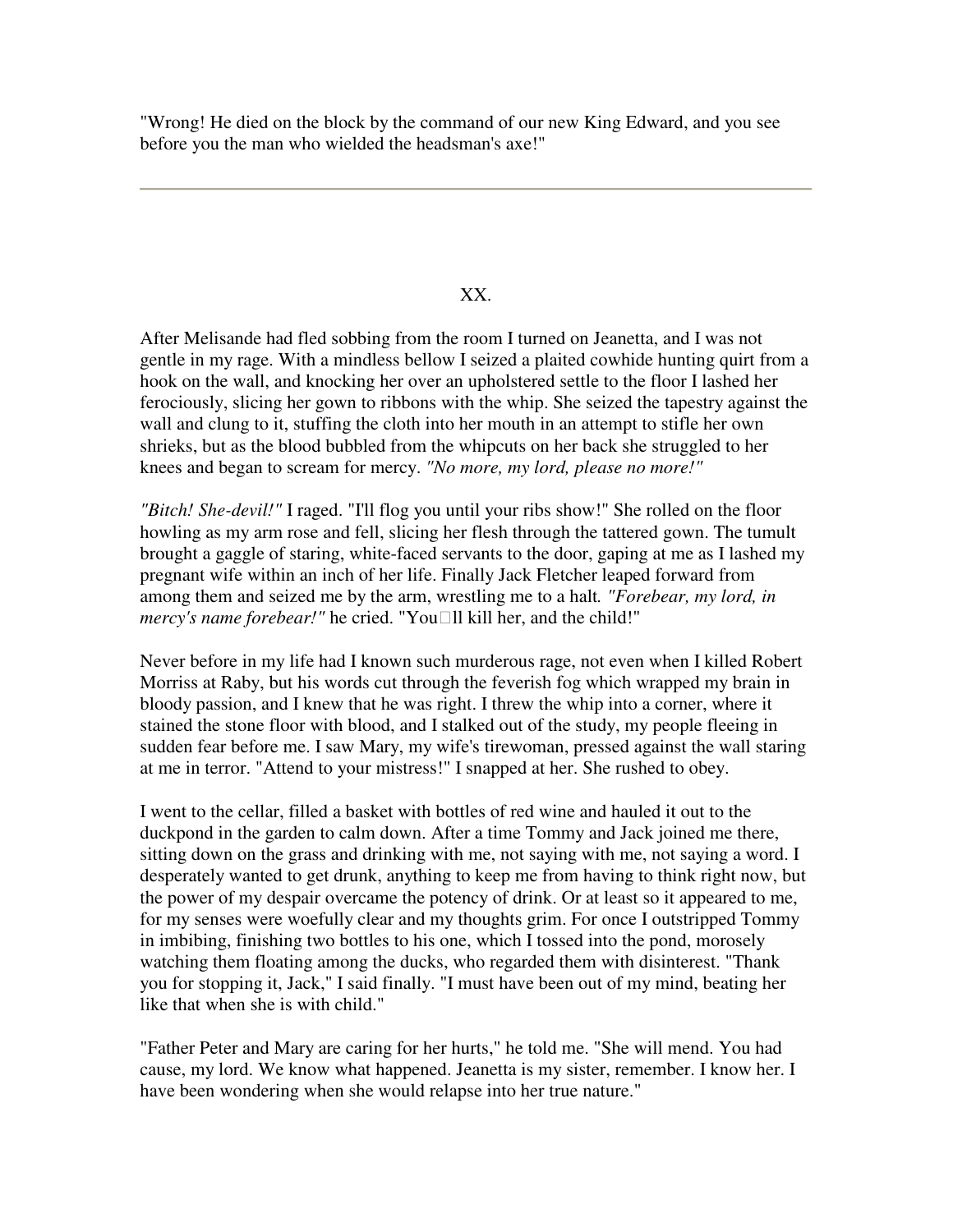"Wrong! He died on the block by the command of our new King Edward, and you see before you the man who wielded the headsman's axe!"

---

## XX.

After Melisande had fled sobbing from the room I turned on Jeanetta, and I was not gentle in my rage. With a mindless bellow I seized a plaited cowhide hunting quirt from a hook on the wall, and knocking her over an upholstered settle to the floor I lashed her ferociously, slicing her gown to ribbons with the whip. She seized the tapestry against the wall and clung to it, stuffing the cloth into her mouth in an attempt to stifle her own shrieks, but as the blood bubbled from the whipcuts on her back she struggled to her knees and began to scream for mercy. *"No more, my lord, please no more!"*

*"Bitch! She-devil!"* I raged. "I'll flog you until your ribs show!" She rolled on the floor howling as my arm rose and fell, slicing her flesh through the tattered gown. The tumult brought a gaggle of staring, white-faced servants to the door, gaping at me as I lashed my pregnant wife within an inch of her life. Finally Jack Fletcher leaped forward from among them and seized me by the arm, wrestling me to a halt. *"Forebear, my lord, in mercy's name forebear!"* he cried. "You□ll kill her, and the child!"

Never before in my life had I known such murderous rage, not even when I killed Robert Morriss at Raby, but his words cut through the feverish fog which wrapped my brain in bloody passion, and I knew that he was right. I threw the whip into a corner, where it stained the stone floor with blood, and I stalked out of the study, my people fleeing in sudden fear before me. I saw Mary, my wife's tirewoman, pressed against the wall staring at me in terror. "Attend to your mistress!" I snapped at her. She rushed to obey.

I went to the cellar, filled a basket with bottles of red wine and hauled it out to the duckpond in the garden to calm down. After a time Tommy and Jack joined me there, sitting down on the grass and drinking with me, not saying with me, not saying a word. I desperately wanted to get drunk, anything to keep me from having to think right now, but the power of my despair overcame the potency of drink. Or at least so it appeared to me, for my senses were woefully clear and my thoughts grim. For once I outstripped Tommy in imbibing, finishing two bottles to his one, which I tossed into the pond, morosely watching them floating among the ducks, who regarded them with disinterest. "Thank you for stopping it, Jack," I said finally. "I must have been out of my mind, beating her like that when she is with child."

"Father Peter and Mary are caring for her hurts," he told me. "She will mend. You had cause, my lord. We know what happened. Jeanetta is my sister, remember. I know her. I have been wondering when she would relapse into her true nature."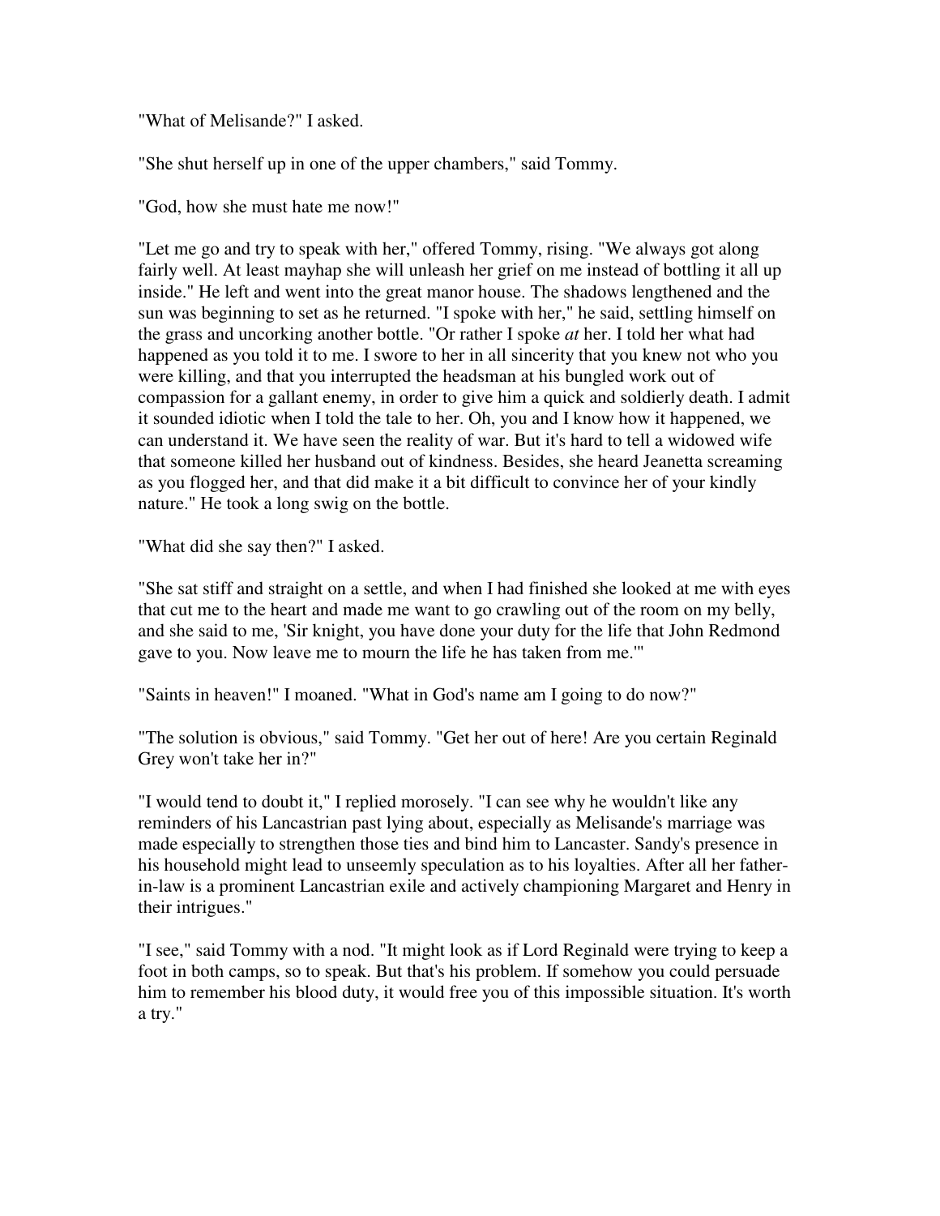"What of Melisande?" I asked.

"She shut herself up in one of the upper chambers," said Tommy.

"God, how she must hate me now!"

"Let me go and try to speak with her," offered Tommy, rising. "We always got along fairly well. At least mayhap she will unleash her grief on me instead of bottling it all up inside." He left and went into the great manor house. The shadows lengthened and the sun was beginning to set as he returned. "I spoke with her," he said, settling himself on the grass and uncorking another bottle. "Or rather I spoke *at* her. I told her what had happened as you told it to me. I swore to her in all sincerity that you knew not who you were killing, and that you interrupted the headsman at his bungled work out of compassion for a gallant enemy, in order to give him a quick and soldierly death. I admit it sounded idiotic when I told the tale to her. Oh, you and I know how it happened, we can understand it. We have seen the reality of war. But it's hard to tell a widowed wife that someone killed her husband out of kindness. Besides, she heard Jeanetta screaming as you flogged her, and that did make it a bit difficult to convince her of your kindly nature." He took a long swig on the bottle.

"What did she say then?" I asked.

"She sat stiff and straight on a settle, and when I had finished she looked at me with eyes that cut me to the heart and made me want to go crawling out of the room on my belly, and she said to me, 'Sir knight, you have done your duty for the life that John Redmond gave to you. Now leave me to mourn the life he has taken from me.'"

"Saints in heaven!" I moaned. "What in God's name am I going to do now?"

"The solution is obvious," said Tommy. "Get her out of here! Are you certain Reginald Grey won't take her in?"

"I would tend to doubt it," I replied morosely. "I can see why he wouldn't like any reminders of his Lancastrian past lying about, especially as Melisande's marriage was made especially to strengthen those ties and bind him to Lancaster. Sandy's presence in his household might lead to unseemly speculation as to his loyalties. After all her father-in-law is a prominent Lancastrian exile and actively championing Margaret and Henry in their intrigues."

"I see," said Tommy with a nod. "It might look as if Lord Reginald were trying to keep a foot in both camps, so to speak. But that's his problem. If somehow you could persuade him to remember his blood duty, it would free you of this impossible situation. It's worth a try."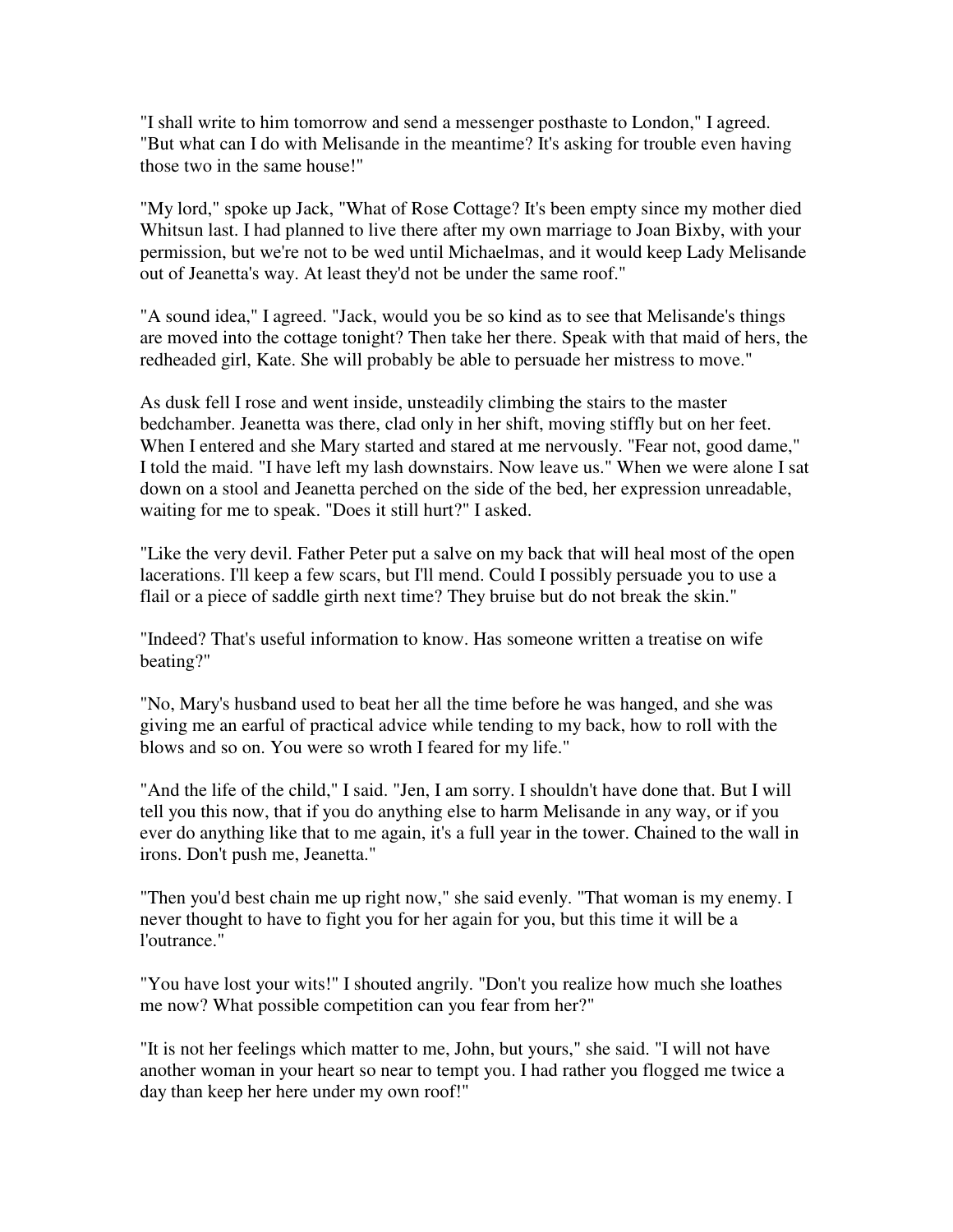"I shall write to him tomorrow and send a messenger posthaste to London," I agreed. "But what can I do with Melisande in the meantime? It's asking for trouble even having those two in the same house!"

"My lord," spoke up Jack, "What of Rose Cottage? It's been empty since my mother died Whitsun last. I had planned to live there after my own marriage to Joan Bixby, with your permission, but we're not to be wed until Michaelmas, and it would keep Lady Melisande out of Jeanetta's way. At least they'd not be under the same roof."

"A sound idea," I agreed. "Jack, would you be so kind as to see that Melisande's things are moved into the cottage tonight? Then take her there. Speak with that maid of hers, the redheaded girl, Kate. She will probably be able to persuade her mistress to move."

As dusk fell I rose and went inside, unsteadily climbing the stairs to the master bedchamber. Jeanetta was there, clad only in her shift, moving stiffly but on her feet. When I entered and she Mary started and stared at me nervously. "Fear not, good dame," I told the maid. "I have left my lash downstairs. Now leave us." When we were alone I sat down on a stool and Jeanetta perched on the side of the bed, her expression unreadable, waiting for me to speak. "Does it still hurt?" I asked.

"Like the very devil. Father Peter put a salve on my back that will heal most of the open lacerations. I'll keep a few scars, but I'll mend. Could I possibly persuade you to use a flail or a piece of saddle girth next time? They bruise but do not break the skin."

"Indeed? That's useful information to know. Has someone written a treatise on wife beating?"

"No, Mary's husband used to beat her all the time before he was hanged, and she was giving me an earful of practical advice while tending to my back, how to roll with the blows and so on. You were so wroth I feared for my life."

"And the life of the child," I said. "Jen, I am sorry. I shouldn't have done that. But I will tell you this now, that if you do anything else to harm Melisande in any way, or if you ever do anything like that to me again, it's a full year in the tower. Chained to the wall in irons. Don't push me, Jeanetta."

"Then you'd best chain me up right now," she said evenly. "That woman is my enemy. I never thought to have to fight you for her again for you, but this time it will be a l'outrance."

"You have lost your wits!" I shouted angrily. "Don't you realize how much she loathes me now? What possible competition can you fear from her?"

"It is not her feelings which matter to me, John, but yours," she said. "I will not have another woman in your heart so near to tempt you. I had rather you flogged me twice a day than keep her here under my own roof!"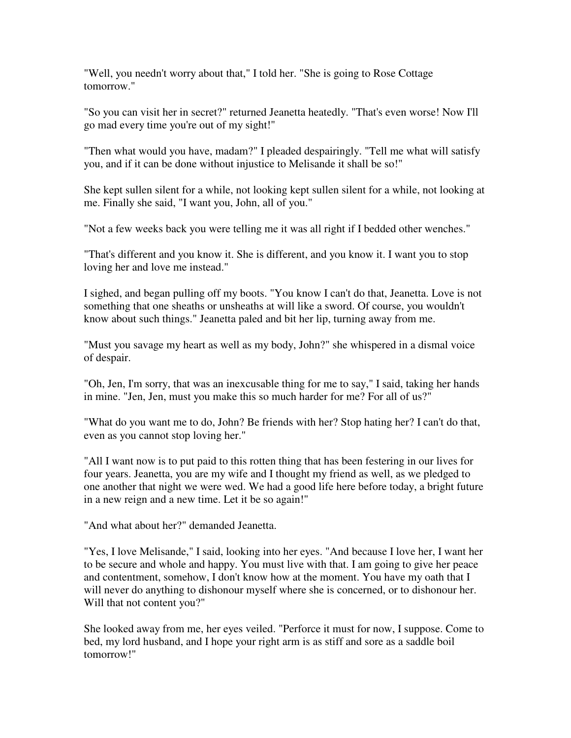"Well, you needn't worry about that," I told her. "She is going to Rose Cottage tomorrow."

"So you can visit her in secret?" returned Jeanetta heatedly. "That's even worse! Now I'll go mad every time you're out of my sight!"

"Then what would you have, madam?" I pleaded despairingly. "Tell me what will satisfy you, and if it can be done without injustice to Melisande it shall be so!"

She kept sullen silent for a while, not looking kept sullen silent for a while, not looking at me. Finally she said, "I want you, John, all of you."

"Not a few weeks back you were telling me it was all right if I bedded other wenches."

"That's different and you know it. She is different, and you know it. I want you to stop loving her and love me instead."

I sighed, and began pulling off my boots. "You know I can't do that, Jeanetta. Love is not something that one sheaths or unsheaths at will like a sword. Of course, you wouldn't know about such things." Jeanetta paled and bit her lip, turning away from me.

"Must you savage my heart as well as my body, John?" she whispered in a dismal voice of despair.

"Oh, Jen, I'm sorry, that was an inexcusable thing for me to say," I said, taking her hands in mine. "Jen, Jen, must you make this so much harder for me? For all of us?"

"What do you want me to do, John? Be friends with her? Stop hating her? I can't do that, even as you cannot stop loving her."

"All I want now is to put paid to this rotten thing that has been festering in our lives for four years. Jeanetta, you are my wife and I thought my friend as well, as we pledged to one another that night we were wed. We had a good life here before today, a bright future in a new reign and a new time. Let it be so again!"

"And what about her?" demanded Jeanetta.

"Yes, I love Melisande," I said, looking into her eyes. "And because I love her, I want her to be secure and whole and happy. You must live with that. I am going to give her peace and contentment, somehow, I don't know how at the moment. You have my oath that I will never do anything to dishonour myself where she is concerned, or to dishonour her. Will that not content you?"

She looked away from me, her eyes veiled. "Perforce it must for now, I suppose. Come to bed, my lord husband, and I hope your right arm is as stiff and sore as a saddle boil tomorrow!"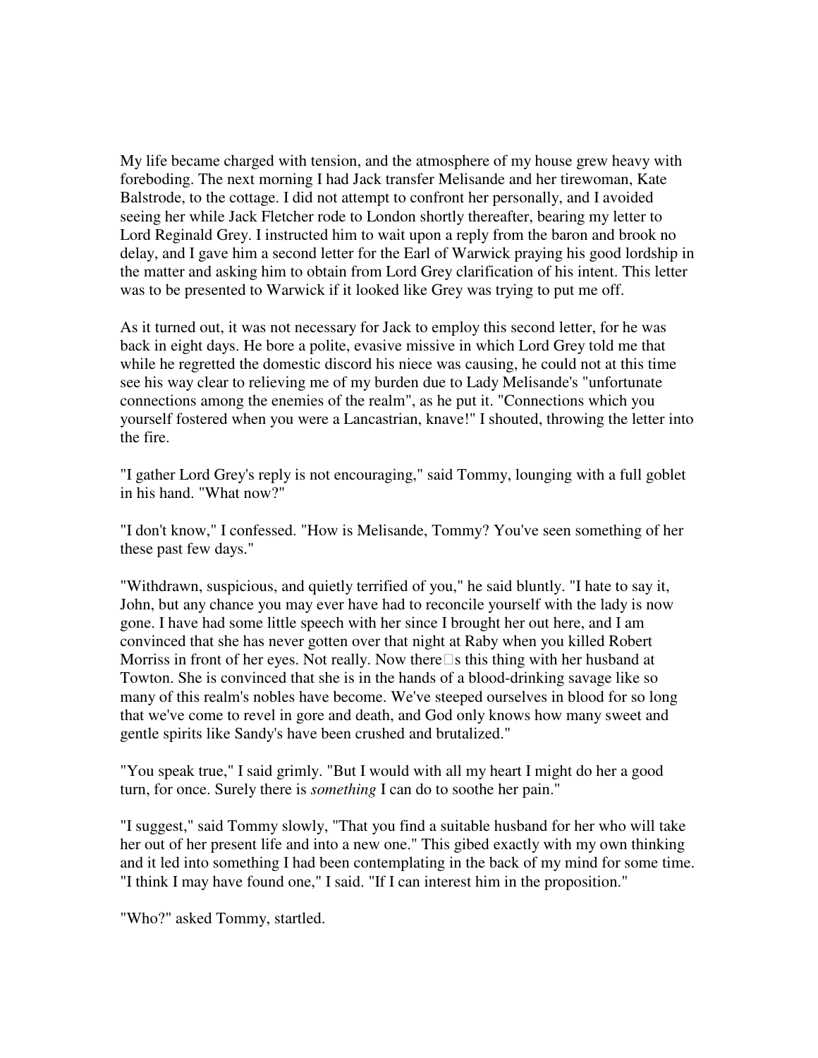My life became charged with tension, and the atmosphere of my house grew heavy with foreboding. The next morning I had Jack transfer Melisande and her tirewoman, Kate Balstrode, to the cottage. I did not attempt to confront her personally, and I avoided seeing her while Jack Fletcher rode to London shortly thereafter, bearing my letter to Lord Reginald Grey. I instructed him to wait upon a reply from the baron and brook no delay, and I gave him a second letter for the Earl of Warwick praying his good lordship in the matter and asking him to obtain from Lord Grey clarification of his intent. This letter was to be presented to Warwick if it looked like Grey was trying to put me off.

As it turned out, it was not necessary for Jack to employ this second letter, for he was back in eight days. He bore a polite, evasive missive in which Lord Grey told me that while he regretted the domestic discord his niece was causing, he could not at this time see his way clear to relieving me of my burden due to Lady Melisande's "unfortunate connections among the enemies of the realm", as he put it. "Connections which you yourself fostered when you were a Lancastrian, knave!" I shouted, throwing the letter into the fire.

"I gather Lord Grey's reply is not encouraging," said Tommy, lounging with a full goblet in his hand. "What now?"

"I don't know," I confessed. "How is Melisande, Tommy? You've seen something of her these past few days."

"Withdrawn, suspicious, and quietly terrified of you," he said bluntly. "I hate to say it, John, but any chance you may ever have had to reconcile yourself with the lady is now gone. I have had some little speech with her since I brought her out here, and I am convinced that she has never gotten over that night at Raby when you killed Robert Morriss in front of her eyes. Not really. Now there's this thing with her husband at Towton. She is convinced that she is in the hands of a blood-drinking savage like so many of this realm's nobles have become. We've steeped ourselves in blood for so long that we've come to revel in gore and death, and God only knows how many sweet and gentle spirits like Sandy's have been crushed and brutalized."

"You speak true," I said grimly. "But I would with all my heart I might do her a good turn, for once. Surely there is *something* I can do to soothe her pain."

"I suggest," said Tommy slowly, "That you find a suitable husband for her who will take her out of her present life and into a new one." This gibed exactly with my own thinking and it led into something I had been contemplating in the back of my mind for some time. "I think I may have found one," I said. "If I can interest him in the proposition."

"Who?" asked Tommy, startled.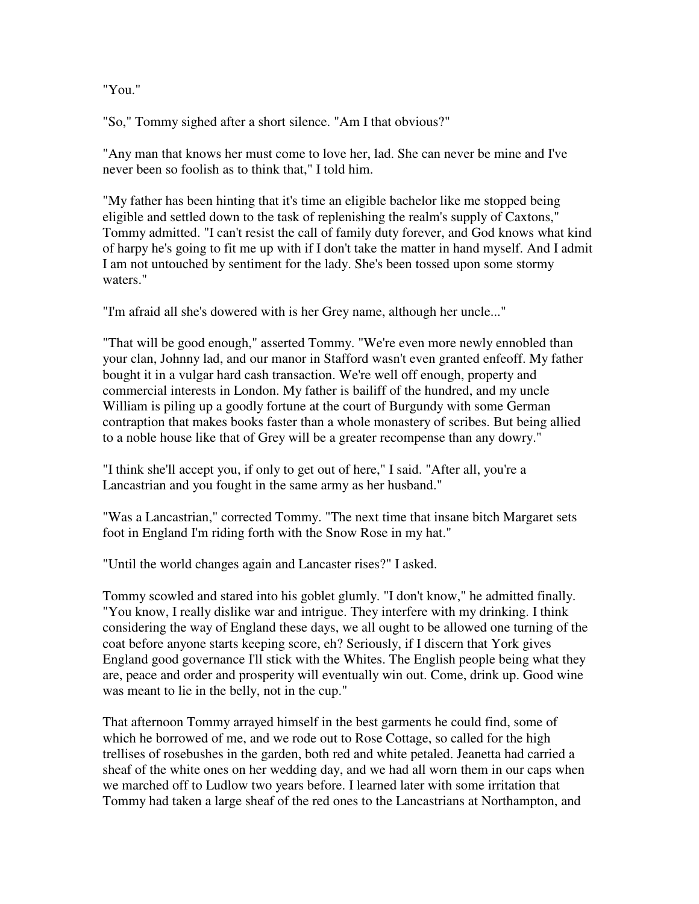"You."

"So," Tommy sighed after a short silence. "Am I that obvious?"

"Any man that knows her must come to love her, lad. She can never be mine and I've never been so foolish as to think that," I told him.

"My father has been hinting that it's time an eligible bachelor like me stopped being eligible and settled down to the task of replenishing the realm's supply of Caxtons," Tommy admitted. "I can't resist the call of family duty forever, and God knows what kind of harpy he's going to fit me up with if I don't take the matter in hand myself. And I admit I am not untouched by sentiment for the lady. She's been tossed upon some stormy waters."

"I'm afraid all she's dowered with is her Grey name, although her uncle..."

"That will be good enough," asserted Tommy. "We're even more newly ennobled than your clan, Johnny lad, and our manor in Stafford wasn't even granted enfeoff. My father bought it in a vulgar hard cash transaction. We're well off enough, property and commercial interests in London. My father is bailiff of the hundred, and my uncle William is piling up a goodly fortune at the court of Burgundy with some German contraption that makes books faster than a whole monastery of scribes. But being allied to a noble house like that of Grey will be a greater recompense than any dowry."

"I think she'll accept you, if only to get out of here," I said. "After all, you're a Lancastrian and you fought in the same army as her husband."

"Was a Lancastrian," corrected Tommy. "The next time that insane bitch Margaret sets foot in England I'm riding forth with the Snow Rose in my hat."

"Until the world changes again and Lancaster rises?" I asked.

Tommy scowled and stared into his goblet glumly. "I don't know," he admitted finally. "You know, I really dislike war and intrigue. They interfere with my drinking. I think considering the way of England these days, we all ought to be allowed one turning of the coat before anyone starts keeping score, eh? Seriously, if I discern that York gives England good governance I'll stick with the Whites. The English people being what they are, peace and order and prosperity will eventually win out. Come, drink up. Good wine was meant to lie in the belly, not in the cup."

That afternoon Tommy arrayed himself in the best garments he could find, some of which he borrowed of me, and we rode out to Rose Cottage, so called for the high trellises of rosebushes in the garden, both red and white petaled. Jeanetta had carried a sheaf of the white ones on her wedding day, and we had all worn them in our caps when we marched off to Ludlow two years before. I learned later with some irritation that Tommy had taken a large sheaf of the red ones to the Lancastrians at Northampton, and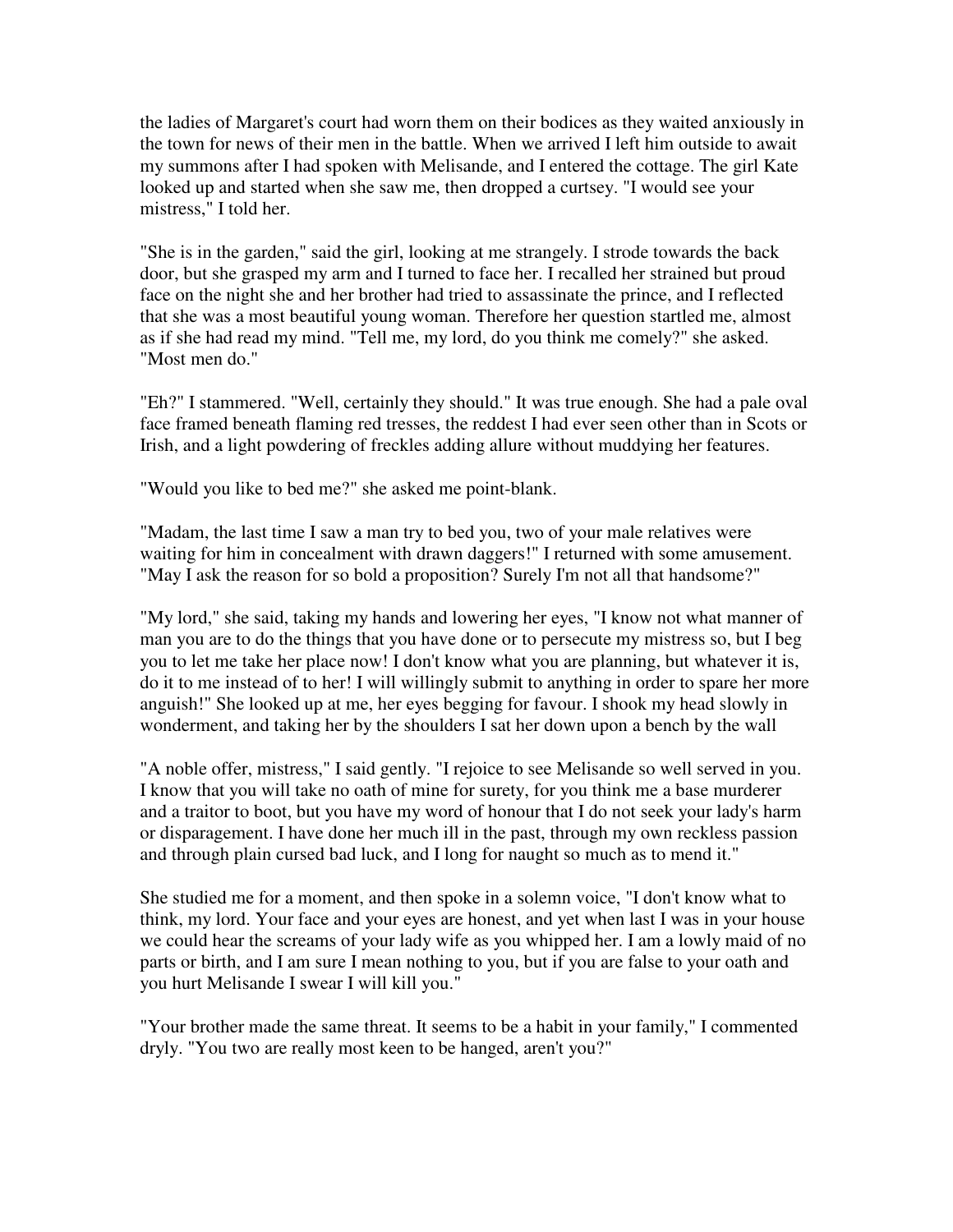the ladies of Margaret's court had worn them on their bodices as they waited anxiously in the town for news of their men in the battle. When we arrived I left him outside to await my summons after I had spoken with Melisande, and I entered the cottage. The girl Kate looked up and started when she saw me, then dropped a curtsey. "I would see your mistress," I told her.

"She is in the garden," said the girl, looking at me strangely. I strode towards the back door, but she grasped my arm and I turned to face her. I recalled her strained but proud face on the night she and her brother had tried to assassinate the prince, and I reflected that she was a most beautiful young woman. Therefore her question startled me, almost as if she had read my mind. "Tell me, my lord, do you think me comely?" she asked. "Most men do."

"Eh?" I stammered. "Well, certainly they should." It was true enough. She had a pale oval face framed beneath flaming red tresses, the reddest I had ever seen other than in Scots or Irish, and a light powdering of freckles adding allure without muddying her features.

"Would you like to bed me?" she asked me point-blank.

"Madam, the last time I saw a man try to bed you, two of your male relatives were waiting for him in concealment with drawn daggers!" I returned with some amusement. "May I ask the reason for so bold a proposition? Surely I'm not all that handsome?"

"My lord," she said, taking my hands and lowering her eyes, "I know not what manner of man you are to do the things that you have done or to persecute my mistress so, but I beg you to let me take her place now! I don't know what you are planning, but whatever it is, do it to me instead of to her! I will willingly submit to anything in order to spare her more anguish!" She looked up at me, her eyes begging for favour. I shook my head slowly in wonderment, and taking her by the shoulders I sat her down upon a bench by the wall

"A noble offer, mistress," I said gently. "I rejoice to see Melisande so well served in you. I know that you will take no oath of mine for surety, for you think me a base murderer and a traitor to boot, but you have my word of honour that I do not seek your lady's harm or disparagement. I have done her much ill in the past, through my own reckless passion and through plain cursed bad luck, and I long for naught so much as to mend it."

She studied me for a moment, and then spoke in a solemn voice, "I don't know what to think, my lord. Your face and your eyes are honest, and yet when last I was in your house we could hear the screams of your lady wife as you whipped her. I am a lowly maid of no parts or birth, and I am sure I mean nothing to you, but if you are false to your oath and you hurt Melisande I swear I will kill you."

"Your brother made the same threat. It seems to be a habit in your family," I commented dryly. "You two are really most keen to be hanged, aren't you?"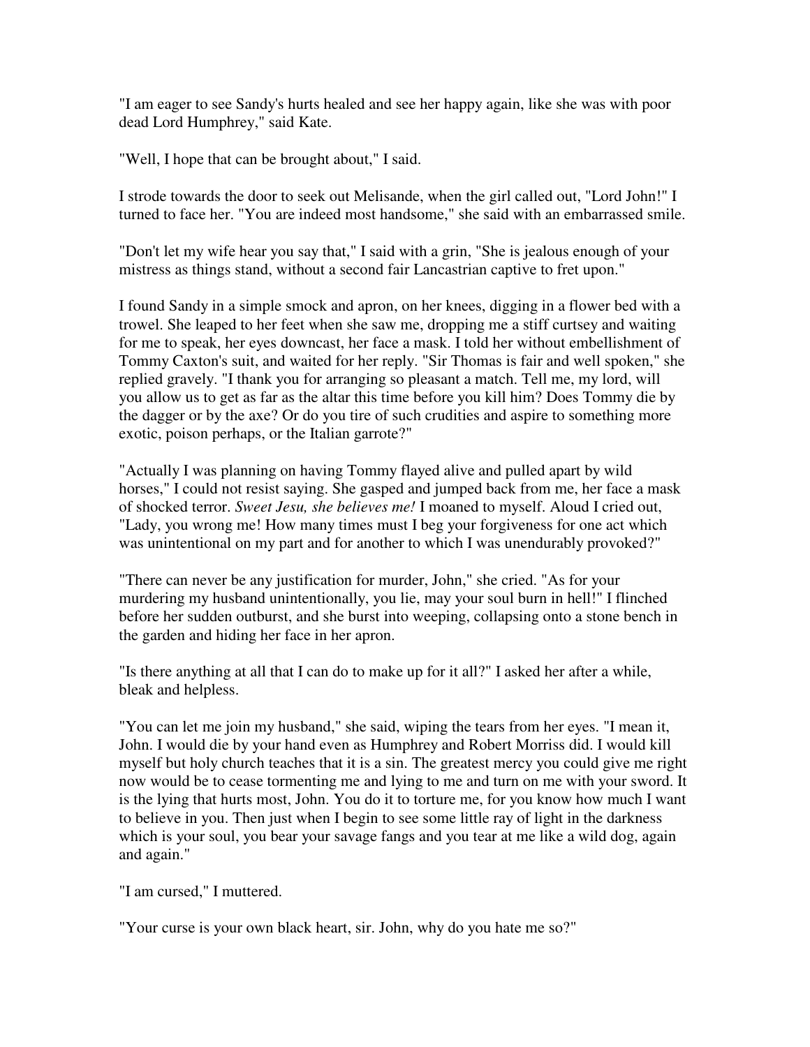"I am eager to see Sandy's hurts healed and see her happy again, like she was with poor dead Lord Humphrey," said Kate.

"Well, I hope that can be brought about," I said.

I strode towards the door to seek out Melisande, when the girl called out, "Lord John!" I turned to face her. "You are indeed most handsome," she said with an embarrassed smile.

"Don't let my wife hear you say that," I said with a grin, "She is jealous enough of your mistress as things stand, without a second fair Lancastrian captive to fret upon."

I found Sandy in a simple smock and apron, on her knees, digging in a flower bed with a trowel. She leaped to her feet when she saw me, dropping me a stiff curtsey and waiting for me to speak, her eyes downcast, her face a mask. I told her without embellishment of Tommy Caxton's suit, and waited for her reply. "Sir Thomas is fair and well spoken," she replied gravely. "I thank you for arranging so pleasant a match. Tell me, my lord, will you allow us to get as far as the altar this time before you kill him? Does Tommy die by the dagger or by the axe? Or do you tire of such crudities and aspire to something more exotic, poison perhaps, or the Italian garrote?"

"Actually I was planning on having Tommy flayed alive and pulled apart by wild horses," I could not resist saying. She gasped and jumped back from me, her face a mask of shocked terror. *Sweet Jesu, she believes me!* I moaned to myself. Aloud I cried out, "Lady, you wrong me! How many times must I beg your forgiveness for one act which was unintentional on my part and for another to which I was unendurably provoked?"

"There can never be any justification for murder, John," she cried. "As for your murdering my husband unintentionally, you lie, may your soul burn in hell!" I flinched before her sudden outburst, and she burst into weeping, collapsing onto a stone bench in the garden and hiding her face in her apron.

"Is there anything at all that I can do to make up for it all?" I asked her after a while, bleak and helpless.

"You can let me join my husband," she said, wiping the tears from her eyes. "I mean it, John. I would die by your hand even as Humphrey and Robert Morriss did. I would kill myself but holy church teaches that it is a sin. The greatest mercy you could give me right now would be to cease tormenting me and lying to me and turn on me with your sword. It is the lying that hurts most, John. You do it to torture me, for you know how much I want to believe in you. Then just when I begin to see some little ray of light in the darkness which is your soul, you bear your savage fangs and you tear at me like a wild dog, again and again."

"I am cursed," I muttered.

"Your curse is your own black heart, sir. John, why do you hate me so?"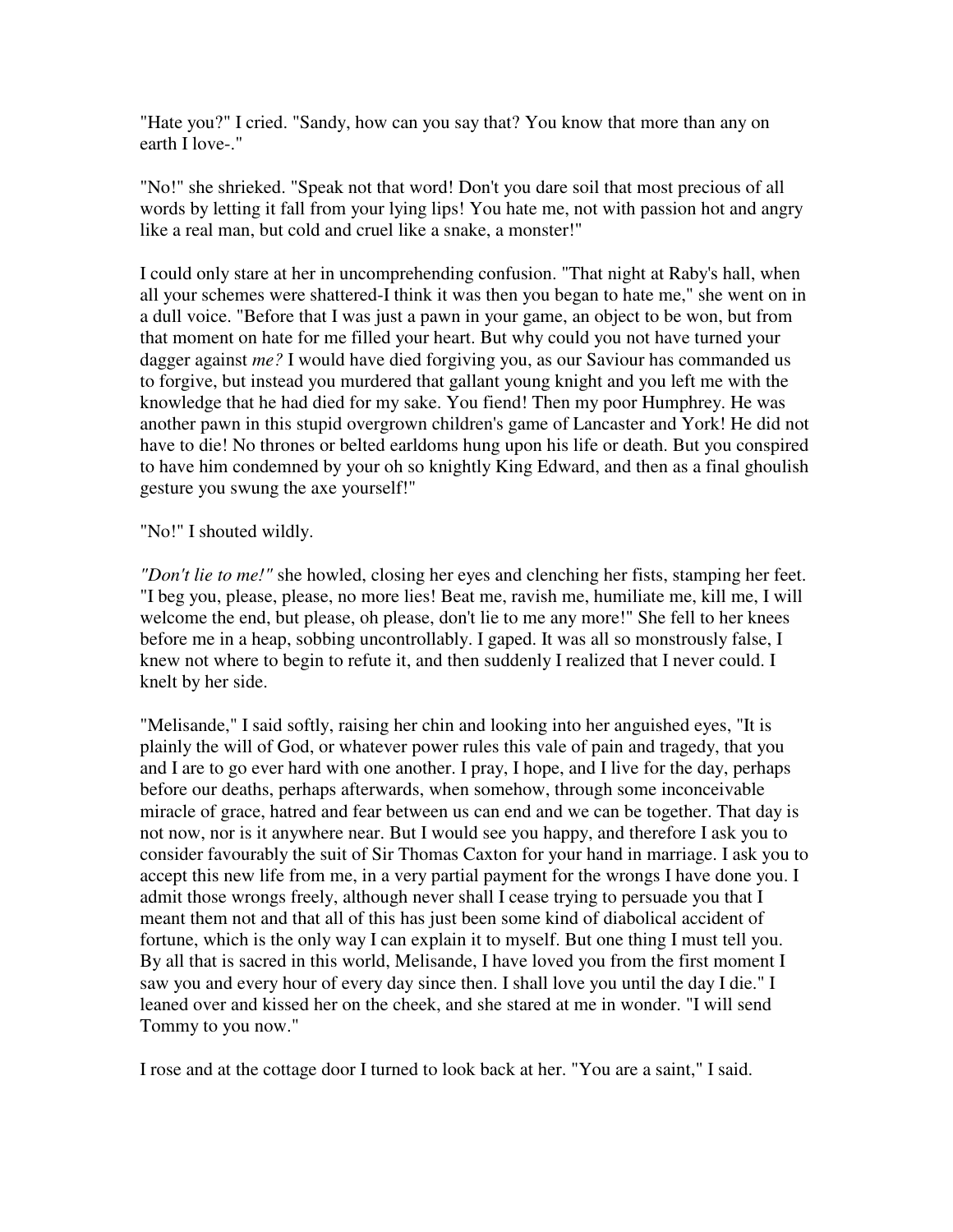"Hate you?" I cried. "Sandy, how can you say that? You know that more than any on earth I love-."

"No!" she shrieked. "Speak not that word! Don't you dare soil that most precious of all words by letting it fall from your lying lips! You hate me, not with passion hot and angry like a real man, but cold and cruel like a snake, a monster!"

I could only stare at her in uncomprehending confusion. "That night at Raby's hall, when all your schemes were shattered-I think it was then you began to hate me," she went on in a dull voice. "Before that I was just a pawn in your game, an object to be won, but from that moment on hate for me filled your heart. But why could you not have turned your dagger against *me?* I would have died forgiving you, as our Saviour has commanded us to forgive, but instead you murdered that gallant young knight and you left me with the knowledge that he had died for my sake. You fiend! Then my poor Humphrey. He was another pawn in this stupid overgrown children's game of Lancaster and York! He did not have to die! No thrones or belted earldoms hung upon his life or death. But you conspired to have him condemned by your oh so knightly King Edward, and then as a final ghoulish gesture you swung the axe yourself!"

"No!" I shouted wildly.

*"Don't lie to me!"* she howled, closing her eyes and clenching her fists, stamping her feet. "I beg you, please, please, no more lies! Beat me, ravish me, humiliate me, kill me, I will welcome the end, but please, oh please, don't lie to me any more!" She fell to her knees before me in a heap, sobbing uncontrollably. I gaped. It was all so monstrously false, I knew not where to begin to refute it, and then suddenly I realized that I never could. I knelt by her side.

"Melisande," I said softly, raising her chin and looking into her anguished eyes, "It is plainly the will of God, or whatever power rules this vale of pain and tragedy, that you and I are to go ever hard with one another. I pray, I hope, and I live for the day, perhaps before our deaths, perhaps afterwards, when somehow, through some inconceivable miracle of grace, hatred and fear between us can end and we can be together. That day is not now, nor is it anywhere near. But I would see you happy, and therefore I ask you to consider favourably the suit of Sir Thomas Caxton for your hand in marriage. I ask you to accept this new life from me, in a very partial payment for the wrongs I have done you. I admit those wrongs freely, although never shall I cease trying to persuade you that I meant them not and that all of this has just been some kind of diabolical accident of fortune, which is the only way I can explain it to myself. But one thing I must tell you. By all that is sacred in this world, Melisande, I have loved you from the first moment I saw you and every hour of every day since then. I shall love you until the day I die." I leaned over and kissed her on the cheek, and she stared at me in wonder. "I will send Tommy to you now."

I rose and at the cottage door I turned to look back at her. "You are a saint," I said.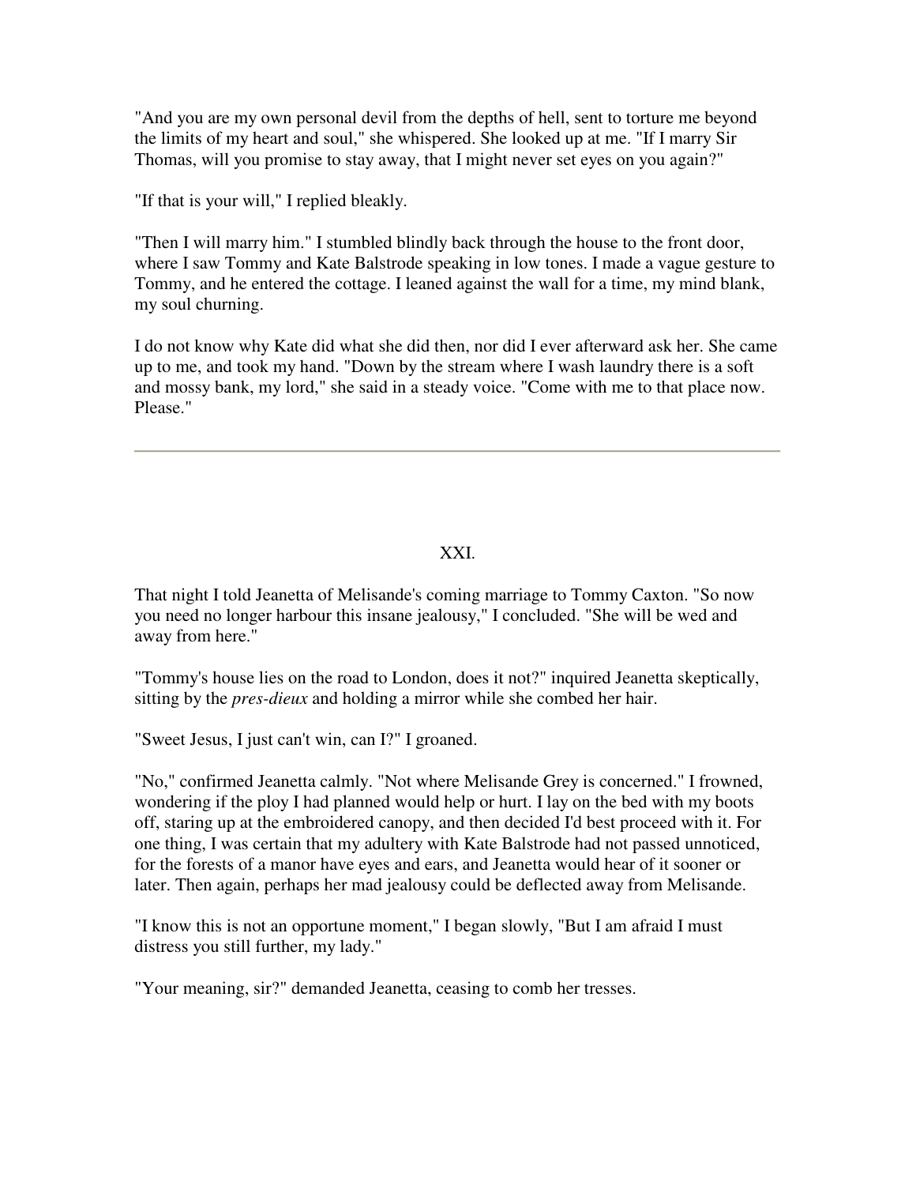"And you are my own personal devil from the depths of hell, sent to torture me beyond the limits of my heart and soul," she whispered. She looked up at me. "If I marry Sir Thomas, will you promise to stay away, that I might never set eyes on you again?"

"If that is your will," I replied bleakly.

"Then I will marry him." I stumbled blindly back through the house to the front door, where I saw Tommy and Kate Balstrode speaking in low tones. I made a vague gesture to Tommy, and he entered the cottage. I leaned against the wall for a time, my mind blank, my soul churning.

I do not know why Kate did what she did then, nor did I ever afterward ask her. She came up to me, and took my hand. "Down by the stream where I wash laundry there is a soft and mossy bank, my lord," she said in a steady voice. "Come with me to that place now. Please."

---

## XXI.

That night I told Jeanetta of Melisande's coming marriage to Tommy Caxton. "So now you need no longer harbour this insane jealousy," I concluded. "She will be wed and away from here."

"Tommy's house lies on the road to London, does it not?" inquired Jeanetta skeptically, sitting by the *pres-dieux* and holding a mirror while she combed her hair.

"Sweet Jesus, I just can't win, can I?" I groaned.

"No," confirmed Jeanetta calmly. "Not where Melisande Grey is concerned." I frowned, wondering if the ploy I had planned would help or hurt. I lay on the bed with my boots off, staring up at the embroidered canopy, and then decided I'd best proceed with it. For one thing, I was certain that my adultery with Kate Balstrode had not passed unnoticed, for the forests of a manor have eyes and ears, and Jeanetta would hear of it sooner or later. Then again, perhaps her mad jealousy could be deflected away from Melisande.

"I know this is not an opportune moment," I began slowly, "But I am afraid I must distress you still further, my lady."

"Your meaning, sir?" demanded Jeanetta, ceasing to comb her tresses.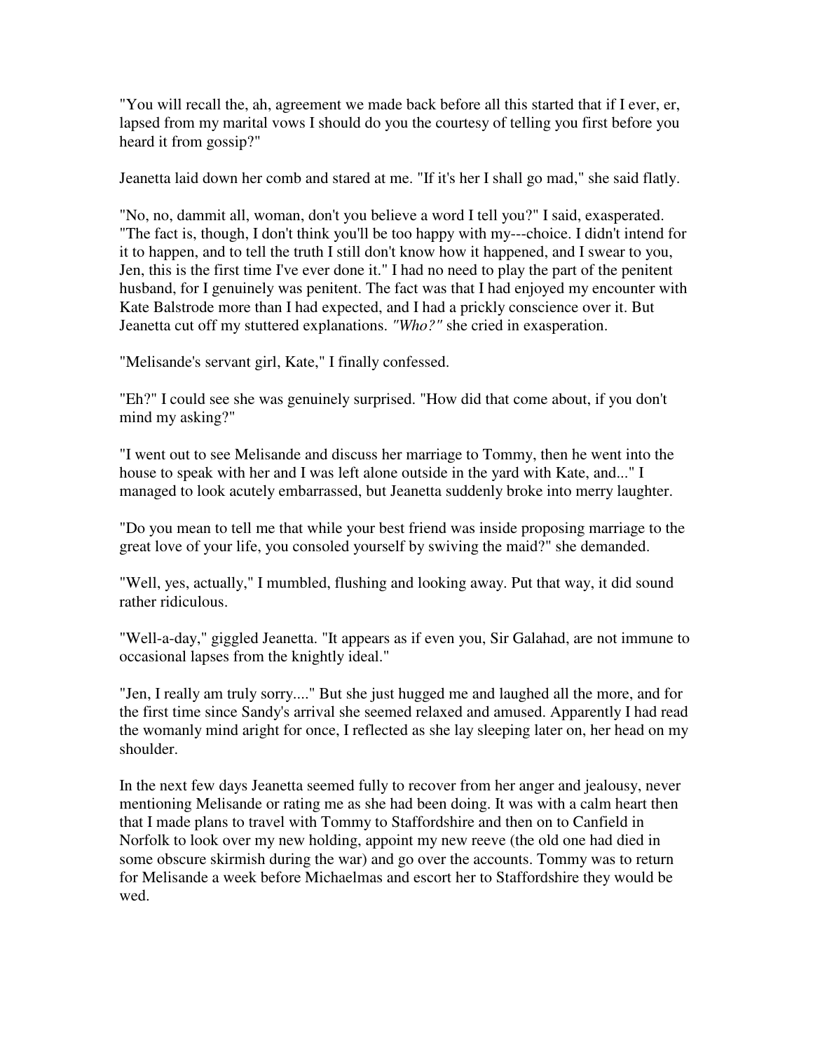"You will recall the, ah, agreement we made back before all this started that if I ever, er, lapsed from my marital vows I should do you the courtesy of telling you first before you heard it from gossip?"

Jeanetta laid down her comb and stared at me. "If it's her I shall go mad," she said flatly.

"No, no, dammit all, woman, don't you believe a word I tell you?" I said, exasperated. "The fact is, though, I don't think you'll be too happy with my---choice. I didn't intend for it to happen, and to tell the truth I still don't know how it happened, and I swear to you, Jen, this is the first time I've ever done it." I had no need to play the part of the penitent husband, for I genuinely was penitent. The fact was that I had enjoyed my encounter with Kate Balstrode more than I had expected, and I had a prickly conscience over it. But Jeanetta cut off my stuttered explanations. *"Who?"* she cried in exasperation.

"Melisande's servant girl, Kate," I finally confessed.

"Eh?" I could see she was genuinely surprised. "How did that come about, if you don't mind my asking?"

"I went out to see Melisande and discuss her marriage to Tommy, then he went into the house to speak with her and I was left alone outside in the yard with Kate, and..." I managed to look acutely embarrassed, but Jeanetta suddenly broke into merry laughter.

"Do you mean to tell me that while your best friend was inside proposing marriage to the great love of your life, you consoled yourself by swiving the maid?" she demanded.

"Well, yes, actually," I mumbled, flushing and looking away. Put that way, it did sound rather ridiculous.

"Well-a-day," giggled Jeanetta. "It appears as if even you, Sir Galahad, are not immune to occasional lapses from the knightly ideal."

"Jen, I really am truly sorry...." But she just hugged me and laughed all the more, and for the first time since Sandy's arrival she seemed relaxed and amused. Apparently I had read the womanly mind aright for once, I reflected as she lay sleeping later on, her head on my shoulder.

In the next few days Jeanetta seemed fully to recover from her anger and jealousy, never mentioning Melisande or rating me as she had been doing. It was with a calm heart then that I made plans to travel with Tommy to Staffordshire and then on to Canfield in Norfolk to look over my new holding, appoint my new reeve (the old one had died in some obscure skirmish during the war) and go over the accounts. Tommy was to return for Melisande a week before Michaelmas and escort her to Staffordshire they would be wed.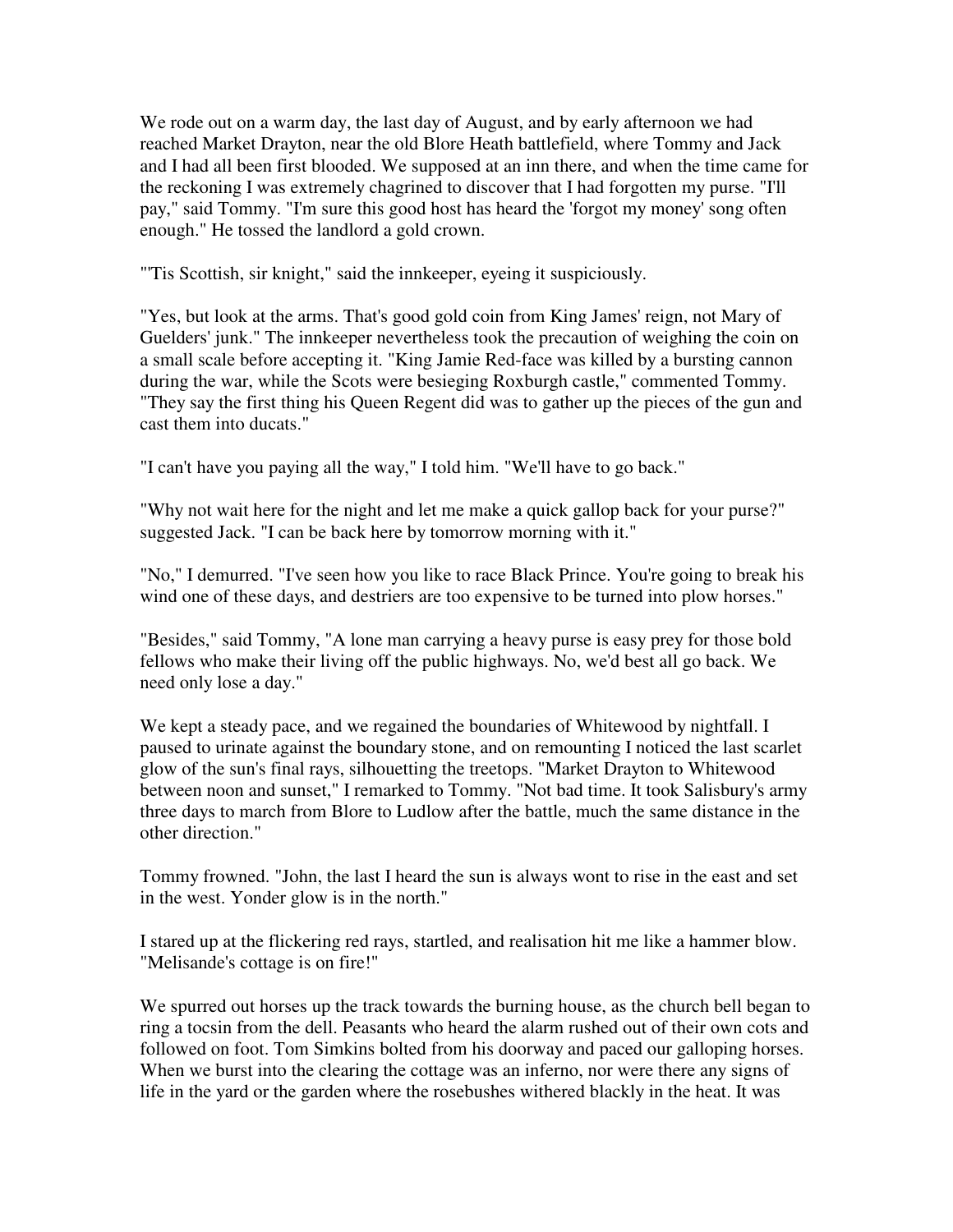We rode out on a warm day, the last day of August, and by early afternoon we had reached Market Drayton, near the old Blore Heath battlefield, where Tommy and Jack and I had all been first blooded. We supposed at an inn there, and when the time came for the reckoning I was extremely chagrined to discover that I had forgotten my purse. "I'll pay," said Tommy. "I'm sure this good host has heard the 'forgot my money' song often enough." He tossed the landlord a gold crown.

"'Tis Scottish, sir knight," said the innkeeper, eyeing it suspiciously.

"Yes, but look at the arms. That's good gold coin from King James' reign, not Mary of Guelders' junk." The innkeeper nevertheless took the precaution of weighing the coin on a small scale before accepting it. "King Jamie Red-face was killed by a bursting cannon during the war, while the Scots were besieging Roxburgh castle," commented Tommy. "They say the first thing his Queen Regent did was to gather up the pieces of the gun and cast them into ducats."

"I can't have you paying all the way," I told him. "We'll have to go back."

"Why not wait here for the night and let me make a quick gallop back for your purse?" suggested Jack. "I can be back here by tomorrow morning with it."

"No," I demurred. "I've seen how you like to race Black Prince. You're going to break his wind one of these days, and destriers are too expensive to be turned into plow horses."

"Besides," said Tommy, "A lone man carrying a heavy purse is easy prey for those bold fellows who make their living off the public highways. No, we'd best all go back. We need only lose a day."

We kept a steady pace, and we regained the boundaries of Whitewood by nightfall. I paused to urinate against the boundary stone, and on remounting I noticed the last scarlet glow of the sun's final rays, silhouetting the treetops. "Market Drayton to Whitewood between noon and sunset," I remarked to Tommy. "Not bad time. It took Salisbury's army three days to march from Blore to Ludlow after the battle, much the same distance in the other direction."

Tommy frowned. "John, the last I heard the sun is always wont to rise in the east and set in the west. Yonder glow is in the north."

I stared up at the flickering red rays, startled, and realisation hit me like a hammer blow. "Melisande's cottage is on fire!"

We spurred out horses up the track towards the burning house, as the church bell began to ring a tocsin from the dell. Peasants who heard the alarm rushed out of their own cots and followed on foot. Tom Simkins bolted from his doorway and paced our galloping horses. When we burst into the clearing the cottage was an inferno, nor were there any signs of life in the yard or the garden where the rosebushes withered blackly in the heat. It was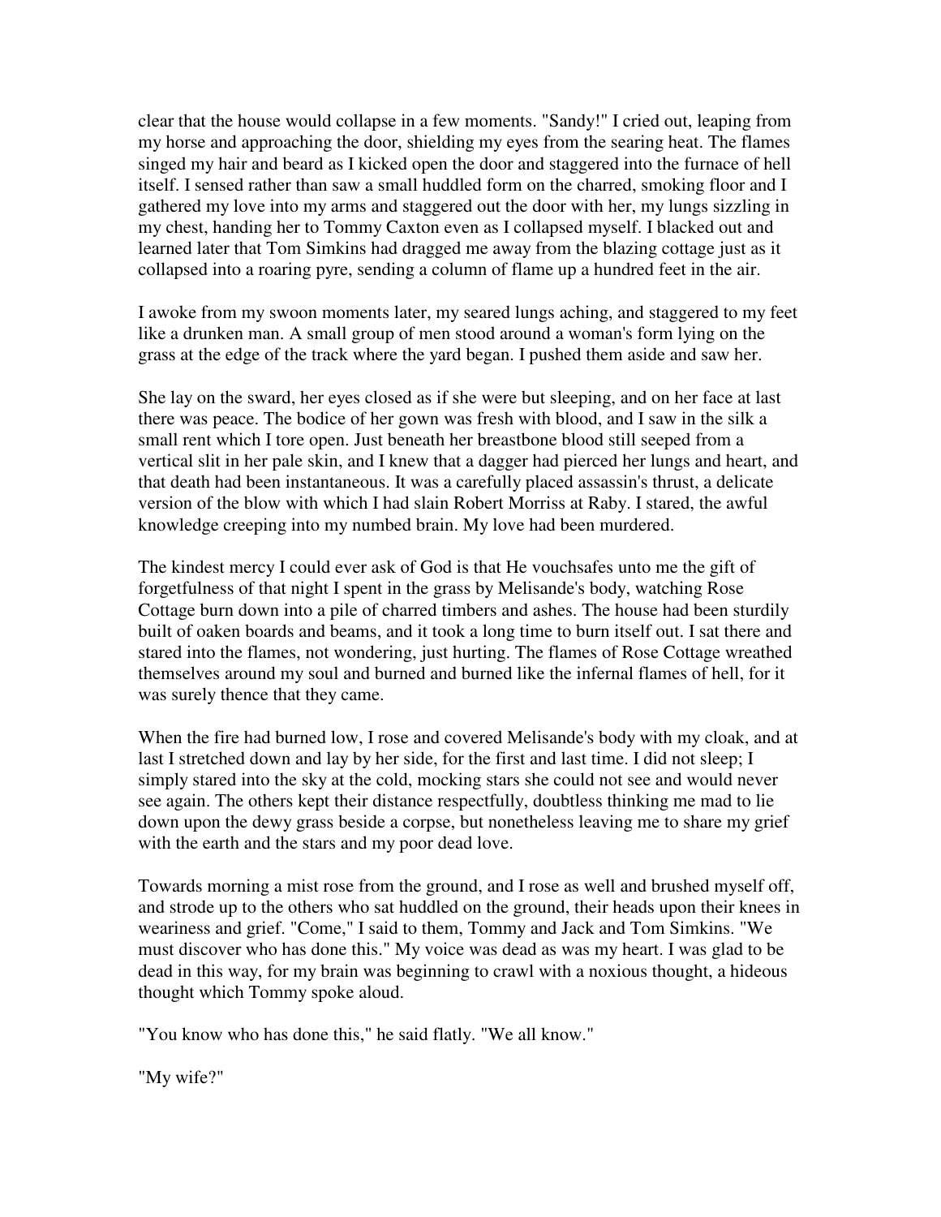clear that the house would collapse in a few moments. "Sandy!" I cried out, leaping from my horse and approaching the door, shielding my eyes from the searing heat. The flames singed my hair and beard as I kicked open the door and staggered into the furnace of hell itself. I sensed rather than saw a small huddled form on the charred, smoking floor and I gathered my love into my arms and staggered out the door with her, my lungs sizzling in my chest, handing her to Tommy Caxton even as I collapsed myself. I blacked out and learned later that Tom Simkins had dragged me away from the blazing cottage just as it collapsed into a roaring pyre, sending a column of flame up a hundred feet in the air.

I awoke from my swoon moments later, my seared lungs aching, and staggered to my feet like a drunken man. A small group of men stood around a woman's form lying on the grass at the edge of the track where the yard began. I pushed them aside and saw her.

She lay on the sward, her eyes closed as if she were but sleeping, and on her face at last there was peace. The bodice of her gown was fresh with blood, and I saw in the silk a small rent which I tore open. Just beneath her breastbone blood still seeped from a vertical slit in her pale skin, and I knew that a dagger had pierced her lungs and heart, and that death had been instantaneous. It was a carefully placed assassin's thrust, a delicate version of the blow with which I had slain Robert Morriss at Raby. I stared, the awful knowledge creeping into my numbed brain. My love had been murdered.

The kindest mercy I could ever ask of God is that He vouchsafes unto me the gift of forgetfulness of that night I spent in the grass by Melisande's body, watching Rose Cottage burn down into a pile of charred timbers and ashes. The house had been sturdily built of oaken boards and beams, and it took a long time to burn itself out. I sat there and stared into the flames, not wondering, just hurting. The flames of Rose Cottage wreathed themselves around my soul and burned and burned like the infernal flames of hell, for it was surely thence that they came.

When the fire had burned low, I rose and covered Melisande's body with my cloak, and at last I stretched down and lay by her side, for the first and last time. I did not sleep; I simply stared into the sky at the cold, mocking stars she could not see and would never see again. The others kept their distance respectfully, doubtless thinking me mad to lie down upon the dewy grass beside a corpse, but nonetheless leaving me to share my grief with the earth and the stars and my poor dead love.

Towards morning a mist rose from the ground, and I rose as well and brushed myself off, and strode up to the others who sat huddled on the ground, their heads upon their knees in weariness and grief. "Come," I said to them, Tommy and Jack and Tom Simkins. "We must discover who has done this." My voice was dead as was my heart. I was glad to be dead in this way, for my brain was beginning to crawl with a noxious thought, a hideous thought which Tommy spoke aloud.

"You know who has done this," he said flatly. "We all know."

"My wife?"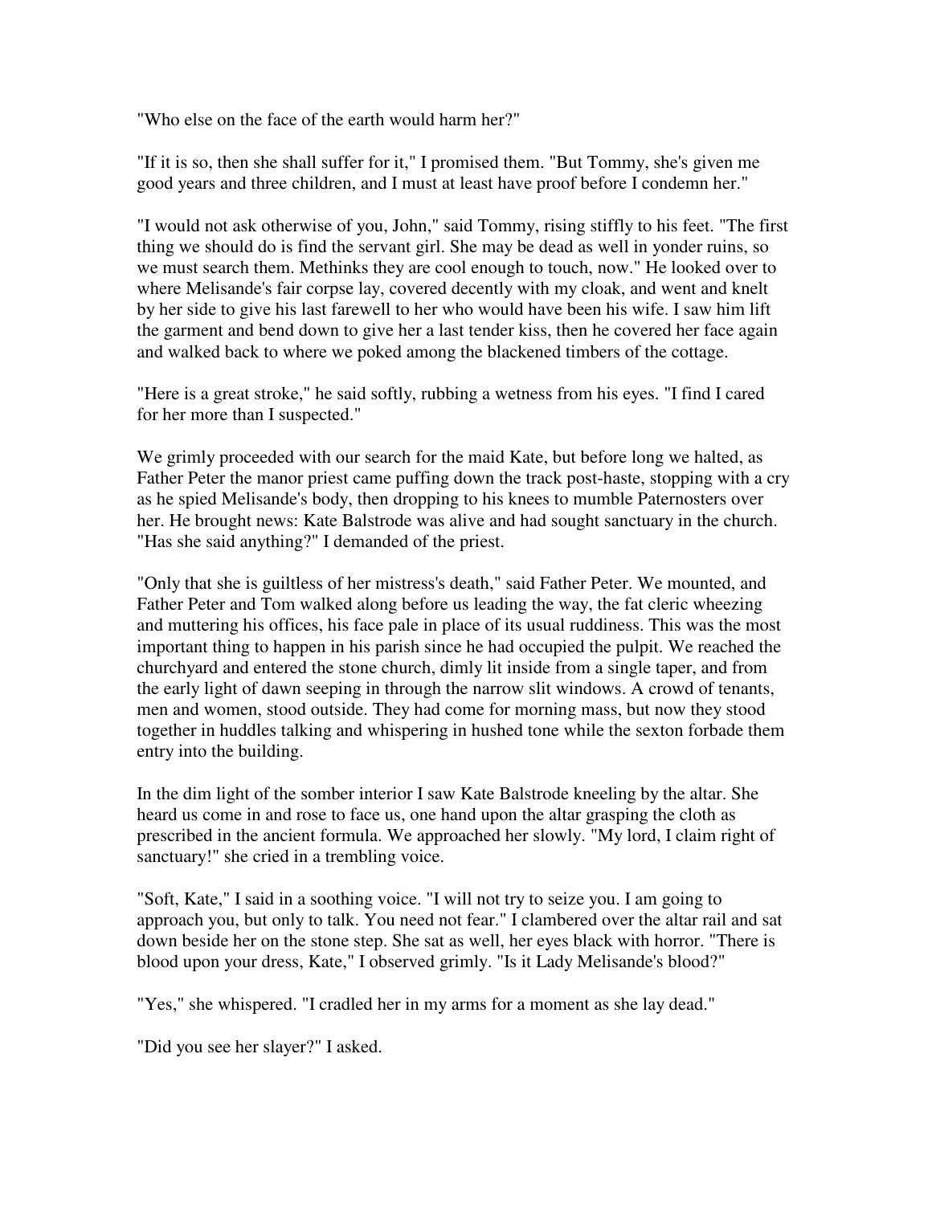"Who else on the face of the earth would harm her?"

"If it is so, then she shall suffer for it," I promised them. "But Tommy, she's given me good years and three children, and I must at least have proof before I condemn her."

"I would not ask otherwise of you, John," said Tommy, rising stiffly to his feet. "The first thing we should do is find the servant girl. She may be dead as well in yonder ruins, so we must search them. Methinks they are cool enough to touch, now." He looked over to where Melisande's fair corpse lay, covered decently with my cloak, and went and knelt by her side to give his last farewell to her who would have been his wife. I saw him lift the garment and bend down to give her a last tender kiss, then he covered her face again and walked back to where we poked among the blackened timbers of the cottage.

"Here is a great stroke," he said softly, rubbing a wetness from his eyes. "I find I cared for her more than I suspected."

We grimly proceeded with our search for the maid Kate, but before long we halted, as Father Peter the manor priest came puffing down the track post-haste, stopping with a cry as he spied Melisande's body, then dropping to his knees to mumble Paternosters over her. He brought news: Kate Balstrode was alive and had sought sanctuary in the church. "Has she said anything?" I demanded of the priest.

"Only that she is guiltless of her mistress's death," said Father Peter. We mounted, and Father Peter and Tom walked along before us leading the way, the fat cleric wheezing and muttering his offices, his face pale in place of its usual ruddiness. This was the most important thing to happen in his parish since he had occupied the pulpit. We reached the churchyard and entered the stone church, dimly lit inside from a single taper, and from the early light of dawn seeping in through the narrow slit windows. A crowd of tenants, men and women, stood outside. They had come for morning mass, but now they stood together in huddles talking and whispering in hushed tone while the sexton forbade them entry into the building.

In the dim light of the somber interior I saw Kate Balstrode kneeling by the altar. She heard us come in and rose to face us, one hand upon the altar grasping the cloth as prescribed in the ancient formula. We approached her slowly. "My lord, I claim right of sanctuary!" she cried in a trembling voice.

"Soft, Kate," I said in a soothing voice. "I will not try to seize you. I am going to approach you, but only to talk. You need not fear." I clambered over the altar rail and sat down beside her on the stone step. She sat as well, her eyes black with horror. "There is blood upon your dress, Kate," I observed grimly. "Is it Lady Melisande's blood?"

"Yes," she whispered. "I cradled her in my arms for a moment as she lay dead."

"Did you see her slayer?" I asked.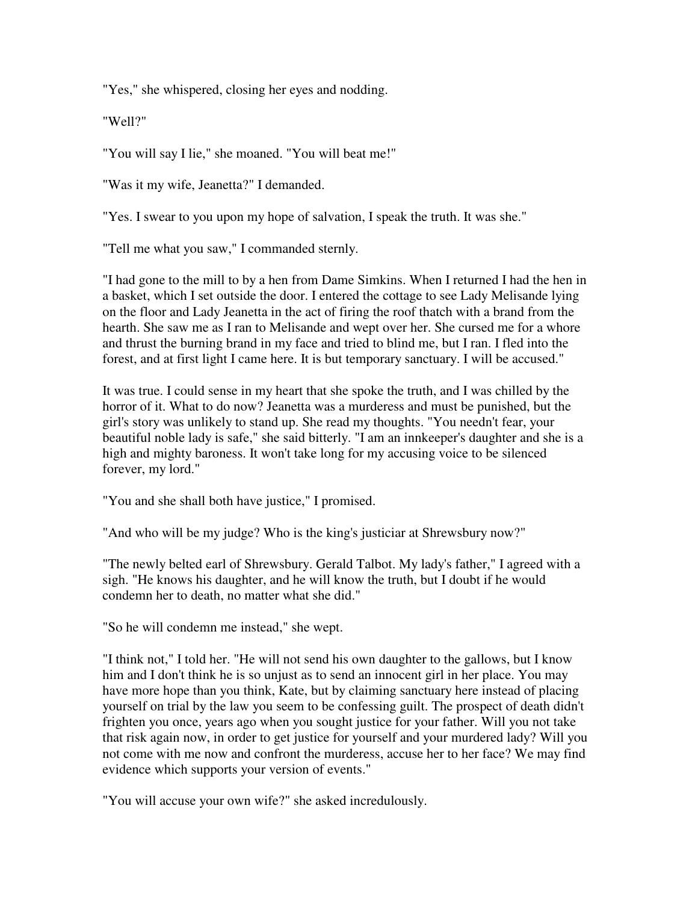"Yes," she whispered, closing her eyes and nodding.

"Well?"

"You will say I lie," she moaned. "You will beat me!"

"Was it my wife, Jeanetta?" I demanded.

"Yes. I swear to you upon my hope of salvation, I speak the truth. It was she."

"Tell me what you saw," I commanded sternly.

"I had gone to the mill to by a hen from Dame Simkins. When I returned I had the hen in a basket, which I set outside the door. I entered the cottage to see Lady Melisande lying on the floor and Lady Jeanetta in the act of firing the roof thatch with a brand from the hearth. She saw me as I ran to Melisande and wept over her. She cursed me for a whore and thrust the burning brand in my face and tried to blind me, but I ran. I fled into the forest, and at first light I came here. It is but temporary sanctuary. I will be accused."

It was true. I could sense in my heart that she spoke the truth, and I was chilled by the horror of it. What to do now? Jeanetta was a murderess and must be punished, but the girl's story was unlikely to stand up. She read my thoughts. "You needn't fear, your beautiful noble lady is safe," she said bitterly. "I am an innkeeper's daughter and she is a high and mighty baroness. It won't take long for my accusing voice to be silenced forever, my lord."

"You and she shall both have justice," I promised.

"And who will be my judge? Who is the king's justiciar at Shrewsbury now?"

"The newly belted earl of Shrewsbury. Gerald Talbot. My lady's father," I agreed with a sigh. "He knows his daughter, and he will know the truth, but I doubt if he would condemn her to death, no matter what she did."

"So he will condemn me instead," she wept.

"I think not," I told her. "He will not send his own daughter to the gallows, but I know him and I don't think he is so unjust as to send an innocent girl in her place. You may have more hope than you think, Kate, but by claiming sanctuary here instead of placing yourself on trial by the law you seem to be confessing guilt. The prospect of death didn't frighten you once, years ago when you sought justice for your father. Will you not take that risk again now, in order to get justice for yourself and your murdered lady? Will you not come with me now and confront the murderess, accuse her to her face? We may find evidence which supports your version of events."

"You will accuse your own wife?" she asked incredulously.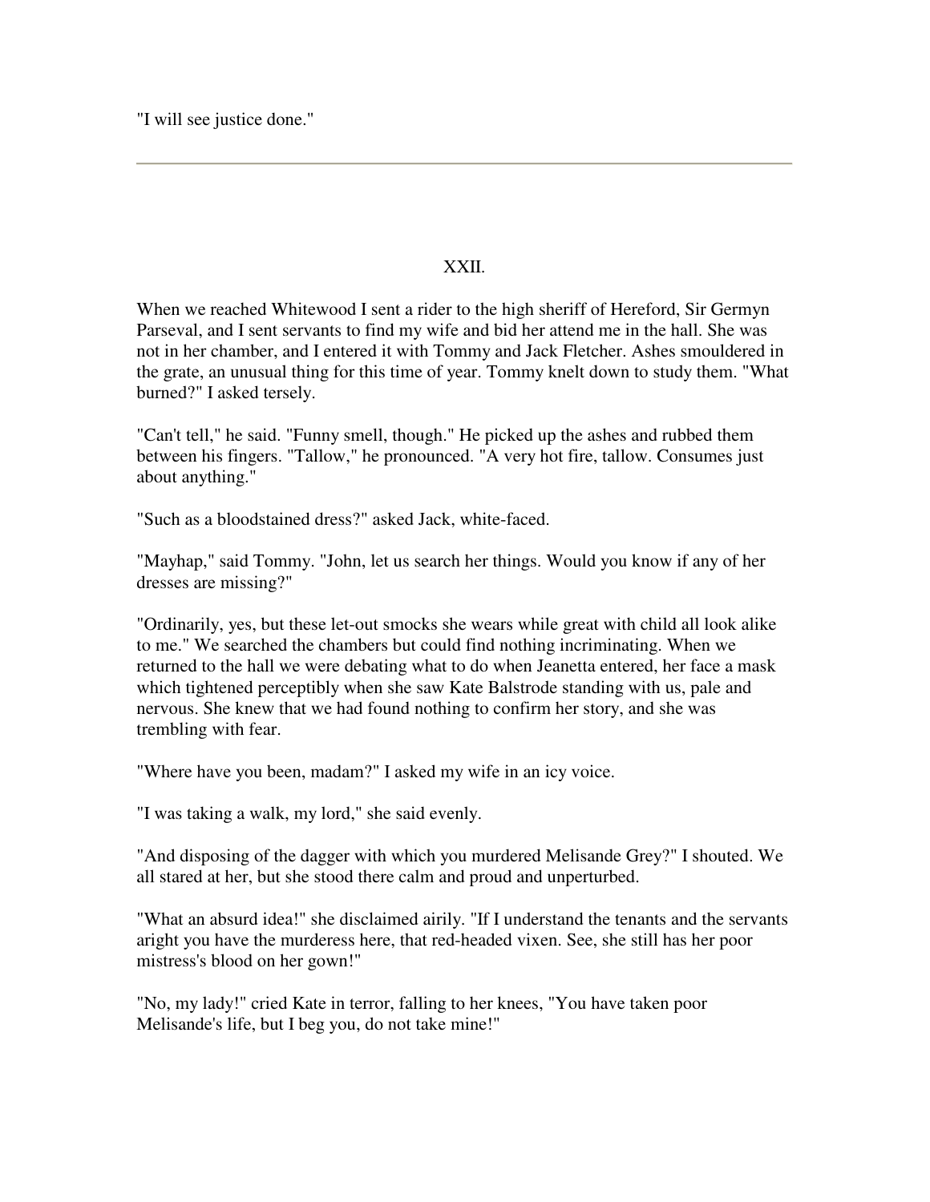"I will see justice done."

---

## XXII.

When we reached Whitewood I sent a rider to the high sheriff of Hereford, Sir Germyn Parseval, and I sent servants to find my wife and bid her attend me in the hall. She was not in her chamber, and I entered it with Tommy and Jack Fletcher. Ashes smouldered in the grate, an unusual thing for this time of year. Tommy knelt down to study them. "What burned?" I asked tersely.

"Can't tell," he said. "Funny smell, though." He picked up the ashes and rubbed them between his fingers. "Tallow," he pronounced. "A very hot fire, tallow. Consumes just about anything."

"Such as a bloodstained dress?" asked Jack, white-faced.

"Mayhap," said Tommy. "John, let us search her things. Would you know if any of her dresses are missing?"

"Ordinarily, yes, but these let-out smocks she wears while great with child all look alike to me." We searched the chambers but could find nothing incriminating. When we returned to the hall we were debating what to do when Jeanetta entered, her face a mask which tightened perceptibly when she saw Kate Balstrode standing with us, pale and nervous. She knew that we had found nothing to confirm her story, and she was trembling with fear.

"Where have you been, madam?" I asked my wife in an icy voice.

"I was taking a walk, my lord," she said evenly.

"And disposing of the dagger with which you murdered Melisande Grey?" I shouted. We all stared at her, but she stood there calm and proud and unperturbed.

"What an absurd idea!" she disclaimed airily. "If I understand the tenants and the servants aright you have the murderess here, that red-headed vixen. See, she still has her poor mistress's blood on her gown!"

"No, my lady!" cried Kate in terror, falling to her knees, "You have taken poor Melisande's life, but I beg you, do not take mine!"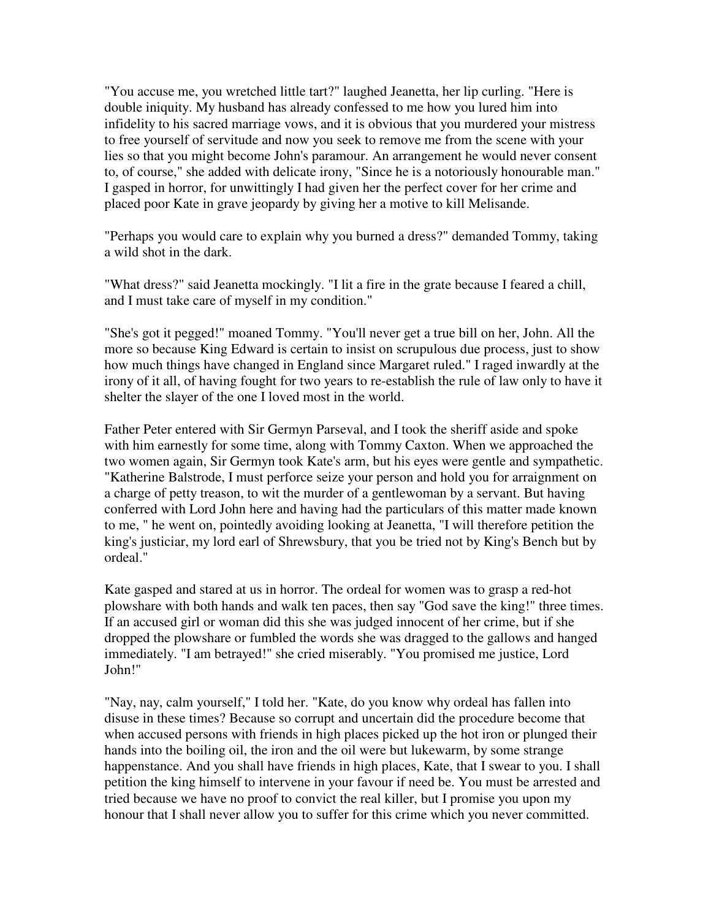"You accuse me, you wretched little tart?" laughed Jeanetta, her lip curling. "Here is double iniquity. My husband has already confessed to me how you lured him into infidelity to his sacred marriage vows, and it is obvious that you murdered your mistress to free yourself of servitude and now you seek to remove me from the scene with your lies so that you might become John's paramour. An arrangement he would never consent to, of course," she added with delicate irony, "Since he is a notoriously honourable man." I gasped in horror, for unwittingly I had given her the perfect cover for her crime and placed poor Kate in grave jeopardy by giving her a motive to kill Melisande.

"Perhaps you would care to explain why you burned a dress?" demanded Tommy, taking a wild shot in the dark.

"What dress?" said Jeanetta mockingly. "I lit a fire in the grate because I feared a chill, and I must take care of myself in my condition."

"She's got it pegged!" moaned Tommy. "You'll never get a true bill on her, John. All the more so because King Edward is certain to insist on scrupulous due process, just to show how much things have changed in England since Margaret ruled." I raged inwardly at the irony of it all, of having fought for two years to re-establish the rule of law only to have it shelter the slayer of the one I loved most in the world.

Father Peter entered with Sir Germyn Parseval, and I took the sheriff aside and spoke with him earnestly for some time, along with Tommy Caxton. When we approached the two women again, Sir Germyn took Kate's arm, but his eyes were gentle and sympathetic. "Katherine Balstrode, I must perforce seize your person and hold you for arraignment on a charge of petty treason, to wit the murder of a gentlewoman by a servant. But having conferred with Lord John here and having had the particulars of this matter made known to me, " he went on, pointedly avoiding looking at Jeanetta, "I will therefore petition the king's justiciar, my lord earl of Shrewsbury, that you be tried not by King's Bench but by ordeal."

Kate gasped and stared at us in horror. The ordeal for women was to grasp a red-hot plowshare with both hands and walk ten paces, then say "God save the king!" three times. If an accused girl or woman did this she was judged innocent of her crime, but if she dropped the plowshare or fumbled the words she was dragged to the gallows and hanged immediately. "I am betrayed!" she cried miserably. "You promised me justice, Lord John!"

"Nay, nay, calm yourself," I told her. "Kate, do you know why ordeal has fallen into disuse in these times? Because so corrupt and uncertain did the procedure become that when accused persons with friends in high places picked up the hot iron or plunged their hands into the boiling oil, the iron and the oil were but lukewarm, by some strange happenstance. And you shall have friends in high places, Kate, that I swear to you. I shall petition the king himself to intervene in your favour if need be. You must be arrested and tried because we have no proof to convict the real killer, but I promise you upon my honour that I shall never allow you to suffer for this crime which you never committed.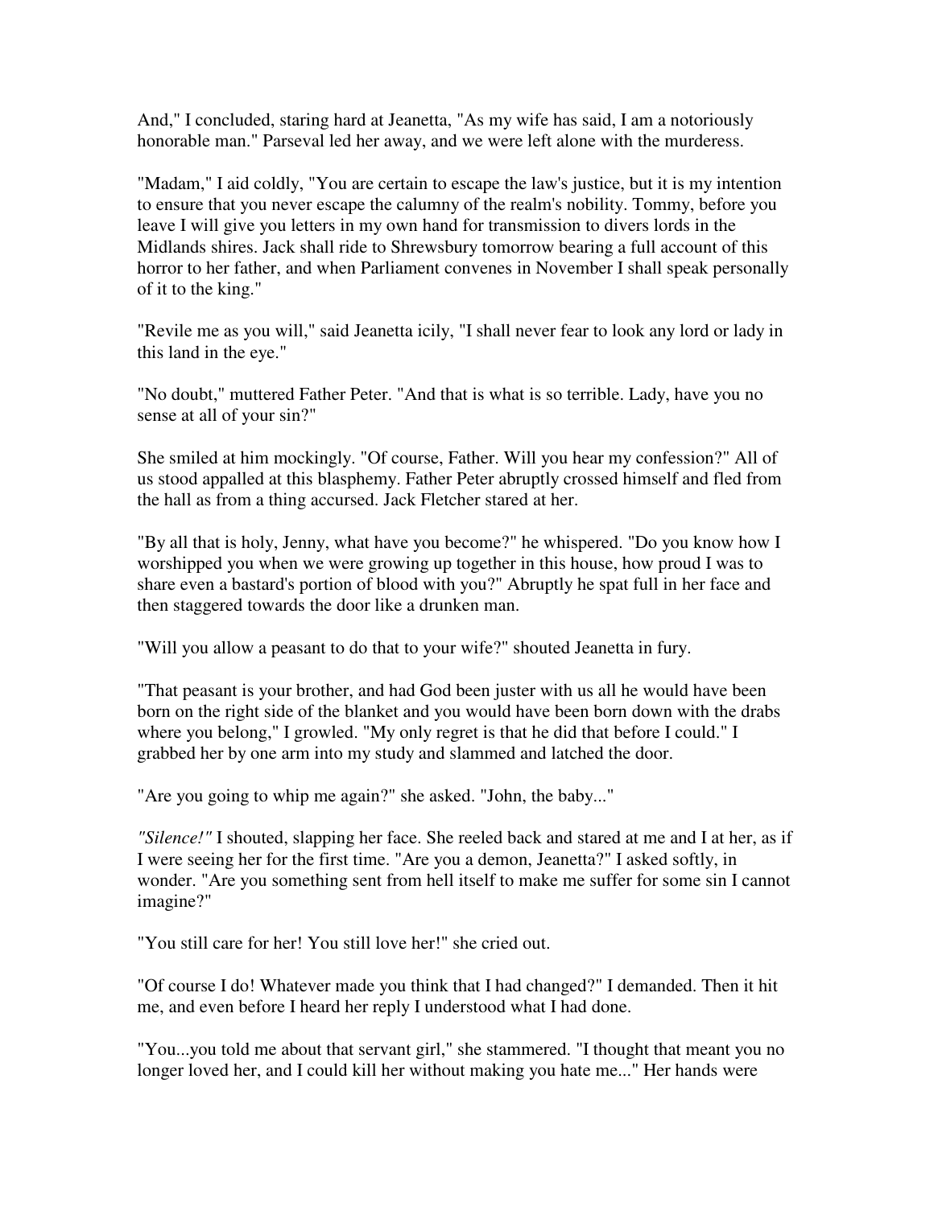And," I concluded, staring hard at Jeanetta, "As my wife has said, I am a notoriously honorable man." Parseval led her away, and we were left alone with the murderess.

"Madam," I aid coldly, "You are certain to escape the law's justice, but it is my intention to ensure that you never escape the calumny of the realm's nobility. Tommy, before you leave I will give you letters in my own hand for transmission to divers lords in the Midlands shires. Jack shall ride to Shrewsbury tomorrow bearing a full account of this horror to her father, and when Parliament convenes in November I shall speak personally of it to the king."

"Revile me as you will," said Jeanetta icily, "I shall never fear to look any lord or lady in this land in the eye."

"No doubt," muttered Father Peter. "And that is what is so terrible. Lady, have you no sense at all of your sin?"

She smiled at him mockingly. "Of course, Father. Will you hear my confession?" All of us stood appalled at this blasphemy. Father Peter abruptly crossed himself and fled from the hall as from a thing accursed. Jack Fletcher stared at her.

"By all that is holy, Jenny, what have you become?" he whispered. "Do you know how I worshipped you when we were growing up together in this house, how proud I was to share even a bastard's portion of blood with you?" Abruptly he spat full in her face and then staggered towards the door like a drunken man.

"Will you allow a peasant to do that to your wife?" shouted Jeanetta in fury.

"That peasant is your brother, and had God been juster with us all he would have been born on the right side of the blanket and you would have been born down with the drabs where you belong," I growled. "My only regret is that he did that before I could." I grabbed her by one arm into my study and slammed and latched the door.

"Are you going to whip me again?" she asked. "John, the baby..."

*"Silence!"* I shouted, slapping her face. She reeled back and stared at me and I at her, as if I were seeing her for the first time. "Are you a demon, Jeanetta?" I asked softly, in wonder. "Are you something sent from hell itself to make me suffer for some sin I cannot imagine?"

"You still care for her! You still love her!" she cried out.

"Of course I do! Whatever made you think that I had changed?" I demanded. Then it hit me, and even before I heard her reply I understood what I had done.

"You...you told me about that servant girl," she stammered. "I thought that meant you no longer loved her, and I could kill her without making you hate me..." Her hands were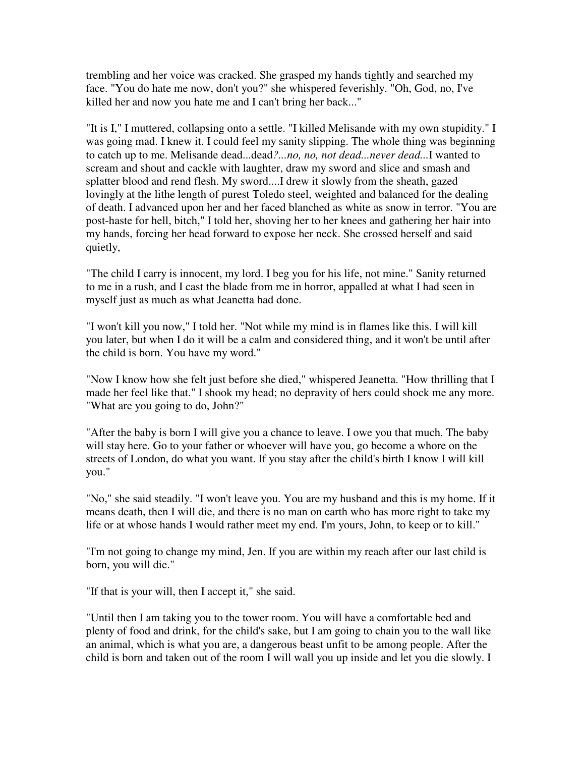trembling and her voice was cracked. She grasped my hands tightly and searched my face. "You do hate me now, don't you?" she whispered feverishly. "Oh, God, no, I've killed her and now you hate me and I can't bring her back..."

"It is I," I muttered, collapsing onto a settle. "I killed Melisande with my own stupidity." I was going mad. I knew it. I could feel my sanity slipping. The whole thing was beginning to catch up to me. Melisande dead...dead*?...no, no, not dead...never dead.*..I wanted to scream and shout and cackle with laughter, draw my sword and slice and smash and splatter blood and rend flesh. My sword....I drew it slowly from the sheath, gazed lovingly at the lithe length of purest Toledo steel, weighted and balanced for the dealing of death. I advanced upon her and her faced blanched as white as snow in terror. "You are post-haste for hell, bitch," I told her, shoving her to her knees and gathering her hair into my hands, forcing her head forward to expose her neck. She crossed herself and said quietly,

"The child I carry is innocent, my lord. I beg you for his life, not mine." Sanity returned to me in a rush, and I cast the blade from me in horror, appalled at what I had seen in myself just as much as what Jeanetta had done.

"I won't kill you now," I told her. "Not while my mind is in flames like this. I will kill you later, but when I do it will be a calm and considered thing, and it won't be until after the child is born. You have my word."

"Now I know how she felt just before she died," whispered Jeanetta. "How thrilling that I made her feel like that." I shook my head; no depravity of hers could shock me any more. "What are you going to do, John?"

"After the baby is born I will give you a chance to leave. I owe you that much. The baby will stay here. Go to your father or whoever will have you, go become a whore on the streets of London, do what you want. If you stay after the child's birth I know I will kill you."

"No," she said steadily. "I won't leave you. You are my husband and this is my home. If it means death, then I will die, and there is no man on earth who has more right to take my life or at whose hands I would rather meet my end. I'm yours, John, to keep or to kill."

"I'm not going to change my mind, Jen. If you are within my reach after our last child is born, you will die."

"If that is your will, then I accept it," she said.

"Until then I am taking you to the tower room. You will have a comfortable bed and plenty of food and drink, for the child's sake, but I am going to chain you to the wall like an animal, which is what you are, a dangerous beast unfit to be among people. After the child is born and taken out of the room I will wall you up inside and let you die slowly. I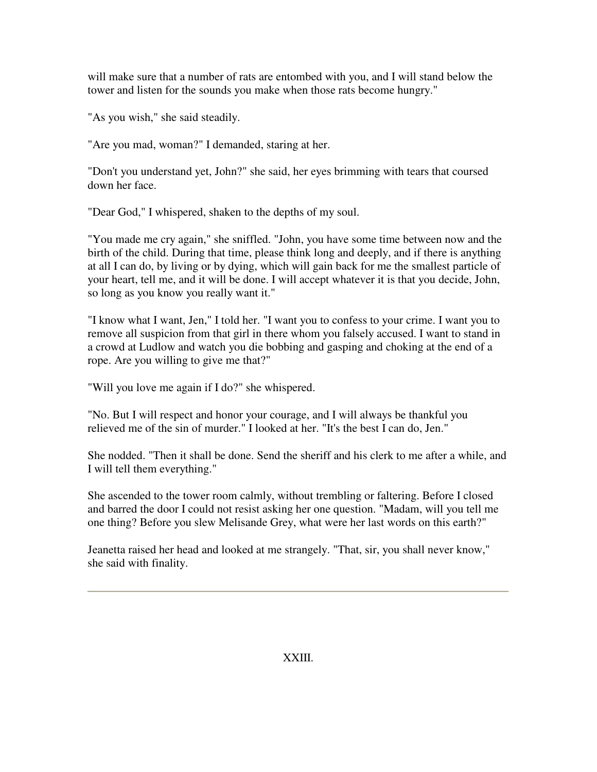will make sure that a number of rats are entombed with you, and I will stand below the tower and listen for the sounds you make when those rats become hungry."

"As you wish," she said steadily.

"Are you mad, woman?" I demanded, staring at her.

"Don't you understand yet, John?" she said, her eyes brimming with tears that coursed down her face.

"Dear God," I whispered, shaken to the depths of my soul.

"You made me cry again," she sniffled. "John, you have some time between now and the birth of the child. During that time, please think long and deeply, and if there is anything at all I can do, by living or by dying, which will gain back for me the smallest particle of your heart, tell me, and it will be done. I will accept whatever it is that you decide, John, so long as you know you really want it."

"I know what I want, Jen," I told her. "I want you to confess to your crime. I want you to remove all suspicion from that girl in there whom you falsely accused. I want to stand in a crowd at Ludlow and watch you die bobbing and gasping and choking at the end of a rope. Are you willing to give me that?"

"Will you love me again if I do?" she whispered.

"No. But I will respect and honor your courage, and I will always be thankful you relieved me of the sin of murder." I looked at her. "It's the best I can do, Jen."

She nodded. "Then it shall be done. Send the sheriff and his clerk to me after a while, and I will tell them everything."

She ascended to the tower room calmly, without trembling or faltering. Before I closed and barred the door I could not resist asking her one question. "Madam, will you tell me one thing? Before you slew Melisande Grey, what were her last words on this earth?"

Jeanetta raised her head and looked at me strangely. "That, sir, you shall never know," she said with finality.

---

## XXIII.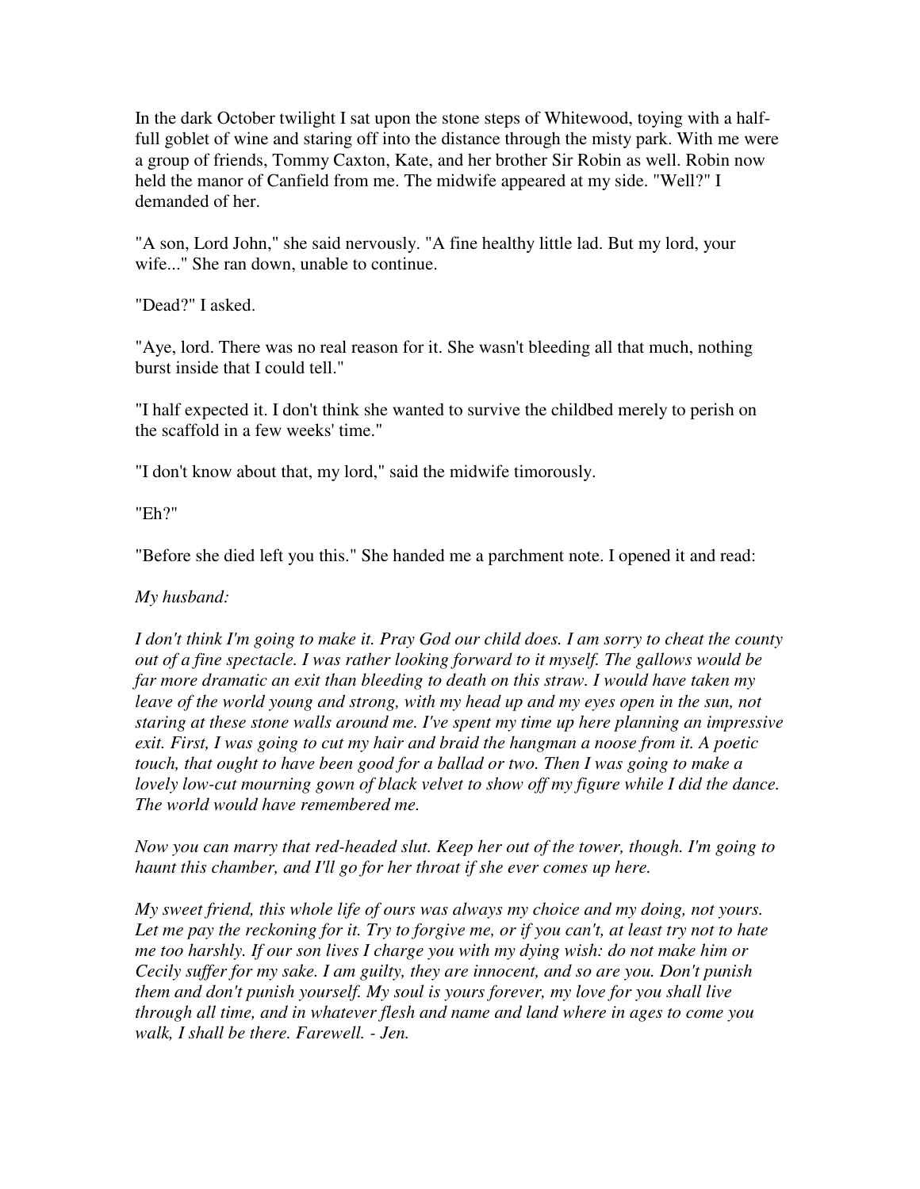In the dark October twilight I sat upon the stone steps of Whitewood, toying with a half-full goblet of wine and staring off into the distance through the misty park. With me were a group of friends, Tommy Caxton, Kate, and her brother Sir Robin as well. Robin now held the manor of Canfield from me. The midwife appeared at my side. "Well?" I demanded of her.

"A son, Lord John," she said nervously. "A fine healthy little lad. But my lord, your wife..." She ran down, unable to continue.

"Dead?" I asked.

"Aye, lord. There was no real reason for it. She wasn't bleeding all that much, nothing burst inside that I could tell."

"I half expected it. I don't think she wanted to survive the childbed merely to perish on the scaffold in a few weeks' time."

"I don't know about that, my lord," said the midwife timorously.

"Eh?"

"Before she died left you this." She handed me a parchment note. I opened it and read:

*My husband:*

*I don't think I'm going to make it. Pray God our child does. I am sorry to cheat the county out of a fine spectacle. I was rather looking forward to it myself. The gallows would be far more dramatic an exit than bleeding to death on this straw. I would have taken my leave of the world young and strong, with my head up and my eyes open in the sun, not staring at these stone walls around me. I've spent my time up here planning an impressive exit. First, I was going to cut my hair and braid the hangman a noose from it. A poetic touch, that ought to have been good for a ballad or two. Then I was going to make a lovely low-cut mourning gown of black velvet to show off my figure while I did the dance. The world would have remembered me.*

*Now you can marry that red-headed slut. Keep her out of the tower, though. I'm going to haunt this chamber, and I'll go for her throat if she ever comes up here.*

*My sweet friend, this whole life of ours was always my choice and my doing, not yours. Let me pay the reckoning for it. Try to forgive me, or if you can't, at least try not to hate me too harshly. If our son lives I charge you with my dying wish: do not make him or Cecily suffer for my sake. I am guilty, they are innocent, and so are you. Don't punish them and don't punish yourself. My soul is yours forever, my love for you shall live through all time, and in whatever flesh and name and land where in ages to come you walk, I shall be there. Farewell. - Jen.*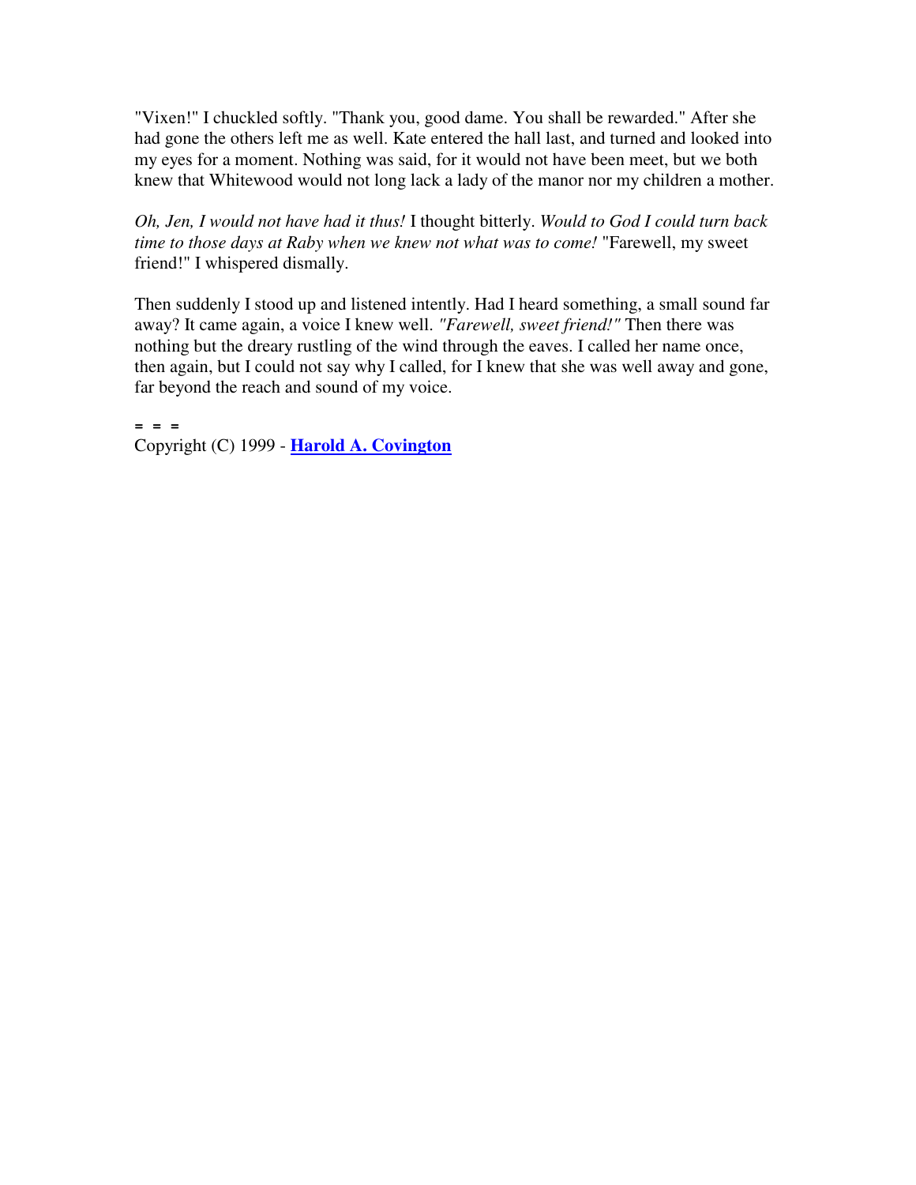"Vixen!" I chuckled softly. "Thank you, good dame. You shall be rewarded." After she had gone the others left me as well. Kate entered the hall last, and turned and looked into my eyes for a moment. Nothing was said, for it would not have been meet, but we both knew that Whitewood would not long lack a lady of the manor nor my children a mother.

*Oh, Jen, I would not have had it thus!* I thought bitterly. *Would to God I could turn back time to those days at Raby when we knew not what was to come!* "Farewell, my sweet friend!" I whispered dismally.

Then suddenly I stood up and listened intently. Had I heard something, a small sound far away? It came again, a voice I knew well. *"Farewell, sweet friend!"* Then there was nothing but the dreary rustling of the wind through the eaves. I called her name once, then again, but I could not say why I called, for I knew that she was well away and gone, far beyond the reach and sound of my voice.

**= = =**

Copyright (C) 1999 - **Harold A. Covington**